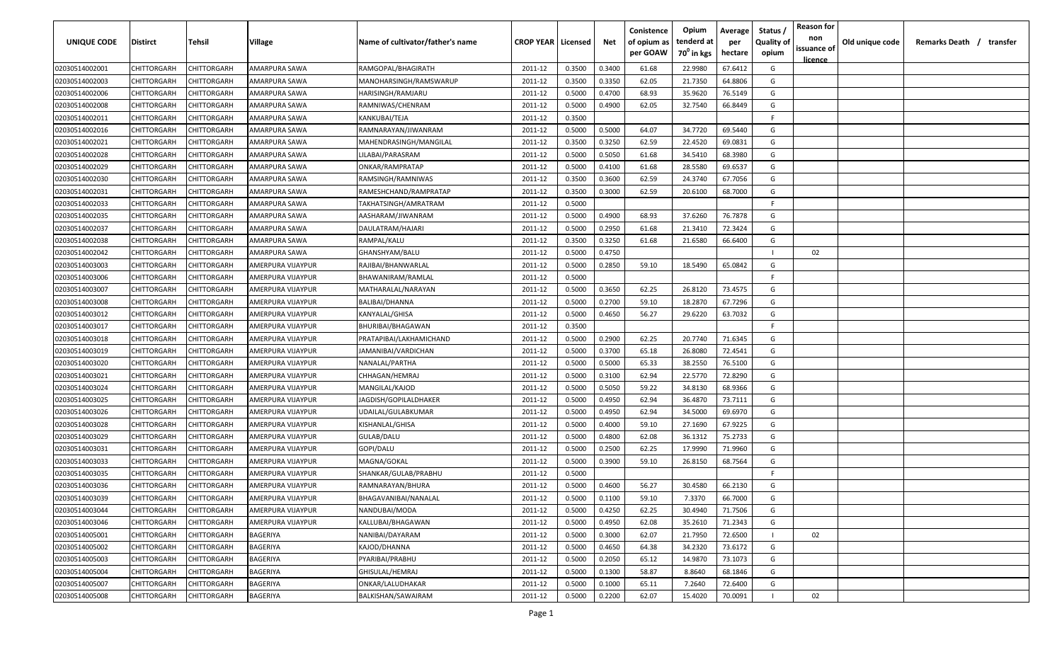| UNIQUE CODE | Distirct | Tehsil | Village | Name of cultivator/father's name | CROP YEAR | Licensed | Net | Conistence of opium as per GOAW | Opium tenderd at $70^0$ in kgs | Average per hectare | Status / Quality of opium | Reason for non issuance of licence | Old unique code | Remarks Death / transfer |
|---|---|---|---|---|---|---|---|---|---|---|---|---|---|---|
| 02030514002001 | CHITTORGARH | CHITTORGARH | AMARPURA SAWA | RAMGOPAL/BHAGIRATH | 2011-12 | 0.3500 | 0.3400 | 61.68 | 22.9980 | 67.6412 | G | | | |
| 02030514002003 | CHITTORGARH | CHITTORGARH | AMARPURA SAWA | MANOHARSINGH/RAMSWARUP | 2011-12 | 0.3500 | 0.3350 | 62.05 | 21.7350 | 64.8806 | G | | | |
| 02030514002006 | CHITTORGARH | CHITTORGARH | AMARPURA SAWA | HARISINGH/RAMJARU | 2011-12 | 0.5000 | 0.4700 | 68.93 | 35.9620 | 76.5149 | G | | | |
| 02030514002008 | CHITTORGARH | CHITTORGARH | AMARPURA SAWA | RAMNIWAS/CHENRAM | 2011-12 | 0.5000 | 0.4900 | 62.05 | 32.7540 | 66.8449 | G | | | |
| 02030514002011 | CHITTORGARH | CHITTORGARH | AMARPURA SAWA | KANKUBAI/TEJA | 2011-12 | 0.3500 | | | | | F | | | |
| 02030514002016 | CHITTORGARH | CHITTORGARH | AMARPURA SAWA | RAMNARAYAN/JIWANRAM | 2011-12 | 0.5000 | 0.5000 | 64.07 | 34.7720 | 69.5440 | G | | | |
| 02030514002021 | CHITTORGARH | CHITTORGARH | AMARPURA SAWA | MAHENDRASINGH/MANGILAL | 2011-12 | 0.3500 | 0.3250 | 62.59 | 22.4520 | 69.0831 | G | | | |
| 02030514002028 | CHITTORGARH | CHITTORGARH | AMARPURA SAWA | LILABAI/PARASRAM | 2011-12 | 0.5000 | 0.5050 | 61.68 | 34.5410 | 68.3980 | G | | | |
| 02030514002029 | CHITTORGARH | CHITTORGARH | AMARPURA SAWA | ONKAR/RAMPRATAP | 2011-12 | 0.5000 | 0.4100 | 61.68 | 28.5580 | 69.6537 | G | | | |
| 02030514002030 | CHITTORGARH | CHITTORGARH | AMARPURA SAWA | RAMSINGH/RAMNIWAS | 2011-12 | 0.3500 | 0.3600 | 62.59 | 24.3740 | 67.7056 | G | | | |
| 02030514002031 | CHITTORGARH | CHITTORGARH | AMARPURA SAWA | RAMESHCHAND/RAMPRATAP | 2011-12 | 0.3500 | 0.3000 | 62.59 | 20.6100 | 68.7000 | G | | | |
| 02030514002033 | CHITTORGARH | CHITTORGARH | AMARPURA SAWA | TAKHATSINGH/AMRATRAM | 2011-12 | 0.5000 | | | | | F | | | |
| 02030514002035 | CHITTORGARH | CHITTORGARH | AMARPURA SAWA | AASHARAM/JIWANRAM | 2011-12 | 0.5000 | 0.4900 | 68.93 | 37.6260 | 76.7878 | G | | | |
| 02030514002037 | CHITTORGARH | CHITTORGARH | AMARPURA SAWA | DAULATRAM/HAJARI | 2011-12 | 0.5000 | 0.2950 | 61.68 | 21.3410 | 72.3424 | G | | | |
| 02030514002038 | CHITTORGARH | CHITTORGARH | AMARPURA SAWA | RAMPAL/KALU | 2011-12 | 0.3500 | 0.3250 | 61.68 | 21.6580 | 66.6400 | G | | | |
| 02030514002042 | CHITTORGARH | CHITTORGARH | AMARPURA SAWA | GHANSHYAM/BALU | 2011-12 | 0.5000 | 0.4750 | | | | I | 02 | | |
| 02030514003003 | CHITTORGARH | CHITTORGARH | AMERPURA VIJAYPUR | RAJIBAI/BHANWARLAL | 2011-12 | 0.5000 | 0.2850 | 59.10 | 18.5490 | 65.0842 | G | | | |
| 02030514003006 | CHITTORGARH | CHITTORGARH | AMERPURA VIJAYPUR | BHAWANIRAM/RAMLAL | 2011-12 | 0.5000 | | | | | F | | | |
| 02030514003007 | CHITTORGARH | CHITTORGARH | AMERPURA VIJAYPUR | MATHARALAL/NARAYAN | 2011-12 | 0.5000 | 0.3650 | 62.25 | 26.8120 | 73.4575 | G | | | |
| 02030514003008 | CHITTORGARH | CHITTORGARH | AMERPURA VIJAYPUR | BALIBAI/DHANNA | 2011-12 | 0.5000 | 0.2700 | 59.10 | 18.2870 | 67.7296 | G | | | |
| 02030514003012 | CHITTORGARH | CHITTORGARH | AMERPURA VIJAYPUR | KANYALAL/GHISA | 2011-12 | 0.5000 | 0.4650 | 56.27 | 29.6220 | 63.7032 | G | | | |
| 02030514003017 | CHITTORGARH | CHITTORGARH | AMERPURA VIJAYPUR | BHURIBAI/BHAGAWAN | 2011-12 | 0.3500 | | | | | F | | | |
| 02030514003018 | CHITTORGARH | CHITTORGARH | AMERPURA VIJAYPUR | PRATAPIBAI/LAKHAMICHAND | 2011-12 | 0.5000 | 0.2900 | 62.25 | 20.7740 | 71.6345 | G | | | |
| 02030514003019 | CHITTORGARH | CHITTORGARH | AMERPURA VIJAYPUR | JAMANIBAI/VARDICHAN | 2011-12 | 0.5000 | 0.3700 | 65.18 | 26.8080 | 72.4541 | G | | | |
| 02030514003020 | CHITTORGARH | CHITTORGARH | AMERPURA VIJAYPUR | NANALAL/PARTHA | 2011-12 | 0.5000 | 0.5000 | 65.33 | 38.2550 | 76.5100 | G | | | |
| 02030514003021 | CHITTORGARH | CHITTORGARH | AMERPURA VIJAYPUR | CHHAGAN/HEMRAJ | 2011-12 | 0.5000 | 0.3100 | 62.94 | 22.5770 | 72.8290 | G | | | |
| 02030514003024 | CHITTORGARH | CHITTORGARH | AMERPURA VIJAYPUR | MANGILAL/KAJOD | 2011-12 | 0.5000 | 0.5050 | 59.22 | 34.8130 | 68.9366 | G | | | |
| 02030514003025 | CHITTORGARH | CHITTORGARH | AMERPURA VIJAYPUR | JAGDISH/GOPILALDHAKER | 2011-12 | 0.5000 | 0.4950 | 62.94 | 36.4870 | 73.7111 | G | | | |
| 02030514003026 | CHITTORGARH | CHITTORGARH | AMERPURA VIJAYPUR | UDAILAL/GULABKUMAR | 2011-12 | 0.5000 | 0.4950 | 62.94 | 34.5000 | 69.6970 | G | | | |
| 02030514003028 | CHITTORGARH | CHITTORGARH | AMERPURA VIJAYPUR | KISHANLAL/GHISA | 2011-12 | 0.5000 | 0.4000 | 59.10 | 27.1690 | 67.9225 | G | | | |
| 02030514003029 | CHITTORGARH | CHITTORGARH | AMERPURA VIJAYPUR | GULAB/DALU | 2011-12 | 0.5000 | 0.4800 | 62.08 | 36.1312 | 75.2733 | G | | | |
| 02030514003031 | CHITTORGARH | CHITTORGARH | AMERPURA VIJAYPUR | GOPI/DALU | 2011-12 | 0.5000 | 0.2500 | 62.25 | 17.9990 | 71.9960 | G | | | |
| 02030514003033 | CHITTORGARH | CHITTORGARH | AMERPURA VIJAYPUR | MAGNA/GOKAL | 2011-12 | 0.5000 | 0.3900 | 59.10 | 26.8150 | 68.7564 | G | | | |
| 02030514003035 | CHITTORGARH | CHITTORGARH | AMERPURA VIJAYPUR | SHANKAR/GULAB/PRABHU | 2011-12 | 0.5000 | | | | | F | | | |
| 02030514003036 | CHITTORGARH | CHITTORGARH | AMERPURA VIJAYPUR | RAMNARAYAN/BHURA | 2011-12 | 0.5000 | 0.4600 | 56.27 | 30.4580 | 66.2130 | G | | | |
| 02030514003039 | CHITTORGARH | CHITTORGARH | AMERPURA VIJAYPUR | BHAGAVANIBAI/NANALAL | 2011-12 | 0.5000 | 0.1100 | 59.10 | 7.3370 | 66.7000 | G | | | |
| 02030514003044 | CHITTORGARH | CHITTORGARH | AMERPURA VIJAYPUR | NANDUBAI/MODA | 2011-12 | 0.5000 | 0.4250 | 62.25 | 30.4940 | 71.7506 | G | | | |
| 02030514003046 | CHITTORGARH | CHITTORGARH | AMERPURA VIJAYPUR | KALLUBAI/BHAGAWAN | 2011-12 | 0.5000 | 0.4950 | 62.08 | 35.2610 | 71.2343 | G | | | |
| 02030514005001 | CHITTORGARH | CHITTORGARH | BAGERIYA | NANIBAI/DAYARAM | 2011-12 | 0.5000 | 0.3000 | 62.07 | 21.7950 | 72.6500 | I | 02 | | |
| 02030514005002 | CHITTORGARH | CHITTORGARH | BAGERIYA | KAJOD/DHANNA | 2011-12 | 0.5000 | 0.4650 | 64.38 | 34.2320 | 73.6172 | G | | | |
| 02030514005003 | CHITTORGARH | CHITTORGARH | BAGERIYA | PYARIBAI/PRABHU | 2011-12 | 0.5000 | 0.2050 | 65.12 | 14.9870 | 73.1073 | G | | | |
| 02030514005004 | CHITTORGARH | CHITTORGARH | BAGERIYA | GHISULAL/HEMRAJ | 2011-12 | 0.5000 | 0.1300 | 58.87 | 8.8640 | 68.1846 | G | | | |
| 02030514005007 | CHITTORGARH | CHITTORGARH | BAGERIYA | ONKAR/LALUDHAKAR | 2011-12 | 0.5000 | 0.1000 | 65.11 | 7.2640 | 72.6400 | G | | | |
| 02030514005008 | CHITTORGARH | CHITTORGARH | BAGERIYA | BALKISHAN/SAWAIRAM | 2011-12 | 0.5000 | 0.2200 | 62.07 | 15.4020 | 70.0091 | I | 02 | | |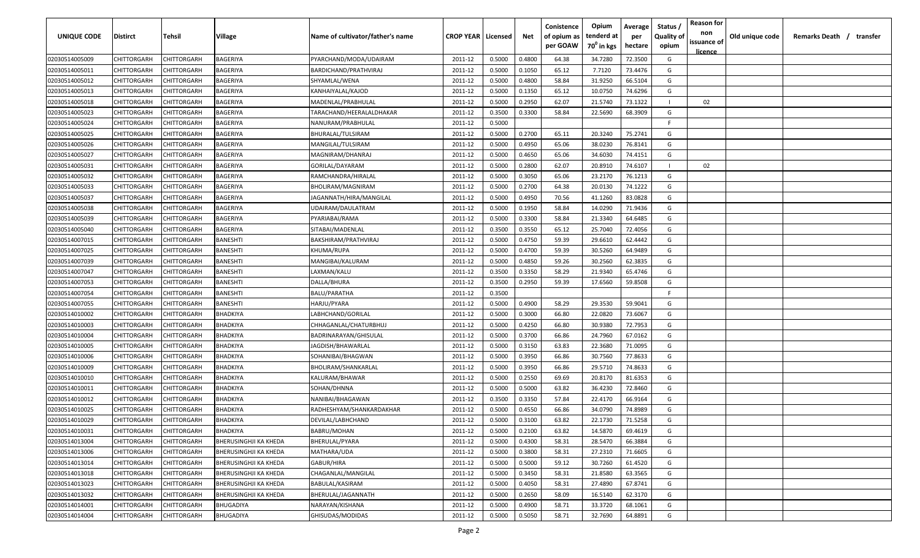| UNIQUE CODE | Distirct | Tehsil | Village | Name of cultivator/father's name | CROP YEAR | Licensed | Net | Conistence of opium as per GOAW | Opium tenderd at $70^0$ in kgs | Average per hectare | Status / Quality of opium | Reason for non issuance of licence | Old unique code | Remarks Death / transfer |
|---|---|---|---|---|---|---|---|---|---|---|---|---|---|---|
| 02030514005009 | CHITTORGARH | CHITTORGARH | BAGERIYA | PYARCHAND/MODA/UDAIRAM | 2011-12 | 0.5000 | 0.4800 | 64.38 | 34.7280 | 72.3500 | G | | | |
| 02030514005011 | CHITTORGARH | CHITTORGARH | BAGERIYA | BARDICHAND/PRATHVIRAJ | 2011-12 | 0.5000 | 0.1050 | 65.12 | 7.7120 | 73.4476 | G | | | |
| 02030514005012 | CHITTORGARH | CHITTORGARH | BAGERIYA | SHYAMLAL/WENA | 2011-12 | 0.5000 | 0.4800 | 58.84 | 31.9250 | 66.5104 | G | | | |
| 02030514005013 | CHITTORGARH | CHITTORGARH | BAGERIYA | KANHAIYALAL/KAJOD | 2011-12 | 0.5000 | 0.1350 | 65.12 | 10.0750 | 74.6296 | G | | | |
| 02030514005018 | CHITTORGARH | CHITTORGARH | BAGERIYA | MADENLAL/PRABHULAL | 2011-12 | 0.5000 | 0.2950 | 62.07 | 21.5740 | 73.1322 | I | 02 | | |
| 02030514005023 | CHITTORGARH | CHITTORGARH | BAGERIYA | TARACHAND/HEERALALDHAKAR | 2011-12 | 0.3500 | 0.3300 | 58.84 | 22.5690 | 68.3909 | G | | | |
| 02030514005024 | CHITTORGARH | CHITTORGARH | BAGERIYA | NANURAM/PRABHULAL | 2011-12 | 0.5000 | | | | | F | | | |
| 02030514005025 | CHITTORGARH | CHITTORGARH | BAGERIYA | BHURALAL/TULSIRAM | 2011-12 | 0.5000 | 0.2700 | 65.11 | 20.3240 | 75.2741 | G | | | |
| 02030514005026 | CHITTORGARH | CHITTORGARH | BAGERIYA | MANGILAL/TULSIRAM | 2011-12 | 0.5000 | 0.4950 | 65.06 | 38.0230 | 76.8141 | G | | | |
| 02030514005027 | CHITTORGARH | CHITTORGARH | BAGERIYA | MAGNIRAM/DHANRAJ | 2011-12 | 0.5000 | 0.4650 | 65.06 | 34.6030 | 74.4151 | G | | | |
| 02030514005031 | CHITTORGARH | CHITTORGARH | BAGERIYA | GORILAL/DAYARAM | 2011-12 | 0.5000 | 0.2800 | 62.07 | 20.8910 | 74.6107 | I | 02 | | |
| 02030514005032 | CHITTORGARH | CHITTORGARH | BAGERIYA | RAMCHANDRA/HIRALAL | 2011-12 | 0.5000 | 0.3050 | 65.06 | 23.2170 | 76.1213 | G | | | |
| 02030514005033 | CHITTORGARH | CHITTORGARH | BAGERIYA | BHOLIRAM/MAGNIRAM | 2011-12 | 0.5000 | 0.2700 | 64.38 | 20.0130 | 74.1222 | G | | | |
| 02030514005037 | CHITTORGARH | CHITTORGARH | BAGERIYA | JAGANNATH/HIRA/MANGILAL | 2011-12 | 0.5000 | 0.4950 | 70.56 | 41.1260 | 83.0828 | G | | | |
| 02030514005038 | CHITTORGARH | CHITTORGARH | BAGERIYA | UDAIRAM/DAULATRAM | 2011-12 | 0.5000 | 0.1950 | 58.84 | 14.0290 | 71.9436 | G | | | |
| 02030514005039 | CHITTORGARH | CHITTORGARH | BAGERIYA | PYARIABAI/RAMA | 2011-12 | 0.5000 | 0.3300 | 58.84 | 21.3340 | 64.6485 | G | | | |
| 02030514005040 | CHITTORGARH | CHITTORGARH | BAGERIYA | SITABAI/MADENLAL | 2011-12 | 0.3500 | 0.3550 | 65.12 | 25.7040 | 72.4056 | G | | | |
| 02030514007015 | CHITTORGARH | CHITTORGARH | BANESHTI | BAKSHIRAM/PRATHVIRAJ | 2011-12 | 0.5000 | 0.4750 | 59.39 | 29.6610 | 62.4442 | G | | | |
| 02030514007025 | CHITTORGARH | CHITTORGARH | BANESHTI | KHUMA/RUPA | 2011-12 | 0.5000 | 0.4700 | 59.39 | 30.5260 | 64.9489 | G | | | |
| 02030514007039 | CHITTORGARH | CHITTORGARH | BANESHTI | MANGIBAI/KALURAM | 2011-12 | 0.5000 | 0.4850 | 59.26 | 30.2560 | 62.3835 | G | | | |
| 02030514007047 | CHITTORGARH | CHITTORGARH | BANESHTI | LAXMAN/KALU | 2011-12 | 0.3500 | 0.3350 | 58.29 | 21.9340 | 65.4746 | G | | | |
| 02030514007053 | CHITTORGARH | CHITTORGARH | BANESHTI | DALLA/BHURA | 2011-12 | 0.3500 | 0.2950 | 59.39 | 17.6560 | 59.8508 | G | | | |
| 02030514007054 | CHITTORGARH | CHITTORGARH | BANESHTI | BALU/PARATHA | 2011-12 | 0.3500 | | | | | F | | | |
| 02030514007055 | CHITTORGARH | CHITTORGARH | BANESHTI | HARJU/PYARA | 2011-12 | 0.5000 | 0.4900 | 58.29 | 29.3530 | 59.9041 | G | | | |
| 02030514010002 | CHITTORGARH | CHITTORGARH | BHADKIYA | LABHCHAND/GORILAL | 2011-12 | 0.5000 | 0.3000 | 66.80 | 22.0820 | 73.6067 | G | | | |
| 02030514010003 | CHITTORGARH | CHITTORGARH | BHADKIYA | CHHAGANLAL/CHATURBHUJ | 2011-12 | 0.5000 | 0.4250 | 66.80 | 30.9380 | 72.7953 | G | | | |
| 02030514010004 | CHITTORGARH | CHITTORGARH | BHADKIYA | BADRINARAYAN/GHISULAL | 2011-12 | 0.5000 | 0.3700 | 66.86 | 24.7960 | 67.0162 | G | | | |
| 02030514010005 | CHITTORGARH | CHITTORGARH | BHADKIYA | JAGDISH/BHAWARLAL | 2011-12 | 0.5000 | 0.3150 | 63.83 | 22.3680 | 71.0095 | G | | | |
| 02030514010006 | CHITTORGARH | CHITTORGARH | BHADKIYA | SOHANIBAI/BHAGWAN | 2011-12 | 0.5000 | 0.3950 | 66.86 | 30.7560 | 77.8633 | G | | | |
| 02030514010009 | CHITTORGARH | CHITTORGARH | BHADKIYA | BHOLIRAM/SHANKARLAL | 2011-12 | 0.5000 | 0.3950 | 66.86 | 29.5710 | 74.8633 | G | | | |
| 02030514010010 | CHITTORGARH | CHITTORGARH | BHADKIYA | KALURAM/BHAWAR | 2011-12 | 0.5000 | 0.2550 | 69.69 | 20.8170 | 81.6353 | G | | | |
| 02030514010011 | CHITTORGARH | CHITTORGARH | BHADKIYA | SOHAN/DHNNA | 2011-12 | 0.5000 | 0.5000 | 63.82 | 36.4230 | 72.8460 | G | | | |
| 02030514010012 | CHITTORGARH | CHITTORGARH | BHADKIYA | NANIBAI/BHAGAWAN | 2011-12 | 0.3500 | 0.3350 | 57.84 | 22.4170 | 66.9164 | G | | | |
| 02030514010025 | CHITTORGARH | CHITTORGARH | BHADKIYA | RADHESHYAM/SHANKARDAKHAR | 2011-12 | 0.5000 | 0.4550 | 66.86 | 34.0790 | 74.8989 | G | | | |
| 02030514010029 | CHITTORGARH | CHITTORGARH | BHADKIYA | DEVILAL/LABHCHAND | 2011-12 | 0.5000 | 0.3100 | 63.82 | 22.1730 | 71.5258 | G | | | |
| 02030514010031 | CHITTORGARH | CHITTORGARH | BHADKIYA | BABRU/MOHAN | 2011-12 | 0.5000 | 0.2100 | 63.82 | 14.5870 | 69.4619 | G | | | |
| 02030514013004 | CHITTORGARH | CHITTORGARH | BHERUSINGHJI KA KHEDA | BHERULAL/PYARA | 2011-12 | 0.5000 | 0.4300 | 58.31 | 28.5470 | 66.3884 | G | | | |
| 02030514013006 | CHITTORGARH | CHITTORGARH | BHERUSINGHJI KA KHEDA | MATHARA/UDA | 2011-12 | 0.5000 | 0.3800 | 58.31 | 27.2310 | 71.6605 | G | | | |
| 02030514013014 | CHITTORGARH | CHITTORGARH | BHERUSINGHJI KA KHEDA | GABUR/HIRA | 2011-12 | 0.5000 | 0.5000 | 59.12 | 30.7260 | 61.4520 | G | | | |
| 02030514013018 | CHITTORGARH | CHITTORGARH | BHERUSINGHJI KA KHEDA | CHAGANLAL/MANGILAL | 2011-12 | 0.5000 | 0.3450 | 58.31 | 21.8580 | 63.3565 | G | | | |
| 02030514013023 | CHITTORGARH | CHITTORGARH | BHERUSINGHJI KA KHEDA | BABULAL/KASIRAM | 2011-12 | 0.5000 | 0.4050 | 58.31 | 27.4890 | 67.8741 | G | | | |
| 02030514013032 | CHITTORGARH | CHITTORGARH | BHERUSINGHJI KA KHEDA | BHERULAL/JAGANNATH | 2011-12 | 0.5000 | 0.2650 | 58.09 | 16.5140 | 62.3170 | G | | | |
| 02030514014001 | CHITTORGARH | CHITTORGARH | BHUGADIYA | NARAYAN/KISHANA | 2011-12 | 0.5000 | 0.4900 | 58.71 | 33.3720 | 68.1061 | G | | | |
| 02030514014004 | CHITTORGARH | CHITTORGARH | BHUGADIYA | GHISUDAS/MODIDAS | 2011-12 | 0.5000 | 0.5050 | 58.71 | 32.7690 | 64.8891 | G | | | |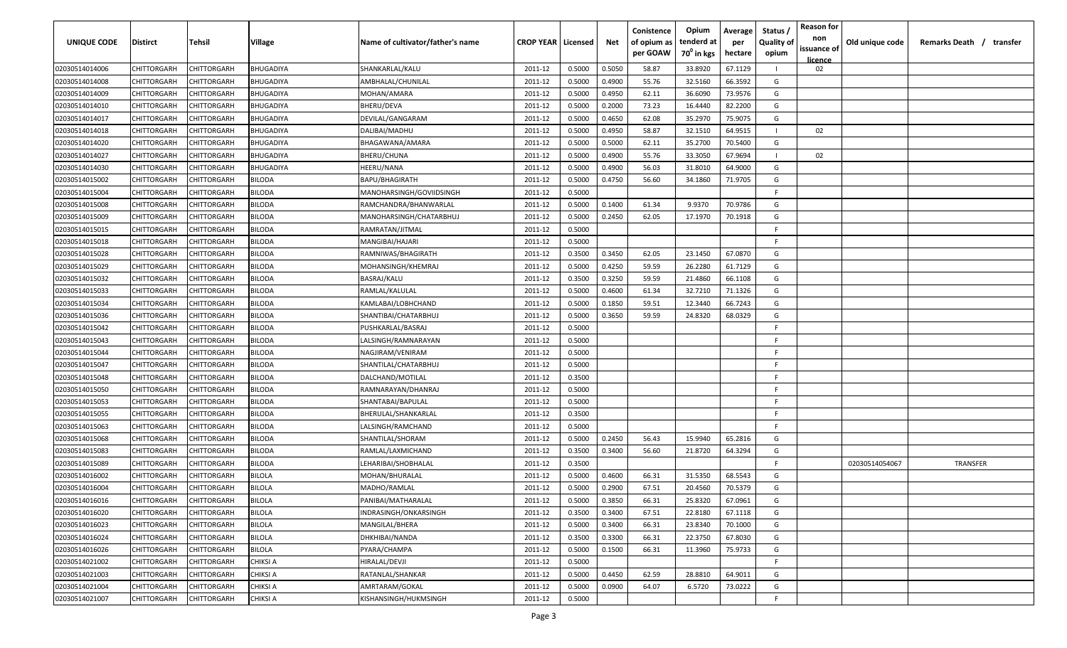| UNIQUE CODE | Distirct | Tehsil | Village | Name of cultivator/father's name | CROP YEAR | Licensed | Net | Conistence of opium as per GOAW | Opium tenderd at $70^0$ in kgs | Average per hectare | Status / Quality of opium | Reason for non issuance of licence | Old unique code | Remarks Death / transfer |
|---|---|---|---|---|---|---|---|---|---|---|---|---|---|---|
| 02030514014006 | CHITTORGARH | CHITTORGARH | BHUGADIYA | SHANKARLAL/KALU | 2011-12 | 0.5000 | 0.5050 | 58.87 | 33.8920 | 67.1129 | I | 02 | | |
| 02030514014008 | CHITTORGARH | CHITTORGARH | BHUGADIYA | AMBHALAL/CHUNILAL | 2011-12 | 0.5000 | 0.4900 | 55.76 | 32.5160 | 66.3592 | G | | | |
| 02030514014009 | CHITTORGARH | CHITTORGARH | BHUGADIYA | MOHAN/AMARA | 2011-12 | 0.5000 | 0.4950 | 62.11 | 36.6090 | 73.9576 | G | | | |
| 02030514014010 | CHITTORGARH | CHITTORGARH | BHUGADIYA | BHERU/DEVA | 2011-12 | 0.5000 | 0.2000 | 73.23 | 16.4440 | 82.2200 | G | | | |
| 02030514014017 | CHITTORGARH | CHITTORGARH | BHUGADIYA | DEVILAL/GANGARAM | 2011-12 | 0.5000 | 0.4650 | 62.08 | 35.2970 | 75.9075 | G | | | |
| 02030514014018 | CHITTORGARH | CHITTORGARH | BHUGADIYA | DALIBAI/MADHU | 2011-12 | 0.5000 | 0.4950 | 58.87 | 32.1510 | 64.9515 | I | 02 | | |
| 02030514014020 | CHITTORGARH | CHITTORGARH | BHUGADIYA | BHAGAWANA/AMARA | 2011-12 | 0.5000 | 0.5000 | 62.11 | 35.2700 | 70.5400 | G | | | |
| 02030514014027 | CHITTORGARH | CHITTORGARH | BHUGADIYA | BHERU/CHUNA | 2011-12 | 0.5000 | 0.4900 | 55.76 | 33.3050 | 67.9694 | I | 02 | | |
| 02030514014030 | CHITTORGARH | CHITTORGARH | BHUGADIYA | HEERU/NANA | 2011-12 | 0.5000 | 0.4900 | 56.03 | 31.8010 | 64.9000 | G | | | |
| 02030514015002 | CHITTORGARH | CHITTORGARH | BILODA | BAPU/BHAGIRATH | 2011-12 | 0.5000 | 0.4750 | 56.60 | 34.1860 | 71.9705 | G | | | |
| 02030514015004 | CHITTORGARH | CHITTORGARH | BILODA | MANOHARSINGH/GOVIIDSINGH | 2011-12 | 0.5000 | | | | | F | | | |
| 02030514015008 | CHITTORGARH | CHITTORGARH | BILODA | RAMCHANDRA/BHANWARLAL | 2011-12 | 0.5000 | 0.1400 | 61.34 | 9.9370 | 70.9786 | G | | | |
| 02030514015009 | CHITTORGARH | CHITTORGARH | BILODA | MANOHARSINGH/CHATARBHUJ | 2011-12 | 0.5000 | 0.2450 | 62.05 | 17.1970 | 70.1918 | G | | | |
| 02030514015015 | CHITTORGARH | CHITTORGARH | BILODA | RAMRATAN/JITMAL | 2011-12 | 0.5000 | | | | | F | | | |
| 02030514015018 | CHITTORGARH | CHITTORGARH | BILODA | MANGIBAI/HAJARI | 2011-12 | 0.5000 | | | | | F | | | |
| 02030514015028 | CHITTORGARH | CHITTORGARH | BILODA | RAMNIWAS/BHAGIRATH | 2011-12 | 0.3500 | 0.3450 | 62.05 | 23.1450 | 67.0870 | G | | | |
| 02030514015029 | CHITTORGARH | CHITTORGARH | BILODA | MOHANSINGH/KHEMRAJ | 2011-12 | 0.5000 | 0.4250 | 59.59 | 26.2280 | 61.7129 | G | | | |
| 02030514015032 | CHITTORGARH | CHITTORGARH | BILODA | BASRAJ/KALU | 2011-12 | 0.3500 | 0.3250 | 59.59 | 21.4860 | 66.1108 | G | | | |
| 02030514015033 | CHITTORGARH | CHITTORGARH | BILODA | RAMLAL/KALULAL | 2011-12 | 0.5000 | 0.4600 | 61.34 | 32.7210 | 71.1326 | G | | | |
| 02030514015034 | CHITTORGARH | CHITTORGARH | BILODA | KAMLABAI/LOBHCHAND | 2011-12 | 0.5000 | 0.1850 | 59.51 | 12.3440 | 66.7243 | G | | | |
| 02030514015036 | CHITTORGARH | CHITTORGARH | BILODA | SHANTIBAI/CHATARBHUJ | 2011-12 | 0.5000 | 0.3650 | 59.59 | 24.8320 | 68.0329 | G | | | |
| 02030514015042 | CHITTORGARH | CHITTORGARH | BILODA | PUSHKARLAL/BASRAJ | 2011-12 | 0.5000 | | | | | F | | | |
| 02030514015043 | CHITTORGARH | CHITTORGARH | BILODA | LALSINGH/RAMNARAYAN | 2011-12 | 0.5000 | | | | | F | | | |
| 02030514015044 | CHITTORGARH | CHITTORGARH | BILODA | NAGJIRAM/VENIRAM | 2011-12 | 0.5000 | | | | | F | | | |
| 02030514015047 | CHITTORGARH | CHITTORGARH | BILODA | SHANTILAL/CHATARBHUJ | 2011-12 | 0.5000 | | | | | F | | | |
| 02030514015048 | CHITTORGARH | CHITTORGARH | BILODA | DALCHAND/MOTILAL | 2011-12 | 0.3500 | | | | | F | | | |
| 02030514015050 | CHITTORGARH | CHITTORGARH | BILODA | RAMNARAYAN/DHANRAJ | 2011-12 | 0.5000 | | | | | F | | | |
| 02030514015053 | CHITTORGARH | CHITTORGARH | BILODA | SHANTABAI/BAPULAL | 2011-12 | 0.5000 | | | | | F | | | |
| 02030514015055 | CHITTORGARH | CHITTORGARH | BILODA | BHERULAL/SHANKARLAL | 2011-12 | 0.3500 | | | | | F | | | |
| 02030514015063 | CHITTORGARH | CHITTORGARH | BILODA | LALSINGH/RAMCHAND | 2011-12 | 0.5000 | | | | | F | | | |
| 02030514015068 | CHITTORGARH | CHITTORGARH | BILODA | SHANTILAL/SHORAM | 2011-12 | 0.5000 | 0.2450 | 56.43 | 15.9940 | 65.2816 | G | | | |
| 02030514015083 | CHITTORGARH | CHITTORGARH | BILODA | RAMLAL/LAXMICHAND | 2011-12 | 0.3500 | 0.3400 | 56.60 | 21.8720 | 64.3294 | G | | | |
| 02030514015089 | CHITTORGARH | CHITTORGARH | BILODA | LEHARIBAI/SHOBHALAL | 2011-12 | 0.3500 | | | | | F | | 02030514054067 | TRANSFER |
| 02030514016002 | CHITTORGARH | CHITTORGARH | BILOLA | MOHAN/BHURALAL | 2011-12 | 0.5000 | 0.4600 | 66.31 | 31.5350 | 68.5543 | G | | | |
| 02030514016004 | CHITTORGARH | CHITTORGARH | BILOLA | MADHO/RAMLAL | 2011-12 | 0.5000 | 0.2900 | 67.51 | 20.4560 | 70.5379 | G | | | |
| 02030514016016 | CHITTORGARH | CHITTORGARH | BILOLA | PANIBAI/MATHARALAL | 2011-12 | 0.5000 | 0.3850 | 66.31 | 25.8320 | 67.0961 | G | | | |
| 02030514016020 | CHITTORGARH | CHITTORGARH | BILOLA | INDRASINGH/ONKARSINGH | 2011-12 | 0.3500 | 0.3400 | 67.51 | 22.8180 | 67.1118 | G | | | |
| 02030514016023 | CHITTORGARH | CHITTORGARH | BILOLA | MANGILAL/BHERA | 2011-12 | 0.5000 | 0.3400 | 66.31 | 23.8340 | 70.1000 | G | | | |
| 02030514016024 | CHITTORGARH | CHITTORGARH | BILOLA | DHKHIBAI/NANDA | 2011-12 | 0.3500 | 0.3300 | 66.31 | 22.3750 | 67.8030 | G | | | |
| 02030514016026 | CHITTORGARH | CHITTORGARH | BILOLA | PYARA/CHAMPA | 2011-12 | 0.5000 | 0.1500 | 66.31 | 11.3960 | 75.9733 | G | | | |
| 02030514021002 | CHITTORGARH | CHITTORGARH | CHIKSI A | HIRALAL/DEVJI | 2011-12 | 0.5000 | | | | | F | | | |
| 02030514021003 | CHITTORGARH | CHITTORGARH | CHIKSI A | RATANLAL/SHANKAR | 2011-12 | 0.5000 | 0.4450 | 62.59 | 28.8810 | 64.9011 | G | | | |
| 02030514021004 | CHITTORGARH | CHITTORGARH | CHIKSI A | AMRTARAM/GOKAL | 2011-12 | 0.5000 | 0.0900 | 64.07 | 6.5720 | 73.0222 | G | | | |
| 02030514021007 | CHITTORGARH | CHITTORGARH | CHIKSI A | KISHANSINGH/HUKMSINGH | 2011-12 | 0.5000 | | | | | F | | | |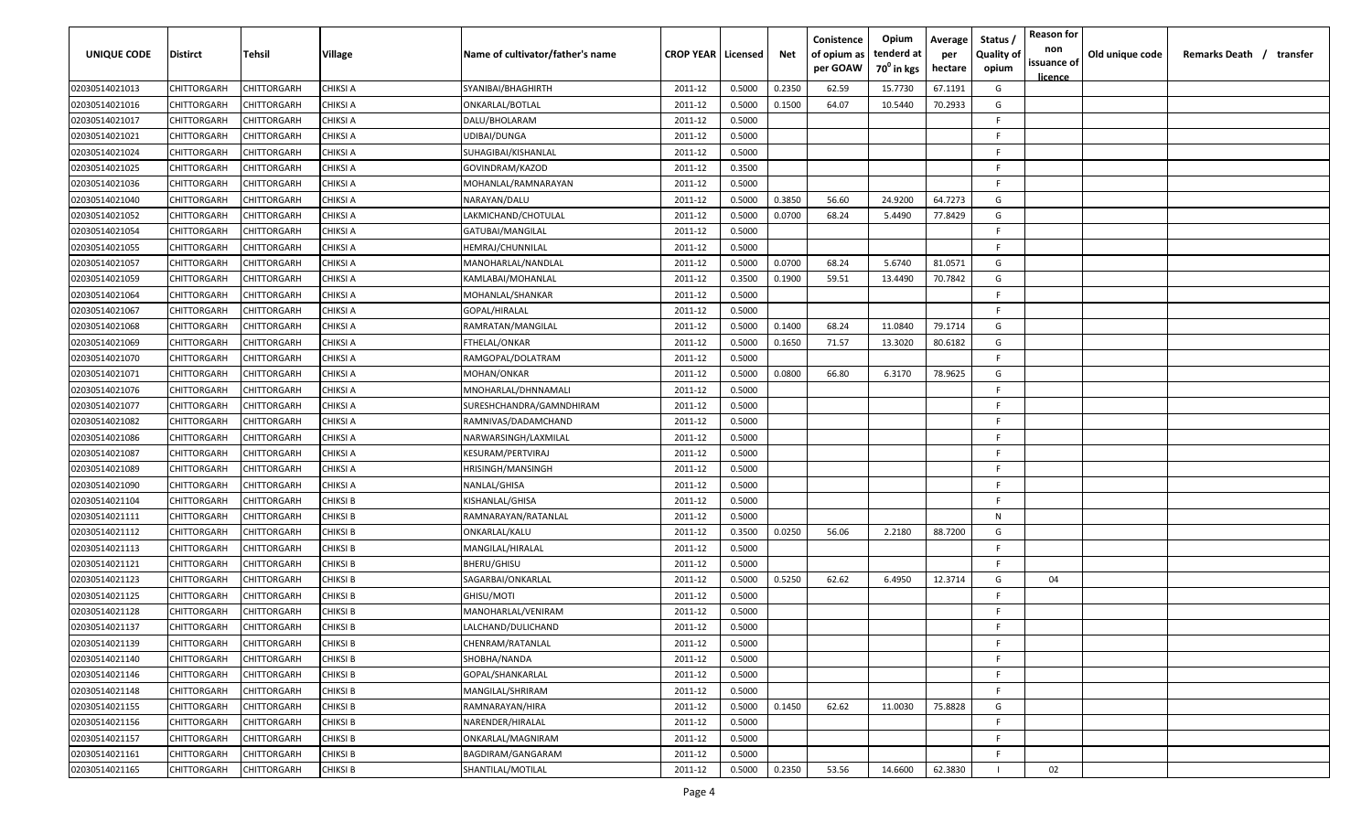| UNIQUE CODE | Distirct | Tehsil | Village | Name of cultivator/father's name | CROP YEAR | Licensed | Net | Conistence of opium as per GOAW | Opium tenderd at 70⁰ in kgs | Average per hectare | Status / Quality of opium | Reason for non issuance of licence | Old unique code | Remarks Death / transfer |
|---|---|---|---|---|---|---|---|---|---|---|---|---|---|---|
| 02030514021013 | CHITTORGARH | CHITTORGARH | CHIKSI A | SYANIBAI/BHAGHIRTH | 2011-12 | 0.5000 | 0.2350 | 62.59 | 15.7730 | 67.1191 | G | | | |
| 02030514021016 | CHITTORGARH | CHITTORGARH | CHIKSI A | ONKARLAL/BOTLAL | 2011-12 | 0.5000 | 0.1500 | 64.07 | 10.5440 | 70.2933 | G | | | |
| 02030514021017 | CHITTORGARH | CHITTORGARH | CHIKSI A | DALU/BHOLARAM | 2011-12 | 0.5000 | | | | | F | | | |
| 02030514021021 | CHITTORGARH | CHITTORGARH | CHIKSI A | UDIBAI/DUNGA | 2011-12 | 0.5000 | | | | | F | | | |
| 02030514021024 | CHITTORGARH | CHITTORGARH | CHIKSI A | SUHAGIBAI/KISHANLAL | 2011-12 | 0.5000 | | | | | F | | | |
| 02030514021025 | CHITTORGARH | CHITTORGARH | CHIKSI A | GOVINDRAM/KAZOD | 2011-12 | 0.3500 | | | | | F | | | |
| 02030514021036 | CHITTORGARH | CHITTORGARH | CHIKSI A | MOHANLAL/RAMNARAYAN | 2011-12 | 0.5000 | | | | | F | | | |
| 02030514021040 | CHITTORGARH | CHITTORGARH | CHIKSI A | NARAYAN/DALU | 2011-12 | 0.5000 | 0.3850 | 56.60 | 24.9200 | 64.7273 | G | | | |
| 02030514021052 | CHITTORGARH | CHITTORGARH | CHIKSI A | LAKMICHAND/CHOTULAL | 2011-12 | 0.5000 | 0.0700 | 68.24 | 5.4490 | 77.8429 | G | | | |
| 02030514021054 | CHITTORGARH | CHITTORGARH | CHIKSI A | GATUBAI/MANGILAL | 2011-12 | 0.5000 | | | | | F | | | |
| 02030514021055 | CHITTORGARH | CHITTORGARH | CHIKSI A | HEMRAJ/CHUNNILAL | 2011-12 | 0.5000 | | | | | F | | | |
| 02030514021057 | CHITTORGARH | CHITTORGARH | CHIKSI A | MANOHARLAL/NANDLAL | 2011-12 | 0.5000 | 0.0700 | 68.24 | 5.6740 | 81.0571 | G | | | |
| 02030514021059 | CHITTORGARH | CHITTORGARH | CHIKSI A | KAMLABAI/MOHANLAL | 2011-12 | 0.3500 | 0.1900 | 59.51 | 13.4490 | 70.7842 | G | | | |
| 02030514021064 | CHITTORGARH | CHITTORGARH | CHIKSI A | MOHANLAL/SHANKAR | 2011-12 | 0.5000 | | | | | F | | | |
| 02030514021067 | CHITTORGARH | CHITTORGARH | CHIKSI A | GOPAL/HIRALAL | 2011-12 | 0.5000 | | | | | F | | | |
| 02030514021068 | CHITTORGARH | CHITTORGARH | CHIKSI A | RAMRATAN/MANGILAL | 2011-12 | 0.5000 | 0.1400 | 68.24 | 11.0840 | 79.1714 | G | | | |
| 02030514021069 | CHITTORGARH | CHITTORGARH | CHIKSI A | FTHELAL/ONKAR | 2011-12 | 0.5000 | 0.1650 | 71.57 | 13.3020 | 80.6182 | G | | | |
| 02030514021070 | CHITTORGARH | CHITTORGARH | CHIKSI A | RAMGOPAL/DOLATRAM | 2011-12 | 0.5000 | | | | | F | | | |
| 02030514021071 | CHITTORGARH | CHITTORGARH | CHIKSI A | MOHAN/ONKAR | 2011-12 | 0.5000 | 0.0800 | 66.80 | 6.3170 | 78.9625 | G | | | |
| 02030514021076 | CHITTORGARH | CHITTORGARH | CHIKSI A | MNOHARLAL/DHNNAMALI | 2011-12 | 0.5000 | | | | | F | | | |
| 02030514021077 | CHITTORGARH | CHITTORGARH | CHIKSI A | SURESHCHANDRA/GAMNDHIRAM | 2011-12 | 0.5000 | | | | | F | | | |
| 02030514021082 | CHITTORGARH | CHITTORGARH | CHIKSI A | RAMNIVAS/DADAMCHAND | 2011-12 | 0.5000 | | | | | F | | | |
| 02030514021086 | CHITTORGARH | CHITTORGARH | CHIKSI A | NARWARSINGH/LAXMILAL | 2011-12 | 0.5000 | | | | | F | | | |
| 02030514021087 | CHITTORGARH | CHITTORGARH | CHIKSI A | KESURAM/PERTVIRAJ | 2011-12 | 0.5000 | | | | | F | | | |
| 02030514021089 | CHITTORGARH | CHITTORGARH | CHIKSI A | HRISINGH/MANSINGH | 2011-12 | 0.5000 | | | | | F | | | |
| 02030514021090 | CHITTORGARH | CHITTORGARH | CHIKSI A | NANLAL/GHISA | 2011-12 | 0.5000 | | | | | F | | | |
| 02030514021104 | CHITTORGARH | CHITTORGARH | CHIKSI B | KISHANLAL/GHISA | 2011-12 | 0.5000 | | | | | F | | | |
| 02030514021111 | CHITTORGARH | CHITTORGARH | CHIKSI B | RAMNARAYAN/RATANLAL | 2011-12 | 0.5000 | | | | | N | | | |
| 02030514021112 | CHITTORGARH | CHITTORGARH | CHIKSI B | ONKARLAL/KALU | 2011-12 | 0.3500 | 0.0250 | 56.06 | 2.2180 | 88.7200 | G | | | |
| 02030514021113 | CHITTORGARH | CHITTORGARH | CHIKSI B | MANGILAL/HIRALAL | 2011-12 | 0.5000 | | | | | F | | | |
| 02030514021121 | CHITTORGARH | CHITTORGARH | CHIKSI B | BHERU/GHISU | 2011-12 | 0.5000 | | | | | F | | | |
| 02030514021123 | CHITTORGARH | CHITTORGARH | CHIKSI B | SAGARBAI/ONKARLAL | 2011-12 | 0.5000 | 0.5250 | 62.62 | 6.4950 | 12.3714 | G | 04 | | |
| 02030514021125 | CHITTORGARH | CHITTORGARH | CHIKSI B | GHISU/MOTI | 2011-12 | 0.5000 | | | | | F | | | |
| 02030514021128 | CHITTORGARH | CHITTORGARH | CHIKSI B | MANOHARLAL/VENIRAM | 2011-12 | 0.5000 | | | | | F | | | |
| 02030514021137 | CHITTORGARH | CHITTORGARH | CHIKSI B | LALCHAND/DULICHAND | 2011-12 | 0.5000 | | | | | F | | | |
| 02030514021139 | CHITTORGARH | CHITTORGARH | CHIKSI B | CHENRAM/RATANLAL | 2011-12 | 0.5000 | | | | | F | | | |
| 02030514021140 | CHITTORGARH | CHITTORGARH | CHIKSI B | SHOBHA/NANDA | 2011-12 | 0.5000 | | | | | F | | | |
| 02030514021146 | CHITTORGARH | CHITTORGARH | CHIKSI B | GOPAL/SHANKARLAL | 2011-12 | 0.5000 | | | | | F | | | |
| 02030514021148 | CHITTORGARH | CHITTORGARH | CHIKSI B | MANGILAL/SHRIRAM | 2011-12 | 0.5000 | | | | | F | | | |
| 02030514021155 | CHITTORGARH | CHITTORGARH | CHIKSI B | RAMNARAYAN/HIRA | 2011-12 | 0.5000 | 0.1450 | 62.62 | 11.0030 | 75.8828 | G | | | |
| 02030514021156 | CHITTORGARH | CHITTORGARH | CHIKSI B | NARENDER/HIRALAL | 2011-12 | 0.5000 | | | | | F | | | |
| 02030514021157 | CHITTORGARH | CHITTORGARH | CHIKSI B | ONKARLAL/MAGNIRAM | 2011-12 | 0.5000 | | | | | F | | | |
| 02030514021161 | CHITTORGARH | CHITTORGARH | CHIKSI B | BAGDIRAM/GANGARAM | 2011-12 | 0.5000 | | | | | F | | | |
| 02030514021165 | CHITTORGARH | CHITTORGARH | CHIKSI B | SHANTILAL/MOTILAL | 2011-12 | 0.5000 | 0.2350 | 53.56 | 14.6600 | 62.3830 | I | 02 | | |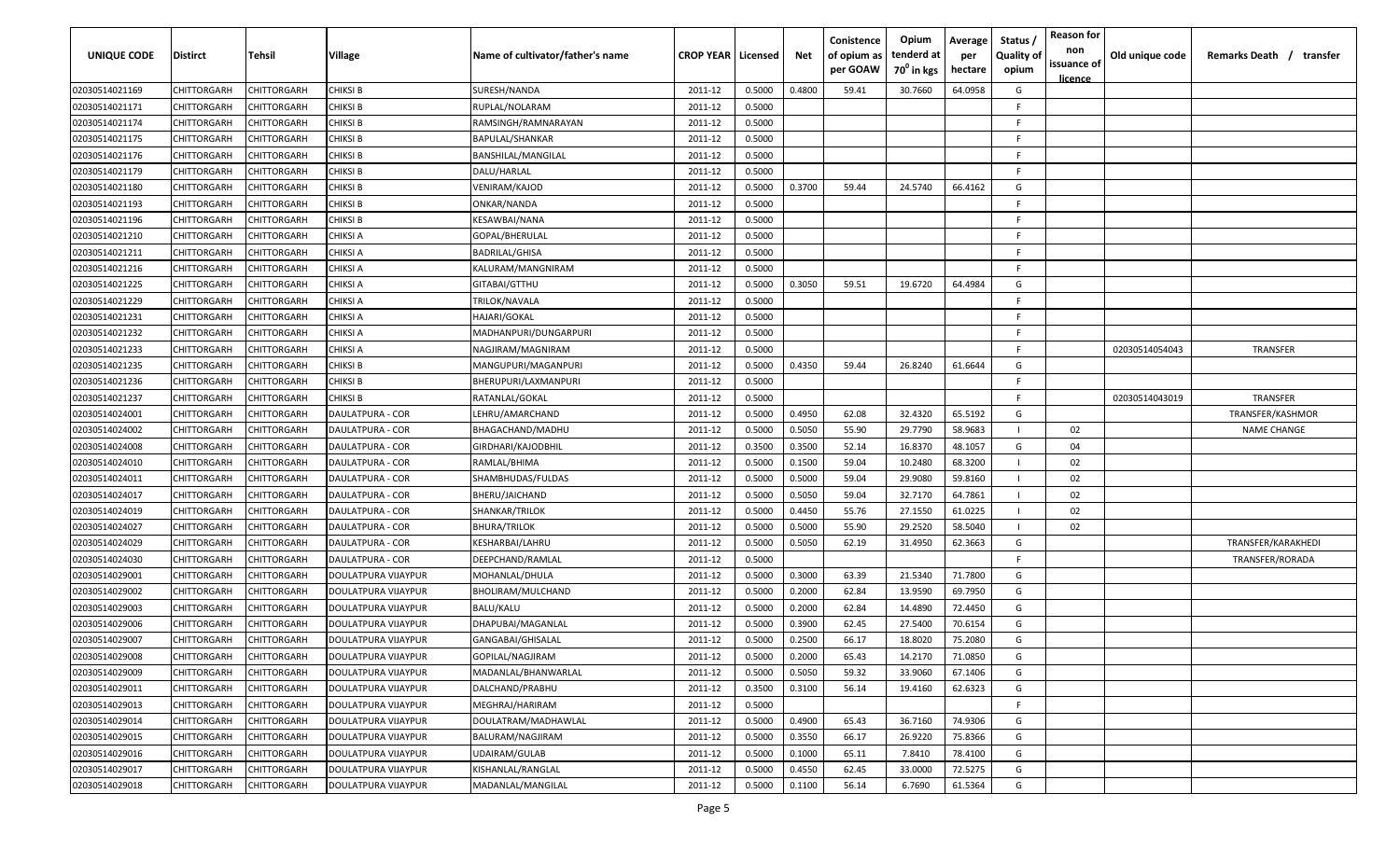| UNIQUE CODE | Distirct | Tehsil | Village | Name of cultivator/father's name | CROP YEAR | Licensed | Net | Conistence of opium as per GOAW | Opium tenderd at 70⁰ in kgs | Average per hectare | Status / Quality of opium | Reason for non issuance of licence | Old unique code | Remarks Death / transfer |
|---|---|---|---|---|---|---|---|---|---|---|---|---|---|---|
| 02030514021169 | CHITTORGARH | CHITTORGARH | CHIKSI B | SURESH/NANDA | 2011-12 | 0.5000 | 0.4800 | 59.41 | 30.7660 | 64.0958 | G | | | |
| 02030514021171 | CHITTORGARH | CHITTORGARH | CHIKSI B | RUPLAL/NOLARAM | 2011-12 | 0.5000 | | | | | F | | | |
| 02030514021174 | CHITTORGARH | CHITTORGARH | CHIKSI B | RAMSINGH/RAMNARAYAN | 2011-12 | 0.5000 | | | | | F | | | |
| 02030514021175 | CHITTORGARH | CHITTORGARH | CHIKSI B | BAPULAL/SHANKAR | 2011-12 | 0.5000 | | | | | F | | | |
| 02030514021176 | CHITTORGARH | CHITTORGARH | CHIKSI B | BANSHILAL/MANGILAL | 2011-12 | 0.5000 | | | | | F | | | |
| 02030514021179 | CHITTORGARH | CHITTORGARH | CHIKSI B | DALU/HARLAL | 2011-12 | 0.5000 | | | | | F | | | |
| 02030514021180 | CHITTORGARH | CHITTORGARH | CHIKSI B | VENIRAM/KAJOD | 2011-12 | 0.5000 | 0.3700 | 59.44 | 24.5740 | 66.4162 | G | | | |
| 02030514021193 | CHITTORGARH | CHITTORGARH | CHIKSI B | ONKAR/NANDA | 2011-12 | 0.5000 | | | | | F | | | |
| 02030514021196 | CHITTORGARH | CHITTORGARH | CHIKSI B | KESAWBAI/NANA | 2011-12 | 0.5000 | | | | | F | | | |
| 02030514021210 | CHITTORGARH | CHITTORGARH | CHIKSI A | GOPAL/BHERULAL | 2011-12 | 0.5000 | | | | | F | | | |
| 02030514021211 | CHITTORGARH | CHITTORGARH | CHIKSI A | BADRILAL/GHISA | 2011-12 | 0.5000 | | | | | F | | | |
| 02030514021216 | CHITTORGARH | CHITTORGARH | CHIKSI A | KALURAM/MANGNIRAM | 2011-12 | 0.5000 | | | | | F | | | |
| 02030514021225 | CHITTORGARH | CHITTORGARH | CHIKSI A | GITABAI/GTTHU | 2011-12 | 0.5000 | 0.3050 | 59.51 | 19.6720 | 64.4984 | G | | | |
| 02030514021229 | CHITTORGARH | CHITTORGARH | CHIKSI A | TRILOK/NAVALA | 2011-12 | 0.5000 | | | | | F | | | |
| 02030514021231 | CHITTORGARH | CHITTORGARH | CHIKSI A | HAJARI/GOKAL | 2011-12 | 0.5000 | | | | | F | | | |
| 02030514021232 | CHITTORGARH | CHITTORGARH | CHIKSI A | MADHANPURI/DUNGARPURI | 2011-12 | 0.5000 | | | | | F | | | |
| 02030514021233 | CHITTORGARH | CHITTORGARH | CHIKSI A | NAGJIRAM/MAGNIRAM | 2011-12 | 0.5000 | | | | | F | | 02030514054043 | TRANSFER |
| 02030514021235 | CHITTORGARH | CHITTORGARH | CHIKSI B | MANGUPURI/MAGANPURI | 2011-12 | 0.5000 | 0.4350 | 59.44 | 26.8240 | 61.6644 | G | | | |
| 02030514021236 | CHITTORGARH | CHITTORGARH | CHIKSI B | BHERUPURI/LAXMANPURI | 2011-12 | 0.5000 | | | | | F | | | |
| 02030514021237 | CHITTORGARH | CHITTORGARH | CHIKSI B | RATANLAL/GOKAL | 2011-12 | 0.5000 | | | | | F | | 02030514043019 | TRANSFER |
| 02030514024001 | CHITTORGARH | CHITTORGARH | DAULATPURA - COR | LEHRU/AMARCHAND | 2011-12 | 0.5000 | 0.4950 | 62.08 | 32.4320 | 65.5192 | G | | | TRANSFER/KASHMOR |
| 02030514024002 | CHITTORGARH | CHITTORGARH | DAULATPURA - COR | BHAGACHAND/MADHU | 2011-12 | 0.5000 | 0.5050 | 55.90 | 29.7790 | 58.9683 | I | 02 | | NAME CHANGE |
| 02030514024008 | CHITTORGARH | CHITTORGARH | DAULATPURA - COR | GIRDHARI/KAJODBHIL | 2011-12 | 0.3500 | 0.3500 | 52.14 | 16.8370 | 48.1057 | G | 04 | | |
| 02030514024010 | CHITTORGARH | CHITTORGARH | DAULATPURA - COR | RAMLAL/BHIMA | 2011-12 | 0.5000 | 0.1500 | 59.04 | 10.2480 | 68.3200 | I | 02 | | |
| 02030514024011 | CHITTORGARH | CHITTORGARH | DAULATPURA - COR | SHAMBHUDAS/FULDAS | 2011-12 | 0.5000 | 0.5000 | 59.04 | 29.9080 | 59.8160 | I | 02 | | |
| 02030514024017 | CHITTORGARH | CHITTORGARH | DAULATPURA - COR | BHERU/JAICHAND | 2011-12 | 0.5000 | 0.5050 | 59.04 | 32.7170 | 64.7861 | I | 02 | | |
| 02030514024019 | CHITTORGARH | CHITTORGARH | DAULATPURA - COR | SHANKAR/TRILOK | 2011-12 | 0.5000 | 0.4450 | 55.76 | 27.1550 | 61.0225 | I | 02 | | |
| 02030514024027 | CHITTORGARH | CHITTORGARH | DAULATPURA - COR | BHURA/TRILOK | 2011-12 | 0.5000 | 0.5000 | 55.90 | 29.2520 | 58.5040 | I | 02 | | |
| 02030514024029 | CHITTORGARH | CHITTORGARH | DAULATPURA - COR | KESHARBAI/LAHRU | 2011-12 | 0.5000 | 0.5050 | 62.19 | 31.4950 | 62.3663 | G | | | TRANSFER/KARAKHEDI |
| 02030514024030 | CHITTORGARH | CHITTORGARH | DAULATPURA - COR | DEEPCHAND/RAMLAL | 2011-12 | 0.5000 | | | | | F | | | TRANSFER/RORADA |
| 02030514029001 | CHITTORGARH | CHITTORGARH | DOULATPURA VIJAYPUR | MOHANLAL/DHULA | 2011-12 | 0.5000 | 0.3000 | 63.39 | 21.5340 | 71.7800 | G | | | |
| 02030514029002 | CHITTORGARH | CHITTORGARH | DOULATPURA VIJAYPUR | BHOLIRAM/MULCHAND | 2011-12 | 0.5000 | 0.2000 | 62.84 | 13.9590 | 69.7950 | G | | | |
| 02030514029003 | CHITTORGARH | CHITTORGARH | DOULATPURA VIJAYPUR | BALU/KALU | 2011-12 | 0.5000 | 0.2000 | 62.84 | 14.4890 | 72.4450 | G | | | |
| 02030514029006 | CHITTORGARH | CHITTORGARH | DOULATPURA VIJAYPUR | DHAPUBAI/MAGANLAL | 2011-12 | 0.5000 | 0.3900 | 62.45 | 27.5400 | 70.6154 | G | | | |
| 02030514029007 | CHITTORGARH | CHITTORGARH | DOULATPURA VIJAYPUR | GANGABAI/GHISALAL | 2011-12 | 0.5000 | 0.2500 | 66.17 | 18.8020 | 75.2080 | G | | | |
| 02030514029008 | CHITTORGARH | CHITTORGARH | DOULATPURA VIJAYPUR | GOPILAL/NAGJIRAM | 2011-12 | 0.5000 | 0.2000 | 65.43 | 14.2170 | 71.0850 | G | | | |
| 02030514029009 | CHITTORGARH | CHITTORGARH | DOULATPURA VIJAYPUR | MADANLAL/BHANWARLAL | 2011-12 | 0.5000 | 0.5050 | 59.32 | 33.9060 | 67.1406 | G | | | |
| 02030514029011 | CHITTORGARH | CHITTORGARH | DOULATPURA VIJAYPUR | DALCHAND/PRABHU | 2011-12 | 0.3500 | 0.3100 | 56.14 | 19.4160 | 62.6323 | G | | | |
| 02030514029013 | CHITTORGARH | CHITTORGARH | DOULATPURA VIJAYPUR | MEGHRAJ/HARIRAM | 2011-12 | 0.5000 | | | | | F | | | |
| 02030514029014 | CHITTORGARH | CHITTORGARH | DOULATPURA VIJAYPUR | DOULATRAM/MADHAWLAL | 2011-12 | 0.5000 | 0.4900 | 65.43 | 36.7160 | 74.9306 | G | | | |
| 02030514029015 | CHITTORGARH | CHITTORGARH | DOULATPURA VIJAYPUR | BALURAM/NAGJIRAM | 2011-12 | 0.5000 | 0.3550 | 66.17 | 26.9220 | 75.8366 | G | | | |
| 02030514029016 | CHITTORGARH | CHITTORGARH | DOULATPURA VIJAYPUR | UDAIRAM/GULAB | 2011-12 | 0.5000 | 0.1000 | 65.11 | 7.8410 | 78.4100 | G | | | |
| 02030514029017 | CHITTORGARH | CHITTORGARH | DOULATPURA VIJAYPUR | KISHANLAL/RANGLAL | 2011-12 | 0.5000 | 0.4550 | 62.45 | 33.0000 | 72.5275 | G | | | |
| 02030514029018 | CHITTORGARH | CHITTORGARH | DOULATPURA VIJAYPUR | MADANLAL/MANGILAL | 2011-12 | 0.5000 | 0.1100 | 56.14 | 6.7690 | 61.5364 | G | | | |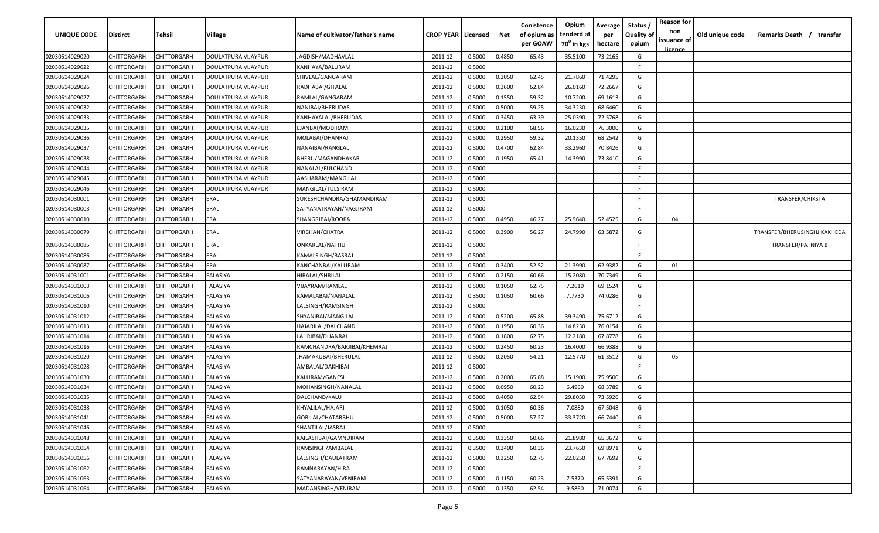| UNIQUE CODE | Distirct | Tehsil | Village | Name of cultivator/father's name | CROP YEAR | Licensed | Net | Conistence of opium as per GOAW | Opium tenderd at $70^0$ in kgs | Average per hectare | Status / Quality of opium | Reason for non issuance of licence | Old unique code | Remarks Death / transfer |
|---|---|---|---|---|---|---|---|---|---|---|---|---|---|---|
| 02030514029020 | CHITTORGARH | CHITTORGARH | DOULATPURA VIJAYPUR | JAGDISH/MADHAVLAL | 2011-12 | 0.5000 | 0.4850 | 65.43 | 35.5100 | 73.2165 | G | | | |
| 02030514029022 | CHITTORGARH | CHITTORGARH | DOULATPURA VIJAYPUR | KANHAYA/BALURAM | 2011-12 | 0.5000 | | | | | F | | | |
| 02030514029024 | CHITTORGARH | CHITTORGARH | DOULATPURA VIJAYPUR | SHIVLAL/GANGARAM | 2011-12 | 0.5000 | 0.3050 | 62.45 | 21.7860 | 71.4295 | G | | | |
| 02030514029026 | CHITTORGARH | CHITTORGARH | DOULATPURA VIJAYPUR | RADHABAI/GITALAL | 2011-12 | 0.5000 | 0.3600 | 62.84 | 26.0160 | 72.2667 | G | | | |
| 02030514029027 | CHITTORGARH | CHITTORGARH | DOULATPURA VIJAYPUR | RAMLAL/GANGARAM | 2011-12 | 0.5000 | 0.1550 | 59.32 | 10.7200 | 69.1613 | G | | | |
| 02030514029032 | CHITTORGARH | CHITTORGARH | DOULATPURA VIJAYPUR | NANIBAI/BHERUDAS | 2011-12 | 0.5000 | 0.5000 | 59.25 | 34.3230 | 68.6460 | G | | | |
| 02030514029033 | CHITTORGARH | CHITTORGARH | DOULATPURA VIJAYPUR | KANHAYALAL/BHERUDAS | 2011-12 | 0.5000 | 0.3450 | 63.39 | 25.0390 | 72.5768 | G | | | |
| 02030514029035 | CHITTORGARH | CHITTORGARH | DOULATPURA VIJAYPUR | EJANBAI/MODIRAM | 2011-12 | 0.5000 | 0.2100 | 68.56 | 16.0230 | 76.3000 | G | | | |
| 02030514029036 | CHITTORGARH | CHITTORGARH | DOULATPURA VIJAYPUR | MOLABAI/DHANRAJ | 2011-12 | 0.5000 | 0.2950 | 59.32 | 20.1350 | 68.2542 | G | | | |
| 02030514029037 | CHITTORGARH | CHITTORGARH | DOULATPURA VIJAYPUR | NANAIBAI/RANGLAL | 2011-12 | 0.5000 | 0.4700 | 62.84 | 33.2960 | 70.8426 | G | | | |
| 02030514029038 | CHITTORGARH | CHITTORGARH | DOULATPURA VIJAYPUR | BHERU/MAGANDHAKAR | 2011-12 | 0.5000 | 0.1950 | 65.41 | 14.3990 | 73.8410 | G | | | |
| 02030514029044 | CHITTORGARH | CHITTORGARH | DOULATPURA VIJAYPUR | NANALAL/FULCHAND | 2011-12 | 0.5000 | | | | | F | | | |
| 02030514029045 | CHITTORGARH | CHITTORGARH | DOULATPURA VIJAYPUR | AASHARAM/MANGILAL | 2011-12 | 0.5000 | | | | | F | | | |
| 02030514029046 | CHITTORGARH | CHITTORGARH | DOULATPURA VIJAYPUR | MANGILAL/TULSIRAM | 2011-12 | 0.5000 | | | | | F | | | |
| 02030514030001 | CHITTORGARH | CHITTORGARH | ERAL | SURESHCHANDRA/GHAMANDIRAM | 2011-12 | 0.5000 | | | | | F | | | TRANSFER/CHIKSI A |
| 02030514030003 | CHITTORGARH | CHITTORGARH | ERAL | SATYANATRAYAN/NAGJIRAM | 2011-12 | 0.5000 | | | | | F | | | |
| 02030514030010 | CHITTORGARH | CHITTORGARH | ERAL | SHANGRIBAI/ROOPA | 2011-12 | 0.5000 | 0.4950 | 46.27 | 25.9640 | 52.4525 | G | 04 | | |
| 02030514030079 | CHITTORGARH | CHITTORGARH | ERAL | VIRBHAN/CHATRA | 2011-12 | 0.5000 | 0.3900 | 56.27 | 24.7990 | 63.5872 | G | | | TRANSFER/BHERUSINGHJIKAKHEDA |
| 02030514030085 | CHITTORGARH | CHITTORGARH | ERAL | ONKARLAL/NATHU | 2011-12 | 0.5000 | | | | | F | | | TRANSFER/PATNIYA B |
| 02030514030086 | CHITTORGARH | CHITTORGARH | ERAL | KAMALSINGH/BASRAJ | 2011-12 | 0.5000 | | | | | F | | | |
| 02030514030087 | CHITTORGARH | CHITTORGARH | ERAL | KANCHANBAI/KALURAM | 2011-12 | 0.5000 | 0.3400 | 52.52 | 21.3990 | 62.9382 | G | 01 | | |
| 02030514031001 | CHITTORGARH | CHITTORGARH | FALASIYA | HIRALAL/SHRILAL | 2011-12 | 0.5000 | 0.2150 | 60.66 | 15.2080 | 70.7349 | G | | | |
| 02030514031003 | CHITTORGARH | CHITTORGARH | FALASIYA | VIJAYRAM/RAMLAL | 2011-12 | 0.5000 | 0.1050 | 62.75 | 7.2610 | 69.1524 | G | | | |
| 02030514031006 | CHITTORGARH | CHITTORGARH | FALASIYA | KAMALABAI/NANALAL | 2011-12 | 0.3500 | 0.1050 | 60.66 | 7.7730 | 74.0286 | G | | | |
| 02030514031010 | CHITTORGARH | CHITTORGARH | FALASIYA | LALSINGH/RAMSINGH | 2011-12 | 0.5000 | | | | | F | | | |
| 02030514031012 | CHITTORGARH | CHITTORGARH | FALASIYA | SHYANIBAI/MANGILAL | 2011-12 | 0.5000 | 0.5200 | 65.88 | 39.3490 | 75.6712 | G | | | |
| 02030514031013 | CHITTORGARH | CHITTORGARH | FALASIYA | HAJARILAL/DALCHAND | 2011-12 | 0.5000 | 0.1950 | 60.36 | 14.8230 | 76.0154 | G | | | |
| 02030514031014 | CHITTORGARH | CHITTORGARH | FALASIYA | LAHRIBAI/DHANRAJ | 2011-12 | 0.5000 | 0.1800 | 62.75 | 12.2180 | 67.8778 | G | | | |
| 02030514031016 | CHITTORGARH | CHITTORGARH | FALASIYA | RAMCHANDRA/BARJIBAI/KHEMRAJ | 2011-12 | 0.5000 | 0.2450 | 60.23 | 16.4000 | 66.9388 | G | | | |
| 02030514031020 | CHITTORGARH | CHITTORGARH | FALASIYA | JHAMAKUBAI/BHERULAL | 2011-12 | 0.3500 | 0.2050 | 54.21 | 12.5770 | 61.3512 | G | 05 | | |
| 02030514031028 | CHITTORGARH | CHITTORGARH | FALASIYA | AMBALAL/DAKHIBAI | 2011-12 | 0.5000 | | | | | F | | | |
| 02030514031030 | CHITTORGARH | CHITTORGARH | FALASIYA | KALURAM/GANESH | 2011-12 | 0.5000 | 0.2000 | 65.88 | 15.1900 | 75.9500 | G | | | |
| 02030514031034 | CHITTORGARH | CHITTORGARH | FALASIYA | MOHANSINGH/NANALAL | 2011-12 | 0.5000 | 0.0950 | 60.23 | 6.4960 | 68.3789 | G | | | |
| 02030514031035 | CHITTORGARH | CHITTORGARH | FALASIYA | DALCHAND/KALU | 2011-12 | 0.5000 | 0.4050 | 62.54 | 29.8050 | 73.5926 | G | | | |
| 02030514031038 | CHITTORGARH | CHITTORGARH | FALASIYA | KHYALILAL/HAJARI | 2011-12 | 0.5000 | 0.1050 | 60.36 | 7.0880 | 67.5048 | G | | | |
| 02030514031041 | CHITTORGARH | CHITTORGARH | FALASIYA | GORILAL/CHATARBHUJ | 2011-12 | 0.5000 | 0.5000 | 57.27 | 33.3720 | 66.7440 | G | | | |
| 02030514031046 | CHITTORGARH | CHITTORGARH | FALASIYA | SHANTILAL/JASRAJ | 2011-12 | 0.5000 | | | | | F | | | |
| 02030514031048 | CHITTORGARH | CHITTORGARH | FALASIYA | KAILASHBAI/GAMNDIRAM | 2011-12 | 0.3500 | 0.3350 | 60.66 | 21.8980 | 65.3672 | G | | | |
| 02030514031054 | CHITTORGARH | CHITTORGARH | FALASIYA | RAMSINGH/AMBALAL | 2011-12 | 0.3500 | 0.3400 | 60.36 | 23.7650 | 69.8971 | G | | | |
| 02030514031056 | CHITTORGARH | CHITTORGARH | FALASIYA | LALSINGH/DAULATRAM | 2011-12 | 0.5000 | 0.3250 | 62.75 | 22.0250 | 67.7692 | G | | | |
| 02030514031062 | CHITTORGARH | CHITTORGARH | FALASIYA | RAMNARAYAN/HIRA | 2011-12 | 0.5000 | | | | | F | | | |
| 02030514031063 | CHITTORGARH | CHITTORGARH | FALASIYA | SATYANARAYAN/VENIRAM | 2011-12 | 0.5000 | 0.1150 | 60.23 | 7.5370 | 65.5391 | G | | | |
| 02030514031064 | CHITTORGARH | CHITTORGARH | FALASIYA | MADANSINGH/VENIRAM | 2011-12 | 0.5000 | 0.1350 | 62.54 | 9.5860 | 71.0074 | G | | | |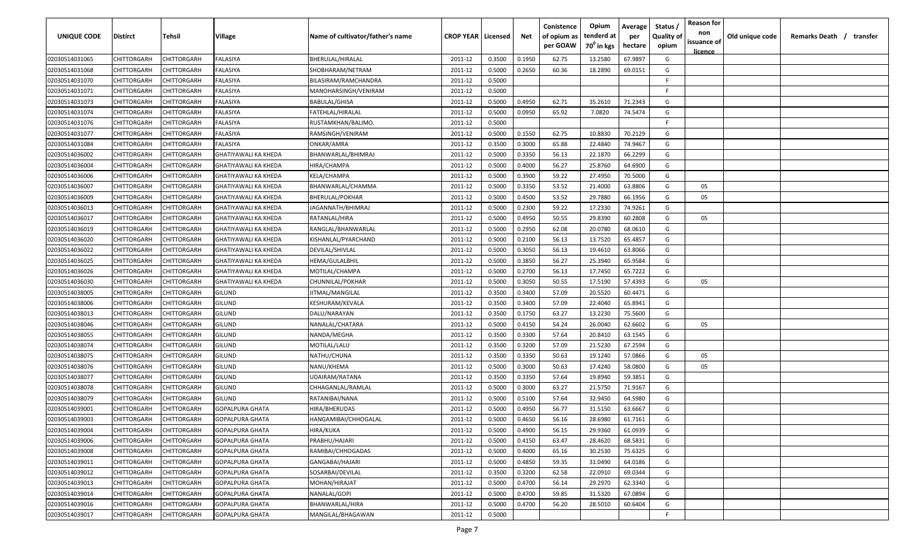| UNIQUE CODE | Distirct | Tehsil | Village | Name of cultivator/father's name | CROP YEAR | Licensed | Net | Conistence of opium as per GOAW | Opium tenderd at 70⁰ in kgs | Average per hectare | Status / Quality of opium | Reason for non issuance of licence | Old unique code | Remarks Death / transfer |
|---|---|---|---|---|---|---|---|---|---|---|---|---|---|---|
| 02030514031065 | CHITTORGARH | CHITTORGARH | FALASIYA | BHERULAL/HIRALAL | 2011-12 | 0.3500 | 0.1950 | 62.75 | 13.2580 | 67.9897 | G | | | |
| 02030514031068 | CHITTORGARH | CHITTORGARH | FALASIYA | SHOBHARAM/NETRAM | 2011-12 | 0.5000 | 0.2650 | 60.36 | 18.2890 | 69.0151 | G | | | |
| 02030514031070 | CHITTORGARH | CHITTORGARH | FALASIYA | BILASIRAM/RAMCHANDRA | 2011-12 | 0.5000 | | | | | F | | | |
| 02030514031071 | CHITTORGARH | CHITTORGARH | FALASIYA | MANOHARSINGH/VENIRAM | 2011-12 | 0.5000 | | | | | F | | | |
| 02030514031073 | CHITTORGARH | CHITTORGARH | FALASIYA | BABULAL/GHISA | 2011-12 | 0.5000 | 0.4950 | 62.71 | 35.2610 | 71.2343 | G | | | |
| 02030514031074 | CHITTORGARH | CHITTORGARH | FALASIYA | FATEHLAL/HIRALAL | 2011-12 | 0.5000 | 0.0950 | 65.92 | 7.0820 | 74.5474 | G | | | |
| 02030514031076 | CHITTORGARH | CHITTORGARH | FALASIYA | RUSTAMKHAN/BALIMO. | 2011-12 | 0.5000 | | | | | F | | | |
| 02030514031077 | CHITTORGARH | CHITTORGARH | FALASIYA | RAMSINGH/VENIRAM | 2011-12 | 0.5000 | 0.1550 | 62.75 | 10.8830 | 70.2129 | G | | | |
| 02030514031084 | CHITTORGARH | CHITTORGARH | FALASIYA | ONKAR/AMRA | 2011-12 | 0.3500 | 0.3000 | 65.88 | 22.4840 | 74.9467 | G | | | |
| 02030514036002 | CHITTORGARH | CHITTORGARH | GHATIYAWALI KA KHEDA | BHANWARLAL/BHIMRAJ | 2011-12 | 0.5000 | 0.3350 | 56.13 | 22.1870 | 66.2299 | G | | | |
| 02030514036004 | CHITTORGARH | CHITTORGARH | GHATIYAWALI KA KHEDA | HIRA/CHAMPA | 2011-12 | 0.5000 | 0.4000 | 56.27 | 25.8760 | 64.6900 | G | | | |
| 02030514036006 | CHITTORGARH | CHITTORGARH | GHATIYAWALI KA KHEDA | KELA/CHAMPA | 2011-12 | 0.5000 | 0.3900 | 59.22 | 27.4950 | 70.5000 | G | | | |
| 02030514036007 | CHITTORGARH | CHITTORGARH | GHATIYAWALI KA KHEDA | BHANWARLAL/CHAMMA | 2011-12 | 0.5000 | 0.3350 | 53.52 | 21.4000 | 63.8806 | G | 05 | | |
| 02030514036009 | CHITTORGARH | CHITTORGARH | GHATIYAWALI KA KHEDA | BHERULAL/POKHAR | 2011-12 | 0.5000 | 0.4500 | 53.52 | 29.7880 | 66.1956 | G | 05 | | |
| 02030514036013 | CHITTORGARH | CHITTORGARH | GHATIYAWALI KA KHEDA | JAGANNATH/BHIMRAJ | 2011-12 | 0.5000 | 0.2300 | 59.22 | 17.2330 | 74.9261 | G | | | |
| 02030514036017 | CHITTORGARH | CHITTORGARH | GHATIYAWALI KA KHEDA | RATANLAL/HIRA | 2011-12 | 0.5000 | 0.4950 | 50.55 | 29.8390 | 60.2808 | G | 05 | | |
| 02030514036019 | CHITTORGARH | CHITTORGARH | GHATIYAWALI KA KHEDA | RANGLAL/BHANWARLAL | 2011-12 | 0.5000 | 0.2950 | 62.08 | 20.0780 | 68.0610 | G | | | |
| 02030514036020 | CHITTORGARH | CHITTORGARH | GHATIYAWALI KA KHEDA | KISHANLAL/PYARCHAND | 2011-12 | 0.5000 | 0.2100 | 56.13 | 13.7520 | 65.4857 | G | | | |
| 02030514036022 | CHITTORGARH | CHITTORGARH | GHATIYAWALI KA KHEDA | DEVILAL/SHIVLAL | 2011-12 | 0.5000 | 0.3050 | 56.13 | 19.4610 | 63.8066 | G | | | |
| 02030514036025 | CHITTORGARH | CHITTORGARH | GHATIYAWALI KA KHEDA | HEMA/GULALBHIL | 2011-12 | 0.5000 | 0.3850 | 56.27 | 25.3940 | 65.9584 | G | | | |
| 02030514036026 | CHITTORGARH | CHITTORGARH | GHATIYAWALI KA KHEDA | MOTILAL/CHAMPA | 2011-12 | 0.5000 | 0.2700 | 56.13 | 17.7450 | 65.7222 | G | | | |
| 02030514036030 | CHITTORGARH | CHITTORGARH | GHATIYAWALI KA KHEDA | CHUNNILAL/POKHAR | 2011-12 | 0.5000 | 0.3050 | 50.55 | 17.5190 | 57.4393 | G | 05 | | |
| 02030514038005 | CHITTORGARH | CHITTORGARH | GILUND | JITMAL/MANGILAL | 2011-12 | 0.3500 | 0.3400 | 57.09 | 20.5520 | 60.4471 | G | | | |
| 02030514038006 | CHITTORGARH | CHITTORGARH | GILUND | KESHURAM/KEVALA | 2011-12 | 0.3500 | 0.3400 | 57.09 | 22.4040 | 65.8941 | G | | | |
| 02030514038013 | CHITTORGARH | CHITTORGARH | GILUND | DALU/NARAYAN | 2011-12 | 0.3500 | 0.1750 | 63.27 | 13.2230 | 75.5600 | G | | | |
| 02030514038046 | CHITTORGARH | CHITTORGARH | GILUND | NANALAL/CHATARA | 2011-12 | 0.5000 | 0.4150 | 54.24 | 26.0040 | 62.6602 | G | 05 | | |
| 02030514038055 | CHITTORGARH | CHITTORGARH | GILUND | NANDA/MEGHA | 2011-12 | 0.3500 | 0.3300 | 57.64 | 20.8410 | 63.1545 | G | | | |
| 02030514038074 | CHITTORGARH | CHITTORGARH | GILUND | MOTILAL/LALU | 2011-12 | 0.3500 | 0.3200 | 57.09 | 21.5230 | 67.2594 | G | | | |
| 02030514038075 | CHITTORGARH | CHITTORGARH | GILUND | NATHU/CHUNA | 2011-12 | 0.3500 | 0.3350 | 50.63 | 19.1240 | 57.0866 | G | 05 | | |
| 02030514038076 | CHITTORGARH | CHITTORGARH | GILUND | NANU/KHEMA | 2011-12 | 0.5000 | 0.3000 | 50.63 | 17.4240 | 58.0800 | G | 05 | | |
| 02030514038077 | CHITTORGARH | CHITTORGARH | GILUND | UDAIRAM/RATANA | 2011-12 | 0.3500 | 0.3350 | 57.64 | 19.8940 | 59.3851 | G | | | |
| 02030514038078 | CHITTORGARH | CHITTORGARH | GILUND | CHHAGANLAL/RAMLAL | 2011-12 | 0.5000 | 0.3000 | 63.27 | 21.5750 | 71.9167 | G | | | |
| 02030514038079 | CHITTORGARH | CHITTORGARH | GILUND | RATANIBAI/NANA | 2011-12 | 0.5000 | 0.5100 | 57.64 | 32.9450 | 64.5980 | G | | | |
| 02030514039001 | CHITTORGARH | CHITTORGARH | GOPALPURA GHATA | HIRA/BHERUDAS | 2011-12 | 0.5000 | 0.4950 | 56.77 | 31.5150 | 63.6667 | G | | | |
| 02030514039003 | CHITTORGARH | CHITTORGARH | GOPALPURA GHATA | HANGAMIBAI/CHHOGALAL | 2011-12 | 0.5000 | 0.4650 | 56.16 | 28.6980 | 61.7161 | G | | | |
| 02030514039004 | CHITTORGARH | CHITTORGARH | GOPALPURA GHATA | HIRA/KUKA | 2011-12 | 0.5000 | 0.4900 | 56.15 | 29.9360 | 61.0939 | G | | | |
| 02030514039006 | CHITTORGARH | CHITTORGARH | GOPALPURA GHATA | PRABHU/HAJARI | 2011-12 | 0.5000 | 0.4150 | 63.47 | 28.4620 | 68.5831 | G | | | |
| 02030514039008 | CHITTORGARH | CHITTORGARH | GOPALPURA GHATA | RAMIBAI/CHHOGADAS | 2011-12 | 0.5000 | 0.4000 | 65.16 | 30.2530 | 75.6325 | G | | | |
| 02030514039011 | CHITTORGARH | CHITTORGARH | GOPALPURA GHATA | GANGABAI/HAJARI | 2011-12 | 0.5000 | 0.4850 | 59.35 | 31.0490 | 64.0186 | G | | | |
| 02030514039012 | CHITTORGARH | CHITTORGARH | GOPALPURA GHATA | SOSARBAI/DEVILAL | 2011-12 | 0.3500 | 0.3200 | 62.58 | 22.0910 | 69.0344 | G | | | |
| 02030514039013 | CHITTORGARH | CHITTORGARH | GOPALPURA GHATA | MOHAN/HIRAJAT | 2011-12 | 0.5000 | 0.4700 | 56.14 | 29.2970 | 62.3340 | G | | | |
| 02030514039014 | CHITTORGARH | CHITTORGARH | GOPALPURA GHATA | NANALAL/GOPI | 2011-12 | 0.5000 | 0.4700 | 59.85 | 31.5320 | 67.0894 | G | | | |
| 02030514039016 | CHITTORGARH | CHITTORGARH | GOPALPURA GHATA | BHANWARLAL/HIRA | 2011-12 | 0.5000 | 0.4700 | 56.20 | 28.5010 | 60.6404 | G | | | |
| 02030514039017 | CHITTORGARH | CHITTORGARH | GOPALPURA GHATA | MANGILAL/BHAGAWAN | 2011-12 | 0.5000 | | | | | F | | | |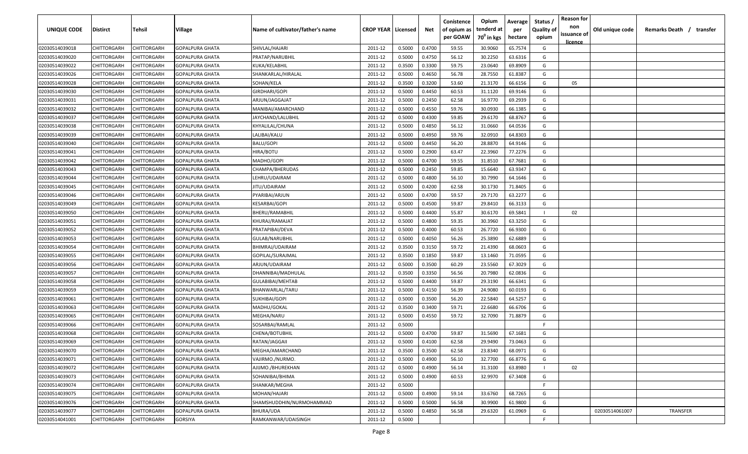| UNIQUE CODE | Distirct | Tehsil | Village | Name of cultivator/father's name | CROP YEAR | Licensed | Net | Conistence of opium as per GOAW | Opium tenderd at 70° in kgs | Average per hectare | Status / Quality of opium | Reason for non issuance of licence | Old unique code | Remarks Death / transfer |
|---|---|---|---|---|---|---|---|---|---|---|---|---|---|---|
| 02030514039018 | CHITTORGARH | CHITTORGARH | GOPALPURA GHATA | SHIVLAL/HAJARI | 2011-12 | 0.5000 | 0.4700 | 59.55 | 30.9060 | 65.7574 | G | | | |
| 02030514039020 | CHITTORGARH | CHITTORGARH | GOPALPURA GHATA | PRATAP/NARUBHIL | 2011-12 | 0.5000 | 0.4750 | 56.12 | 30.2250 | 63.6316 | G | | | |
| 02030514039022 | CHITTORGARH | CHITTORGARH | GOPALPURA GHATA | KUKA/KELABHIL | 2011-12 | 0.3500 | 0.3300 | 59.75 | 23.0640 | 69.8909 | G | | | |
| 02030514039026 | CHITTORGARH | CHITTORGARH | GOPALPURA GHATA | SHANKARLAL/HIRALAL | 2011-12 | 0.5000 | 0.4650 | 56.78 | 28.7550 | 61.8387 | G | | | |
| 02030514039028 | CHITTORGARH | CHITTORGARH | GOPALPURA GHATA | SOHAN/KELA | 2011-12 | 0.3500 | 0.3200 | 53.60 | 21.3170 | 66.6156 | G | 05 | | |
| 02030514039030 | CHITTORGARH | CHITTORGARH | GOPALPURA GHATA | GIRDHARI/GOPI | 2011-12 | 0.5000 | 0.4450 | 60.53 | 31.1120 | 69.9146 | G | | | |
| 02030514039031 | CHITTORGARH | CHITTORGARH | GOPALPURA GHATA | ARJUN/JAGGAJAT | 2011-12 | 0.5000 | 0.2450 | 62.58 | 16.9770 | 69.2939 | G | | | |
| 02030514039032 | CHITTORGARH | CHITTORGARH | GOPALPURA GHATA | MANIBAI/AMARCHAND | 2011-12 | 0.5000 | 0.4550 | 59.76 | 30.0930 | 66.1385 | G | | | |
| 02030514039037 | CHITTORGARH | CHITTORGARH | GOPALPURA GHATA | JAYCHAND/LALUBHIL | 2011-12 | 0.5000 | 0.4300 | 59.85 | 29.6170 | 68.8767 | G | | | |
| 02030514039038 | CHITTORGARH | CHITTORGARH | GOPALPURA GHATA | KHYALILAL/CHUNA | 2011-12 | 0.5000 | 0.4850 | 56.12 | 31.0660 | 64.0536 | G | | | |
| 02030514039039 | CHITTORGARH | CHITTORGARH | GOPALPURA GHATA | LALIBAI/KALU | 2011-12 | 0.5000 | 0.4950 | 59.76 | 32.0910 | 64.8303 | G | | | |
| 02030514039040 | CHITTORGARH | CHITTORGARH | GOPALPURA GHATA | BALU/GOPI | 2011-12 | 0.5000 | 0.4450 | 56.20 | 28.8870 | 64.9146 | G | | | |
| 02030514039041 | CHITTORGARH | CHITTORGARH | GOPALPURA GHATA | HIRA/BOTU | 2011-12 | 0.5000 | 0.2900 | 63.47 | 22.3960 | 77.2276 | G | | | |
| 02030514039042 | CHITTORGARH | CHITTORGARH | GOPALPURA GHATA | MADHO/GOPI | 2011-12 | 0.5000 | 0.4700 | 59.55 | 31.8510 | 67.7681 | G | | | |
| 02030514039043 | CHITTORGARH | CHITTORGARH | GOPALPURA GHATA | CHAMPA/BHERUDAS | 2011-12 | 0.5000 | 0.2450 | 59.85 | 15.6640 | 63.9347 | G | | | |
| 02030514039044 | CHITTORGARH | CHITTORGARH | GOPALPURA GHATA | LEHRU/UDAIRAM | 2011-12 | 0.5000 | 0.4800 | 56.10 | 30.7990 | 64.1646 | G | | | |
| 02030514039045 | CHITTORGARH | CHITTORGARH | GOPALPURA GHATA | JITU/UDAIRAM | 2011-12 | 0.5000 | 0.4200 | 62.58 | 30.1730 | 71.8405 | G | | | |
| 02030514039046 | CHITTORGARH | CHITTORGARH | GOPALPURA GHATA | PYARIBAI/ARJUN | 2011-12 | 0.5000 | 0.4700 | 59.57 | 29.7170 | 63.2277 | G | | | |
| 02030514039049 | CHITTORGARH | CHITTORGARH | GOPALPURA GHATA | KESARBAI/GOPI | 2011-12 | 0.5000 | 0.4500 | 59.87 | 29.8410 | 66.3133 | G | | | |
| 02030514039050 | CHITTORGARH | CHITTORGARH | GOPALPURA GHATA | BHERU/RAMABHIL | 2011-12 | 0.5000 | 0.4400 | 55.87 | 30.6170 | 69.5841 | I | 02 | | |
| 02030514039051 | CHITTORGARH | CHITTORGARH | GOPALPURA GHATA | KHURAJ/RAMAJAT | 2011-12 | 0.5000 | 0.4800 | 59.35 | 30.3960 | 63.3250 | G | | | |
| 02030514039052 | CHITTORGARH | CHITTORGARH | GOPALPURA GHATA | PRATAPIBAI/DEVA | 2011-12 | 0.5000 | 0.4000 | 60.53 | 26.7720 | 66.9300 | G | | | |
| 02030514039053 | CHITTORGARH | CHITTORGARH | GOPALPURA GHATA | GULAB/NARUBHIL | 2011-12 | 0.5000 | 0.4050 | 56.26 | 25.3890 | 62.6889 | G | | | |
| 02030514039054 | CHITTORGARH | CHITTORGARH | GOPALPURA GHATA | BHIMRAJ/UDAIRAM | 2011-12 | 0.3500 | 0.3150 | 59.72 | 21.4390 | 68.0603 | G | | | |
| 02030514039055 | CHITTORGARH | CHITTORGARH | GOPALPURA GHATA | GOPILAL/SURAJMAL | 2011-12 | 0.3500 | 0.1850 | 59.87 | 13.1460 | 71.0595 | G | | | |
| 02030514039056 | CHITTORGARH | CHITTORGARH | GOPALPURA GHATA | ARJUN/UDAIRAM | 2011-12 | 0.5000 | 0.3500 | 60.29 | 23.5560 | 67.3029 | G | | | |
| 02030514039057 | CHITTORGARH | CHITTORGARH | GOPALPURA GHATA | DHANNIBAI/MADHULAL | 2011-12 | 0.3500 | 0.3350 | 56.56 | 20.7980 | 62.0836 | G | | | |
| 02030514039058 | CHITTORGARH | CHITTORGARH | GOPALPURA GHATA | GULABIBAI/MEHTAB | 2011-12 | 0.5000 | 0.4400 | 59.87 | 29.3190 | 66.6341 | G | | | |
| 02030514039059 | CHITTORGARH | CHITTORGARH | GOPALPURA GHATA | BHANWARLAL/TARU | 2011-12 | 0.5000 | 0.4150 | 56.39 | 24.9080 | 60.0193 | G | | | |
| 02030514039061 | CHITTORGARH | CHITTORGARH | GOPALPURA GHATA | SUKHIBAI/GOPI | 2011-12 | 0.5000 | 0.3500 | 56.20 | 22.5840 | 64.5257 | G | | | |
| 02030514039063 | CHITTORGARH | CHITTORGARH | GOPALPURA GHATA | MADHU/GOKAL | 2011-12 | 0.3500 | 0.3400 | 59.71 | 22.6680 | 66.6706 | G | | | |
| 02030514039065 | CHITTORGARH | CHITTORGARH | GOPALPURA GHATA | MEGHA/NARU | 2011-12 | 0.5000 | 0.4550 | 59.72 | 32.7090 | 71.8879 | G | | | |
| 02030514039066 | CHITTORGARH | CHITTORGARH | GOPALPURA GHATA | SOSARBAI/RAMLAL | 2011-12 | 0.5000 | | | | | F | | | |
| 02030514039068 | CHITTORGARH | CHITTORGARH | GOPALPURA GHATA | CHENA/BOTUBHIL | 2011-12 | 0.5000 | 0.4700 | 59.87 | 31.5690 | 67.1681 | G | | | |
| 02030514039069 | CHITTORGARH | CHITTORGARH | GOPALPURA GHATA | RATAN/JAGGAII | 2011-12 | 0.5000 | 0.4100 | 62.58 | 29.9490 | 73.0463 | G | | | |
| 02030514039070 | CHITTORGARH | CHITTORGARH | GOPALPURA GHATA | MEGHA/AMARCHAND | 2011-12 | 0.3500 | 0.3500 | 62.58 | 23.8340 | 68.0971 | G | | | |
| 02030514039071 | CHITTORGARH | CHITTORGARH | GOPALPURA GHATA | VAJIRMO./NURMO. | 2011-12 | 0.5000 | 0.4900 | 56.10 | 32.7700 | 66.8776 | G | | | |
| 02030514039072 | CHITTORGARH | CHITTORGARH | GOPALPURA GHATA | AJIJMO./BHUREKHAN | 2011-12 | 0.5000 | 0.4900 | 56.14 | 31.3100 | 63.8980 | I | 02 | | |
| 02030514039073 | CHITTORGARH | CHITTORGARH | GOPALPURA GHATA | SOHANIBAI/BHIMA | 2011-12 | 0.5000 | 0.4900 | 60.53 | 32.9970 | 67.3408 | G | | | |
| 02030514039074 | CHITTORGARH | CHITTORGARH | GOPALPURA GHATA | SHANKAR/MEGHA | 2011-12 | 0.5000 | | | | | F | | | |
| 02030514039075 | CHITTORGARH | CHITTORGARH | GOPALPURA GHATA | MOHAN/HAJARI | 2011-12 | 0.5000 | 0.4900 | 59.14 | 33.6760 | 68.7265 | G | | | |
| 02030514039076 | CHITTORGARH | CHITTORGARH | GOPALPURA GHATA | SHAMSHUDDHIN/NURMOHAMMAD | 2011-12 | 0.5000 | 0.5000 | 56.58 | 30.9900 | 61.9800 | G | | | |
| 02030514039077 | CHITTORGARH | CHITTORGARH | GOPALPURA GHATA | BHURA/UDA | 2011-12 | 0.5000 | 0.4850 | 56.58 | 29.6320 | 61.0969 | G | | 02030514061007 | TRANSFER |
| 02030514041001 | CHITTORGARH | CHITTORGARH | GORSIYA | RAMKANWAR/UDAISINGH | 2011-12 | 0.5000 | | | | | F | | | |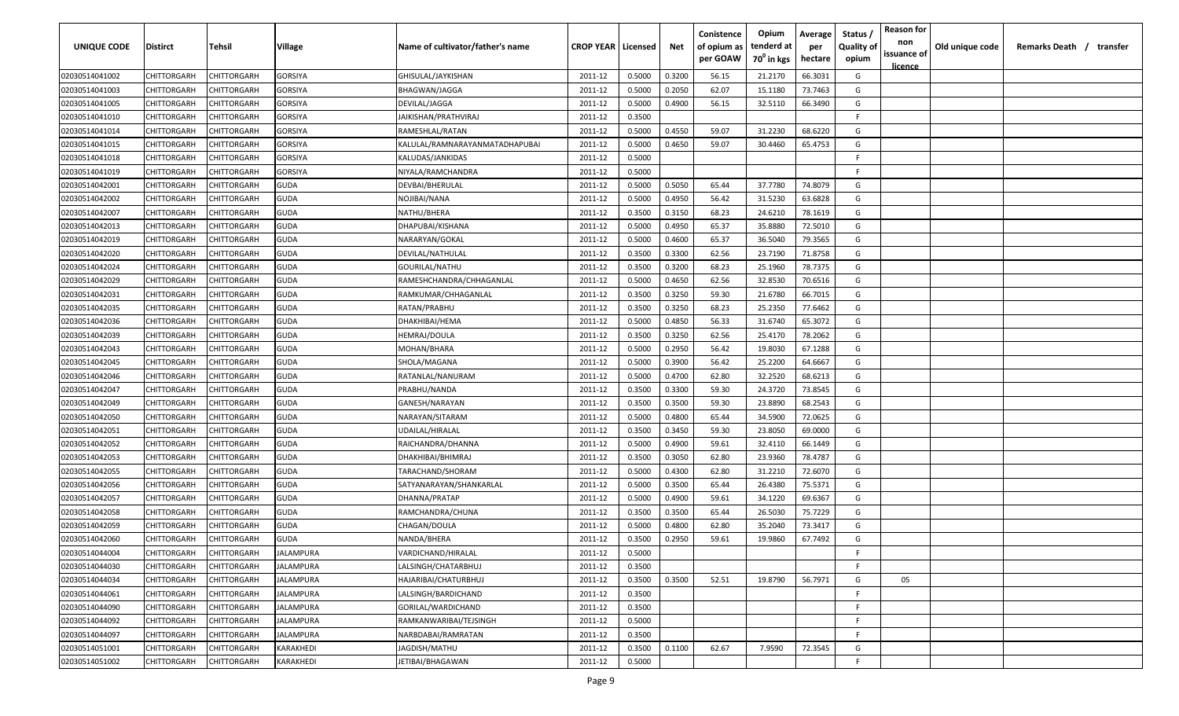| UNIQUE CODE | Distirct | Tehsil | Village | Name of cultivator/father's name | CROP YEAR | Licensed | Net | Conistence of opium as per GOAW | Opium tenderd at 70° in kgs | Average per hectare | Status / Quality of opium | Reason for non issuance of licence | Old unique code | Remarks Death / transfer |
|---|---|---|---|---|---|---|---|---|---|---|---|---|---|---|
| 02030514041002 | CHITTORGARH | CHITTORGARH | GORSIYA | GHISULAL/JAYKISHAN | 2011-12 | 0.5000 | 0.3200 | 56.15 | 21.2170 | 66.3031 | G | | | |
| 02030514041003 | CHITTORGARH | CHITTORGARH | GORSIYA | BHAGWAN/JAGGA | 2011-12 | 0.5000 | 0.2050 | 62.07 | 15.1180 | 73.7463 | G | | | |
| 02030514041005 | CHITTORGARH | CHITTORGARH | GORSIYA | DEVILAL/JAGGA | 2011-12 | 0.5000 | 0.4900 | 56.15 | 32.5110 | 66.3490 | G | | | |
| 02030514041010 | CHITTORGARH | CHITTORGARH | GORSIYA | JAIKISHAN/PRATHVIRAJ | 2011-12 | 0.3500 | | | | | F | | | |
| 02030514041014 | CHITTORGARH | CHITTORGARH | GORSIYA | RAMESHLAL/RATAN | 2011-12 | 0.5000 | 0.4550 | 59.07 | 31.2230 | 68.6220 | G | | | |
| 02030514041015 | CHITTORGARH | CHITTORGARH | GORSIYA | KALULAL/RAMNARAYANMATADHAPUBAI | 2011-12 | 0.5000 | 0.4650 | 59.07 | 30.4460 | 65.4753 | G | | | |
| 02030514041018 | CHITTORGARH | CHITTORGARH | GORSIYA | KALUDAS/JANKIDAS | 2011-12 | 0.5000 | | | | | F | | | |
| 02030514041019 | CHITTORGARH | CHITTORGARH | GORSIYA | NIYALA/RAMCHANDRA | 2011-12 | 0.5000 | | | | | F | | | |
| 02030514042001 | CHITTORGARH | CHITTORGARH | GUDA | DEVBAI/BHERULAL | 2011-12 | 0.5000 | 0.5050 | 65.44 | 37.7780 | 74.8079 | G | | | |
| 02030514042002 | CHITTORGARH | CHITTORGARH | GUDA | NOJIBAI/NANA | 2011-12 | 0.5000 | 0.4950 | 56.42 | 31.5230 | 63.6828 | G | | | |
| 02030514042007 | CHITTORGARH | CHITTORGARH | GUDA | NATHU/BHERA | 2011-12 | 0.3500 | 0.3150 | 68.23 | 24.6210 | 78.1619 | G | | | |
| 02030514042013 | CHITTORGARH | CHITTORGARH | GUDA | DHAPUBAI/KISHANA | 2011-12 | 0.5000 | 0.4950 | 65.37 | 35.8880 | 72.5010 | G | | | |
| 02030514042019 | CHITTORGARH | CHITTORGARH | GUDA | NARARYAN/GOKAL | 2011-12 | 0.5000 | 0.4600 | 65.37 | 36.5040 | 79.3565 | G | | | |
| 02030514042020 | CHITTORGARH | CHITTORGARH | GUDA | DEVILAL/NATHULAL | 2011-12 | 0.3500 | 0.3300 | 62.56 | 23.7190 | 71.8758 | G | | | |
| 02030514042024 | CHITTORGARH | CHITTORGARH | GUDA | GOURILAL/NATHU | 2011-12 | 0.3500 | 0.3200 | 68.23 | 25.1960 | 78.7375 | G | | | |
| 02030514042029 | CHITTORGARH | CHITTORGARH | GUDA | RAMESHCHANDRA/CHHAGANLAL | 2011-12 | 0.5000 | 0.4650 | 62.56 | 32.8530 | 70.6516 | G | | | |
| 02030514042031 | CHITTORGARH | CHITTORGARH | GUDA | RAMKUMAR/CHHAGANLAL | 2011-12 | 0.3500 | 0.3250 | 59.30 | 21.6780 | 66.7015 | G | | | |
| 02030514042035 | CHITTORGARH | CHITTORGARH | GUDA | RATAN/PRABHU | 2011-12 | 0.3500 | 0.3250 | 68.23 | 25.2350 | 77.6462 | G | | | |
| 02030514042036 | CHITTORGARH | CHITTORGARH | GUDA | DHAKHIBAI/HEMA | 2011-12 | 0.5000 | 0.4850 | 56.33 | 31.6740 | 65.3072 | G | | | |
| 02030514042039 | CHITTORGARH | CHITTORGARH | GUDA | HEMRAJ/DOULA | 2011-12 | 0.3500 | 0.3250 | 62.56 | 25.4170 | 78.2062 | G | | | |
| 02030514042043 | CHITTORGARH | CHITTORGARH | GUDA | MOHAN/BHARA | 2011-12 | 0.5000 | 0.2950 | 56.42 | 19.8030 | 67.1288 | G | | | |
| 02030514042045 | CHITTORGARH | CHITTORGARH | GUDA | SHOLA/MAGANA | 2011-12 | 0.5000 | 0.3900 | 56.42 | 25.2200 | 64.6667 | G | | | |
| 02030514042046 | CHITTORGARH | CHITTORGARH | GUDA | RATANLAL/NANURAM | 2011-12 | 0.5000 | 0.4700 | 62.80 | 32.2520 | 68.6213 | G | | | |
| 02030514042047 | CHITTORGARH | CHITTORGARH | GUDA | PRABHU/NANDA | 2011-12 | 0.3500 | 0.3300 | 59.30 | 24.3720 | 73.8545 | G | | | |
| 02030514042049 | CHITTORGARH | CHITTORGARH | GUDA | GANESH/NARAYAN | 2011-12 | 0.3500 | 0.3500 | 59.30 | 23.8890 | 68.2543 | G | | | |
| 02030514042050 | CHITTORGARH | CHITTORGARH | GUDA | NARAYAN/SITARAM | 2011-12 | 0.5000 | 0.4800 | 65.44 | 34.5900 | 72.0625 | G | | | |
| 02030514042051 | CHITTORGARH | CHITTORGARH | GUDA | UDAILAL/HIRALAL | 2011-12 | 0.3500 | 0.3450 | 59.30 | 23.8050 | 69.0000 | G | | | |
| 02030514042052 | CHITTORGARH | CHITTORGARH | GUDA | RAICHANDRA/DHANNA | 2011-12 | 0.5000 | 0.4900 | 59.61 | 32.4110 | 66.1449 | G | | | |
| 02030514042053 | CHITTORGARH | CHITTORGARH | GUDA | DHAKHIBAI/BHIMRAJ | 2011-12 | 0.3500 | 0.3050 | 62.80 | 23.9360 | 78.4787 | G | | | |
| 02030514042055 | CHITTORGARH | CHITTORGARH | GUDA | TARACHAND/SHORAM | 2011-12 | 0.5000 | 0.4300 | 62.80 | 31.2210 | 72.6070 | G | | | |
| 02030514042056 | CHITTORGARH | CHITTORGARH | GUDA | SATYANARAYAN/SHANKARLAL | 2011-12 | 0.5000 | 0.3500 | 65.44 | 26.4380 | 75.5371 | G | | | |
| 02030514042057 | CHITTORGARH | CHITTORGARH | GUDA | DHANNA/PRATAP | 2011-12 | 0.5000 | 0.4900 | 59.61 | 34.1220 | 69.6367 | G | | | |
| 02030514042058 | CHITTORGARH | CHITTORGARH | GUDA | RAMCHANDRA/CHUNA | 2011-12 | 0.3500 | 0.3500 | 65.44 | 26.5030 | 75.7229 | G | | | |
| 02030514042059 | CHITTORGARH | CHITTORGARH | GUDA | CHAGAN/DOULA | 2011-12 | 0.5000 | 0.4800 | 62.80 | 35.2040 | 73.3417 | G | | | |
| 02030514042060 | CHITTORGARH | CHITTORGARH | GUDA | NANDA/BHERA | 2011-12 | 0.3500 | 0.2950 | 59.61 | 19.9860 | 67.7492 | G | | | |
| 02030514044004 | CHITTORGARH | CHITTORGARH | JALAMPURA | VARDICHAND/HIRALAL | 2011-12 | 0.5000 | | | | | F | | | |
| 02030514044030 | CHITTORGARH | CHITTORGARH | JALAMPURA | LALSINGH/CHATARBHUJ | 2011-12 | 0.3500 | | | | | F | | | |
| 02030514044034 | CHITTORGARH | CHITTORGARH | JALAMPURA | HAJARIBAI/CHATURBHUJ | 2011-12 | 0.3500 | 0.3500 | 52.51 | 19.8790 | 56.7971 | G | 05 | | |
| 02030514044061 | CHITTORGARH | CHITTORGARH | JALAMPURA | LALSINGH/BARDICHAND | 2011-12 | 0.3500 | | | | | F | | | |
| 02030514044090 | CHITTORGARH | CHITTORGARH | JALAMPURA | GORILAL/WARDICHAND | 2011-12 | 0.3500 | | | | | F | | | |
| 02030514044092 | CHITTORGARH | CHITTORGARH | JALAMPURA | RAMKANWARIBAI/TEJSINGH | 2011-12 | 0.5000 | | | | | F | | | |
| 02030514044097 | CHITTORGARH | CHITTORGARH | JALAMPURA | NARBDABAI/RAMRATAN | 2011-12 | 0.3500 | | | | | F | | | |
| 02030514051001 | CHITTORGARH | CHITTORGARH | KARAKHEDI | JAGDISH/MATHU | 2011-12 | 0.3500 | 0.1100 | 62.67 | 7.9590 | 72.3545 | G | | | |
| 02030514051002 | CHITTORGARH | CHITTORGARH | KARAKHEDI | JETIBAI/BHAGAWAN | 2011-12 | 0.5000 | | | | | F | | | |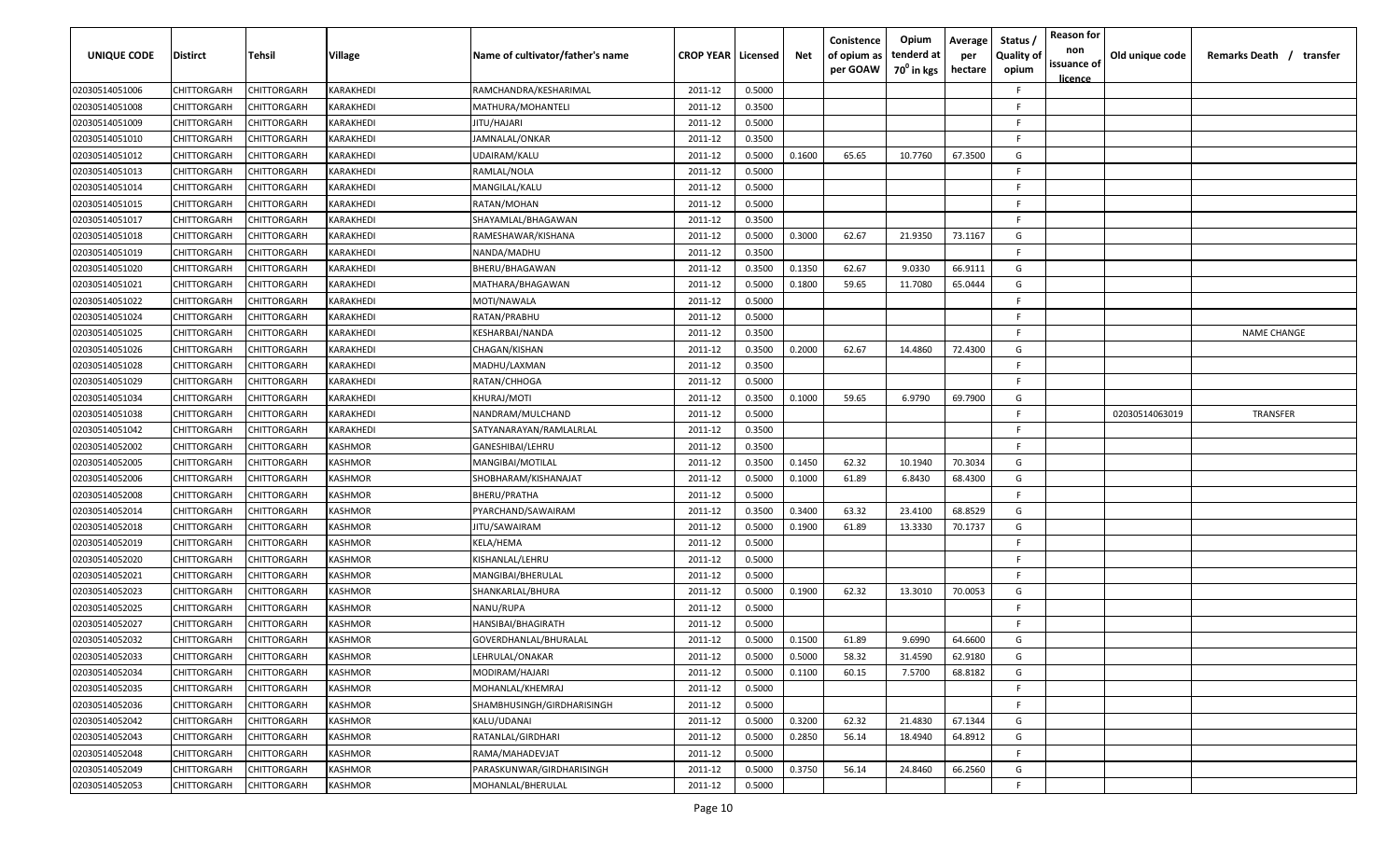| UNIQUE CODE | Distirct | Tehsil | Village | Name of cultivator/father's name | CROP YEAR | Licensed | Net | Conistence of opium as per GOAW | Opium tenderd at $70^0$ in kgs | Average per hectare | Status / Quality of opium | Reason for non issuance of licence | Old unique code | Remarks Death / transfer |
|---|---|---|---|---|---|---|---|---|---|---|---|---|---|---|
| 02030514051006 | CHITTORGARH | CHITTORGARH | KARAKHEDI | RAMCHANDRA/KESHARIMAL | 2011-12 | 0.5000 | | | | | F | | | |
| 02030514051008 | CHITTORGARH | CHITTORGARH | KARAKHEDI | MATHURA/MOHANTELI | 2011-12 | 0.3500 | | | | | F | | | |
| 02030514051009 | CHITTORGARH | CHITTORGARH | KARAKHEDI | JITU/HAJARI | 2011-12 | 0.5000 | | | | | F | | | |
| 02030514051010 | CHITTORGARH | CHITTORGARH | KARAKHEDI | JAMNALAL/ONKAR | 2011-12 | 0.3500 | | | | | F | | | |
| 02030514051012 | CHITTORGARH | CHITTORGARH | KARAKHEDI | UDAIRAM/KALU | 2011-12 | 0.5000 | 0.1600 | 65.65 | 10.7760 | 67.3500 | G | | | |
| 02030514051013 | CHITTORGARH | CHITTORGARH | KARAKHEDI | RAMLAL/NOLA | 2011-12 | 0.5000 | | | | | F | | | |
| 02030514051014 | CHITTORGARH | CHITTORGARH | KARAKHEDI | MANGILAL/KALU | 2011-12 | 0.5000 | | | | | F | | | |
| 02030514051015 | CHITTORGARH | CHITTORGARH | KARAKHEDI | RATAN/MOHAN | 2011-12 | 0.5000 | | | | | F | | | |
| 02030514051017 | CHITTORGARH | CHITTORGARH | KARAKHEDI | SHAYAMLAL/BHAGAWAN | 2011-12 | 0.3500 | | | | | F | | | |
| 02030514051018 | CHITTORGARH | CHITTORGARH | KARAKHEDI | RAMESHAWAR/KISHANA | 2011-12 | 0.5000 | 0.3000 | 62.67 | 21.9350 | 73.1167 | G | | | |
| 02030514051019 | CHITTORGARH | CHITTORGARH | KARAKHEDI | NANDA/MADHU | 2011-12 | 0.3500 | | | | | F | | | |
| 02030514051020 | CHITTORGARH | CHITTORGARH | KARAKHEDI | BHERU/BHAGAWAN | 2011-12 | 0.3500 | 0.1350 | 62.67 | 9.0330 | 66.9111 | G | | | |
| 02030514051021 | CHITTORGARH | CHITTORGARH | KARAKHEDI | MATHARA/BHAGAWAN | 2011-12 | 0.5000 | 0.1800 | 59.65 | 11.7080 | 65.0444 | G | | | |
| 02030514051022 | CHITTORGARH | CHITTORGARH | KARAKHEDI | MOTI/NAWALA | 2011-12 | 0.5000 | | | | | F | | | |
| 02030514051024 | CHITTORGARH | CHITTORGARH | KARAKHEDI | RATAN/PRABHU | 2011-12 | 0.5000 | | | | | F | | | |
| 02030514051025 | CHITTORGARH | CHITTORGARH | KARAKHEDI | KESHARBAI/NANDA | 2011-12 | 0.3500 | | | | | F | | | NAME CHANGE |
| 02030514051026 | CHITTORGARH | CHITTORGARH | KARAKHEDI | CHAGAN/KISHAN | 2011-12 | 0.3500 | 0.2000 | 62.67 | 14.4860 | 72.4300 | G | | | |
| 02030514051028 | CHITTORGARH | CHITTORGARH | KARAKHEDI | MADHU/LAXMAN | 2011-12 | 0.3500 | | | | | F | | | |
| 02030514051029 | CHITTORGARH | CHITTORGARH | KARAKHEDI | RATAN/CHHOGA | 2011-12 | 0.5000 | | | | | F | | | |
| 02030514051034 | CHITTORGARH | CHITTORGARH | KARAKHEDI | KHURAJ/MOTI | 2011-12 | 0.3500 | 0.1000 | 59.65 | 6.9790 | 69.7900 | G | | | |
| 02030514051038 | CHITTORGARH | CHITTORGARH | KARAKHEDI | NANDRAM/MULCHAND | 2011-12 | 0.5000 | | | | | F | | 02030514063019 | TRANSFER |
| 02030514051042 | CHITTORGARH | CHITTORGARH | KARAKHEDI | SATYANARAYAN/RAMLALRLAL | 2011-12 | 0.3500 | | | | | F | | | |
| 02030514052002 | CHITTORGARH | CHITTORGARH | KASHMOR | GANESHIBAI/LEHRU | 2011-12 | 0.3500 | | | | | F | | | |
| 02030514052005 | CHITTORGARH | CHITTORGARH | KASHMOR | MANGIBAI/MOTILAL | 2011-12 | 0.3500 | 0.1450 | 62.32 | 10.1940 | 70.3034 | G | | | |
| 02030514052006 | CHITTORGARH | CHITTORGARH | KASHMOR | SHOBHARAM/KISHANAJAT | 2011-12 | 0.5000 | 0.1000 | 61.89 | 6.8430 | 68.4300 | G | | | |
| 02030514052008 | CHITTORGARH | CHITTORGARH | KASHMOR | BHERU/PRATHA | 2011-12 | 0.5000 | | | | | F | | | |
| 02030514052014 | CHITTORGARH | CHITTORGARH | KASHMOR | PYARCHAND/SAWAIRAM | 2011-12 | 0.3500 | 0.3400 | 63.32 | 23.4100 | 68.8529 | G | | | |
| 02030514052018 | CHITTORGARH | CHITTORGARH | KASHMOR | JITU/SAWAIRAM | 2011-12 | 0.5000 | 0.1900 | 61.89 | 13.3330 | 70.1737 | G | | | |
| 02030514052019 | CHITTORGARH | CHITTORGARH | KASHMOR | KELA/HEMA | 2011-12 | 0.5000 | | | | | F | | | |
| 02030514052020 | CHITTORGARH | CHITTORGARH | KASHMOR | KISHANLAL/LEHRU | 2011-12 | 0.5000 | | | | | F | | | |
| 02030514052021 | CHITTORGARH | CHITTORGARH | KASHMOR | MANGIBAI/BHERULAL | 2011-12 | 0.5000 | | | | | F | | | |
| 02030514052023 | CHITTORGARH | CHITTORGARH | KASHMOR | SHANKARLAL/BHURA | 2011-12 | 0.5000 | 0.1900 | 62.32 | 13.3010 | 70.0053 | G | | | |
| 02030514052025 | CHITTORGARH | CHITTORGARH | KASHMOR | NANU/RUPA | 2011-12 | 0.5000 | | | | | F | | | |
| 02030514052027 | CHITTORGARH | CHITTORGARH | KASHMOR | HANSIBAI/BHAGIRATH | 2011-12 | 0.5000 | | | | | F | | | |
| 02030514052032 | CHITTORGARH | CHITTORGARH | KASHMOR | GOVERDHANLAL/BHURALAL | 2011-12 | 0.5000 | 0.1500 | 61.89 | 9.6990 | 64.6600 | G | | | |
| 02030514052033 | CHITTORGARH | CHITTORGARH | KASHMOR | LEHRULAL/ONAKAR | 2011-12 | 0.5000 | 0.5000 | 58.32 | 31.4590 | 62.9180 | G | | | |
| 02030514052034 | CHITTORGARH | CHITTORGARH | KASHMOR | MODIRAM/HAJARI | 2011-12 | 0.5000 | 0.1100 | 60.15 | 7.5700 | 68.8182 | G | | | |
| 02030514052035 | CHITTORGARH | CHITTORGARH | KASHMOR | MOHANLAL/KHEMRAJ | 2011-12 | 0.5000 | | | | | F | | | |
| 02030514052036 | CHITTORGARH | CHITTORGARH | KASHMOR | SHAMBHUSINGH/GIRDHARISINGH | 2011-12 | 0.5000 | | | | | F | | | |
| 02030514052042 | CHITTORGARH | CHITTORGARH | KASHMOR | KALU/UDANAI | 2011-12 | 0.5000 | 0.3200 | 62.32 | 21.4830 | 67.1344 | G | | | |
| 02030514052043 | CHITTORGARH | CHITTORGARH | KASHMOR | RATANLAL/GIRDHARI | 2011-12 | 0.5000 | 0.2850 | 56.14 | 18.4940 | 64.8912 | G | | | |
| 02030514052048 | CHITTORGARH | CHITTORGARH | KASHMOR | RAMA/MAHADEVJAT | 2011-12 | 0.5000 | | | | | F | | | |
| 02030514052049 | CHITTORGARH | CHITTORGARH | KASHMOR | PARASKUNWAR/GIRDHARISINGH | 2011-12 | 0.5000 | 0.3750 | 56.14 | 24.8460 | 66.2560 | G | | | |
| 02030514052053 | CHITTORGARH | CHITTORGARH | KASHMOR | MOHANLAL/BHERULAL | 2011-12 | 0.5000 | | | | | F | | | |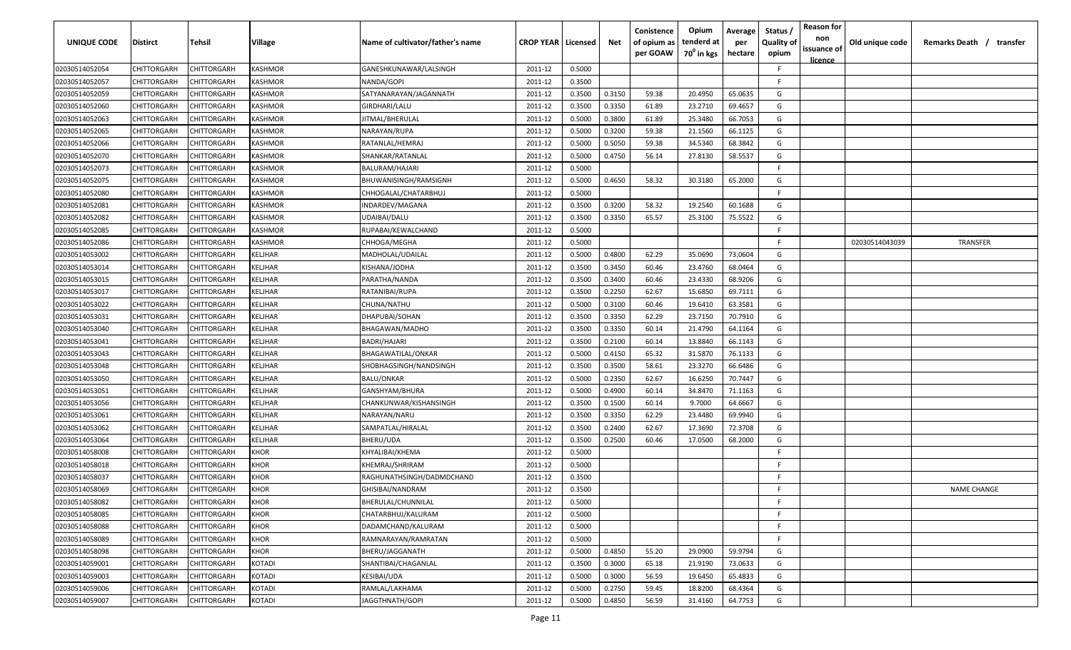| UNIQUE CODE | Distirct | Tehsil | Village | Name of cultivator/father's name | CROP YEAR | Licensed | Net | Conistence of opium as per GOAW | Opium tenderd at $70^0$ in kgs | Average per hectare | Status / Quality of opium | Reason for non issuance of licence | Old unique code | Remarks Death / transfer |
|---|---|---|---|---|---|---|---|---|---|---|---|---|---|---|
| 02030514052054 | CHITTORGARH | CHITTORGARH | KASHMOR | GANESHKUNAWAR/LALSINGH | 2011-12 | 0.5000 | | | | | F | | | |
| 02030514052057 | CHITTORGARH | CHITTORGARH | KASHMOR | NANDA/GOPI | 2011-12 | 0.3500 | | | | | F | | | |
| 02030514052059 | CHITTORGARH | CHITTORGARH | KASHMOR | SATYANARAYAN/JAGANNATH | 2011-12 | 0.3500 | 0.3150 | 59.38 | 20.4950 | 65.0635 | G | | | |
| 02030514052060 | CHITTORGARH | CHITTORGARH | KASHMOR | GIRDHARI/LALU | 2011-12 | 0.3500 | 0.3350 | 61.89 | 23.2710 | 69.4657 | G | | | |
| 02030514052063 | CHITTORGARH | CHITTORGARH | KASHMOR | JITMAL/BHERULAL | 2011-12 | 0.5000 | 0.3800 | 61.89 | 25.3480 | 66.7053 | G | | | |
| 02030514052065 | CHITTORGARH | CHITTORGARH | KASHMOR | NARAYAN/RUPA | 2011-12 | 0.5000 | 0.3200 | 59.38 | 21.1560 | 66.1125 | G | | | |
| 02030514052066 | CHITTORGARH | CHITTORGARH | KASHMOR | RATANLAL/HEMRAJ | 2011-12 | 0.5000 | 0.5050 | 59.38 | 34.5340 | 68.3842 | G | | | |
| 02030514052070 | CHITTORGARH | CHITTORGARH | KASHMOR | SHANKAR/RATANLAL | 2011-12 | 0.5000 | 0.4750 | 56.14 | 27.8130 | 58.5537 | G | | | |
| 02030514052073 | CHITTORGARH | CHITTORGARH | KASHMOR | BALURAM/HAJARI | 2011-12 | 0.5000 | | | | | F | | | |
| 02030514052075 | CHITTORGARH | CHITTORGARH | KASHMOR | BHUWANISINGH/RAMSIGNH | 2011-12 | 0.5000 | 0.4650 | 58.32 | 30.3180 | 65.2000 | G | | | |
| 02030514052080 | CHITTORGARH | CHITTORGARH | KASHMOR | CHHOGALAL/CHATARBHUJ | 2011-12 | 0.5000 | | | | | F | | | |
| 02030514052081 | CHITTORGARH | CHITTORGARH | KASHMOR | INDARDEV/MAGANA | 2011-12 | 0.3500 | 0.3200 | 58.32 | 19.2540 | 60.1688 | G | | | |
| 02030514052082 | CHITTORGARH | CHITTORGARH | KASHMOR | UDAIBAI/DALU | 2011-12 | 0.3500 | 0.3350 | 65.57 | 25.3100 | 75.5522 | G | | | |
| 02030514052085 | CHITTORGARH | CHITTORGARH | KASHMOR | RUPABAI/KEWALCHAND | 2011-12 | 0.5000 | | | | | F | | | |
| 02030514052086 | CHITTORGARH | CHITTORGARH | KASHMOR | CHHOGA/MEGHA | 2011-12 | 0.5000 | | | | | F | | 02030514043039 | TRANSFER |
| 02030514053002 | CHITTORGARH | CHITTORGARH | KELJHAR | MADHOLAL/UDAILAL | 2011-12 | 0.5000 | 0.4800 | 62.29 | 35.0690 | 73.0604 | G | | | |
| 02030514053014 | CHITTORGARH | CHITTORGARH | KELJHAR | KISHANA/JODHA | 2011-12 | 0.3500 | 0.3450 | 60.46 | 23.4760 | 68.0464 | G | | | |
| 02030514053015 | CHITTORGARH | CHITTORGARH | KELJHAR | PARATHA/NANDA | 2011-12 | 0.3500 | 0.3400 | 60.46 | 23.4330 | 68.9206 | G | | | |
| 02030514053017 | CHITTORGARH | CHITTORGARH | KELJHAR | RATANIBAI/RUPA | 2011-12 | 0.3500 | 0.2250 | 62.67 | 15.6850 | 69.7111 | G | | | |
| 02030514053022 | CHITTORGARH | CHITTORGARH | KELJHAR | CHUNA/NATHU | 2011-12 | 0.5000 | 0.3100 | 60.46 | 19.6410 | 63.3581 | G | | | |
| 02030514053031 | CHITTORGARH | CHITTORGARH | KELJHAR | DHAPUBAI/SOHAN | 2011-12 | 0.3500 | 0.3350 | 62.29 | 23.7150 | 70.7910 | G | | | |
| 02030514053040 | CHITTORGARH | CHITTORGARH | KELJHAR | BHAGAWAN/MADHO | 2011-12 | 0.3500 | 0.3350 | 60.14 | 21.4790 | 64.1164 | G | | | |
| 02030514053041 | CHITTORGARH | CHITTORGARH | KELJHAR | BADRI/HAJARI | 2011-12 | 0.3500 | 0.2100 | 60.14 | 13.8840 | 66.1143 | G | | | |
| 02030514053043 | CHITTORGARH | CHITTORGARH | KELJHAR | BHAGAWATILAL/ONKAR | 2011-12 | 0.5000 | 0.4150 | 65.32 | 31.5870 | 76.1133 | G | | | |
| 02030514053048 | CHITTORGARH | CHITTORGARH | KELJHAR | SHOBHAGSINGH/NANDSINGH | 2011-12 | 0.3500 | 0.3500 | 58.61 | 23.3270 | 66.6486 | G | | | |
| 02030514053050 | CHITTORGARH | CHITTORGARH | KELJHAR | BALU/ONKAR | 2011-12 | 0.5000 | 0.2350 | 62.67 | 16.6250 | 70.7447 | G | | | |
| 02030514053051 | CHITTORGARH | CHITTORGARH | KELJHAR | GANSHYAM/BHURA | 2011-12 | 0.5000 | 0.4900 | 60.14 | 34.8470 | 71.1163 | G | | | |
| 02030514053056 | CHITTORGARH | CHITTORGARH | KELJHAR | CHANKUNWAR/KISHANSINGH | 2011-12 | 0.3500 | 0.1500 | 60.14 | 9.7000 | 64.6667 | G | | | |
| 02030514053061 | CHITTORGARH | CHITTORGARH | KELJHAR | NARAYAN/NARU | 2011-12 | 0.3500 | 0.3350 | 62.29 | 23.4480 | 69.9940 | G | | | |
| 02030514053062 | CHITTORGARH | CHITTORGARH | KELJHAR | SAMPATLAL/HIRALAL | 2011-12 | 0.3500 | 0.2400 | 62.67 | 17.3690 | 72.3708 | G | | | |
| 02030514053064 | CHITTORGARH | CHITTORGARH | KELJHAR | BHERU/UDA | 2011-12 | 0.3500 | 0.2500 | 60.46 | 17.0500 | 68.2000 | G | | | |
| 02030514058008 | CHITTORGARH | CHITTORGARH | KHOR | KHYALIBAI/KHEMA | 2011-12 | 0.5000 | | | | | F | | | |
| 02030514058018 | CHITTORGARH | CHITTORGARH | KHOR | KHEMRAJ/SHRIRAM | 2011-12 | 0.5000 | | | | | F | | | |
| 02030514058037 | CHITTORGARH | CHITTORGARH | KHOR | RAGHUNATHSINGH/DADMDCHAND | 2011-12 | 0.3500 | | | | | F | | | |
| 02030514058069 | CHITTORGARH | CHITTORGARH | KHOR | GHISIBAI/NANDRAM | 2011-12 | 0.3500 | | | | | F | | | NAME CHANGE |
| 02030514058082 | CHITTORGARH | CHITTORGARH | KHOR | BHERULAL/CHUNNILAL | 2011-12 | 0.5000 | | | | | F | | | |
| 02030514058085 | CHITTORGARH | CHITTORGARH | KHOR | CHATARBHUJ/KALURAM | 2011-12 | 0.5000 | | | | | F | | | |
| 02030514058088 | CHITTORGARH | CHITTORGARH | KHOR | DADAMCHAND/KALURAM | 2011-12 | 0.5000 | | | | | F | | | |
| 02030514058089 | CHITTORGARH | CHITTORGARH | KHOR | RAMNARAYAN/RAMRATAN | 2011-12 | 0.5000 | | | | | F | | | |
| 02030514058098 | CHITTORGARH | CHITTORGARH | KHOR | BHERU/JAGGANATH | 2011-12 | 0.5000 | 0.4850 | 55.20 | 29.0900 | 59.9794 | G | | | |
| 02030514059001 | CHITTORGARH | CHITTORGARH | KOTADI | SHANTIBAI/CHAGANLAL | 2011-12 | 0.3500 | 0.3000 | 65.18 | 21.9190 | 73.0633 | G | | | |
| 02030514059003 | CHITTORGARH | CHITTORGARH | KOTADI | KESIBAI/UDA | 2011-12 | 0.5000 | 0.3000 | 56.59 | 19.6450 | 65.4833 | G | | | |
| 02030514059006 | CHITTORGARH | CHITTORGARH | KOTADI | RAMLAL/LAKHAMA | 2011-12 | 0.5000 | 0.2750 | 59.45 | 18.8200 | 68.4364 | G | | | |
| 02030514059007 | CHITTORGARH | CHITTORGARH | KOTADI | JAGGTHNATH/GOPI | 2011-12 | 0.5000 | 0.4850 | 56.59 | 31.4160 | 64.7753 | G | | | |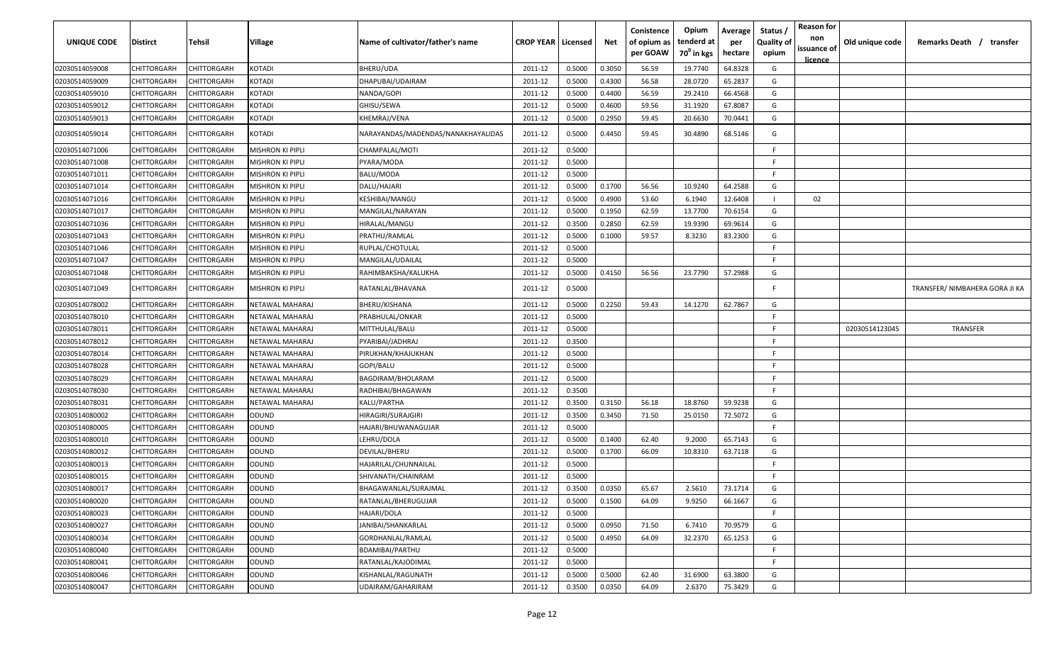| UNIQUE CODE | Distirct | Tehsil | Village | Name of cultivator/father's name | CROP YEAR | Licensed | Net | Conistence of opium as per GOAW | Opium tenderd at $70^0$ in kgs | Average per hectare | Status / Quality of opium | Reason for non issuance of licence | Old unique code | Remarks Death / transfer |
|---|---|---|---|---|---|---|---|---|---|---|---|---|---|---|
| 02030514059008 | CHITTORGARH | CHITTORGARH | KOTADI | BHERU/UDA | 2011-12 | 0.5000 | 0.3050 | 56.59 | 19.7740 | 64.8328 | G | | | |
| 02030514059009 | CHITTORGARH | CHITTORGARH | KOTADI | DHAPUBAI/UDAIRAM | 2011-12 | 0.5000 | 0.4300 | 56.58 | 28.0720 | 65.2837 | G | | | |
| 02030514059010 | CHITTORGARH | CHITTORGARH | KOTADI | NANDA/GOPI | 2011-12 | 0.5000 | 0.4400 | 56.59 | 29.2410 | 66.4568 | G | | | |
| 02030514059012 | CHITTORGARH | CHITTORGARH | KOTADI | GHISU/SEWA | 2011-12 | 0.5000 | 0.4600 | 59.56 | 31.1920 | 67.8087 | G | | | |
| 02030514059013 | CHITTORGARH | CHITTORGARH | KOTADI | KHEMRAJ/VENA | 2011-12 | 0.5000 | 0.2950 | 59.45 | 20.6630 | 70.0441 | G | | | |
| 02030514059014 | CHITTORGARH | CHITTORGARH | KOTADI | NARAYANDAS/MADENDAS/NANAKHAYALIDAS | 2011-12 | 0.5000 | 0.4450 | 59.45 | 30.4890 | 68.5146 | G | | | |
| 02030514071006 | CHITTORGARH | CHITTORGARH | MISHRON KI PIPLI | CHAMPALAL/MOTI | 2011-12 | 0.5000 | | | | | F | | | |
| 02030514071008 | CHITTORGARH | CHITTORGARH | MISHRON KI PIPLI | PYARA/MODA | 2011-12 | 0.5000 | | | | | F | | | |
| 02030514071011 | CHITTORGARH | CHITTORGARH | MISHRON KI PIPLI | BALU/MODA | 2011-12 | 0.5000 | | | | | F | | | |
| 02030514071014 | CHITTORGARH | CHITTORGARH | MISHRON KI PIPLI | DALU/HAJARI | 2011-12 | 0.5000 | 0.1700 | 56.56 | 10.9240 | 64.2588 | G | | | |
| 02030514071016 | CHITTORGARH | CHITTORGARH | MISHRON KI PIPLI | KESHIBAI/MANGU | 2011-12 | 0.5000 | 0.4900 | 53.60 | 6.1940 | 12.6408 | I | 02 | | |
| 02030514071017 | CHITTORGARH | CHITTORGARH | MISHRON KI PIPLI | MANGILAL/NARAYAN | 2011-12 | 0.5000 | 0.1950 | 62.59 | 13.7700 | 70.6154 | G | | | |
| 02030514071036 | CHITTORGARH | CHITTORGARH | MISHRON KI PIPLI | HIRALAL/MANGU | 2011-12 | 0.3500 | 0.2850 | 62.59 | 19.9390 | 69.9614 | G | | | |
| 02030514071043 | CHITTORGARH | CHITTORGARH | MISHRON KI PIPLI | PRATHU/RAMLAL | 2011-12 | 0.5000 | 0.1000 | 59.57 | 8.3230 | 83.2300 | G | | | |
| 02030514071046 | CHITTORGARH | CHITTORGARH | MISHRON KI PIPLI | RUPLAL/CHOTULAL | 2011-12 | 0.5000 | | | | | F | | | |
| 02030514071047 | CHITTORGARH | CHITTORGARH | MISHRON KI PIPLI | MANGILAL/UDAILAL | 2011-12 | 0.5000 | | | | | F | | | |
| 02030514071048 | CHITTORGARH | CHITTORGARH | MISHRON KI PIPLI | RAHIMBAKSHA/KALUKHA | 2011-12 | 0.5000 | 0.4150 | 56.56 | 23.7790 | 57.2988 | G | | | |
| 02030514071049 | CHITTORGARH | CHITTORGARH | MISHRON KI PIPLI | RATANLAL/BHAVANA | 2011-12 | 0.5000 | | | | | F | | | TRANSFER/ NIMBAHERA GORA JI KA |
| 02030514078002 | CHITTORGARH | CHITTORGARH | NETAWAL MAHARAJ | BHERU/KISHANA | 2011-12 | 0.5000 | 0.2250 | 59.43 | 14.1270 | 62.7867 | G | | | |
| 02030514078010 | CHITTORGARH | CHITTORGARH | NETAWAL MAHARAJ | PRABHULAL/ONKAR | 2011-12 | 0.5000 | | | | | F | | | |
| 02030514078011 | CHITTORGARH | CHITTORGARH | NETAWAL MAHARAJ | MITTHULAL/BALU | 2011-12 | 0.5000 | | | | | F | | 02030514123045 | TRANSFER |
| 02030514078012 | CHITTORGARH | CHITTORGARH | NETAWAL MAHARAJ | PYARIBAI/JADHRAJ | 2011-12 | 0.3500 | | | | | F | | | |
| 02030514078014 | CHITTORGARH | CHITTORGARH | NETAWAL MAHARAJ | PIRUKHAN/KHAJUKHAN | 2011-12 | 0.5000 | | | | | F | | | |
| 02030514078028 | CHITTORGARH | CHITTORGARH | NETAWAL MAHARAJ | GOPI/BALU | 2011-12 | 0.5000 | | | | | F | | | |
| 02030514078029 | CHITTORGARH | CHITTORGARH | NETAWAL MAHARAJ | BAGDIRAM/BHOLARAM | 2011-12 | 0.5000 | | | | | F | | | |
| 02030514078030 | CHITTORGARH | CHITTORGARH | NETAWAL MAHARAJ | RADHIBAI/BHAGAWAN | 2011-12 | 0.3500 | | | | | F | | | |
| 02030514078031 | CHITTORGARH | CHITTORGARH | NETAWAL MAHARAJ | KALU/PARTHA | 2011-12 | 0.3500 | 0.3150 | 56.18 | 18.8760 | 59.9238 | G | | | |
| 02030514080002 | CHITTORGARH | CHITTORGARH | ODUND | HIRAGIRI/SURAJGIRI | 2011-12 | 0.3500 | 0.3450 | 71.50 | 25.0150 | 72.5072 | G | | | |
| 02030514080005 | CHITTORGARH | CHITTORGARH | ODUND | HAJARI/BHUWANAGUJAR | 2011-12 | 0.5000 | | | | | F | | | |
| 02030514080010 | CHITTORGARH | CHITTORGARH | ODUND | LEHRU/DOLA | 2011-12 | 0.5000 | 0.1400 | 62.40 | 9.2000 | 65.7143 | G | | | |
| 02030514080012 | CHITTORGARH | CHITTORGARH | ODUND | DEVILAL/BHERU | 2011-12 | 0.5000 | 0.1700 | 66.09 | 10.8310 | 63.7118 | G | | | |
| 02030514080013 | CHITTORGARH | CHITTORGARH | ODUND | HAJARILAL/CHUNNAILAL | 2011-12 | 0.5000 | | | | | F | | | |
| 02030514080015 | CHITTORGARH | CHITTORGARH | ODUND | SHIVANATH/CHAINRAM | 2011-12 | 0.5000 | | | | | F | | | |
| 02030514080017 | CHITTORGARH | CHITTORGARH | ODUND | BHAGAWANLAL/SURAJMAL | 2011-12 | 0.3500 | 0.0350 | 65.67 | 2.5610 | 73.1714 | G | | | |
| 02030514080020 | CHITTORGARH | CHITTORGARH | ODUND | RATANLAL/BHERUGUJAR | 2011-12 | 0.5000 | 0.1500 | 64.09 | 9.9250 | 66.1667 | G | | | |
| 02030514080023 | CHITTORGARH | CHITTORGARH | ODUND | HAJARI/DOLA | 2011-12 | 0.5000 | | | | | F | | | |
| 02030514080027 | CHITTORGARH | CHITTORGARH | ODUND | JANIBAI/SHANKARLAL | 2011-12 | 0.5000 | 0.0950 | 71.50 | 6.7410 | 70.9579 | G | | | |
| 02030514080034 | CHITTORGARH | CHITTORGARH | ODUND | GORDHANLAL/RAMLAL | 2011-12 | 0.5000 | 0.4950 | 64.09 | 32.2370 | 65.1253 | G | | | |
| 02030514080040 | CHITTORGARH | CHITTORGARH | ODUND | BDAMIBAI/PARTHU | 2011-12 | 0.5000 | | | | | F | | | |
| 02030514080041 | CHITTORGARH | CHITTORGARH | ODUND | RATANLAL/KAJODIMAL | 2011-12 | 0.5000 | | | | | F | | | |
| 02030514080046 | CHITTORGARH | CHITTORGARH | ODUND | KISHANLAL/RAGUNATH | 2011-12 | 0.5000 | 0.5000 | 62.40 | 31.6900 | 63.3800 | G | | | |
| 02030514080047 | CHITTORGARH | CHITTORGARH | ODUND | UDAIRAM/GAHARIRAM | 2011-12 | 0.3500 | 0.0350 | 64.09 | 2.6370 | 75.3429 | G | | | |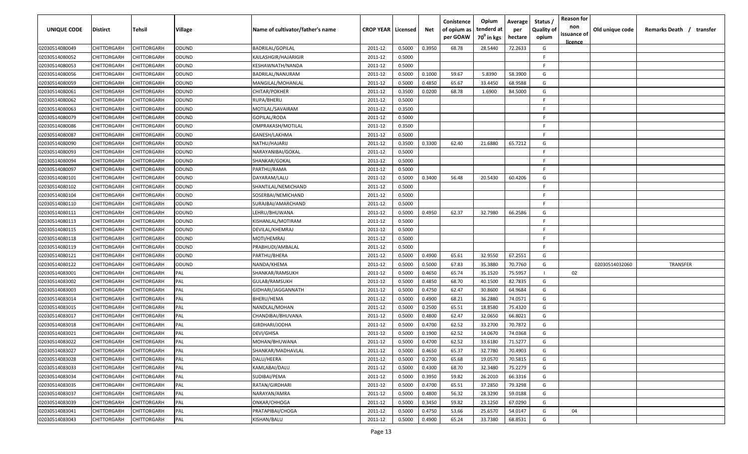| UNIQUE CODE | Distirct | Tehsil | Village | Name of cultivator/father's name | CROP YEAR | Licensed | Net | Conistence of opium as per GOAW | Opium tenderd at 70° in kgs | Average per hectare | Status / Quality of opium | Reason for non issuance of licence | Old unique code | Remarks Death / transfer |
|---|---|---|---|---|---|---|---|---|---|---|---|---|---|---|
| 02030514080049 | CHITTORGARH | CHITTORGARH | ODUND | BADRILAL/GOPILAL | 2011-12 | 0.5000 | 0.3950 | 68.78 | 28.5440 | 72.2633 | G | | | |
| 02030514080052 | CHITTORGARH | CHITTORGARH | ODUND | KAILASHGIR/HAJARIGIR | 2011-12 | 0.5000 | | | | | F | | | |
| 02030514080053 | CHITTORGARH | CHITTORGARH | ODUND | KESHAWNATH/NANDA | 2011-12 | 0.5000 | | | | | F | | | |
| 02030514080056 | CHITTORGARH | CHITTORGARH | ODUND | BADRILAL/NANURAM | 2011-12 | 0.5000 | 0.1000 | 59.67 | 5.8390 | 58.3900 | G | | | |
| 02030514080059 | CHITTORGARH | CHITTORGARH | ODUND | MANGILAL/MOHANLAL | 2011-12 | 0.5000 | 0.4850 | 65.67 | 33.4450 | 68.9588 | G | | | |
| 02030514080061 | CHITTORGARH | CHITTORGARH | ODUND | CHITAR/POKHER | 2011-12 | 0.3500 | 0.0200 | 68.78 | 1.6900 | 84.5000 | G | | | |
| 02030514080062 | CHITTORGARH | CHITTORGARH | ODUND | RUPA/BHERU | 2011-12 | 0.5000 | | | | | F | | | |
| 02030514080063 | CHITTORGARH | CHITTORGARH | ODUND | MOTILAL/SAVAIRAM | 2011-12 | 0.3500 | | | | | F | | | |
| 02030514080079 | CHITTORGARH | CHITTORGARH | ODUND | GOPILAL/RODA | 2011-12 | 0.5000 | | | | | F | | | |
| 02030514080086 | CHITTORGARH | CHITTORGARH | ODUND | OMPRAKASH/MOTILAL | 2011-12 | 0.3500 | | | | | F | | | |
| 02030514080087 | CHITTORGARH | CHITTORGARH | ODUND | GANESH/LAKHMA | 2011-12 | 0.5000 | | | | | F | | | |
| 02030514080090 | CHITTORGARH | CHITTORGARH | ODUND | NATHU/HAJARIJ | 2011-12 | 0.3500 | 0.3300 | 62.40 | 21.6880 | 65.7212 | G | | | |
| 02030514080093 | CHITTORGARH | CHITTORGARH | ODUND | NARAYANIBAI/GOKAL | 2011-12 | 0.5000 | | | | | F | | | |
| 02030514080094 | CHITTORGARH | CHITTORGARH | ODUND | SHANKAR/GOKAL | 2011-12 | 0.5000 | | | | | F | | | |
| 02030514080097 | CHITTORGARH | CHITTORGARH | ODUND | PARTHU/RAMA | 2011-12 | 0.5000 | | | | | F | | | |
| 02030514080101 | CHITTORGARH | CHITTORGARH | ODUND | DAYARAM/LALU | 2011-12 | 0.5000 | 0.3400 | 56.48 | 20.5430 | 60.4206 | G | | | |
| 02030514080102 | CHITTORGARH | CHITTORGARH | ODUND | SHANTILAL/NEMICHAND | 2011-12 | 0.5000 | | | | | F | | | |
| 02030514080104 | CHITTORGARH | CHITTORGARH | ODUND | SOSERBAI/NEMICHAND | 2011-12 | 0.5000 | | | | | F | | | |
| 02030514080110 | CHITTORGARH | CHITTORGARH | ODUND | SURAJBAI/AMARCHAND | 2011-12 | 0.5000 | | | | | F | | | |
| 02030514080111 | CHITTORGARH | CHITTORGARH | ODUND | LEHRU/BHUWANA | 2011-12 | 0.5000 | 0.4950 | 62.37 | 32.7980 | 66.2586 | G | | | |
| 02030514080113 | CHITTORGARH | CHITTORGARH | ODUND | KISHANLAL/MOTIRAM | 2011-12 | 0.5000 | | | | | F | | | |
| 02030514080115 | CHITTORGARH | CHITTORGARH | ODUND | DEVILAL/KHEMRAJ | 2011-12 | 0.5000 | | | | | F | | | |
| 02030514080118 | CHITTORGARH | CHITTORGARH | ODUND | MOTI/HEMRAJ | 2011-12 | 0.5000 | | | | | F | | | |
| 02030514080119 | CHITTORGARH | CHITTORGARH | ODUND | PRABHUDI/AMBALAL | 2011-12 | 0.5000 | | | | | F | | | |
| 02030514080121 | CHITTORGARH | CHITTORGARH | ODUND | PARTHU/BHERA | 2011-12 | 0.5000 | 0.4900 | 65.61 | 32.9550 | 67.2551 | G | | | |
| 02030514080122 | CHITTORGARH | CHITTORGARH | ODUND | NANDA/KHEMA | 2011-12 | 0.5000 | 0.5000 | 67.83 | 35.3880 | 70.7760 | G | | 02030514032060 | TRANSFER |
| 02030514083001 | CHITTORGARH | CHITTORGARH | PAL | SHANKAR/RAMSUKH | 2011-12 | 0.5000 | 0.4650 | 65.74 | 35.1520 | 75.5957 | I | 02 | | |
| 02030514083002 | CHITTORGARH | CHITTORGARH | PAL | GULAB/RAMSUKH | 2011-12 | 0.5000 | 0.4850 | 68.70 | 40.1500 | 82.7835 | G | | | |
| 02030514083003 | CHITTORGARH | CHITTORGARH | PAL | GIDHARI/JAGGANNATH | 2011-12 | 0.5000 | 0.4750 | 62.47 | 30.8600 | 64.9684 | G | | | |
| 02030514083014 | CHITTORGARH | CHITTORGARH | PAL | BHERU/HEMA | 2011-12 | 0.5000 | 0.4900 | 68.21 | 36.2880 | 74.0571 | G | | | |
| 02030514083015 | CHITTORGARH | CHITTORGARH | PAL | NANDLAL/MOHAN | 2011-12 | 0.5000 | 0.2500 | 65.51 | 18.8580 | 75.4320 | G | | | |
| 02030514083017 | CHITTORGARH | CHITTORGARH | PAL | CHANDIBAI/BHUVANA | 2011-12 | 0.5000 | 0.4800 | 62.47 | 32.0650 | 66.8021 | G | | | |
| 02030514083018 | CHITTORGARH | CHITTORGARH | PAL | GIRDHARI/JODHA | 2011-12 | 0.5000 | 0.4700 | 62.52 | 33.2700 | 70.7872 | G | | | |
| 02030514083021 | CHITTORGARH | CHITTORGARH | PAL | DEVI/GHISA | 2011-12 | 0.5000 | 0.1900 | 62.52 | 14.0670 | 74.0368 | G | | | |
| 02030514083022 | CHITTORGARH | CHITTORGARH | PAL | MOHAN/BHUWANA | 2011-12 | 0.5000 | 0.4700 | 62.52 | 33.6180 | 71.5277 | G | | | |
| 02030514083027 | CHITTORGARH | CHITTORGARH | PAL | SHANKAR/MADHAVLAL | 2011-12 | 0.5000 | 0.4650 | 65.37 | 32.7780 | 70.4903 | G | | | |
| 02030514083028 | CHITTORGARH | CHITTORGARH | PAL | DALU/HEERA | 2011-12 | 0.5000 | 0.2700 | 65.68 | 19.0570 | 70.5815 | G | | | |
| 02030514083033 | CHITTORGARH | CHITTORGARH | PAL | KAMLABAI/DALU | 2011-12 | 0.5000 | 0.4300 | 68.70 | 32.3480 | 75.2279 | G | | | |
| 02030514083034 | CHITTORGARH | CHITTORGARH | PAL | SUDIBAI/PEMA | 2011-12 | 0.5000 | 0.3950 | 59.82 | 26.2010 | 66.3316 | G | | | |
| 02030514083035 | CHITTORGARH | CHITTORGARH | PAL | RATAN/GIRDHARI | 2011-12 | 0.5000 | 0.4700 | 65.51 | 37.2850 | 79.3298 | G | | | |
| 02030514083037 | CHITTORGARH | CHITTORGARH | PAL | NARAYAN/AMRA | 2011-12 | 0.5000 | 0.4800 | 56.32 | 28.3290 | 59.0188 | G | | | |
| 02030514083039 | CHITTORGARH | CHITTORGARH | PAL | ONKAR/CHHOGA | 2011-12 | 0.5000 | 0.3450 | 59.82 | 23.1250 | 67.0290 | G | | | |
| 02030514083041 | CHITTORGARH | CHITTORGARH | PAL | PRATAPIBAI/CHOGA | 2011-12 | 0.5000 | 0.4750 | 53.66 | 25.6570 | 54.0147 | G | 04 | | |
| 02030514083043 | CHITTORGARH | CHITTORGARH | PAL | KISHAN/BALU | 2011-12 | 0.5000 | 0.4900 | 65.24 | 33.7380 | 68.8531 | G | | | |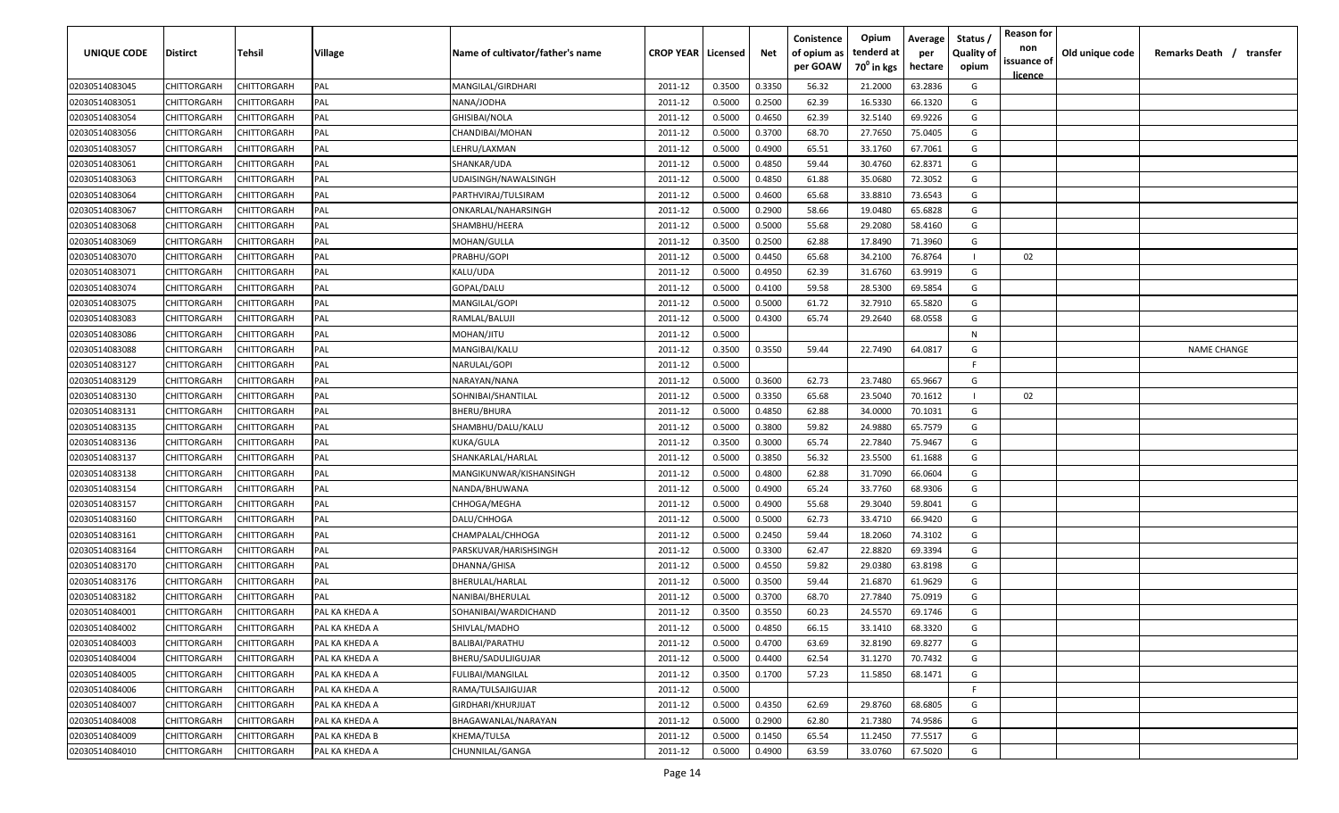| UNIQUE CODE | Distirct | Tehsil | Village | Name of cultivator/father's name | CROP YEAR | Licensed | Net | Conistence of opium as per GOAW | Opium tenderd at 70$^0$ in kgs | Average per hectare | Status / Quality of opium | Reason for non issuance of licence | Old unique code | Remarks Death / transfer |
|---|---|---|---|---|---|---|---|---|---|---|---|---|---|---|
| 02030514083045 | CHITTORGARH | CHITTORGARH | PAL | MANGILAL/GIRDHARI | 2011-12 | 0.3500 | 0.3350 | 56.32 | 21.2000 | 63.2836 | G | | | |
| 02030514083051 | CHITTORGARH | CHITTORGARH | PAL | NANA/JODHA | 2011-12 | 0.5000 | 0.2500 | 62.39 | 16.5330 | 66.1320 | G | | | |
| 02030514083054 | CHITTORGARH | CHITTORGARH | PAL | GHISIBAI/NOLA | 2011-12 | 0.5000 | 0.4650 | 62.39 | 32.5140 | 69.9226 | G | | | |
| 02030514083056 | CHITTORGARH | CHITTORGARH | PAL | CHANDIBAI/MOHAN | 2011-12 | 0.5000 | 0.3700 | 68.70 | 27.7650 | 75.0405 | G | | | |
| 02030514083057 | CHITTORGARH | CHITTORGARH | PAL | LEHRU/LAXMAN | 2011-12 | 0.5000 | 0.4900 | 65.51 | 33.1760 | 67.7061 | G | | | |
| 02030514083061 | CHITTORGARH | CHITTORGARH | PAL | SHANKAR/UDA | 2011-12 | 0.5000 | 0.4850 | 59.44 | 30.4760 | 62.8371 | G | | | |
| 02030514083063 | CHITTORGARH | CHITTORGARH | PAL | UDAISINGH/NAWALSINGH | 2011-12 | 0.5000 | 0.4850 | 61.88 | 35.0680 | 72.3052 | G | | | |
| 02030514083064 | CHITTORGARH | CHITTORGARH | PAL | PARTHVIRAJ/TULSIRAM | 2011-12 | 0.5000 | 0.4600 | 65.68 | 33.8810 | 73.6543 | G | | | |
| 02030514083067 | CHITTORGARH | CHITTORGARH | PAL | ONKARLAL/NAHARSINGH | 2011-12 | 0.5000 | 0.2900 | 58.66 | 19.0480 | 65.6828 | G | | | |
| 02030514083068 | CHITTORGARH | CHITTORGARH | PAL | SHAMBHU/HEERA | 2011-12 | 0.5000 | 0.5000 | 55.68 | 29.2080 | 58.4160 | G | | | |
| 02030514083069 | CHITTORGARH | CHITTORGARH | PAL | MOHAN/GULLA | 2011-12 | 0.3500 | 0.2500 | 62.88 | 17.8490 | 71.3960 | G | | | |
| 02030514083070 | CHITTORGARH | CHITTORGARH | PAL | PRABHU/GOPI | 2011-12 | 0.5000 | 0.4450 | 65.68 | 34.2100 | 76.8764 | I | 02 | | |
| 02030514083071 | CHITTORGARH | CHITTORGARH | PAL | KALU/UDA | 2011-12 | 0.5000 | 0.4950 | 62.39 | 31.6760 | 63.9919 | G | | | |
| 02030514083074 | CHITTORGARH | CHITTORGARH | PAL | GOPAL/DALU | 2011-12 | 0.5000 | 0.4100 | 59.58 | 28.5300 | 69.5854 | G | | | |
| 02030514083075 | CHITTORGARH | CHITTORGARH | PAL | MANGILAL/GOPI | 2011-12 | 0.5000 | 0.5000 | 61.72 | 32.7910 | 65.5820 | G | | | |
| 02030514083083 | CHITTORGARH | CHITTORGARH | PAL | RAMLAL/BALUJI | 2011-12 | 0.5000 | 0.4300 | 65.74 | 29.2640 | 68.0558 | G | | | |
| 02030514083086 | CHITTORGARH | CHITTORGARH | PAL | MOHAN/JITU | 2011-12 | 0.5000 | | | | | N | | | |
| 02030514083088 | CHITTORGARH | CHITTORGARH | PAL | MANGIBAI/KALU | 2011-12 | 0.3500 | 0.3550 | 59.44 | 22.7490 | 64.0817 | G | | | NAME CHANGE |
| 02030514083127 | CHITTORGARH | CHITTORGARH | PAL | NARULAL/GOPI | 2011-12 | 0.5000 | | | | | F | | | |
| 02030514083129 | CHITTORGARH | CHITTORGARH | PAL | NARAYAN/NANA | 2011-12 | 0.5000 | 0.3600 | 62.73 | 23.7480 | 65.9667 | G | | | |
| 02030514083130 | CHITTORGARH | CHITTORGARH | PAL | SOHNIBAI/SHANTILAL | 2011-12 | 0.5000 | 0.3350 | 65.68 | 23.5040 | 70.1612 | I | 02 | | |
| 02030514083131 | CHITTORGARH | CHITTORGARH | PAL | BHERU/BHURA | 2011-12 | 0.5000 | 0.4850 | 62.88 | 34.0000 | 70.1031 | G | | | |
| 02030514083135 | CHITTORGARH | CHITTORGARH | PAL | SHAMBHU/DALU/KALU | 2011-12 | 0.5000 | 0.3800 | 59.82 | 24.9880 | 65.7579 | G | | | |
| 02030514083136 | CHITTORGARH | CHITTORGARH | PAL | KUKA/GULA | 2011-12 | 0.3500 | 0.3000 | 65.74 | 22.7840 | 75.9467 | G | | | |
| 02030514083137 | CHITTORGARH | CHITTORGARH | PAL | SHANKARLAL/HARLAL | 2011-12 | 0.5000 | 0.3850 | 56.32 | 23.5500 | 61.1688 | G | | | |
| 02030514083138 | CHITTORGARH | CHITTORGARH | PAL | MANGIKUNWAR/KISHANSINGH | 2011-12 | 0.5000 | 0.4800 | 62.88 | 31.7090 | 66.0604 | G | | | |
| 02030514083154 | CHITTORGARH | CHITTORGARH | PAL | NANDA/BHUWANA | 2011-12 | 0.5000 | 0.4900 | 65.24 | 33.7760 | 68.9306 | G | | | |
| 02030514083157 | CHITTORGARH | CHITTORGARH | PAL | CHHOGA/MEGHA | 2011-12 | 0.5000 | 0.4900 | 55.68 | 29.3040 | 59.8041 | G | | | |
| 02030514083160 | CHITTORGARH | CHITTORGARH | PAL | DALU/CHHOGA | 2011-12 | 0.5000 | 0.5000 | 62.73 | 33.4710 | 66.9420 | G | | | |
| 02030514083161 | CHITTORGARH | CHITTORGARH | PAL | CHAMPALAL/CHHOGA | 2011-12 | 0.5000 | 0.2450 | 59.44 | 18.2060 | 74.3102 | G | | | |
| 02030514083164 | CHITTORGARH | CHITTORGARH | PAL | PARSKUVAR/HARISHSINGH | 2011-12 | 0.5000 | 0.3300 | 62.47 | 22.8820 | 69.3394 | G | | | |
| 02030514083170 | CHITTORGARH | CHITTORGARH | PAL | DHANNA/GHISA | 2011-12 | 0.5000 | 0.4550 | 59.82 | 29.0380 | 63.8198 | G | | | |
| 02030514083176 | CHITTORGARH | CHITTORGARH | PAL | BHERULAL/HARLAL | 2011-12 | 0.5000 | 0.3500 | 59.44 | 21.6870 | 61.9629 | G | | | |
| 02030514083182 | CHITTORGARH | CHITTORGARH | PAL | NANIBAI/BHERULAL | 2011-12 | 0.5000 | 0.3700 | 68.70 | 27.7840 | 75.0919 | G | | | |
| 02030514084001 | CHITTORGARH | CHITTORGARH | PAL KA KHEDA A | SOHANIBAI/WARDICHAND | 2011-12 | 0.3500 | 0.3550 | 60.23 | 24.5570 | 69.1746 | G | | | |
| 02030514084002 | CHITTORGARH | CHITTORGARH | PAL KA KHEDA A | SHIVLAL/MADHO | 2011-12 | 0.5000 | 0.4850 | 66.15 | 33.1410 | 68.3320 | G | | | |
| 02030514084003 | CHITTORGARH | CHITTORGARH | PAL KA KHEDA A | BALIBAI/PARATHU | 2011-12 | 0.5000 | 0.4700 | 63.69 | 32.8190 | 69.8277 | G | | | |
| 02030514084004 | CHITTORGARH | CHITTORGARH | PAL KA KHEDA A | BHERU/SADULJIGUJAR | 2011-12 | 0.5000 | 0.4400 | 62.54 | 31.1270 | 70.7432 | G | | | |
| 02030514084005 | CHITTORGARH | CHITTORGARH | PAL KA KHEDA A | FULIBAI/MANGILAL | 2011-12 | 0.3500 | 0.1700 | 57.23 | 11.5850 | 68.1471 | G | | | |
| 02030514084006 | CHITTORGARH | CHITTORGARH | PAL KA KHEDA A | RAMA/TULSAJIGUJAR | 2011-12 | 0.5000 | | | | | F | | | |
| 02030514084007 | CHITTORGARH | CHITTORGARH | PAL KA KHEDA A | GIRDHARI/KHURJIJAT | 2011-12 | 0.5000 | 0.4350 | 62.69 | 29.8760 | 68.6805 | G | | | |
| 02030514084008 | CHITTORGARH | CHITTORGARH | PAL KA KHEDA A | BHAGAWANLAL/NARAYAN | 2011-12 | 0.5000 | 0.2900 | 62.80 | 21.7380 | 74.9586 | G | | | |
| 02030514084009 | CHITTORGARH | CHITTORGARH | PAL KA KHEDA B | KHEMA/TULSA | 2011-12 | 0.5000 | 0.1450 | 65.54 | 11.2450 | 77.5517 | G | | | |
| 02030514084010 | CHITTORGARH | CHITTORGARH | PAL KA KHEDA A | CHUNNILAL/GANGA | 2011-12 | 0.5000 | 0.4900 | 63.59 | 33.0760 | 67.5020 | G | | | |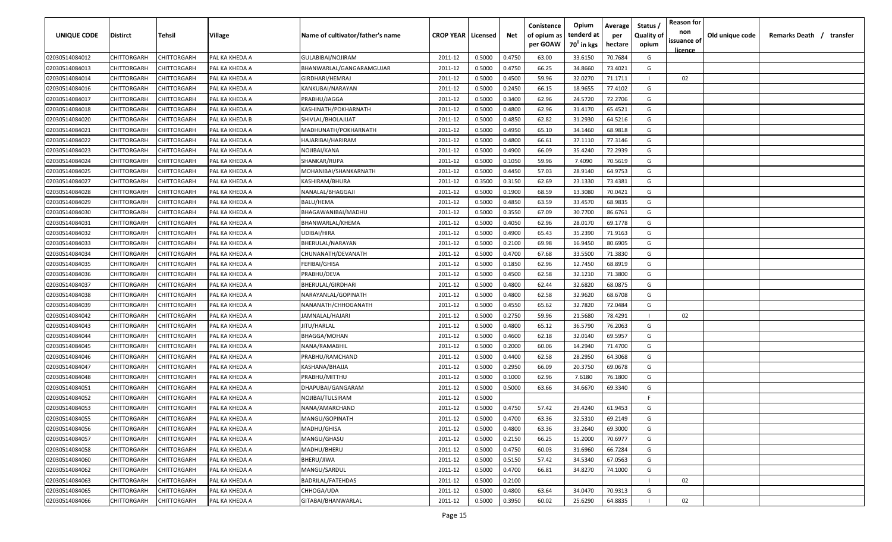| UNIQUE CODE | Distirct | Tehsil | Village | Name of cultivator/father's name | CROP YEAR | Licensed | Net | Conistence of opium as per GOAW | Opium tenderd at $70^0$ in kgs | Average per hectare | Status / Quality of opium | Reason for non issuance of licence | Old unique code | Remarks Death / transfer |
|---|---|---|---|---|---|---|---|---|---|---|---|---|---|---|
| 02030514084012 | CHITTORGARH | CHITTORGARH | PAL KA KHEDA A | GULABIBAI/NOJIRAM | 2011-12 | 0.5000 | 0.4750 | 63.00 | 33.6150 | 70.7684 | G | | | |
| 02030514084013 | CHITTORGARH | CHITTORGARH | PAL KA KHEDA A | BHANWARLAL/GANGARAMGUJAR | 2011-12 | 0.5000 | 0.4750 | 66.25 | 34.8660 | 73.4021 | G | | | |
| 02030514084014 | CHITTORGARH | CHITTORGARH | PAL KA KHEDA A | GIRDHARI/HEMRAJ | 2011-12 | 0.5000 | 0.4500 | 59.96 | 32.0270 | 71.1711 | I | 02 | | |
| 02030514084016 | CHITTORGARH | CHITTORGARH | PAL KA KHEDA A | KANKUBAI/NARAYAN | 2011-12 | 0.5000 | 0.2450 | 66.15 | 18.9655 | 77.4102 | G | | | |
| 02030514084017 | CHITTORGARH | CHITTORGARH | PAL KA KHEDA A | PRABHU/JAGGA | 2011-12 | 0.5000 | 0.3400 | 62.96 | 24.5720 | 72.2706 | G | | | |
| 02030514084018 | CHITTORGARH | CHITTORGARH | PAL KA KHEDA A | KASHINATH/POKHARNATH | 2011-12 | 0.5000 | 0.4800 | 62.96 | 31.4170 | 65.4521 | G | | | |
| 02030514084020 | CHITTORGARH | CHITTORGARH | PAL KA KHEDA B | SHIVLAL/BHOLAJIJAT | 2011-12 | 0.5000 | 0.4850 | 62.82 | 31.2930 | 64.5216 | G | | | |
| 02030514084021 | CHITTORGARH | CHITTORGARH | PAL KA KHEDA A | MADHUNATH/POKHARNATH | 2011-12 | 0.5000 | 0.4950 | 65.10 | 34.1460 | 68.9818 | G | | | |
| 02030514084022 | CHITTORGARH | CHITTORGARH | PAL KA KHEDA A | HAJARIBAI/HARIRAM | 2011-12 | 0.5000 | 0.4800 | 66.61 | 37.1110 | 77.3146 | G | | | |
| 02030514084023 | CHITTORGARH | CHITTORGARH | PAL KA KHEDA A | NOJIBAI/KANA | 2011-12 | 0.5000 | 0.4900 | 66.09 | 35.4240 | 72.2939 | G | | | |
| 02030514084024 | CHITTORGARH | CHITTORGARH | PAL KA KHEDA A | SHANKAR/RUPA | 2011-12 | 0.5000 | 0.1050 | 59.96 | 7.4090 | 70.5619 | G | | | |
| 02030514084025 | CHITTORGARH | CHITTORGARH | PAL KA KHEDA A | MOHANIBAI/SHANKARNATH | 2011-12 | 0.5000 | 0.4450 | 57.03 | 28.9140 | 64.9753 | G | | | |
| 02030514084027 | CHITTORGARH | CHITTORGARH | PAL KA KHEDA A | KASHIRAM/BHURA | 2011-12 | 0.3500 | 0.3150 | 62.69 | 23.1330 | 73.4381 | G | | | |
| 02030514084028 | CHITTORGARH | CHITTORGARH | PAL KA KHEDA A | NANALAL/BHAGGAJI | 2011-12 | 0.5000 | 0.1900 | 68.59 | 13.3080 | 70.0421 | G | | | |
| 02030514084029 | CHITTORGARH | CHITTORGARH | PAL KA KHEDA A | BALU/HEMA | 2011-12 | 0.5000 | 0.4850 | 63.59 | 33.4570 | 68.9835 | G | | | |
| 02030514084030 | CHITTORGARH | CHITTORGARH | PAL KA KHEDA A | BHAGAWANIBAI/MADHU | 2011-12 | 0.5000 | 0.3550 | 67.09 | 30.7700 | 86.6761 | G | | | |
| 02030514084031 | CHITTORGARH | CHITTORGARH | PAL KA KHEDA A | BHANWARLAL/KHEMA | 2011-12 | 0.5000 | 0.4050 | 62.96 | 28.0170 | 69.1778 | G | | | |
| 02030514084032 | CHITTORGARH | CHITTORGARH | PAL KA KHEDA A | UDIBAI/HIRA | 2011-12 | 0.5000 | 0.4900 | 65.43 | 35.2390 | 71.9163 | G | | | |
| 02030514084033 | CHITTORGARH | CHITTORGARH | PAL KA KHEDA A | BHERULAL/NARAYAN | 2011-12 | 0.5000 | 0.2100 | 69.98 | 16.9450 | 80.6905 | G | | | |
| 02030514084034 | CHITTORGARH | CHITTORGARH | PAL KA KHEDA A | CHUNANATH/DEVANATH | 2011-12 | 0.5000 | 0.4700 | 67.68 | 33.5500 | 71.3830 | G | | | |
| 02030514084035 | CHITTORGARH | CHITTORGARH | PAL KA KHEDA A | FEFIBAI/GHISA | 2011-12 | 0.5000 | 0.1850 | 62.96 | 12.7450 | 68.8919 | G | | | |
| 02030514084036 | CHITTORGARH | CHITTORGARH | PAL KA KHEDA A | PRABHU/DEVA | 2011-12 | 0.5000 | 0.4500 | 62.58 | 32.1210 | 71.3800 | G | | | |
| 02030514084037 | CHITTORGARH | CHITTORGARH | PAL KA KHEDA A | BHERULAL/GIRDHARI | 2011-12 | 0.5000 | 0.4800 | 62.44 | 32.6820 | 68.0875 | G | | | |
| 02030514084038 | CHITTORGARH | CHITTORGARH | PAL KA KHEDA A | NARAYANLAL/GOPINATH | 2011-12 | 0.5000 | 0.4800 | 62.58 | 32.9620 | 68.6708 | G | | | |
| 02030514084039 | CHITTORGARH | CHITTORGARH | PAL KA KHEDA A | NANANATH/CHHOGANATH | 2011-12 | 0.5000 | 0.4550 | 65.62 | 32.7820 | 72.0484 | G | | | |
| 02030514084042 | CHITTORGARH | CHITTORGARH | PAL KA KHEDA A | JAMNALAL/HAJARI | 2011-12 | 0.5000 | 0.2750 | 59.96 | 21.5680 | 78.4291 | I | 02 | | |
| 02030514084043 | CHITTORGARH | CHITTORGARH | PAL KA KHEDA A | JITU/HARLAL | 2011-12 | 0.5000 | 0.4800 | 65.12 | 36.5790 | 76.2063 | G | | | |
| 02030514084044 | CHITTORGARH | CHITTORGARH | PAL KA KHEDA A | BHAGGA/MOHAN | 2011-12 | 0.5000 | 0.4600 | 62.18 | 32.0140 | 69.5957 | G | | | |
| 02030514084045 | CHITTORGARH | CHITTORGARH | PAL KA KHEDA A | NANA/RAMABHIL | 2011-12 | 0.5000 | 0.2000 | 60.06 | 14.2940 | 71.4700 | G | | | |
| 02030514084046 | CHITTORGARH | CHITTORGARH | PAL KA KHEDA A | PRABHU/RAMCHAND | 2011-12 | 0.5000 | 0.4400 | 62.58 | 28.2950 | 64.3068 | G | | | |
| 02030514084047 | CHITTORGARH | CHITTORGARH | PAL KA KHEDA A | KASHANA/BHAJJA | 2011-12 | 0.5000 | 0.2950 | 66.09 | 20.3750 | 69.0678 | G | | | |
| 02030514084048 | CHITTORGARH | CHITTORGARH | PAL KA KHEDA A | PRABHU/MITTHU | 2011-12 | 0.5000 | 0.1000 | 62.96 | 7.6180 | 76.1800 | G | | | |
| 02030514084051 | CHITTORGARH | CHITTORGARH | PAL KA KHEDA A | DHAPUBAI/GANGARAM | 2011-12 | 0.5000 | 0.5000 | 63.66 | 34.6670 | 69.3340 | G | | | |
| 02030514084052 | CHITTORGARH | CHITTORGARH | PAL KA KHEDA A | NOJIBAI/TULSIRAM | 2011-12 | 0.5000 | | | | | F | | | |
| 02030514084053 | CHITTORGARH | CHITTORGARH | PAL KA KHEDA A | NANA/AMARCHAND | 2011-12 | 0.5000 | 0.4750 | 57.42 | 29.4240 | 61.9453 | G | | | |
| 02030514084055 | CHITTORGARH | CHITTORGARH | PAL KA KHEDA A | MANGU/GOPINATH | 2011-12 | 0.5000 | 0.4700 | 63.36 | 32.5310 | 69.2149 | G | | | |
| 02030514084056 | CHITTORGARH | CHITTORGARH | PAL KA KHEDA A | MADHU/GHISA | 2011-12 | 0.5000 | 0.4800 | 63.36 | 33.2640 | 69.3000 | G | | | |
| 02030514084057 | CHITTORGARH | CHITTORGARH | PAL KA KHEDA A | MANGU/GHASU | 2011-12 | 0.5000 | 0.2150 | 66.25 | 15.2000 | 70.6977 | G | | | |
| 02030514084058 | CHITTORGARH | CHITTORGARH | PAL KA KHEDA A | MADHU/BHERU | 2011-12 | 0.5000 | 0.4750 | 60.03 | 31.6960 | 66.7284 | G | | | |
| 02030514084060 | CHITTORGARH | CHITTORGARH | PAL KA KHEDA A | BHERU/JIWA | 2011-12 | 0.5000 | 0.5150 | 57.42 | 34.5340 | 67.0563 | G | | | |
| 02030514084062 | CHITTORGARH | CHITTORGARH | PAL KA KHEDA A | MANGU/SARDUL | 2011-12 | 0.5000 | 0.4700 | 66.81 | 34.8270 | 74.1000 | G | | | |
| 02030514084063 | CHITTORGARH | CHITTORGARH | PAL KA KHEDA A | BADRILAL/FATEHDAS | 2011-12 | 0.5000 | 0.2100 | | | | I | 02 | | |
| 02030514084065 | CHITTORGARH | CHITTORGARH | PAL KA KHEDA A | CHHOGA/UDA | 2011-12 | 0.5000 | 0.4800 | 63.64 | 34.0470 | 70.9313 | G | | | |
| 02030514084066 | CHITTORGARH | CHITTORGARH | PAL KA KHEDA A | GITABAI/BHANWARLAL | 2011-12 | 0.5000 | 0.3950 | 60.02 | 25.6290 | 64.8835 | I | 02 | | |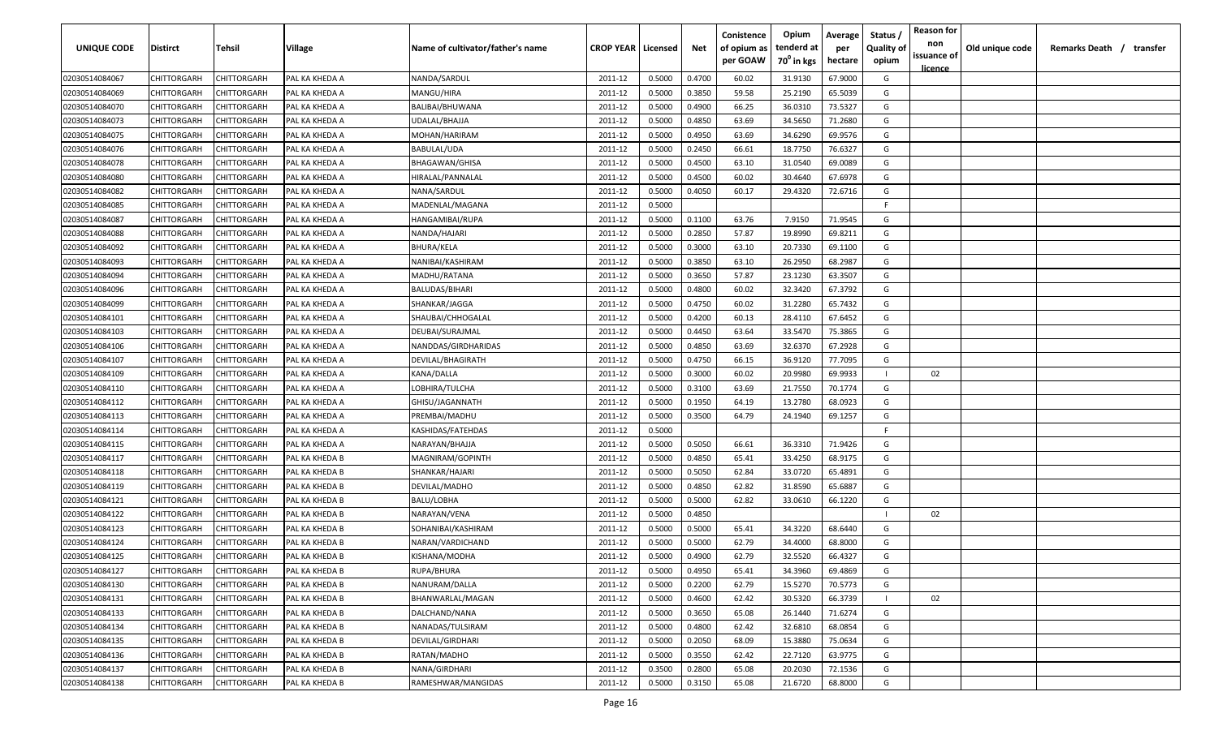| UNIQUE CODE | Distirct | Tehsil | Village | Name of cultivator/father's name | CROP YEAR | Licensed | Net | Conistence of opium as per GOAW | Opium tenderd at 70° in kgs | Average per hectare | Status / Quality of opium | Reason for non issuance of licence | Old unique code | Remarks Death / transfer |
|---|---|---|---|---|---|---|---|---|---|---|---|---|---|---|
| 02030514084067 | CHITTORGARH | CHITTORGARH | PAL KA KHEDA A | NANDA/SARDUL | 2011-12 | 0.5000 | 0.4700 | 60.02 | 31.9130 | 67.9000 | G | | | |
| 02030514084069 | CHITTORGARH | CHITTORGARH | PAL KA KHEDA A | MANGU/HIRA | 2011-12 | 0.5000 | 0.3850 | 59.58 | 25.2190 | 65.5039 | G | | | |
| 02030514084070 | CHITTORGARH | CHITTORGARH | PAL KA KHEDA A | BALIBAI/BHUWANA | 2011-12 | 0.5000 | 0.4900 | 66.25 | 36.0310 | 73.5327 | G | | | |
| 02030514084073 | CHITTORGARH | CHITTORGARH | PAL KA KHEDA A | UDALAL/BHAJJA | 2011-12 | 0.5000 | 0.4850 | 63.69 | 34.5650 | 71.2680 | G | | | |
| 02030514084075 | CHITTORGARH | CHITTORGARH | PAL KA KHEDA A | MOHAN/HARIRAM | 2011-12 | 0.5000 | 0.4950 | 63.69 | 34.6290 | 69.9576 | G | | | |
| 02030514084076 | CHITTORGARH | CHITTORGARH | PAL KA KHEDA A | BABULAL/UDA | 2011-12 | 0.5000 | 0.2450 | 66.61 | 18.7750 | 76.6327 | G | | | |
| 02030514084078 | CHITTORGARH | CHITTORGARH | PAL KA KHEDA A | BHAGAWAN/GHISA | 2011-12 | 0.5000 | 0.4500 | 63.10 | 31.0540 | 69.0089 | G | | | |
| 02030514084080 | CHITTORGARH | CHITTORGARH | PAL KA KHEDA A | HIRALAL/PANNALAL | 2011-12 | 0.5000 | 0.4500 | 60.02 | 30.4640 | 67.6978 | G | | | |
| 02030514084082 | CHITTORGARH | CHITTORGARH | PAL KA KHEDA A | NANA/SARDUL | 2011-12 | 0.5000 | 0.4050 | 60.17 | 29.4320 | 72.6716 | G | | | |
| 02030514084085 | CHITTORGARH | CHITTORGARH | PAL KA KHEDA A | MADENLAL/MAGANA | 2011-12 | 0.5000 | | | | | F | | | |
| 02030514084087 | CHITTORGARH | CHITTORGARH | PAL KA KHEDA A | HANGAMIBAI/RUPA | 2011-12 | 0.5000 | 0.1100 | 63.76 | 7.9150 | 71.9545 | G | | | |
| 02030514084088 | CHITTORGARH | CHITTORGARH | PAL KA KHEDA A | NANDA/HAJARI | 2011-12 | 0.5000 | 0.2850 | 57.87 | 19.8990 | 69.8211 | G | | | |
| 02030514084092 | CHITTORGARH | CHITTORGARH | PAL KA KHEDA A | BHURA/KELA | 2011-12 | 0.5000 | 0.3000 | 63.10 | 20.7330 | 69.1100 | G | | | |
| 02030514084093 | CHITTORGARH | CHITTORGARH | PAL KA KHEDA A | NANIBAI/KASHIRAM | 2011-12 | 0.5000 | 0.3850 | 63.10 | 26.2950 | 68.2987 | G | | | |
| 02030514084094 | CHITTORGARH | CHITTORGARH | PAL KA KHEDA A | MADHU/RATANA | 2011-12 | 0.5000 | 0.3650 | 57.87 | 23.1230 | 63.3507 | G | | | |
| 02030514084096 | CHITTORGARH | CHITTORGARH | PAL KA KHEDA A | BALUDAS/BIHARI | 2011-12 | 0.5000 | 0.4800 | 60.02 | 32.3420 | 67.3792 | G | | | |
| 02030514084099 | CHITTORGARH | CHITTORGARH | PAL KA KHEDA A | SHANKAR/JAGGA | 2011-12 | 0.5000 | 0.4750 | 60.02 | 31.2280 | 65.7432 | G | | | |
| 02030514084101 | CHITTORGARH | CHITTORGARH | PAL KA KHEDA A | SHAUBAI/CHHOGALAL | 2011-12 | 0.5000 | 0.4200 | 60.13 | 28.4110 | 67.6452 | G | | | |
| 02030514084103 | CHITTORGARH | CHITTORGARH | PAL KA KHEDA A | DEUBAI/SURAJMAL | 2011-12 | 0.5000 | 0.4450 | 63.64 | 33.5470 | 75.3865 | G | | | |
| 02030514084106 | CHITTORGARH | CHITTORGARH | PAL KA KHEDA A | NANDDAS/GIRDHARIDAS | 2011-12 | 0.5000 | 0.4850 | 63.69 | 32.6370 | 67.2928 | G | | | |
| 02030514084107 | CHITTORGARH | CHITTORGARH | PAL KA KHEDA A | DEVILAL/BHAGIRATH | 2011-12 | 0.5000 | 0.4750 | 66.15 | 36.9120 | 77.7095 | G | | | |
| 02030514084109 | CHITTORGARH | CHITTORGARH | PAL KA KHEDA A | KANA/DALLA | 2011-12 | 0.5000 | 0.3000 | 60.02 | 20.9980 | 69.9933 | I | 02 | | |
| 02030514084110 | CHITTORGARH | CHITTORGARH | PAL KA KHEDA A | LOBHIRA/TULCHA | 2011-12 | 0.5000 | 0.3100 | 63.69 | 21.7550 | 70.1774 | G | | | |
| 02030514084112 | CHITTORGARH | CHITTORGARH | PAL KA KHEDA A | GHISU/JAGANNATH | 2011-12 | 0.5000 | 0.1950 | 64.19 | 13.2780 | 68.0923 | G | | | |
| 02030514084113 | CHITTORGARH | CHITTORGARH | PAL KA KHEDA A | PREMBAI/MADHU | 2011-12 | 0.5000 | 0.3500 | 64.79 | 24.1940 | 69.1257 | G | | | |
| 02030514084114 | CHITTORGARH | CHITTORGARH | PAL KA KHEDA A | KASHIDAS/FATEHDAS | 2011-12 | 0.5000 | | | | | F | | | |
| 02030514084115 | CHITTORGARH | CHITTORGARH | PAL KA KHEDA A | NARAYAN/BHAJJA | 2011-12 | 0.5000 | 0.5050 | 66.61 | 36.3310 | 71.9426 | G | | | |
| 02030514084117 | CHITTORGARH | CHITTORGARH | PAL KA KHEDA B | MAGNIRAM/GOPINTH | 2011-12 | 0.5000 | 0.4850 | 65.41 | 33.4250 | 68.9175 | G | | | |
| 02030514084118 | CHITTORGARH | CHITTORGARH | PAL KA KHEDA B | SHANKAR/HAJARI | 2011-12 | 0.5000 | 0.5050 | 62.84 | 33.0720 | 65.4891 | G | | | |
| 02030514084119 | CHITTORGARH | CHITTORGARH | PAL KA KHEDA B | DEVILAL/MADHO | 2011-12 | 0.5000 | 0.4850 | 62.82 | 31.8590 | 65.6887 | G | | | |
| 02030514084121 | CHITTORGARH | CHITTORGARH | PAL KA KHEDA B | BALU/LOBHA | 2011-12 | 0.5000 | 0.5000 | 62.82 | 33.0610 | 66.1220 | G | | | |
| 02030514084122 | CHITTORGARH | CHITTORGARH | PAL KA KHEDA B | NARAYAN/VENA | 2011-12 | 0.5000 | 0.4850 | | | | I | 02 | | |
| 02030514084123 | CHITTORGARH | CHITTORGARH | PAL KA KHEDA B | SOHANIBAI/KASHIRAM | 2011-12 | 0.5000 | 0.5000 | 65.41 | 34.3220 | 68.6440 | G | | | |
| 02030514084124 | CHITTORGARH | CHITTORGARH | PAL KA KHEDA B | NARAN/VARDICHAND | 2011-12 | 0.5000 | 0.5000 | 62.79 | 34.4000 | 68.8000 | G | | | |
| 02030514084125 | CHITTORGARH | CHITTORGARH | PAL KA KHEDA B | KISHANA/MODHA | 2011-12 | 0.5000 | 0.4900 | 62.79 | 32.5520 | 66.4327 | G | | | |
| 02030514084127 | CHITTORGARH | CHITTORGARH | PAL KA KHEDA B | RUPA/BHURA | 2011-12 | 0.5000 | 0.4950 | 65.41 | 34.3960 | 69.4869 | G | | | |
| 02030514084130 | CHITTORGARH | CHITTORGARH | PAL KA KHEDA B | NANURAM/DALLA | 2011-12 | 0.5000 | 0.2200 | 62.79 | 15.5270 | 70.5773 | G | | | |
| 02030514084131 | CHITTORGARH | CHITTORGARH | PAL KA KHEDA B | BHANWARLAL/MAGAN | 2011-12 | 0.5000 | 0.4600 | 62.42 | 30.5320 | 66.3739 | I | 02 | | |
| 02030514084133 | CHITTORGARH | CHITTORGARH | PAL KA KHEDA B | DALCHAND/NANA | 2011-12 | 0.5000 | 0.3650 | 65.08 | 26.1440 | 71.6274 | G | | | |
| 02030514084134 | CHITTORGARH | CHITTORGARH | PAL KA KHEDA B | NANADAS/TULSIRAM | 2011-12 | 0.5000 | 0.4800 | 62.42 | 32.6810 | 68.0854 | G | | | |
| 02030514084135 | CHITTORGARH | CHITTORGARH | PAL KA KHEDA B | DEVILAL/GIRDHARI | 2011-12 | 0.5000 | 0.2050 | 68.09 | 15.3880 | 75.0634 | G | | | |
| 02030514084136 | CHITTORGARH | CHITTORGARH | PAL KA KHEDA B | RATAN/MADHO | 2011-12 | 0.5000 | 0.3550 | 62.42 | 22.7120 | 63.9775 | G | | | |
| 02030514084137 | CHITTORGARH | CHITTORGARH | PAL KA KHEDA B | NANA/GIRDHARI | 2011-12 | 0.3500 | 0.2800 | 65.08 | 20.2030 | 72.1536 | G | | | |
| 02030514084138 | CHITTORGARH | CHITTORGARH | PAL KA KHEDA B | RAMESHWAR/MANGIDAS | 2011-12 | 0.5000 | 0.3150 | 65.08 | 21.6720 | 68.8000 | G | | | |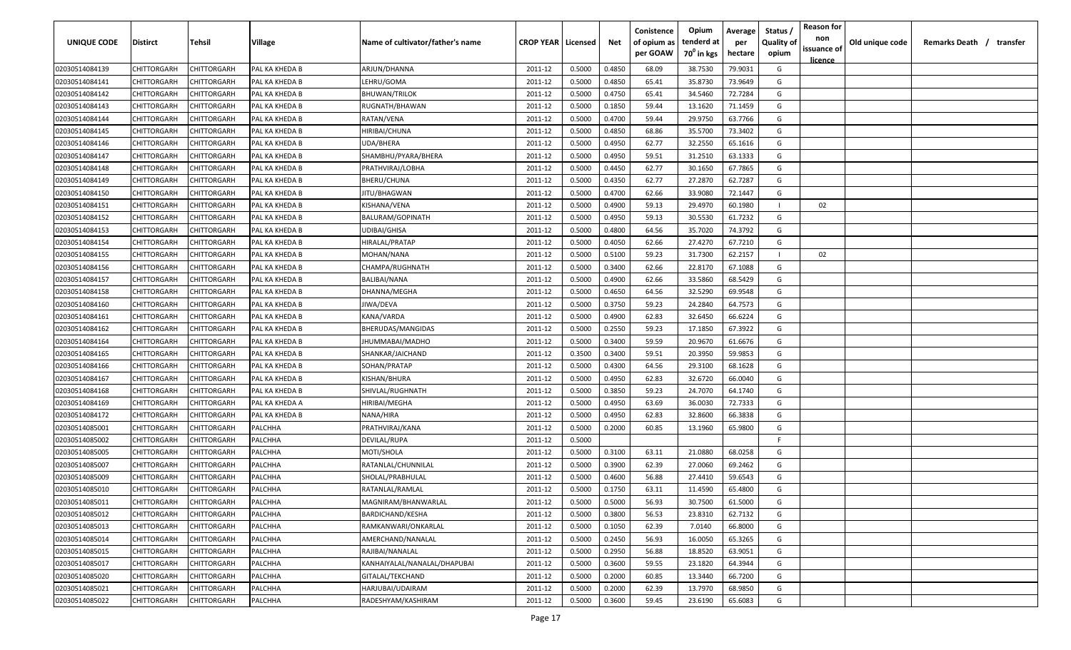| UNIQUE CODE | Distirct | Tehsil | Village | Name of cultivator/father's name | CROP YEAR | Licensed | Net | Conistence of opium as per GOAW | Opium tenderd at $70^0$ in kgs | Average per hectare | Status / Quality of opium | Reason for non issuance of licence | Old unique code | Remarks Death / transfer |
|---|---|---|---|---|---|---|---|---|---|---|---|---|---|---|
| 02030514084139 | CHITTORGARH | CHITTORGARH | PAL KA KHEDA B | ARJUN/DHANNA | 2011-12 | 0.5000 | 0.4850 | 68.09 | 38.7530 | 79.9031 | G | | | |
| 02030514084141 | CHITTORGARH | CHITTORGARH | PAL KA KHEDA B | LEHRU/GOMA | 2011-12 | 0.5000 | 0.4850 | 65.41 | 35.8730 | 73.9649 | G | | | |
| 02030514084142 | CHITTORGARH | CHITTORGARH | PAL KA KHEDA B | BHUWAN/TRILOK | 2011-12 | 0.5000 | 0.4750 | 65.41 | 34.5460 | 72.7284 | G | | | |
| 02030514084143 | CHITTORGARH | CHITTORGARH | PAL KA KHEDA B | RUGNATH/BHAWAN | 2011-12 | 0.5000 | 0.1850 | 59.44 | 13.1620 | 71.1459 | G | | | |
| 02030514084144 | CHITTORGARH | CHITTORGARH | PAL KA KHEDA B | RATAN/VENA | 2011-12 | 0.5000 | 0.4700 | 59.44 | 29.9750 | 63.7766 | G | | | |
| 02030514084145 | CHITTORGARH | CHITTORGARH | PAL KA KHEDA B | HIRIBAI/CHUNA | 2011-12 | 0.5000 | 0.4850 | 68.86 | 35.5700 | 73.3402 | G | | | |
| 02030514084146 | CHITTORGARH | CHITTORGARH | PAL KA KHEDA B | UDA/BHERA | 2011-12 | 0.5000 | 0.4950 | 62.77 | 32.2550 | 65.1616 | G | | | |
| 02030514084147 | CHITTORGARH | CHITTORGARH | PAL KA KHEDA B | SHAMBHU/PYARA/BHERA | 2011-12 | 0.5000 | 0.4950 | 59.51 | 31.2510 | 63.1333 | G | | | |
| 02030514084148 | CHITTORGARH | CHITTORGARH | PAL KA KHEDA B | PRATHVIRAJ/LOBHA | 2011-12 | 0.5000 | 0.4450 | 62.77 | 30.1650 | 67.7865 | G | | | |
| 02030514084149 | CHITTORGARH | CHITTORGARH | PAL KA KHEDA B | BHERU/CHUNA | 2011-12 | 0.5000 | 0.4350 | 62.77 | 27.2870 | 62.7287 | G | | | |
| 02030514084150 | CHITTORGARH | CHITTORGARH | PAL KA KHEDA B | JITU/BHAGWAN | 2011-12 | 0.5000 | 0.4700 | 62.66 | 33.9080 | 72.1447 | G | | | |
| 02030514084151 | CHITTORGARH | CHITTORGARH | PAL KA KHEDA B | KISHANA/VENA | 2011-12 | 0.5000 | 0.4900 | 59.13 | 29.4970 | 60.1980 | I | 02 | | |
| 02030514084152 | CHITTORGARH | CHITTORGARH | PAL KA KHEDA B | BALURAM/GOPINATH | 2011-12 | 0.5000 | 0.4950 | 59.13 | 30.5530 | 61.7232 | G | | | |
| 02030514084153 | CHITTORGARH | CHITTORGARH | PAL KA KHEDA B | UDIBAI/GHISA | 2011-12 | 0.5000 | 0.4800 | 64.56 | 35.7020 | 74.3792 | G | | | |
| 02030514084154 | CHITTORGARH | CHITTORGARH | PAL KA KHEDA B | HIRALAL/PRATAP | 2011-12 | 0.5000 | 0.4050 | 62.66 | 27.4270 | 67.7210 | G | | | |
| 02030514084155 | CHITTORGARH | CHITTORGARH | PAL KA KHEDA B | MOHAN/NANA | 2011-12 | 0.5000 | 0.5100 | 59.23 | 31.7300 | 62.2157 | I | 02 | | |
| 02030514084156 | CHITTORGARH | CHITTORGARH | PAL KA KHEDA B | CHAMPA/RUGHNATH | 2011-12 | 0.5000 | 0.3400 | 62.66 | 22.8170 | 67.1088 | G | | | |
| 02030514084157 | CHITTORGARH | CHITTORGARH | PAL KA KHEDA B | BALIBAI/NANA | 2011-12 | 0.5000 | 0.4900 | 62.66 | 33.5860 | 68.5429 | G | | | |
| 02030514084158 | CHITTORGARH | CHITTORGARH | PAL KA KHEDA B | DHANNA/MEGHA | 2011-12 | 0.5000 | 0.4650 | 64.56 | 32.5290 | 69.9548 | G | | | |
| 02030514084160 | CHITTORGARH | CHITTORGARH | PAL KA KHEDA B | JIWA/DEVA | 2011-12 | 0.5000 | 0.3750 | 59.23 | 24.2840 | 64.7573 | G | | | |
| 02030514084161 | CHITTORGARH | CHITTORGARH | PAL KA KHEDA B | KANA/VARDA | 2011-12 | 0.5000 | 0.4900 | 62.83 | 32.6450 | 66.6224 | G | | | |
| 02030514084162 | CHITTORGARH | CHITTORGARH | PAL KA KHEDA B | BHERUDAS/MANGIDAS | 2011-12 | 0.5000 | 0.2550 | 59.23 | 17.1850 | 67.3922 | G | | | |
| 02030514084164 | CHITTORGARH | CHITTORGARH | PAL KA KHEDA B | JHUMMABAI/MADHO | 2011-12 | 0.5000 | 0.3400 | 59.59 | 20.9670 | 61.6676 | G | | | |
| 02030514084165 | CHITTORGARH | CHITTORGARH | PAL KA KHEDA B | SHANKAR/JAICHAND | 2011-12 | 0.3500 | 0.3400 | 59.51 | 20.3950 | 59.9853 | G | | | |
| 02030514084166 | CHITTORGARH | CHITTORGARH | PAL KA KHEDA B | SOHAN/PRATAP | 2011-12 | 0.5000 | 0.4300 | 64.56 | 29.3100 | 68.1628 | G | | | |
| 02030514084167 | CHITTORGARH | CHITTORGARH | PAL KA KHEDA B | KISHAN/BHURA | 2011-12 | 0.5000 | 0.4950 | 62.83 | 32.6720 | 66.0040 | G | | | |
| 02030514084168 | CHITTORGARH | CHITTORGARH | PAL KA KHEDA B | SHIVLAL/RUGHNATH | 2011-12 | 0.5000 | 0.3850 | 59.23 | 24.7070 | 64.1740 | G | | | |
| 02030514084169 | CHITTORGARH | CHITTORGARH | PAL KA KHEDA A | HIRIBAI/MEGHA | 2011-12 | 0.5000 | 0.4950 | 63.69 | 36.0030 | 72.7333 | G | | | |
| 02030514084172 | CHITTORGARH | CHITTORGARH | PAL KA KHEDA B | NANA/HIRA | 2011-12 | 0.5000 | 0.4950 | 62.83 | 32.8600 | 66.3838 | G | | | |
| 02030514085001 | CHITTORGARH | CHITTORGARH | PALCHHA | PRATHVIRAJ/KANA | 2011-12 | 0.5000 | 0.2000 | 60.85 | 13.1960 | 65.9800 | G | | | |
| 02030514085002 | CHITTORGARH | CHITTORGARH | PALCHHA | DEVILAL/RUPA | 2011-12 | 0.5000 | | | | | F | | | |
| 02030514085005 | CHITTORGARH | CHITTORGARH | PALCHHA | MOTI/SHOLA | 2011-12 | 0.5000 | 0.3100 | 63.11 | 21.0880 | 68.0258 | G | | | |
| 02030514085007 | CHITTORGARH | CHITTORGARH | PALCHHA | RATANLAL/CHUNNILAL | 2011-12 | 0.5000 | 0.3900 | 62.39 | 27.0060 | 69.2462 | G | | | |
| 02030514085009 | CHITTORGARH | CHITTORGARH | PALCHHA | SHOLAL/PRABHULAL | 2011-12 | 0.5000 | 0.4600 | 56.88 | 27.4410 | 59.6543 | G | | | |
| 02030514085010 | CHITTORGARH | CHITTORGARH | PALCHHA | RATANLAL/RAMLAL | 2011-12 | 0.5000 | 0.1750 | 63.11 | 11.4590 | 65.4800 | G | | | |
| 02030514085011 | CHITTORGARH | CHITTORGARH | PALCHHA | MAGNIRAM/BHANWARLAL | 2011-12 | 0.5000 | 0.5000 | 56.93 | 30.7500 | 61.5000 | G | | | |
| 02030514085012 | CHITTORGARH | CHITTORGARH | PALCHHA | BARDICHAND/KESHA | 2011-12 | 0.5000 | 0.3800 | 56.53 | 23.8310 | 62.7132 | G | | | |
| 02030514085013 | CHITTORGARH | CHITTORGARH | PALCHHA | RAMKANWARI/ONKARLAL | 2011-12 | 0.5000 | 0.1050 | 62.39 | 7.0140 | 66.8000 | G | | | |
| 02030514085014 | CHITTORGARH | CHITTORGARH | PALCHHA | AMERCHAND/NANALAL | 2011-12 | 0.5000 | 0.2450 | 56.93 | 16.0050 | 65.3265 | G | | | |
| 02030514085015 | CHITTORGARH | CHITTORGARH | PALCHHA | RAJIBAI/NANALAL | 2011-12 | 0.5000 | 0.2950 | 56.88 | 18.8520 | 63.9051 | G | | | |
| 02030514085017 | CHITTORGARH | CHITTORGARH | PALCHHA | KANHAIYALAL/NANALAL/DHAPUBAI | 2011-12 | 0.5000 | 0.3600 | 59.55 | 23.1820 | 64.3944 | G | | | |
| 02030514085020 | CHITTORGARH | CHITTORGARH | PALCHHA | GITALAL/TEKCHAND | 2011-12 | 0.5000 | 0.2000 | 60.85 | 13.3440 | 66.7200 | G | | | |
| 02030514085021 | CHITTORGARH | CHITTORGARH | PALCHHA | HARJUBAI/UDAIRAM | 2011-12 | 0.5000 | 0.2000 | 62.39 | 13.7970 | 68.9850 | G | | | |
| 02030514085022 | CHITTORGARH | CHITTORGARH | PALCHHA | RADESHYAM/KASHIRAM | 2011-12 | 0.5000 | 0.3600 | 59.45 | 23.6190 | 65.6083 | G | | | |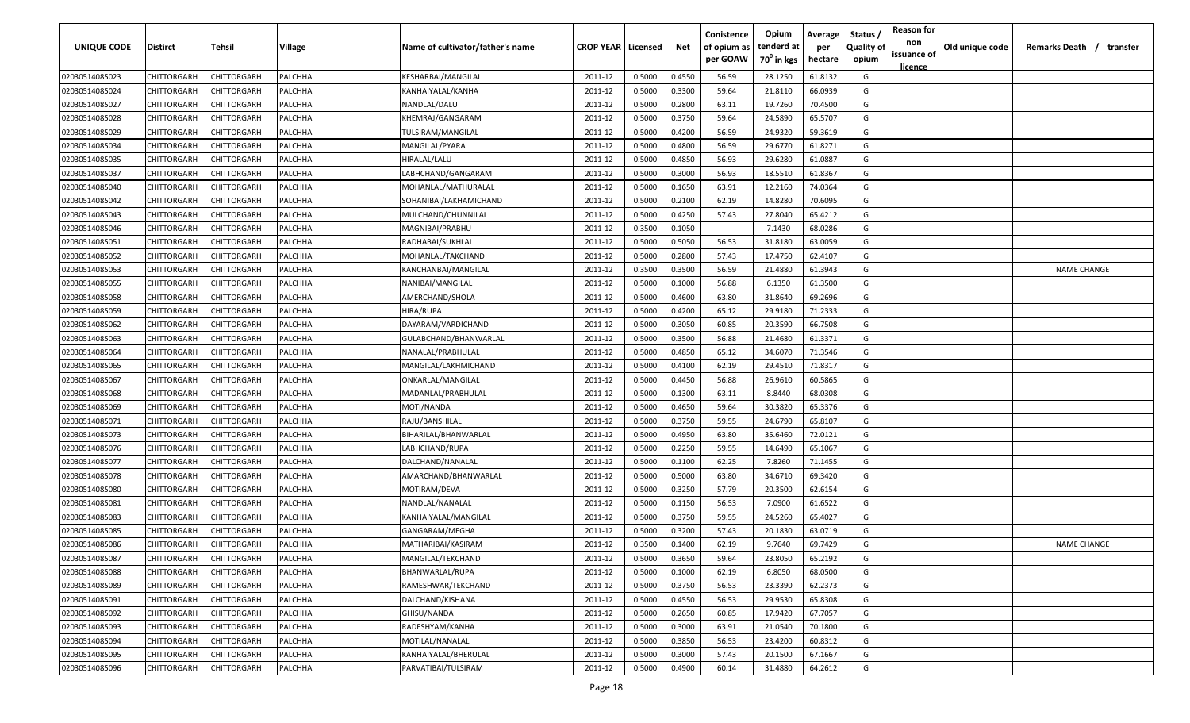| UNIQUE CODE | Distirct | Tehsil | Village | Name of cultivator/father's name | CROP YEAR | Licensed | Net | Conistence of opium as per GOAW | Opium tenderd at $70^0$ in kgs | Average per hectare | Status / Quality of opium | Reason for non issuance of licence | Old unique code | Remarks Death / transfer |
|---|---|---|---|---|---|---|---|---|---|---|---|---|---|---|
| 02030514085023 | CHITTORGARH | CHITTORGARH | PALCHHA | KESHARBAI/MANGILAL | 2011-12 | 0.5000 | 0.4550 | 56.59 | 28.1250 | 61.8132 | G | | | |
| 02030514085024 | CHITTORGARH | CHITTORGARH | PALCHHA | KANHAIYALAL/KANHA | 2011-12 | 0.5000 | 0.3300 | 59.64 | 21.8110 | 66.0939 | G | | | |
| 02030514085027 | CHITTORGARH | CHITTORGARH | PALCHHA | NANDLAL/DALU | 2011-12 | 0.5000 | 0.2800 | 63.11 | 19.7260 | 70.4500 | G | | | |
| 02030514085028 | CHITTORGARH | CHITTORGARH | PALCHHA | KHEMRAJ/GANGARAM | 2011-12 | 0.5000 | 0.3750 | 59.64 | 24.5890 | 65.5707 | G | | | |
| 02030514085029 | CHITTORGARH | CHITTORGARH | PALCHHA | TULSIRAM/MANGILAL | 2011-12 | 0.5000 | 0.4200 | 56.59 | 24.9320 | 59.3619 | G | | | |
| 02030514085034 | CHITTORGARH | CHITTORGARH | PALCHHA | MANGILAL/PYARA | 2011-12 | 0.5000 | 0.4800 | 56.59 | 29.6770 | 61.8271 | G | | | |
| 02030514085035 | CHITTORGARH | CHITTORGARH | PALCHHA | HIRALAL/LALU | 2011-12 | 0.5000 | 0.4850 | 56.93 | 29.6280 | 61.0887 | G | | | |
| 02030514085037 | CHITTORGARH | CHITTORGARH | PALCHHA | LABHCHAND/GANGARAM | 2011-12 | 0.5000 | 0.3000 | 56.93 | 18.5510 | 61.8367 | G | | | |
| 02030514085040 | CHITTORGARH | CHITTORGARH | PALCHHA | MOHANLAL/MATHURALAL | 2011-12 | 0.5000 | 0.1650 | 63.91 | 12.2160 | 74.0364 | G | | | |
| 02030514085042 | CHITTORGARH | CHITTORGARH | PALCHHA | SOHANIBAI/LAKHAMICHAND | 2011-12 | 0.5000 | 0.2100 | 62.19 | 14.8280 | 70.6095 | G | | | |
| 02030514085043 | CHITTORGARH | CHITTORGARH | PALCHHA | MULCHAND/CHUNNILAL | 2011-12 | 0.5000 | 0.4250 | 57.43 | 27.8040 | 65.4212 | G | | | |
| 02030514085046 | CHITTORGARH | CHITTORGARH | PALCHHA | MAGNIBAI/PRABHU | 2011-12 | 0.3500 | 0.1050 | | 7.1430 | 68.0286 | G | | | |
| 02030514085051 | CHITTORGARH | CHITTORGARH | PALCHHA | RADHABAI/SUKHLAL | 2011-12 | 0.5000 | 0.5050 | 56.53 | 31.8180 | 63.0059 | G | | | |
| 02030514085052 | CHITTORGARH | CHITTORGARH | PALCHHA | MOHANLAL/TAKCHAND | 2011-12 | 0.5000 | 0.2800 | 57.43 | 17.4750 | 62.4107 | G | | | |
| 02030514085053 | CHITTORGARH | CHITTORGARH | PALCHHA | KANCHANBAI/MANGILAL | 2011-12 | 0.3500 | 0.3500 | 56.59 | 21.4880 | 61.3943 | G | | | NAME CHANGE |
| 02030514085055 | CHITTORGARH | CHITTORGARH | PALCHHA | NANIBAI/MANGILAL | 2011-12 | 0.5000 | 0.1000 | 56.88 | 6.1350 | 61.3500 | G | | | |
| 02030514085058 | CHITTORGARH | CHITTORGARH | PALCHHA | AMERCHAND/SHOLA | 2011-12 | 0.5000 | 0.4600 | 63.80 | 31.8640 | 69.2696 | G | | | |
| 02030514085059 | CHITTORGARH | CHITTORGARH | PALCHHA | HIRA/RUPA | 2011-12 | 0.5000 | 0.4200 | 65.12 | 29.9180 | 71.2333 | G | | | |
| 02030514085062 | CHITTORGARH | CHITTORGARH | PALCHHA | DAYARAM/VARDICHAND | 2011-12 | 0.5000 | 0.3050 | 60.85 | 20.3590 | 66.7508 | G | | | |
| 02030514085063 | CHITTORGARH | CHITTORGARH | PALCHHA | GULABCHAND/BHANWARLAL | 2011-12 | 0.5000 | 0.3500 | 56.88 | 21.4680 | 61.3371 | G | | | |
| 02030514085064 | CHITTORGARH | CHITTORGARH | PALCHHA | NANALAL/PRABHULAL | 2011-12 | 0.5000 | 0.4850 | 65.12 | 34.6070 | 71.3546 | G | | | |
| 02030514085065 | CHITTORGARH | CHITTORGARH | PALCHHA | MANGILAL/LAKHMICHAND | 2011-12 | 0.5000 | 0.4100 | 62.19 | 29.4510 | 71.8317 | G | | | |
| 02030514085067 | CHITTORGARH | CHITTORGARH | PALCHHA | ONKARLAL/MANGILAL | 2011-12 | 0.5000 | 0.4450 | 56.88 | 26.9610 | 60.5865 | G | | | |
| 02030514085068 | CHITTORGARH | CHITTORGARH | PALCHHA | MADANLAL/PRABHULAL | 2011-12 | 0.5000 | 0.1300 | 63.11 | 8.8440 | 68.0308 | G | | | |
| 02030514085069 | CHITTORGARH | CHITTORGARH | PALCHHA | MOTI/NANDA | 2011-12 | 0.5000 | 0.4650 | 59.64 | 30.3820 | 65.3376 | G | | | |
| 02030514085071 | CHITTORGARH | CHITTORGARH | PALCHHA | RAJU/BANSHILAL | 2011-12 | 0.5000 | 0.3750 | 59.55 | 24.6790 | 65.8107 | G | | | |
| 02030514085073 | CHITTORGARH | CHITTORGARH | PALCHHA | BIHARILAL/BHANWARLAL | 2011-12 | 0.5000 | 0.4950 | 63.80 | 35.6460 | 72.0121 | G | | | |
| 02030514085076 | CHITTORGARH | CHITTORGARH | PALCHHA | LABHCHAND/RUPA | 2011-12 | 0.5000 | 0.2250 | 59.55 | 14.6490 | 65.1067 | G | | | |
| 02030514085077 | CHITTORGARH | CHITTORGARH | PALCHHA | DALCHAND/NANALAL | 2011-12 | 0.5000 | 0.1100 | 62.25 | 7.8260 | 71.1455 | G | | | |
| 02030514085078 | CHITTORGARH | CHITTORGARH | PALCHHA | AMARCHAND/BHANWARLAL | 2011-12 | 0.5000 | 0.5000 | 63.80 | 34.6710 | 69.3420 | G | | | |
| 02030514085080 | CHITTORGARH | CHITTORGARH | PALCHHA | MOTIRAM/DEVA | 2011-12 | 0.5000 | 0.3250 | 57.79 | 20.3500 | 62.6154 | G | | | |
| 02030514085081 | CHITTORGARH | CHITTORGARH | PALCHHA | NANDLAL/NANALAL | 2011-12 | 0.5000 | 0.1150 | 56.53 | 7.0900 | 61.6522 | G | | | |
| 02030514085083 | CHITTORGARH | CHITTORGARH | PALCHHA | KANHAIYALAL/MANGILAL | 2011-12 | 0.5000 | 0.3750 | 59.55 | 24.5260 | 65.4027 | G | | | |
| 02030514085085 | CHITTORGARH | CHITTORGARH | PALCHHA | GANGARAM/MEGHA | 2011-12 | 0.5000 | 0.3200 | 57.43 | 20.1830 | 63.0719 | G | | | |
| 02030514085086 | CHITTORGARH | CHITTORGARH | PALCHHA | MATHARIBAI/KASIRAM | 2011-12 | 0.3500 | 0.1400 | 62.19 | 9.7640 | 69.7429 | G | | | NAME CHANGE |
| 02030514085087 | CHITTORGARH | CHITTORGARH | PALCHHA | MANGILAL/TEKCHAND | 2011-12 | 0.5000 | 0.3650 | 59.64 | 23.8050 | 65.2192 | G | | | |
| 02030514085088 | CHITTORGARH | CHITTORGARH | PALCHHA | BHANWARLAL/RUPA | 2011-12 | 0.5000 | 0.1000 | 62.19 | 6.8050 | 68.0500 | G | | | |
| 02030514085089 | CHITTORGARH | CHITTORGARH | PALCHHA | RAMESHWAR/TEKCHAND | 2011-12 | 0.5000 | 0.3750 | 56.53 | 23.3390 | 62.2373 | G | | | |
| 02030514085091 | CHITTORGARH | CHITTORGARH | PALCHHA | DALCHAND/KISHANA | 2011-12 | 0.5000 | 0.4550 | 56.53 | 29.9530 | 65.8308 | G | | | |
| 02030514085092 | CHITTORGARH | CHITTORGARH | PALCHHA | GHISU/NANDA | 2011-12 | 0.5000 | 0.2650 | 60.85 | 17.9420 | 67.7057 | G | | | |
| 02030514085093 | CHITTORGARH | CHITTORGARH | PALCHHA | RADESHYAM/KANHA | 2011-12 | 0.5000 | 0.3000 | 63.91 | 21.0540 | 70.1800 | G | | | |
| 02030514085094 | CHITTORGARH | CHITTORGARH | PALCHHA | MOTILAL/NANALAL | 2011-12 | 0.5000 | 0.3850 | 56.53 | 23.4200 | 60.8312 | G | | | |
| 02030514085095 | CHITTORGARH | CHITTORGARH | PALCHHA | KANHAIYALAL/BHERULAL | 2011-12 | 0.5000 | 0.3000 | 57.43 | 20.1500 | 67.1667 | G | | | |
| 02030514085096 | CHITTORGARH | CHITTORGARH | PALCHHA | PARVATIBAI/TULSIRAM | 2011-12 | 0.5000 | 0.4900 | 60.14 | 31.4880 | 64.2612 | G | | | |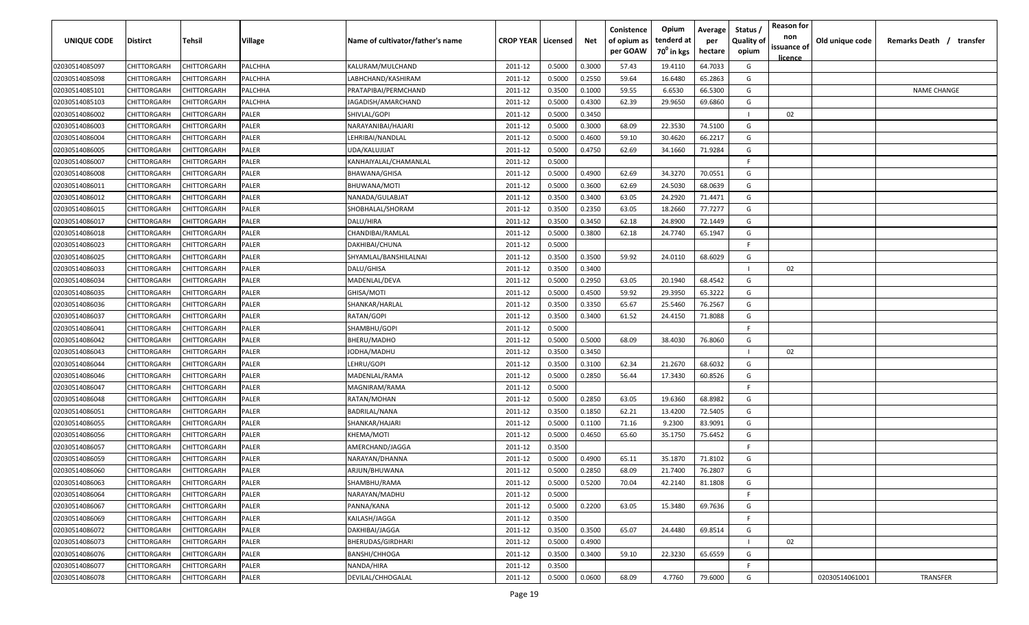| UNIQUE CODE | Distirct | Tehsil | Village | Name of cultivator/father's name | CROP YEAR | Licensed | Net | Conistence of opium as per GOAW | Opium tenderd at $70^0$ in kgs | Average per hectare | Status / Quality of opium | Reason for non issuance of licence | Old unique code | Remarks Death / transfer |
|---|---|---|---|---|---|---|---|---|---|---|---|---|---|---|
| 02030514085097 | CHITTORGARH | CHITTORGARH | PALCHHA | KALURAM/MULCHAND | 2011-12 | 0.5000 | 0.3000 | 57.43 | 19.4110 | 64.7033 | G | | | |
| 02030514085098 | CHITTORGARH | CHITTORGARH | PALCHHA | LABHCHAND/KASHIRAM | 2011-12 | 0.5000 | 0.2550 | 59.64 | 16.6480 | 65.2863 | G | | | |
| 02030514085101 | CHITTORGARH | CHITTORGARH | PALCHHA | PRATAPIBAI/PERMCHAND | 2011-12 | 0.3500 | 0.1000 | 59.55 | 6.6530 | 66.5300 | G | | | NAME CHANGE |
| 02030514085103 | CHITTORGARH | CHITTORGARH | PALCHHA | JAGADISH/AMARCHAND | 2011-12 | 0.5000 | 0.4300 | 62.39 | 29.9650 | 69.6860 | G | | | |
| 02030514086002 | CHITTORGARH | CHITTORGARH | PALER | SHIVLAL/GOPI | 2011-12 | 0.5000 | 0.3450 | | | | I | 02 | | |
| 02030514086003 | CHITTORGARH | CHITTORGARH | PALER | NARAYANIBAI/HAJARI | 2011-12 | 0.5000 | 0.3000 | 68.09 | 22.3530 | 74.5100 | G | | | |
| 02030514086004 | CHITTORGARH | CHITTORGARH | PALER | LEHRIBAI/NANDLAL | 2011-12 | 0.5000 | 0.4600 | 59.10 | 30.4620 | 66.2217 | G | | | |
| 02030514086005 | CHITTORGARH | CHITTORGARH | PALER | UDA/KALUJIJAT | 2011-12 | 0.5000 | 0.4750 | 62.69 | 34.1660 | 71.9284 | G | | | |
| 02030514086007 | CHITTORGARH | CHITTORGARH | PALER | KANHAIYALAL/CHAMANLAL | 2011-12 | 0.5000 | | | | | F | | | |
| 02030514086008 | CHITTORGARH | CHITTORGARH | PALER | BHAWANA/GHISA | 2011-12 | 0.5000 | 0.4900 | 62.69 | 34.3270 | 70.0551 | G | | | |
| 02030514086011 | CHITTORGARH | CHITTORGARH | PALER | BHUWANA/MOTI | 2011-12 | 0.5000 | 0.3600 | 62.69 | 24.5030 | 68.0639 | G | | | |
| 02030514086012 | CHITTORGARH | CHITTORGARH | PALER | NANADA/GULABJAT | 2011-12 | 0.3500 | 0.3400 | 63.05 | 24.2920 | 71.4471 | G | | | |
| 02030514086015 | CHITTORGARH | CHITTORGARH | PALER | SHOBHALAL/SHORAM | 2011-12 | 0.3500 | 0.2350 | 63.05 | 18.2660 | 77.7277 | G | | | |
| 02030514086017 | CHITTORGARH | CHITTORGARH | PALER | DALU/HIRA | 2011-12 | 0.3500 | 0.3450 | 62.18 | 24.8900 | 72.1449 | G | | | |
| 02030514086018 | CHITTORGARH | CHITTORGARH | PALER | CHANDIBAI/RAMLAL | 2011-12 | 0.5000 | 0.3800 | 62.18 | 24.7740 | 65.1947 | G | | | |
| 02030514086023 | CHITTORGARH | CHITTORGARH | PALER | DAKHIBAI/CHUNA | 2011-12 | 0.5000 | | | | | F | | | |
| 02030514086025 | CHITTORGARH | CHITTORGARH | PALER | SHYAMLAL/BANSHILALNAI | 2011-12 | 0.3500 | 0.3500 | 59.92 | 24.0110 | 68.6029 | G | | | |
| 02030514086033 | CHITTORGARH | CHITTORGARH | PALER | DALU/GHISA | 2011-12 | 0.3500 | 0.3400 | | | | I | 02 | | |
| 02030514086034 | CHITTORGARH | CHITTORGARH | PALER | MADENLAL/DEVA | 2011-12 | 0.5000 | 0.2950 | 63.05 | 20.1940 | 68.4542 | G | | | |
| 02030514086035 | CHITTORGARH | CHITTORGARH | PALER | GHISA/MOTI | 2011-12 | 0.5000 | 0.4500 | 59.92 | 29.3950 | 65.3222 | G | | | |
| 02030514086036 | CHITTORGARH | CHITTORGARH | PALER | SHANKAR/HARLAL | 2011-12 | 0.3500 | 0.3350 | 65.67 | 25.5460 | 76.2567 | G | | | |
| 02030514086037 | CHITTORGARH | CHITTORGARH | PALER | RATAN/GOPI | 2011-12 | 0.3500 | 0.3400 | 61.52 | 24.4150 | 71.8088 | G | | | |
| 02030514086041 | CHITTORGARH | CHITTORGARH | PALER | SHAMBHU/GOPI | 2011-12 | 0.5000 | | | | | F | | | |
| 02030514086042 | CHITTORGARH | CHITTORGARH | PALER | BHERU/MADHO | 2011-12 | 0.5000 | 0.5000 | 68.09 | 38.4030 | 76.8060 | G | | | |
| 02030514086043 | CHITTORGARH | CHITTORGARH | PALER | JODHA/MADHU | 2011-12 | 0.3500 | 0.3450 | | | | I | 02 | | |
| 02030514086044 | CHITTORGARH | CHITTORGARH | PALER | LEHRU/GOPI | 2011-12 | 0.3500 | 0.3100 | 62.34 | 21.2670 | 68.6032 | G | | | |
| 02030514086046 | CHITTORGARH | CHITTORGARH | PALER | MADENLAL/RAMA | 2011-12 | 0.5000 | 0.2850 | 56.44 | 17.3430 | 60.8526 | G | | | |
| 02030514086047 | CHITTORGARH | CHITTORGARH | PALER | MAGNIRAM/RAMA | 2011-12 | 0.5000 | | | | | F | | | |
| 02030514086048 | CHITTORGARH | CHITTORGARH | PALER | RATAN/MOHAN | 2011-12 | 0.5000 | 0.2850 | 63.05 | 19.6360 | 68.8982 | G | | | |
| 02030514086051 | CHITTORGARH | CHITTORGARH | PALER | BADRILAL/NANA | 2011-12 | 0.3500 | 0.1850 | 62.21 | 13.4200 | 72.5405 | G | | | |
| 02030514086055 | CHITTORGARH | CHITTORGARH | PALER | SHANKAR/HAJARI | 2011-12 | 0.5000 | 0.1100 | 71.16 | 9.2300 | 83.9091 | G | | | |
| 02030514086056 | CHITTORGARH | CHITTORGARH | PALER | KHEMA/MOTI | 2011-12 | 0.5000 | 0.4650 | 65.60 | 35.1750 | 75.6452 | G | | | |
| 02030514086057 | CHITTORGARH | CHITTORGARH | PALER | AMERCHAND/JAGGA | 2011-12 | 0.3500 | | | | | F | | | |
| 02030514086059 | CHITTORGARH | CHITTORGARH | PALER | NARAYAN/DHANNA | 2011-12 | 0.5000 | 0.4900 | 65.11 | 35.1870 | 71.8102 | G | | | |
| 02030514086060 | CHITTORGARH | CHITTORGARH | PALER | ARJUN/BHUWANA | 2011-12 | 0.5000 | 0.2850 | 68.09 | 21.7400 | 76.2807 | G | | | |
| 02030514086063 | CHITTORGARH | CHITTORGARH | PALER | SHAMBHU/RAMA | 2011-12 | 0.5000 | 0.5200 | 70.04 | 42.2140 | 81.1808 | G | | | |
| 02030514086064 | CHITTORGARH | CHITTORGARH | PALER | NARAYAN/MADHU | 2011-12 | 0.5000 | | | | | F | | | |
| 02030514086067 | CHITTORGARH | CHITTORGARH | PALER | PANNA/KANA | 2011-12 | 0.5000 | 0.2200 | 63.05 | 15.3480 | 69.7636 | G | | | |
| 02030514086069 | CHITTORGARH | CHITTORGARH | PALER | KAILASH/JAGGA | 2011-12 | 0.3500 | | | | | F | | | |
| 02030514086072 | CHITTORGARH | CHITTORGARH | PALER | DAKHIBAI/JAGGA | 2011-12 | 0.3500 | 0.3500 | 65.07 | 24.4480 | 69.8514 | G | | | |
| 02030514086073 | CHITTORGARH | CHITTORGARH | PALER | BHERUDAS/GIRDHARI | 2011-12 | 0.5000 | 0.4900 | | | | I | 02 | | |
| 02030514086076 | CHITTORGARH | CHITTORGARH | PALER | BANSHI/CHHOGA | 2011-12 | 0.3500 | 0.3400 | 59.10 | 22.3230 | 65.6559 | G | | | |
| 02030514086077 | CHITTORGARH | CHITTORGARH | PALER | NANDA/HIRA | 2011-12 | 0.3500 | | | | | F | | | |
| 02030514086078 | CHITTORGARH | CHITTORGARH | PALER | DEVILAL/CHHOGALAL | 2011-12 | 0.5000 | 0.0600 | 68.09 | 4.7760 | 79.6000 | G | | 02030514061001 | TRANSFER |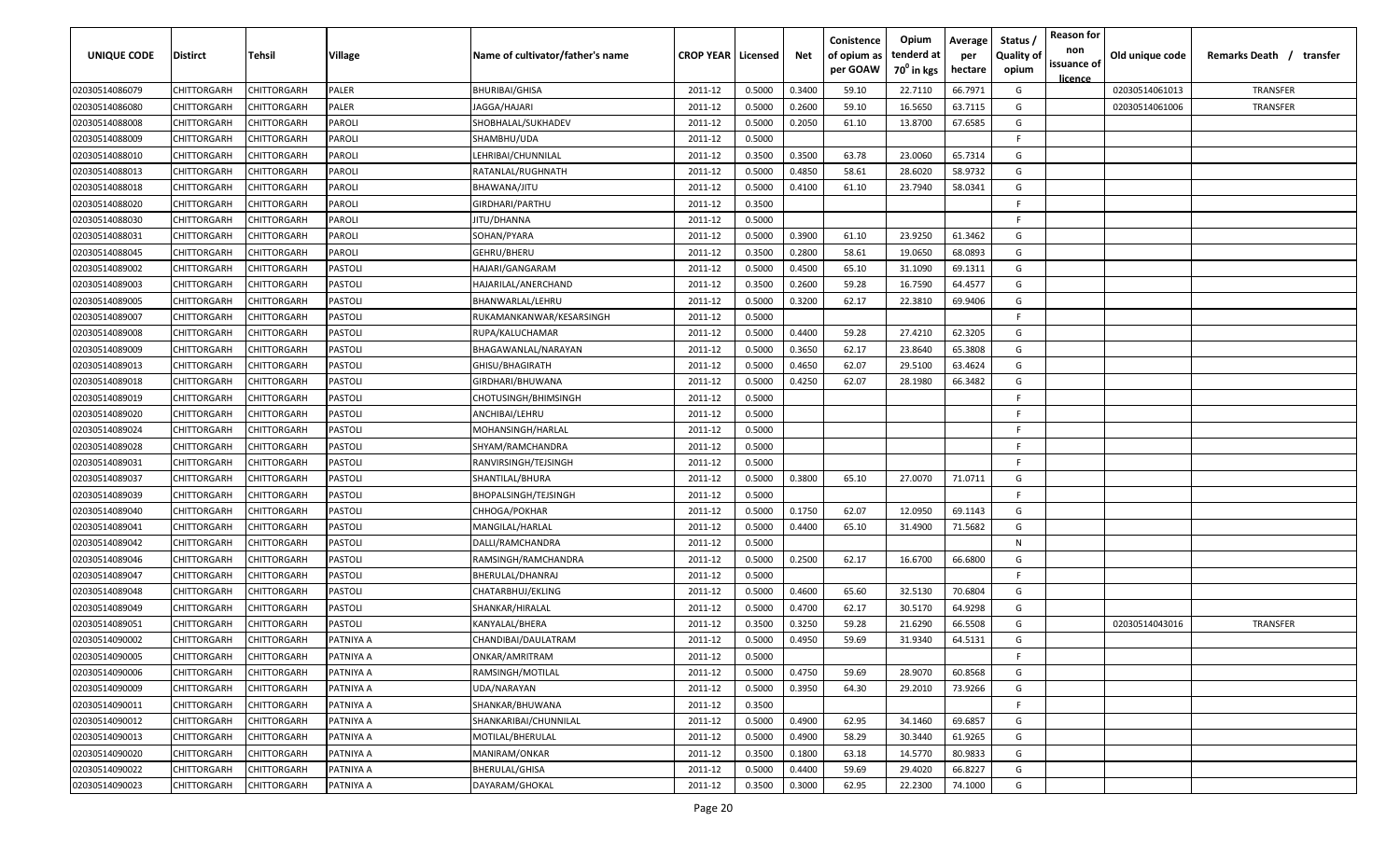| UNIQUE CODE | Distirct | Tehsil | Village | Name of cultivator/father's name | CROP YEAR | Licensed | Net | Conistence of opium as per GOAW | Opium tenderd at 70° in kgs | Average per hectare | Status / Quality of opium | Reason for non issuance of licence | Old unique code | Remarks Death / transfer |
|---|---|---|---|---|---|---|---|---|---|---|---|---|---|---|
| 02030514086079 | CHITTORGARH | CHITTORGARH | PALER | BHURIBAI/GHISA | 2011-12 | 0.5000 | 0.3400 | 59.10 | 22.7110 | 66.7971 | G | | 02030514061013 | TRANSFER |
| 02030514086080 | CHITTORGARH | CHITTORGARH | PALER | JAGGA/HAJARI | 2011-12 | 0.5000 | 0.2600 | 59.10 | 16.5650 | 63.7115 | G | | 02030514061006 | TRANSFER |
| 02030514088008 | CHITTORGARH | CHITTORGARH | PAROLI | SHOBHALAL/SUKHADEV | 2011-12 | 0.5000 | 0.2050 | 61.10 | 13.8700 | 67.6585 | G | | | |
| 02030514088009 | CHITTORGARH | CHITTORGARH | PAROLI | SHAMBHU/UDA | 2011-12 | 0.5000 | | | | | F | | | |
| 02030514088010 | CHITTORGARH | CHITTORGARH | PAROLI | LEHRIBAI/CHUNNILAL | 2011-12 | 0.3500 | 0.3500 | 63.78 | 23.0060 | 65.7314 | G | | | |
| 02030514088013 | CHITTORGARH | CHITTORGARH | PAROLI | RATANLAL/RUGHNATH | 2011-12 | 0.5000 | 0.4850 | 58.61 | 28.6020 | 58.9732 | G | | | |
| 02030514088018 | CHITTORGARH | CHITTORGARH | PAROLI | BHAWANA/JITU | 2011-12 | 0.5000 | 0.4100 | 61.10 | 23.7940 | 58.0341 | G | | | |
| 02030514088020 | CHITTORGARH | CHITTORGARH | PAROLI | GIRDHARI/PARTHU | 2011-12 | 0.3500 | | | | | F | | | |
| 02030514088030 | CHITTORGARH | CHITTORGARH | PAROLI | JITU/DHANNA | 2011-12 | 0.5000 | | | | | F | | | |
| 02030514088031 | CHITTORGARH | CHITTORGARH | PAROLI | SOHAN/PYARA | 2011-12 | 0.5000 | 0.3900 | 61.10 | 23.9250 | 61.3462 | G | | | |
| 02030514088045 | CHITTORGARH | CHITTORGARH | PAROLI | GEHRU/BHERU | 2011-12 | 0.3500 | 0.2800 | 58.61 | 19.0650 | 68.0893 | G | | | |
| 02030514089002 | CHITTORGARH | CHITTORGARH | PASTOLI | HAJARI/GANGARAM | 2011-12 | 0.5000 | 0.4500 | 65.10 | 31.1090 | 69.1311 | G | | | |
| 02030514089003 | CHITTORGARH | CHITTORGARH | PASTOLI | HAJARILAL/ANERCHAND | 2011-12 | 0.3500 | 0.2600 | 59.28 | 16.7590 | 64.4577 | G | | | |
| 02030514089005 | CHITTORGARH | CHITTORGARH | PASTOLI | BHANWARLAL/LEHRU | 2011-12 | 0.5000 | 0.3200 | 62.17 | 22.3810 | 69.9406 | G | | | |
| 02030514089007 | CHITTORGARH | CHITTORGARH | PASTOLI | RUKAMANKANWAR/KESARSINGH | 2011-12 | 0.5000 | | | | | F | | | |
| 02030514089008 | CHITTORGARH | CHITTORGARH | PASTOLI | RUPA/KALUCHAMAR | 2011-12 | 0.5000 | 0.4400 | 59.28 | 27.4210 | 62.3205 | G | | | |
| 02030514089009 | CHITTORGARH | CHITTORGARH | PASTOLI | BHAGAWANLAL/NARAYAN | 2011-12 | 0.5000 | 0.3650 | 62.17 | 23.8640 | 65.3808 | G | | | |
| 02030514089013 | CHITTORGARH | CHITTORGARH | PASTOLI | GHISU/BHAGIRATH | 2011-12 | 0.5000 | 0.4650 | 62.07 | 29.5100 | 63.4624 | G | | | |
| 02030514089018 | CHITTORGARH | CHITTORGARH | PASTOLI | GIRDHARI/BHUWANA | 2011-12 | 0.5000 | 0.4250 | 62.07 | 28.1980 | 66.3482 | G | | | |
| 02030514089019 | CHITTORGARH | CHITTORGARH | PASTOLI | CHOTUSINGH/BHIMSINGH | 2011-12 | 0.5000 | | | | | F | | | |
| 02030514089020 | CHITTORGARH | CHITTORGARH | PASTOLI | ANCHIBAI/LEHRU | 2011-12 | 0.5000 | | | | | F | | | |
| 02030514089024 | CHITTORGARH | CHITTORGARH | PASTOLI | MOHANSINGH/HARLAL | 2011-12 | 0.5000 | | | | | F | | | |
| 02030514089028 | CHITTORGARH | CHITTORGARH | PASTOLI | SHYAM/RAMCHANDRA | 2011-12 | 0.5000 | | | | | F | | | |
| 02030514089031 | CHITTORGARH | CHITTORGARH | PASTOLI | RANVIRSINGH/TEJSINGH | 2011-12 | 0.5000 | | | | | F | | | |
| 02030514089037 | CHITTORGARH | CHITTORGARH | PASTOLI | SHANTILAL/BHURA | 2011-12 | 0.5000 | 0.3800 | 65.10 | 27.0070 | 71.0711 | G | | | |
| 02030514089039 | CHITTORGARH | CHITTORGARH | PASTOLI | BHOPALSINGH/TEJSINGH | 2011-12 | 0.5000 | | | | | F | | | |
| 02030514089040 | CHITTORGARH | CHITTORGARH | PASTOLI | CHHOGA/POKHAR | 2011-12 | 0.5000 | 0.1750 | 62.07 | 12.0950 | 69.1143 | G | | | |
| 02030514089041 | CHITTORGARH | CHITTORGARH | PASTOLI | MANGILAL/HARLAL | 2011-12 | 0.5000 | 0.4400 | 65.10 | 31.4900 | 71.5682 | G | | | |
| 02030514089042 | CHITTORGARH | CHITTORGARH | PASTOLI | DALLI/RAMCHANDRA | 2011-12 | 0.5000 | | | | | N | | | |
| 02030514089046 | CHITTORGARH | CHITTORGARH | PASTOLI | RAMSINGH/RAMCHANDRA | 2011-12 | 0.5000 | 0.2500 | 62.17 | 16.6700 | 66.6800 | G | | | |
| 02030514089047 | CHITTORGARH | CHITTORGARH | PASTOLI | BHERULAL/DHANRAJ | 2011-12 | 0.5000 | | | | | F | | | |
| 02030514089048 | CHITTORGARH | CHITTORGARH | PASTOLI | CHATARBHUJ/EKLING | 2011-12 | 0.5000 | 0.4600 | 65.60 | 32.5130 | 70.6804 | G | | | |
| 02030514089049 | CHITTORGARH | CHITTORGARH | PASTOLI | SHANKAR/HIRALAL | 2011-12 | 0.5000 | 0.4700 | 62.17 | 30.5170 | 64.9298 | G | | | |
| 02030514089051 | CHITTORGARH | CHITTORGARH | PASTOLI | KANYALAL/BHERA | 2011-12 | 0.3500 | 0.3250 | 59.28 | 21.6290 | 66.5508 | G | | 02030514043016 | TRANSFER |
| 02030514090002 | CHITTORGARH | CHITTORGARH | PATNIYA A | CHANDIBAI/DAULATRAM | 2011-12 | 0.5000 | 0.4950 | 59.69 | 31.9340 | 64.5131 | G | | | |
| 02030514090005 | CHITTORGARH | CHITTORGARH | PATNIYA A | ONKAR/AMRITRAM | 2011-12 | 0.5000 | | | | | F | | | |
| 02030514090006 | CHITTORGARH | CHITTORGARH | PATNIYA A | RAMSINGH/MOTILAL | 2011-12 | 0.5000 | 0.4750 | 59.69 | 28.9070 | 60.8568 | G | | | |
| 02030514090009 | CHITTORGARH | CHITTORGARH | PATNIYA A | UDA/NARAYAN | 2011-12 | 0.5000 | 0.3950 | 64.30 | 29.2010 | 73.9266 | G | | | |
| 02030514090011 | CHITTORGARH | CHITTORGARH | PATNIYA A | SHANKAR/BHUWANA | 2011-12 | 0.3500 | | | | | F | | | |
| 02030514090012 | CHITTORGARH | CHITTORGARH | PATNIYA A | SHANKARIBAI/CHUNNILAL | 2011-12 | 0.5000 | 0.4900 | 62.95 | 34.1460 | 69.6857 | G | | | |
| 02030514090013 | CHITTORGARH | CHITTORGARH | PATNIYA A | MOTILAL/BHERULAL | 2011-12 | 0.5000 | 0.4900 | 58.29 | 30.3440 | 61.9265 | G | | | |
| 02030514090020 | CHITTORGARH | CHITTORGARH | PATNIYA A | MANIRAM/ONKAR | 2011-12 | 0.3500 | 0.1800 | 63.18 | 14.5770 | 80.9833 | G | | | |
| 02030514090022 | CHITTORGARH | CHITTORGARH | PATNIYA A | BHERULAL/GHISA | 2011-12 | 0.5000 | 0.4400 | 59.69 | 29.4020 | 66.8227 | G | | | |
| 02030514090023 | CHITTORGARH | CHITTORGARH | PATNIYA A | DAYARAM/GHOKAL | 2011-12 | 0.3500 | 0.3000 | 62.95 | 22.2300 | 74.1000 | G | | | |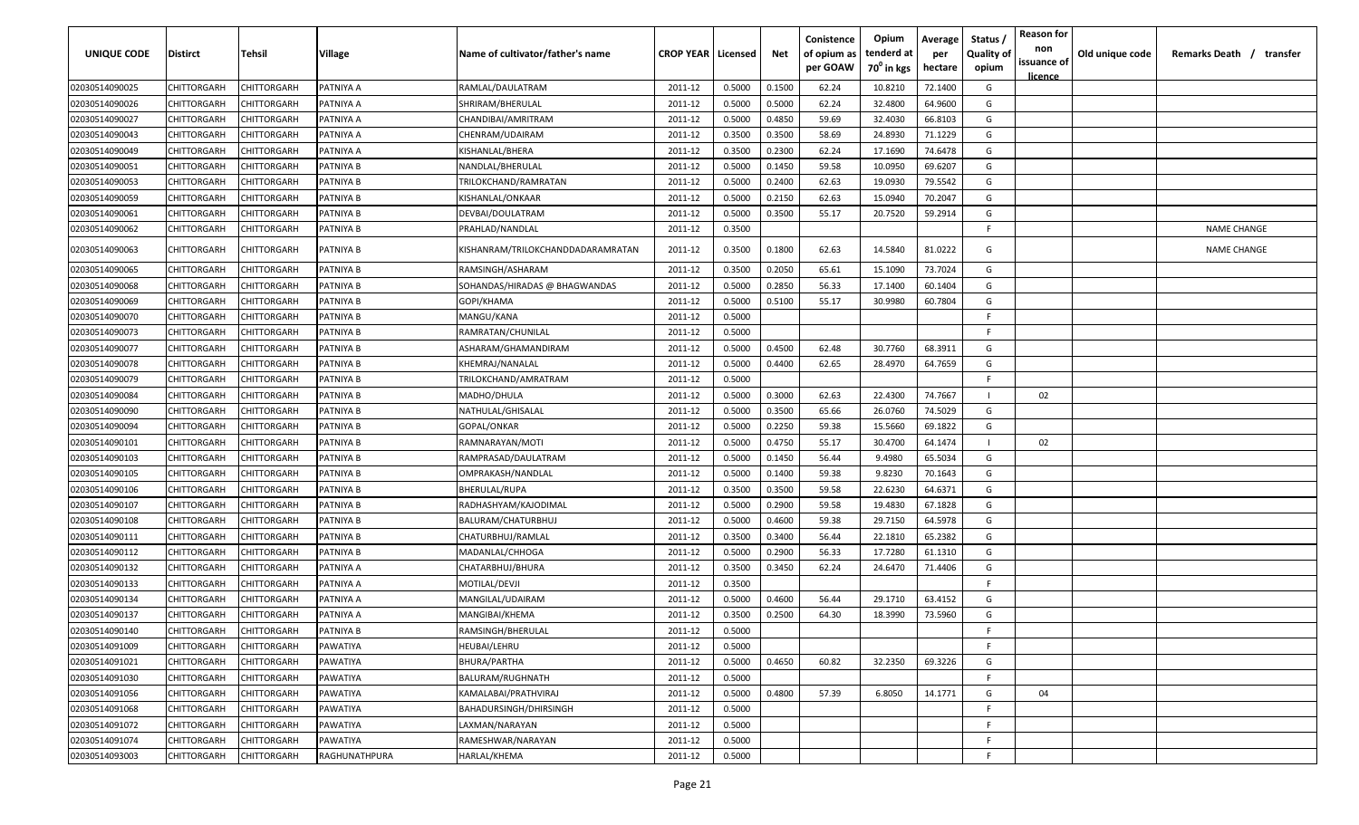| UNIQUE CODE | Distirct | Tehsil | Village | Name of cultivator/father's name | CROP YEAR | Licensed | Net | Conistence of opium as per GOAW | Opium tendered at $70^0$ in kgs | Average per hectare | Status / Quality of opium | Reason for non issuance of licence | Old unique code | Remarks Death / transfer |
|---|---|---|---|---|---|---|---|---|---|---|---|---|---|---|
| 02030514090025 | CHITTORGARH | CHITTORGARH | PATNIYA A | RAMLAL/DAULATRAM | 2011-12 | 0.5000 | 0.1500 | 62.24 | 10.8210 | 72.1400 | G | | | |
| 02030514090026 | CHITTORGARH | CHITTORGARH | PATNIYA A | SHRIRAM/BHERULAL | 2011-12 | 0.5000 | 0.5000 | 62.24 | 32.4800 | 64.9600 | G | | | |
| 02030514090027 | CHITTORGARH | CHITTORGARH | PATNIYA A | CHANDIBAI/AMRITRAM | 2011-12 | 0.5000 | 0.4850 | 59.69 | 32.4030 | 66.8103 | G | | | |
| 02030514090043 | CHITTORGARH | CHITTORGARH | PATNIYA A | CHENRAM/UDAIRAM | 2011-12 | 0.3500 | 0.3500 | 58.69 | 24.8930 | 71.1229 | G | | | |
| 02030514090049 | CHITTORGARH | CHITTORGARH | PATNIYA A | KISHANLAL/BHERA | 2011-12 | 0.3500 | 0.2300 | 62.24 | 17.1690 | 74.6478 | G | | | |
| 02030514090051 | CHITTORGARH | CHITTORGARH | PATNIYA B | NANDLAL/BHERULAL | 2011-12 | 0.5000 | 0.1450 | 59.58 | 10.0950 | 69.6207 | G | | | |
| 02030514090053 | CHITTORGARH | CHITTORGARH | PATNIYA B | TRILOKCHAND/RAMRATAN | 2011-12 | 0.5000 | 0.2400 | 62.63 | 19.0930 | 79.5542 | G | | | |
| 02030514090059 | CHITTORGARH | CHITTORGARH | PATNIYA B | KISHANLAL/ONKAAR | 2011-12 | 0.5000 | 0.2150 | 62.63 | 15.0940 | 70.2047 | G | | | |
| 02030514090061 | CHITTORGARH | CHITTORGARH | PATNIYA B | DEVBAI/DOULATRAM | 2011-12 | 0.5000 | 0.3500 | 55.17 | 20.7520 | 59.2914 | G | | | |
| 02030514090062 | CHITTORGARH | CHITTORGARH | PATNIYA B | PRAHLAD/NANDLAL | 2011-12 | 0.3500 | | | | | F | | | NAME CHANGE |
| 02030514090063 | CHITTORGARH | CHITTORGARH | PATNIYA B | KISHANRAM/TRILOKCHANDDADARAMRATAN | 2011-12 | 0.3500 | 0.1800 | 62.63 | 14.5840 | 81.0222 | G | | | NAME CHANGE |
| 02030514090065 | CHITTORGARH | CHITTORGARH | PATNIYA B | RAMSINGH/ASHARAM | 2011-12 | 0.3500 | 0.2050 | 65.61 | 15.1090 | 73.7024 | G | | | |
| 02030514090068 | CHITTORGARH | CHITTORGARH | PATNIYA B | SOHANDAS/HIRADAS @ BHAGWANDAS | 2011-12 | 0.5000 | 0.2850 | 56.33 | 17.1400 | 60.1404 | G | | | |
| 02030514090069 | CHITTORGARH | CHITTORGARH | PATNIYA B | GOPI/KHAMA | 2011-12 | 0.5000 | 0.5100 | 55.17 | 30.9980 | 60.7804 | G | | | |
| 02030514090070 | CHITTORGARH | CHITTORGARH | PATNIYA B | MANGU/KANA | 2011-12 | 0.5000 | | | | | F | | | |
| 02030514090073 | CHITTORGARH | CHITTORGARH | PATNIYA B | RAMRATAN/CHUNILAL | 2011-12 | 0.5000 | | | | | F | | | |
| 02030514090077 | CHITTORGARH | CHITTORGARH | PATNIYA B | ASHARAM/GHAMANDIRAM | 2011-12 | 0.5000 | 0.4500 | 62.48 | 30.7760 | 68.3911 | G | | | |
| 02030514090078 | CHITTORGARH | CHITTORGARH | PATNIYA B | KHEMRAJ/NANALAL | 2011-12 | 0.5000 | 0.4400 | 62.65 | 28.4970 | 64.7659 | G | | | |
| 02030514090079 | CHITTORGARH | CHITTORGARH | PATNIYA B | TRILOKCHAND/AMRATRAM | 2011-12 | 0.5000 | | | | | F | | | |
| 02030514090084 | CHITTORGARH | CHITTORGARH | PATNIYA B | MADHO/DHULA | 2011-12 | 0.5000 | 0.3000 | 62.63 | 22.4300 | 74.7667 | I | 02 | | |
| 02030514090090 | CHITTORGARH | CHITTORGARH | PATNIYA B | NATHULAL/GHISALAL | 2011-12 | 0.5000 | 0.3500 | 65.66 | 26.0760 | 74.5029 | G | | | |
| 02030514090094 | CHITTORGARH | CHITTORGARH | PATNIYA B | GOPAL/ONKAR | 2011-12 | 0.5000 | 0.2250 | 59.38 | 15.5660 | 69.1822 | G | | | |
| 02030514090101 | CHITTORGARH | CHITTORGARH | PATNIYA B | RAMNARAYAN/MOTI | 2011-12 | 0.5000 | 0.4750 | 55.17 | 30.4700 | 64.1474 | I | 02 | | |
| 02030514090103 | CHITTORGARH | CHITTORGARH | PATNIYA B | RAMPRASAD/DAULATRAM | 2011-12 | 0.5000 | 0.1450 | 56.44 | 9.4980 | 65.5034 | G | | | |
| 02030514090105 | CHITTORGARH | CHITTORGARH | PATNIYA B | OMPRAKASH/NANDLAL | 2011-12 | 0.5000 | 0.1400 | 59.38 | 9.8230 | 70.1643 | G | | | |
| 02030514090106 | CHITTORGARH | CHITTORGARH | PATNIYA B | BHERULAL/RUPA | 2011-12 | 0.3500 | 0.3500 | 59.58 | 22.6230 | 64.6371 | G | | | |
| 02030514090107 | CHITTORGARH | CHITTORGARH | PATNIYA B | RADHASHYAM/KAJODIMAL | 2011-12 | 0.5000 | 0.2900 | 59.58 | 19.4830 | 67.1828 | G | | | |
| 02030514090108 | CHITTORGARH | CHITTORGARH | PATNIYA B | BALURAM/CHATURBHUJ | 2011-12 | 0.5000 | 0.4600 | 59.38 | 29.7150 | 64.5978 | G | | | |
| 02030514090111 | CHITTORGARH | CHITTORGARH | PATNIYA B | CHATURBHUJ/RAMLAL | 2011-12 | 0.3500 | 0.3400 | 56.44 | 22.1810 | 65.2382 | G | | | |
| 02030514090112 | CHITTORGARH | CHITTORGARH | PATNIYA B | MADANLAL/CHHOGA | 2011-12 | 0.5000 | 0.2900 | 56.33 | 17.7280 | 61.1310 | G | | | |
| 02030514090132 | CHITTORGARH | CHITTORGARH | PATNIYA A | CHATARBHUJ/BHURA | 2011-12 | 0.3500 | 0.3450 | 62.24 | 24.6470 | 71.4406 | G | | | |
| 02030514090133 | CHITTORGARH | CHITTORGARH | PATNIYA A | MOTILAL/DEVJI | 2011-12 | 0.3500 | | | | | F | | | |
| 02030514090134 | CHITTORGARH | CHITTORGARH | PATNIYA A | MANGILAL/UDAIRAM | 2011-12 | 0.5000 | 0.4600 | 56.44 | 29.1710 | 63.4152 | G | | | |
| 02030514090137 | CHITTORGARH | CHITTORGARH | PATNIYA A | MANGIBAI/KHEMA | 2011-12 | 0.3500 | 0.2500 | 64.30 | 18.3990 | 73.5960 | G | | | |
| 02030514090140 | CHITTORGARH | CHITTORGARH | PATNIYA B | RAMSINGH/BHERULAL | 2011-12 | 0.5000 | | | | | F | | | |
| 02030514091009 | CHITTORGARH | CHITTORGARH | PAWATIYA | HEUBAI/LEHRU | 2011-12 | 0.5000 | | | | | F | | | |
| 02030514091021 | CHITTORGARH | CHITTORGARH | PAWATIYA | BHURA/PARTHA | 2011-12 | 0.5000 | 0.4650 | 60.82 | 32.2350 | 69.3226 | G | | | |
| 02030514091030 | CHITTORGARH | CHITTORGARH | PAWATIYA | BALURAM/RUGHNATH | 2011-12 | 0.5000 | | | | | F | | | |
| 02030514091056 | CHITTORGARH | CHITTORGARH | PAWATIYA | KAMALABAI/PRATHVIRAJ | 2011-12 | 0.5000 | 0.4800 | 57.39 | 6.8050 | 14.1771 | G | 04 | | |
| 02030514091068 | CHITTORGARH | CHITTORGARH | PAWATIYA | BAHADURSINGH/DHIRSINGH | 2011-12 | 0.5000 | | | | | F | | | |
| 02030514091072 | CHITTORGARH | CHITTORGARH | PAWATIYA | LAXMAN/NARAYAN | 2011-12 | 0.5000 | | | | | F | | | |
| 02030514091074 | CHITTORGARH | CHITTORGARH | PAWATIYA | RAMESHWAR/NARAYAN | 2011-12 | 0.5000 | | | | | F | | | |
| 02030514093003 | CHITTORGARH | CHITTORGARH | RAGHUNATHPURA | HARLAL/KHEMA | 2011-12 | 0.5000 | | | | | F | | | |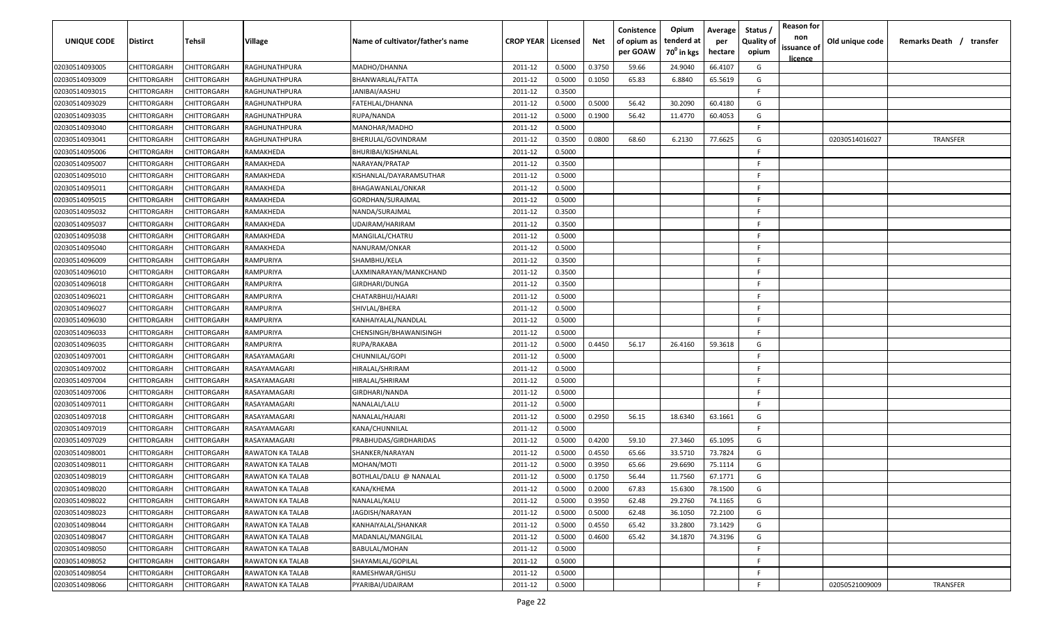| UNIQUE CODE | Distirct | Tehsil | Village | Name of cultivator/father's name | CROP YEAR | Licensed | Net | Conistence of opium as per GOAW | Opium tenderd at $70^0$ in kgs | Average per hectare | Status / Quality of opium | Reason for non issuance of licence | Old unique code | Remarks Death / transfer |
|---|---|---|---|---|---|---|---|---|---|---|---|---|---|---|
| 02030514093005 | CHITTORGARH | CHITTORGARH | RAGHUNATHPURA | MADHO/DHANNA | 2011-12 | 0.5000 | 0.3750 | 59.66 | 24.9040 | 66.4107 | G | | | |
| 02030514093009 | CHITTORGARH | CHITTORGARH | RAGHUNATHPURA | BHANWARLAL/FATTA | 2011-12 | 0.5000 | 0.1050 | 65.83 | 6.8840 | 65.5619 | G | | | |
| 02030514093015 | CHITTORGARH | CHITTORGARH | RAGHUNATHPURA | JANIBAI/AASHU | 2011-12 | 0.3500 | | | | | F | | | |
| 02030514093029 | CHITTORGARH | CHITTORGARH | RAGHUNATHPURA | FATEHLAL/DHANNA | 2011-12 | 0.5000 | 0.5000 | 56.42 | 30.2090 | 60.4180 | G | | | |
| 02030514093035 | CHITTORGARH | CHITTORGARH | RAGHUNATHPURA | RUPA/NANDA | 2011-12 | 0.5000 | 0.1900 | 56.42 | 11.4770 | 60.4053 | G | | | |
| 02030514093040 | CHITTORGARH | CHITTORGARH | RAGHUNATHPURA | MANOHAR/MADHO | 2011-12 | 0.5000 | | | | | F | | | |
| 02030514093041 | CHITTORGARH | CHITTORGARH | RAGHUNATHPURA | BHERULAL/GOVINDRAM | 2011-12 | 0.3500 | 0.0800 | 68.60 | 6.2130 | 77.6625 | G | | 02030514016027 | TRANSFER |
| 02030514095006 | CHITTORGARH | CHITTORGARH | RAMAKHEDA | BHURIBAI/KISHANLAL | 2011-12 | 0.5000 | | | | | F | | | |
| 02030514095007 | CHITTORGARH | CHITTORGARH | RAMAKHEDA | NARAYAN/PRATAP | 2011-12 | 0.3500 | | | | | F | | | |
| 02030514095010 | CHITTORGARH | CHITTORGARH | RAMAKHEDA | KISHANLAL/DAYARAMSUTHAR | 2011-12 | 0.5000 | | | | | F | | | |
| 02030514095011 | CHITTORGARH | CHITTORGARH | RAMAKHEDA | BHAGAWANLAL/ONKAR | 2011-12 | 0.5000 | | | | | F | | | |
| 02030514095015 | CHITTORGARH | CHITTORGARH | RAMAKHEDA | GORDHAN/SURAJMAL | 2011-12 | 0.5000 | | | | | F | | | |
| 02030514095032 | CHITTORGARH | CHITTORGARH | RAMAKHEDA | NANDA/SURAJMAL | 2011-12 | 0.3500 | | | | | F | | | |
| 02030514095037 | CHITTORGARH | CHITTORGARH | RAMAKHEDA | UDAIRAM/HARIRAM | 2011-12 | 0.3500 | | | | | F | | | |
| 02030514095038 | CHITTORGARH | CHITTORGARH | RAMAKHEDA | MANGILAL/CHATRU | 2011-12 | 0.5000 | | | | | F | | | |
| 02030514095040 | CHITTORGARH | CHITTORGARH | RAMAKHEDA | NANURAM/ONKAR | 2011-12 | 0.5000 | | | | | F | | | |
| 02030514096009 | CHITTORGARH | CHITTORGARH | RAMPURIYA | SHAMBHU/KELA | 2011-12 | 0.3500 | | | | | F | | | |
| 02030514096010 | CHITTORGARH | CHITTORGARH | RAMPURIYA | LAXMINARAYAN/MANKCHAND | 2011-12 | 0.3500 | | | | | F | | | |
| 02030514096018 | CHITTORGARH | CHITTORGARH | RAMPURIYA | GIRDHARI/DUNGA | 2011-12 | 0.3500 | | | | | F | | | |
| 02030514096021 | CHITTORGARH | CHITTORGARH | RAMPURIYA | CHATARBHUJ/HAJARI | 2011-12 | 0.5000 | | | | | F | | | |
| 02030514096027 | CHITTORGARH | CHITTORGARH | RAMPURIYA | SHIVLAL/BHERA | 2011-12 | 0.5000 | | | | | F | | | |
| 02030514096030 | CHITTORGARH | CHITTORGARH | RAMPURIYA | KANHAIYALAL/NANDLAL | 2011-12 | 0.5000 | | | | | F | | | |
| 02030514096033 | CHITTORGARH | CHITTORGARH | RAMPURIYA | CHENSINGH/BHAWANISINGH | 2011-12 | 0.5000 | | | | | F | | | |
| 02030514096035 | CHITTORGARH | CHITTORGARH | RAMPURIYA | RUPA/RAKABA | 2011-12 | 0.5000 | 0.4450 | 56.17 | 26.4160 | 59.3618 | G | | | |
| 02030514097001 | CHITTORGARH | CHITTORGARH | RASAYAMAGARI | CHUNNILAL/GOPI | 2011-12 | 0.5000 | | | | | F | | | |
| 02030514097002 | CHITTORGARH | CHITTORGARH | RASAYAMAGARI | HIRALAL/SHRIRAM | 2011-12 | 0.5000 | | | | | F | | | |
| 02030514097004 | CHITTORGARH | CHITTORGARH | RASAYAMAGARI | HIRALAL/SHRIRAM | 2011-12 | 0.5000 | | | | | F | | | |
| 02030514097006 | CHITTORGARH | CHITTORGARH | RASAYAMAGARI | GIRDHARI/NANDA | 2011-12 | 0.5000 | | | | | F | | | |
| 02030514097011 | CHITTORGARH | CHITTORGARH | RASAYAMAGARI | NANALAL/LALU | 2011-12 | 0.5000 | | | | | F | | | |
| 02030514097018 | CHITTORGARH | CHITTORGARH | RASAYAMAGARI | NANALAL/HAJARI | 2011-12 | 0.5000 | 0.2950 | 56.15 | 18.6340 | 63.1661 | G | | | |
| 02030514097019 | CHITTORGARH | CHITTORGARH | RASAYAMAGARI | KANA/CHUNNILAL | 2011-12 | 0.5000 | | | | | F | | | |
| 02030514097029 | CHITTORGARH | CHITTORGARH | RASAYAMAGARI | PRABHUDAS/GIRDHARIDAS | 2011-12 | 0.5000 | 0.4200 | 59.10 | 27.3460 | 65.1095 | G | | | |
| 02030514098001 | CHITTORGARH | CHITTORGARH | RAWATON KA TALAB | SHANKER/NARAYAN | 2011-12 | 0.5000 | 0.4550 | 65.66 | 33.5710 | 73.7824 | G | | | |
| 02030514098011 | CHITTORGARH | CHITTORGARH | RAWATON KA TALAB | MOHAN/MOTI | 2011-12 | 0.5000 | 0.3950 | 65.66 | 29.6690 | 75.1114 | G | | | |
| 02030514098019 | CHITTORGARH | CHITTORGARH | RAWATON KA TALAB | BOTHLAL/DALU @ NANALAL | 2011-12 | 0.5000 | 0.1750 | 56.44 | 11.7560 | 67.1771 | G | | | |
| 02030514098020 | CHITTORGARH | CHITTORGARH | RAWATON KA TALAB | KANA/KHEMA | 2011-12 | 0.5000 | 0.2000 | 67.83 | 15.6300 | 78.1500 | G | | | |
| 02030514098022 | CHITTORGARH | CHITTORGARH | RAWATON KA TALAB | NANALAL/KALU | 2011-12 | 0.5000 | 0.3950 | 62.48 | 29.2760 | 74.1165 | G | | | |
| 02030514098023 | CHITTORGARH | CHITTORGARH | RAWATON KA TALAB | JAGDISH/NARAYAN | 2011-12 | 0.5000 | 0.5000 | 62.48 | 36.1050 | 72.2100 | G | | | |
| 02030514098044 | CHITTORGARH | CHITTORGARH | RAWATON KA TALAB | KANHAIYALAL/SHANKAR | 2011-12 | 0.5000 | 0.4550 | 65.42 | 33.2800 | 73.1429 | G | | | |
| 02030514098047 | CHITTORGARH | CHITTORGARH | RAWATON KA TALAB | MADANLAL/MANGILAL | 2011-12 | 0.5000 | 0.4600 | 65.42 | 34.1870 | 74.3196 | G | | | |
| 02030514098050 | CHITTORGARH | CHITTORGARH | RAWATON KA TALAB | BABULAL/MOHAN | 2011-12 | 0.5000 | | | | | F | | | |
| 02030514098052 | CHITTORGARH | CHITTORGARH | RAWATON KA TALAB | SHAYAMLAL/GOPILAL | 2011-12 | 0.5000 | | | | | F | | | |
| 02030514098054 | CHITTORGARH | CHITTORGARH | RAWATON KA TALAB | RAMESHWAR/GHISU | 2011-12 | 0.5000 | | | | | F | | | |
| 02030514098066 | CHITTORGARH | CHITTORGARH | RAWATON KA TALAB | PYARIBAI/UDAIRAM | 2011-12 | 0.5000 | | | | | F | | 02050521009009 | TRANSFER |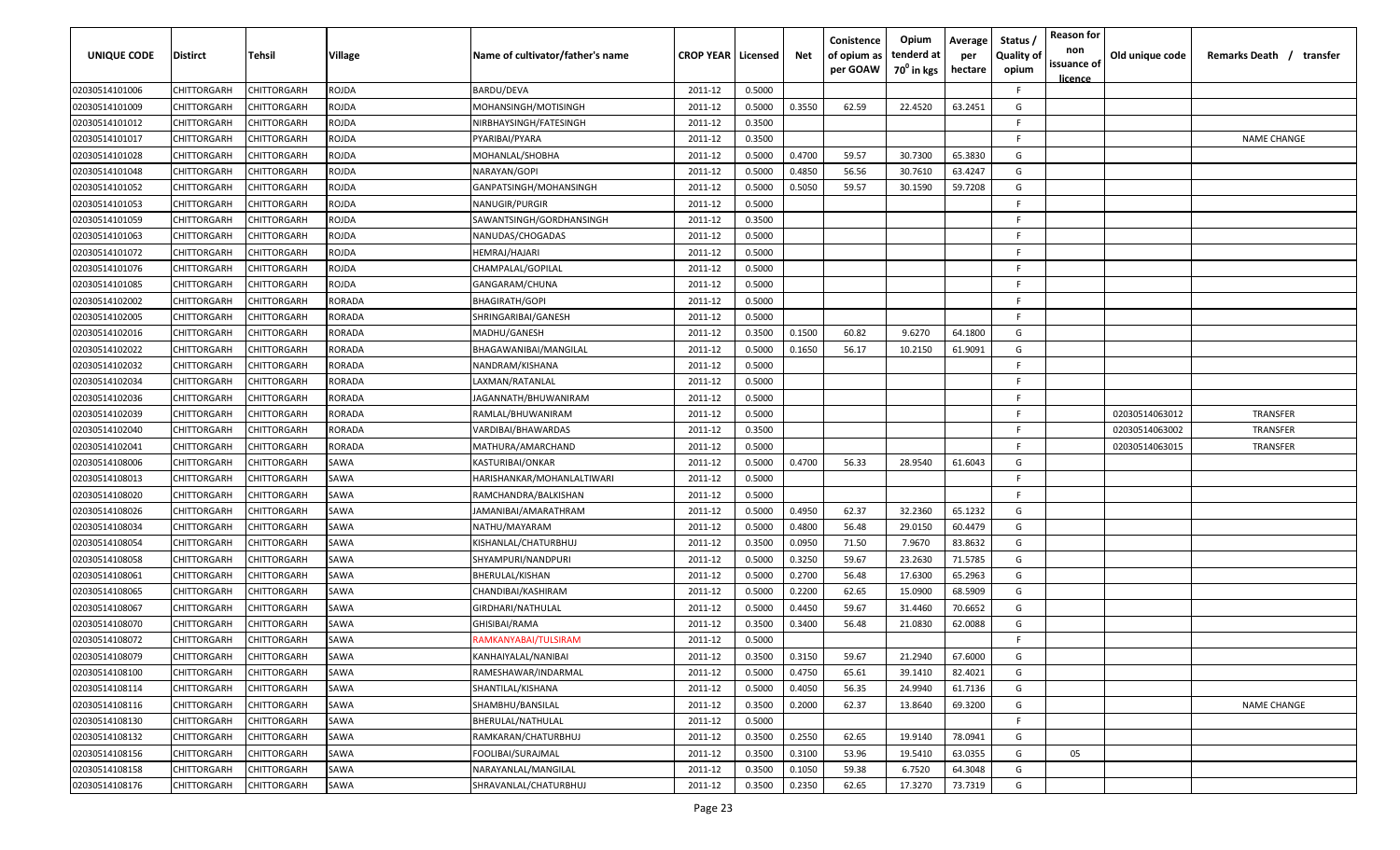| UNIQUE CODE | Distirct | Tehsil | Village | Name of cultivator/father's name | CROP YEAR | Licensed | Net | Conistence of opium as per GOAW | Opium tenderd at $70^0$ in kgs | Average per hectare | Status / Quality of opium | Reason for non issuance of licence | Old unique code | Remarks Death / transfer |
|---|---|---|---|---|---|---|---|---|---|---|---|---|---|---|
| 02030514101006 | CHITTORGARH | CHITTORGARH | ROJDA | BARDU/DEVA | 2011-12 | 0.5000 | | | | | F | | | |
| 02030514101009 | CHITTORGARH | CHITTORGARH | ROJDA | MOHANSINGH/MOTISINGH | 2011-12 | 0.5000 | 0.3550 | 62.59 | 22.4520 | 63.2451 | G | | | |
| 02030514101012 | CHITTORGARH | CHITTORGARH | ROJDA | NIRBHAYSINGH/FATESINGH | 2011-12 | 0.3500 | | | | | F | | | |
| 02030514101017 | CHITTORGARH | CHITTORGARH | ROJDA | PYARIBAI/PYARA | 2011-12 | 0.3500 | | | | | F | | | NAME CHANGE |
| 02030514101028 | CHITTORGARH | CHITTORGARH | ROJDA | MOHANLAL/SHOBHA | 2011-12 | 0.5000 | 0.4700 | 59.57 | 30.7300 | 65.3830 | G | | | |
| 02030514101048 | CHITTORGARH | CHITTORGARH | ROJDA | NARAYAN/GOPI | 2011-12 | 0.5000 | 0.4850 | 56.56 | 30.7610 | 63.4247 | G | | | |
| 02030514101052 | CHITTORGARH | CHITTORGARH | ROJDA | GANPATSINGH/MOHANSINGH | 2011-12 | 0.5000 | 0.5050 | 59.57 | 30.1590 | 59.7208 | G | | | |
| 02030514101053 | CHITTORGARH | CHITTORGARH | ROJDA | NANUGIR/PURGIR | 2011-12 | 0.5000 | | | | | F | | | |
| 02030514101059 | CHITTORGARH | CHITTORGARH | ROJDA | SAWANTSINGH/GORDHANSINGH | 2011-12 | 0.3500 | | | | | F | | | |
| 02030514101063 | CHITTORGARH | CHITTORGARH | ROJDA | NANUDAS/CHOGADAS | 2011-12 | 0.5000 | | | | | F | | | |
| 02030514101072 | CHITTORGARH | CHITTORGARH | ROJDA | HEMRAJ/HAJARI | 2011-12 | 0.5000 | | | | | F | | | |
| 02030514101076 | CHITTORGARH | CHITTORGARH | ROJDA | CHAMPALAL/GOPILAL | 2011-12 | 0.5000 | | | | | F | | | |
| 02030514101085 | CHITTORGARH | CHITTORGARH | ROJDA | GANGARAM/CHUNA | 2011-12 | 0.5000 | | | | | F | | | |
| 02030514102002 | CHITTORGARH | CHITTORGARH | RORADA | BHAGIRATH/GOPI | 2011-12 | 0.5000 | | | | | F | | | |
| 02030514102005 | CHITTORGARH | CHITTORGARH | RORADA | SHRINGARIBAI/GANESH | 2011-12 | 0.5000 | | | | | F | | | |
| 02030514102016 | CHITTORGARH | CHITTORGARH | RORADA | MADHU/GANESH | 2011-12 | 0.3500 | 0.1500 | 60.82 | 9.6270 | 64.1800 | G | | | |
| 02030514102022 | CHITTORGARH | CHITTORGARH | RORADA | BHAGAWANIBAI/MANGILAL | 2011-12 | 0.5000 | 0.1650 | 56.17 | 10.2150 | 61.9091 | G | | | |
| 02030514102032 | CHITTORGARH | CHITTORGARH | RORADA | NANDRAM/KISHANA | 2011-12 | 0.5000 | | | | | F | | | |
| 02030514102034 | CHITTORGARH | CHITTORGARH | RORADA | LAXMAN/RATANLAL | 2011-12 | 0.5000 | | | | | F | | | |
| 02030514102036 | CHITTORGARH | CHITTORGARH | RORADA | JAGANNATH/BHUWANIRAM | 2011-12 | 0.5000 | | | | | F | | | |
| 02030514102039 | CHITTORGARH | CHITTORGARH | RORADA | RAMLAL/BHUWANIRAM | 2011-12 | 0.5000 | | | | | F | | 02030514063012 | TRANSFER |
| 02030514102040 | CHITTORGARH | CHITTORGARH | RORADA | VARDIBAI/BHAWARDAS | 2011-12 | 0.3500 | | | | | F | | 02030514063002 | TRANSFER |
| 02030514102041 | CHITTORGARH | CHITTORGARH | RORADA | MATHURA/AMARCHAND | 2011-12 | 0.5000 | | | | | F | | 02030514063015 | TRANSFER |
| 02030514108006 | CHITTORGARH | CHITTORGARH | SAWA | KASTURIBAI/ONKAR | 2011-12 | 0.5000 | 0.4700 | 56.33 | 28.9540 | 61.6043 | G | | | |
| 02030514108013 | CHITTORGARH | CHITTORGARH | SAWA | HARISHANKAR/MOHANLALTIWARI | 2011-12 | 0.5000 | | | | | F | | | |
| 02030514108020 | CHITTORGARH | CHITTORGARH | SAWA | RAMCHANDRA/BALKISHAN | 2011-12 | 0.5000 | | | | | F | | | |
| 02030514108026 | CHITTORGARH | CHITTORGARH | SAWA | JAMANIBAI/AMARATHRAM | 2011-12 | 0.5000 | 0.4950 | 62.37 | 32.2360 | 65.1232 | G | | | |
| 02030514108034 | CHITTORGARH | CHITTORGARH | SAWA | NATHU/MAYARAM | 2011-12 | 0.5000 | 0.4800 | 56.48 | 29.0150 | 60.4479 | G | | | |
| 02030514108054 | CHITTORGARH | CHITTORGARH | SAWA | KISHANLAL/CHATURBHUJ | 2011-12 | 0.3500 | 0.0950 | 71.50 | 7.9670 | 83.8632 | G | | | |
| 02030514108058 | CHITTORGARH | CHITTORGARH | SAWA | SHYAMPURI/NANDPURI | 2011-12 | 0.5000 | 0.3250 | 59.67 | 23.2630 | 71.5785 | G | | | |
| 02030514108061 | CHITTORGARH | CHITTORGARH | SAWA | BHERULAL/KISHAN | 2011-12 | 0.5000 | 0.2700 | 56.48 | 17.6300 | 65.2963 | G | | | |
| 02030514108065 | CHITTORGARH | CHITTORGARH | SAWA | CHANDIBAI/KASHIRAM | 2011-12 | 0.5000 | 0.2200 | 62.65 | 15.0900 | 68.5909 | G | | | |
| 02030514108067 | CHITTORGARH | CHITTORGARH | SAWA | GIRDHARI/NATHULAL | 2011-12 | 0.5000 | 0.4450 | 59.67 | 31.4460 | 70.6652 | G | | | |
| 02030514108070 | CHITTORGARH | CHITTORGARH | SAWA | GHISIBAI/RAMA | 2011-12 | 0.3500 | 0.3400 | 56.48 | 21.0830 | 62.0088 | G | | | |
| 02030514108072 | CHITTORGARH | CHITTORGARH | SAWA | RAMKANYABAI/TULSIRAM | 2011-12 | 0.5000 | | | | | F | | | |
| 02030514108079 | CHITTORGARH | CHITTORGARH | SAWA | KANHAIYALAL/NANIBAI | 2011-12 | 0.3500 | 0.3150 | 59.67 | 21.2940 | 67.6000 | G | | | |
| 02030514108100 | CHITTORGARH | CHITTORGARH | SAWA | RAMESHAWAR/INDARMAL | 2011-12 | 0.5000 | 0.4750 | 65.61 | 39.1410 | 82.4021 | G | | | |
| 02030514108114 | CHITTORGARH | CHITTORGARH | SAWA | SHANTILAL/KISHANA | 2011-12 | 0.5000 | 0.4050 | 56.35 | 24.9940 | 61.7136 | G | | | |
| 02030514108116 | CHITTORGARH | CHITTORGARH | SAWA | SHAMBHU/BANSILAL | 2011-12 | 0.3500 | 0.2000 | 62.37 | 13.8640 | 69.3200 | G | | | NAME CHANGE |
| 02030514108130 | CHITTORGARH | CHITTORGARH | SAWA | BHERULAL/NATHULAL | 2011-12 | 0.5000 | | | | | F | | | |
| 02030514108132 | CHITTORGARH | CHITTORGARH | SAWA | RAMKARAN/CHATURBHUJ | 2011-12 | 0.3500 | 0.2550 | 62.65 | 19.9140 | 78.0941 | G | | | |
| 02030514108156 | CHITTORGARH | CHITTORGARH | SAWA | FOOLIBAI/SURAJMAL | 2011-12 | 0.3500 | 0.3100 | 53.96 | 19.5410 | 63.0355 | G | 05 | | |
| 02030514108158 | CHITTORGARH | CHITTORGARH | SAWA | NARAYANLAL/MANGILAL | 2011-12 | 0.3500 | 0.1050 | 59.38 | 6.7520 | 64.3048 | G | | | |
| 02030514108176 | CHITTORGARH | CHITTORGARH | SAWA | SHRAVANLAL/CHATURBHUJ | 2011-12 | 0.3500 | 0.2350 | 62.65 | 17.3270 | 73.7319 | G | | | |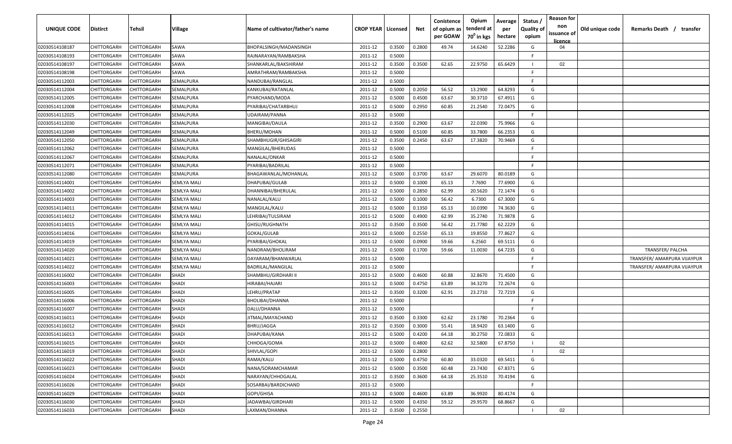| UNIQUE CODE | Distirct | Tehsil | Village | Name of cultivator/father's name | CROP YEAR | Licensed | Net | Conistence of opium as per GOAW | Opium tenderd at 70° in kgs | Average per hectare | Status / Quality of opium | Reason for non issuance of licence | Old unique code | Remarks Death / transfer |
|---|---|---|---|---|---|---|---|---|---|---|---|---|---|---|
| 02030514108187 | CHITTORGARH | CHITTORGARH | SAWA | BHOPALSINGH/MADANSINGH | 2011-12 | 0.3500 | 0.2800 | 49.74 | 14.6240 | 52.2286 | G | 04 | | |
| 02030514108193 | CHITTORGARH | CHITTORGARH | SAWA | RAJNARAYAN/RAMBAKSHA | 2011-12 | 0.5000 | | | | | F | | | |
| 02030514108197 | CHITTORGARH | CHITTORGARH | SAWA | SHANKARLAL/BAKSHIRAM | 2011-12 | 0.3500 | 0.3500 | 62.65 | 22.9750 | 65.6429 | I | 02 | | |
| 02030514108198 | CHITTORGARH | CHITTORGARH | SAWA | AMRATHRAM/RAMBAKSHA | 2011-12 | 0.5000 | | | | | F | | | |
| 02030514112003 | CHITTORGARH | CHITTORGARH | SEMALPURA | NANDUBAI/RANGLAL | 2011-12 | 0.5000 | | | | | F | | | |
| 02030514112004 | CHITTORGARH | CHITTORGARH | SEMALPURA | KANKUBAI/RATANLAL | 2011-12 | 0.5000 | 0.2050 | 56.52 | 13.2900 | 64.8293 | G | | | |
| 02030514112005 | CHITTORGARH | CHITTORGARH | SEMALPURA | PYARCHAND/MODA | 2011-12 | 0.5000 | 0.4500 | 63.67 | 30.3710 | 67.4911 | G | | | |
| 02030514112008 | CHITTORGARH | CHITTORGARH | SEMALPURA | PYARIBAI/CHATARBHUJ | 2011-12 | 0.5000 | 0.2950 | 60.85 | 21.2540 | 72.0475 | G | | | |
| 02030514112025 | CHITTORGARH | CHITTORGARH | SEMALPURA | UDAIRAM/PANNA | 2011-12 | 0.5000 | | | | | F | | | |
| 02030514112030 | CHITTORGARH | CHITTORGARH | SEMALPURA | MANGIBAI/DAULA | 2011-12 | 0.3500 | 0.2900 | 63.67 | 22.0390 | 75.9966 | G | | | |
| 02030514112049 | CHITTORGARH | CHITTORGARH | SEMALPURA | BHERU/MOHAN | 2011-12 | 0.5000 | 0.5100 | 60.85 | 33.7800 | 66.2353 | G | | | |
| 02030514112050 | CHITTORGARH | CHITTORGARH | SEMALPURA | SHAMBHUGIR/GHISAGIRI | 2011-12 | 0.3500 | 0.2450 | 63.67 | 17.3820 | 70.9469 | G | | | |
| 02030514112062 | CHITTORGARH | CHITTORGARH | SEMALPURA | MANGILAL/BHERUDAS | 2011-12 | 0.5000 | | | | | F | | | |
| 02030514112067 | CHITTORGARH | CHITTORGARH | SEMALPURA | NANALAL/ONKAR | 2011-12 | 0.5000 | | | | | F | | | |
| 02030514112071 | CHITTORGARH | CHITTORGARH | SEMALPURA | PYARIBAI/BADRILAL | 2011-12 | 0.5000 | | | | | F | | | |
| 02030514112080 | CHITTORGARH | CHITTORGARH | SEMALPURA | BHAGAWANLAL/MOHANLAL | 2011-12 | 0.5000 | 0.3700 | 63.67 | 29.6070 | 80.0189 | G | | | |
| 02030514114001 | CHITTORGARH | CHITTORGARH | SEMLYA MALI | DHAPUBAI/GULAB | 2011-12 | 0.5000 | 0.1000 | 65.13 | 7.7690 | 77.6900 | G | | | |
| 02030514114002 | CHITTORGARH | CHITTORGARH | SEMLYA MALI | DHANNIBAI/BHERULAL | 2011-12 | 0.5000 | 0.2850 | 62.99 | 20.5620 | 72.1474 | G | | | |
| 02030514114003 | CHITTORGARH | CHITTORGARH | SEMLYA MALI | NANALAL/KALU | 2011-12 | 0.5000 | 0.1000 | 56.42 | 6.7300 | 67.3000 | G | | | |
| 02030514114011 | CHITTORGARH | CHITTORGARH | SEMLYA MALI | MANGILAL/KALU | 2011-12 | 0.5000 | 0.1350 | 65.13 | 10.0390 | 74.3630 | G | | | |
| 02030514114012 | CHITTORGARH | CHITTORGARH | SEMLYA MALI | LEHRIBAI/TULSIRAM | 2011-12 | 0.5000 | 0.4900 | 62.99 | 35.2740 | 71.9878 | G | | | |
| 02030514114015 | CHITTORGARH | CHITTORGARH | SEMLYA MALI | GHISU/RUGHNATH | 2011-12 | 0.3500 | 0.3500 | 56.42 | 21.7780 | 62.2229 | G | | | |
| 02030514114016 | CHITTORGARH | CHITTORGARH | SEMLYA MALI | GOKAL/GULAB | 2011-12 | 0.5000 | 0.2550 | 65.13 | 19.8550 | 77.8627 | G | | | |
| 02030514114019 | CHITTORGARH | CHITTORGARH | SEMLYA MALI | PYARIBAI/GHOKAL | 2011-12 | 0.5000 | 0.0900 | 59.66 | 6.2560 | 69.5111 | G | | | |
| 02030514114020 | CHITTORGARH | CHITTORGARH | SEMLYA MALI | NANDRAM/BHOLIRAM | 2011-12 | 0.5000 | 0.1700 | 59.66 | 11.0030 | 64.7235 | G | | | TRANSFER/ PALCHA |
| 02030514114021 | CHITTORGARH | CHITTORGARH | SEMLYA MALI | DAYARAM/BHANWARLAL | 2011-12 | 0.5000 | | | | | F | | | TRANSFER/ AMARPURA VIJAYPUR |
| 02030514114022 | CHITTORGARH | CHITTORGARH | SEMLYA MALI | BADRILAL/MANGILAL | 2011-12 | 0.5000 | | | | | F | | | TRANSFER/ AMARPURA VIJAYPUR |
| 02030514116002 | CHITTORGARH | CHITTORGARH | SHADI | SHAMBHU/GIRDHARI II | 2011-12 | 0.5000 | 0.4600 | 60.88 | 32.8670 | 71.4500 | G | | | |
| 02030514116003 | CHITTORGARH | CHITTORGARH | SHADI | HIRABAI/HAJARI | 2011-12 | 0.5000 | 0.4750 | 63.89 | 34.3270 | 72.2674 | G | | | |
| 02030514116005 | CHITTORGARH | CHITTORGARH | SHADI | LEHRU/PRATAP | 2011-12 | 0.3500 | 0.3200 | 62.91 | 23.2710 | 72.7219 | G | | | |
| 02030514116006 | CHITTORGARH | CHITTORGARH | SHADI | BHOLIBAI/DHANNA | 2011-12 | 0.5000 | | | | | F | | | |
| 02030514116007 | CHITTORGARH | CHITTORGARH | SHADI | DALU/DHANNA | 2011-12 | 0.5000 | | | | | F | | | |
| 02030514116011 | CHITTORGARH | CHITTORGARH | SHADI | JITMAL/MAYACHAND | 2011-12 | 0.3500 | 0.3300 | 62.62 | 23.1780 | 70.2364 | G | | | |
| 02030514116012 | CHITTORGARH | CHITTORGARH | SHADI | BHRU/JAGGA | 2011-12 | 0.3500 | 0.3000 | 55.41 | 18.9420 | 63.1400 | G | | | |
| 02030514116013 | CHITTORGARH | CHITTORGARH | SHADI | DHAPUBAI/KANA | 2011-12 | 0.5000 | 0.4200 | 64.18 | 30.2750 | 72.0833 | G | | | |
| 02030514116015 | CHITTORGARH | CHITTORGARH | SHADI | CHHOGA/GOMA | 2011-12 | 0.5000 | 0.4800 | 62.62 | 32.5800 | 67.8750 | I | 02 | | |
| 02030514116019 | CHITTORGARH | CHITTORGARH | SHADI | SHIVLAL/GOPI | 2011-12 | 0.5000 | 0.2800 | | | | I | 02 | | |
| 02030514116022 | CHITTORGARH | CHITTORGARH | SHADI | RAMA/KALU | 2011-12 | 0.5000 | 0.4750 | 60.80 | 33.0320 | 69.5411 | G | | | |
| 02030514116023 | CHITTORGARH | CHITTORGARH | SHADI | NANA/SORAMCHAMAR | 2011-12 | 0.5000 | 0.3500 | 60.48 | 23.7430 | 67.8371 | G | | | |
| 02030514116024 | CHITTORGARH | CHITTORGARH | SHADI | NARAYAN/CHHOGALAL | 2011-12 | 0.3500 | 0.3600 | 64.18 | 25.3510 | 70.4194 | G | | | |
| 02030514116026 | CHITTORGARH | CHITTORGARH | SHADI | SOSARBAI/BARDICHAND | 2011-12 | 0.5000 | | | | | F | | | |
| 02030514116029 | CHITTORGARH | CHITTORGARH | SHADI | GOPI/GHISA | 2011-12 | 0.5000 | 0.4600 | 63.89 | 36.9920 | 80.4174 | G | | | |
| 02030514116030 | CHITTORGARH | CHITTORGARH | SHADI | JADAWBAI/GIRDHARI | 2011-12 | 0.5000 | 0.4350 | 59.12 | 29.9570 | 68.8667 | G | | | |
| 02030514116033 | CHITTORGARH | CHITTORGARH | SHADI | LAXMAN/DHANNA | 2011-12 | 0.3500 | 0.2550 | | | | I | 02 | | |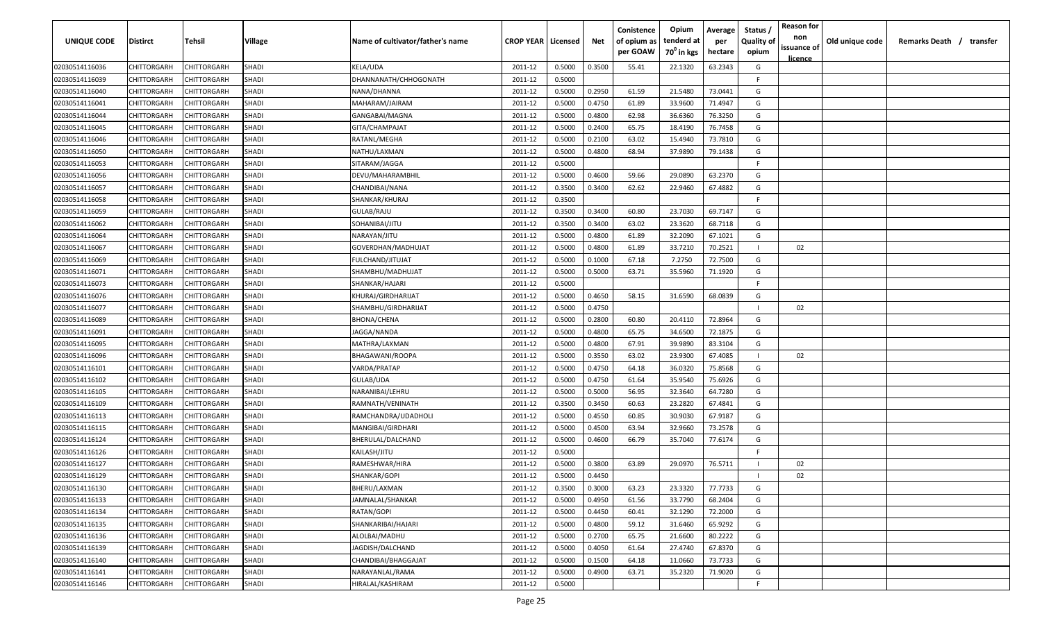| UNIQUE CODE | Distirct | Tehsil | Village | Name of cultivator/father's name | CROP YEAR | Licensed | Net | Conistence of opium as per GOAW | Opium tenderd at $70^0$ in kgs | Average per hectare | Status / Quality of opium | Reason for non issuance of licence | Old unique code | Remarks Death / transfer |
|---|---|---|---|---|---|---|---|---|---|---|---|---|---|---|
| 02030514116036 | CHITTORGARH | CHITTORGARH | SHADI | KELA/UDA | 2011-12 | 0.5000 | 0.3500 | 55.41 | 22.1320 | 63.2343 | G | | | |
| 02030514116039 | CHITTORGARH | CHITTORGARH | SHADI | DHANNANATH/CHHOGONATH | 2011-12 | 0.5000 | | | | | F | | | |
| 02030514116040 | CHITTORGARH | CHITTORGARH | SHADI | NANA/DHANNA | 2011-12 | 0.5000 | 0.2950 | 61.59 | 21.5480 | 73.0441 | G | | | |
| 02030514116041 | CHITTORGARH | CHITTORGARH | SHADI | MAHARAM/JAIRAM | 2011-12 | 0.5000 | 0.4750 | 61.89 | 33.9600 | 71.4947 | G | | | |
| 02030514116044 | CHITTORGARH | CHITTORGARH | SHADI | GANGABAI/MAGNA | 2011-12 | 0.5000 | 0.4800 | 62.98 | 36.6360 | 76.3250 | G | | | |
| 02030514116045 | CHITTORGARH | CHITTORGARH | SHADI | GITA/CHAMPAJAT | 2011-12 | 0.5000 | 0.2400 | 65.75 | 18.4190 | 76.7458 | G | | | |
| 02030514116046 | CHITTORGARH | CHITTORGARH | SHADI | RATANL/MEGHA | 2011-12 | 0.5000 | 0.2100 | 63.02 | 15.4940 | 73.7810 | G | | | |
| 02030514116050 | CHITTORGARH | CHITTORGARH | SHADI | NATHU/LAXMAN | 2011-12 | 0.5000 | 0.4800 | 68.94 | 37.9890 | 79.1438 | G | | | |
| 02030514116053 | CHITTORGARH | CHITTORGARH | SHADI | SITARAM/JAGGA | 2011-12 | 0.5000 | | | | | F | | | |
| 02030514116056 | CHITTORGARH | CHITTORGARH | SHADI | DEVU/MAHARAMBHIL | 2011-12 | 0.5000 | 0.4600 | 59.66 | 29.0890 | 63.2370 | G | | | |
| 02030514116057 | CHITTORGARH | CHITTORGARH | SHADI | CHANDIBAI/NANA | 2011-12 | 0.3500 | 0.3400 | 62.62 | 22.9460 | 67.4882 | G | | | |
| 02030514116058 | CHITTORGARH | CHITTORGARH | SHADI | SHANKAR/KHURAJ | 2011-12 | 0.3500 | | | | | F | | | |
| 02030514116059 | CHITTORGARH | CHITTORGARH | SHADI | GULAB/RAJU | 2011-12 | 0.3500 | 0.3400 | 60.80 | 23.7030 | 69.7147 | G | | | |
| 02030514116062 | CHITTORGARH | CHITTORGARH | SHADI | SOHANIBAI/JITU | 2011-12 | 0.3500 | 0.3400 | 63.02 | 23.3620 | 68.7118 | G | | | |
| 02030514116064 | CHITTORGARH | CHITTORGARH | SHADI | NARAYAN/JITU | 2011-12 | 0.5000 | 0.4800 | 61.89 | 32.2090 | 67.1021 | G | | | |
| 02030514116067 | CHITTORGARH | CHITTORGARH | SHADI | GOVERDHAN/MADHUJAT | 2011-12 | 0.5000 | 0.4800 | 61.89 | 33.7210 | 70.2521 | I | 02 | | |
| 02030514116069 | CHITTORGARH | CHITTORGARH | SHADI | FULCHAND/JITUJAT | 2011-12 | 0.5000 | 0.1000 | 67.18 | 7.2750 | 72.7500 | G | | | |
| 02030514116071 | CHITTORGARH | CHITTORGARH | SHADI | SHAMBHU/MADHUJAT | 2011-12 | 0.5000 | 0.5000 | 63.71 | 35.5960 | 71.1920 | G | | | |
| 02030514116073 | CHITTORGARH | CHITTORGARH | SHADI | SHANKAR/HAJARI | 2011-12 | 0.5000 | | | | | F | | | |
| 02030514116076 | CHITTORGARH | CHITTORGARH | SHADI | KHURAJ/GIRDHARIJAT | 2011-12 | 0.5000 | 0.4650 | 58.15 | 31.6590 | 68.0839 | G | | | |
| 02030514116077 | CHITTORGARH | CHITTORGARH | SHADI | SHAMBHU/GIRDHARIJAT | 2011-12 | 0.5000 | 0.4750 | | | | I | 02 | | |
| 02030514116089 | CHITTORGARH | CHITTORGARH | SHADI | BHONA/CHENA | 2011-12 | 0.5000 | 0.2800 | 60.80 | 20.4110 | 72.8964 | G | | | |
| 02030514116091 | CHITTORGARH | CHITTORGARH | SHADI | JAGGA/NANDA | 2011-12 | 0.5000 | 0.4800 | 65.75 | 34.6500 | 72.1875 | G | | | |
| 02030514116095 | CHITTORGARH | CHITTORGARH | SHADI | MATHRA/LAXMAN | 2011-12 | 0.5000 | 0.4800 | 67.91 | 39.9890 | 83.3104 | G | | | |
| 02030514116096 | CHITTORGARH | CHITTORGARH | SHADI | BHAGAWANI/ROOPA | 2011-12 | 0.5000 | 0.3550 | 63.02 | 23.9300 | 67.4085 | I | 02 | | |
| 02030514116101 | CHITTORGARH | CHITTORGARH | SHADI | VARDA/PRATAP | 2011-12 | 0.5000 | 0.4750 | 64.18 | 36.0320 | 75.8568 | G | | | |
| 02030514116102 | CHITTORGARH | CHITTORGARH | SHADI | GULAB/UDA | 2011-12 | 0.5000 | 0.4750 | 61.64 | 35.9540 | 75.6926 | G | | | |
| 02030514116105 | CHITTORGARH | CHITTORGARH | SHADI | NARANIBAI/LEHRU | 2011-12 | 0.5000 | 0.5000 | 56.95 | 32.3640 | 64.7280 | G | | | |
| 02030514116109 | CHITTORGARH | CHITTORGARH | SHADI | RAMNATH/VENINATH | 2011-12 | 0.3500 | 0.3450 | 60.63 | 23.2820 | 67.4841 | G | | | |
| 02030514116113 | CHITTORGARH | CHITTORGARH | SHADI | RAMCHANDRA/UDADHOLI | 2011-12 | 0.5000 | 0.4550 | 60.85 | 30.9030 | 67.9187 | G | | | |
| 02030514116115 | CHITTORGARH | CHITTORGARH | SHADI | MANGIBAI/GIRDHARI | 2011-12 | 0.5000 | 0.4500 | 63.94 | 32.9660 | 73.2578 | G | | | |
| 02030514116124 | CHITTORGARH | CHITTORGARH | SHADI | BHERULAL/DALCHAND | 2011-12 | 0.5000 | 0.4600 | 66.79 | 35.7040 | 77.6174 | G | | | |
| 02030514116126 | CHITTORGARH | CHITTORGARH | SHADI | KAILASH/JITU | 2011-12 | 0.5000 | | | | | F | | | |
| 02030514116127 | CHITTORGARH | CHITTORGARH | SHADI | RAMESHWAR/HIRA | 2011-12 | 0.5000 | 0.3800 | 63.89 | 29.0970 | 76.5711 | I | 02 | | |
| 02030514116129 | CHITTORGARH | CHITTORGARH | SHADI | SHANKAR/GOPI | 2011-12 | 0.5000 | 0.4450 | | | | I | 02 | | |
| 02030514116130 | CHITTORGARH | CHITTORGARH | SHADI | BHERU/LAXMAN | 2011-12 | 0.3500 | 0.3000 | 63.23 | 23.3320 | 77.7733 | G | | | |
| 02030514116133 | CHITTORGARH | CHITTORGARH | SHADI | JAMNALAL/SHANKAR | 2011-12 | 0.5000 | 0.4950 | 61.56 | 33.7790 | 68.2404 | G | | | |
| 02030514116134 | CHITTORGARH | CHITTORGARH | SHADI | RATAN/GOPI | 2011-12 | 0.5000 | 0.4450 | 60.41 | 32.1290 | 72.2000 | G | | | |
| 02030514116135 | CHITTORGARH | CHITTORGARH | SHADI | SHANKARIBAI/HAJARI | 2011-12 | 0.5000 | 0.4800 | 59.12 | 31.6460 | 65.9292 | G | | | |
| 02030514116136 | CHITTORGARH | CHITTORGARH | SHADI | ALOLBAI/MADHU | 2011-12 | 0.5000 | 0.2700 | 65.75 | 21.6600 | 80.2222 | G | | | |
| 02030514116139 | CHITTORGARH | CHITTORGARH | SHADI | JAGDISH/DALCHAND | 2011-12 | 0.5000 | 0.4050 | 61.64 | 27.4740 | 67.8370 | G | | | |
| 02030514116140 | CHITTORGARH | CHITTORGARH | SHADI | CHANDIBAI/BHAGGAJAT | 2011-12 | 0.5000 | 0.1500 | 64.18 | 11.0660 | 73.7733 | G | | | |
| 02030514116141 | CHITTORGARH | CHITTORGARH | SHADI | NARAYANLAL/RAMA | 2011-12 | 0.5000 | 0.4900 | 63.71 | 35.2320 | 71.9020 | G | | | |
| 02030514116146 | CHITTORGARH | CHITTORGARH | SHADI | HIRALAL/KASHIRAM | 2011-12 | 0.5000 | | | | | F | | | |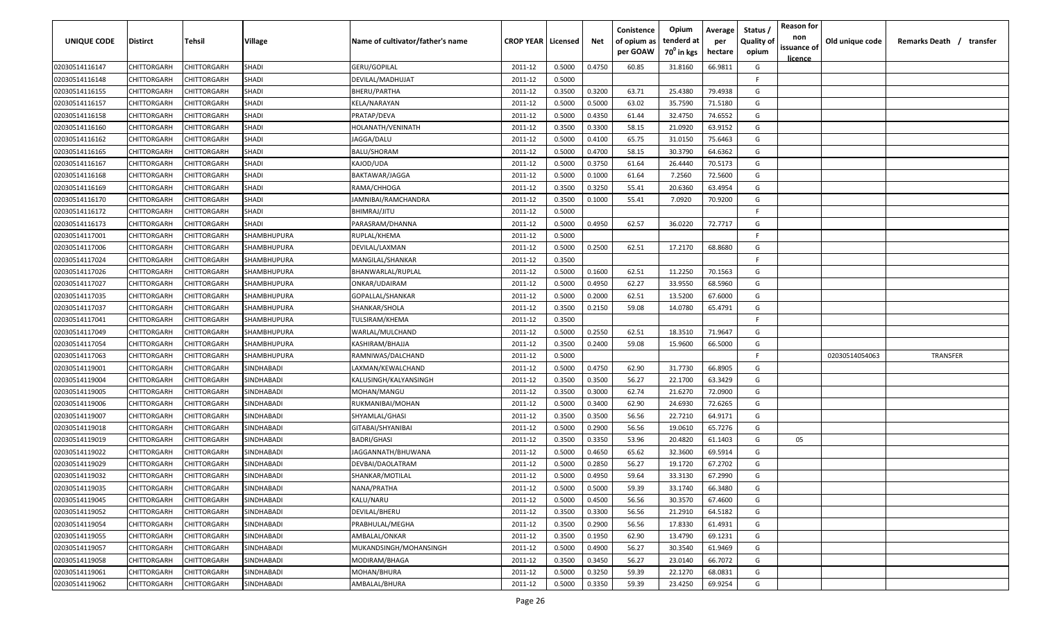| UNIQUE CODE | Distirct | Tehsil | Village | Name of cultivator/father's name | CROP YEAR | Licensed | Net | Conistence of opium as per GOAW | Opium tenderd at $70^0$ in kgs | Average per hectare | Status / Quality of opium | Reason for non issuance of licence | Old unique code | Remarks Death / transfer |
|---|---|---|---|---|---|---|---|---|---|---|---|---|---|---|
| 02030514116147 | CHITTORGARH | CHITTORGARH | SHADI | GERU/GOPILAL | 2011-12 | 0.5000 | 0.4750 | 60.85 | 31.8160 | 66.9811 | G | | | |
| 02030514116148 | CHITTORGARH | CHITTORGARH | SHADI | DEVILAL/MADHUJAT | 2011-12 | 0.5000 | | | | | F | | | |
| 02030514116155 | CHITTORGARH | CHITTORGARH | SHADI | BHERU/PARTHA | 2011-12 | 0.3500 | 0.3200 | 63.71 | 25.4380 | 79.4938 | G | | | |
| 02030514116157 | CHITTORGARH | CHITTORGARH | SHADI | KELA/NARAYAN | 2011-12 | 0.5000 | 0.5000 | 63.02 | 35.7590 | 71.5180 | G | | | |
| 02030514116158 | CHITTORGARH | CHITTORGARH | SHADI | PRATAP/DEVA | 2011-12 | 0.5000 | 0.4350 | 61.44 | 32.4750 | 74.6552 | G | | | |
| 02030514116160 | CHITTORGARH | CHITTORGARH | SHADI | HOLANATH/VENINATH | 2011-12 | 0.3500 | 0.3300 | 58.15 | 21.0920 | 63.9152 | G | | | |
| 02030514116162 | CHITTORGARH | CHITTORGARH | SHADI | JAGGA/DALU | 2011-12 | 0.5000 | 0.4100 | 65.75 | 31.0150 | 75.6463 | G | | | |
| 02030514116165 | CHITTORGARH | CHITTORGARH | SHADI | BALU/SHORAM | 2011-12 | 0.5000 | 0.4700 | 58.15 | 30.3790 | 64.6362 | G | | | |
| 02030514116167 | CHITTORGARH | CHITTORGARH | SHADI | KAJOD/UDA | 2011-12 | 0.5000 | 0.3750 | 61.64 | 26.4440 | 70.5173 | G | | | |
| 02030514116168 | CHITTORGARH | CHITTORGARH | SHADI | BAKTAWAR/JAGGA | 2011-12 | 0.5000 | 0.1000 | 61.64 | 7.2560 | 72.5600 | G | | | |
| 02030514116169 | CHITTORGARH | CHITTORGARH | SHADI | RAMA/CHHOGA | 2011-12 | 0.3500 | 0.3250 | 55.41 | 20.6360 | 63.4954 | G | | | |
| 02030514116170 | CHITTORGARH | CHITTORGARH | SHADI | JAMNIBAI/RAMCHANDRA | 2011-12 | 0.3500 | 0.1000 | 55.41 | 7.0920 | 70.9200 | G | | | |
| 02030514116172 | CHITTORGARH | CHITTORGARH | SHADI | BHIMRAJ/JITU | 2011-12 | 0.5000 | | | | | F | | | |
| 02030514116173 | CHITTORGARH | CHITTORGARH | SHADI | PARASRAM/DHANNA | 2011-12 | 0.5000 | 0.4950 | 62.57 | 36.0220 | 72.7717 | G | | | |
| 02030514117001 | CHITTORGARH | CHITTORGARH | SHAMBHUPURA | RUPLAL/KHEMA | 2011-12 | 0.5000 | | | | | F | | | |
| 02030514117006 | CHITTORGARH | CHITTORGARH | SHAMBHUPURA | DEVILAL/LAXMAN | 2011-12 | 0.5000 | 0.2500 | 62.51 | 17.2170 | 68.8680 | G | | | |
| 02030514117024 | CHITTORGARH | CHITTORGARH | SHAMBHUPURA | MANGILAL/SHANKAR | 2011-12 | 0.3500 | | | | | F | | | |
| 02030514117026 | CHITTORGARH | CHITTORGARH | SHAMBHUPURA | BHANWARLAL/RUPLAL | 2011-12 | 0.5000 | 0.1600 | 62.51 | 11.2250 | 70.1563 | G | | | |
| 02030514117027 | CHITTORGARH | CHITTORGARH | SHAMBHUPURA | ONKAR/UDAIRAM | 2011-12 | 0.5000 | 0.4950 | 62.27 | 33.9550 | 68.5960 | G | | | |
| 02030514117035 | CHITTORGARH | CHITTORGARH | SHAMBHUPURA | GOPALLAL/SHANKAR | 2011-12 | 0.5000 | 0.2000 | 62.51 | 13.5200 | 67.6000 | G | | | |
| 02030514117037 | CHITTORGARH | CHITTORGARH | SHAMBHUPURA | SHANKAR/SHOLA | 2011-12 | 0.3500 | 0.2150 | 59.08 | 14.0780 | 65.4791 | G | | | |
| 02030514117041 | CHITTORGARH | CHITTORGARH | SHAMBHUPURA | TULSIRAM/KHEMA | 2011-12 | 0.3500 | | | | | F | | | |
| 02030514117049 | CHITTORGARH | CHITTORGARH | SHAMBHUPURA | WARLAL/MULCHAND | 2011-12 | 0.5000 | 0.2550 | 62.51 | 18.3510 | 71.9647 | G | | | |
| 02030514117054 | CHITTORGARH | CHITTORGARH | SHAMBHUPURA | KASHIRAM/BHAJJA | 2011-12 | 0.3500 | 0.2400 | 59.08 | 15.9600 | 66.5000 | G | | | |
| 02030514117063 | CHITTORGARH | CHITTORGARH | SHAMBHUPURA | RAMNIWAS/DALCHAND | 2011-12 | 0.5000 | | | | | F | | 02030514054063 | TRANSFER |
| 02030514119001 | CHITTORGARH | CHITTORGARH | SINDHABADI | LAXMAN/KEWALCHAND | 2011-12 | 0.5000 | 0.4750 | 62.90 | 31.7730 | 66.8905 | G | | | |
| 02030514119004 | CHITTORGARH | CHITTORGARH | SINDHABADI | KALUSINGH/KALYANSINGH | 2011-12 | 0.3500 | 0.3500 | 56.27 | 22.1700 | 63.3429 | G | | | |
| 02030514119005 | CHITTORGARH | CHITTORGARH | SINDHABADI | MOHAN/MANGU | 2011-12 | 0.3500 | 0.3000 | 62.74 | 21.6270 | 72.0900 | G | | | |
| 02030514119006 | CHITTORGARH | CHITTORGARH | SINDHABADI | RUKMANIBAI/MOHAN | 2011-12 | 0.5000 | 0.3400 | 62.90 | 24.6930 | 72.6265 | G | | | |
| 02030514119007 | CHITTORGARH | CHITTORGARH | SINDHABADI | SHYAMLAL/GHASI | 2011-12 | 0.3500 | 0.3500 | 56.56 | 22.7210 | 64.9171 | G | | | |
| 02030514119018 | CHITTORGARH | CHITTORGARH | SINDHABADI | GITABAI/SHYANIBAI | 2011-12 | 0.5000 | 0.2900 | 56.56 | 19.0610 | 65.7276 | G | | | |
| 02030514119019 | CHITTORGARH | CHITTORGARH | SINDHABADI | BADRI/GHASI | 2011-12 | 0.3500 | 0.3350 | 53.96 | 20.4820 | 61.1403 | G | 05 | | |
| 02030514119022 | CHITTORGARH | CHITTORGARH | SINDHABADI | JAGGANNATH/BHUWANA | 2011-12 | 0.5000 | 0.4650 | 65.62 | 32.3600 | 69.5914 | G | | | |
| 02030514119029 | CHITTORGARH | CHITTORGARH | SINDHABADI | DEVBAI/DAOLATRAM | 2011-12 | 0.5000 | 0.2850 | 56.27 | 19.1720 | 67.2702 | G | | | |
| 02030514119032 | CHITTORGARH | CHITTORGARH | SINDHABADI | SHANKAR/MOTILAL | 2011-12 | 0.5000 | 0.4950 | 59.64 | 33.3130 | 67.2990 | G | | | |
| 02030514119035 | CHITTORGARH | CHITTORGARH | SINDHABADI | NANA/PRATHA | 2011-12 | 0.5000 | 0.5000 | 59.39 | 33.1740 | 66.3480 | G | | | |
| 02030514119045 | CHITTORGARH | CHITTORGARH | SINDHABADI | KALU/NARU | 2011-12 | 0.5000 | 0.4500 | 56.56 | 30.3570 | 67.4600 | G | | | |
| 02030514119052 | CHITTORGARH | CHITTORGARH | SINDHABADI | DEVILAL/BHERU | 2011-12 | 0.3500 | 0.3300 | 56.56 | 21.2910 | 64.5182 | G | | | |
| 02030514119054 | CHITTORGARH | CHITTORGARH | SINDHABADI | PRABHULAL/MEGHA | 2011-12 | 0.3500 | 0.2900 | 56.56 | 17.8330 | 61.4931 | G | | | |
| 02030514119055 | CHITTORGARH | CHITTORGARH | SINDHABADI | AMBALAL/ONKAR | 2011-12 | 0.3500 | 0.1950 | 62.90 | 13.4790 | 69.1231 | G | | | |
| 02030514119057 | CHITTORGARH | CHITTORGARH | SINDHABADI | MUKANDSINGH/MOHANSINGH | 2011-12 | 0.5000 | 0.4900 | 56.27 | 30.3540 | 61.9469 | G | | | |
| 02030514119058 | CHITTORGARH | CHITTORGARH | SINDHABADI | MODIRAM/BHAGA | 2011-12 | 0.3500 | 0.3450 | 56.27 | 23.0140 | 66.7072 | G | | | |
| 02030514119061 | CHITTORGARH | CHITTORGARH | SINDHABADI | MOHAN/BHURA | 2011-12 | 0.5000 | 0.3250 | 59.39 | 22.1270 | 68.0831 | G | | | |
| 02030514119062 | CHITTORGARH | CHITTORGARH | SINDHABADI | AMBALAL/BHURA | 2011-12 | 0.5000 | 0.3350 | 59.39 | 23.4250 | 69.9254 | G | | | |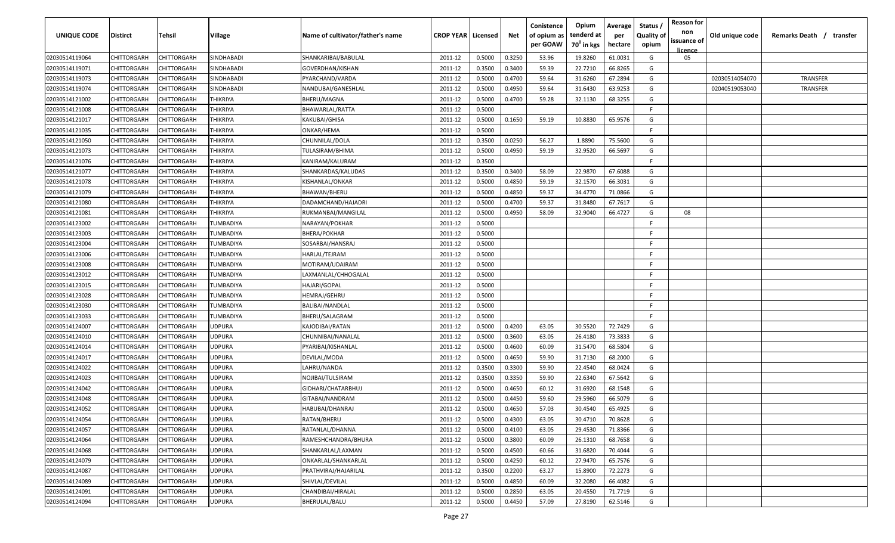| UNIQUE CODE | Distirct | Tehsil | Village | Name of cultivator/father's name | CROP YEAR | Licensed | Net | Conistence of opium as per GOAW | Opium tenderd at $70^0$ in kgs | Average per hectare | Status / Quality of opium | Reason for non issuance of licence | Old unique code | Remarks Death / transfer |
|---|---|---|---|---|---|---|---|---|---|---|---|---|---|---|
| 02030514119064 | CHITTORGARH | CHITTORGARH | SINDHABADI | SHANKARIBAI/BABULAL | 2011-12 | 0.5000 | 0.3250 | 53.96 | 19.8260 | 61.0031 | G | 05 | | |
| 02030514119071 | CHITTORGARH | CHITTORGARH | SINDHABADI | GOVERDHAN/KISHAN | 2011-12 | 0.3500 | 0.3400 | 59.39 | 22.7210 | 66.8265 | G | | | |
| 02030514119073 | CHITTORGARH | CHITTORGARH | SINDHABADI | PYARCHAND/VARDA | 2011-12 | 0.5000 | 0.4700 | 59.64 | 31.6260 | 67.2894 | G | | 02030514054070 | TRANSFER |
| 02030514119074 | CHITTORGARH | CHITTORGARH | SINDHABADI | NANDUBAI/GANESHLAL | 2011-12 | 0.5000 | 0.4950 | 59.64 | 31.6430 | 63.9253 | G | | 02040519053040 | TRANSFER |
| 02030514121002 | CHITTORGARH | CHITTORGARH | THIKRIYA | BHERU/MAGNA | 2011-12 | 0.5000 | 0.4700 | 59.28 | 32.1130 | 68.3255 | G | | | |
| 02030514121008 | CHITTORGARH | CHITTORGARH | THIKRIYA | BHAWARLAL/RATTA | 2011-12 | 0.5000 | | | | | F | | | |
| 02030514121017 | CHITTORGARH | CHITTORGARH | THIKRIYA | KAKUBAI/GHISA | 2011-12 | 0.5000 | 0.1650 | 59.19 | 10.8830 | 65.9576 | G | | | |
| 02030514121035 | CHITTORGARH | CHITTORGARH | THIKRIYA | ONKAR/HEMA | 2011-12 | 0.5000 | | | | | F | | | |
| 02030514121050 | CHITTORGARH | CHITTORGARH | THIKRIYA | CHUNNILAL/DOLA | 2011-12 | 0.3500 | 0.0250 | 56.27 | 1.8890 | 75.5600 | G | | | |
| 02030514121073 | CHITTORGARH | CHITTORGARH | THIKRIYA | TULASIRAM/BHIMA | 2011-12 | 0.5000 | 0.4950 | 59.19 | 32.9520 | 66.5697 | G | | | |
| 02030514121076 | CHITTORGARH | CHITTORGARH | THIKRIYA | KANIRAM/KALURAM | 2011-12 | 0.3500 | | | | | F | | | |
| 02030514121077 | CHITTORGARH | CHITTORGARH | THIKRIYA | SHANKARDAS/KALUDAS | 2011-12 | 0.3500 | 0.3400 | 58.09 | 22.9870 | 67.6088 | G | | | |
| 02030514121078 | CHITTORGARH | CHITTORGARH | THIKRIYA | KISHANLAL/ONKAR | 2011-12 | 0.5000 | 0.4850 | 59.19 | 32.1570 | 66.3031 | G | | | |
| 02030514121079 | CHITTORGARH | CHITTORGARH | THIKRIYA | BHAWAN/BHERU | 2011-12 | 0.5000 | 0.4850 | 59.37 | 34.4770 | 71.0866 | G | | | |
| 02030514121080 | CHITTORGARH | CHITTORGARH | THIKRIYA | DADAMCHAND/HAJADRI | 2011-12 | 0.5000 | 0.4700 | 59.37 | 31.8480 | 67.7617 | G | | | |
| 02030514121081 | CHITTORGARH | CHITTORGARH | THIKRIYA | RUKMANBAI/MANGILAL | 2011-12 | 0.5000 | 0.4950 | 58.09 | 32.9040 | 66.4727 | G | 08 | | |
| 02030514123002 | CHITTORGARH | CHITTORGARH | TUMBADIYA | NARAYAN/POKHAR | 2011-12 | 0.5000 | | | | | F | | | |
| 02030514123003 | CHITTORGARH | CHITTORGARH | TUMBADIYA | BHERA/POKHAR | 2011-12 | 0.5000 | | | | | F | | | |
| 02030514123004 | CHITTORGARH | CHITTORGARH | TUMBADIYA | SOSARBAI/HANSRAJ | 2011-12 | 0.5000 | | | | | F | | | |
| 02030514123006 | CHITTORGARH | CHITTORGARH | TUMBADIYA | HARLAL/TEJRAM | 2011-12 | 0.5000 | | | | | F | | | |
| 02030514123008 | CHITTORGARH | CHITTORGARH | TUMBADIYA | MOTIRAM/UDAIRAM | 2011-12 | 0.5000 | | | | | F | | | |
| 02030514123012 | CHITTORGARH | CHITTORGARH | TUMBADIYA | LAXMANLAL/CHHOGALAL | 2011-12 | 0.5000 | | | | | F | | | |
| 02030514123015 | CHITTORGARH | CHITTORGARH | TUMBADIYA | HAJARI/GOPAL | 2011-12 | 0.5000 | | | | | F | | | |
| 02030514123028 | CHITTORGARH | CHITTORGARH | TUMBADIYA | HEMRAJ/GEHRU | 2011-12 | 0.5000 | | | | | F | | | |
| 02030514123030 | CHITTORGARH | CHITTORGARH | TUMBADIYA | BALIBAI/NANDLAL | 2011-12 | 0.5000 | | | | | F | | | |
| 02030514123033 | CHITTORGARH | CHITTORGARH | TUMBADIYA | BHERU/SALAGRAM | 2011-12 | 0.5000 | | | | | F | | | |
| 02030514124007 | CHITTORGARH | CHITTORGARH | UDPURA | KAJODIBAI/RATAN | 2011-12 | 0.5000 | 0.4200 | 63.05 | 30.5520 | 72.7429 | G | | | |
| 02030514124010 | CHITTORGARH | CHITTORGARH | UDPURA | CHUNNIBAI/NANALAL | 2011-12 | 0.5000 | 0.3600 | 63.05 | 26.4180 | 73.3833 | G | | | |
| 02030514124014 | CHITTORGARH | CHITTORGARH | UDPURA | PYARIBAI/KISHANLAL | 2011-12 | 0.5000 | 0.4600 | 60.09 | 31.5470 | 68.5804 | G | | | |
| 02030514124017 | CHITTORGARH | CHITTORGARH | UDPURA | DEVILAL/MODA | 2011-12 | 0.5000 | 0.4650 | 59.90 | 31.7130 | 68.2000 | G | | | |
| 02030514124022 | CHITTORGARH | CHITTORGARH | UDPURA | LAHRU/NANDA | 2011-12 | 0.3500 | 0.3300 | 59.90 | 22.4540 | 68.0424 | G | | | |
| 02030514124023 | CHITTORGARH | CHITTORGARH | UDPURA | NOJIBAI/TULSIRAM | 2011-12 | 0.3500 | 0.3350 | 59.90 | 22.6340 | 67.5642 | G | | | |
| 02030514124042 | CHITTORGARH | CHITTORGARH | UDPURA | GIDHARI/CHATARBHUJ | 2011-12 | 0.5000 | 0.4650 | 60.12 | 31.6920 | 68.1548 | G | | | |
| 02030514124048 | CHITTORGARH | CHITTORGARH | UDPURA | GITABAI/NANDRAM | 2011-12 | 0.5000 | 0.4450 | 59.60 | 29.5960 | 66.5079 | G | | | |
| 02030514124052 | CHITTORGARH | CHITTORGARH | UDPURA | HABUBAI/DHANRAJ | 2011-12 | 0.5000 | 0.4650 | 57.03 | 30.4540 | 65.4925 | G | | | |
| 02030514124054 | CHITTORGARH | CHITTORGARH | UDPURA | RATAN/BHERU | 2011-12 | 0.5000 | 0.4300 | 63.05 | 30.4710 | 70.8628 | G | | | |
| 02030514124057 | CHITTORGARH | CHITTORGARH | UDPURA | RATANLAL/DHANNA | 2011-12 | 0.5000 | 0.4100 | 63.05 | 29.4530 | 71.8366 | G | | | |
| 02030514124064 | CHITTORGARH | CHITTORGARH | UDPURA | RAMESHCHANDRA/BHURA | 2011-12 | 0.5000 | 0.3800 | 60.09 | 26.1310 | 68.7658 | G | | | |
| 02030514124068 | CHITTORGARH | CHITTORGARH | UDPURA | SHANKARLAL/LAXMAN | 2011-12 | 0.5000 | 0.4500 | 60.66 | 31.6820 | 70.4044 | G | | | |
| 02030514124079 | CHITTORGARH | CHITTORGARH | UDPURA | ONKARLAL/SHANKARLAL | 2011-12 | 0.5000 | 0.4250 | 60.12 | 27.9470 | 65.7576 | G | | | |
| 02030514124087 | CHITTORGARH | CHITTORGARH | UDPURA | PRATHVIRAJ/HAJARILAL | 2011-12 | 0.3500 | 0.2200 | 63.27 | 15.8900 | 72.2273 | G | | | |
| 02030514124089 | CHITTORGARH | CHITTORGARH | UDPURA | SHIVLAL/DEVILAL | 2011-12 | 0.5000 | 0.4850 | 60.09 | 32.2080 | 66.4082 | G | | | |
| 02030514124091 | CHITTORGARH | CHITTORGARH | UDPURA | CHANDIBAI/HIRALAL | 2011-12 | 0.5000 | 0.2850 | 63.05 | 20.4550 | 71.7719 | G | | | |
| 02030514124094 | CHITTORGARH | CHITTORGARH | UDPURA | BHERULAL/BALU | 2011-12 | 0.5000 | 0.4450 | 57.09 | 27.8190 | 62.5146 | G | | | |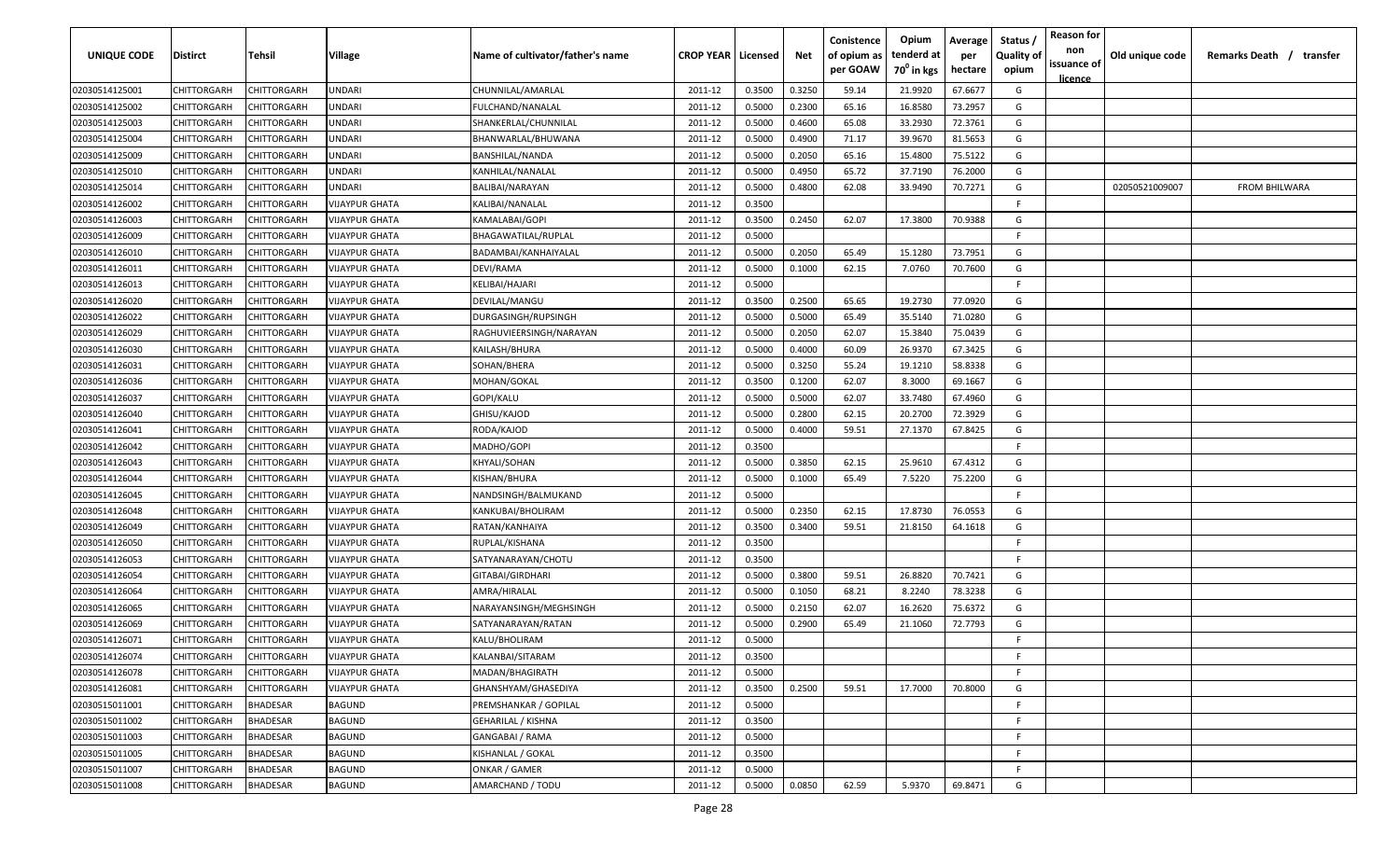| UNIQUE CODE | Distirct | Tehsil | Village | Name of cultivator/father's name | CROP YEAR | Licensed | Net | Conistence of opium as per GOAW | Opium tenderd at 70° in kgs | Average per hectare | Status / Quality of opium | Reason for non issuance of licence | Old unique code | Remarks Death / transfer |
|---|---|---|---|---|---|---|---|---|---|---|---|---|---|---|
| 02030514125001 | CHITTORGARH | CHITTORGARH | UNDARI | CHUNNILAL/AMARLAL | 2011-12 | 0.3500 | 0.3250 | 59.14 | 21.9920 | 67.6677 | G | | | |
| 02030514125002 | CHITTORGARH | CHITTORGARH | UNDARI | FULCHAND/NANALAL | 2011-12 | 0.5000 | 0.2300 | 65.16 | 16.8580 | 73.2957 | G | | | |
| 02030514125003 | CHITTORGARH | CHITTORGARH | UNDARI | SHANKERLAL/CHUNNILAL | 2011-12 | 0.5000 | 0.4600 | 65.08 | 33.2930 | 72.3761 | G | | | |
| 02030514125004 | CHITTORGARH | CHITTORGARH | UNDARI | BHANWARLAL/BHUWANA | 2011-12 | 0.5000 | 0.4900 | 71.17 | 39.9670 | 81.5653 | G | | | |
| 02030514125009 | CHITTORGARH | CHITTORGARH | UNDARI | BANSHILAL/NANDA | 2011-12 | 0.5000 | 0.2050 | 65.16 | 15.4800 | 75.5122 | G | | | |
| 02030514125010 | CHITTORGARH | CHITTORGARH | UNDARI | KANHILAL/NANALAL | 2011-12 | 0.5000 | 0.4950 | 65.72 | 37.7190 | 76.2000 | G | | | |
| 02030514125014 | CHITTORGARH | CHITTORGARH | UNDARI | BALIBAI/NARAYAN | 2011-12 | 0.5000 | 0.4800 | 62.08 | 33.9490 | 70.7271 | G | | 02050521009007 | FROM BHILWARA |
| 02030514126002 | CHITTORGARH | CHITTORGARH | VIJAYPUR GHATA | KALIBAI/NANALAL | 2011-12 | 0.3500 | | | | | F | | | |
| 02030514126003 | CHITTORGARH | CHITTORGARH | VIJAYPUR GHATA | KAMALABAI/GOPI | 2011-12 | 0.3500 | 0.2450 | 62.07 | 17.3800 | 70.9388 | G | | | |
| 02030514126009 | CHITTORGARH | CHITTORGARH | VIJAYPUR GHATA | BHAGAWATILAL/RUPLAL | 2011-12 | 0.5000 | | | | | F | | | |
| 02030514126010 | CHITTORGARH | CHITTORGARH | VIJAYPUR GHATA | BADAMBAI/KANHAIYALAL | 2011-12 | 0.5000 | 0.2050 | 65.49 | 15.1280 | 73.7951 | G | | | |
| 02030514126011 | CHITTORGARH | CHITTORGARH | VIJAYPUR GHATA | DEVI/RAMA | 2011-12 | 0.5000 | 0.1000 | 62.15 | 7.0760 | 70.7600 | G | | | |
| 02030514126013 | CHITTORGARH | CHITTORGARH | VIJAYPUR GHATA | KELIBAI/HAJARI | 2011-12 | 0.5000 | | | | | F | | | |
| 02030514126020 | CHITTORGARH | CHITTORGARH | VIJAYPUR GHATA | DEVILAL/MANGU | 2011-12 | 0.3500 | 0.2500 | 65.65 | 19.2730 | 77.0920 | G | | | |
| 02030514126022 | CHITTORGARH | CHITTORGARH | VIJAYPUR GHATA | DURGASINGH/RUPSINGH | 2011-12 | 0.5000 | 0.5000 | 65.49 | 35.5140 | 71.0280 | G | | | |
| 02030514126029 | CHITTORGARH | CHITTORGARH | VIJAYPUR GHATA | RAGHUVIEERSINGH/NARAYAN | 2011-12 | 0.5000 | 0.2050 | 62.07 | 15.3840 | 75.0439 | G | | | |
| 02030514126030 | CHITTORGARH | CHITTORGARH | VIJAYPUR GHATA | KAILASH/BHURA | 2011-12 | 0.5000 | 0.4000 | 60.09 | 26.9370 | 67.3425 | G | | | |
| 02030514126031 | CHITTORGARH | CHITTORGARH | VIJAYPUR GHATA | SOHAN/BHERA | 2011-12 | 0.5000 | 0.3250 | 55.24 | 19.1210 | 58.8338 | G | | | |
| 02030514126036 | CHITTORGARH | CHITTORGARH | VIJAYPUR GHATA | MOHAN/GOKAL | 2011-12 | 0.3500 | 0.1200 | 62.07 | 8.3000 | 69.1667 | G | | | |
| 02030514126037 | CHITTORGARH | CHITTORGARH | VIJAYPUR GHATA | GOPI/KALU | 2011-12 | 0.5000 | 0.5000 | 62.07 | 33.7480 | 67.4960 | G | | | |
| 02030514126040 | CHITTORGARH | CHITTORGARH | VIJAYPUR GHATA | GHISU/KAJOD | 2011-12 | 0.5000 | 0.2800 | 62.15 | 20.2700 | 72.3929 | G | | | |
| 02030514126041 | CHITTORGARH | CHITTORGARH | VIJAYPUR GHATA | RODA/KAJOD | 2011-12 | 0.5000 | 0.4000 | 59.51 | 27.1370 | 67.8425 | G | | | |
| 02030514126042 | CHITTORGARH | CHITTORGARH | VIJAYPUR GHATA | MADHO/GOPI | 2011-12 | 0.3500 | | | | | F | | | |
| 02030514126043 | CHITTORGARH | CHITTORGARH | VIJAYPUR GHATA | KHYALI/SOHAN | 2011-12 | 0.5000 | 0.3850 | 62.15 | 25.9610 | 67.4312 | G | | | |
| 02030514126044 | CHITTORGARH | CHITTORGARH | VIJAYPUR GHATA | KISHAN/BHURA | 2011-12 | 0.5000 | 0.1000 | 65.49 | 7.5220 | 75.2200 | G | | | |
| 02030514126045 | CHITTORGARH | CHITTORGARH | VIJAYPUR GHATA | NANDSINGH/BALMUKAND | 2011-12 | 0.5000 | | | | | F | | | |
| 02030514126048 | CHITTORGARH | CHITTORGARH | VIJAYPUR GHATA | KANKUBAI/BHOLIRAM | 2011-12 | 0.5000 | 0.2350 | 62.15 | 17.8730 | 76.0553 | G | | | |
| 02030514126049 | CHITTORGARH | CHITTORGARH | VIJAYPUR GHATA | RATAN/KANHAIYA | 2011-12 | 0.3500 | 0.3400 | 59.51 | 21.8150 | 64.1618 | G | | | |
| 02030514126050 | CHITTORGARH | CHITTORGARH | VIJAYPUR GHATA | RUPLAL/KISHANA | 2011-12 | 0.3500 | | | | | F | | | |
| 02030514126053 | CHITTORGARH | CHITTORGARH | VIJAYPUR GHATA | SATYANARAYAN/CHOTU | 2011-12 | 0.3500 | | | | | F | | | |
| 02030514126054 | CHITTORGARH | CHITTORGARH | VIJAYPUR GHATA | GITABAI/GIRDHARI | 2011-12 | 0.5000 | 0.3800 | 59.51 | 26.8820 | 70.7421 | G | | | |
| 02030514126064 | CHITTORGARH | CHITTORGARH | VIJAYPUR GHATA | AMRA/HIRALAL | 2011-12 | 0.5000 | 0.1050 | 68.21 | 8.2240 | 78.3238 | G | | | |
| 02030514126065 | CHITTORGARH | CHITTORGARH | VIJAYPUR GHATA | NARAYANSINGH/MEGHSINGH | 2011-12 | 0.5000 | 0.2150 | 62.07 | 16.2620 | 75.6372 | G | | | |
| 02030514126069 | CHITTORGARH | CHITTORGARH | VIJAYPUR GHATA | SATYANARAYAN/RATAN | 2011-12 | 0.5000 | 0.2900 | 65.49 | 21.1060 | 72.7793 | G | | | |
| 02030514126071 | CHITTORGARH | CHITTORGARH | VIJAYPUR GHATA | KALU/BHOLIRAM | 2011-12 | 0.5000 | | | | | F | | | |
| 02030514126074 | CHITTORGARH | CHITTORGARH | VIJAYPUR GHATA | KALANBAI/SITARAM | 2011-12 | 0.3500 | | | | | F | | | |
| 02030514126078 | CHITTORGARH | CHITTORGARH | VIJAYPUR GHATA | MADAN/BHAGIRATH | 2011-12 | 0.5000 | | | | | F | | | |
| 02030514126081 | CHITTORGARH | CHITTORGARH | VIJAYPUR GHATA | GHANSHYAM/GHASEDIYA | 2011-12 | 0.3500 | 0.2500 | 59.51 | 17.7000 | 70.8000 | G | | | |
| 02030515011001 | CHITTORGARH | BHADESAR | BAGUND | PREMSHANKAR / GOPILAL | 2011-12 | 0.5000 | | | | | F | | | |
| 02030515011002 | CHITTORGARH | BHADESAR | BAGUND | GEHARILAL / KISHNA | 2011-12 | 0.3500 | | | | | F | | | |
| 02030515011003 | CHITTORGARH | BHADESAR | BAGUND | GANGABAI / RAMA | 2011-12 | 0.5000 | | | | | F | | | |
| 02030515011005 | CHITTORGARH | BHADESAR | BAGUND | KISHANLAL / GOKAL | 2011-12 | 0.3500 | | | | | F | | | |
| 02030515011007 | CHITTORGARH | BHADESAR | BAGUND | ONKAR / GAMER | 2011-12 | 0.5000 | | | | | F | | | |
| 02030515011008 | CHITTORGARH | BHADESAR | BAGUND | AMARCHAND / TODU | 2011-12 | 0.5000 | 0.0850 | 62.59 | 5.9370 | 69.8471 | G | | | |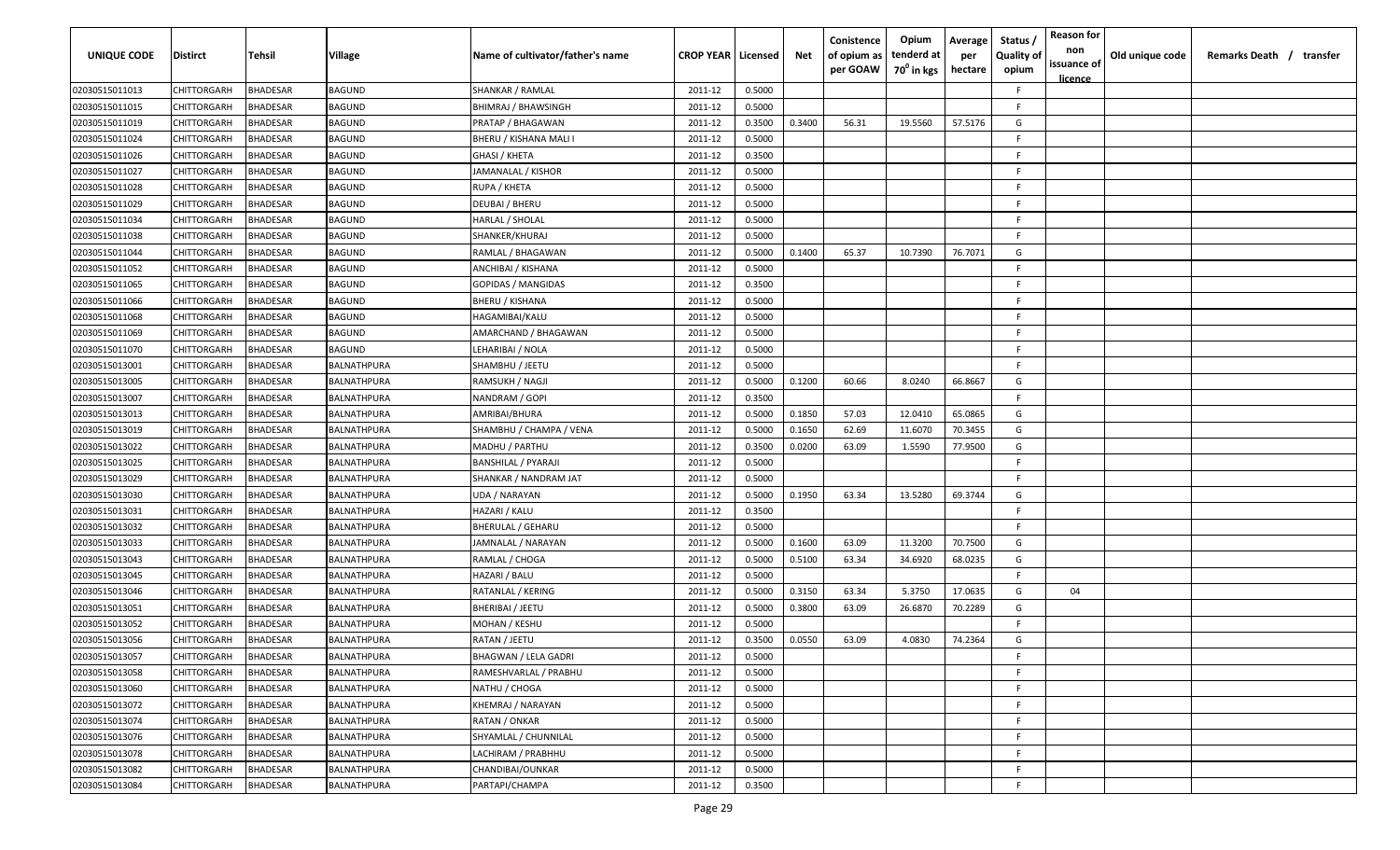| UNIQUE CODE | Distirct | Tehsil | Village | Name of cultivator/father's name | CROP YEAR | Licensed | Net | Conistence of opium as per GOAW | Opium tenderd at 70⁰ in kgs | Average per hectare | Status / Quality of opium | Reason for non issuance of licence | Old unique code | Remarks Death / transfer |
|---|---|---|---|---|---|---|---|---|---|---|---|---|---|---|
| 02030515011013 | CHITTORGARH | BHADESAR | BAGUND | SHANKAR / RAMLAL | 2011-12 | 0.5000 | | | | | F | | | |
| 02030515011015 | CHITTORGARH | BHADESAR | BAGUND | BHIMRAJ / BHAWSINGH | 2011-12 | 0.5000 | | | | | F | | | |
| 02030515011019 | CHITTORGARH | BHADESAR | BAGUND | PRATAP / BHAGAWAN | 2011-12 | 0.3500 | 0.3400 | 56.31 | 19.5560 | 57.5176 | G | | | |
| 02030515011024 | CHITTORGARH | BHADESAR | BAGUND | BHERU / KISHANA MALI I | 2011-12 | 0.5000 | | | | | F | | | |
| 02030515011026 | CHITTORGARH | BHADESAR | BAGUND | GHASI / KHETA | 2011-12 | 0.3500 | | | | | F | | | |
| 02030515011027 | CHITTORGARH | BHADESAR | BAGUND | JAMANALAL / KISHOR | 2011-12 | 0.5000 | | | | | F | | | |
| 02030515011028 | CHITTORGARH | BHADESAR | BAGUND | RUPA / KHETA | 2011-12 | 0.5000 | | | | | F | | | |
| 02030515011029 | CHITTORGARH | BHADESAR | BAGUND | DEUBAI / BHERU | 2011-12 | 0.5000 | | | | | F | | | |
| 02030515011034 | CHITTORGARH | BHADESAR | BAGUND | HARLAL / SHOLAL | 2011-12 | 0.5000 | | | | | F | | | |
| 02030515011038 | CHITTORGARH | BHADESAR | BAGUND | SHANKER/KHURAJ | 2011-12 | 0.5000 | | | | | F | | | |
| 02030515011044 | CHITTORGARH | BHADESAR | BAGUND | RAMLAL / BHAGAWAN | 2011-12 | 0.5000 | 0.1400 | 65.37 | 10.7390 | 76.7071 | G | | | |
| 02030515011052 | CHITTORGARH | BHADESAR | BAGUND | ANCHIBAI / KISHANA | 2011-12 | 0.5000 | | | | | F | | | |
| 02030515011065 | CHITTORGARH | BHADESAR | BAGUND | GOPIDAS / MANGIDAS | 2011-12 | 0.3500 | | | | | F | | | |
| 02030515011066 | CHITTORGARH | BHADESAR | BAGUND | BHERU / KISHANA | 2011-12 | 0.5000 | | | | | F | | | |
| 02030515011068 | CHITTORGARH | BHADESAR | BAGUND | HAGAMIBAI/KALU | 2011-12 | 0.5000 | | | | | F | | | |
| 02030515011069 | CHITTORGARH | BHADESAR | BAGUND | AMARCHAND / BHAGAWAN | 2011-12 | 0.5000 | | | | | F | | | |
| 02030515011070 | CHITTORGARH | BHADESAR | BAGUND | LEHARIBAI / NOLA | 2011-12 | 0.5000 | | | | | F | | | |
| 02030515013001 | CHITTORGARH | BHADESAR | BALNATHPURA | SHAMBHU / JEETU | 2011-12 | 0.5000 | | | | | F | | | |
| 02030515013005 | CHITTORGARH | BHADESAR | BALNATHPURA | RAMSUKH / NAGJI | 2011-12 | 0.5000 | 0.1200 | 60.66 | 8.0240 | 66.8667 | G | | | |
| 02030515013007 | CHITTORGARH | BHADESAR | BALNATHPURA | NANDRAM / GOPI | 2011-12 | 0.3500 | | | | | F | | | |
| 02030515013013 | CHITTORGARH | BHADESAR | BALNATHPURA | AMRIBAI/BHURA | 2011-12 | 0.5000 | 0.1850 | 57.03 | 12.0410 | 65.0865 | G | | | |
| 02030515013019 | CHITTORGARH | BHADESAR | BALNATHPURA | SHAMBHU / CHAMPA / VENA | 2011-12 | 0.5000 | 0.1650 | 62.69 | 11.6070 | 70.3455 | G | | | |
| 02030515013022 | CHITTORGARH | BHADESAR | BALNATHPURA | MADHU / PARTHU | 2011-12 | 0.3500 | 0.0200 | 63.09 | 1.5590 | 77.9500 | G | | | |
| 02030515013025 | CHITTORGARH | BHADESAR | BALNATHPURA | BANSHILAL / PYARAJI | 2011-12 | 0.5000 | | | | | F | | | |
| 02030515013029 | CHITTORGARH | BHADESAR | BALNATHPURA | SHANKAR / NANDRAM JAT | 2011-12 | 0.5000 | | | | | F | | | |
| 02030515013030 | CHITTORGARH | BHADESAR | BALNATHPURA | UDA / NARAYAN | 2011-12 | 0.5000 | 0.1950 | 63.34 | 13.5280 | 69.3744 | G | | | |
| 02030515013031 | CHITTORGARH | BHADESAR | BALNATHPURA | HAZARI / KALU | 2011-12 | 0.3500 | | | | | F | | | |
| 02030515013032 | CHITTORGARH | BHADESAR | BALNATHPURA | BHERULAL / GEHARU | 2011-12 | 0.5000 | | | | | F | | | |
| 02030515013033 | CHITTORGARH | BHADESAR | BALNATHPURA | JAMNALAL / NARAYAN | 2011-12 | 0.5000 | 0.1600 | 63.09 | 11.3200 | 70.7500 | G | | | |
| 02030515013043 | CHITTORGARH | BHADESAR | BALNATHPURA | RAMLAL / CHOGA | 2011-12 | 0.5000 | 0.5100 | 63.34 | 34.6920 | 68.0235 | G | | | |
| 02030515013045 | CHITTORGARH | BHADESAR | BALNATHPURA | HAZARI / BALU | 2011-12 | 0.5000 | | | | | F | | | |
| 02030515013046 | CHITTORGARH | BHADESAR | BALNATHPURA | RATANLAL / KERING | 2011-12 | 0.5000 | 0.3150 | 63.34 | 5.3750 | 17.0635 | G | 04 | | |
| 02030515013051 | CHITTORGARH | BHADESAR | BALNATHPURA | BHERIBAI / JEETU | 2011-12 | 0.5000 | 0.3800 | 63.09 | 26.6870 | 70.2289 | G | | | |
| 02030515013052 | CHITTORGARH | BHADESAR | BALNATHPURA | MOHAN / KESHU | 2011-12 | 0.5000 | | | | | F | | | |
| 02030515013056 | CHITTORGARH | BHADESAR | BALNATHPURA | RATAN / JEETU | 2011-12 | 0.3500 | 0.0550 | 63.09 | 4.0830 | 74.2364 | G | | | |
| 02030515013057 | CHITTORGARH | BHADESAR | BALNATHPURA | BHAGWAN / LELA GADRI | 2011-12 | 0.5000 | | | | | F | | | |
| 02030515013058 | CHITTORGARH | BHADESAR | BALNATHPURA | RAMESHVARLAL / PRABHU | 2011-12 | 0.5000 | | | | | F | | | |
| 02030515013060 | CHITTORGARH | BHADESAR | BALNATHPURA | NATHU / CHOGA | 2011-12 | 0.5000 | | | | | F | | | |
| 02030515013072 | CHITTORGARH | BHADESAR | BALNATHPURA | KHEMRAJ / NARAYAN | 2011-12 | 0.5000 | | | | | F | | | |
| 02030515013074 | CHITTORGARH | BHADESAR | BALNATHPURA | RATAN / ONKAR | 2011-12 | 0.5000 | | | | | F | | | |
| 02030515013076 | CHITTORGARH | BHADESAR | BALNATHPURA | SHYAMLAL / CHUNNILAL | 2011-12 | 0.5000 | | | | | F | | | |
| 02030515013078 | CHITTORGARH | BHADESAR | BALNATHPURA | LACHIRAM / PRABHHU | 2011-12 | 0.5000 | | | | | F | | | |
| 02030515013082 | CHITTORGARH | BHADESAR | BALNATHPURA | CHANDIBAI/OUNKAR | 2011-12 | 0.5000 | | | | | F | | | |
| 02030515013084 | CHITTORGARH | BHADESAR | BALNATHPURA | PARTAPI/CHAMPA | 2011-12 | 0.3500 | | | | | F | | | |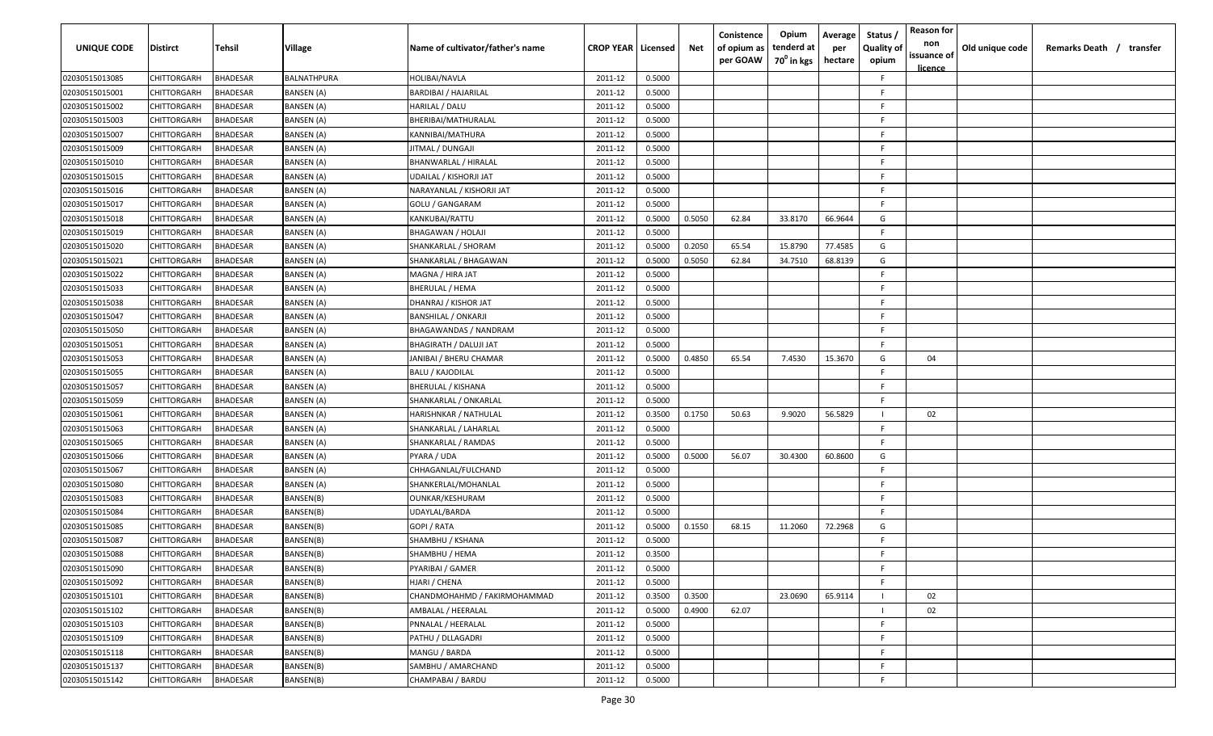| UNIQUE CODE | Distirct | Tehsil | Village | Name of cultivator/father's name | CROP YEAR | Licensed | Net | Conistence of opium as per GOAW | Opium tenderd at 70⁰ in kgs | Average per hectare | Status / Quality of opium | Reason for non issuance of licence | Old unique code | Remarks Death / transfer |
|---|---|---|---|---|---|---|---|---|---|---|---|---|---|---|
| 02030515013085 | CHITTORGARH | BHADESAR | BALNATHPURA | HOLIBAI/NAVLA | 2011-12 | 0.5000 | | | | | F | | | |
| 02030515015001 | CHITTORGARH | BHADESAR | BANSEN (A) | BARDIBAI / HAJARILAL | 2011-12 | 0.5000 | | | | | F | | | |
| 02030515015002 | CHITTORGARH | BHADESAR | BANSEN (A) | HARILAL / DALU | 2011-12 | 0.5000 | | | | | F | | | |
| 02030515015003 | CHITTORGARH | BHADESAR | BANSEN (A) | BHERIBAI/MATHURALAL | 2011-12 | 0.5000 | | | | | F | | | |
| 02030515015007 | CHITTORGARH | BHADESAR | BANSEN (A) | KANNIBAI/MATHURA | 2011-12 | 0.5000 | | | | | F | | | |
| 02030515015009 | CHITTORGARH | BHADESAR | BANSEN (A) | JITMAL / DUNGAJI | 2011-12 | 0.5000 | | | | | F | | | |
| 02030515015010 | CHITTORGARH | BHADESAR | BANSEN (A) | BHANWARLAL / HIRALAL | 2011-12 | 0.5000 | | | | | F | | | |
| 02030515015015 | CHITTORGARH | BHADESAR | BANSEN (A) | UDAILAL / KISHORJI JAT | 2011-12 | 0.5000 | | | | | F | | | |
| 02030515015016 | CHITTORGARH | BHADESAR | BANSEN (A) | NARAYANLAL / KISHORJI JAT | 2011-12 | 0.5000 | | | | | F | | | |
| 02030515015017 | CHITTORGARH | BHADESAR | BANSEN (A) | GOLU / GANGARAM | 2011-12 | 0.5000 | | | | | F | | | |
| 02030515015018 | CHITTORGARH | BHADESAR | BANSEN (A) | KANKUBAI/RATTU | 2011-12 | 0.5000 | 0.5050 | 62.84 | 33.8170 | 66.9644 | G | | | |
| 02030515015019 | CHITTORGARH | BHADESAR | BANSEN (A) | BHAGAWAN / HOLAJI | 2011-12 | 0.5000 | | | | | F | | | |
| 02030515015020 | CHITTORGARH | BHADESAR | BANSEN (A) | SHANKARLAL / SHORAM | 2011-12 | 0.5000 | 0.2050 | 65.54 | 15.8790 | 77.4585 | G | | | |
| 02030515015021 | CHITTORGARH | BHADESAR | BANSEN (A) | SHANKARLAL / BHAGAWAN | 2011-12 | 0.5000 | 0.5050 | 62.84 | 34.7510 | 68.8139 | G | | | |
| 02030515015022 | CHITTORGARH | BHADESAR | BANSEN (A) | MAGNA / HIRA JAT | 2011-12 | 0.5000 | | | | | F | | | |
| 02030515015033 | CHITTORGARH | BHADESAR | BANSEN (A) | BHERULAL / HEMA | 2011-12 | 0.5000 | | | | | F | | | |
| 02030515015038 | CHITTORGARH | BHADESAR | BANSEN (A) | DHANRAJ / KISHOR JAT | 2011-12 | 0.5000 | | | | | F | | | |
| 02030515015047 | CHITTORGARH | BHADESAR | BANSEN (A) | BANSHILAL / ONKARJI | 2011-12 | 0.5000 | | | | | F | | | |
| 02030515015050 | CHITTORGARH | BHADESAR | BANSEN (A) | BHAGAWANDAS / NANDRAM | 2011-12 | 0.5000 | | | | | F | | | |
| 02030515015051 | CHITTORGARH | BHADESAR | BANSEN (A) | BHAGIRATH / DALUJI JAT | 2011-12 | 0.5000 | | | | | F | | | |
| 02030515015053 | CHITTORGARH | BHADESAR | BANSEN (A) | JANIBAI / BHERU CHAMAR | 2011-12 | 0.5000 | 0.4850 | 65.54 | 7.4530 | 15.3670 | G | 04 | | |
| 02030515015055 | CHITTORGARH | BHADESAR | BANSEN (A) | BALU / KAJODILAL | 2011-12 | 0.5000 | | | | | F | | | |
| 02030515015057 | CHITTORGARH | BHADESAR | BANSEN (A) | BHERULAL / KISHANA | 2011-12 | 0.5000 | | | | | F | | | |
| 02030515015059 | CHITTORGARH | BHADESAR | BANSEN (A) | SHANKARLAL / ONKARLAL | 2011-12 | 0.5000 | | | | | F | | | |
| 02030515015061 | CHITTORGARH | BHADESAR | BANSEN (A) | HARISHNKAR / NATHULAL | 2011-12 | 0.3500 | 0.1750 | 50.63 | 9.9020 | 56.5829 | I | 02 | | |
| 02030515015063 | CHITTORGARH | BHADESAR | BANSEN (A) | SHANKARLAL / LAHARLAL | 2011-12 | 0.5000 | | | | | F | | | |
| 02030515015065 | CHITTORGARH | BHADESAR | BANSEN (A) | SHANKARLAL / RAMDAS | 2011-12 | 0.5000 | | | | | F | | | |
| 02030515015066 | CHITTORGARH | BHADESAR | BANSEN (A) | PYARA / UDA | 2011-12 | 0.5000 | 0.5000 | 56.07 | 30.4300 | 60.8600 | G | | | |
| 02030515015067 | CHITTORGARH | BHADESAR | BANSEN (A) | CHHAGANLAL/FULCHAND | 2011-12 | 0.5000 | | | | | F | | | |
| 02030515015080 | CHITTORGARH | BHADESAR | BANSEN (A) | SHANKERLAL/MOHANLAL | 2011-12 | 0.5000 | | | | | F | | | |
| 02030515015083 | CHITTORGARH | BHADESAR | BANSEN(B) | OUNKAR/KESHURAM | 2011-12 | 0.5000 | | | | | F | | | |
| 02030515015084 | CHITTORGARH | BHADESAR | BANSEN(B) | UDAYLAL/BARDA | 2011-12 | 0.5000 | | | | | F | | | |
| 02030515015085 | CHITTORGARH | BHADESAR | BANSEN(B) | GOPI / RATA | 2011-12 | 0.5000 | 0.1550 | 68.15 | 11.2060 | 72.2968 | G | | | |
| 02030515015087 | CHITTORGARH | BHADESAR | BANSEN(B) | SHAMBHU / KSHANA | 2011-12 | 0.5000 | | | | | F | | | |
| 02030515015088 | CHITTORGARH | BHADESAR | BANSEN(B) | SHAMBHU / HEMA | 2011-12 | 0.3500 | | | | | F | | | |
| 02030515015090 | CHITTORGARH | BHADESAR | BANSEN(B) | PYARIBAI / GAMER | 2011-12 | 0.5000 | | | | | F | | | |
| 02030515015092 | CHITTORGARH | BHADESAR | BANSEN(B) | HJARI / CHENA | 2011-12 | 0.5000 | | | | | F | | | |
| 02030515015101 | CHITTORGARH | BHADESAR | BANSEN(B) | CHANDMOHAHMD / FAKIRMOHAMMAD | 2011-12 | 0.3500 | 0.3500 | | 23.0690 | 65.9114 | I | 02 | | |
| 02030515015102 | CHITTORGARH | BHADESAR | BANSEN(B) | AMBALAL / HEERALAL | 2011-12 | 0.5000 | 0.4900 | 62.07 | | | I | 02 | | |
| 02030515015103 | CHITTORGARH | BHADESAR | BANSEN(B) | PNNALAL / HEERALAL | 2011-12 | 0.5000 | | | | | F | | | |
| 02030515015109 | CHITTORGARH | BHADESAR | BANSEN(B) | PATHU / DLLAGADRI | 2011-12 | 0.5000 | | | | | F | | | |
| 02030515015118 | CHITTORGARH | BHADESAR | BANSEN(B) | MANGU / BARDA | 2011-12 | 0.5000 | | | | | F | | | |
| 02030515015137 | CHITTORGARH | BHADESAR | BANSEN(B) | SAMBHU / AMARCHAND | 2011-12 | 0.5000 | | | | | F | | | |
| 02030515015142 | CHITTORGARH | BHADESAR | BANSEN(B) | CHAMPABAI / BARDU | 2011-12 | 0.5000 | | | | | F | | | |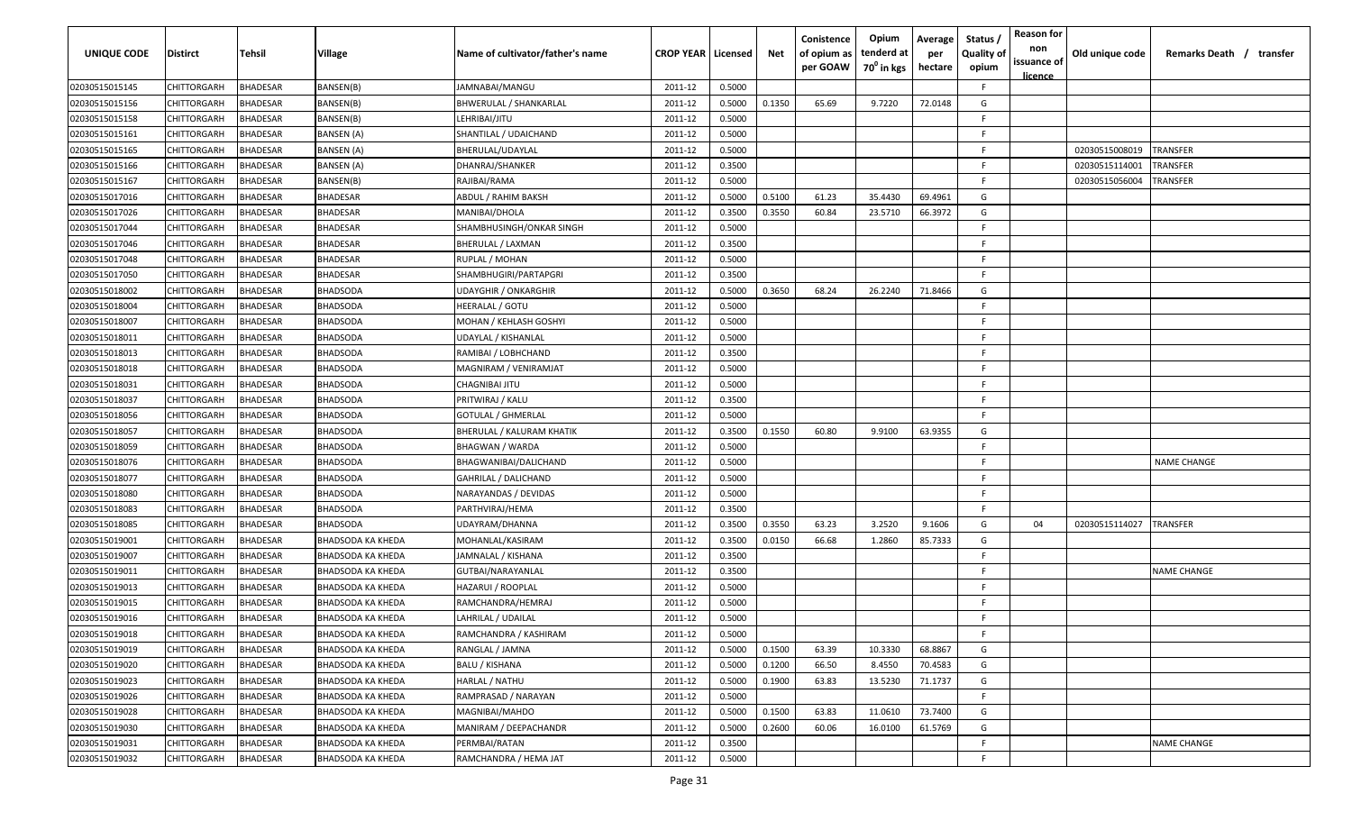| UNIQUE CODE | Distirct | Tehsil | Village | Name of cultivator/father's name | CROP YEAR | Licensed | Net | Conistence of opium as per GOAW | Opium tenderd at 70° in kgs | Average per hectare | Status / Quality of opium | Reason for non issuance of licence | Old unique code | Remarks Death / transfer |
|---|---|---|---|---|---|---|---|---|---|---|---|---|---|---|
| 02030515015145 | CHITTORGARH | BHADESAR | BANSEN(B) | JAMNABAI/MANGU | 2011-12 | 0.5000 | | | | | F | | | |
| 02030515015156 | CHITTORGARH | BHADESAR | BANSEN(B) | BHWERULAL / SHANKARLAL | 2011-12 | 0.5000 | 0.1350 | 65.69 | 9.7220 | 72.0148 | G | | | |
| 02030515015158 | CHITTORGARH | BHADESAR | BANSEN(B) | LEHRIBAI/JITU | 2011-12 | 0.5000 | | | | | F | | | |
| 02030515015161 | CHITTORGARH | BHADESAR | BANSEN (A) | SHANTILAL / UDAICHAND | 2011-12 | 0.5000 | | | | | F | | | |
| 02030515015165 | CHITTORGARH | BHADESAR | BANSEN (A) | BHERULAL/UDAYLAL | 2011-12 | 0.5000 | | | | | F | | 02030515008019 | TRANSFER |
| 02030515015166 | CHITTORGARH | BHADESAR | BANSEN (A) | DHANRAJ/SHANKER | 2011-12 | 0.3500 | | | | | F | | 02030515114001 | TRANSFER |
| 02030515015167 | CHITTORGARH | BHADESAR | BANSEN(B) | RAJIBAI/RAMA | 2011-12 | 0.5000 | | | | | F | | 02030515056004 | TRANSFER |
| 02030515017016 | CHITTORGARH | BHADESAR | BHADESAR | ABDUL / RAHIM BAKSH | 2011-12 | 0.5000 | 0.5100 | 61.23 | 35.4430 | 69.4961 | G | | | |
| 02030515017026 | CHITTORGARH | BHADESAR | BHADESAR | MANIBAI/DHOLA | 2011-12 | 0.3500 | 0.3550 | 60.84 | 23.5710 | 66.3972 | G | | | |
| 02030515017044 | CHITTORGARH | BHADESAR | BHADESAR | SHAMBHUSINGH/ONKAR SINGH | 2011-12 | 0.5000 | | | | | F | | | |
| 02030515017046 | CHITTORGARH | BHADESAR | BHADESAR | BHERULAL / LAXMAN | 2011-12 | 0.3500 | | | | | F | | | |
| 02030515017048 | CHITTORGARH | BHADESAR | BHADESAR | RUPLAL / MOHAN | 2011-12 | 0.5000 | | | | | F | | | |
| 02030515017050 | CHITTORGARH | BHADESAR | BHADESAR | SHAMBHUGIRI/PARTAPGRI | 2011-12 | 0.3500 | | | | | F | | | |
| 02030515018002 | CHITTORGARH | BHADESAR | BHADSODA | UDAYGHIR / ONKARGHIR | 2011-12 | 0.5000 | 0.3650 | 68.24 | 26.2240 | 71.8466 | G | | | |
| 02030515018004 | CHITTORGARH | BHADESAR | BHADSODA | HEERALAL / GOTU | 2011-12 | 0.5000 | | | | | F | | | |
| 02030515018007 | CHITTORGARH | BHADESAR | BHADSODA | MOHAN / KEHLASH GOSHYI | 2011-12 | 0.5000 | | | | | F | | | |
| 02030515018011 | CHITTORGARH | BHADESAR | BHADSODA | UDAYLAL / KISHANLAL | 2011-12 | 0.5000 | | | | | F | | | |
| 02030515018013 | CHITTORGARH | BHADESAR | BHADSODA | RAMIBAI / LOBHCHAND | 2011-12 | 0.3500 | | | | | F | | | |
| 02030515018018 | CHITTORGARH | BHADESAR | BHADSODA | MAGNIRAM / VENIRAMJAT | 2011-12 | 0.5000 | | | | | F | | | |
| 02030515018031 | CHITTORGARH | BHADESAR | BHADSODA | CHAGNIBAI JITU | 2011-12 | 0.5000 | | | | | F | | | |
| 02030515018037 | CHITTORGARH | BHADESAR | BHADSODA | PRITWIRAJ / KALU | 2011-12 | 0.3500 | | | | | F | | | |
| 02030515018056 | CHITTORGARH | BHADESAR | BHADSODA | GOTULAL / GHMERLAL | 2011-12 | 0.5000 | | | | | F | | | |
| 02030515018057 | CHITTORGARH | BHADESAR | BHADSODA | BHERULAL / KALURAM KHATIK | 2011-12 | 0.3500 | 0.1550 | 60.80 | 9.9100 | 63.9355 | G | | | |
| 02030515018059 | CHITTORGARH | BHADESAR | BHADSODA | BHAGWAN / WARDA | 2011-12 | 0.5000 | | | | | F | | | |
| 02030515018076 | CHITTORGARH | BHADESAR | BHADSODA | BHAGWANIBAI/DALICHAND | 2011-12 | 0.5000 | | | | | F | | | NAME CHANGE |
| 02030515018077 | CHITTORGARH | BHADESAR | BHADSODA | GAHRILAL / DALICHAND | 2011-12 | 0.5000 | | | | | F | | | |
| 02030515018080 | CHITTORGARH | BHADESAR | BHADSODA | NARAYANDAS / DEVIDAS | 2011-12 | 0.5000 | | | | | F | | | |
| 02030515018083 | CHITTORGARH | BHADESAR | BHADSODA | PARTHVIRAJ/HEMA | 2011-12 | 0.3500 | | | | | F | | | |
| 02030515018085 | CHITTORGARH | BHADESAR | BHADSODA | UDAYRAM/DHANNA | 2011-12 | 0.3500 | 0.3550 | 63.23 | 3.2520 | 9.1606 | G | 04 | 02030515114027 | TRANSFER |
| 02030515019001 | CHITTORGARH | BHADESAR | BHADSODA KA KHEDA | MOHANLAL/KASIRAM | 2011-12 | 0.3500 | 0.0150 | 66.68 | 1.2860 | 85.7333 | G | | | |
| 02030515019007 | CHITTORGARH | BHADESAR | BHADSODA KA KHEDA | JAMNALAL / KISHANA | 2011-12 | 0.3500 | | | | | F | | | |
| 02030515019011 | CHITTORGARH | BHADESAR | BHADSODA KA KHEDA | GUTBAI/NARAYANLAL | 2011-12 | 0.3500 | | | | | F | | | NAME CHANGE |
| 02030515019013 | CHITTORGARH | BHADESAR | BHADSODA KA KHEDA | HAZARUI / ROOPLAL | 2011-12 | 0.5000 | | | | | F | | | |
| 02030515019015 | CHITTORGARH | BHADESAR | BHADSODA KA KHEDA | RAMCHANDRA/HEMRAJ | 2011-12 | 0.5000 | | | | | F | | | |
| 02030515019016 | CHITTORGARH | BHADESAR | BHADSODA KA KHEDA | LAHRILAL / UDAILAL | 2011-12 | 0.5000 | | | | | F | | | |
| 02030515019018 | CHITTORGARH | BHADESAR | BHADSODA KA KHEDA | RAMCHANDRA / KASHIRAM | 2011-12 | 0.5000 | | | | | F | | | |
| 02030515019019 | CHITTORGARH | BHADESAR | BHADSODA KA KHEDA | RANGLAL / JAMNA | 2011-12 | 0.5000 | 0.1500 | 63.39 | 10.3330 | 68.8867 | G | | | |
| 02030515019020 | CHITTORGARH | BHADESAR | BHADSODA KA KHEDA | BALU / KISHANA | 2011-12 | 0.5000 | 0.1200 | 66.50 | 8.4550 | 70.4583 | G | | | |
| 02030515019023 | CHITTORGARH | BHADESAR | BHADSODA KA KHEDA | HARLAL / NATHU | 2011-12 | 0.5000 | 0.1900 | 63.83 | 13.5230 | 71.1737 | G | | | |
| 02030515019026 | CHITTORGARH | BHADESAR | BHADSODA KA KHEDA | RAMPRASAD / NARAYAN | 2011-12 | 0.5000 | | | | | F | | | |
| 02030515019028 | CHITTORGARH | BHADESAR | BHADSODA KA KHEDA | MAGNIBAI/MAHDO | 2011-12 | 0.5000 | 0.1500 | 63.83 | 11.0610 | 73.7400 | G | | | |
| 02030515019030 | CHITTORGARH | BHADESAR | BHADSODA KA KHEDA | MANIRAM / DEEPACHANDR | 2011-12 | 0.5000 | 0.2600 | 60.06 | 16.0100 | 61.5769 | G | | | |
| 02030515019031 | CHITTORGARH | BHADESAR | BHADSODA KA KHEDA | PERMBAI/RATAN | 2011-12 | 0.3500 | | | | | F | | | NAME CHANGE |
| 02030515019032 | CHITTORGARH | BHADESAR | BHADSODA KA KHEDA | RAMCHANDRA / HEMA JAT | 2011-12 | 0.5000 | | | | | F | | | |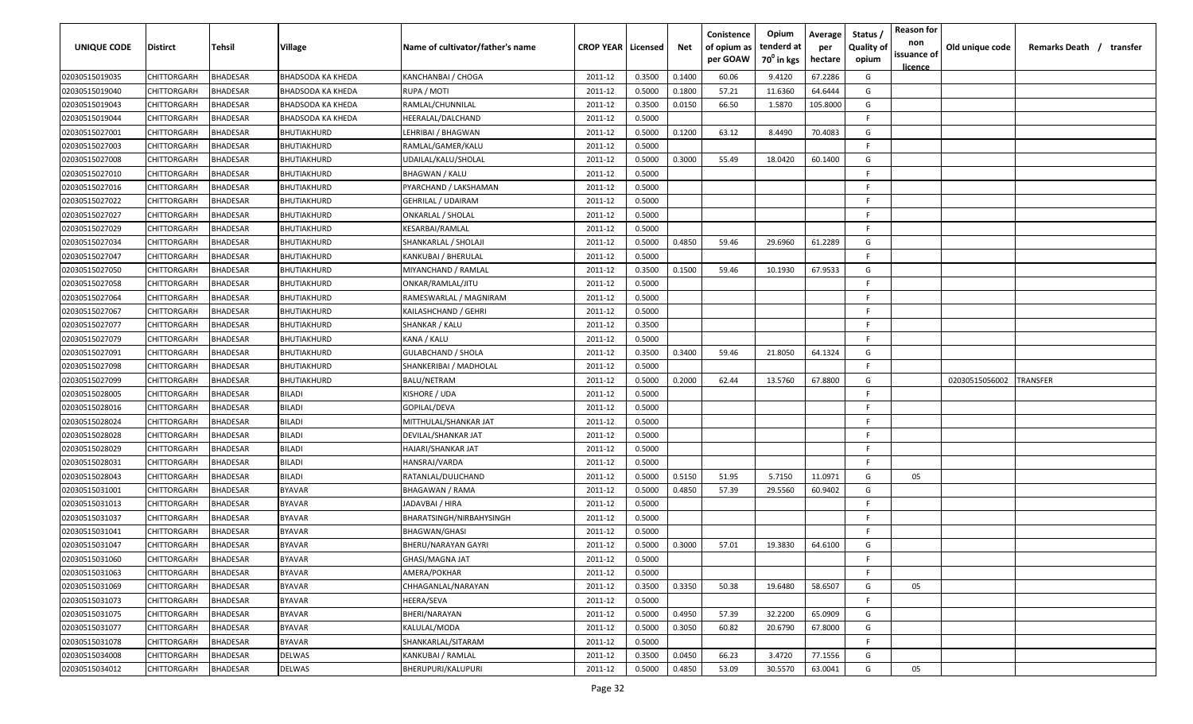| UNIQUE CODE | Distirct | Tehsil | Village | Name of cultivator/father's name | CROP YEAR | Licensed | Net | Conistence of opium as per GOAW | Opium tenderd at 70⁰ in kgs | Average per hectare | Status / Quality of opium | Reason for non issuance of licence | Old unique code | Remarks Death / transfer |
|---|---|---|---|---|---|---|---|---|---|---|---|---|---|---|
| 02030515019035 | CHITTORGARH | BHADESAR | BHADSODA KA KHEDA | KANCHANBAI / CHOGA | 2011-12 | 0.3500 | 0.1400 | 60.06 | 9.4120 | 67.2286 | G | | | |
| 02030515019040 | CHITTORGARH | BHADESAR | BHADSODA KA KHEDA | RUPA / MOTI | 2011-12 | 0.5000 | 0.1800 | 57.21 | 11.6360 | 64.6444 | G | | | |
| 02030515019043 | CHITTORGARH | BHADESAR | BHADSODA KA KHEDA | RAMLAL/CHUNNILAL | 2011-12 | 0.3500 | 0.0150 | 66.50 | 1.5870 | 105.8000 | G | | | |
| 02030515019044 | CHITTORGARH | BHADESAR | BHADSODA KA KHEDA | HEERALAL/DALCHAND | 2011-12 | 0.5000 | | | | | F | | | |
| 02030515027001 | CHITTORGARH | BHADESAR | BHUTIAKHURD | LEHRIBAI / BHAGWAN | 2011-12 | 0.5000 | 0.1200 | 63.12 | 8.4490 | 70.4083 | G | | | |
| 02030515027003 | CHITTORGARH | BHADESAR | BHUTIAKHURD | RAMLAL/GAMER/KALU | 2011-12 | 0.5000 | | | | | F | | | |
| 02030515027008 | CHITTORGARH | BHADESAR | BHUTIAKHURD | UDAILAL/KALU/SHOLAL | 2011-12 | 0.5000 | 0.3000 | 55.49 | 18.0420 | 60.1400 | G | | | |
| 02030515027010 | CHITTORGARH | BHADESAR | BHUTIAKHURD | BHAGWAN / KALU | 2011-12 | 0.5000 | | | | | F | | | |
| 02030515027016 | CHITTORGARH | BHADESAR | BHUTIAKHURD | PYARCHAND / LAKSHAMAN | 2011-12 | 0.5000 | | | | | F | | | |
| 02030515027022 | CHITTORGARH | BHADESAR | BHUTIAKHURD | GEHRILAL / UDAIRAM | 2011-12 | 0.5000 | | | | | F | | | |
| 02030515027027 | CHITTORGARH | BHADESAR | BHUTIAKHURD | ONKARLAL / SHOLAL | 2011-12 | 0.5000 | | | | | F | | | |
| 02030515027029 | CHITTORGARH | BHADESAR | BHUTIAKHURD | KESARBAI/RAMLAL | 2011-12 | 0.5000 | | | | | F | | | |
| 02030515027034 | CHITTORGARH | BHADESAR | BHUTIAKHURD | SHANKARLAL / SHOLAJI | 2011-12 | 0.5000 | 0.4850 | 59.46 | 29.6960 | 61.2289 | G | | | |
| 02030515027047 | CHITTORGARH | BHADESAR | BHUTIAKHURD | KANKUBAI / BHERULAL | 2011-12 | 0.5000 | | | | | F | | | |
| 02030515027050 | CHITTORGARH | BHADESAR | BHUTIAKHURD | MIYANCHAND / RAMLAL | 2011-12 | 0.3500 | 0.1500 | 59.46 | 10.1930 | 67.9533 | G | | | |
| 02030515027058 | CHITTORGARH | BHADESAR | BHUTIAKHURD | ONKAR/RAMLAL/JITU | 2011-12 | 0.5000 | | | | | F | | | |
| 02030515027064 | CHITTORGARH | BHADESAR | BHUTIAKHURD | RAMESWARLAL / MAGNIRAM | 2011-12 | 0.5000 | | | | | F | | | |
| 02030515027067 | CHITTORGARH | BHADESAR | BHUTIAKHURD | KAILASHCHAND / GEHRI | 2011-12 | 0.5000 | | | | | F | | | |
| 02030515027077 | CHITTORGARH | BHADESAR | BHUTIAKHURD | SHANKAR / KALU | 2011-12 | 0.3500 | | | | | F | | | |
| 02030515027079 | CHITTORGARH | BHADESAR | BHUTIAKHURD | KANA / KALU | 2011-12 | 0.5000 | | | | | F | | | |
| 02030515027091 | CHITTORGARH | BHADESAR | BHUTIAKHURD | GULABCHAND / SHOLA | 2011-12 | 0.3500 | 0.3400 | 59.46 | 21.8050 | 64.1324 | G | | | |
| 02030515027098 | CHITTORGARH | BHADESAR | BHUTIAKHURD | SHANKERIBAI / MADHOLAL | 2011-12 | 0.5000 | | | | | F | | | |
| 02030515027099 | CHITTORGARH | BHADESAR | BHUTIAKHURD | BALU/NETRAM | 2011-12 | 0.5000 | 0.2000 | 62.44 | 13.5760 | 67.8800 | G | | 02030515056002 | TRANSFER |
| 02030515028005 | CHITTORGARH | BHADESAR | BILADI | KISHORE / UDA | 2011-12 | 0.5000 | | | | | F | | | |
| 02030515028016 | CHITTORGARH | BHADESAR | BILADI | GOPILAL/DEVA | 2011-12 | 0.5000 | | | | | F | | | |
| 02030515028024 | CHITTORGARH | BHADESAR | BILADI | MITTHULAL/SHANKAR JAT | 2011-12 | 0.5000 | | | | | F | | | |
| 02030515028028 | CHITTORGARH | BHADESAR | BILADI | DEVILAL/SHANKAR JAT | 2011-12 | 0.5000 | | | | | F | | | |
| 02030515028029 | CHITTORGARH | BHADESAR | BILADI | HAJARI/SHANKAR JAT | 2011-12 | 0.5000 | | | | | F | | | |
| 02030515028031 | CHITTORGARH | BHADESAR | BILADI | HANSRAJ/VARDA | 2011-12 | 0.5000 | | | | | F | | | |
| 02030515028043 | CHITTORGARH | BHADESAR | BILADI | RATANLAL/DULICHAND | 2011-12 | 0.5000 | 0.5150 | 51.95 | 5.7150 | 11.0971 | G | 05 | | |
| 02030515031001 | CHITTORGARH | BHADESAR | BYAVAR | BHAGAWAN / RAMA | 2011-12 | 0.5000 | 0.4850 | 57.39 | 29.5560 | 60.9402 | G | | | |
| 02030515031013 | CHITTORGARH | BHADESAR | BYAVAR | JADAVBAI / HIRA | 2011-12 | 0.5000 | | | | | F | | | |
| 02030515031037 | CHITTORGARH | BHADESAR | BYAVAR | BHARATSINGH/NIRBAHYSINGH | 2011-12 | 0.5000 | | | | | F | | | |
| 02030515031041 | CHITTORGARH | BHADESAR | BYAVAR | BHAGWAN/GHASI | 2011-12 | 0.5000 | | | | | F | | | |
| 02030515031047 | CHITTORGARH | BHADESAR | BYAVAR | BHERU/NARAYAN GAYRI | 2011-12 | 0.5000 | 0.3000 | 57.01 | 19.3830 | 64.6100 | G | | | |
| 02030515031060 | CHITTORGARH | BHADESAR | BYAVAR | GHASI/MAGNA JAT | 2011-12 | 0.5000 | | | | | F | | | |
| 02030515031063 | CHITTORGARH | BHADESAR | BYAVAR | AMERA/POKHAR | 2011-12 | 0.5000 | | | | | F | | | |
| 02030515031069 | CHITTORGARH | BHADESAR | BYAVAR | CHHAGANLAL/NARAYAN | 2011-12 | 0.3500 | 0.3350 | 50.38 | 19.6480 | 58.6507 | G | 05 | | |
| 02030515031073 | CHITTORGARH | BHADESAR | BYAVAR | HEERA/SEVA | 2011-12 | 0.5000 | | | | | F | | | |
| 02030515031075 | CHITTORGARH | BHADESAR | BYAVAR | BHERI/NARAYAN | 2011-12 | 0.5000 | 0.4950 | 57.39 | 32.2200 | 65.0909 | G | | | |
| 02030515031077 | CHITTORGARH | BHADESAR | BYAVAR | KALULAL/MODA | 2011-12 | 0.5000 | 0.3050 | 60.82 | 20.6790 | 67.8000 | G | | | |
| 02030515031078 | CHITTORGARH | BHADESAR | BYAVAR | SHANKARLAL/SITARAM | 2011-12 | 0.5000 | | | | | F | | | |
| 02030515034008 | CHITTORGARH | BHADESAR | DELWAS | KANKUBAI / RAMLAL | 2011-12 | 0.3500 | 0.0450 | 66.23 | 3.4720 | 77.1556 | G | | | |
| 02030515034012 | CHITTORGARH | BHADESAR | DELWAS | BHERUPURI/KALUPURI | 2011-12 | 0.5000 | 0.4850 | 53.09 | 30.5570 | 63.0041 | G | 05 | | |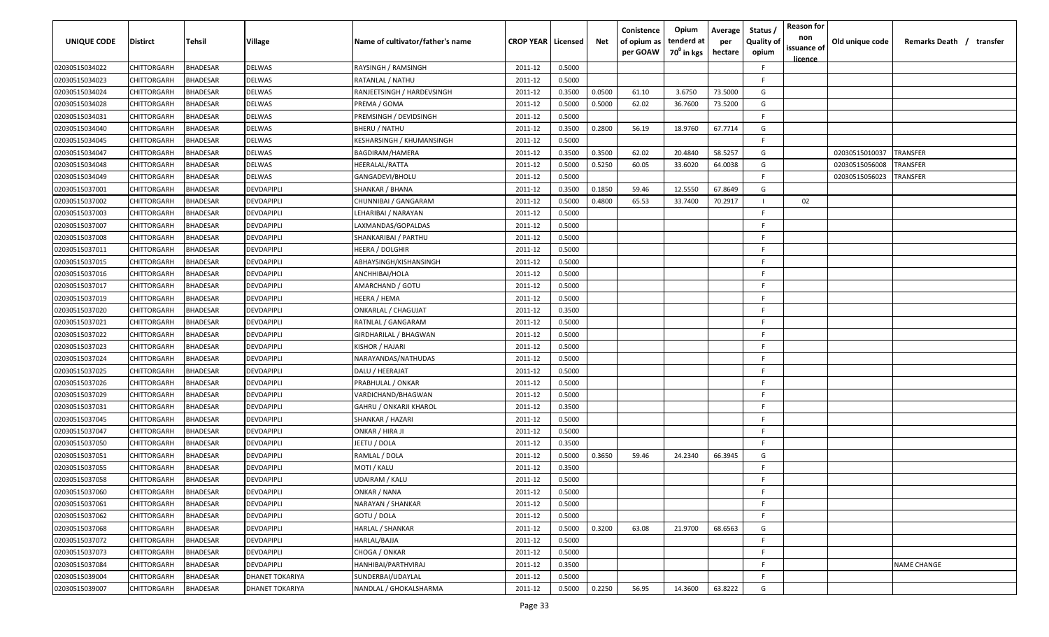| UNIQUE CODE | Distirct | Tehsil | Village | Name of cultivator/father's name | CROP YEAR | Licensed | Net | Conistence of opium as per GOAW | Opium tenderd at 70° in kgs | Average per hectare | Status / Quality of opium | Reason for non issuance of licence | Old unique code | Remarks Death / transfer |
|---|---|---|---|---|---|---|---|---|---|---|---|---|---|---|
| 02030515034022 | CHITTORGARH | BHADESAR | DELWAS | RAYSINGH / RAMSINGH | 2011-12 | 0.5000 | | | | | F | | | |
| 02030515034023 | CHITTORGARH | BHADESAR | DELWAS | RATANLAL / NATHU | 2011-12 | 0.5000 | | | | | F | | | |
| 02030515034024 | CHITTORGARH | BHADESAR | DELWAS | RANJEETSINGH / HARDEVSINGH | 2011-12 | 0.3500 | 0.0500 | 61.10 | 3.6750 | 73.5000 | G | | | |
| 02030515034028 | CHITTORGARH | BHADESAR | DELWAS | PREMA / GOMA | 2011-12 | 0.5000 | 0.5000 | 62.02 | 36.7600 | 73.5200 | G | | | |
| 02030515034031 | CHITTORGARH | BHADESAR | DELWAS | PREMSINGH / DEVIDSINGH | 2011-12 | 0.5000 | | | | | F | | | |
| 02030515034040 | CHITTORGARH | BHADESAR | DELWAS | BHERU / NATHU | 2011-12 | 0.3500 | 0.2800 | 56.19 | 18.9760 | 67.7714 | G | | | |
| 02030515034045 | CHITTORGARH | BHADESAR | DELWAS | KESHARSINGH / KHUMANSINGH | 2011-12 | 0.5000 | | | | | F | | | |
| 02030515034047 | CHITTORGARH | BHADESAR | DELWAS | BAGDIRAM/HAMERA | 2011-12 | 0.3500 | 0.3500 | 62.02 | 20.4840 | 58.5257 | G | | 02030515010037 | TRANSFER |
| 02030515034048 | CHITTORGARH | BHADESAR | DELWAS | HEERALAL/RATTA | 2011-12 | 0.5000 | 0.5250 | 60.05 | 33.6020 | 64.0038 | G | | 02030515056008 | TRANSFER |
| 02030515034049 | CHITTORGARH | BHADESAR | DELWAS | GANGADEVI/BHOLU | 2011-12 | 0.5000 | | | | | F | | 02030515056023 | TRANSFER |
| 02030515037001 | CHITTORGARH | BHADESAR | DEVDAPIPLI | SHANKAR / BHANA | 2011-12 | 0.3500 | 0.1850 | 59.46 | 12.5550 | 67.8649 | G | | | |
| 02030515037002 | CHITTORGARH | BHADESAR | DEVDAPIPLI | CHUNNIBAI / GANGARAM | 2011-12 | 0.5000 | 0.4800 | 65.53 | 33.7400 | 70.2917 | I | 02 | | |
| 02030515037003 | CHITTORGARH | BHADESAR | DEVDAPIPLI | LEHARIBAI / NARAYAN | 2011-12 | 0.5000 | | | | | F | | | |
| 02030515037007 | CHITTORGARH | BHADESAR | DEVDAPIPLI | LAXMANDAS/GOPALDAS | 2011-12 | 0.5000 | | | | | F | | | |
| 02030515037008 | CHITTORGARH | BHADESAR | DEVDAPIPLI | SHANKARIBAI / PARTHU | 2011-12 | 0.5000 | | | | | F | | | |
| 02030515037011 | CHITTORGARH | BHADESAR | DEVDAPIPLI | HEERA / DOLGHIR | 2011-12 | 0.5000 | | | | | F | | | |
| 02030515037015 | CHITTORGARH | BHADESAR | DEVDAPIPLI | ABHAYSINGH/KISHANSINGH | 2011-12 | 0.5000 | | | | | F | | | |
| 02030515037016 | CHITTORGARH | BHADESAR | DEVDAPIPLI | ANCHHIBAI/HOLA | 2011-12 | 0.5000 | | | | | F | | | |
| 02030515037017 | CHITTORGARH | BHADESAR | DEVDAPIPLI | AMARCHAND / GOTU | 2011-12 | 0.5000 | | | | | F | | | |
| 02030515037019 | CHITTORGARH | BHADESAR | DEVDAPIPLI | HEERA / HEMA | 2011-12 | 0.5000 | | | | | F | | | |
| 02030515037020 | CHITTORGARH | BHADESAR | DEVDAPIPLI | ONKARLAL / CHAGUJAT | 2011-12 | 0.3500 | | | | | F | | | |
| 02030515037021 | CHITTORGARH | BHADESAR | DEVDAPIPLI | RATNLAL / GANGARAM | 2011-12 | 0.5000 | | | | | F | | | |
| 02030515037022 | CHITTORGARH | BHADESAR | DEVDAPIPLI | GIRDHARILAL / BHAGWAN | 2011-12 | 0.5000 | | | | | F | | | |
| 02030515037023 | CHITTORGARH | BHADESAR | DEVDAPIPLI | KISHOR / HAJARI | 2011-12 | 0.5000 | | | | | F | | | |
| 02030515037024 | CHITTORGARH | BHADESAR | DEVDAPIPLI | NARAYANDAS/NATHUDAS | 2011-12 | 0.5000 | | | | | F | | | |
| 02030515037025 | CHITTORGARH | BHADESAR | DEVDAPIPLI | DALU / HEERAJAT | 2011-12 | 0.5000 | | | | | F | | | |
| 02030515037026 | CHITTORGARH | BHADESAR | DEVDAPIPLI | PRABHULAL / ONKAR | 2011-12 | 0.5000 | | | | | F | | | |
| 02030515037029 | CHITTORGARH | BHADESAR | DEVDAPIPLI | VARDICHAND/BHAGWAN | 2011-12 | 0.5000 | | | | | F | | | |
| 02030515037031 | CHITTORGARH | BHADESAR | DEVDAPIPLI | GAHRU / ONKARJI KHAROL | 2011-12 | 0.3500 | | | | | F | | | |
| 02030515037045 | CHITTORGARH | BHADESAR | DEVDAPIPLI | SHANKAR / HAZARI | 2011-12 | 0.5000 | | | | | F | | | |
| 02030515037047 | CHITTORGARH | BHADESAR | DEVDAPIPLI | ONKAR / HIRA JI | 2011-12 | 0.5000 | | | | | F | | | |
| 02030515037050 | CHITTORGARH | BHADESAR | DEVDAPIPLI | JEETU / DOLA | 2011-12 | 0.3500 | | | | | F | | | |
| 02030515037051 | CHITTORGARH | BHADESAR | DEVDAPIPLI | RAMLAL / DOLA | 2011-12 | 0.5000 | 0.3650 | 59.46 | 24.2340 | 66.3945 | G | | | |
| 02030515037055 | CHITTORGARH | BHADESAR | DEVDAPIPLI | MOTI / KALU | 2011-12 | 0.3500 | | | | | F | | | |
| 02030515037058 | CHITTORGARH | BHADESAR | DEVDAPIPLI | UDAIRAM / KALU | 2011-12 | 0.5000 | | | | | F | | | |
| 02030515037060 | CHITTORGARH | BHADESAR | DEVDAPIPLI | ONKAR / NANA | 2011-12 | 0.5000 | | | | | F | | | |
| 02030515037061 | CHITTORGARH | BHADESAR | DEVDAPIPLI | NARAYAN / SHANKAR | 2011-12 | 0.5000 | | | | | F | | | |
| 02030515037062 | CHITTORGARH | BHADESAR | DEVDAPIPLI | GOTU / DOLA | 2011-12 | 0.5000 | | | | | F | | | |
| 02030515037068 | CHITTORGARH | BHADESAR | DEVDAPIPLI | HARLAL / SHANKAR | 2011-12 | 0.5000 | 0.3200 | 63.08 | 21.9700 | 68.6563 | G | | | |
| 02030515037072 | CHITTORGARH | BHADESAR | DEVDAPIPLI | HARLAL/BAJJA | 2011-12 | 0.5000 | | | | | F | | | |
| 02030515037073 | CHITTORGARH | BHADESAR | DEVDAPIPLI | CHOGA / ONKAR | 2011-12 | 0.5000 | | | | | F | | | |
| 02030515037084 | CHITTORGARH | BHADESAR | DEVDAPIPLI | HANHIBAI/PARTHVIRAJ | 2011-12 | 0.3500 | | | | | F | | | NAME CHANGE |
| 02030515039004 | CHITTORGARH | BHADESAR | DHANET TOKARIYA | SUNDERBAI/UDAYLAL | 2011-12 | 0.5000 | | | | | F | | | |
| 02030515039007 | CHITTORGARH | BHADESAR | DHANET TOKARIYA | NANDLAL / GHOKALSHARMA | 2011-12 | 0.5000 | 0.2250 | 56.95 | 14.3600 | 63.8222 | G | | | |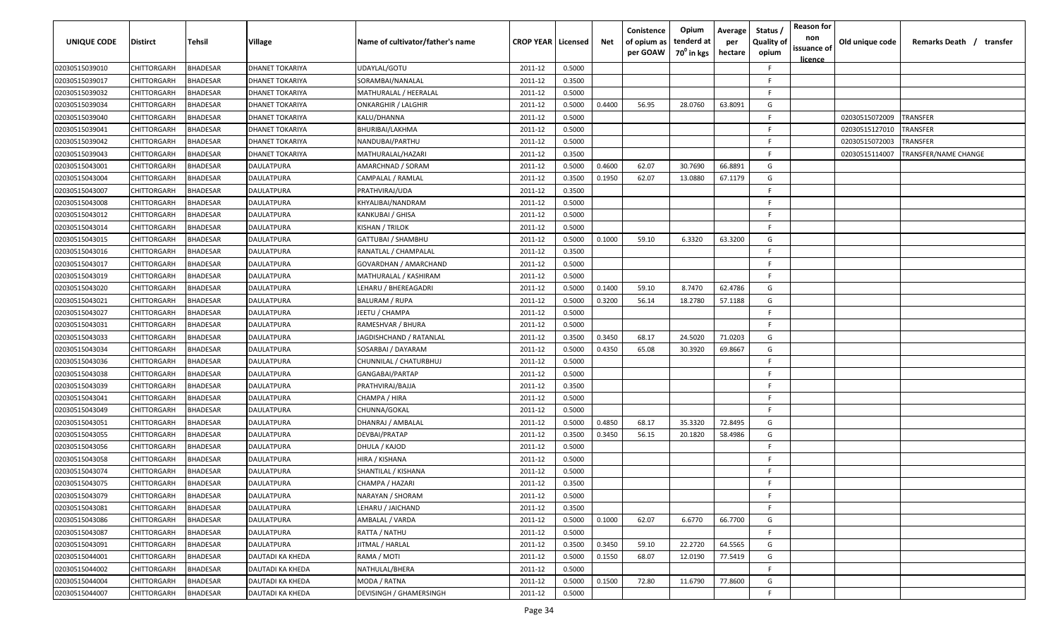| UNIQUE CODE | Distirct | Tehsil | Village | Name of cultivator/father's name | CROP YEAR | Licensed | Net | Conistence of opium as per GOAW | Opium tenderd at 70° in kgs | Average per hectare | Status / Quality of opium | Reason for non issuance of licence | Old unique code | Remarks Death / transfer |
|---|---|---|---|---|---|---|---|---|---|---|---|---|---|---|
| 02030515039010 | CHITTORGARH | BHADESAR | DHANET TOKARIYA | UDAYLAL/GOTU | 2011-12 | 0.5000 | | | | | F | | | |
| 02030515039017 | CHITTORGARH | BHADESAR | DHANET TOKARIYA | SORAMBAI/NANALAL | 2011-12 | 0.3500 | | | | | F | | | |
| 02030515039032 | CHITTORGARH | BHADESAR | DHANET TOKARIYA | MATHURALAL / HEERALAL | 2011-12 | 0.5000 | | | | | F | | | |
| 02030515039034 | CHITTORGARH | BHADESAR | DHANET TOKARIYA | ONKARGHIR / LALGHIR | 2011-12 | 0.5000 | 0.4400 | 56.95 | 28.0760 | 63.8091 | G | | | |
| 02030515039040 | CHITTORGARH | BHADESAR | DHANET TOKARIYA | KALU/DHANNA | 2011-12 | 0.5000 | | | | | F | | 02030515072009 | TRANSFER |
| 02030515039041 | CHITTORGARH | BHADESAR | DHANET TOKARIYA | BHURIBAI/LAKHMA | 2011-12 | 0.5000 | | | | | F | | 02030515127010 | TRANSFER |
| 02030515039042 | CHITTORGARH | BHADESAR | DHANET TOKARIYA | NANDUBAI/PARTHU | 2011-12 | 0.5000 | | | | | F | | 02030515072003 | TRANSFER |
| 02030515039043 | CHITTORGARH | BHADESAR | DHANET TOKARIYA | MATHURALAL/HAZARI | 2011-12 | 0.3500 | | | | | F | | 02030515114007 | TRANSFER/NAME CHANGE |
| 02030515043001 | CHITTORGARH | BHADESAR | DAULATPURA | AMARCHNAD / SORAM | 2011-12 | 0.5000 | 0.4600 | 62.07 | 30.7690 | 66.8891 | G | | | |
| 02030515043004 | CHITTORGARH | BHADESAR | DAULATPURA | CAMPALAL / RAMLAL | 2011-12 | 0.3500 | 0.1950 | 62.07 | 13.0880 | 67.1179 | G | | | |
| 02030515043007 | CHITTORGARH | BHADESAR | DAULATPURA | PRATHVIRAJ/UDA | 2011-12 | 0.3500 | | | | | F | | | |
| 02030515043008 | CHITTORGARH | BHADESAR | DAULATPURA | KHYALIBAI/NANDRAM | 2011-12 | 0.5000 | | | | | F | | | |
| 02030515043012 | CHITTORGARH | BHADESAR | DAULATPURA | KANKUBAI / GHISA | 2011-12 | 0.5000 | | | | | F | | | |
| 02030515043014 | CHITTORGARH | BHADESAR | DAULATPURA | KISHAN / TRILOK | 2011-12 | 0.5000 | | | | | F | | | |
| 02030515043015 | CHITTORGARH | BHADESAR | DAULATPURA | GATTUBAI / SHAMBHU | 2011-12 | 0.5000 | 0.1000 | 59.10 | 6.3320 | 63.3200 | G | | | |
| 02030515043016 | CHITTORGARH | BHADESAR | DAULATPURA | RANATLAL / CHAMPALAL | 2011-12 | 0.3500 | | | | | F | | | |
| 02030515043017 | CHITTORGARH | BHADESAR | DAULATPURA | GOVARDHAN / AMARCHAND | 2011-12 | 0.5000 | | | | | F | | | |
| 02030515043019 | CHITTORGARH | BHADESAR | DAULATPURA | MATHURALAL / KASHIRAM | 2011-12 | 0.5000 | | | | | F | | | |
| 02030515043020 | CHITTORGARH | BHADESAR | DAULATPURA | LEHARU / BHEREAGADRI | 2011-12 | 0.5000 | 0.1400 | 59.10 | 8.7470 | 62.4786 | G | | | |
| 02030515043021 | CHITTORGARH | BHADESAR | DAULATPURA | BALURAM / RUPA | 2011-12 | 0.5000 | 0.3200 | 56.14 | 18.2780 | 57.1188 | G | | | |
| 02030515043027 | CHITTORGARH | BHADESAR | DAULATPURA | JEETU / CHAMPA | 2011-12 | 0.5000 | | | | | F | | | |
| 02030515043031 | CHITTORGARH | BHADESAR | DAULATPURA | RAMESHVAR / BHURA | 2011-12 | 0.5000 | | | | | F | | | |
| 02030515043033 | CHITTORGARH | BHADESAR | DAULATPURA | JAGDISHCHAND / RATANLAL | 2011-12 | 0.3500 | 0.3450 | 68.17 | 24.5020 | 71.0203 | G | | | |
| 02030515043034 | CHITTORGARH | BHADESAR | DAULATPURA | SOSARBAI / DAYARAM | 2011-12 | 0.5000 | 0.4350 | 65.08 | 30.3920 | 69.8667 | G | | | |
| 02030515043036 | CHITTORGARH | BHADESAR | DAULATPURA | CHUNNILAL / CHATURBHUJ | 2011-12 | 0.5000 | | | | | F | | | |
| 02030515043038 | CHITTORGARH | BHADESAR | DAULATPURA | GANGABAI/PARTAP | 2011-12 | 0.5000 | | | | | F | | | |
| 02030515043039 | CHITTORGARH | BHADESAR | DAULATPURA | PRATHVIRAJ/BAJJA | 2011-12 | 0.3500 | | | | | F | | | |
| 02030515043041 | CHITTORGARH | BHADESAR | DAULATPURA | CHAMPA / HIRA | 2011-12 | 0.5000 | | | | | F | | | |
| 02030515043049 | CHITTORGARH | BHADESAR | DAULATPURA | CHUNNA/GOKAL | 2011-12 | 0.5000 | | | | | F | | | |
| 02030515043051 | CHITTORGARH | BHADESAR | DAULATPURA | DHANRAJ / AMBALAL | 2011-12 | 0.5000 | 0.4850 | 68.17 | 35.3320 | 72.8495 | G | | | |
| 02030515043055 | CHITTORGARH | BHADESAR | DAULATPURA | DEVBAI/PRATAP | 2011-12 | 0.3500 | 0.3450 | 56.15 | 20.1820 | 58.4986 | G | | | |
| 02030515043056 | CHITTORGARH | BHADESAR | DAULATPURA | DHULA / KAJOD | 2011-12 | 0.5000 | | | | | F | | | |
| 02030515043058 | CHITTORGARH | BHADESAR | DAULATPURA | HIRA / KISHANA | 2011-12 | 0.5000 | | | | | F | | | |
| 02030515043074 | CHITTORGARH | BHADESAR | DAULATPURA | SHANTILAL / KISHANA | 2011-12 | 0.5000 | | | | | F | | | |
| 02030515043075 | CHITTORGARH | BHADESAR | DAULATPURA | CHAMPA / HAZARI | 2011-12 | 0.3500 | | | | | F | | | |
| 02030515043079 | CHITTORGARH | BHADESAR | DAULATPURA | NARAYAN / SHORAM | 2011-12 | 0.5000 | | | | | F | | | |
| 02030515043081 | CHITTORGARH | BHADESAR | DAULATPURA | LEHARU / JAICHAND | 2011-12 | 0.3500 | | | | | F | | | |
| 02030515043086 | CHITTORGARH | BHADESAR | DAULATPURA | AMBALAL / VARDA | 2011-12 | 0.5000 | 0.1000 | 62.07 | 6.6770 | 66.7700 | G | | | |
| 02030515043087 | CHITTORGARH | BHADESAR | DAULATPURA | RATTA / NATHU | 2011-12 | 0.5000 | | | | | F | | | |
| 02030515043091 | CHITTORGARH | BHADESAR | DAULATPURA | JITMAL / HARLAL | 2011-12 | 0.3500 | 0.3450 | 59.10 | 22.2720 | 64.5565 | G | | | |
| 02030515044001 | CHITTORGARH | BHADESAR | DAUTADI KA KHEDA | RAMA / MOTI | 2011-12 | 0.5000 | 0.1550 | 68.07 | 12.0190 | 77.5419 | G | | | |
| 02030515044002 | CHITTORGARH | BHADESAR | DAUTADI KA KHEDA | NATHULAL/BHERA | 2011-12 | 0.5000 | | | | | F | | | |
| 02030515044004 | CHITTORGARH | BHADESAR | DAUTADI KA KHEDA | MODA / RATNA | 2011-12 | 0.5000 | 0.1500 | 72.80 | 11.6790 | 77.8600 | G | | | |
| 02030515044007 | CHITTORGARH | BHADESAR | DAUTADI KA KHEDA | DEVISINGH / GHAMERSINGH | 2011-12 | 0.5000 | | | | | F | | | |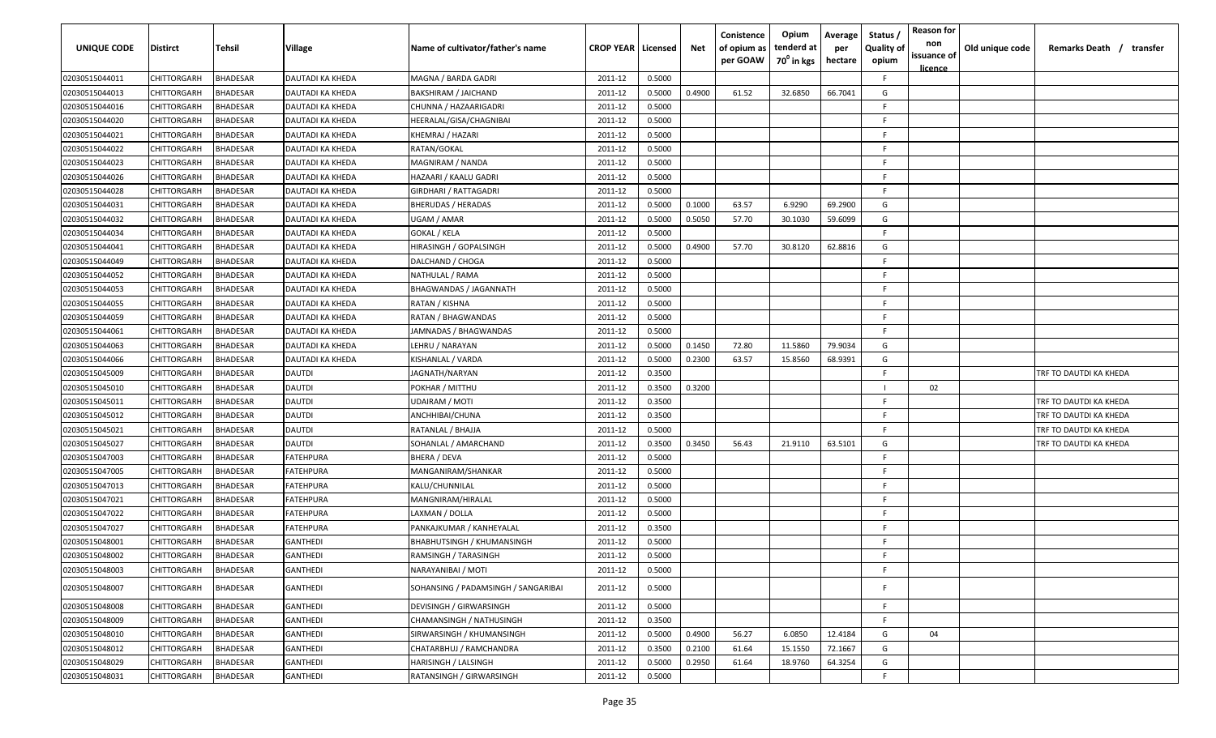| UNIQUE CODE | Distirct | Tehsil | Village | Name of cultivator/father's name | CROP YEAR | Licensed | Net | Conistence of opium as per GOAW | Opium tenderd at 70⁰ in kgs | Average per hectare | Status / Quality of opium | Reason for non issuance of licence | Old unique code | Remarks Death / transfer |
|---|---|---|---|---|---|---|---|---|---|---|---|---|---|---|
| 02030515044011 | CHITTORGARH | BHADESAR | DAUTADI KA KHEDA | MAGNA / BARDA GADRI | 2011-12 | 0.5000 | | | | | F | | | |
| 02030515044013 | CHITTORGARH | BHADESAR | DAUTADI KA KHEDA | BAKSHIRAM / JAICHAND | 2011-12 | 0.5000 | 0.4900 | 61.52 | 32.6850 | 66.7041 | G | | | |
| 02030515044016 | CHITTORGARH | BHADESAR | DAUTADI KA KHEDA | CHUNNA / HAZAARIGADRI | 2011-12 | 0.5000 | | | | | F | | | |
| 02030515044020 | CHITTORGARH | BHADESAR | DAUTADI KA KHEDA | HEERALAL/GISA/CHAGNIBAI | 2011-12 | 0.5000 | | | | | F | | | |
| 02030515044021 | CHITTORGARH | BHADESAR | DAUTADI KA KHEDA | KHEMRAJ / HAZARI | 2011-12 | 0.5000 | | | | | F | | | |
| 02030515044022 | CHITTORGARH | BHADESAR | DAUTADI KA KHEDA | RATAN/GOKAL | 2011-12 | 0.5000 | | | | | F | | | |
| 02030515044023 | CHITTORGARH | BHADESAR | DAUTADI KA KHEDA | MAGNIRAM / NANDA | 2011-12 | 0.5000 | | | | | F | | | |
| 02030515044026 | CHITTORGARH | BHADESAR | DAUTADI KA KHEDA | HAZAARI / KAALU GADRI | 2011-12 | 0.5000 | | | | | F | | | |
| 02030515044028 | CHITTORGARH | BHADESAR | DAUTADI KA KHEDA | GIRDHARI / RATTAGADRI | 2011-12 | 0.5000 | | | | | F | | | |
| 02030515044031 | CHITTORGARH | BHADESAR | DAUTADI KA KHEDA | BHERUDAS / HERADAS | 2011-12 | 0.5000 | 0.1000 | 63.57 | 6.9290 | 69.2900 | G | | | |
| 02030515044032 | CHITTORGARH | BHADESAR | DAUTADI KA KHEDA | UGAM / AMAR | 2011-12 | 0.5000 | 0.5050 | 57.70 | 30.1030 | 59.6099 | G | | | |
| 02030515044034 | CHITTORGARH | BHADESAR | DAUTADI KA KHEDA | GOKAL / KELA | 2011-12 | 0.5000 | | | | | F | | | |
| 02030515044041 | CHITTORGARH | BHADESAR | DAUTADI KA KHEDA | HIRASINGH / GOPALSINGH | 2011-12 | 0.5000 | 0.4900 | 57.70 | 30.8120 | 62.8816 | G | | | |
| 02030515044049 | CHITTORGARH | BHADESAR | DAUTADI KA KHEDA | DALCHAND / CHOGA | 2011-12 | 0.5000 | | | | | F | | | |
| 02030515044052 | CHITTORGARH | BHADESAR | DAUTADI KA KHEDA | NATHULAL / RAMA | 2011-12 | 0.5000 | | | | | F | | | |
| 02030515044053 | CHITTORGARH | BHADESAR | DAUTADI KA KHEDA | BHAGWANDAS / JAGANNATH | 2011-12 | 0.5000 | | | | | F | | | |
| 02030515044055 | CHITTORGARH | BHADESAR | DAUTADI KA KHEDA | RATAN / KISHNA | 2011-12 | 0.5000 | | | | | F | | | |
| 02030515044059 | CHITTORGARH | BHADESAR | DAUTADI KA KHEDA | RATAN / BHAGWANDAS | 2011-12 | 0.5000 | | | | | F | | | |
| 02030515044061 | CHITTORGARH | BHADESAR | DAUTADI KA KHEDA | JAMNADAS / BHAGWANDAS | 2011-12 | 0.5000 | | | | | F | | | |
| 02030515044063 | CHITTORGARH | BHADESAR | DAUTADI KA KHEDA | LEHRU / NARAYAN | 2011-12 | 0.5000 | 0.1450 | 72.80 | 11.5860 | 79.9034 | G | | | |
| 02030515044066 | CHITTORGARH | BHADESAR | DAUTADI KA KHEDA | KISHANLAL / VARDA | 2011-12 | 0.5000 | 0.2300 | 63.57 | 15.8560 | 68.9391 | G | | | |
| 02030515045009 | CHITTORGARH | BHADESAR | DAUTDI | JAGNATH/NARYAN | 2011-12 | 0.3500 | | | | | F | | | TRF TO DAUTDI KA KHEDA |
| 02030515045010 | CHITTORGARH | BHADESAR | DAUTDI | POKHAR / MITTHU | 2011-12 | 0.3500 | 0.3200 | | | | I | 02 | | |
| 02030515045011 | CHITTORGARH | BHADESAR | DAUTDI | UDAIRAM / MOTI | 2011-12 | 0.3500 | | | | | F | | | TRF TO DAUTDI KA KHEDA |
| 02030515045012 | CHITTORGARH | BHADESAR | DAUTDI | ANCHHIBAI/CHUNA | 2011-12 | 0.3500 | | | | | F | | | TRF TO DAUTDI KA KHEDA |
| 02030515045021 | CHITTORGARH | BHADESAR | DAUTDI | RATANLAL / BHAJJA | 2011-12 | 0.5000 | | | | | F | | | TRF TO DAUTDI KA KHEDA |
| 02030515045027 | CHITTORGARH | BHADESAR | DAUTDI | SOHANLAL / AMARCHAND | 2011-12 | 0.3500 | 0.3450 | 56.43 | 21.9110 | 63.5101 | G | | | TRF TO DAUTDI KA KHEDA |
| 02030515047003 | CHITTORGARH | BHADESAR | FATEHPURA | BHERA / DEVA | 2011-12 | 0.5000 | | | | | F | | | |
| 02030515047005 | CHITTORGARH | BHADESAR | FATEHPURA | MANGANIRAM/SHANKAR | 2011-12 | 0.5000 | | | | | F | | | |
| 02030515047013 | CHITTORGARH | BHADESAR | FATEHPURA | KALU/CHUNNILAL | 2011-12 | 0.5000 | | | | | F | | | |
| 02030515047021 | CHITTORGARH | BHADESAR | FATEHPURA | MANGNIRAM/HIRALAL | 2011-12 | 0.5000 | | | | | F | | | |
| 02030515047022 | CHITTORGARH | BHADESAR | FATEHPURA | LAXMAN / DOLLA | 2011-12 | 0.5000 | | | | | F | | | |
| 02030515047027 | CHITTORGARH | BHADESAR | FATEHPURA | PANKAJKUMAR / KANHEYALAL | 2011-12 | 0.3500 | | | | | F | | | |
| 02030515048001 | CHITTORGARH | BHADESAR | GANTHEDI | BHABHUTSINGH / KHUMANSINGH | 2011-12 | 0.5000 | | | | | F | | | |
| 02030515048002 | CHITTORGARH | BHADESAR | GANTHEDI | RAMSINGH / TARASINGH | 2011-12 | 0.5000 | | | | | F | | | |
| 02030515048003 | CHITTORGARH | BHADESAR | GANTHEDI | NARAYANIBAI / MOTI | 2011-12 | 0.5000 | | | | | F | | | |
| 02030515048007 | CHITTORGARH | BHADESAR | GANTHEDI | SOHANSING / PADAMSINGH / SANGARIBAI | 2011-12 | 0.5000 | | | | | F | | | |
| 02030515048008 | CHITTORGARH | BHADESAR | GANTHEDI | DEVISINGH / GIRWARSINGH | 2011-12 | 0.5000 | | | | | F | | | |
| 02030515048009 | CHITTORGARH | BHADESAR | GANTHEDI | CHAMANSINGH / NATHUSINGH | 2011-12 | 0.3500 | | | | | F | | | |
| 02030515048010 | CHITTORGARH | BHADESAR | GANTHEDI | SIRWARSINGH / KHUMANSINGH | 2011-12 | 0.5000 | 0.4900 | 56.27 | 6.0850 | 12.4184 | G | 04 | | |
| 02030515048012 | CHITTORGARH | BHADESAR | GANTHEDI | CHATARBHUJ / RAMCHANDRA | 2011-12 | 0.3500 | 0.2100 | 61.64 | 15.1550 | 72.1667 | G | | | |
| 02030515048029 | CHITTORGARH | BHADESAR | GANTHEDI | HARISINGH / LALSINGH | 2011-12 | 0.5000 | 0.2950 | 61.64 | 18.9760 | 64.3254 | G | | | |
| 02030515048031 | CHITTORGARH | BHADESAR | GANTHEDI | RATANSINGH / GIRWARSINGH | 2011-12 | 0.5000 | | | | | F | | | |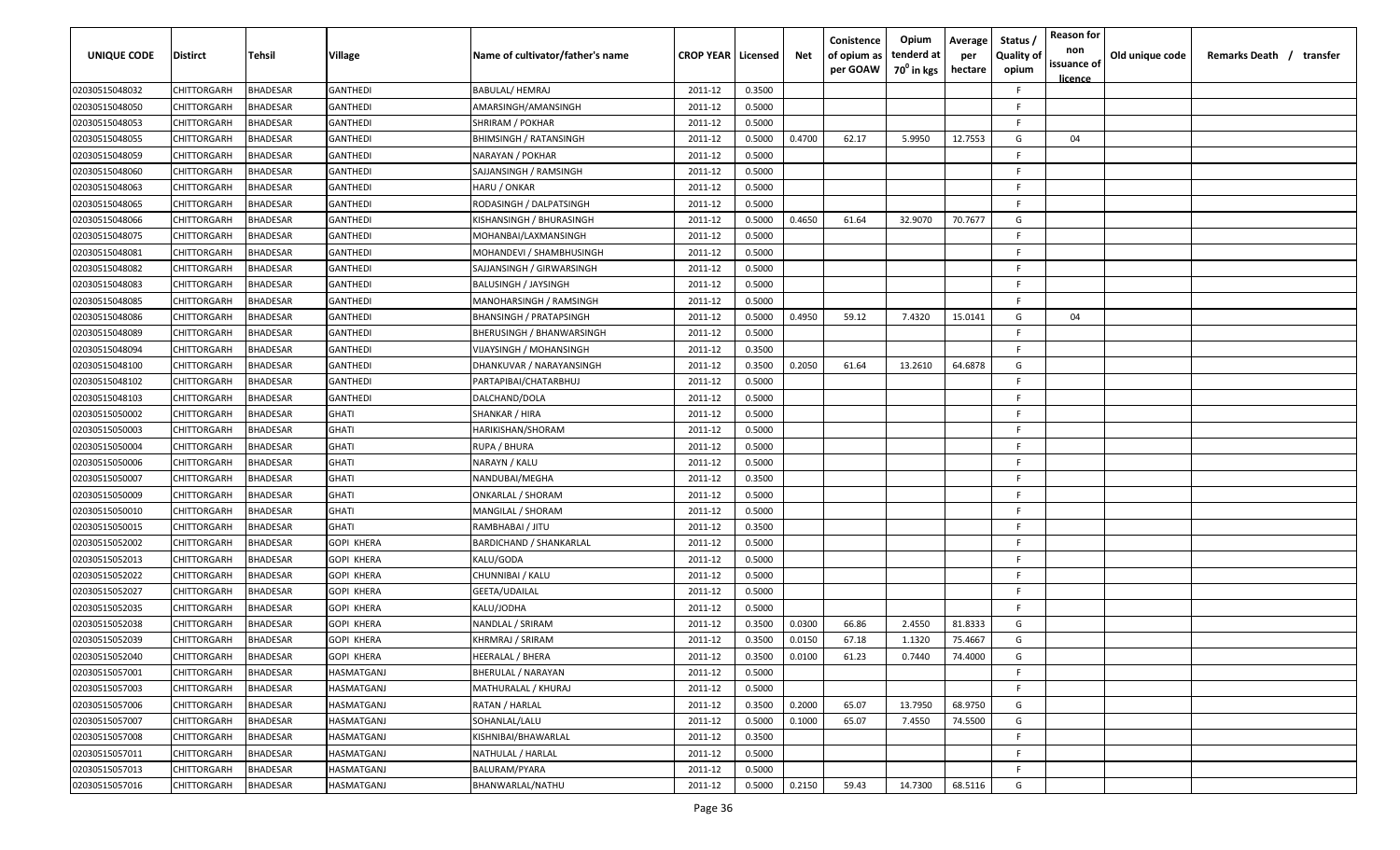| UNIQUE CODE | Distirct | Tehsil | Village | Name of cultivator/father's name | CROP YEAR | Licensed | Net | Conistence of opium as per GOAW | Opium tenderd at $70^0$ in kgs | Average per hectare | Status / Quality of opium | Reason for non issuance of licence | Old unique code | Remarks Death / transfer |
|---|---|---|---|---|---|---|---|---|---|---|---|---|---|---|
| 02030515048032 | CHITTORGARH | BHADESAR | GANTHEDI | BABULAL/ HEMRAJ | 2011-12 | 0.3500 | | | | | F | | | |
| 02030515048050 | CHITTORGARH | BHADESAR | GANTHEDI | AMARSINGH/AMANSINGH | 2011-12 | 0.5000 | | | | | F | | | |
| 02030515048053 | CHITTORGARH | BHADESAR | GANTHEDI | SHRIRAM / POKHAR | 2011-12 | 0.5000 | | | | | F | | | |
| 02030515048055 | CHITTORGARH | BHADESAR | GANTHEDI | BHIMSINGH / RATANSINGH | 2011-12 | 0.5000 | 0.4700 | 62.17 | 5.9950 | 12.7553 | G | 04 | | |
| 02030515048059 | CHITTORGARH | BHADESAR | GANTHEDI | NARAYAN / POKHAR | 2011-12 | 0.5000 | | | | | F | | | |
| 02030515048060 | CHITTORGARH | BHADESAR | GANTHEDI | SAJJANSINGH / RAMSINGH | 2011-12 | 0.5000 | | | | | F | | | |
| 02030515048063 | CHITTORGARH | BHADESAR | GANTHEDI | HARU / ONKAR | 2011-12 | 0.5000 | | | | | F | | | |
| 02030515048065 | CHITTORGARH | BHADESAR | GANTHEDI | RODASINGH / DALPATSINGH | 2011-12 | 0.5000 | | | | | F | | | |
| 02030515048066 | CHITTORGARH | BHADESAR | GANTHEDI | KISHANSINGH / BHURASINGH | 2011-12 | 0.5000 | 0.4650 | 61.64 | 32.9070 | 70.7677 | G | | | |
| 02030515048075 | CHITTORGARH | BHADESAR | GANTHEDI | MOHANBAI/LAXMANSINGH | 2011-12 | 0.5000 | | | | | F | | | |
| 02030515048081 | CHITTORGARH | BHADESAR | GANTHEDI | MOHANDEVI / SHAMBHUSINGH | 2011-12 | 0.5000 | | | | | F | | | |
| 02030515048082 | CHITTORGARH | BHADESAR | GANTHEDI | SAJJANSINGH / GIRWARSINGH | 2011-12 | 0.5000 | | | | | F | | | |
| 02030515048083 | CHITTORGARH | BHADESAR | GANTHEDI | BALUSINGH / JAYSINGH | 2011-12 | 0.5000 | | | | | F | | | |
| 02030515048085 | CHITTORGARH | BHADESAR | GANTHEDI | MANOHARSINGH / RAMSINGH | 2011-12 | 0.5000 | | | | | F | | | |
| 02030515048086 | CHITTORGARH | BHADESAR | GANTHEDI | BHANSINGH / PRATAPSINGH | 2011-12 | 0.5000 | 0.4950 | 59.12 | 7.4320 | 15.0141 | G | 04 | | |
| 02030515048089 | CHITTORGARH | BHADESAR | GANTHEDI | BHERUSINGH / BHANWARSINGH | 2011-12 | 0.5000 | | | | | F | | | |
| 02030515048094 | CHITTORGARH | BHADESAR | GANTHEDI | VIJAYSINGH / MOHANSINGH | 2011-12 | 0.3500 | | | | | F | | | |
| 02030515048100 | CHITTORGARH | BHADESAR | GANTHEDI | DHANKUVAR / NARAYANSINGH | 2011-12 | 0.3500 | 0.2050 | 61.64 | 13.2610 | 64.6878 | G | | | |
| 02030515048102 | CHITTORGARH | BHADESAR | GANTHEDI | PARTAPIBAI/CHATARBHUJ | 2011-12 | 0.5000 | | | | | F | | | |
| 02030515048103 | CHITTORGARH | BHADESAR | GANTHEDI | DALCHAND/DOLA | 2011-12 | 0.5000 | | | | | F | | | |
| 02030515050002 | CHITTORGARH | BHADESAR | GHATI | SHANKAR / HIRA | 2011-12 | 0.5000 | | | | | F | | | |
| 02030515050003 | CHITTORGARH | BHADESAR | GHATI | HARIKISHAN/SHORAM | 2011-12 | 0.5000 | | | | | F | | | |
| 02030515050004 | CHITTORGARH | BHADESAR | GHATI | RUPA / BHURA | 2011-12 | 0.5000 | | | | | F | | | |
| 02030515050006 | CHITTORGARH | BHADESAR | GHATI | NARAYN / KALU | 2011-12 | 0.5000 | | | | | F | | | |
| 02030515050007 | CHITTORGARH | BHADESAR | GHATI | NANDUBAI/MEGHA | 2011-12 | 0.3500 | | | | | F | | | |
| 02030515050009 | CHITTORGARH | BHADESAR | GHATI | ONKARLAL / SHORAM | 2011-12 | 0.5000 | | | | | F | | | |
| 02030515050010 | CHITTORGARH | BHADESAR | GHATI | MANGILAL / SHORAM | 2011-12 | 0.5000 | | | | | F | | | |
| 02030515050015 | CHITTORGARH | BHADESAR | GHATI | RAMBHABAI / JITU | 2011-12 | 0.3500 | | | | | F | | | |
| 02030515052002 | CHITTORGARH | BHADESAR | GOPI KHERA | BARDICHAND / SHANKARLAL | 2011-12 | 0.5000 | | | | | F | | | |
| 02030515052013 | CHITTORGARH | BHADESAR | GOPI KHERA | KALU/GODA | 2011-12 | 0.5000 | | | | | F | | | |
| 02030515052022 | CHITTORGARH | BHADESAR | GOPI KHERA | CHUNNIBAI / KALU | 2011-12 | 0.5000 | | | | | F | | | |
| 02030515052027 | CHITTORGARH | BHADESAR | GOPI KHERA | GEETA/UDAILAL | 2011-12 | 0.5000 | | | | | F | | | |
| 02030515052035 | CHITTORGARH | BHADESAR | GOPI KHERA | KALU/JODHA | 2011-12 | 0.5000 | | | | | F | | | |
| 02030515052038 | CHITTORGARH | BHADESAR | GOPI KHERA | NANDLAL / SRIRAM | 2011-12 | 0.3500 | 0.0300 | 66.86 | 2.4550 | 81.8333 | G | | | |
| 02030515052039 | CHITTORGARH | BHADESAR | GOPI KHERA | KHRMRAJ / SRIRAM | 2011-12 | 0.3500 | 0.0150 | 67.18 | 1.1320 | 75.4667 | G | | | |
| 02030515052040 | CHITTORGARH | BHADESAR | GOPI KHERA | HEERALAL / BHERA | 2011-12 | 0.3500 | 0.0100 | 61.23 | 0.7440 | 74.4000 | G | | | |
| 02030515057001 | CHITTORGARH | BHADESAR | HASMATGANJ | BHERULAL / NARAYAN | 2011-12 | 0.5000 | | | | | F | | | |
| 02030515057003 | CHITTORGARH | BHADESAR | HASMATGANJ | MATHURALAL / KHURAJ | 2011-12 | 0.5000 | | | | | F | | | |
| 02030515057006 | CHITTORGARH | BHADESAR | HASMATGANJ | RATAN / HARLAL | 2011-12 | 0.3500 | 0.2000 | 65.07 | 13.7950 | 68.9750 | G | | | |
| 02030515057007 | CHITTORGARH | BHADESAR | HASMATGANJ | SOHANLAL/LALU | 2011-12 | 0.5000 | 0.1000 | 65.07 | 7.4550 | 74.5500 | G | | | |
| 02030515057008 | CHITTORGARH | BHADESAR | HASMATGANJ | KISHNIBAI/BHAWARLAL | 2011-12 | 0.3500 | | | | | F | | | |
| 02030515057011 | CHITTORGARH | BHADESAR | HASMATGANJ | NATHULAL / HARLAL | 2011-12 | 0.5000 | | | | | F | | | |
| 02030515057013 | CHITTORGARH | BHADESAR | HASMATGANJ | BALURAM/PYARA | 2011-12 | 0.5000 | | | | | F | | | |
| 02030515057016 | CHITTORGARH | BHADESAR | HASMATGANJ | BHANWARLAL/NATHU | 2011-12 | 0.5000 | 0.2150 | 59.43 | 14.7300 | 68.5116 | G | | | |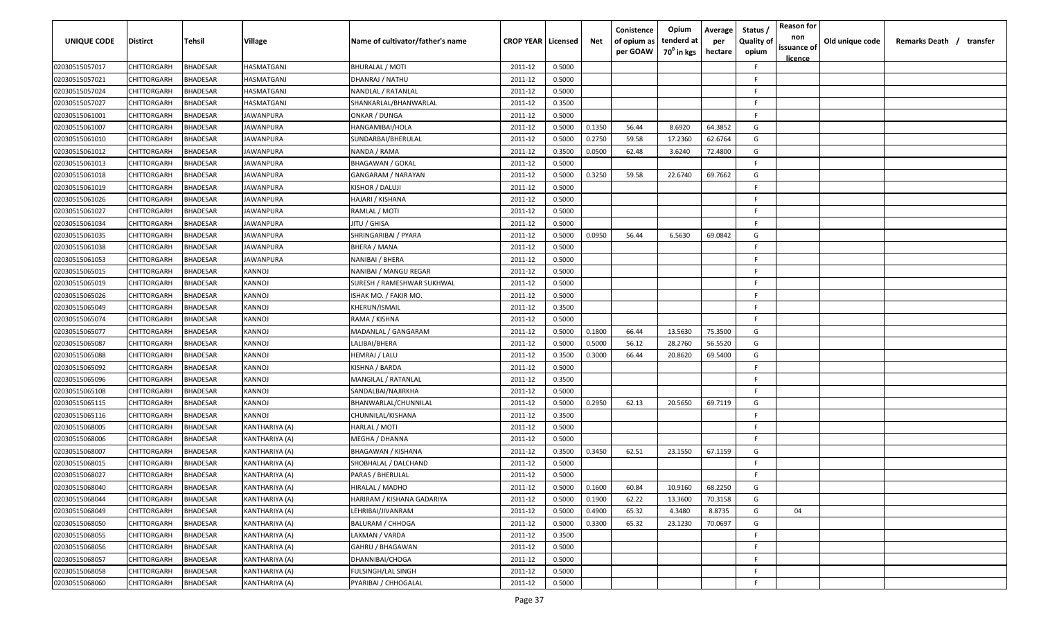| UNIQUE CODE | Distirct | Tehsil | Village | Name of cultivator/father's name | CROP YEAR | Licensed | Net | Conistence of opium as per GOAW | Opium tenderd at 70° in kgs | Average per hectare | Status / Quality of opium | Reason for non issuance of licence | Old unique code | Remarks Death / transfer |
|---|---|---|---|---|---|---|---|---|---|---|---|---|---|---|
| 02030515057017 | CHITTORGARH | BHADESAR | HASMATGANJ | BHURALAL / MOTI | 2011-12 | 0.5000 | | | | | F | | | |
| 02030515057021 | CHITTORGARH | BHADESAR | HASMATGANJ | DHANRAJ / NATHU | 2011-12 | 0.5000 | | | | | F | | | |
| 02030515057024 | CHITTORGARH | BHADESAR | HASMATGANJ | NANDLAL / RATANLAL | 2011-12 | 0.5000 | | | | | F | | | |
| 02030515057027 | CHITTORGARH | BHADESAR | HASMATGANJ | SHANKARLAL/BHANWARLAL | 2011-12 | 0.3500 | | | | | F | | | |
| 02030515061001 | CHITTORGARH | BHADESAR | JAWANPURA | ONKAR / DUNGA | 2011-12 | 0.5000 | | | | | F | | | |
| 02030515061007 | CHITTORGARH | BHADESAR | JAWANPURA | HANGAMIBAI/HOLA | 2011-12 | 0.5000 | 0.1350 | 56.44 | 8.6920 | 64.3852 | G | | | |
| 02030515061010 | CHITTORGARH | BHADESAR | JAWANPURA | SUNDARBAI/BHERULAL | 2011-12 | 0.5000 | 0.2750 | 59.58 | 17.2360 | 62.6764 | G | | | |
| 02030515061012 | CHITTORGARH | BHADESAR | JAWANPURA | NANDA / RAMA | 2011-12 | 0.3500 | 0.0500 | 62.48 | 3.6240 | 72.4800 | G | | | |
| 02030515061013 | CHITTORGARH | BHADESAR | JAWANPURA | BHAGAWAN / GOKAL | 2011-12 | 0.5000 | | | | | F | | | |
| 02030515061018 | CHITTORGARH | BHADESAR | JAWANPURA | GANGARAM / NARAYAN | 2011-12 | 0.5000 | 0.3250 | 59.58 | 22.6740 | 69.7662 | G | | | |
| 02030515061019 | CHITTORGARH | BHADESAR | JAWANPURA | KISHOR / DALUJI | 2011-12 | 0.5000 | | | | | F | | | |
| 02030515061026 | CHITTORGARH | BHADESAR | JAWANPURA | HAJARI / KISHANA | 2011-12 | 0.5000 | | | | | F | | | |
| 02030515061027 | CHITTORGARH | BHADESAR | JAWANPURA | RAMLAL / MOTI | 2011-12 | 0.5000 | | | | | F | | | |
| 02030515061034 | CHITTORGARH | BHADESAR | JAWANPURA | JITU / GHISA | 2011-12 | 0.5000 | | | | | F | | | |
| 02030515061035 | CHITTORGARH | BHADESAR | JAWANPURA | SHRINGARIBAI / PYARA | 2011-12 | 0.5000 | 0.0950 | 56.44 | 6.5630 | 69.0842 | G | | | |
| 02030515061038 | CHITTORGARH | BHADESAR | JAWANPURA | BHERA / MANA | 2011-12 | 0.5000 | | | | | F | | | |
| 02030515061053 | CHITTORGARH | BHADESAR | JAWANPURA | NANIBAI / BHERA | 2011-12 | 0.5000 | | | | | F | | | |
| 02030515065015 | CHITTORGARH | BHADESAR | KANNOJ | NANIBAI / MANGU REGAR | 2011-12 | 0.5000 | | | | | F | | | |
| 02030515065019 | CHITTORGARH | BHADESAR | KANNOJ | SURESH / RAMESHWAR SUKHWAL | 2011-12 | 0.5000 | | | | | F | | | |
| 02030515065026 | CHITTORGARH | BHADESAR | KANNOJ | ISHAK MO. / FAKIR MO. | 2011-12 | 0.5000 | | | | | F | | | |
| 02030515065049 | CHITTORGARH | BHADESAR | KANNOJ | KHERUN/ISMAIL | 2011-12 | 0.3500 | | | | | F | | | |
| 02030515065074 | CHITTORGARH | BHADESAR | KANNOJ | RAMA / KISHNA | 2011-12 | 0.5000 | | | | | F | | | |
| 02030515065077 | CHITTORGARH | BHADESAR | KANNOJ | MADANLAL / GANGARAM | 2011-12 | 0.5000 | 0.1800 | 66.44 | 13.5630 | 75.3500 | G | | | |
| 02030515065087 | CHITTORGARH | BHADESAR | KANNOJ | LALIBAI/BHERA | 2011-12 | 0.5000 | 0.5000 | 56.12 | 28.2760 | 56.5520 | G | | | |
| 02030515065088 | CHITTORGARH | BHADESAR | KANNOJ | HEMRAJ / LALU | 2011-12 | 0.3500 | 0.3000 | 66.44 | 20.8620 | 69.5400 | G | | | |
| 02030515065092 | CHITTORGARH | BHADESAR | KANNOJ | KISHNA / BARDA | 2011-12 | 0.5000 | | | | | F | | | |
| 02030515065096 | CHITTORGARH | BHADESAR | KANNOJ | MANGILAL / RATANLAL | 2011-12 | 0.3500 | | | | | F | | | |
| 02030515065108 | CHITTORGARH | BHADESAR | KANNOJ | SANDALBAI/NAJIRKHA | 2011-12 | 0.5000 | | | | | F | | | |
| 02030515065115 | CHITTORGARH | BHADESAR | KANNOJ | BHANWARLAL/CHUNNILAL | 2011-12 | 0.5000 | 0.2950 | 62.13 | 20.5650 | 69.7119 | G | | | |
| 02030515065116 | CHITTORGARH | BHADESAR | KANNOJ | CHUNNILAL/KISHANA | 2011-12 | 0.3500 | | | | | F | | | |
| 02030515068005 | CHITTORGARH | BHADESAR | KANTHARIYA (A) | HARLAL / MOTI | 2011-12 | 0.5000 | | | | | F | | | |
| 02030515068006 | CHITTORGARH | BHADESAR | KANTHARIYA (A) | MEGHA / DHANNA | 2011-12 | 0.5000 | | | | | F | | | |
| 02030515068007 | CHITTORGARH | BHADESAR | KANTHARIYA (A) | BHAGAWAN / KISHANA | 2011-12 | 0.3500 | 0.3450 | 62.51 | 23.1550 | 67.1159 | G | | | |
| 02030515068015 | CHITTORGARH | BHADESAR | KANTHARIYA (A) | SHOBHALAL / DALCHAND | 2011-12 | 0.5000 | | | | | F | | | |
| 02030515068027 | CHITTORGARH | BHADESAR | KANTHARIYA (A) | PARAS / BHERULAL | 2011-12 | 0.5000 | | | | | F | | | |
| 02030515068040 | CHITTORGARH | BHADESAR | KANTHARIYA (A) | HIRALAL / MADHO | 2011-12 | 0.5000 | 0.1600 | 60.84 | 10.9160 | 68.2250 | G | | | |
| 02030515068044 | CHITTORGARH | BHADESAR | KANTHARIYA (A) | HARIRAM / KISHANA GADARIYA | 2011-12 | 0.5000 | 0.1900 | 62.22 | 13.3600 | 70.3158 | G | | | |
| 02030515068049 | CHITTORGARH | BHADESAR | KANTHARIYA (A) | LEHRIBAI/JIVANRAM | 2011-12 | 0.5000 | 0.4900 | 65.32 | 4.3480 | 8.8735 | G | 04 | | |
| 02030515068050 | CHITTORGARH | BHADESAR | KANTHARIYA (A) | BALURAM / CHHOGA | 2011-12 | 0.5000 | 0.3300 | 65.32 | 23.1230 | 70.0697 | G | | | |
| 02030515068055 | CHITTORGARH | BHADESAR | KANTHARIYA (A) | LAXMAN / VARDA | 2011-12 | 0.3500 | | | | | F | | | |
| 02030515068056 | CHITTORGARH | BHADESAR | KANTHARIYA (A) | GAHRU / BHAGAWAN | 2011-12 | 0.5000 | | | | | F | | | |
| 02030515068057 | CHITTORGARH | BHADESAR | KANTHARIYA (A) | DHANNIBAI/CHOGA | 2011-12 | 0.5000 | | | | | F | | | |
| 02030515068058 | CHITTORGARH | BHADESAR | KANTHARIYA (A) | FULSINGH/LAL SINGH | 2011-12 | 0.5000 | | | | | F | | | |
| 02030515068060 | CHITTORGARH | BHADESAR | KANTHARIYA (A) | PYARIBAI / CHHOGALAL | 2011-12 | 0.5000 | | | | | F | | | |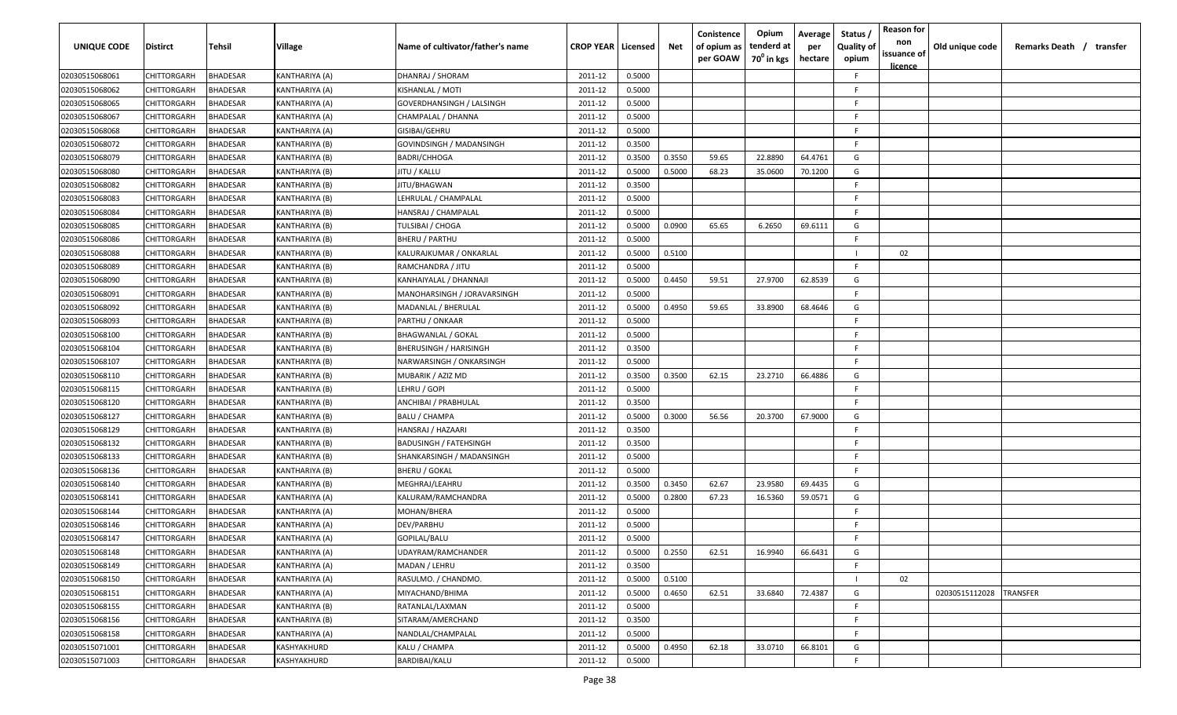| UNIQUE CODE | Distirct | Tehsil | Village | Name of cultivator/father's name | CROP YEAR | Licensed | Net | Conistence of opium as per GOAW | Opium tenderd at 70° in kgs | Average per hectare | Status / Quality of opium | Reason for non issuance of licence | Old unique code | Remarks Death / transfer |
|---|---|---|---|---|---|---|---|---|---|---|---|---|---|---|
| 02030515068061 | CHITTORGARH | BHADESAR | KANTHARIYA (A) | DHANRAJ / SHORAM | 2011-12 | 0.5000 | | | | | F | | | |
| 02030515068062 | CHITTORGARH | BHADESAR | KANTHARIYA (A) | KISHANLAL / MOTI | 2011-12 | 0.5000 | | | | | F | | | |
| 02030515068065 | CHITTORGARH | BHADESAR | KANTHARIYA (A) | GOVERDHANSINGH / LALSINGH | 2011-12 | 0.5000 | | | | | F | | | |
| 02030515068067 | CHITTORGARH | BHADESAR | KANTHARIYA (A) | CHAMPALAL / DHANNA | 2011-12 | 0.5000 | | | | | F | | | |
| 02030515068068 | CHITTORGARH | BHADESAR | KANTHARIYA (A) | GISIBAI/GEHRU | 2011-12 | 0.5000 | | | | | F | | | |
| 02030515068072 | CHITTORGARH | BHADESAR | KANTHARIYA (B) | GOVINDSINGH / MADANSINGH | 2011-12 | 0.3500 | | | | | F | | | |
| 02030515068079 | CHITTORGARH | BHADESAR | KANTHARIYA (B) | BADRI/CHHOGA | 2011-12 | 0.3500 | 0.3550 | 59.65 | 22.8890 | 64.4761 | G | | | |
| 02030515068080 | CHITTORGARH | BHADESAR | KANTHARIYA (B) | JITU / KALLU | 2011-12 | 0.5000 | 0.5000 | 68.23 | 35.0600 | 70.1200 | G | | | |
| 02030515068082 | CHITTORGARH | BHADESAR | KANTHARIYA (B) | JITU/BHAGWAN | 2011-12 | 0.3500 | | | | | F | | | |
| 02030515068083 | CHITTORGARH | BHADESAR | KANTHARIYA (B) | LEHRULAL / CHAMPALAL | 2011-12 | 0.5000 | | | | | F | | | |
| 02030515068084 | CHITTORGARH | BHADESAR | KANTHARIYA (B) | HANSRAJ / CHAMPALAL | 2011-12 | 0.5000 | | | | | F | | | |
| 02030515068085 | CHITTORGARH | BHADESAR | KANTHARIYA (B) | TULSIBAI / CHOGA | 2011-12 | 0.5000 | 0.0900 | 65.65 | 6.2650 | 69.6111 | G | | | |
| 02030515068086 | CHITTORGARH | BHADESAR | KANTHARIYA (B) | BHERU / PARTHU | 2011-12 | 0.5000 | | | | | F | | | |
| 02030515068088 | CHITTORGARH | BHADESAR | KANTHARIYA (B) | KALURAJKUMAR / ONKARLAL | 2011-12 | 0.5000 | 0.5100 | | | | I | 02 | | |
| 02030515068089 | CHITTORGARH | BHADESAR | KANTHARIYA (B) | RAMCHANDRA / JITU | 2011-12 | 0.5000 | | | | | F | | | |
| 02030515068090 | CHITTORGARH | BHADESAR | KANTHARIYA (B) | KANHAIYALAL / DHANNAJI | 2011-12 | 0.5000 | 0.4450 | 59.51 | 27.9700 | 62.8539 | G | | | |
| 02030515068091 | CHITTORGARH | BHADESAR | KANTHARIYA (B) | MANOHARSINGH / JORAVARSINGH | 2011-12 | 0.5000 | | | | | F | | | |
| 02030515068092 | CHITTORGARH | BHADESAR | KANTHARIYA (B) | MADANLAL / BHERULAL | 2011-12 | 0.5000 | 0.4950 | 59.65 | 33.8900 | 68.4646 | G | | | |
| 02030515068093 | CHITTORGARH | BHADESAR | KANTHARIYA (B) | PARTHU / ONKAAR | 2011-12 | 0.5000 | | | | | F | | | |
| 02030515068100 | CHITTORGARH | BHADESAR | KANTHARIYA (B) | BHAGWANLAL / GOKAL | 2011-12 | 0.5000 | | | | | F | | | |
| 02030515068104 | CHITTORGARH | BHADESAR | KANTHARIYA (B) | BHERUSINGH / HARISINGH | 2011-12 | 0.3500 | | | | | F | | | |
| 02030515068107 | CHITTORGARH | BHADESAR | KANTHARIYA (B) | NARWARSINGH / ONKARSINGH | 2011-12 | 0.5000 | | | | | F | | | |
| 02030515068110 | CHITTORGARH | BHADESAR | KANTHARIYA (B) | MUBARIK / AZIZ MD | 2011-12 | 0.3500 | 0.3500 | 62.15 | 23.2710 | 66.4886 | G | | | |
| 02030515068115 | CHITTORGARH | BHADESAR | KANTHARIYA (B) | LEHRU / GOPI | 2011-12 | 0.5000 | | | | | F | | | |
| 02030515068120 | CHITTORGARH | BHADESAR | KANTHARIYA (B) | ANCHIBAI / PRABHULAL | 2011-12 | 0.3500 | | | | | F | | | |
| 02030515068127 | CHITTORGARH | BHADESAR | KANTHARIYA (B) | BALU / CHAMPA | 2011-12 | 0.5000 | 0.3000 | 56.56 | 20.3700 | 67.9000 | G | | | |
| 02030515068129 | CHITTORGARH | BHADESAR | KANTHARIYA (B) | HANSRAJ / HAZAARI | 2011-12 | 0.3500 | | | | | F | | | |
| 02030515068132 | CHITTORGARH | BHADESAR | KANTHARIYA (B) | BADUSINGH / FATEHSINGH | 2011-12 | 0.3500 | | | | | F | | | |
| 02030515068133 | CHITTORGARH | BHADESAR | KANTHARIYA (B) | SHANKARSINGH / MADANSINGH | 2011-12 | 0.5000 | | | | | F | | | |
| 02030515068136 | CHITTORGARH | BHADESAR | KANTHARIYA (B) | BHERU / GOKAL | 2011-12 | 0.5000 | | | | | F | | | |
| 02030515068140 | CHITTORGARH | BHADESAR | KANTHARIYA (B) | MEGHRAJ/LEAHRU | 2011-12 | 0.3500 | 0.3450 | 62.67 | 23.9580 | 69.4435 | G | | | |
| 02030515068141 | CHITTORGARH | BHADESAR | KANTHARIYA (A) | KALURAM/RAMCHANDRA | 2011-12 | 0.5000 | 0.2800 | 67.23 | 16.5360 | 59.0571 | G | | | |
| 02030515068144 | CHITTORGARH | BHADESAR | KANTHARIYA (A) | MOHAN/BHERA | 2011-12 | 0.5000 | | | | | F | | | |
| 02030515068146 | CHITTORGARH | BHADESAR | KANTHARIYA (A) | DEV/PARBHU | 2011-12 | 0.5000 | | | | | F | | | |
| 02030515068147 | CHITTORGARH | BHADESAR | KANTHARIYA (A) | GOPILAL/BALU | 2011-12 | 0.5000 | | | | | F | | | |
| 02030515068148 | CHITTORGARH | BHADESAR | KANTHARIYA (A) | UDAYRAM/RAMCHANDER | 2011-12 | 0.5000 | 0.2550 | 62.51 | 16.9940 | 66.6431 | G | | | |
| 02030515068149 | CHITTORGARH | BHADESAR | KANTHARIYA (A) | MADAN / LEHRU | 2011-12 | 0.3500 | | | | | F | | | |
| 02030515068150 | CHITTORGARH | BHADESAR | KANTHARIYA (A) | RASULMO. / CHANDMO. | 2011-12 | 0.5000 | 0.5100 | | | | I | 02 | | |
| 02030515068151 | CHITTORGARH | BHADESAR | KANTHARIYA (A) | MIYACHAND/BHIMA | 2011-12 | 0.5000 | 0.4650 | 62.51 | 33.6840 | 72.4387 | G | | 02030515112028 | TRANSFER |
| 02030515068155 | CHITTORGARH | BHADESAR | KANTHARIYA (B) | RATANLAL/LAXMAN | 2011-12 | 0.5000 | | | | | F | | | |
| 02030515068156 | CHITTORGARH | BHADESAR | KANTHARIYA (B) | SITARAM/AMERCHAND | 2011-12 | 0.3500 | | | | | F | | | |
| 02030515068158 | CHITTORGARH | BHADESAR | KANTHARIYA (A) | NANDLAL/CHAMPALAL | 2011-12 | 0.5000 | | | | | F | | | |
| 02030515071001 | CHITTORGARH | BHADESAR | KASHYAKHURD | KALU / CHAMPA | 2011-12 | 0.5000 | 0.4950 | 62.18 | 33.0710 | 66.8101 | G | | | |
| 02030515071003 | CHITTORGARH | BHADESAR | KASHYAKHURD | BARDIBAI/KALU | 2011-12 | 0.5000 | | | | | F | | | |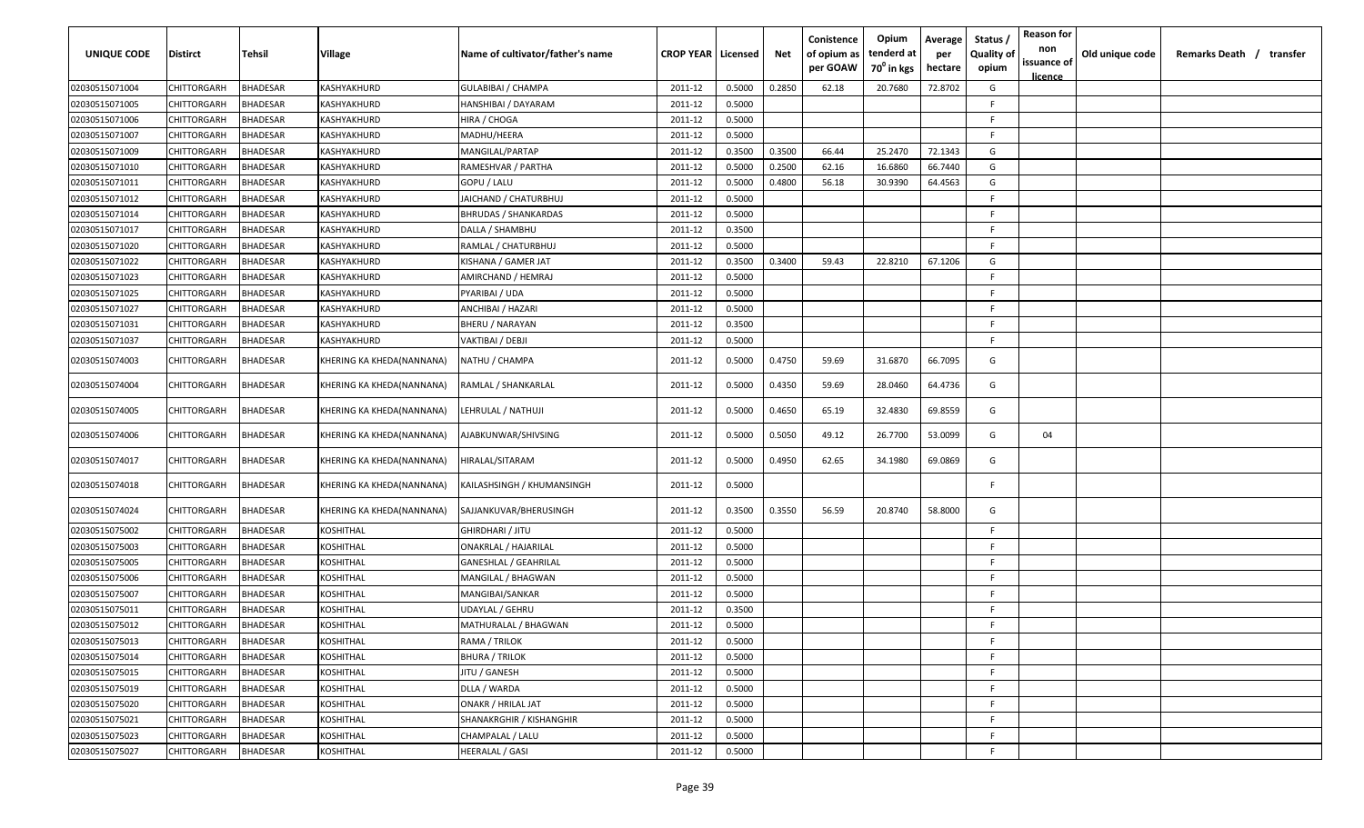| UNIQUE CODE | Distirct | Tehsil | Village | Name of cultivator/father's name | CROP YEAR | Licensed | Net | Conistence of opium as per GOAW | Opium tenderd at $70^0$ in kgs | Average per hectare | Status / Quality of opium | Reason for non issuance of licence | Old unique code | Remarks Death / transfer |
|---|---|---|---|---|---|---|---|---|---|---|---|---|---|---|
| 02030515071004 | CHITTORGARH | BHADESAR | KASHYAKHURD | GULABIBAI / CHAMPA | 2011-12 | 0.5000 | 0.2850 | 62.18 | 20.7680 | 72.8702 | G | | | |
| 02030515071005 | CHITTORGARH | BHADESAR | KASHYAKHURD | HANSHIBAI / DAYARAM | 2011-12 | 0.5000 | | | | | F | | | |
| 02030515071006 | CHITTORGARH | BHADESAR | KASHYAKHURD | HIRA / CHOGA | 2011-12 | 0.5000 | | | | | F | | | |
| 02030515071007 | CHITTORGARH | BHADESAR | KASHYAKHURD | MADHU/HEERA | 2011-12 | 0.5000 | | | | | F | | | |
| 02030515071009 | CHITTORGARH | BHADESAR | KASHYAKHURD | MANGILAL/PARTAP | 2011-12 | 0.3500 | 0.3500 | 66.44 | 25.2470 | 72.1343 | G | | | |
| 02030515071010 | CHITTORGARH | BHADESAR | KASHYAKHURD | RAMESHVAR / PARTHA | 2011-12 | 0.5000 | 0.2500 | 62.16 | 16.6860 | 66.7440 | G | | | |
| 02030515071011 | CHITTORGARH | BHADESAR | KASHYAKHURD | GOPU / LALU | 2011-12 | 0.5000 | 0.4800 | 56.18 | 30.9390 | 64.4563 | G | | | |
| 02030515071012 | CHITTORGARH | BHADESAR | KASHYAKHURD | JAICHAND / CHATURBHUJ | 2011-12 | 0.5000 | | | | | F | | | |
| 02030515071014 | CHITTORGARH | BHADESAR | KASHYAKHURD | BHRUDAS / SHANKARDAS | 2011-12 | 0.5000 | | | | | F | | | |
| 02030515071017 | CHITTORGARH | BHADESAR | KASHYAKHURD | DALLA / SHAMBHU | 2011-12 | 0.3500 | | | | | F | | | |
| 02030515071020 | CHITTORGARH | BHADESAR | KASHYAKHURD | RAMLAL / CHATURBHUJ | 2011-12 | 0.5000 | | | | | F | | | |
| 02030515071022 | CHITTORGARH | BHADESAR | KASHYAKHURD | KISHANA / GAMER JAT | 2011-12 | 0.3500 | 0.3400 | 59.43 | 22.8210 | 67.1206 | G | | | |
| 02030515071023 | CHITTORGARH | BHADESAR | KASHYAKHURD | AMIRCHAND / HEMRAJ | 2011-12 | 0.5000 | | | | | F | | | |
| 02030515071025 | CHITTORGARH | BHADESAR | KASHYAKHURD | PYARIBAI / UDA | 2011-12 | 0.5000 | | | | | F | | | |
| 02030515071027 | CHITTORGARH | BHADESAR | KASHYAKHURD | ANCHIBAI / HAZARI | 2011-12 | 0.5000 | | | | | F | | | |
| 02030515071031 | CHITTORGARH | BHADESAR | KASHYAKHURD | BHERU / NARAYAN | 2011-12 | 0.3500 | | | | | F | | | |
| 02030515071037 | CHITTORGARH | BHADESAR | KASHYAKHURD | VAKTIBAI / DEBJI | 2011-12 | 0.5000 | | | | | F | | | |
| 02030515074003 | CHITTORGARH | BHADESAR | KHERING KA KHEDA(NANNANA) | NATHU / CHAMPA | 2011-12 | 0.5000 | 0.4750 | 59.69 | 31.6870 | 66.7095 | G | | | |
| 02030515074004 | CHITTORGARH | BHADESAR | KHERING KA KHEDA(NANNANA) | RAMLAL / SHANKARLAL | 2011-12 | 0.5000 | 0.4350 | 59.69 | 28.0460 | 64.4736 | G | | | |
| 02030515074005 | CHITTORGARH | BHADESAR | KHERING KA KHEDA(NANNANA) | LEHRULAL / NATHUJI | 2011-12 | 0.5000 | 0.4650 | 65.19 | 32.4830 | 69.8559 | G | | | |
| 02030515074006 | CHITTORGARH | BHADESAR | KHERING KA KHEDA(NANNANA) | AJABKUNWAR/SHIVSING | 2011-12 | 0.5000 | 0.5050 | 49.12 | 26.7700 | 53.0099 | G | 04 | | |
| 02030515074017 | CHITTORGARH | BHADESAR | KHERING KA KHEDA(NANNANA) | HIRALAL/SITARAM | 2011-12 | 0.5000 | 0.4950 | 62.65 | 34.1980 | 69.0869 | G | | | |
| 02030515074018 | CHITTORGARH | BHADESAR | KHERING KA KHEDA(NANNANA) | KAILASHSINGH / KHUMANSINGH | 2011-12 | 0.5000 | | | | | F | | | |
| 02030515074024 | CHITTORGARH | BHADESAR | KHERING KA KHEDA(NANNANA) | SAJJANKUVAR/BHERUSINGH | 2011-12 | 0.3500 | 0.3550 | 56.59 | 20.8740 | 58.8000 | G | | | |
| 02030515075002 | CHITTORGARH | BHADESAR | KOSHITHAL | GHIRDHARI / JITU | 2011-12 | 0.5000 | | | | | F | | | |
| 02030515075003 | CHITTORGARH | BHADESAR | KOSHITHAL | ONAKRLAL / HAJARILAL | 2011-12 | 0.5000 | | | | | F | | | |
| 02030515075005 | CHITTORGARH | BHADESAR | KOSHITHAL | GANESHLAL / GEAHRILAL | 2011-12 | 0.5000 | | | | | F | | | |
| 02030515075006 | CHITTORGARH | BHADESAR | KOSHITHAL | MANGILAL / BHAGWAN | 2011-12 | 0.5000 | | | | | F | | | |
| 02030515075007 | CHITTORGARH | BHADESAR | KOSHITHAL | MANGIBAI/SANKAR | 2011-12 | 0.5000 | | | | | F | | | |
| 02030515075011 | CHITTORGARH | BHADESAR | KOSHITHAL | UDAYLAL / GEHRU | 2011-12 | 0.3500 | | | | | F | | | |
| 02030515075012 | CHITTORGARH | BHADESAR | KOSHITHAL | MATHURALAL / BHAGWAN | 2011-12 | 0.5000 | | | | | F | | | |
| 02030515075013 | CHITTORGARH | BHADESAR | KOSHITHAL | RAMA / TRILOK | 2011-12 | 0.5000 | | | | | F | | | |
| 02030515075014 | CHITTORGARH | BHADESAR | KOSHITHAL | BHURA / TRILOK | 2011-12 | 0.5000 | | | | | F | | | |
| 02030515075015 | CHITTORGARH | BHADESAR | KOSHITHAL | JITU / GANESH | 2011-12 | 0.5000 | | | | | F | | | |
| 02030515075019 | CHITTORGARH | BHADESAR | KOSHITHAL | DLLA / WARDA | 2011-12 | 0.5000 | | | | | F | | | |
| 02030515075020 | CHITTORGARH | BHADESAR | KOSHITHAL | ONAKR / HRILAL JAT | 2011-12 | 0.5000 | | | | | F | | | |
| 02030515075021 | CHITTORGARH | BHADESAR | KOSHITHAL | SHANAKRGHIR / KISHANGHIR | 2011-12 | 0.5000 | | | | | F | | | |
| 02030515075023 | CHITTORGARH | BHADESAR | KOSHITHAL | CHAMPALAL / LALU | 2011-12 | 0.5000 | | | | | F | | | |
| 02030515075027 | CHITTORGARH | BHADESAR | KOSHITHAL | HEERALAL / GASI | 2011-12 | 0.5000 | | | | | F | | | |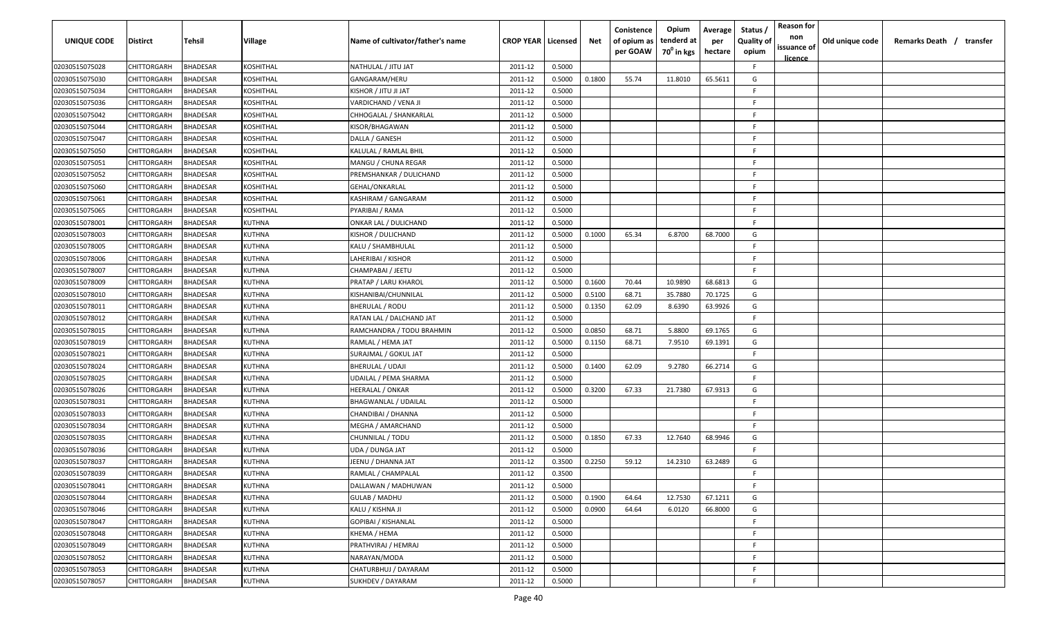| UNIQUE CODE | Distirct | Tehsil | Village | Name of cultivator/father's name | CROP YEAR | Licensed | Net | Conistence of opium as per GOAW | Opium tenderd at 70$^0$ in kgs | Average per hectare | Status / Quality of opium | Reason for non issuance of licence | Old unique code | Remarks Death / transfer |
|---|---|---|---|---|---|---|---|---|---|---|---|---|---|---|
| 02030515075028 | CHITTORGARH | BHADESAR | KOSHITHAL | NATHULAL / JITU JAT | 2011-12 | 0.5000 | | | | | F | | | |
| 02030515075030 | CHITTORGARH | BHADESAR | KOSHITHAL | GANGARAM/HERU | 2011-12 | 0.5000 | 0.1800 | 55.74 | 11.8010 | 65.5611 | G | | | |
| 02030515075034 | CHITTORGARH | BHADESAR | KOSHITHAL | KISHOR / JITU JI JAT | 2011-12 | 0.5000 | | | | | F | | | |
| 02030515075036 | CHITTORGARH | BHADESAR | KOSHITHAL | VARDICHAND / VENA JI | 2011-12 | 0.5000 | | | | | F | | | |
| 02030515075042 | CHITTORGARH | BHADESAR | KOSHITHAL | CHHOGALAL / SHANKARLAL | 2011-12 | 0.5000 | | | | | F | | | |
| 02030515075044 | CHITTORGARH | BHADESAR | KOSHITHAL | KISOR/BHAGAWAN | 2011-12 | 0.5000 | | | | | F | | | |
| 02030515075047 | CHITTORGARH | BHADESAR | KOSHITHAL | DALLA / GANESH | 2011-12 | 0.5000 | | | | | F | | | |
| 02030515075050 | CHITTORGARH | BHADESAR | KOSHITHAL | KALULAL / RAMLAL BHIL | 2011-12 | 0.5000 | | | | | F | | | |
| 02030515075051 | CHITTORGARH | BHADESAR | KOSHITHAL | MANGU / CHUNA REGAR | 2011-12 | 0.5000 | | | | | F | | | |
| 02030515075052 | CHITTORGARH | BHADESAR | KOSHITHAL | PREMSHANKAR / DULICHAND | 2011-12 | 0.5000 | | | | | F | | | |
| 02030515075060 | CHITTORGARH | BHADESAR | KOSHITHAL | GEHAL/ONKARLAL | 2011-12 | 0.5000 | | | | | F | | | |
| 02030515075061 | CHITTORGARH | BHADESAR | KOSHITHAL | KASHIRAM / GANGARAM | 2011-12 | 0.5000 | | | | | F | | | |
| 02030515075065 | CHITTORGARH | BHADESAR | KOSHITHAL | PYARIBAI / RAMA | 2011-12 | 0.5000 | | | | | F | | | |
| 02030515078001 | CHITTORGARH | BHADESAR | KUTHNA | ONKAR LAL / DULICHAND | 2011-12 | 0.5000 | | | | | F | | | |
| 02030515078003 | CHITTORGARH | BHADESAR | KUTHNA | KISHOR / DULICHAND | 2011-12 | 0.5000 | 0.1000 | 65.34 | 6.8700 | 68.7000 | G | | | |
| 02030515078005 | CHITTORGARH | BHADESAR | KUTHNA | KALU / SHAMBHULAL | 2011-12 | 0.5000 | | | | | F | | | |
| 02030515078006 | CHITTORGARH | BHADESAR | KUTHNA | LAHERIBAI / KISHOR | 2011-12 | 0.5000 | | | | | F | | | |
| 02030515078007 | CHITTORGARH | BHADESAR | KUTHNA | CHAMPABAI / JEETU | 2011-12 | 0.5000 | | | | | F | | | |
| 02030515078009 | CHITTORGARH | BHADESAR | KUTHNA | PRATAP / LARU KHAROL | 2011-12 | 0.5000 | 0.1600 | 70.44 | 10.9890 | 68.6813 | G | | | |
| 02030515078010 | CHITTORGARH | BHADESAR | KUTHNA | KISHANIBAI/CHUNNILAL | 2011-12 | 0.5000 | 0.5100 | 68.71 | 35.7880 | 70.1725 | G | | | |
| 02030515078011 | CHITTORGARH | BHADESAR | KUTHNA | BHERULAL / RODU | 2011-12 | 0.5000 | 0.1350 | 62.09 | 8.6390 | 63.9926 | G | | | |
| 02030515078012 | CHITTORGARH | BHADESAR | KUTHNA | RATAN LAL / DALCHAND JAT | 2011-12 | 0.5000 | | | | | F | | | |
| 02030515078015 | CHITTORGARH | BHADESAR | KUTHNA | RAMCHANDRA / TODU BRAHMIN | 2011-12 | 0.5000 | 0.0850 | 68.71 | 5.8800 | 69.1765 | G | | | |
| 02030515078019 | CHITTORGARH | BHADESAR | KUTHNA | RAMLAL / HEMA JAT | 2011-12 | 0.5000 | 0.1150 | 68.71 | 7.9510 | 69.1391 | G | | | |
| 02030515078021 | CHITTORGARH | BHADESAR | KUTHNA | SURAJMAL / GOKUL JAT | 2011-12 | 0.5000 | | | | | F | | | |
| 02030515078024 | CHITTORGARH | BHADESAR | KUTHNA | BHERULAL / UDAJI | 2011-12 | 0.5000 | 0.1400 | 62.09 | 9.2780 | 66.2714 | G | | | |
| 02030515078025 | CHITTORGARH | BHADESAR | KUTHNA | UDAILAL / PEMA SHARMA | 2011-12 | 0.5000 | | | | | F | | | |
| 02030515078026 | CHITTORGARH | BHADESAR | KUTHNA | HEERALAL / ONKAR | 2011-12 | 0.5000 | 0.3200 | 67.33 | 21.7380 | 67.9313 | G | | | |
| 02030515078031 | CHITTORGARH | BHADESAR | KUTHNA | BHAGWANLAL / UDAILAL | 2011-12 | 0.5000 | | | | | F | | | |
| 02030515078033 | CHITTORGARH | BHADESAR | KUTHNA | CHANDIBAI / DHANNA | 2011-12 | 0.5000 | | | | | F | | | |
| 02030515078034 | CHITTORGARH | BHADESAR | KUTHNA | MEGHA / AMARCHAND | 2011-12 | 0.5000 | | | | | F | | | |
| 02030515078035 | CHITTORGARH | BHADESAR | KUTHNA | CHUNNILAL / TODU | 2011-12 | 0.5000 | 0.1850 | 67.33 | 12.7640 | 68.9946 | G | | | |
| 02030515078036 | CHITTORGARH | BHADESAR | KUTHNA | UDA / DUNGA JAT | 2011-12 | 0.5000 | | | | | F | | | |
| 02030515078037 | CHITTORGARH | BHADESAR | KUTHNA | JEENU / DHANNA JAT | 2011-12 | 0.3500 | 0.2250 | 59.12 | 14.2310 | 63.2489 | G | | | |
| 02030515078039 | CHITTORGARH | BHADESAR | KUTHNA | RAMLAL / CHAMPALAL | 2011-12 | 0.3500 | | | | | F | | | |
| 02030515078041 | CHITTORGARH | BHADESAR | KUTHNA | DALLAWAN / MADHUWAN | 2011-12 | 0.5000 | | | | | F | | | |
| 02030515078044 | CHITTORGARH | BHADESAR | KUTHNA | GULAB / MADHU | 2011-12 | 0.5000 | 0.1900 | 64.64 | 12.7530 | 67.1211 | G | | | |
| 02030515078046 | CHITTORGARH | BHADESAR | KUTHNA | KALU / KISHNA JI | 2011-12 | 0.5000 | 0.0900 | 64.64 | 6.0120 | 66.8000 | G | | | |
| 02030515078047 | CHITTORGARH | BHADESAR | KUTHNA | GOPIBAI / KISHANLAL | 2011-12 | 0.5000 | | | | | F | | | |
| 02030515078048 | CHITTORGARH | BHADESAR | KUTHNA | KHEMA / HEMA | 2011-12 | 0.5000 | | | | | F | | | |
| 02030515078049 | CHITTORGARH | BHADESAR | KUTHNA | PRATHVIRAJ / HEMRAJ | 2011-12 | 0.5000 | | | | | F | | | |
| 02030515078052 | CHITTORGARH | BHADESAR | KUTHNA | NARAYAN/MODA | 2011-12 | 0.5000 | | | | | F | | | |
| 02030515078053 | CHITTORGARH | BHADESAR | KUTHNA | CHATURBHUJ / DAYARAM | 2011-12 | 0.5000 | | | | | F | | | |
| 02030515078057 | CHITTORGARH | BHADESAR | KUTHNA | SUKHDEV / DAYARAM | 2011-12 | 0.5000 | | | | | F | | | |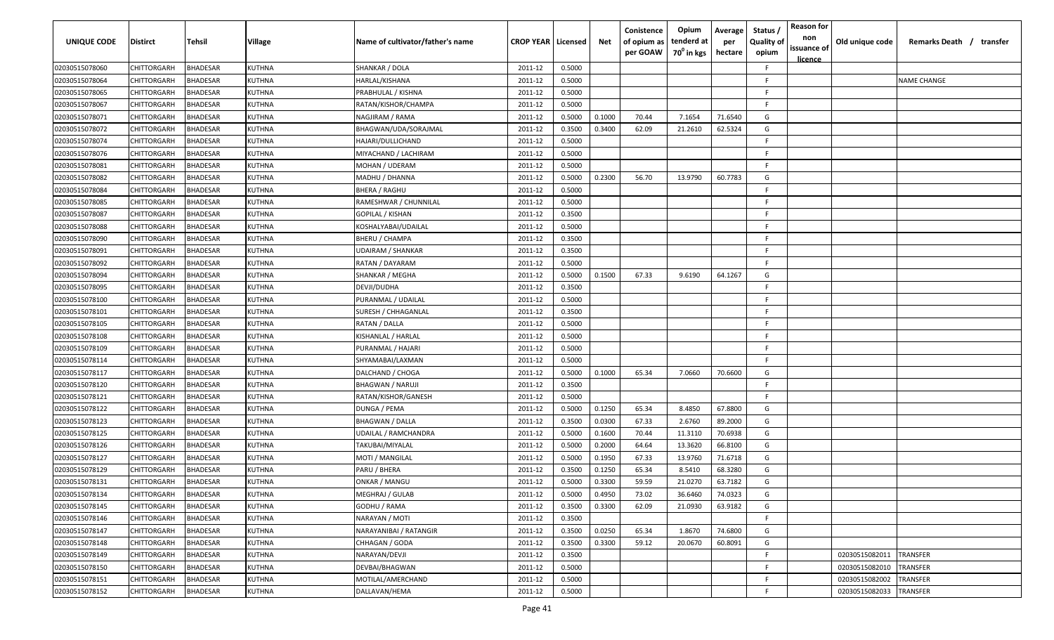| UNIQUE CODE | Distirct | Tehsil | Village | Name of cultivator/father's name | CROP YEAR | Licensed | Net | Conistence of opium as per GOAW | Opium tenderd at $70^0$ in kgs | Average per hectare | Status / Quality of opium | Reason for non issuance of licence | Old unique code | Remarks Death / transfer |
|---|---|---|---|---|---|---|---|---|---|---|---|---|---|---|
| 02030515078060 | CHITTORGARH | BHADESAR | KUTHNA | SHANKAR / DOLA | 2011-12 | 0.5000 | | | | | F | | | |
| 02030515078064 | CHITTORGARH | BHADESAR | KUTHNA | HARLAL/KISHANA | 2011-12 | 0.5000 | | | | | F | | | NAME CHANGE |
| 02030515078065 | CHITTORGARH | BHADESAR | KUTHNA | PRABHULAL / KISHNA | 2011-12 | 0.5000 | | | | | F | | | |
| 02030515078067 | CHITTORGARH | BHADESAR | KUTHNA | RATAN/KISHOR/CHAMPA | 2011-12 | 0.5000 | | | | | F | | | |
| 02030515078071 | CHITTORGARH | BHADESAR | KUTHNA | NAGJIRAM / RAMA | 2011-12 | 0.5000 | 0.1000 | 70.44 | 7.1654 | 71.6540 | G | | | |
| 02030515078072 | CHITTORGARH | BHADESAR | KUTHNA | BHAGWAN/UDA/SORAJMAL | 2011-12 | 0.3500 | 0.3400 | 62.09 | 21.2610 | 62.5324 | G | | | |
| 02030515078074 | CHITTORGARH | BHADESAR | KUTHNA | HAJARI/DULLICHAND | 2011-12 | 0.5000 | | | | | F | | | |
| 02030515078076 | CHITTORGARH | BHADESAR | KUTHNA | MIYACHAND / LACHIRAM | 2011-12 | 0.5000 | | | | | F | | | |
| 02030515078081 | CHITTORGARH | BHADESAR | KUTHNA | MOHAN / UDERAM | 2011-12 | 0.5000 | | | | | F | | | |
| 02030515078082 | CHITTORGARH | BHADESAR | KUTHNA | MADHU / DHANNA | 2011-12 | 0.5000 | 0.2300 | 56.70 | 13.9790 | 60.7783 | G | | | |
| 02030515078084 | CHITTORGARH | BHADESAR | KUTHNA | BHERA / RAGHU | 2011-12 | 0.5000 | | | | | F | | | |
| 02030515078085 | CHITTORGARH | BHADESAR | KUTHNA | RAMESHWAR / CHUNNILAL | 2011-12 | 0.5000 | | | | | F | | | |
| 02030515078087 | CHITTORGARH | BHADESAR | KUTHNA | GOPILAL / KISHAN | 2011-12 | 0.3500 | | | | | F | | | |
| 02030515078088 | CHITTORGARH | BHADESAR | KUTHNA | KOSHALYABAI/UDAILAL | 2011-12 | 0.5000 | | | | | F | | | |
| 02030515078090 | CHITTORGARH | BHADESAR | KUTHNA | BHERU / CHAMPA | 2011-12 | 0.3500 | | | | | F | | | |
| 02030515078091 | CHITTORGARH | BHADESAR | KUTHNA | UDAIRAM / SHANKAR | 2011-12 | 0.3500 | | | | | F | | | |
| 02030515078092 | CHITTORGARH | BHADESAR | KUTHNA | RATAN / DAYARAM | 2011-12 | 0.5000 | | | | | F | | | |
| 02030515078094 | CHITTORGARH | BHADESAR | KUTHNA | SHANKAR / MEGHA | 2011-12 | 0.5000 | 0.1500 | 67.33 | 9.6190 | 64.1267 | G | | | |
| 02030515078095 | CHITTORGARH | BHADESAR | KUTHNA | DEVJI/DUDHA | 2011-12 | 0.3500 | | | | | F | | | |
| 02030515078100 | CHITTORGARH | BHADESAR | KUTHNA | PURANMAL / UDAILAL | 2011-12 | 0.5000 | | | | | F | | | |
| 02030515078101 | CHITTORGARH | BHADESAR | KUTHNA | SURESH / CHHAGANLAL | 2011-12 | 0.3500 | | | | | F | | | |
| 02030515078105 | CHITTORGARH | BHADESAR | KUTHNA | RATAN / DALLA | 2011-12 | 0.5000 | | | | | F | | | |
| 02030515078108 | CHITTORGARH | BHADESAR | KUTHNA | KISHANLAL / HARLAL | 2011-12 | 0.5000 | | | | | F | | | |
| 02030515078109 | CHITTORGARH | BHADESAR | KUTHNA | PURANMAL / HAJARI | 2011-12 | 0.5000 | | | | | F | | | |
| 02030515078114 | CHITTORGARH | BHADESAR | KUTHNA | SHYAMABAI/LAXMAN | 2011-12 | 0.5000 | | | | | F | | | |
| 02030515078117 | CHITTORGARH | BHADESAR | KUTHNA | DALCHAND / CHOGA | 2011-12 | 0.5000 | 0.1000 | 65.34 | 7.0660 | 70.6600 | G | | | |
| 02030515078120 | CHITTORGARH | BHADESAR | KUTHNA | BHAGWAN / NARUJI | 2011-12 | 0.3500 | | | | | F | | | |
| 02030515078121 | CHITTORGARH | BHADESAR | KUTHNA | RATAN/KISHOR/GANESH | 2011-12 | 0.5000 | | | | | F | | | |
| 02030515078122 | CHITTORGARH | BHADESAR | KUTHNA | DUNGA / PEMA | 2011-12 | 0.5000 | 0.1250 | 65.34 | 8.4850 | 67.8800 | G | | | |
| 02030515078123 | CHITTORGARH | BHADESAR | KUTHNA | BHAGWAN / DALLA | 2011-12 | 0.3500 | 0.0300 | 67.33 | 2.6760 | 89.2000 | G | | | |
| 02030515078125 | CHITTORGARH | BHADESAR | KUTHNA | UDAILAL / RAMCHANDRA | 2011-12 | 0.5000 | 0.1600 | 70.44 | 11.3110 | 70.6938 | G | | | |
| 02030515078126 | CHITTORGARH | BHADESAR | KUTHNA | TAKUBAI/MIYALAL | 2011-12 | 0.5000 | 0.2000 | 64.64 | 13.3620 | 66.8100 | G | | | |
| 02030515078127 | CHITTORGARH | BHADESAR | KUTHNA | MOTI / MANGILAL | 2011-12 | 0.5000 | 0.1950 | 67.33 | 13.9760 | 71.6718 | G | | | |
| 02030515078129 | CHITTORGARH | BHADESAR | KUTHNA | PARU / BHERA | 2011-12 | 0.3500 | 0.1250 | 65.34 | 8.5410 | 68.3280 | G | | | |
| 02030515078131 | CHITTORGARH | BHADESAR | KUTHNA | ONKAR / MANGU | 2011-12 | 0.5000 | 0.3300 | 59.59 | 21.0270 | 63.7182 | G | | | |
| 02030515078134 | CHITTORGARH | BHADESAR | KUTHNA | MEGHRAJ / GULAB | 2011-12 | 0.5000 | 0.4950 | 73.02 | 36.6460 | 74.0323 | G | | | |
| 02030515078145 | CHITTORGARH | BHADESAR | KUTHNA | GODHU / RAMA | 2011-12 | 0.3500 | 0.3300 | 62.09 | 21.0930 | 63.9182 | G | | | |
| 02030515078146 | CHITTORGARH | BHADESAR | KUTHNA | NARAYAN / MOTI | 2011-12 | 0.3500 | | | | | F | | | |
| 02030515078147 | CHITTORGARH | BHADESAR | KUTHNA | NARAYANIBAI / RATANGIR | 2011-12 | 0.3500 | 0.0250 | 65.34 | 1.8670 | 74.6800 | G | | | |
| 02030515078148 | CHITTORGARH | BHADESAR | KUTHNA | CHHAGAN / GODA | 2011-12 | 0.3500 | 0.3300 | 59.12 | 20.0670 | 60.8091 | G | | | |
| 02030515078149 | CHITTORGARH | BHADESAR | KUTHNA | NARAYAN/DEVJI | 2011-12 | 0.3500 | | | | | F | | 02030515082011 | TRANSFER |
| 02030515078150 | CHITTORGARH | BHADESAR | KUTHNA | DEVBAI/BHAGWAN | 2011-12 | 0.5000 | | | | | F | | 02030515082010 | TRANSFER |
| 02030515078151 | CHITTORGARH | BHADESAR | KUTHNA | MOTILAL/AMERCHAND | 2011-12 | 0.5000 | | | | | F | | 02030515082002 | TRANSFER |
| 02030515078152 | CHITTORGARH | BHADESAR | KUTHNA | DALLAVAN/HEMA | 2011-12 | 0.5000 | | | | | F | | 02030515082033 | TRANSFER |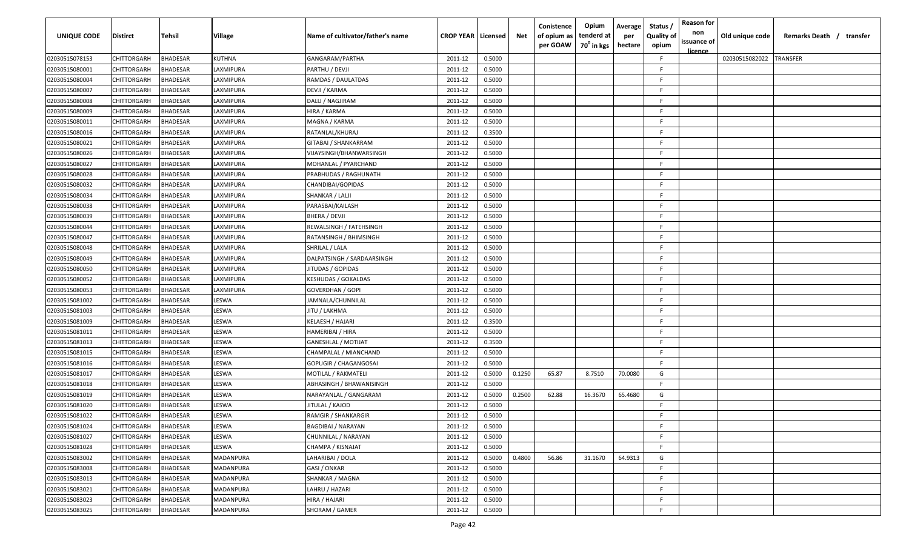| UNIQUE CODE | Distirct | Tehsil | Village | Name of cultivator/father's name | CROP YEAR | Licensed | Net | Conistence of opium as per GOAW | Opium tenderd at 70⁰ in kgs | Average per hectare | Status / Quality of opium | Reason for non issuance of licence | Old unique code | Remarks Death / transfer |
|---|---|---|---|---|---|---|---|---|---|---|---|---|---|---|
| 02030515078153 | CHITTORGARH | BHADESAR | KUTHNA | GANGARAM/PARTHA | 2011-12 | 0.5000 | | | | | F | | 02030515082022 | TRANSFER |
| 02030515080001 | CHITTORGARH | BHADESAR | LAXMIPURA | PARTHU / DEVJI | 2011-12 | 0.5000 | | | | | F | | | |
| 02030515080004 | CHITTORGARH | BHADESAR | LAXMIPURA | RAMDAS / DAULATDAS | 2011-12 | 0.5000 | | | | | F | | | |
| 02030515080007 | CHITTORGARH | BHADESAR | LAXMIPURA | DEVJI / KARMA | 2011-12 | 0.5000 | | | | | F | | | |
| 02030515080008 | CHITTORGARH | BHADESAR | LAXMIPURA | DALU / NAGJIRAM | 2011-12 | 0.5000 | | | | | F | | | |
| 02030515080009 | CHITTORGARH | BHADESAR | LAXMIPURA | HIRA / KARMA | 2011-12 | 0.5000 | | | | | F | | | |
| 02030515080011 | CHITTORGARH | BHADESAR | LAXMIPURA | MAGNA / KARMA | 2011-12 | 0.5000 | | | | | F | | | |
| 02030515080016 | CHITTORGARH | BHADESAR | LAXMIPURA | RATANLAL/KHURAJ | 2011-12 | 0.3500 | | | | | F | | | |
| 02030515080021 | CHITTORGARH | BHADESAR | LAXMIPURA | GITABAI / SHANKARRAM | 2011-12 | 0.5000 | | | | | F | | | |
| 02030515080026 | CHITTORGARH | BHADESAR | LAXMIPURA | VIJAYSINGH/BHANWARSINGH | 2011-12 | 0.5000 | | | | | F | | | |
| 02030515080027 | CHITTORGARH | BHADESAR | LAXMIPURA | MOHANLAL / PYARCHAND | 2011-12 | 0.5000 | | | | | F | | | |
| 02030515080028 | CHITTORGARH | BHADESAR | LAXMIPURA | PRABHUDAS / RAGHUNATH | 2011-12 | 0.5000 | | | | | F | | | |
| 02030515080032 | CHITTORGARH | BHADESAR | LAXMIPURA | CHANDIBAI/GOPIDAS | 2011-12 | 0.5000 | | | | | F | | | |
| 02030515080034 | CHITTORGARH | BHADESAR | LAXMIPURA | SHANKAR / LALJI | 2011-12 | 0.5000 | | | | | F | | | |
| 02030515080038 | CHITTORGARH | BHADESAR | LAXMIPURA | PARASBAI/KAILASH | 2011-12 | 0.5000 | | | | | F | | | |
| 02030515080039 | CHITTORGARH | BHADESAR | LAXMIPURA | BHERA / DEVJI | 2011-12 | 0.5000 | | | | | F | | | |
| 02030515080044 | CHITTORGARH | BHADESAR | LAXMIPURA | REWALSINGH / FATEHSINGH | 2011-12 | 0.5000 | | | | | F | | | |
| 02030515080047 | CHITTORGARH | BHADESAR | LAXMIPURA | RATANSINGH / BHIMSINGH | 2011-12 | 0.5000 | | | | | F | | | |
| 02030515080048 | CHITTORGARH | BHADESAR | LAXMIPURA | SHRILAL / LALA | 2011-12 | 0.5000 | | | | | F | | | |
| 02030515080049 | CHITTORGARH | BHADESAR | LAXMIPURA | DALPATSINGH / SARDAARSINGH | 2011-12 | 0.5000 | | | | | F | | | |
| 02030515080050 | CHITTORGARH | BHADESAR | LAXMIPURA | JITUDAS / GOPIDAS | 2011-12 | 0.5000 | | | | | F | | | |
| 02030515080052 | CHITTORGARH | BHADESAR | LAXMIPURA | KESHUDAS / GOKALDAS | 2011-12 | 0.5000 | | | | | F | | | |
| 02030515080053 | CHITTORGARH | BHADESAR | LAXMIPURA | GOVERDHAN / GOPI | 2011-12 | 0.5000 | | | | | F | | | |
| 02030515081002 | CHITTORGARH | BHADESAR | LESWA | JAMNALA/CHUNNILAL | 2011-12 | 0.5000 | | | | | F | | | |
| 02030515081003 | CHITTORGARH | BHADESAR | LESWA | JITU / LAKHMA | 2011-12 | 0.5000 | | | | | F | | | |
| 02030515081009 | CHITTORGARH | BHADESAR | LESWA | KELAESH / HAJARI | 2011-12 | 0.3500 | | | | | F | | | |
| 02030515081011 | CHITTORGARH | BHADESAR | LESWA | HAMERIBAI / HIRA | 2011-12 | 0.5000 | | | | | F | | | |
| 02030515081013 | CHITTORGARH | BHADESAR | LESWA | GANESHLAL / MOTIJAT | 2011-12 | 0.3500 | | | | | F | | | |
| 02030515081015 | CHITTORGARH | BHADESAR | LESWA | CHAMPALAL / MIANCHAND | 2011-12 | 0.5000 | | | | | F | | | |
| 02030515081016 | CHITTORGARH | BHADESAR | LESWA | GOPUGIR / CHAGANGOSAI | 2011-12 | 0.5000 | | | | | F | | | |
| 02030515081017 | CHITTORGARH | BHADESAR | LESWA | MOTILAL / RAKMATELI | 2011-12 | 0.5000 | 0.1250 | 65.87 | 8.7510 | 70.0080 | G | | | |
| 02030515081018 | CHITTORGARH | BHADESAR | LESWA | ABHASINGH / BHAWANISINGH | 2011-12 | 0.5000 | | | | | F | | | |
| 02030515081019 | CHITTORGARH | BHADESAR | LESWA | NARAYANLAL / GANGARAM | 2011-12 | 0.5000 | 0.2500 | 62.88 | 16.3670 | 65.4680 | G | | | |
| 02030515081020 | CHITTORGARH | BHADESAR | LESWA | JITULAL / KAJOD | 2011-12 | 0.5000 | | | | | F | | | |
| 02030515081022 | CHITTORGARH | BHADESAR | LESWA | RAMGIR / SHANKARGIR | 2011-12 | 0.5000 | | | | | F | | | |
| 02030515081024 | CHITTORGARH | BHADESAR | LESWA | BAGDIBAI / NARAYAN | 2011-12 | 0.5000 | | | | | F | | | |
| 02030515081027 | CHITTORGARH | BHADESAR | LESWA | CHUNNILAL / NARAYAN | 2011-12 | 0.5000 | | | | | F | | | |
| 02030515081028 | CHITTORGARH | BHADESAR | LESWA | CHAMPA / KISNAJAT | 2011-12 | 0.5000 | | | | | F | | | |
| 02030515083002 | CHITTORGARH | BHADESAR | MADANPURA | LAHARIBAI / DOLA | 2011-12 | 0.5000 | 0.4800 | 56.86 | 31.1670 | 64.9313 | G | | | |
| 02030515083008 | CHITTORGARH | BHADESAR | MADANPURA | GASI / ONKAR | 2011-12 | 0.5000 | | | | | F | | | |
| 02030515083013 | CHITTORGARH | BHADESAR | MADANPURA | SHANKAR / MAGNA | 2011-12 | 0.5000 | | | | | F | | | |
| 02030515083021 | CHITTORGARH | BHADESAR | MADANPURA | LAHRU / HAZARI | 2011-12 | 0.5000 | | | | | F | | | |
| 02030515083023 | CHITTORGARH | BHADESAR | MADANPURA | HIRA / HAJARI | 2011-12 | 0.5000 | | | | | F | | | |
| 02030515083025 | CHITTORGARH | BHADESAR | MADANPURA | SHORAM / GAMER | 2011-12 | 0.5000 | | | | | F | | | |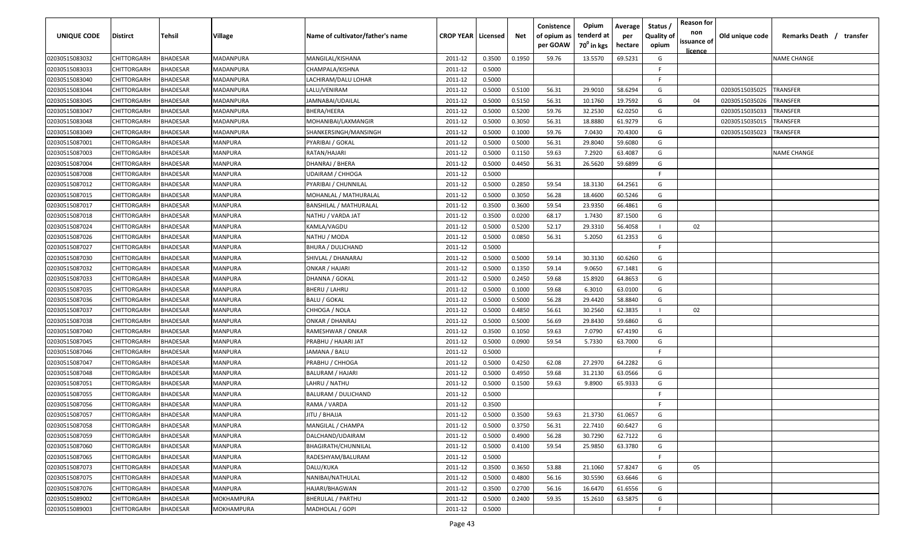| UNIQUE CODE | Distirct | Tehsil | Village | Name of cultivator/father's name | CROP YEAR | Licensed | Net | Conistence of opium as per GOAW | Opium tenderd at $70^0$ in kgs | Average per hectare | Status / Quality of opium | Reason for non issuance of licence | Old unique code | Remarks Death / transfer |
|---|---|---|---|---|---|---|---|---|---|---|---|---|---|---|
| 02030515083032 | CHITTORGARH | BHADESAR | MADANPURA | MANGILAL/KISHANA | 2011-12 | 0.3500 | 0.1950 | 59.76 | 13.5570 | 69.5231 | G | | | NAME CHANGE |
| 02030515083033 | CHITTORGARH | BHADESAR | MADANPURA | CHAMPALA/KISHNA | 2011-12 | 0.5000 | | | | | F | | | |
| 02030515083040 | CHITTORGARH | BHADESAR | MADANPURA | LACHIRAM/DALU LOHAR | 2011-12 | 0.5000 | | | | | F | | | |
| 02030515083044 | CHITTORGARH | BHADESAR | MADANPURA | LALU/VENIRAM | 2011-12 | 0.5000 | 0.5100 | 56.31 | 29.9010 | 58.6294 | G | | 02030515035025 | TRANSFER |
| 02030515083045 | CHITTORGARH | BHADESAR | MADANPURA | JAMNABAI/UDAILAL | 2011-12 | 0.5000 | 0.5150 | 56.31 | 10.1760 | 19.7592 | G | 04 | 02030515035026 | TRANSFER |
| 02030515083047 | CHITTORGARH | BHADESAR | MADANPURA | BHERA/HEERA | 2011-12 | 0.5000 | 0.5200 | 59.76 | 32.2530 | 62.0250 | G | | 02030515035033 | TRANSFER |
| 02030515083048 | CHITTORGARH | BHADESAR | MADANPURA | MOHANIBAI/LAXMANGIR | 2011-12 | 0.5000 | 0.3050 | 56.31 | 18.8880 | 61.9279 | G | | 02030515035015 | TRANSFER |
| 02030515083049 | CHITTORGARH | BHADESAR | MADANPURA | SHANKERSINGH/MANSINGH | 2011-12 | 0.5000 | 0.1000 | 59.76 | 7.0430 | 70.4300 | G | | 02030515035023 | TRANSFER |
| 02030515087001 | CHITTORGARH | BHADESAR | MANPURA | PYARIBAI / GOKAL | 2011-12 | 0.5000 | 0.5000 | 56.31 | 29.8040 | 59.6080 | G | | | |
| 02030515087003 | CHITTORGARH | BHADESAR | MANPURA | RATAN/HAJARI | 2011-12 | 0.5000 | 0.1150 | 59.63 | 7.2920 | 63.4087 | G | | | NAME CHANGE |
| 02030515087004 | CHITTORGARH | BHADESAR | MANPURA | DHANRAJ / BHERA | 2011-12 | 0.5000 | 0.4450 | 56.31 | 26.5620 | 59.6899 | G | | | |
| 02030515087008 | CHITTORGARH | BHADESAR | MANPURA | UDAIRAM / CHHOGA | 2011-12 | 0.5000 | | | | | F | | | |
| 02030515087012 | CHITTORGARH | BHADESAR | MANPURA | PYARIBAI / CHUNNILAL | 2011-12 | 0.5000 | 0.2850 | 59.54 | 18.3130 | 64.2561 | G | | | |
| 02030515087015 | CHITTORGARH | BHADESAR | MANPURA | MOHANLAL / MATHURALAL | 2011-12 | 0.5000 | 0.3050 | 56.28 | 18.4600 | 60.5246 | G | | | |
| 02030515087017 | CHITTORGARH | BHADESAR | MANPURA | BANSHILAL / MATHURALAL | 2011-12 | 0.3500 | 0.3600 | 59.54 | 23.9350 | 66.4861 | G | | | |
| 02030515087018 | CHITTORGARH | BHADESAR | MANPURA | NATHU / VARDA JAT | 2011-12 | 0.3500 | 0.0200 | 68.17 | 1.7430 | 87.1500 | G | | | |
| 02030515087024 | CHITTORGARH | BHADESAR | MANPURA | KAMLA/VAGDU | 2011-12 | 0.5000 | 0.5200 | 52.17 | 29.3310 | 56.4058 | I | 02 | | |
| 02030515087026 | CHITTORGARH | BHADESAR | MANPURA | NATHU / MODA | 2011-12 | 0.5000 | 0.0850 | 56.31 | 5.2050 | 61.2353 | G | | | |
| 02030515087027 | CHITTORGARH | BHADESAR | MANPURA | BHURA / DULICHAND | 2011-12 | 0.5000 | | | | | F | | | |
| 02030515087030 | CHITTORGARH | BHADESAR | MANPURA | SHIVLAL / DHANARAJ | 2011-12 | 0.5000 | 0.5000 | 59.14 | 30.3130 | 60.6260 | G | | | |
| 02030515087032 | CHITTORGARH | BHADESAR | MANPURA | ONKAR / HAJARI | 2011-12 | 0.5000 | 0.1350 | 59.14 | 9.0650 | 67.1481 | G | | | |
| 02030515087033 | CHITTORGARH | BHADESAR | MANPURA | DHANNA / GOKAL | 2011-12 | 0.5000 | 0.2450 | 59.68 | 15.8920 | 64.8653 | G | | | |
| 02030515087035 | CHITTORGARH | BHADESAR | MANPURA | BHERU / LAHRU | 2011-12 | 0.5000 | 0.1000 | 59.68 | 6.3010 | 63.0100 | G | | | |
| 02030515087036 | CHITTORGARH | BHADESAR | MANPURA | BALU / GOKAL | 2011-12 | 0.5000 | 0.5000 | 56.28 | 29.4420 | 58.8840 | G | | | |
| 02030515087037 | CHITTORGARH | BHADESAR | MANPURA | CHHOGA / NOLA | 2011-12 | 0.5000 | 0.4850 | 56.61 | 30.2560 | 62.3835 | I | 02 | | |
| 02030515087038 | CHITTORGARH | BHADESAR | MANPURA | ONKAR / DHANRAJ | 2011-12 | 0.5000 | 0.5000 | 56.69 | 29.8430 | 59.6860 | G | | | |
| 02030515087040 | CHITTORGARH | BHADESAR | MANPURA | RAMESHWAR / ONKAR | 2011-12 | 0.3500 | 0.1050 | 59.63 | 7.0790 | 67.4190 | G | | | |
| 02030515087045 | CHITTORGARH | BHADESAR | MANPURA | PRABHU / HAJARI JAT | 2011-12 | 0.5000 | 0.0900 | 59.54 | 5.7330 | 63.7000 | G | | | |
| 02030515087046 | CHITTORGARH | BHADESAR | MANPURA | JAMANA / BALU | 2011-12 | 0.5000 | | | | | F | | | |
| 02030515087047 | CHITTORGARH | BHADESAR | MANPURA | PRABHU / CHHOGA | 2011-12 | 0.5000 | 0.4250 | 62.08 | 27.2970 | 64.2282 | G | | | |
| 02030515087048 | CHITTORGARH | BHADESAR | MANPURA | BALURAM / HAJARI | 2011-12 | 0.5000 | 0.4950 | 59.68 | 31.2130 | 63.0566 | G | | | |
| 02030515087051 | CHITTORGARH | BHADESAR | MANPURA | LAHRU / NATHU | 2011-12 | 0.5000 | 0.1500 | 59.63 | 9.8900 | 65.9333 | G | | | |
| 02030515087055 | CHITTORGARH | BHADESAR | MANPURA | BALURAM / DULICHAND | 2011-12 | 0.5000 | | | | | F | | | |
| 02030515087056 | CHITTORGARH | BHADESAR | MANPURA | RAMA / VARDA | 2011-12 | 0.3500 | | | | | F | | | |
| 02030515087057 | CHITTORGARH | BHADESAR | MANPURA | JITU / BHAJJA | 2011-12 | 0.5000 | 0.3500 | 59.63 | 21.3730 | 61.0657 | G | | | |
| 02030515087058 | CHITTORGARH | BHADESAR | MANPURA | MANGILAL / CHAMPA | 2011-12 | 0.5000 | 0.3750 | 56.31 | 22.7410 | 60.6427 | G | | | |
| 02030515087059 | CHITTORGARH | BHADESAR | MANPURA | DALCHAND/UDAIRAM | 2011-12 | 0.5000 | 0.4900 | 56.28 | 30.7290 | 62.7122 | G | | | |
| 02030515087060 | CHITTORGARH | BHADESAR | MANPURA | BHAGIRATH/CHUNNILAL | 2011-12 | 0.5000 | 0.4100 | 59.54 | 25.9850 | 63.3780 | G | | | |
| 02030515087065 | CHITTORGARH | BHADESAR | MANPURA | RADESHYAM/BALURAM | 2011-12 | 0.5000 | | | | | F | | | |
| 02030515087073 | CHITTORGARH | BHADESAR | MANPURA | DALU/KUKA | 2011-12 | 0.3500 | 0.3650 | 53.88 | 21.1060 | 57.8247 | G | 05 | | |
| 02030515087075 | CHITTORGARH | BHADESAR | MANPURA | NANIBAI/NATHULAL | 2011-12 | 0.5000 | 0.4800 | 56.16 | 30.5590 | 63.6646 | G | | | |
| 02030515087076 | CHITTORGARH | BHADESAR | MANPURA | HAJARI/BHAGWAN | 2011-12 | 0.3500 | 0.2700 | 56.16 | 16.6470 | 61.6556 | G | | | |
| 02030515089002 | CHITTORGARH | BHADESAR | MOKHAMPURA | BHERULAL / PARTHU | 2011-12 | 0.5000 | 0.2400 | 59.35 | 15.2610 | 63.5875 | G | | | |
| 02030515089003 | CHITTORGARH | BHADESAR | MOKHAMPURA | MADHOLAL / GOPI | 2011-12 | 0.5000 | | | | | F | | | |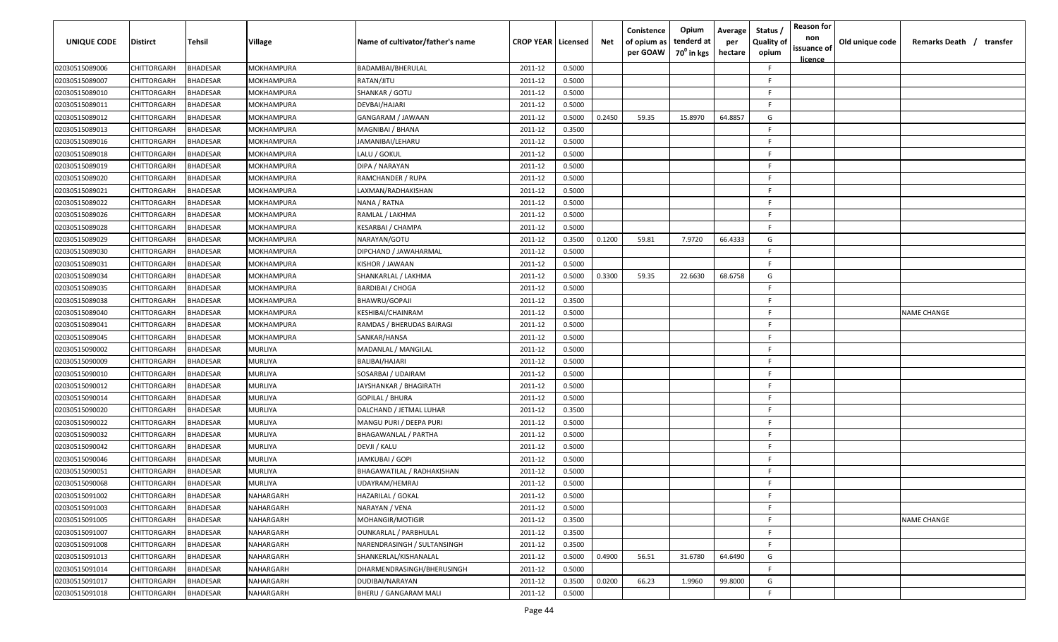| UNIQUE CODE | Distirct | Tehsil | Village | Name of cultivator/father's name | CROP YEAR | Licensed | Net | Conistence of opium as per GOAW | Opium tenderd at 70° in kgs | Average per hectare | Status / Quality of opium | Reason for non issuance of licence | Old unique code | Remarks Death / transfer |
|---|---|---|---|---|---|---|---|---|---|---|---|---|---|---|
| 02030515089006 | CHITTORGARH | BHADESAR | MOKHAMPURA | BADAMBAI/BHERULAL | 2011-12 | 0.5000 | | | | | F | | | |
| 02030515089007 | CHITTORGARH | BHADESAR | MOKHAMPURA | RATAN/JITU | 2011-12 | 0.5000 | | | | | F | | | |
| 02030515089010 | CHITTORGARH | BHADESAR | MOKHAMPURA | SHANKAR / GOTU | 2011-12 | 0.5000 | | | | | F | | | |
| 02030515089011 | CHITTORGARH | BHADESAR | MOKHAMPURA | DEVBAI/HAJARI | 2011-12 | 0.5000 | | | | | F | | | |
| 02030515089012 | CHITTORGARH | BHADESAR | MOKHAMPURA | GANGARAM / JAWAAN | 2011-12 | 0.5000 | 0.2450 | 59.35 | 15.8970 | 64.8857 | G | | | |
| 02030515089013 | CHITTORGARH | BHADESAR | MOKHAMPURA | MAGNIBAI / BHANA | 2011-12 | 0.3500 | | | | | F | | | |
| 02030515089016 | CHITTORGARH | BHADESAR | MOKHAMPURA | JAMANIBAI/LEHARU | 2011-12 | 0.5000 | | | | | F | | | |
| 02030515089018 | CHITTORGARH | BHADESAR | MOKHAMPURA | LALU / GOKUL | 2011-12 | 0.5000 | | | | | F | | | |
| 02030515089019 | CHITTORGARH | BHADESAR | MOKHAMPURA | DIPA / NARAYAN | 2011-12 | 0.5000 | | | | | F | | | |
| 02030515089020 | CHITTORGARH | BHADESAR | MOKHAMPURA | RAMCHANDER / RUPA | 2011-12 | 0.5000 | | | | | F | | | |
| 02030515089021 | CHITTORGARH | BHADESAR | MOKHAMPURA | LAXMAN/RADHAKISHAN | 2011-12 | 0.5000 | | | | | F | | | |
| 02030515089022 | CHITTORGARH | BHADESAR | MOKHAMPURA | NANA / RATNA | 2011-12 | 0.5000 | | | | | F | | | |
| 02030515089026 | CHITTORGARH | BHADESAR | MOKHAMPURA | RAMLAL / LAKHMA | 2011-12 | 0.5000 | | | | | F | | | |
| 02030515089028 | CHITTORGARH | BHADESAR | MOKHAMPURA | KESARBAI / CHAMPA | 2011-12 | 0.5000 | | | | | F | | | |
| 02030515089029 | CHITTORGARH | BHADESAR | MOKHAMPURA | NARAYAN/GOTU | 2011-12 | 0.3500 | 0.1200 | 59.81 | 7.9720 | 66.4333 | G | | | |
| 02030515089030 | CHITTORGARH | BHADESAR | MOKHAMPURA | DIPCHAND / JAWAHARMAL | 2011-12 | 0.5000 | | | | | F | | | |
| 02030515089031 | CHITTORGARH | BHADESAR | MOKHAMPURA | KISHOR / JAWAAN | 2011-12 | 0.5000 | | | | | F | | | |
| 02030515089034 | CHITTORGARH | BHADESAR | MOKHAMPURA | SHANKARLAL / LAKHMA | 2011-12 | 0.5000 | 0.3300 | 59.35 | 22.6630 | 68.6758 | G | | | |
| 02030515089035 | CHITTORGARH | BHADESAR | MOKHAMPURA | BARDIBAI / CHOGA | 2011-12 | 0.5000 | | | | | F | | | |
| 02030515089038 | CHITTORGARH | BHADESAR | MOKHAMPURA | BHAWRU/GOPAJI | 2011-12 | 0.3500 | | | | | F | | | |
| 02030515089040 | CHITTORGARH | BHADESAR | MOKHAMPURA | KESHIBAI/CHAINRAM | 2011-12 | 0.5000 | | | | | F | | | NAME CHANGE |
| 02030515089041 | CHITTORGARH | BHADESAR | MOKHAMPURA | RAMDAS / BHERUDAS BAIRAGI | 2011-12 | 0.5000 | | | | | F | | | |
| 02030515089045 | CHITTORGARH | BHADESAR | MOKHAMPURA | SANKAR/HANSA | 2011-12 | 0.5000 | | | | | F | | | |
| 02030515090002 | CHITTORGARH | BHADESAR | MURLIYA | MADANLAL / MANGILAL | 2011-12 | 0.5000 | | | | | F | | | |
| 02030515090009 | CHITTORGARH | BHADESAR | MURLIYA | BALIBAI/HAJARI | 2011-12 | 0.5000 | | | | | F | | | |
| 02030515090010 | CHITTORGARH | BHADESAR | MURLIYA | SOSARBAI / UDAIRAM | 2011-12 | 0.5000 | | | | | F | | | |
| 02030515090012 | CHITTORGARH | BHADESAR | MURLIYA | JAYSHANKAR / BHAGIRATH | 2011-12 | 0.5000 | | | | | F | | | |
| 02030515090014 | CHITTORGARH | BHADESAR | MURLIYA | GOPILAL / BHURA | 2011-12 | 0.5000 | | | | | F | | | |
| 02030515090020 | CHITTORGARH | BHADESAR | MURLIYA | DALCHAND / JETMAL LUHAR | 2011-12 | 0.3500 | | | | | F | | | |
| 02030515090022 | CHITTORGARH | BHADESAR | MURLIYA | MANGU PURI / DEEPA PURI | 2011-12 | 0.5000 | | | | | F | | | |
| 02030515090032 | CHITTORGARH | BHADESAR | MURLIYA | BHAGAWANLAL / PARTHA | 2011-12 | 0.5000 | | | | | F | | | |
| 02030515090042 | CHITTORGARH | BHADESAR | MURLIYA | DEVJI / KALU | 2011-12 | 0.5000 | | | | | F | | | |
| 02030515090046 | CHITTORGARH | BHADESAR | MURLIYA | JAMKUBAI / GOPI | 2011-12 | 0.5000 | | | | | F | | | |
| 02030515090051 | CHITTORGARH | BHADESAR | MURLIYA | BHAGAWATILAL / RADHAKISHAN | 2011-12 | 0.5000 | | | | | F | | | |
| 02030515090068 | CHITTORGARH | BHADESAR | MURLIYA | UDAYRAM/HEMRAJ | 2011-12 | 0.5000 | | | | | F | | | |
| 02030515091002 | CHITTORGARH | BHADESAR | NAHARGARH | HAZARILAL / GOKAL | 2011-12 | 0.5000 | | | | | F | | | |
| 02030515091003 | CHITTORGARH | BHADESAR | NAHARGARH | NARAYAN / VENA | 2011-12 | 0.5000 | | | | | F | | | |
| 02030515091005 | CHITTORGARH | BHADESAR | NAHARGARH | MOHANGIR/MOTIGIR | 2011-12 | 0.3500 | | | | | F | | | NAME CHANGE |
| 02030515091007 | CHITTORGARH | BHADESAR | NAHARGARH | OUNKARLAL / PARBHULAL | 2011-12 | 0.3500 | | | | | F | | | |
| 02030515091008 | CHITTORGARH | BHADESAR | NAHARGARH | NARENDRASINGH / SULTANSINGH | 2011-12 | 0.3500 | | | | | F | | | |
| 02030515091013 | CHITTORGARH | BHADESAR | NAHARGARH | SHANKERLAL/KISHANALAL | 2011-12 | 0.5000 | 0.4900 | 56.51 | 31.6780 | 64.6490 | G | | | |
| 02030515091014 | CHITTORGARH | BHADESAR | NAHARGARH | DHARMENDRASINGH/BHERUSINGH | 2011-12 | 0.5000 | | | | | F | | | |
| 02030515091017 | CHITTORGARH | BHADESAR | NAHARGARH | DUDIBAI/NARAYAN | 2011-12 | 0.3500 | 0.0200 | 66.23 | 1.9960 | 99.8000 | G | | | |
| 02030515091018 | CHITTORGARH | BHADESAR | NAHARGARH | BHERU / GANGARAM MALI | 2011-12 | 0.5000 | | | | | F | | | |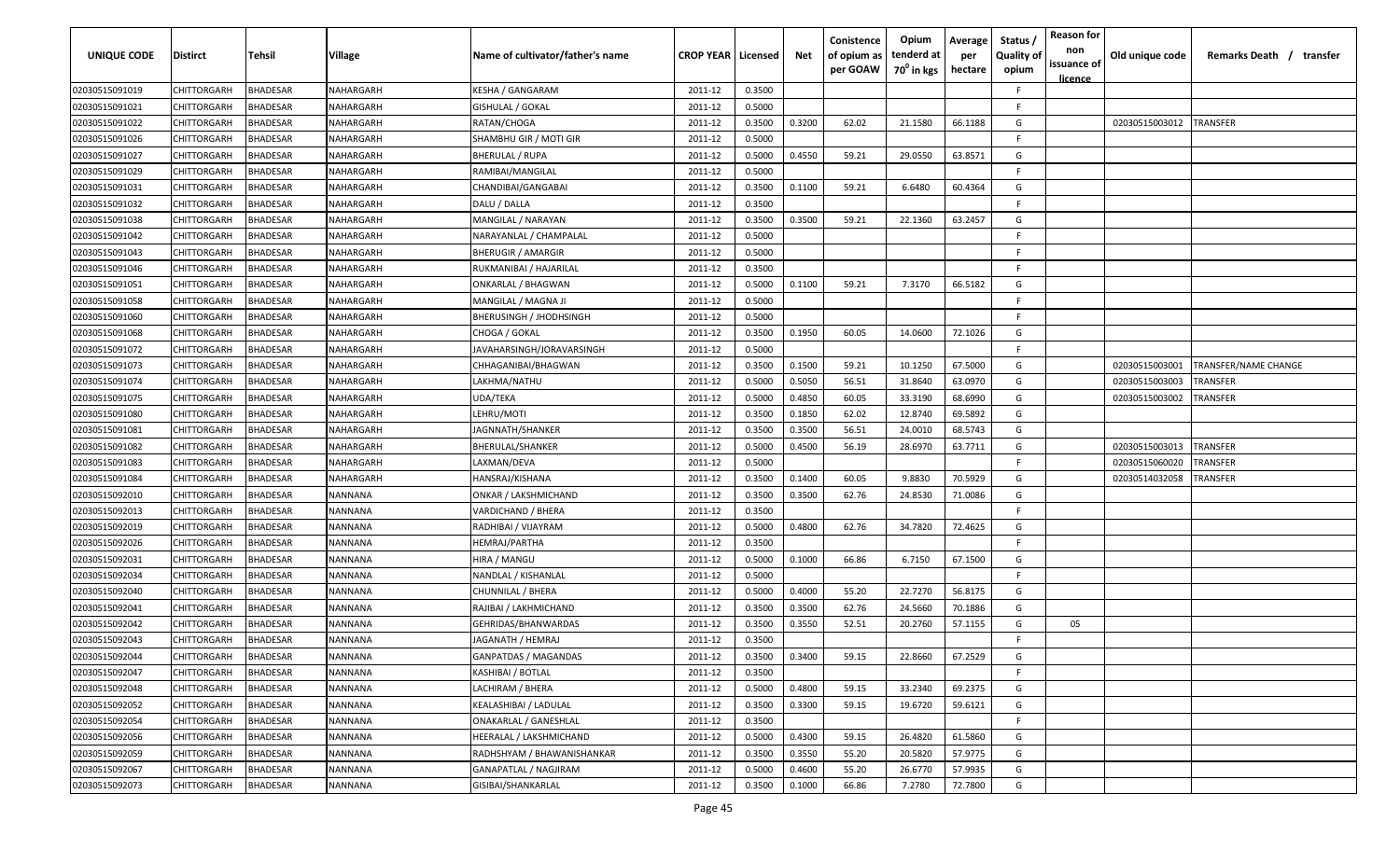| UNIQUE CODE | Distirct | Tehsil | Village | Name of cultivator/father's name | CROP YEAR | Licensed | Net | Conistence of opium as per GOAW | Opium tenderd at 70° in kgs | Average per hectare | Status / Quality of opium | Reason for non issuance of licence | Old unique code | Remarks Death / transfer |
|---|---|---|---|---|---|---|---|---|---|---|---|---|---|---|
| 02030515091019 | CHITTORGARH | BHADESAR | NAHARGARH | KESHA / GANGARAM | 2011-12 | 0.3500 | | | | | F | | | |
| 02030515091021 | CHITTORGARH | BHADESAR | NAHARGARH | GISHULAL / GOKAL | 2011-12 | 0.5000 | | | | | F | | | |
| 02030515091022 | CHITTORGARH | BHADESAR | NAHARGARH | RATAN/CHOGA | 2011-12 | 0.3500 | 0.3200 | 62.02 | 21.1580 | 66.1188 | G | | 02030515003012 | TRANSFER |
| 02030515091026 | CHITTORGARH | BHADESAR | NAHARGARH | SHAMBHU GIR / MOTI GIR | 2011-12 | 0.5000 | | | | | F | | | |
| 02030515091027 | CHITTORGARH | BHADESAR | NAHARGARH | BHERULAL / RUPA | 2011-12 | 0.5000 | 0.4550 | 59.21 | 29.0550 | 63.8571 | G | | | |
| 02030515091029 | CHITTORGARH | BHADESAR | NAHARGARH | RAMIBAI/MANGILAL | 2011-12 | 0.5000 | | | | | F | | | |
| 02030515091031 | CHITTORGARH | BHADESAR | NAHARGARH | CHANDIBAI/GANGABAI | 2011-12 | 0.3500 | 0.1100 | 59.21 | 6.6480 | 60.4364 | G | | | |
| 02030515091032 | CHITTORGARH | BHADESAR | NAHARGARH | DALU / DALLA | 2011-12 | 0.3500 | | | | | F | | | |
| 02030515091038 | CHITTORGARH | BHADESAR | NAHARGARH | MANGILAL / NARAYAN | 2011-12 | 0.3500 | 0.3500 | 59.21 | 22.1360 | 63.2457 | G | | | |
| 02030515091042 | CHITTORGARH | BHADESAR | NAHARGARH | NARAYANLAL / CHAMPALAL | 2011-12 | 0.5000 | | | | | F | | | |
| 02030515091043 | CHITTORGARH | BHADESAR | NAHARGARH | BHERUGIR / AMARGIR | 2011-12 | 0.5000 | | | | | F | | | |
| 02030515091046 | CHITTORGARH | BHADESAR | NAHARGARH | RUKMANIBAI / HAJARILAL | 2011-12 | 0.3500 | | | | | F | | | |
| 02030515091051 | CHITTORGARH | BHADESAR | NAHARGARH | ONKARLAL / BHAGWAN | 2011-12 | 0.5000 | 0.1100 | 59.21 | 7.3170 | 66.5182 | G | | | |
| 02030515091058 | CHITTORGARH | BHADESAR | NAHARGARH | MANGILAL / MAGNA JI | 2011-12 | 0.5000 | | | | | F | | | |
| 02030515091060 | CHITTORGARH | BHADESAR | NAHARGARH | BHERUSINGH / JHODHSINGH | 2011-12 | 0.5000 | | | | | F | | | |
| 02030515091068 | CHITTORGARH | BHADESAR | NAHARGARH | CHOGA / GOKAL | 2011-12 | 0.3500 | 0.1950 | 60.05 | 14.0600 | 72.1026 | G | | | |
| 02030515091072 | CHITTORGARH | BHADESAR | NAHARGARH | JAVAHARSINGH/JORAVARSINGH | 2011-12 | 0.5000 | | | | | F | | | |
| 02030515091073 | CHITTORGARH | BHADESAR | NAHARGARH | CHHAGANIBAI/BHAGWAN | 2011-12 | 0.3500 | 0.1500 | 59.21 | 10.1250 | 67.5000 | G | | 02030515003001 | TRANSFER/NAME CHANGE |
| 02030515091074 | CHITTORGARH | BHADESAR | NAHARGARH | LAKHMA/NATHU | 2011-12 | 0.5000 | 0.5050 | 56.51 | 31.8640 | 63.0970 | G | | 02030515003003 | TRANSFER |
| 02030515091075 | CHITTORGARH | BHADESAR | NAHARGARH | UDA/TEKA | 2011-12 | 0.5000 | 0.4850 | 60.05 | 33.3190 | 68.6990 | G | | 02030515003002 | TRANSFER |
| 02030515091080 | CHITTORGARH | BHADESAR | NAHARGARH | LEHRU/MOTI | 2011-12 | 0.3500 | 0.1850 | 62.02 | 12.8740 | 69.5892 | G | | | |
| 02030515091081 | CHITTORGARH | BHADESAR | NAHARGARH | JAGNNATH/SHANKER | 2011-12 | 0.3500 | 0.3500 | 56.51 | 24.0010 | 68.5743 | G | | | |
| 02030515091082 | CHITTORGARH | BHADESAR | NAHARGARH | BHERULAL/SHANKER | 2011-12 | 0.5000 | 0.4500 | 56.19 | 28.6970 | 63.7711 | G | | 02030515003013 | TRANSFER |
| 02030515091083 | CHITTORGARH | BHADESAR | NAHARGARH | LAXMAN/DEVA | 2011-12 | 0.5000 | | | | | F | | 02030515060020 | TRANSFER |
| 02030515091084 | CHITTORGARH | BHADESAR | NAHARGARH | HANSRAJ/KISHANA | 2011-12 | 0.3500 | 0.1400 | 60.05 | 9.8830 | 70.5929 | G | | 02030514032058 | TRANSFER |
| 02030515092010 | CHITTORGARH | BHADESAR | NANNANA | ONKAR / LAKSHMICHAND | 2011-12 | 0.3500 | 0.3500 | 62.76 | 24.8530 | 71.0086 | G | | | |
| 02030515092013 | CHITTORGARH | BHADESAR | NANNANA | VARDICHAND / BHERA | 2011-12 | 0.3500 | | | | | F | | | |
| 02030515092019 | CHITTORGARH | BHADESAR | NANNANA | RADHIBAI / VIJAYRAM | 2011-12 | 0.5000 | 0.4800 | 62.76 | 34.7820 | 72.4625 | G | | | |
| 02030515092026 | CHITTORGARH | BHADESAR | NANNANA | HEMRAJ/PARTHA | 2011-12 | 0.3500 | | | | | F | | | |
| 02030515092031 | CHITTORGARH | BHADESAR | NANNANA | HIRA / MANGU | 2011-12 | 0.5000 | 0.1000 | 66.86 | 6.7150 | 67.1500 | G | | | |
| 02030515092034 | CHITTORGARH | BHADESAR | NANNANA | NANDLAL / KISHANLAL | 2011-12 | 0.5000 | | | | | F | | | |
| 02030515092040 | CHITTORGARH | BHADESAR | NANNANA | CHUNNILAL / BHERA | 2011-12 | 0.5000 | 0.4000 | 55.20 | 22.7270 | 56.8175 | G | | | |
| 02030515092041 | CHITTORGARH | BHADESAR | NANNANA | RAJIBAI / LAKHMICHAND | 2011-12 | 0.3500 | 0.3500 | 62.76 | 24.5660 | 70.1886 | G | | | |
| 02030515092042 | CHITTORGARH | BHADESAR | NANNANA | GEHRIDAS/BHANWARDAS | 2011-12 | 0.3500 | 0.3550 | 52.51 | 20.2760 | 57.1155 | G | 05 | | |
| 02030515092043 | CHITTORGARH | BHADESAR | NANNANA | JAGANATH / HEMRAJ | 2011-12 | 0.3500 | | | | | F | | | |
| 02030515092044 | CHITTORGARH | BHADESAR | NANNANA | GANPATDAS / MAGANDAS | 2011-12 | 0.3500 | 0.3400 | 59.15 | 22.8660 | 67.2529 | G | | | |
| 02030515092047 | CHITTORGARH | BHADESAR | NANNANA | KASHIBAI / BOTLAL | 2011-12 | 0.3500 | | | | | F | | | |
| 02030515092048 | CHITTORGARH | BHADESAR | NANNANA | LACHIRAM / BHERA | 2011-12 | 0.5000 | 0.4800 | 59.15 | 33.2340 | 69.2375 | G | | | |
| 02030515092052 | CHITTORGARH | BHADESAR | NANNANA | KEALASHIBAI / LADULAL | 2011-12 | 0.3500 | 0.3300 | 59.15 | 19.6720 | 59.6121 | G | | | |
| 02030515092054 | CHITTORGARH | BHADESAR | NANNANA | ONAKARLAL / GANESHLAL | 2011-12 | 0.3500 | | | | | F | | | |
| 02030515092056 | CHITTORGARH | BHADESAR | NANNANA | HEERALAL / LAKSHMICHAND | 2011-12 | 0.5000 | 0.4300 | 59.15 | 26.4820 | 61.5860 | G | | | |
| 02030515092059 | CHITTORGARH | BHADESAR | NANNANA | RADHSHYAM / BHAWANISHANKAR | 2011-12 | 0.3500 | 0.3550 | 55.20 | 20.5820 | 57.9775 | G | | | |
| 02030515092067 | CHITTORGARH | BHADESAR | NANNANA | GANAPATLAL / NAGJIRAM | 2011-12 | 0.5000 | 0.4600 | 55.20 | 26.6770 | 57.9935 | G | | | |
| 02030515092073 | CHITTORGARH | BHADESAR | NANNANA | GISIBAI/SHANKARLAL | 2011-12 | 0.3500 | 0.1000 | 66.86 | 7.2780 | 72.7800 | G | | | |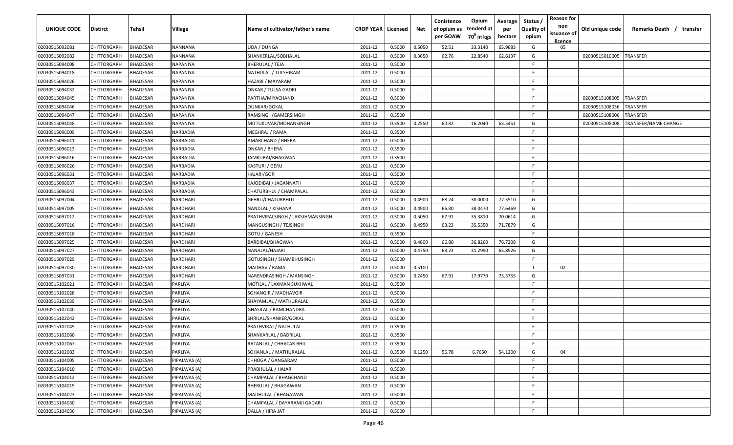| UNIQUE CODE | Distirct | Tehsil | Village | Name of cultivator/father's name | CROP YEAR | Licensed | Net | Conistence of opium as per GOAW | Opium tenderd at $70^0$ in kgs | Average per hectare | Status / Quality of opium | Reason for non issuance of licence | Old unique code | Remarks Death / transfer |
|---|---|---|---|---|---|---|---|---|---|---|---|---|---|---|
| 02030515092081 | CHITTORGARH | BHADESAR | NANNANA | UDA / DUNGA | 2011-12 | 0.5000 | 0.5050 | 52.51 | 33.3140 | 65.9683 | G | 05 | | |
| 02030515092082 | CHITTORGARH | BHADESAR | NANNANA | SHANKERLAL/SOBHALAL | 2011-12 | 0.5000 | 0.3650 | 62.76 | 22.8540 | 62.6137 | G | | 02030515010005 | TRANSFER |
| 02030515094008 | CHITTORGARH | BHADESAR | NAPANIYA | BHERULAL / TEJA | 2011-12 | 0.5000 | | | | | F | | | |
| 02030515094018 | CHITTORGARH | BHADESAR | NAPANIYA | NATHULAL / TULSHIRAM | 2011-12 | 0.5000 | | | | | F | | | |
| 02030515094026 | CHITTORGARH | BHADESAR | NAPANIYA | HAZARI / MAYARAM | 2011-12 | 0.5000 | | | | | F | | | |
| 02030515094032 | CHITTORGARH | BHADESAR | NAPANIYA | ONKAR / TULSA GADRI | 2011-12 | 0.5000 | | | | | F | | | |
| 02030515094045 | CHITTORGARH | BHADESAR | NAPANIYA | PARTHA/MIYACHAND | 2011-12 | 0.5000 | | | | | F | | 02030515108005 | TRANSFER |
| 02030515094046 | CHITTORGARH | BHADESAR | NAPANIYA | OUNKAR/GOKAL | 2011-12 | 0.5000 | | | | | F | | 02030515108036 | TRANSFER |
| 02030515094047 | CHITTORGARH | BHADESAR | NAPANIYA | RAMSINGH/GAMERSIMGH | 2011-12 | 0.3500 | | | | | F | | 02030515108006 | TRANSFER |
| 02030515094048 | CHITTORGARH | BHADESAR | NAPANIYA | MITTUKUVAR/MOHANSINGH | 2011-12 | 0.3500 | 0.2550 | 60.82 | 16.2040 | 63.5451 | G | | 02030515108008 | TRANSFER/NAME CHANGE |
| 02030515096009 | CHITTORGARH | BHADESAR | NARBADIA | MEGHRAJ / RAMA | 2011-12 | 0.3500 | | | | | F | | | |
| 02030515096011 | CHITTORGARH | BHADESAR | NARBADIA | AMARCHAND / BHERA | 2011-12 | 0.5000 | | | | | F | | | |
| 02030515096013 | CHITTORGARH | BHADESAR | NARBADIA | ONKAR / BHERA | 2011-12 | 0.3500 | | | | | F | | | |
| 02030515096016 | CHITTORGARH | BHADESAR | NARBADIA | JAMKUBAI/BHAGWAN | 2011-12 | 0.3500 | | | | | F | | | |
| 02030515096026 | CHITTORGARH | BHADESAR | NARBADIA | KASTURI / GERU | 2011-12 | 0.5000 | | | | | F | | | |
| 02030515096031 | CHITTORGARH | BHADESAR | NARBADIA | HAJARI/GOPI | 2011-12 | 0.5000 | | | | | F | | | |
| 02030515096037 | CHITTORGARH | BHADESAR | NARBADIA | KAJODIBAI / JAGANNATH | 2011-12 | 0.5000 | | | | | F | | | |
| 02030515096043 | CHITTORGARH | BHADESAR | NARBADIA | CHATURBHUJ / CHAMPALAL | 2011-12 | 0.5000 | | | | | F | | | |
| 02030515097004 | CHITTORGARH | BHADESAR | NARDHARI | GEHRU/CHATURBHUJ | 2011-12 | 0.5000 | 0.4900 | 68.24 | 38.0000 | 77.5510 | G | | | |
| 02030515097005 | CHITTORGARH | BHADESAR | NARDHARI | NANDLAL / KISHANA | 2011-12 | 0.5000 | 0.4900 | 66.80 | 38.0470 | 77.6469 | G | | | |
| 02030515097012 | CHITTORGARH | BHADESAR | NARDHARI | PRATHVIPALSINGH / LAKSJHMANSINGH | 2011-12 | 0.5000 | 0.5050 | 67.91 | 35.3810 | 70.0614 | G | | | |
| 02030515097016 | CHITTORGARH | BHADESAR | NARDHARI | MANGUSINGH / TEJSINGH | 2011-12 | 0.5000 | 0.4950 | 63.23 | 35.5350 | 71.7879 | G | | | |
| 02030515097018 | CHITTORGARH | BHADESAR | NARDHARI | GOTU / GANESH | 2011-12 | 0.3500 | | | | | F | | | |
| 02030515097025 | CHITTORGARH | BHADESAR | NARDHARI | BARDIBAI/BHAGWAN | 2011-12 | 0.5000 | 0.4800 | 66.80 | 36.8260 | 76.7208 | G | | | |
| 02030515097027 | CHITTORGARH | BHADESAR | NARDHARI | NANALAL/HAJARI | 2011-12 | 0.5000 | 0.4750 | 63.23 | 31.2990 | 65.8926 | G | | | |
| 02030515097029 | CHITTORGARH | BHADESAR | NARDHARI | GOTUSINGH / SHAMBHUSINGH | 2011-12 | 0.5000 | | | | | F | | | |
| 02030515097030 | CHITTORGARH | BHADESAR | NARDHARI | MADHAV / RAMA | 2011-12 | 0.5000 | 0.5100 | | | | I | 02 | | |
| 02030515097031 | CHITTORGARH | BHADESAR | NARDHARI | NARENDRASINGH / MANSINGH | 2011-12 | 0.5000 | 0.2450 | 67.91 | 17.9770 | 73.3755 | G | | | |
| 02030515102021 | CHITTORGARH | BHADESAR | PARLIYA | MOTILAL / LAXMAN SUKHWAL | 2011-12 | 0.3500 | | | | | F | | | |
| 02030515102028 | CHITTORGARH | BHADESAR | PARLIYA | SOHANGIR / MADHAVGIR | 2011-12 | 0.5000 | | | | | F | | | |
| 02030515102039 | CHITTORGARH | BHADESAR | PARLIYA | SHAYAMLAL / MATHURALAL | 2011-12 | 0.3500 | | | | | F | | | |
| 02030515102040 | CHITTORGARH | BHADESAR | PARLIYA | GHASILAL / RAMCHANDRA | 2011-12 | 0.5000 | | | | | F | | | |
| 02030515102042 | CHITTORGARH | BHADESAR | PARLIYA | SHRILAL/SHANKER/GOKAL | 2011-12 | 0.5000 | | | | | F | | | |
| 02030515102045 | CHITTORGARH | BHADESAR | PARLIYA | PRATHVIRAJ / NATHULAL | 2011-12 | 0.3500 | | | | | F | | | |
| 02030515102060 | CHITTORGARH | BHADESAR | PARLIYA | SHANKARLAL / BADRILAL | 2011-12 | 0.3500 | | | | | F | | | |
| 02030515102067 | CHITTORGARH | BHADESAR | PARLIYA | RATANLAL / CHHATAR BHIL | 2011-12 | 0.3500 | | | | | F | | | |
| 02030515102083 | CHITTORGARH | BHADESAR | PARLIYA | SOHANLAL / MATHURALAL | 2011-12 | 0.3500 | 0.1250 | 56.78 | 6.7650 | 54.1200 | G | 04 | | |
| 02030515104005 | CHITTORGARH | BHADESAR | PIPALWAS (A) | CHHOGA / GANGARAM | 2011-12 | 0.5000 | | | | | F | | | |
| 02030515104010 | CHITTORGARH | BHADESAR | PIPALWAS (A) | PRABHULAL / HAJARI | 2011-12 | 0.5000 | | | | | F | | | |
| 02030515104012 | CHITTORGARH | BHADESAR | PIPALWAS (A) | CHAMPALAL / BHAGCHAND | 2011-12 | 0.5000 | | | | | F | | | |
| 02030515104015 | CHITTORGARH | BHADESAR | PIPALWAS (A) | BHERULAL / BHAGAWAN | 2011-12 | 0.5000 | | | | | F | | | |
| 02030515104023 | CHITTORGARH | BHADESAR | PIPALWAS (A) | MADHULAL / BHAGAWAN | 2011-12 | 0.5000 | | | | | F | | | |
| 02030515104030 | CHITTORGARH | BHADESAR | PIPALWAS (A) | CHAMPALAL / DAYARAMJI GADARI | 2011-12 | 0.5000 | | | | | F | | | |
| 02030515104036 | CHITTORGARH | BHADESAR | PIPALWAS (A) | DALLA / HIRA JAT | 2011-12 | 0.5000 | | | | | F | | | |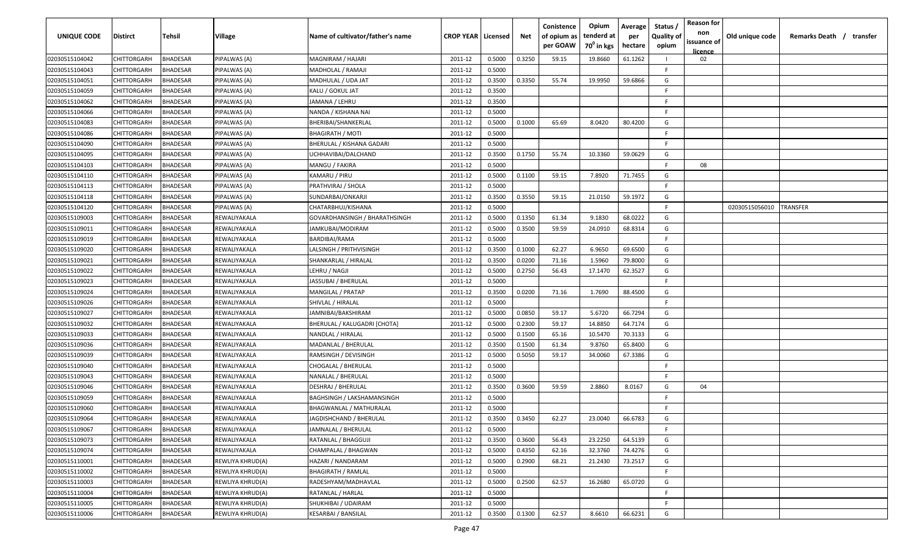| UNIQUE CODE | Distirct | Tehsil | Village | Name of cultivator/father's name | CROP YEAR | Licensed | Net | Conistence of opium as per GOAW | Opium tenderd at 70° in kgs | Average per hectare | Status / Quality of opium | Reason for non issuance of licence | Old unique code | Remarks Death / transfer |
|---|---|---|---|---|---|---|---|---|---|---|---|---|---|---|
| 02030515104042 | CHITTORGARH | BHADESAR | PIPALWAS (A) | MAGNIRAM / HAJARI | 2011-12 | 0.5000 | 0.3250 | 59.15 | 19.8660 | 61.1262 | I | 02 | | |
| 02030515104043 | CHITTORGARH | BHADESAR | PIPALWAS (A) | MADHOLAL / RAMAJI | 2011-12 | 0.5000 | | | | | F | | | |
| 02030515104051 | CHITTORGARH | BHADESAR | PIPALWAS (A) | MADHULAL / UDA JAT | 2011-12 | 0.3500 | 0.3350 | 55.74 | 19.9950 | 59.6866 | G | | | |
| 02030515104059 | CHITTORGARH | BHADESAR | PIPALWAS (A) | KALU / GOKUL JAT | 2011-12 | 0.3500 | | | | | F | | | |
| 02030515104062 | CHITTORGARH | BHADESAR | PIPALWAS (A) | JAMANA / LEHRU | 2011-12 | 0.3500 | | | | | F | | | |
| 02030515104066 | CHITTORGARH | BHADESAR | PIPALWAS (A) | NANDA / KISHANA NAI | 2011-12 | 0.5000 | | | | | F | | | |
| 02030515104083 | CHITTORGARH | BHADESAR | PIPALWAS (A) | BHERIBAI/SHANKERLAL | 2011-12 | 0.5000 | 0.1000 | 65.69 | 8.0420 | 80.4200 | G | | | |
| 02030515104086 | CHITTORGARH | BHADESAR | PIPALWAS (A) | BHAGIRATH / MOTI | 2011-12 | 0.5000 | | | | | F | | | |
| 02030515104090 | CHITTORGARH | BHADESAR | PIPALWAS (A) | BHERULAL / KISHANA GADARI | 2011-12 | 0.5000 | | | | | F | | | |
| 02030515104095 | CHITTORGARH | BHADESAR | PIPALWAS (A) | UCHHAVIBAI/DALCHAND | 2011-12 | 0.3500 | 0.1750 | 55.74 | 10.3360 | 59.0629 | G | | | |
| 02030515104103 | CHITTORGARH | BHADESAR | PIPALWAS (A) | MANGU / FAKIRA | 2011-12 | 0.5000 | | | | | F | 08 | | |
| 02030515104110 | CHITTORGARH | BHADESAR | PIPALWAS (A) | KAMARU / PIRU | 2011-12 | 0.5000 | 0.1100 | 59.15 | 7.8920 | 71.7455 | G | | | |
| 02030515104113 | CHITTORGARH | BHADESAR | PIPALWAS (A) | PRATHVIRAJ / SHOLA | 2011-12 | 0.5000 | | | | | F | | | |
| 02030515104118 | CHITTORGARH | BHADESAR | PIPALWAS (A) | SUNDARBAI/ONKARJI | 2011-12 | 0.3500 | 0.3550 | 59.15 | 21.0150 | 59.1972 | G | | | |
| 02030515104120 | CHITTORGARH | BHADESAR | PIPALWAS (A) | CHATARBHUJ/KISHANA | 2011-12 | 0.5000 | | | | | F | | 02030515056010 | TRANSFER |
| 02030515109003 | CHITTORGARH | BHADESAR | REWALIYAKALA | GOVARDHANSINGH / BHARATHSINGH | 2011-12 | 0.5000 | 0.1350 | 61.34 | 9.1830 | 68.0222 | G | | | |
| 02030515109011 | CHITTORGARH | BHADESAR | REWALIYAKALA | JAMKUBAI/MODIRAM | 2011-12 | 0.5000 | 0.3500 | 59.59 | 24.0910 | 68.8314 | G | | | |
| 02030515109019 | CHITTORGARH | BHADESAR | REWALIYAKALA | BARDIBAI/RAMA | 2011-12 | 0.5000 | | | | | F | | | |
| 02030515109020 | CHITTORGARH | BHADESAR | REWALIYAKALA | LALSINGH / PRITHVISINGH | 2011-12 | 0.3500 | 0.1000 | 62.27 | 6.9650 | 69.6500 | G | | | |
| 02030515109021 | CHITTORGARH | BHADESAR | REWALIYAKALA | SHANKARLAL / HIRALAL | 2011-12 | 0.3500 | 0.0200 | 71.16 | 1.5960 | 79.8000 | G | | | |
| 02030515109022 | CHITTORGARH | BHADESAR | REWALIYAKALA | LEHRU / NAGJI | 2011-12 | 0.5000 | 0.2750 | 56.43 | 17.1470 | 62.3527 | G | | | |
| 02030515109023 | CHITTORGARH | BHADESAR | REWALIYAKALA | JASSUBAI / BHERULAL | 2011-12 | 0.5000 | | | | | F | | | |
| 02030515109024 | CHITTORGARH | BHADESAR | REWALIYAKALA | MANGILAL / PRATAP | 2011-12 | 0.3500 | 0.0200 | 71.16 | 1.7690 | 88.4500 | G | | | |
| 02030515109026 | CHITTORGARH | BHADESAR | REWALIYAKALA | SHIVLAL / HIRALAL | 2011-12 | 0.5000 | | | | | F | | | |
| 02030515109027 | CHITTORGARH | BHADESAR | REWALIYAKALA | JAMNIBAI/BAKSHIRAM | 2011-12 | 0.5000 | 0.0850 | 59.17 | 5.6720 | 66.7294 | G | | | |
| 02030515109032 | CHITTORGARH | BHADESAR | REWALIYAKALA | BHERULAL / KALUGADRI [CHOTA] | 2011-12 | 0.5000 | 0.2300 | 59.17 | 14.8850 | 64.7174 | G | | | |
| 02030515109033 | CHITTORGARH | BHADESAR | REWALIYAKALA | NANDLAL / HIRALAL | 2011-12 | 0.5000 | 0.1500 | 65.16 | 10.5470 | 70.3133 | G | | | |
| 02030515109036 | CHITTORGARH | BHADESAR | REWALIYAKALA | MADANLAL / BHERULAL | 2011-12 | 0.3500 | 0.1500 | 61.34 | 9.8760 | 65.8400 | G | | | |
| 02030515109039 | CHITTORGARH | BHADESAR | REWALIYAKALA | RAMSINGH / DEVISINGH | 2011-12 | 0.5000 | 0.5050 | 59.17 | 34.0060 | 67.3386 | G | | | |
| 02030515109040 | CHITTORGARH | BHADESAR | REWALIYAKALA | CHOGALAL / BHERULAL | 2011-12 | 0.5000 | | | | | F | | | |
| 02030515109043 | CHITTORGARH | BHADESAR | REWALIYAKALA | NANALAL / BHERULAL | 2011-12 | 0.5000 | | | | | F | | | |
| 02030515109046 | CHITTORGARH | BHADESAR | REWALIYAKALA | DESHRAJ / BHERULAL | 2011-12 | 0.3500 | 0.3600 | 59.59 | 2.8860 | 8.0167 | G | 04 | | |
| 02030515109059 | CHITTORGARH | BHADESAR | REWALIYAKALA | BAGHSINGH / LAKSHAMANSINGH | 2011-12 | 0.5000 | | | | | F | | | |
| 02030515109060 | CHITTORGARH | BHADESAR | REWALIYAKALA | BHAGWANLAL / MATHURALAL | 2011-12 | 0.5000 | | | | | F | | | |
| 02030515109064 | CHITTORGARH | BHADESAR | REWALIYAKALA | JAGDISHCHAND / BHERULAL | 2011-12 | 0.3500 | 0.3450 | 62.27 | 23.0040 | 66.6783 | G | | | |
| 02030515109067 | CHITTORGARH | BHADESAR | REWALIYAKALA | JAMNALAL / BHERULAL | 2011-12 | 0.5000 | | | | | F | | | |
| 02030515109073 | CHITTORGARH | BHADESAR | REWALIYAKALA | RATANLAL / BHAGGUJI | 2011-12 | 0.3500 | 0.3600 | 56.43 | 23.2250 | 64.5139 | G | | | |
| 02030515109074 | CHITTORGARH | BHADESAR | REWALIYAKALA | CHAMPALAL / BHAGWAN | 2011-12 | 0.5000 | 0.4350 | 62.16 | 32.3760 | 74.4276 | G | | | |
| 02030515110001 | CHITTORGARH | BHADESAR | REWLIYA KHRUD(A) | HAZARI / NANDARAM | 2011-12 | 0.5000 | 0.2900 | 68.21 | 21.2430 | 73.2517 | G | | | |
| 02030515110002 | CHITTORGARH | BHADESAR | REWLIYA KHRUD(A) | BHAGIRATH / RAMLAL | 2011-12 | 0.5000 | | | | | F | | | |
| 02030515110003 | CHITTORGARH | BHADESAR | REWLIYA KHRUD(A) | RADESHYAM/MADHAVLAL | 2011-12 | 0.5000 | 0.2500 | 62.57 | 16.2680 | 65.0720 | G | | | |
| 02030515110004 | CHITTORGARH | BHADESAR | REWLIYA KHRUD(A) | RATANLAL / HARLAL | 2011-12 | 0.5000 | | | | | F | | | |
| 02030515110005 | CHITTORGARH | BHADESAR | REWLIYA KHRUD(A) | SHUKHIBAI / UDAIRAM | 2011-12 | 0.5000 | | | | | F | | | |
| 02030515110006 | CHITTORGARH | BHADESAR | REWLIYA KHRUD(A) | KESARBAI / BANSILAL | 2011-12 | 0.3500 | 0.1300 | 62.57 | 8.6610 | 66.6231 | G | | | |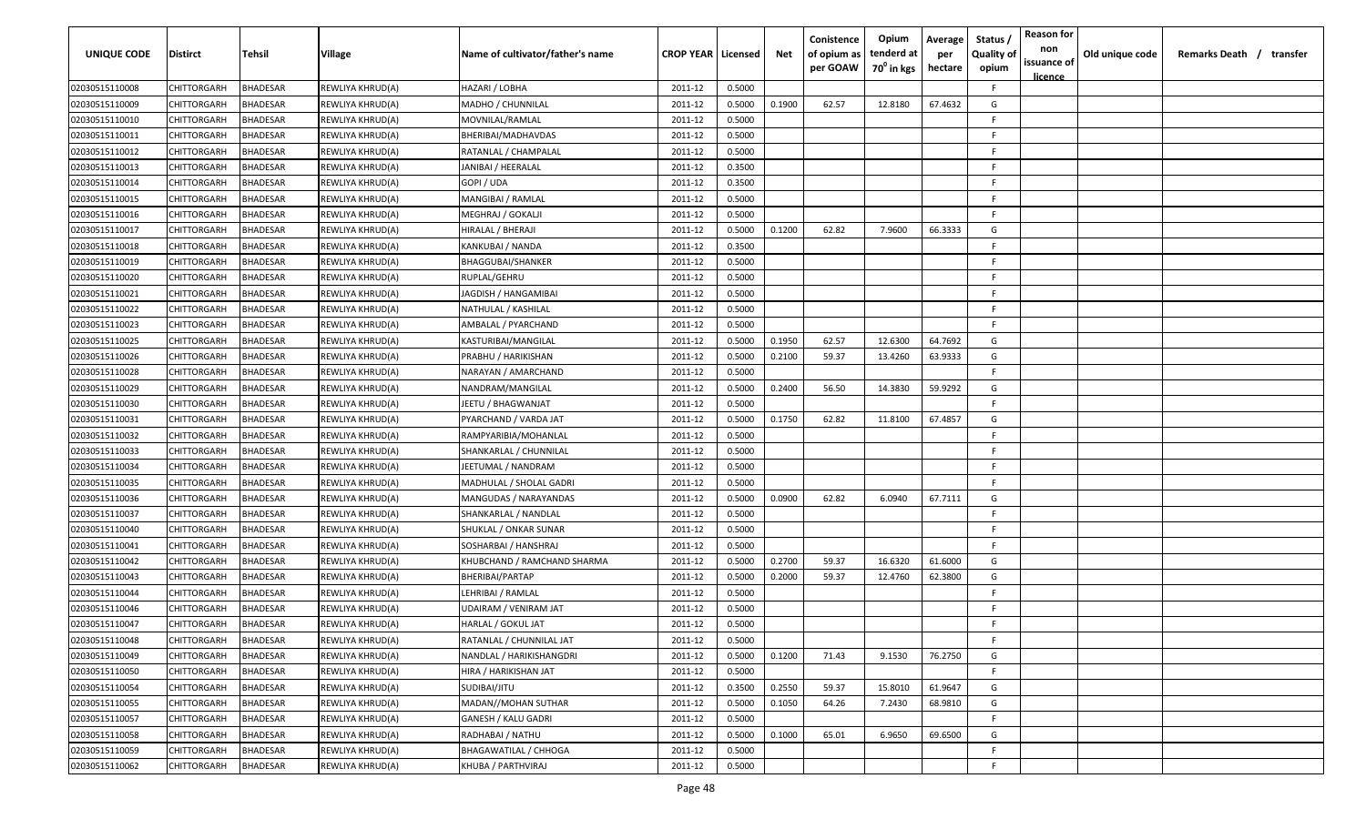| UNIQUE CODE | Distirct | Tehsil | Village | Name of cultivator/father's name | CROP YEAR | Licensed | Net | Conistence of opium as per GOAW | Opium tenderd at 70° in kgs | Average per hectare | Status / Quality of opium | Reason for non issuance of licence | Old unique code | Remarks Death / transfer |
|---|---|---|---|---|---|---|---|---|---|---|---|---|---|---|
| 02030515110008 | CHITTORGARH | BHADESAR | REWLIYA KHRUD(A) | HAZARI / LOBHA | 2011-12 | 0.5000 | | | | | F | | | |
| 02030515110009 | CHITTORGARH | BHADESAR | REWLIYA KHRUD(A) | MADHO / CHUNNILAL | 2011-12 | 0.5000 | 0.1900 | 62.57 | 12.8180 | 67.4632 | G | | | |
| 02030515110010 | CHITTORGARH | BHADESAR | REWLIYA KHRUD(A) | MOVNILAL/RAMLAL | 2011-12 | 0.5000 | | | | | F | | | |
| 02030515110011 | CHITTORGARH | BHADESAR | REWLIYA KHRUD(A) | BHERIBAI/MADHAVDAS | 2011-12 | 0.5000 | | | | | F | | | |
| 02030515110012 | CHITTORGARH | BHADESAR | REWLIYA KHRUD(A) | RATANLAL / CHAMPALAL | 2011-12 | 0.5000 | | | | | F | | | |
| 02030515110013 | CHITTORGARH | BHADESAR | REWLIYA KHRUD(A) | JANIBAI / HEERALAL | 2011-12 | 0.3500 | | | | | F | | | |
| 02030515110014 | CHITTORGARH | BHADESAR | REWLIYA KHRUD(A) | GOPI / UDA | 2011-12 | 0.3500 | | | | | F | | | |
| 02030515110015 | CHITTORGARH | BHADESAR | REWLIYA KHRUD(A) | MANGIBAI / RAMLAL | 2011-12 | 0.5000 | | | | | F | | | |
| 02030515110016 | CHITTORGARH | BHADESAR | REWLIYA KHRUD(A) | MEGHRAJ / GOKALJI | 2011-12 | 0.5000 | | | | | F | | | |
| 02030515110017 | CHITTORGARH | BHADESAR | REWLIYA KHRUD(A) | HIRALAL / BHERAJI | 2011-12 | 0.5000 | 0.1200 | 62.82 | 7.9600 | 66.3333 | G | | | |
| 02030515110018 | CHITTORGARH | BHADESAR | REWLIYA KHRUD(A) | KANKUBAI / NANDA | 2011-12 | 0.3500 | | | | | F | | | |
| 02030515110019 | CHITTORGARH | BHADESAR | REWLIYA KHRUD(A) | BHAGGUBAI/SHANKER | 2011-12 | 0.5000 | | | | | F | | | |
| 02030515110020 | CHITTORGARH | BHADESAR | REWLIYA KHRUD(A) | RUPLAL/GEHRU | 2011-12 | 0.5000 | | | | | F | | | |
| 02030515110021 | CHITTORGARH | BHADESAR | REWLIYA KHRUD(A) | JAGDISH / HANGAMIBAI | 2011-12 | 0.5000 | | | | | F | | | |
| 02030515110022 | CHITTORGARH | BHADESAR | REWLIYA KHRUD(A) | NATHULAL / KASHILAL | 2011-12 | 0.5000 | | | | | F | | | |
| 02030515110023 | CHITTORGARH | BHADESAR | REWLIYA KHRUD(A) | AMBALAL / PYARCHAND | 2011-12 | 0.5000 | | | | | F | | | |
| 02030515110025 | CHITTORGARH | BHADESAR | REWLIYA KHRUD(A) | KASTURIBAI/MANGILAL | 2011-12 | 0.5000 | 0.1950 | 62.57 | 12.6300 | 64.7692 | G | | | |
| 02030515110026 | CHITTORGARH | BHADESAR | REWLIYA KHRUD(A) | PRABHU / HARIKISHAN | 2011-12 | 0.5000 | 0.2100 | 59.37 | 13.4260 | 63.9333 | G | | | |
| 02030515110028 | CHITTORGARH | BHADESAR | REWLIYA KHRUD(A) | NARAYAN / AMARCHAND | 2011-12 | 0.5000 | | | | | F | | | |
| 02030515110029 | CHITTORGARH | BHADESAR | REWLIYA KHRUD(A) | NANDRAM/MANGILAL | 2011-12 | 0.5000 | 0.2400 | 56.50 | 14.3830 | 59.9292 | G | | | |
| 02030515110030 | CHITTORGARH | BHADESAR | REWLIYA KHRUD(A) | JEETU / BHAGWANJAT | 2011-12 | 0.5000 | | | | | F | | | |
| 02030515110031 | CHITTORGARH | BHADESAR | REWLIYA KHRUD(A) | PYARCHAND / VARDA JAT | 2011-12 | 0.5000 | 0.1750 | 62.82 | 11.8100 | 67.4857 | G | | | |
| 02030515110032 | CHITTORGARH | BHADESAR | REWLIYA KHRUD(A) | RAMPYARIBIA/MOHANLAL | 2011-12 | 0.5000 | | | | | F | | | |
| 02030515110033 | CHITTORGARH | BHADESAR | REWLIYA KHRUD(A) | SHANKARLAL / CHUNNILAL | 2011-12 | 0.5000 | | | | | F | | | |
| 02030515110034 | CHITTORGARH | BHADESAR | REWLIYA KHRUD(A) | JEETUMAL / NANDRAM | 2011-12 | 0.5000 | | | | | F | | | |
| 02030515110035 | CHITTORGARH | BHADESAR | REWLIYA KHRUD(A) | MADHULAL / SHOLAL GADRI | 2011-12 | 0.5000 | | | | | F | | | |
| 02030515110036 | CHITTORGARH | BHADESAR | REWLIYA KHRUD(A) | MANGUDAS / NARAYANDAS | 2011-12 | 0.5000 | 0.0900 | 62.82 | 6.0940 | 67.7111 | G | | | |
| 02030515110037 | CHITTORGARH | BHADESAR | REWLIYA KHRUD(A) | SHANKARLAL / NANDLAL | 2011-12 | 0.5000 | | | | | F | | | |
| 02030515110040 | CHITTORGARH | BHADESAR | REWLIYA KHRUD(A) | SHUKLAL / ONKAR SUNAR | 2011-12 | 0.5000 | | | | | F | | | |
| 02030515110041 | CHITTORGARH | BHADESAR | REWLIYA KHRUD(A) | SOSHARBAI / HANSHRAJ | 2011-12 | 0.5000 | | | | | F | | | |
| 02030515110042 | CHITTORGARH | BHADESAR | REWLIYA KHRUD(A) | KHUBCHAND / RAMCHAND SHARMA | 2011-12 | 0.5000 | 0.2700 | 59.37 | 16.6320 | 61.6000 | G | | | |
| 02030515110043 | CHITTORGARH | BHADESAR | REWLIYA KHRUD(A) | BHERIBAI/PARTAP | 2011-12 | 0.5000 | 0.2000 | 59.37 | 12.4760 | 62.3800 | G | | | |
| 02030515110044 | CHITTORGARH | BHADESAR | REWLIYA KHRUD(A) | LEHRIBAI / RAMLAL | 2011-12 | 0.5000 | | | | | F | | | |
| 02030515110046 | CHITTORGARH | BHADESAR | REWLIYA KHRUD(A) | UDAIRAM / VENIRAM JAT | 2011-12 | 0.5000 | | | | | F | | | |
| 02030515110047 | CHITTORGARH | BHADESAR | REWLIYA KHRUD(A) | HARLAL / GOKUL JAT | 2011-12 | 0.5000 | | | | | F | | | |
| 02030515110048 | CHITTORGARH | BHADESAR | REWLIYA KHRUD(A) | RATANLAL / CHUNNILAL JAT | 2011-12 | 0.5000 | | | | | F | | | |
| 02030515110049 | CHITTORGARH | BHADESAR | REWLIYA KHRUD(A) | NANDLAL / HARIKISHANGDRI | 2011-12 | 0.5000 | 0.1200 | 71.43 | 9.1530 | 76.2750 | G | | | |
| 02030515110050 | CHITTORGARH | BHADESAR | REWLIYA KHRUD(A) | HIRA / HARIKISHAN JAT | 2011-12 | 0.5000 | | | | | F | | | |
| 02030515110054 | CHITTORGARH | BHADESAR | REWLIYA KHRUD(A) | SUDIBAI/JITU | 2011-12 | 0.3500 | 0.2550 | 59.37 | 15.8010 | 61.9647 | G | | | |
| 02030515110055 | CHITTORGARH | BHADESAR | REWLIYA KHRUD(A) | MADAN//MOHAN SUTHAR | 2011-12 | 0.5000 | 0.1050 | 64.26 | 7.2430 | 68.9810 | G | | | |
| 02030515110057 | CHITTORGARH | BHADESAR | REWLIYA KHRUD(A) | GANESH / KALU GADRI | 2011-12 | 0.5000 | | | | | F | | | |
| 02030515110058 | CHITTORGARH | BHADESAR | REWLIYA KHRUD(A) | RADHABAI / NATHU | 2011-12 | 0.5000 | 0.1000 | 65.01 | 6.9650 | 69.6500 | G | | | |
| 02030515110059 | CHITTORGARH | BHADESAR | REWLIYA KHRUD(A) | BHAGAWATILAL / CHHOGA | 2011-12 | 0.5000 | | | | | F | | | |
| 02030515110062 | CHITTORGARH | BHADESAR | REWLIYA KHRUD(A) | KHUBA / PARTHVIRAJ | 2011-12 | 0.5000 | | | | | F | | | |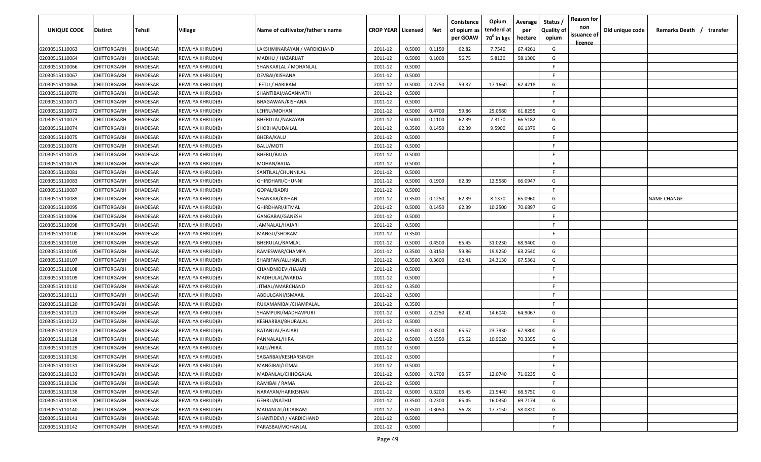| UNIQUE CODE | Distirct | Tehsil | Village | Name of cultivator/father's name | CROP YEAR | Licensed | Net | Conistence of opium as per GOAW | Opium tenderd at $70^0$ in kgs | Average per hectare | Status / Quality of opium | Reason for non issuance of licence | Old unique code | Remarks Death / transfer |
|---|---|---|---|---|---|---|---|---|---|---|---|---|---|---|
| 02030515110063 | CHITTORGARH | BHADESAR | REWLIYA KHRUD(A) | LAKSHMINARAYAN / VARDICHAND | 2011-12 | 0.5000 | 0.1150 | 62.82 | 7.7540 | 67.4261 | G | | | |
| 02030515110064 | CHITTORGARH | BHADESAR | REWLIYA KHRUD(A) | MADHU / HAZARIJAT | 2011-12 | 0.5000 | 0.1000 | 56.75 | 5.8130 | 58.1300 | G | | | |
| 02030515110066 | CHITTORGARH | BHADESAR | REWLIYA KHRUD(A) | SHANKARLAL / MOHANLAL | 2011-12 | 0.5000 | | | | | F | | | |
| 02030515110067 | CHITTORGARH | BHADESAR | REWLIYA KHRUD(A) | DEVBAI/KISHANA | 2011-12 | 0.5000 | | | | | F | | | |
| 02030515110068 | CHITTORGARH | BHADESAR | REWLIYA KHRUD(A) | JEETU / HARIRAM | 2011-12 | 0.5000 | 0.2750 | 59.37 | 17.1660 | 62.4218 | G | | | |
| 02030515110070 | CHITTORGARH | BHADESAR | REWLIYA KHRUD(B) | SHANTIBAI/JAGANNATH | 2011-12 | 0.5000 | | | | | F | | | |
| 02030515110071 | CHITTORGARH | BHADESAR | REWLIYA KHRUD(B) | BHAGAWAN/KISHANA | 2011-12 | 0.5000 | | | | | F | | | |
| 02030515110072 | CHITTORGARH | BHADESAR | REWLIYA KHRUD(B) | LEHRU/MOHAN | 2011-12 | 0.5000 | 0.4700 | 59.86 | 29.0580 | 61.8255 | G | | | |
| 02030515110073 | CHITTORGARH | BHADESAR | REWLIYA KHRUD(B) | BHERULAL/NARAYAN | 2011-12 | 0.5000 | 0.1100 | 62.39 | 7.3170 | 66.5182 | G | | | |
| 02030515110074 | CHITTORGARH | BHADESAR | REWLIYA KHRUD(B) | SHOBHA/UDAILAL | 2011-12 | 0.3500 | 0.1450 | 62.39 | 9.5900 | 66.1379 | G | | | |
| 02030515110075 | CHITTORGARH | BHADESAR | REWLIYA KHRUD(B) | BHERA/KALU | 2011-12 | 0.5000 | | | | | F | | | |
| 02030515110076 | CHITTORGARH | BHADESAR | REWLIYA KHRUD(B) | BALU/MOTI | 2011-12 | 0.5000 | | | | | F | | | |
| 02030515110078 | CHITTORGARH | BHADESAR | REWLIYA KHRUD(B) | BHERU/BAJJA | 2011-12 | 0.5000 | | | | | F | | | |
| 02030515110079 | CHITTORGARH | BHADESAR | REWLIYA KHRUD(B) | MOHAN/BAJJA | 2011-12 | 0.5000 | | | | | F | | | |
| 02030515110081 | CHITTORGARH | BHADESAR | REWLIYA KHRUD(B) | SANTILAL/CHUNNILAL | 2011-12 | 0.5000 | | | | | F | | | |
| 02030515110083 | CHITTORGARH | BHADESAR | REWLIYA KHRUD(B) | GHIRDHARI/CHUNNI | 2011-12 | 0.5000 | 0.1900 | 62.39 | 12.5580 | 66.0947 | G | | | |
| 02030515110087 | CHITTORGARH | BHADESAR | REWLIYA KHRUD(B) | GOPAL/BADRI | 2011-12 | 0.5000 | | | | | F | | | |
| 02030515110089 | CHITTORGARH | BHADESAR | REWLIYA KHRUD(B) | SHANKAR/KISHAN | 2011-12 | 0.3500 | 0.1250 | 62.39 | 8.1370 | 65.0960 | G | | | NAME CHANGE |
| 02030515110095 | CHITTORGARH | BHADESAR | REWLIYA KHRUD(B) | GHIRDHARI/JITMAL | 2011-12 | 0.5000 | 0.1450 | 62.39 | 10.2500 | 70.6897 | G | | | |
| 02030515110096 | CHITTORGARH | BHADESAR | REWLIYA KHRUD(B) | GANGABAI/GANESH | 2011-12 | 0.5000 | | | | | F | | | |
| 02030515110098 | CHITTORGARH | BHADESAR | REWLIYA KHRUD(B) | JAMNALAL/HAJARI | 2011-12 | 0.5000 | | | | | F | | | |
| 02030515110100 | CHITTORGARH | BHADESAR | REWLIYA KHRUD(B) | MANGU/SHORAM | 2011-12 | 0.3500 | | | | | F | | | |
| 02030515110103 | CHITTORGARH | BHADESAR | REWLIYA KHRUD(B) | BHERULAL/RAMLAL | 2011-12 | 0.5000 | 0.4500 | 65.45 | 31.0230 | 68.9400 | G | | | |
| 02030515110105 | CHITTORGARH | BHADESAR | REWLIYA KHRUD(B) | RAMESWAR/CHAMPA | 2011-12 | 0.3500 | 0.3150 | 59.86 | 19.9250 | 63.2540 | G | | | |
| 02030515110107 | CHITTORGARH | BHADESAR | REWLIYA KHRUD(B) | SHARIFAN/ALLHANUR | 2011-12 | 0.3500 | 0.3600 | 62.41 | 24.3130 | 67.5361 | G | | | |
| 02030515110108 | CHITTORGARH | BHADESAR | REWLIYA KHRUD(B) | CHANDNIDEVI/HAJARI | 2011-12 | 0.5000 | | | | | F | | | |
| 02030515110109 | CHITTORGARH | BHADESAR | REWLIYA KHRUD(B) | MADHULAL/WARDA | 2011-12 | 0.5000 | | | | | F | | | |
| 02030515110110 | CHITTORGARH | BHADESAR | REWLIYA KHRUD(B) | JITMAL/AMARCHAND | 2011-12 | 0.3500 | | | | | F | | | |
| 02030515110111 | CHITTORGARH | BHADESAR | REWLIYA KHRUD(B) | ABDULGANI/ISMAAIL | 2011-12 | 0.5000 | | | | | F | | | |
| 02030515110120 | CHITTORGARH | BHADESAR | REWLIYA KHRUD(B) | RUKAMANIBAI/CHAMPALAL | 2011-12 | 0.3500 | | | | | F | | | |
| 02030515110121 | CHITTORGARH | BHADESAR | REWLIYA KHRUD(B) | SHAMPURI/MADHAVPURI | 2011-12 | 0.5000 | 0.2250 | 62.41 | 14.6040 | 64.9067 | G | | | |
| 02030515110122 | CHITTORGARH | BHADESAR | REWLIYA KHRUD(B) | KESHARBAI/BHURALAL | 2011-12 | 0.5000 | | | | | F | | | |
| 02030515110123 | CHITTORGARH | BHADESAR | REWLIYA KHRUD(B) | RATANLAL/HAJARI | 2011-12 | 0.3500 | 0.3500 | 65.57 | 23.7930 | 67.9800 | G | | | |
| 02030515110128 | CHITTORGARH | BHADESAR | REWLIYA KHRUD(B) | PANNALAL/HIRA | 2011-12 | 0.5000 | 0.1550 | 65.62 | 10.9020 | 70.3355 | G | | | |
| 02030515110129 | CHITTORGARH | BHADESAR | REWLIYA KHRUD(B) | KALU/HIRA | 2011-12 | 0.5000 | | | | | F | | | |
| 02030515110130 | CHITTORGARH | BHADESAR | REWLIYA KHRUD(B) | SAGARBAI/KESHARSINGH | 2011-12 | 0.5000 | | | | | F | | | |
| 02030515110131 | CHITTORGARH | BHADESAR | REWLIYA KHRUD(B) | MANGIBAI/JITMAL | 2011-12 | 0.5000 | | | | | F | | | |
| 02030515110133 | CHITTORGARH | BHADESAR | REWLIYA KHRUD(B) | MADANLAL/CHHOGALAL | 2011-12 | 0.5000 | 0.1700 | 65.57 | 12.0740 | 71.0235 | G | | | |
| 02030515110136 | CHITTORGARH | BHADESAR | REWLIYA KHRUD(B) | RAMIBAI / RAMA | 2011-12 | 0.5000 | | | | | F | | | |
| 02030515110138 | CHITTORGARH | BHADESAR | REWLIYA KHRUD(B) | NARAYAN/HARIKISHAN | 2011-12 | 0.5000 | 0.3200 | 65.45 | 21.9440 | 68.5750 | G | | | |
| 02030515110139 | CHITTORGARH | BHADESAR | REWLIYA KHRUD(B) | GEHRU/NATHU | 2011-12 | 0.3500 | 0.2300 | 65.45 | 16.0350 | 69.7174 | G | | | |
| 02030515110140 | CHITTORGARH | BHADESAR | REWLIYA KHRUD(B) | MADANLAL/UDAIRAM | 2011-12 | 0.3500 | 0.3050 | 56.78 | 17.7150 | 58.0820 | G | | | |
| 02030515110141 | CHITTORGARH | BHADESAR | REWLIYA KHRUD(B) | SHANTIDEVI / VARDICHAND | 2011-12 | 0.5000 | | | | | F | | | |
| 02030515110142 | CHITTORGARH | BHADESAR | REWLIYA KHRUD(B) | PARASBAI/MOHANLAL | 2011-12 | 0.5000 | | | | | F | | | |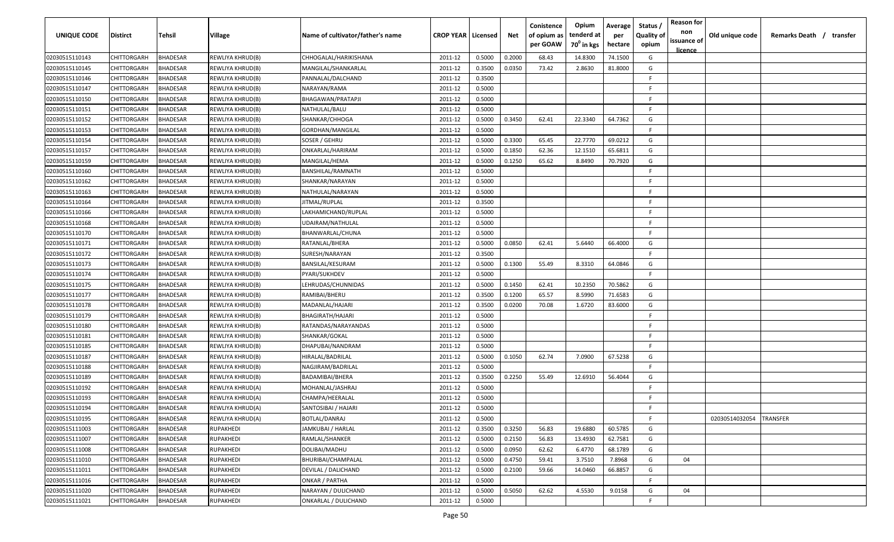| UNIQUE CODE | Distirct | Tehsil | Village | Name of cultivator/father's name | CROP YEAR | Licensed | Net | Consistence of opium as per GOAW | Opium tenderd at 70⁰ in kgs | Average per hectare | Status / Quality of opium | Reason for non issuance of licence | Old unique code | Remarks Death / transfer |
|---|---|---|---|---|---|---|---|---|---|---|---|---|---|---|
| 02030515110143 | CHITTORGARH | BHADESAR | REWLIYA KHRUD(B) | CHHOGALAL/HARIKISHANA | 2011-12 | 0.5000 | 0.2000 | 68.43 | 14.8300 | 74.1500 | G | | | |
| 02030515110145 | CHITTORGARH | BHADESAR | REWLIYA KHRUD(B) | MANGILAL/SHANKARLAL | 2011-12 | 0.3500 | 0.0350 | 73.42 | 2.8630 | 81.8000 | G | | | |
| 02030515110146 | CHITTORGARH | BHADESAR | REWLIYA KHRUD(B) | PANNALAL/DALCHAND | 2011-12 | 0.3500 | | | | | F | | | |
| 02030515110147 | CHITTORGARH | BHADESAR | REWLIYA KHRUD(B) | NARAYAN/RAMA | 2011-12 | 0.5000 | | | | | F | | | |
| 02030515110150 | CHITTORGARH | BHADESAR | REWLIYA KHRUD(B) | BHAGAWAN/PRATAPJI | 2011-12 | 0.5000 | | | | | F | | | |
| 02030515110151 | CHITTORGARH | BHADESAR | REWLIYA KHRUD(B) | NATHULAL/BALU | 2011-12 | 0.5000 | | | | | F | | | |
| 02030515110152 | CHITTORGARH | BHADESAR | REWLIYA KHRUD(B) | SHANKAR/CHHOGA | 2011-12 | 0.5000 | 0.3450 | 62.41 | 22.3340 | 64.7362 | G | | | |
| 02030515110153 | CHITTORGARH | BHADESAR | REWLIYA KHRUD(B) | GORDHAN/MANGILAL | 2011-12 | 0.5000 | | | | | F | | | |
| 02030515110154 | CHITTORGARH | BHADESAR | REWLIYA KHRUD(B) | SOSER / GEHRU | 2011-12 | 0.5000 | 0.3300 | 65.45 | 22.7770 | 69.0212 | G | | | |
| 02030515110157 | CHITTORGARH | BHADESAR | REWLIYA KHRUD(B) | ONKARLAL/HARIRAM | 2011-12 | 0.5000 | 0.1850 | 62.36 | 12.1510 | 65.6811 | G | | | |
| 02030515110159 | CHITTORGARH | BHADESAR | REWLIYA KHRUD(B) | MANGILAL/HEMA | 2011-12 | 0.5000 | 0.1250 | 65.62 | 8.8490 | 70.7920 | G | | | |
| 02030515110160 | CHITTORGARH | BHADESAR | REWLIYA KHRUD(B) | BANSHILAL/RAMNATH | 2011-12 | 0.5000 | | | | | F | | | |
| 02030515110162 | CHITTORGARH | BHADESAR | REWLIYA KHRUD(B) | SHANKAR/NARAYAN | 2011-12 | 0.5000 | | | | | F | | | |
| 02030515110163 | CHITTORGARH | BHADESAR | REWLIYA KHRUD(B) | NATHULAL/NARAYAN | 2011-12 | 0.5000 | | | | | F | | | |
| 02030515110164 | CHITTORGARH | BHADESAR | REWLIYA KHRUD(B) | JITMAL/RUPLAL | 2011-12 | 0.3500 | | | | | F | | | |
| 02030515110166 | CHITTORGARH | BHADESAR | REWLIYA KHRUD(B) | LAKHAMICHAND/RUPLAL | 2011-12 | 0.5000 | | | | | F | | | |
| 02030515110168 | CHITTORGARH | BHADESAR | REWLIYA KHRUD(B) | UDAIRAM/NATHULAL | 2011-12 | 0.5000 | | | | | F | | | |
| 02030515110170 | CHITTORGARH | BHADESAR | REWLIYA KHRUD(B) | BHANWARLAL/CHUNA | 2011-12 | 0.5000 | | | | | F | | | |
| 02030515110171 | CHITTORGARH | BHADESAR | REWLIYA KHRUD(B) | RATANLAL/BHERA | 2011-12 | 0.5000 | 0.0850 | 62.41 | 5.6440 | 66.4000 | G | | | |
| 02030515110172 | CHITTORGARH | BHADESAR | REWLIYA KHRUD(B) | SURESH/NARAYAN | 2011-12 | 0.3500 | | | | | F | | | |
| 02030515110173 | CHITTORGARH | BHADESAR | REWLIYA KHRUD(B) | BANSILAL/KESURAM | 2011-12 | 0.5000 | 0.1300 | 55.49 | 8.3310 | 64.0846 | G | | | |
| 02030515110174 | CHITTORGARH | BHADESAR | REWLIYA KHRUD(B) | PYARI/SUKHDEV | 2011-12 | 0.5000 | | | | | F | | | |
| 02030515110175 | CHITTORGARH | BHADESAR | REWLIYA KHRUD(B) | LEHRUDAS/CHUNNIDAS | 2011-12 | 0.5000 | 0.1450 | 62.41 | 10.2350 | 70.5862 | G | | | |
| 02030515110177 | CHITTORGARH | BHADESAR | REWLIYA KHRUD(B) | RAMIBAI/BHERU | 2011-12 | 0.3500 | 0.1200 | 65.57 | 8.5990 | 71.6583 | G | | | |
| 02030515110178 | CHITTORGARH | BHADESAR | REWLIYA KHRUD(B) | MADANLAL/HAJARI | 2011-12 | 0.3500 | 0.0200 | 70.08 | 1.6720 | 83.6000 | G | | | |
| 02030515110179 | CHITTORGARH | BHADESAR | REWLIYA KHRUD(B) | BHAGIRATH/HAJARI | 2011-12 | 0.5000 | | | | | F | | | |
| 02030515110180 | CHITTORGARH | BHADESAR | REWLIYA KHRUD(B) | RATANDAS/NARAYANDAS | 2011-12 | 0.5000 | | | | | F | | | |
| 02030515110181 | CHITTORGARH | BHADESAR | REWLIYA KHRUD(B) | SHANKAR/GOKAL | 2011-12 | 0.5000 | | | | | F | | | |
| 02030515110185 | CHITTORGARH | BHADESAR | REWLIYA KHRUD(B) | DHAPUBAI/NANDRAM | 2011-12 | 0.5000 | | | | | F | | | |
| 02030515110187 | CHITTORGARH | BHADESAR | REWLIYA KHRUD(B) | HIRALAL/BADRILAL | 2011-12 | 0.5000 | 0.1050 | 62.74 | 7.0900 | 67.5238 | G | | | |
| 02030515110188 | CHITTORGARH | BHADESAR | REWLIYA KHRUD(B) | NAGJIRAM/BADRILAL | 2011-12 | 0.5000 | | | | | F | | | |
| 02030515110189 | CHITTORGARH | BHADESAR | REWLIYA KHRUD(B) | BADAMIBAI/BHERA | 2011-12 | 0.3500 | 0.2250 | 55.49 | 12.6910 | 56.4044 | G | | | |
| 02030515110192 | CHITTORGARH | BHADESAR | REWLIYA KHRUD(A) | MOHANLAL/JASHRAJ | 2011-12 | 0.5000 | | | | | F | | | |
| 02030515110193 | CHITTORGARH | BHADESAR | REWLIYA KHRUD(A) | CHAMPA/HEERALAL | 2011-12 | 0.5000 | | | | | F | | | |
| 02030515110194 | CHITTORGARH | BHADESAR | REWLIYA KHRUD(A) | SANTOSIBAI / HAJARI | 2011-12 | 0.5000 | | | | | F | | | |
| 02030515110195 | CHITTORGARH | BHADESAR | REWLIYA KHRUD(A) | BOTLAL/DANRAJ | 2011-12 | 0.5000 | | | | | F | | 02030514032054 | TRANSFER |
| 02030515111003 | CHITTORGARH | BHADESAR | RUPAKHEDI | JAMKUBAI / HARLAL | 2011-12 | 0.3500 | 0.3250 | 56.83 | 19.6880 | 60.5785 | G | | | |
| 02030515111007 | CHITTORGARH | BHADESAR | RUPAKHEDI | RAMLAL/SHANKER | 2011-12 | 0.5000 | 0.2150 | 56.83 | 13.4930 | 62.7581 | G | | | |
| 02030515111008 | CHITTORGARH | BHADESAR | RUPAKHEDI | DOLIBAI/MADHU | 2011-12 | 0.5000 | 0.0950 | 62.62 | 6.4770 | 68.1789 | G | | | |
| 02030515111010 | CHITTORGARH | BHADESAR | RUPAKHEDI | BHURIBAI/CHAMPALAL | 2011-12 | 0.5000 | 0.4750 | 59.41 | 3.7510 | 7.8968 | G | 04 | | |
| 02030515111011 | CHITTORGARH | BHADESAR | RUPAKHEDI | DEVILAL / DALICHAND | 2011-12 | 0.5000 | 0.2100 | 59.66 | 14.0460 | 66.8857 | G | | | |
| 02030515111016 | CHITTORGARH | BHADESAR | RUPAKHEDI | ONKAR / PARTHA | 2011-12 | 0.5000 | | | | | F | | | |
| 02030515111020 | CHITTORGARH | BHADESAR | RUPAKHEDI | NARAYAN / DULICHAND | 2011-12 | 0.5000 | 0.5050 | 62.62 | 4.5530 | 9.0158 | G | 04 | | |
| 02030515111021 | CHITTORGARH | BHADESAR | RUPAKHEDI | ONKARLAL / DULICHAND | 2011-12 | 0.5000 | | | | | F | | | |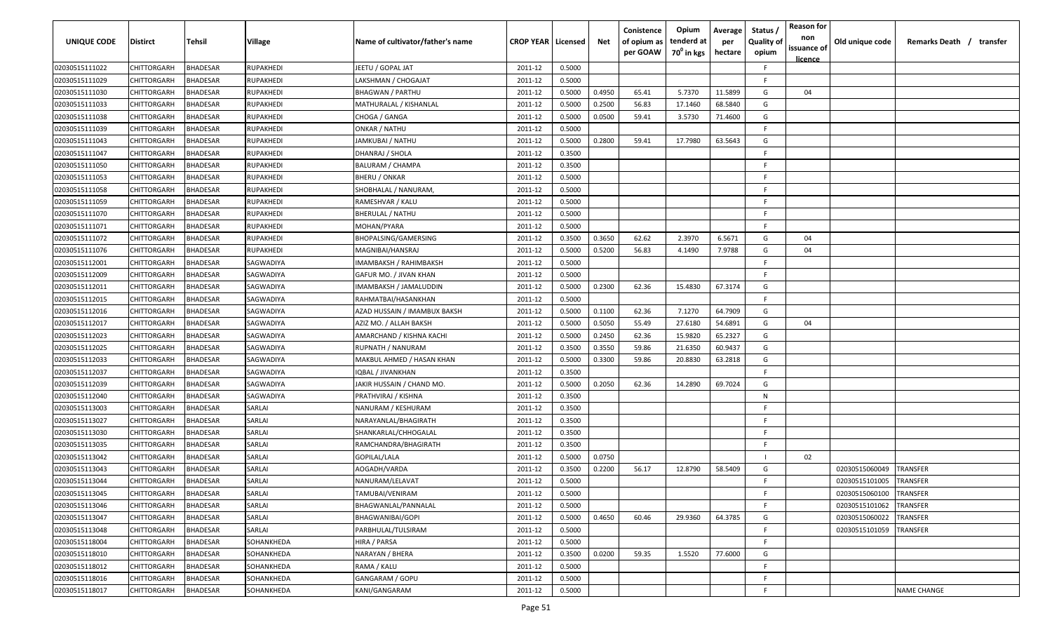| UNIQUE CODE | Distirct | Tehsil | Village | Name of cultivator/father's name | CROP YEAR | Licensed | Net | Conistence of opium as per GOAW | Opium tenderd at 70° in kgs | Average per hectare | Status / Quality of opium | Reason for non issuance of licence | Old unique code | Remarks Death / transfer |
|---|---|---|---|---|---|---|---|---|---|---|---|---|---|---|
| 02030515111022 | CHITTORGARH | BHADESAR | RUPAKHEDI | JEETU / GOPAL JAT | 2011-12 | 0.5000 | | | | | F | | | |
| 02030515111029 | CHITTORGARH | BHADESAR | RUPAKHEDI | LAKSHMAN / CHOGAJAT | 2011-12 | 0.5000 | | | | | F | | | |
| 02030515111030 | CHITTORGARH | BHADESAR | RUPAKHEDI | BHAGWAN / PARTHU | 2011-12 | 0.5000 | 0.4950 | 65.41 | 5.7370 | 11.5899 | G | 04 | | |
| 02030515111033 | CHITTORGARH | BHADESAR | RUPAKHEDI | MATHURALAL / KISHANLAL | 2011-12 | 0.5000 | 0.2500 | 56.83 | 17.1460 | 68.5840 | G | | | |
| 02030515111038 | CHITTORGARH | BHADESAR | RUPAKHEDI | CHOGA / GANGA | 2011-12 | 0.5000 | 0.0500 | 59.41 | 3.5730 | 71.4600 | G | | | |
| 02030515111039 | CHITTORGARH | BHADESAR | RUPAKHEDI | ONKAR / NATHU | 2011-12 | 0.5000 | | | | | F | | | |
| 02030515111043 | CHITTORGARH | BHADESAR | RUPAKHEDI | JAMKUBAI / NATHU | 2011-12 | 0.5000 | 0.2800 | 59.41 | 17.7980 | 63.5643 | G | | | |
| 02030515111047 | CHITTORGARH | BHADESAR | RUPAKHEDI | DHANRAJ / SHOLA | 2011-12 | 0.3500 | | | | | F | | | |
| 02030515111050 | CHITTORGARH | BHADESAR | RUPAKHEDI | BALURAM / CHAMPA | 2011-12 | 0.3500 | | | | | F | | | |
| 02030515111053 | CHITTORGARH | BHADESAR | RUPAKHEDI | BHERU / ONKAR | 2011-12 | 0.5000 | | | | | F | | | |
| 02030515111058 | CHITTORGARH | BHADESAR | RUPAKHEDI | SHOBHALAL / NANURAM, | 2011-12 | 0.5000 | | | | | F | | | |
| 02030515111059 | CHITTORGARH | BHADESAR | RUPAKHEDI | RAMESHVAR / KALU | 2011-12 | 0.5000 | | | | | F | | | |
| 02030515111070 | CHITTORGARH | BHADESAR | RUPAKHEDI | BHERULAL / NATHU | 2011-12 | 0.5000 | | | | | F | | | |
| 02030515111071 | CHITTORGARH | BHADESAR | RUPAKHEDI | MOHAN/PYARA | 2011-12 | 0.5000 | | | | | F | | | |
| 02030515111072 | CHITTORGARH | BHADESAR | RUPAKHEDI | BHOPALSING/GAMERSING | 2011-12 | 0.3500 | 0.3650 | 62.62 | 2.3970 | 6.5671 | G | 04 | | |
| 02030515111076 | CHITTORGARH | BHADESAR | RUPAKHEDI | MAGNIBAI/HANSRAJ | 2011-12 | 0.5000 | 0.5200 | 56.83 | 4.1490 | 7.9788 | G | 04 | | |
| 02030515112001 | CHITTORGARH | BHADESAR | SAGWADIYA | IMAMBAKSH / RAHIMBAKSH | 2011-12 | 0.5000 | | | | | F | | | |
| 02030515112009 | CHITTORGARH | BHADESAR | SAGWADIYA | GAFUR MO. / JIVAN KHAN | 2011-12 | 0.5000 | | | | | F | | | |
| 02030515112011 | CHITTORGARH | BHADESAR | SAGWADIYA | IMAMBAKSH / JAMALUDDIN | 2011-12 | 0.5000 | 0.2300 | 62.36 | 15.4830 | 67.3174 | G | | | |
| 02030515112015 | CHITTORGARH | BHADESAR | SAGWADIYA | RAHMATBAI/HASANKHAN | 2011-12 | 0.5000 | | | | | F | | | |
| 02030515112016 | CHITTORGARH | BHADESAR | SAGWADIYA | AZAD HUSSAIN / IMAMBUX BAKSH | 2011-12 | 0.5000 | 0.1100 | 62.36 | 7.1270 | 64.7909 | G | | | |
| 02030515112017 | CHITTORGARH | BHADESAR | SAGWADIYA | AZIZ MO. / ALLAH BAKSH | 2011-12 | 0.5000 | 0.5050 | 55.49 | 27.6180 | 54.6891 | G | 04 | | |
| 02030515112023 | CHITTORGARH | BHADESAR | SAGWADIYA | AMARCHAND / KISHNA KACHI | 2011-12 | 0.5000 | 0.2450 | 62.36 | 15.9820 | 65.2327 | G | | | |
| 02030515112025 | CHITTORGARH | BHADESAR | SAGWADIYA | RUPNATH / NANURAM | 2011-12 | 0.3500 | 0.3550 | 59.86 | 21.6350 | 60.9437 | G | | | |
| 02030515112033 | CHITTORGARH | BHADESAR | SAGWADIYA | MAKBUL AHMED / HASAN KHAN | 2011-12 | 0.5000 | 0.3300 | 59.86 | 20.8830 | 63.2818 | G | | | |
| 02030515112037 | CHITTORGARH | BHADESAR | SAGWADIYA | IQBAL / JIVANKHAN | 2011-12 | 0.3500 | | | | | F | | | |
| 02030515112039 | CHITTORGARH | BHADESAR | SAGWADIYA | JAKIR HUSSAIN / CHAND MO. | 2011-12 | 0.5000 | 0.2050 | 62.36 | 14.2890 | 69.7024 | G | | | |
| 02030515112040 | CHITTORGARH | BHADESAR | SAGWADIYA | PRATHVIRAJ / KISHNA | 2011-12 | 0.3500 | | | | | N | | | |
| 02030515113003 | CHITTORGARH | BHADESAR | SARLAI | NANURAM / KESHURAM | 2011-12 | 0.3500 | | | | | F | | | |
| 02030515113027 | CHITTORGARH | BHADESAR | SARLAI | NARAYANLAL/BHAGIRATH | 2011-12 | 0.3500 | | | | | F | | | |
| 02030515113030 | CHITTORGARH | BHADESAR | SARLAI | SHANKARLAL/CHHOGALAL | 2011-12 | 0.3500 | | | | | F | | | |
| 02030515113035 | CHITTORGARH | BHADESAR | SARLAI | RAMCHANDRA/BHAGIRATH | 2011-12 | 0.3500 | | | | | F | | | |
| 02030515113042 | CHITTORGARH | BHADESAR | SARLAI | GOPILAL/LALA | 2011-12 | 0.5000 | 0.0750 | | | | I | 02 | | |
| 02030515113043 | CHITTORGARH | BHADESAR | SARLAI | AOGADH/VARDA | 2011-12 | 0.3500 | 0.2200 | 56.17 | 12.8790 | 58.5409 | G | | 02030515060049 | TRANSFER |
| 02030515113044 | CHITTORGARH | BHADESAR | SARLAI | NANURAM/LELAVAT | 2011-12 | 0.5000 | | | | | F | | 02030515101005 | TRANSFER |
| 02030515113045 | CHITTORGARH | BHADESAR | SARLAI | TAMUBAI/VENIRAM | 2011-12 | 0.5000 | | | | | F | | 02030515060100 | TRANSFER |
| 02030515113046 | CHITTORGARH | BHADESAR | SARLAI | BHAGWANLAL/PANNALAL | 2011-12 | 0.5000 | | | | | F | | 02030515101062 | TRANSFER |
| 02030515113047 | CHITTORGARH | BHADESAR | SARLAI | BHAGWANIBAI/GOPI | 2011-12 | 0.5000 | 0.4650 | 60.46 | 29.9360 | 64.3785 | G | | 02030515060022 | TRANSFER |
| 02030515113048 | CHITTORGARH | BHADESAR | SARLAI | PARBHULAL/TULSIRAM | 2011-12 | 0.5000 | | | | | F | | 02030515101059 | TRANSFER |
| 02030515118004 | CHITTORGARH | BHADESAR | SOHANKHEDA | HIRA / PARSA | 2011-12 | 0.5000 | | | | | F | | | |
| 02030515118010 | CHITTORGARH | BHADESAR | SOHANKHEDA | NARAYAN / BHERA | 2011-12 | 0.3500 | 0.0200 | 59.35 | 1.5520 | 77.6000 | G | | | |
| 02030515118012 | CHITTORGARH | BHADESAR | SOHANKHEDA | RAMA / KALU | 2011-12 | 0.5000 | | | | | F | | | |
| 02030515118016 | CHITTORGARH | BHADESAR | SOHANKHEDA | GANGARAM / GOPU | 2011-12 | 0.5000 | | | | | F | | | |
| 02030515118017 | CHITTORGARH | BHADESAR | SOHANKHEDA | KANI/GANGARAM | 2011-12 | 0.5000 | | | | | F | | | NAME CHANGE |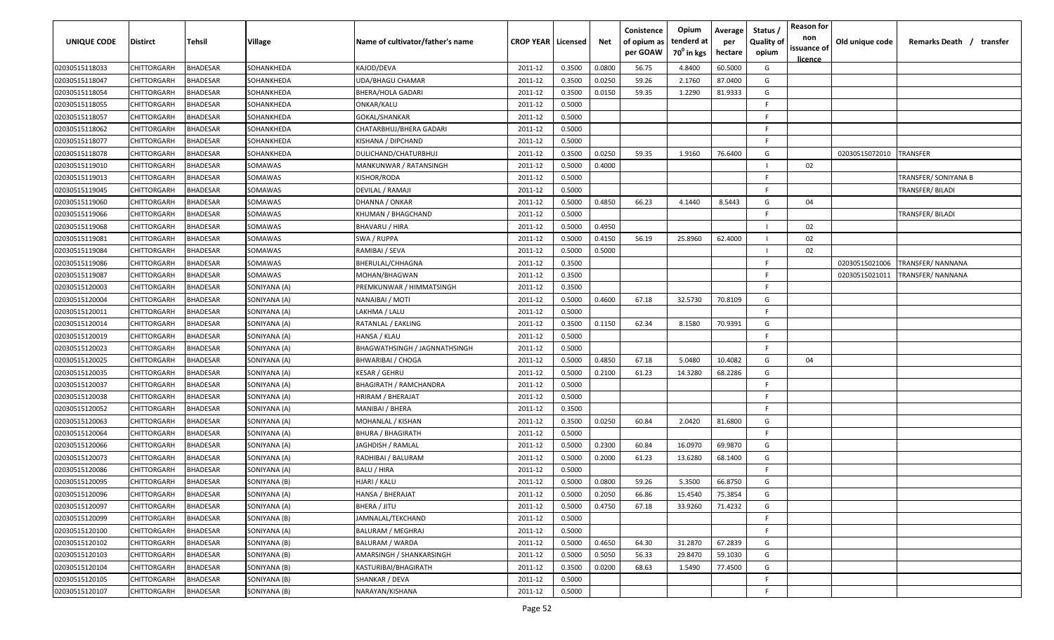| UNIQUE CODE | Distirct | Tehsil | Village | Name of cultivator/father's name | CROP YEAR | Licensed | Net | Conistence of opium as per GOAW | Opium tenderd at 70° in kgs | Average per hectare | Status / Quality of opium | Reason for non issuance of licence | Old unique code | Remarks Death / transfer |
|---|---|---|---|---|---|---|---|---|---|---|---|---|---|---|
| 02030515118033 | CHITTORGARH | BHADESAR | SOHANKHEDA | KAJOD/DEVA | 2011-12 | 0.3500 | 0.0800 | 56.75 | 4.8400 | 60.5000 | G | | | |
| 02030515118047 | CHITTORGARH | BHADESAR | SOHANKHEDA | UDA/BHAGU CHAMAR | 2011-12 | 0.3500 | 0.0250 | 59.26 | 2.1760 | 87.0400 | G | | | |
| 02030515118054 | CHITTORGARH | BHADESAR | SOHANKHEDA | BHERA/HOLA GADARI | 2011-12 | 0.3500 | 0.0150 | 59.35 | 1.2290 | 81.9333 | G | | | |
| 02030515118055 | CHITTORGARH | BHADESAR | SOHANKHEDA | ONKAR/KALU | 2011-12 | 0.5000 | | | | | F | | | |
| 02030515118057 | CHITTORGARH | BHADESAR | SOHANKHEDA | GOKAL/SHANKAR | 2011-12 | 0.5000 | | | | | F | | | |
| 02030515118062 | CHITTORGARH | BHADESAR | SOHANKHEDA | CHATARBHUJ/BHERA GADARI | 2011-12 | 0.5000 | | | | | F | | | |
| 02030515118077 | CHITTORGARH | BHADESAR | SOHANKHEDA | KISHANA / DIPCHAND | 2011-12 | 0.5000 | | | | | F | | | |
| 02030515118078 | CHITTORGARH | BHADESAR | SOHANKHEDA | DULICHAND/CHATURBHUJ | 2011-12 | 0.3500 | 0.0250 | 59.35 | 1.9160 | 76.6400 | G | | 02030515072010 | TRANSFER |
| 02030515119010 | CHITTORGARH | BHADESAR | SOMAWAS | MANKUNWAR / RATANSINGH | 2011-12 | 0.5000 | 0.4000 | | | | I | 02 | | |
| 02030515119013 | CHITTORGARH | BHADESAR | SOMAWAS | KISHOR/RODA | 2011-12 | 0.5000 | | | | | F | | | TRANSFER/ SONIYANA B |
| 02030515119045 | CHITTORGARH | BHADESAR | SOMAWAS | DEVILAL / RAMAJI | 2011-12 | 0.5000 | | | | | F | | | TRANSFER/ BILADI |
| 02030515119060 | CHITTORGARH | BHADESAR | SOMAWAS | DHANNA / ONKAR | 2011-12 | 0.5000 | 0.4850 | 66.23 | 4.1440 | 8.5443 | G | 04 | | |
| 02030515119066 | CHITTORGARH | BHADESAR | SOMAWAS | KHUMAN / BHAGCHAND | 2011-12 | 0.5000 | | | | | F | | | TRANSFER/ BILADI |
| 02030515119068 | CHITTORGARH | BHADESAR | SOMAWAS | BHAVARU / HIRA | 2011-12 | 0.5000 | 0.4950 | | | | I | 02 | | |
| 02030515119081 | CHITTORGARH | BHADESAR | SOMAWAS | SWA / RUPPA | 2011-12 | 0.5000 | 0.4150 | 56.19 | 25.8960 | 62.4000 | I | 02 | | |
| 02030515119084 | CHITTORGARH | BHADESAR | SOMAWAS | RAMIBAI / SEVA | 2011-12 | 0.5000 | 0.5000 | | | | I | 02 | | |
| 02030515119086 | CHITTORGARH | BHADESAR | SOMAWAS | BHERULAL/CHHAGNA | 2011-12 | 0.3500 | | | | | F | | 02030515021006 | TRANSFER/ NANNANA |
| 02030515119087 | CHITTORGARH | BHADESAR | SOMAWAS | MOHAN/BHAGWAN | 2011-12 | 0.3500 | | | | | F | | 02030515021011 | TRANSFER/ NANNANA |
| 02030515120003 | CHITTORGARH | BHADESAR | SONIYANA (A) | PREMKUNWAR / HIMMATSINGH | 2011-12 | 0.3500 | | | | | F | | | |
| 02030515120004 | CHITTORGARH | BHADESAR | SONIYANA (A) | NANAIBAI / MOTI | 2011-12 | 0.5000 | 0.4600 | 67.18 | 32.5730 | 70.8109 | G | | | |
| 02030515120011 | CHITTORGARH | BHADESAR | SONIYANA (A) | LAKHMA / LALU | 2011-12 | 0.5000 | | | | | F | | | |
| 02030515120014 | CHITTORGARH | BHADESAR | SONIYANA (A) | RATANLAL / EAKLING | 2011-12 | 0.3500 | 0.1150 | 62.34 | 8.1580 | 70.9391 | G | | | |
| 02030515120019 | CHITTORGARH | BHADESAR | SONIYANA (A) | HANSA / KLAU | 2011-12 | 0.5000 | | | | | F | | | |
| 02030515120023 | CHITTORGARH | BHADESAR | SONIYANA (A) | BHAGWATHSINGH / JAGNNATHSINGH | 2011-12 | 0.5000 | | | | | F | | | |
| 02030515120025 | CHITTORGARH | BHADESAR | SONIYANA (A) | BHWARIBAI / CHOGA | 2011-12 | 0.5000 | 0.4850 | 67.18 | 5.0480 | 10.4082 | G | 04 | | |
| 02030515120035 | CHITTORGARH | BHADESAR | SONIYANA (A) | KESAR / GEHRU | 2011-12 | 0.5000 | 0.2100 | 61.23 | 14.3280 | 68.2286 | G | | | |
| 02030515120037 | CHITTORGARH | BHADESAR | SONIYANA (A) | BHAGIRATH / RAMCHANDRA | 2011-12 | 0.5000 | | | | | F | | | |
| 02030515120038 | CHITTORGARH | BHADESAR | SONIYANA (A) | HRIRAM / BHERAJAT | 2011-12 | 0.5000 | | | | | F | | | |
| 02030515120052 | CHITTORGARH | BHADESAR | SONIYANA (A) | MANIBAI / BHERA | 2011-12 | 0.3500 | | | | | F | | | |
| 02030515120063 | CHITTORGARH | BHADESAR | SONIYANA (A) | MOHANLAL / KISHAN | 2011-12 | 0.3500 | 0.0250 | 60.84 | 2.0420 | 81.6800 | G | | | |
| 02030515120064 | CHITTORGARH | BHADESAR | SONIYANA (A) | BHURA / BHAGIRATH | 2011-12 | 0.5000 | | | | | F | | | |
| 02030515120066 | CHITTORGARH | BHADESAR | SONIYANA (A) | JAGHDISH / RAMLAL | 2011-12 | 0.5000 | 0.2300 | 60.84 | 16.0970 | 69.9870 | G | | | |
| 02030515120073 | CHITTORGARH | BHADESAR | SONIYANA (A) | RADHIBAI / BALURAM | 2011-12 | 0.5000 | 0.2000 | 61.23 | 13.6280 | 68.1400 | G | | | |
| 02030515120086 | CHITTORGARH | BHADESAR | SONIYANA (A) | BALU / HIRA | 2011-12 | 0.5000 | | | | | F | | | |
| 02030515120095 | CHITTORGARH | BHADESAR | SONIYANA (B) | HJARI / KALU | 2011-12 | 0.5000 | 0.0800 | 59.26 | 5.3500 | 66.8750 | G | | | |
| 02030515120096 | CHITTORGARH | BHADESAR | SONIYANA (A) | HANSA / BHERAJAT | 2011-12 | 0.5000 | 0.2050 | 66.86 | 15.4540 | 75.3854 | G | | | |
| 02030515120097 | CHITTORGARH | BHADESAR | SONIYANA (A) | BHERA / JITU | 2011-12 | 0.5000 | 0.4750 | 67.18 | 33.9260 | 71.4232 | G | | | |
| 02030515120099 | CHITTORGARH | BHADESAR | SONIYANA (B) | JAMNALAL/TEKCHAND | 2011-12 | 0.5000 | | | | | F | | | |
| 02030515120100 | CHITTORGARH | BHADESAR | SONIYANA (A) | BALURAM / MEGHRAJ | 2011-12 | 0.5000 | | | | | F | | | |
| 02030515120102 | CHITTORGARH | BHADESAR | SONIYANA (B) | BALURAM / WARDA | 2011-12 | 0.5000 | 0.4650 | 64.30 | 31.2870 | 67.2839 | G | | | |
| 02030515120103 | CHITTORGARH | BHADESAR | SONIYANA (B) | AMARSINGH / SHANKARSINGH | 2011-12 | 0.5000 | 0.5050 | 56.33 | 29.8470 | 59.1030 | G | | | |
| 02030515120104 | CHITTORGARH | BHADESAR | SONIYANA (B) | KASTURIBAI/BHAGIRATH | 2011-12 | 0.3500 | 0.0200 | 68.63 | 1.5490 | 77.4500 | G | | | |
| 02030515120105 | CHITTORGARH | BHADESAR | SONIYANA (B) | SHANKAR / DEVA | 2011-12 | 0.5000 | | | | | F | | | |
| 02030515120107 | CHITTORGARH | BHADESAR | SONIYANA (B) | NARAYAN/KISHANA | 2011-12 | 0.5000 | | | | | F | | | |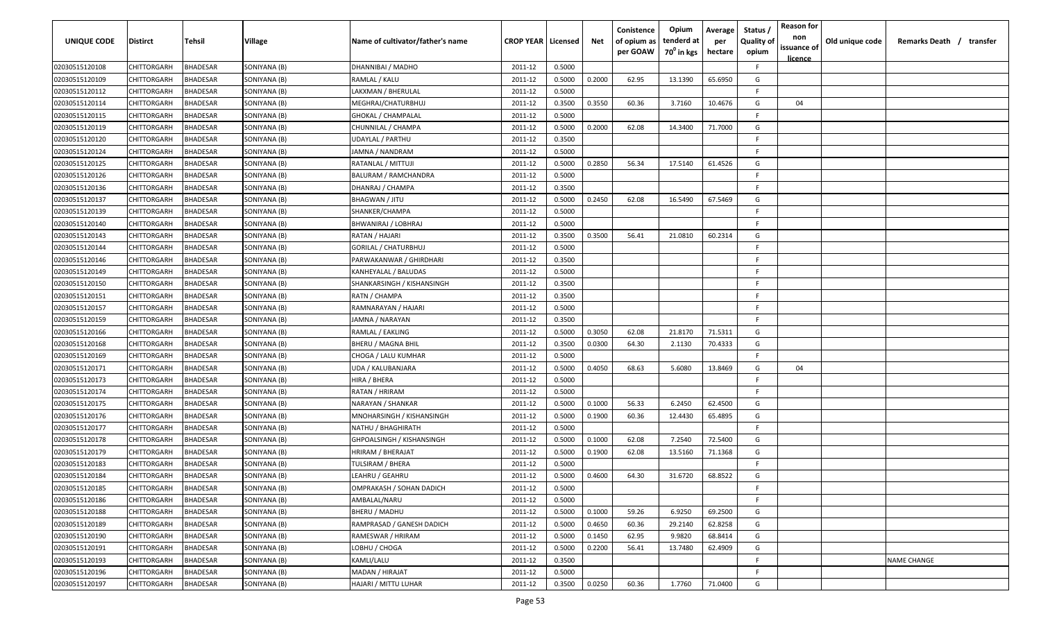| UNIQUE CODE | Distirct | Tehsil | Village | Name of cultivator/father's name | CROP YEAR | Licensed | Net | Conistence of opium as per GOAW | Opium tenderd at 70⁰ in kgs | Average per hectare | Status / Quality of opium | Reason for non issuance of licence | Old unique code | Remarks Death / transfer |
|---|---|---|---|---|---|---|---|---|---|---|---|---|---|---|
| 02030515120108 | CHITTORGARH | BHADESAR | SONIYANA (B) | DHANNIBAI / MADHO | 2011-12 | 0.5000 | | | | | F | | | |
| 02030515120109 | CHITTORGARH | BHADESAR | SONIYANA (B) | RAMLAL / KALU | 2011-12 | 0.5000 | 0.2000 | 62.95 | 13.1390 | 65.6950 | G | | | |
| 02030515120112 | CHITTORGARH | BHADESAR | SONIYANA (B) | LAKXMAN / BHERULAL | 2011-12 | 0.5000 | | | | | F | | | |
| 02030515120114 | CHITTORGARH | BHADESAR | SONIYANA (B) | MEGHRAJ/CHATURBHUJ | 2011-12 | 0.3500 | 0.3550 | 60.36 | 3.7160 | 10.4676 | G | 04 | | |
| 02030515120115 | CHITTORGARH | BHADESAR | SONIYANA (B) | GHOKAL / CHAMPALAL | 2011-12 | 0.5000 | | | | | F | | | |
| 02030515120119 | CHITTORGARH | BHADESAR | SONIYANA (B) | CHUNNILAL / CHAMPA | 2011-12 | 0.5000 | 0.2000 | 62.08 | 14.3400 | 71.7000 | G | | | |
| 02030515120120 | CHITTORGARH | BHADESAR | SONIYANA (B) | UDAYLAL / PARTHU | 2011-12 | 0.3500 | | | | | F | | | |
| 02030515120124 | CHITTORGARH | BHADESAR | SONIYANA (B) | JAMNA / NANDRAM | 2011-12 | 0.5000 | | | | | F | | | |
| 02030515120125 | CHITTORGARH | BHADESAR | SONIYANA (B) | RATANLAL / MITTUJI | 2011-12 | 0.5000 | 0.2850 | 56.34 | 17.5140 | 61.4526 | G | | | |
| 02030515120126 | CHITTORGARH | BHADESAR | SONIYANA (B) | BALURAM / RAMCHANDRA | 2011-12 | 0.5000 | | | | | F | | | |
| 02030515120136 | CHITTORGARH | BHADESAR | SONIYANA (B) | DHANRAJ / CHAMPA | 2011-12 | 0.3500 | | | | | F | | | |
| 02030515120137 | CHITTORGARH | BHADESAR | SONIYANA (B) | BHAGWAN / JITU | 2011-12 | 0.5000 | 0.2450 | 62.08 | 16.5490 | 67.5469 | G | | | |
| 02030515120139 | CHITTORGARH | BHADESAR | SONIYANA (B) | SHANKER/CHAMPA | 2011-12 | 0.5000 | | | | | F | | | |
| 02030515120140 | CHITTORGARH | BHADESAR | SONIYANA (B) | BHWANIRAJ / LOBHRAJ | 2011-12 | 0.5000 | | | | | F | | | |
| 02030515120143 | CHITTORGARH | BHADESAR | SONIYANA (B) | RATAN / HAJARI | 2011-12 | 0.3500 | 0.3500 | 56.41 | 21.0810 | 60.2314 | G | | | |
| 02030515120144 | CHITTORGARH | BHADESAR | SONIYANA (B) | GORILAL / CHATURBHUJ | 2011-12 | 0.5000 | | | | | F | | | |
| 02030515120146 | CHITTORGARH | BHADESAR | SONIYANA (B) | PARWAKANWAR / GHIRDHARI | 2011-12 | 0.3500 | | | | | F | | | |
| 02030515120149 | CHITTORGARH | BHADESAR | SONIYANA (B) | KANHEYALAL / BALUDAS | 2011-12 | 0.5000 | | | | | F | | | |
| 02030515120150 | CHITTORGARH | BHADESAR | SONIYANA (B) | SHANKARSINGH / KISHANSINGH | 2011-12 | 0.3500 | | | | | F | | | |
| 02030515120151 | CHITTORGARH | BHADESAR | SONIYANA (B) | RATN / CHAMPA | 2011-12 | 0.3500 | | | | | F | | | |
| 02030515120157 | CHITTORGARH | BHADESAR | SONIYANA (B) | RAMNARAYAN / HAJARI | 2011-12 | 0.5000 | | | | | F | | | |
| 02030515120159 | CHITTORGARH | BHADESAR | SONIYANA (B) | JAMNA / NARAYAN | 2011-12 | 0.3500 | | | | | F | | | |
| 02030515120166 | CHITTORGARH | BHADESAR | SONIYANA (B) | RAMLAL / EAKLING | 2011-12 | 0.5000 | 0.3050 | 62.08 | 21.8170 | 71.5311 | G | | | |
| 02030515120168 | CHITTORGARH | BHADESAR | SONIYANA (B) | BHERU / MAGNA BHIL | 2011-12 | 0.3500 | 0.0300 | 64.30 | 2.1130 | 70.4333 | G | | | |
| 02030515120169 | CHITTORGARH | BHADESAR | SONIYANA (B) | CHOGA / LALU KUMHAR | 2011-12 | 0.5000 | | | | | F | | | |
| 02030515120171 | CHITTORGARH | BHADESAR | SONIYANA (B) | UDA / KALUBANJARA | 2011-12 | 0.5000 | 0.4050 | 68.63 | 5.6080 | 13.8469 | G | 04 | | |
| 02030515120173 | CHITTORGARH | BHADESAR | SONIYANA (B) | HIRA / BHERA | 2011-12 | 0.5000 | | | | | F | | | |
| 02030515120174 | CHITTORGARH | BHADESAR | SONIYANA (B) | RATAN / HRIRAM | 2011-12 | 0.5000 | | | | | F | | | |
| 02030515120175 | CHITTORGARH | BHADESAR | SONIYANA (B) | NARAYAN / SHANKAR | 2011-12 | 0.5000 | 0.1000 | 56.33 | 6.2450 | 62.4500 | G | | | |
| 02030515120176 | CHITTORGARH | BHADESAR | SONIYANA (B) | MNOHARSINGH / KISHANSINGH | 2011-12 | 0.5000 | 0.1900 | 60.36 | 12.4430 | 65.4895 | G | | | |
| 02030515120177 | CHITTORGARH | BHADESAR | SONIYANA (B) | NATHU / BHAGHIRATH | 2011-12 | 0.5000 | | | | | F | | | |
| 02030515120178 | CHITTORGARH | BHADESAR | SONIYANA (B) | GHPOALSINGH / KISHANSINGH | 2011-12 | 0.5000 | 0.1000 | 62.08 | 7.2540 | 72.5400 | G | | | |
| 02030515120179 | CHITTORGARH | BHADESAR | SONIYANA (B) | HRIRAM / BHERAJAT | 2011-12 | 0.5000 | 0.1900 | 62.08 | 13.5160 | 71.1368 | G | | | |
| 02030515120183 | CHITTORGARH | BHADESAR | SONIYANA (B) | TULSIRAM / BHERA | 2011-12 | 0.5000 | | | | | F | | | |
| 02030515120184 | CHITTORGARH | BHADESAR | SONIYANA (B) | LEAHRU / GEAHRU | 2011-12 | 0.5000 | 0.4600 | 64.30 | 31.6720 | 68.8522 | G | | | |
| 02030515120185 | CHITTORGARH | BHADESAR | SONIYANA (B) | OMPRAKASH / SOHAN DADICH | 2011-12 | 0.5000 | | | | | F | | | |
| 02030515120186 | CHITTORGARH | BHADESAR | SONIYANA (B) | AMBALAL/NARU | 2011-12 | 0.5000 | | | | | F | | | |
| 02030515120188 | CHITTORGARH | BHADESAR | SONIYANA (B) | BHERU / MADHU | 2011-12 | 0.5000 | 0.1000 | 59.26 | 6.9250 | 69.2500 | G | | | |
| 02030515120189 | CHITTORGARH | BHADESAR | SONIYANA (B) | RAMPRASAD / GANESH DADICH | 2011-12 | 0.5000 | 0.4650 | 60.36 | 29.2140 | 62.8258 | G | | | |
| 02030515120190 | CHITTORGARH | BHADESAR | SONIYANA (B) | RAMESWAR / HRIRAM | 2011-12 | 0.5000 | 0.1450 | 62.95 | 9.9820 | 68.8414 | G | | | |
| 02030515120191 | CHITTORGARH | BHADESAR | SONIYANA (B) | LOBHU / CHOGA | 2011-12 | 0.5000 | 0.2200 | 56.41 | 13.7480 | 62.4909 | G | | | |
| 02030515120193 | CHITTORGARH | BHADESAR | SONIYANA (B) | KAMLI/LALU | 2011-12 | 0.3500 | | | | | F | | | NAME CHANGE |
| 02030515120196 | CHITTORGARH | BHADESAR | SONIYANA (B) | MADAN / HIRAJAT | 2011-12 | 0.5000 | | | | | F | | | |
| 02030515120197 | CHITTORGARH | BHADESAR | SONIYANA (B) | HAJARI / MITTU LUHAR | 2011-12 | 0.3500 | 0.0250 | 60.36 | 1.7760 | 71.0400 | G | | | |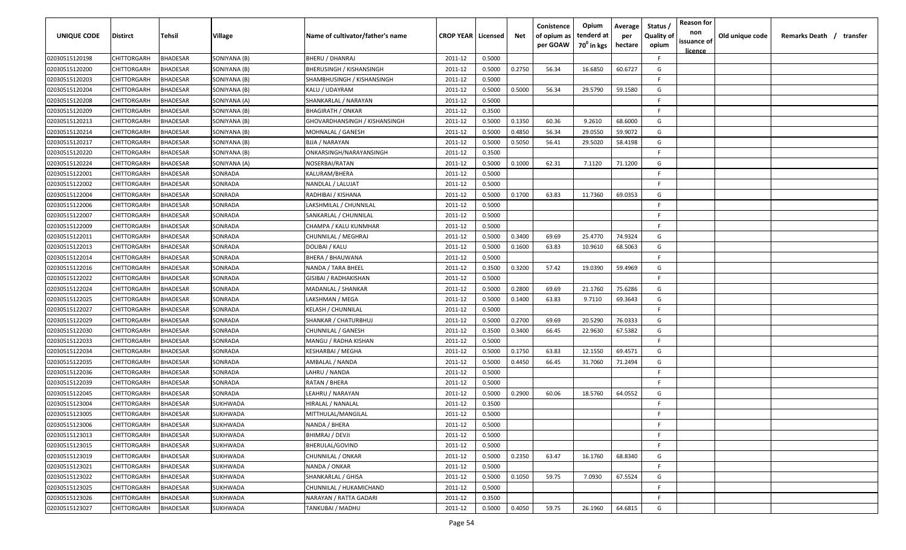| UNIQUE CODE | Distirct | Tehsil | Village | Name of cultivator/father's name | CROP YEAR | Licensed | Net | Conistence of opium as per GOAW | Opium tenderd at 70° in kgs | Average per hectare | Status / Quality of opium | Reason for non issuance of licence | Old unique code | Remarks Death / transfer |
|---|---|---|---|---|---|---|---|---|---|---|---|---|---|---|
| 02030515120198 | CHITTORGARH | BHADESAR | SONIYANA (B) | BHERU / DHANRAJ | 2011-12 | 0.5000 | | | | | F | | | |
| 02030515120200 | CHITTORGARH | BHADESAR | SONIYANA (B) | BHERUSINGH / KISHANSINGH | 2011-12 | 0.5000 | 0.2750 | 56.34 | 16.6850 | 60.6727 | G | | | |
| 02030515120203 | CHITTORGARH | BHADESAR | SONIYANA (B) | SHAMBHUSINGH / KISHANSINGH | 2011-12 | 0.5000 | | | | | F | | | |
| 02030515120204 | CHITTORGARH | BHADESAR | SONIYANA (B) | KALU / UDAYRAM | 2011-12 | 0.5000 | 0.5000 | 56.34 | 29.5790 | 59.1580 | G | | | |
| 02030515120208 | CHITTORGARH | BHADESAR | SONIYANA (A) | SHANKARLAL / NARAYAN | 2011-12 | 0.5000 | | | | | F | | | |
| 02030515120209 | CHITTORGARH | BHADESAR | SONIYANA (B) | BHAGIRATH / ONKAR | 2011-12 | 0.3500 | | | | | F | | | |
| 02030515120213 | CHITTORGARH | BHADESAR | SONIYANA (B) | GHOVARDHANSINGH / KISHANSINGH | 2011-12 | 0.5000 | 0.1350 | 60.36 | 9.2610 | 68.6000 | G | | | |
| 02030515120214 | CHITTORGARH | BHADESAR | SONIYANA (B) | MOHNALAL / GANESH | 2011-12 | 0.5000 | 0.4850 | 56.34 | 29.0550 | 59.9072 | G | | | |
| 02030515120217 | CHITTORGARH | BHADESAR | SONIYANA (B) | BJJA / NARAYAN | 2011-12 | 0.5000 | 0.5050 | 56.41 | 29.5020 | 58.4198 | G | | | |
| 02030515120220 | CHITTORGARH | BHADESAR | SONIYANA (B) | ONKARSINGH/NARAYANSINGH | 2011-12 | 0.3500 | | | | | F | | | |
| 02030515120224 | CHITTORGARH | BHADESAR | SONIYANA (A) | NOSERBAI/RATAN | 2011-12 | 0.5000 | 0.1000 | 62.31 | 7.1120 | 71.1200 | G | | | |
| 02030515122001 | CHITTORGARH | BHADESAR | SONRADA | KALURAM/BHERA | 2011-12 | 0.5000 | | | | | F | | | |
| 02030515122002 | CHITTORGARH | BHADESAR | SONRADA | NANDLAL / LALUJAT | 2011-12 | 0.5000 | | | | | F | | | |
| 02030515122004 | CHITTORGARH | BHADESAR | SONRADA | RADHIBAI / KISHANA | 2011-12 | 0.5000 | 0.1700 | 63.83 | 11.7360 | 69.0353 | G | | | |
| 02030515122006 | CHITTORGARH | BHADESAR | SONRADA | LAKSHMILAL / CHUNNILAL | 2011-12 | 0.5000 | | | | | F | | | |
| 02030515122007 | CHITTORGARH | BHADESAR | SONRADA | SANKARLAL / CHUNNILAL | 2011-12 | 0.5000 | | | | | F | | | |
| 02030515122009 | CHITTORGARH | BHADESAR | SONRADA | CHAMPA / KALU KUNMHAR | 2011-12 | 0.5000 | | | | | F | | | |
| 02030515122011 | CHITTORGARH | BHADESAR | SONRADA | CHUNNILAL / MEGHRAJ | 2011-12 | 0.5000 | 0.3400 | 69.69 | 25.4770 | 74.9324 | G | | | |
| 02030515122013 | CHITTORGARH | BHADESAR | SONRADA | DOLIBAI / KALU | 2011-12 | 0.5000 | 0.1600 | 63.83 | 10.9610 | 68.5063 | G | | | |
| 02030515122014 | CHITTORGARH | BHADESAR | SONRADA | BHERA / BHAUWANA | 2011-12 | 0.5000 | | | | | F | | | |
| 02030515122016 | CHITTORGARH | BHADESAR | SONRADA | NANDA / TARA BHEEL | 2011-12 | 0.3500 | 0.3200 | 57.42 | 19.0390 | 59.4969 | G | | | |
| 02030515122022 | CHITTORGARH | BHADESAR | SONRADA | GISIBAI / RADHAKISHAN | 2011-12 | 0.5000 | | | | | F | | | |
| 02030515122024 | CHITTORGARH | BHADESAR | SONRADA | MADANLAL / SHANKAR | 2011-12 | 0.5000 | 0.2800 | 69.69 | 21.1760 | 75.6286 | G | | | |
| 02030515122025 | CHITTORGARH | BHADESAR | SONRADA | LAKSHMAN / MEGA | 2011-12 | 0.5000 | 0.1400 | 63.83 | 9.7110 | 69.3643 | G | | | |
| 02030515122027 | CHITTORGARH | BHADESAR | SONRADA | KELASH / CHUNNILAL | 2011-12 | 0.5000 | | | | | F | | | |
| 02030515122029 | CHITTORGARH | BHADESAR | SONRADA | SHANKAR / CHATURBHUJ | 2011-12 | 0.5000 | 0.2700 | 69.69 | 20.5290 | 76.0333 | G | | | |
| 02030515122030 | CHITTORGARH | BHADESAR | SONRADA | CHUNNILAL / GANESH | 2011-12 | 0.3500 | 0.3400 | 66.45 | 22.9630 | 67.5382 | G | | | |
| 02030515122033 | CHITTORGARH | BHADESAR | SONRADA | MANGU / RADHA KISHAN | 2011-12 | 0.5000 | | | | | F | | | |
| 02030515122034 | CHITTORGARH | BHADESAR | SONRADA | KESHARBAI / MEGHA | 2011-12 | 0.5000 | 0.1750 | 63.83 | 12.1550 | 69.4571 | G | | | |
| 02030515122035 | CHITTORGARH | BHADESAR | SONRADA | AMBALAL / NANDA | 2011-12 | 0.5000 | 0.4450 | 66.45 | 31.7060 | 71.2494 | G | | | |
| 02030515122036 | CHITTORGARH | BHADESAR | SONRADA | LAHRU / NANDA | 2011-12 | 0.5000 | | | | | F | | | |
| 02030515122039 | CHITTORGARH | BHADESAR | SONRADA | RATAN / BHERA | 2011-12 | 0.5000 | | | | | F | | | |
| 02030515122045 | CHITTORGARH | BHADESAR | SONRADA | LEAHRU / NARAYAN | 2011-12 | 0.5000 | 0.2900 | 60.06 | 18.5760 | 64.0552 | G | | | |
| 02030515123004 | CHITTORGARH | BHADESAR | SUKHWADA | HIRALAL / NANALAL | 2011-12 | 0.3500 | | | | | F | | | |
| 02030515123005 | CHITTORGARH | BHADESAR | SUKHWADA | MITTHULAL/MANGILAL | 2011-12 | 0.5000 | | | | | F | | | |
| 02030515123006 | CHITTORGARH | BHADESAR | SUKHWADA | NANDA / BHERA | 2011-12 | 0.5000 | | | | | F | | | |
| 02030515123013 | CHITTORGARH | BHADESAR | SUKHWADA | BHIMRAJ / DEVJI | 2011-12 | 0.5000 | | | | | F | | | |
| 02030515123015 | CHITTORGARH | BHADESAR | SUKHWADA | BHERULAL/GOVIND | 2011-12 | 0.5000 | | | | | F | | | |
| 02030515123019 | CHITTORGARH | BHADESAR | SUKHWADA | CHUNNILAL / ONKAR | 2011-12 | 0.5000 | 0.2350 | 63.47 | 16.1760 | 68.8340 | G | | | |
| 02030515123021 | CHITTORGARH | BHADESAR | SUKHWADA | NANDA / ONKAR | 2011-12 | 0.5000 | | | | | F | | | |
| 02030515123022 | CHITTORGARH | BHADESAR | SUKHWADA | SHANKARLAL / GHISA | 2011-12 | 0.5000 | 0.1050 | 59.75 | 7.0930 | 67.5524 | G | | | |
| 02030515123025 | CHITTORGARH | BHADESAR | SUKHWADA | CHUNNILAL / HUKAMICHAND | 2011-12 | 0.5000 | | | | | F | | | |
| 02030515123026 | CHITTORGARH | BHADESAR | SUKHWADA | NARAYAN / RATTA GADARI | 2011-12 | 0.3500 | | | | | F | | | |
| 02030515123027 | CHITTORGARH | BHADESAR | SUKHWADA | TANKUBAI / MADHU | 2011-12 | 0.5000 | 0.4050 | 59.75 | 26.1960 | 64.6815 | G | | | |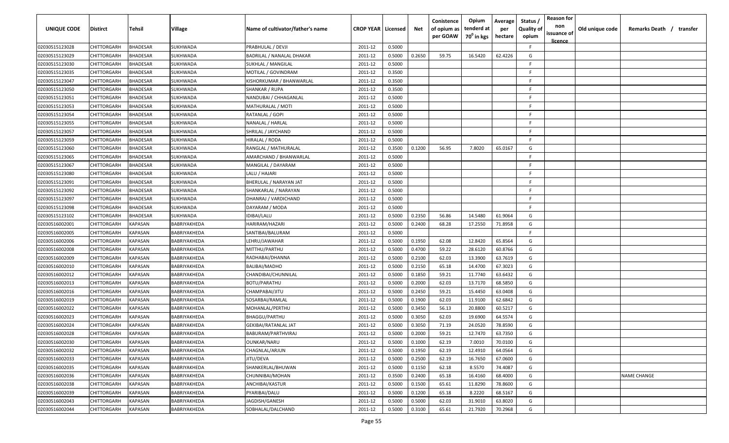| UNIQUE CODE | Distirct | Tehsil | Village | Name of cultivator/father's name | CROP YEAR | Licensed | Net | Conistence of opium as per GOAW | Opium tenderd at 70° in kgs | Average per hectare | Status / Quality of opium | Reason for non issuance of licence | Old unique code | Remarks Death / transfer |
|---|---|---|---|---|---|---|---|---|---|---|---|---|---|---|
| 02030515123028 | CHITTORGARH | BHADESAR | SUKHWADA | PRABHULAL / DEVJI | 2011-12 | 0.5000 | | | | | F | | | |
| 02030515123029 | CHITTORGARH | BHADESAR | SUKHWADA | BADRILAL / NANALAL DHAKAR | 2011-12 | 0.5000 | 0.2650 | 59.75 | 16.5420 | 62.4226 | G | | | |
| 02030515123030 | CHITTORGARH | BHADESAR | SUKHWADA | SUKHLAL / MANGILAL | 2011-12 | 0.5000 | | | | | F | | | |
| 02030515123035 | CHITTORGARH | BHADESAR | SUKHWADA | MOTILAL / GOVINDRAM | 2011-12 | 0.3500 | | | | | F | | | |
| 02030515123047 | CHITTORGARH | BHADESAR | SUKHWADA | KISHORKUMAR / BHANWARLAL | 2011-12 | 0.3500 | | | | | F | | | |
| 02030515123050 | CHITTORGARH | BHADESAR | SUKHWADA | SHANKAR / RUPA | 2011-12 | 0.3500 | | | | | F | | | |
| 02030515123051 | CHITTORGARH | BHADESAR | SUKHWADA | NANDUBAI / CHHAGANLAL | 2011-12 | 0.5000 | | | | | F | | | |
| 02030515123053 | CHITTORGARH | BHADESAR | SUKHWADA | MATHURALAL / MOTI | 2011-12 | 0.5000 | | | | | F | | | |
| 02030515123054 | CHITTORGARH | BHADESAR | SUKHWADA | RATANLAL / GOPI | 2011-12 | 0.5000 | | | | | F | | | |
| 02030515123055 | CHITTORGARH | BHADESAR | SUKHWADA | NANALAL / HARLAL | 2011-12 | 0.5000 | | | | | F | | | |
| 02030515123057 | CHITTORGARH | BHADESAR | SUKHWADA | SHRILAL / JAYCHAND | 2011-12 | 0.5000 | | | | | F | | | |
| 02030515123059 | CHITTORGARH | BHADESAR | SUKHWADA | HIRALAL / RODA | 2011-12 | 0.5000 | | | | | F | | | |
| 02030515123060 | CHITTORGARH | BHADESAR | SUKHWADA | RANGLAL / MATHURALAL | 2011-12 | 0.3500 | 0.1200 | 56.95 | 7.8020 | 65.0167 | G | | | |
| 02030515123065 | CHITTORGARH | BHADESAR | SUKHWADA | AMARCHAND / BHANWARLAL | 2011-12 | 0.5000 | | | | | F | | | |
| 02030515123067 | CHITTORGARH | BHADESAR | SUKHWADA | MANGILAL / DAYARAM | 2011-12 | 0.5000 | | | | | F | | | |
| 02030515123080 | CHITTORGARH | BHADESAR | SUKHWADA | LALU / HAJARI | 2011-12 | 0.5000 | | | | | F | | | |
| 02030515123091 | CHITTORGARH | BHADESAR | SUKHWADA | BHERULAL / NARAYAN JAT | 2011-12 | 0.5000 | | | | | F | | | |
| 02030515123092 | CHITTORGARH | BHADESAR | SUKHWADA | SHANKARLAL / NARAYAN | 2011-12 | 0.5000 | | | | | F | | | |
| 02030515123097 | CHITTORGARH | BHADESAR | SUKHWADA | DHANRAJ / VARDICHAND | 2011-12 | 0.5000 | | | | | F | | | |
| 02030515123098 | CHITTORGARH | BHADESAR | SUKHWADA | DAYARAM / MODA | 2011-12 | 0.5000 | | | | | F | | | |
| 02030515123102 | CHITTORGARH | BHADESAR | SUKHWADA | IDIBAI/LALU | 2011-12 | 0.5000 | 0.2350 | 56.86 | 14.5480 | 61.9064 | G | | | |
| 02030516002001 | CHITTORGARH | KAPASAN | BABRIYAKHEDA | HARIRAM/HAZARI | 2011-12 | 0.5000 | 0.2400 | 68.28 | 17.2550 | 71.8958 | G | | | |
| 02030516002005 | CHITTORGARH | KAPASAN | BABRIYAKHEDA | SANTIBAI/BALURAM | 2011-12 | 0.5000 | | | | | F | | | |
| 02030516002006 | CHITTORGARH | KAPASAN | BABRIYAKHEDA | LEHRU/JAWAHAR | 2011-12 | 0.5000 | 0.1950 | 62.08 | 12.8420 | 65.8564 | G | | | |
| 02030516002008 | CHITTORGARH | KAPASAN | BABRIYAKHEDA | MITTHU/PARTHU | 2011-12 | 0.5000 | 0.4700 | 59.22 | 28.6120 | 60.8766 | G | | | |
| 02030516002009 | CHITTORGARH | KAPASAN | BABRIYAKHEDA | RADHABAI/DHANNA | 2011-12 | 0.5000 | 0.2100 | 62.03 | 13.3900 | 63.7619 | G | | | |
| 02030516002010 | CHITTORGARH | KAPASAN | BABRIYAKHEDA | BALIBAI/MADHO | 2011-12 | 0.5000 | 0.2150 | 65.18 | 14.4700 | 67.3023 | G | | | |
| 02030516002012 | CHITTORGARH | KAPASAN | BABRIYAKHEDA | CHANDIBAI/CHUNNILAL | 2011-12 | 0.5000 | 0.1850 | 59.21 | 11.7740 | 63.6432 | G | | | |
| 02030516002013 | CHITTORGARH | KAPASAN | BABRIYAKHEDA | BOTU/PARATHU | 2011-12 | 0.5000 | 0.2000 | 62.03 | 13.7170 | 68.5850 | G | | | |
| 02030516002016 | CHITTORGARH | KAPASAN | BABRIYAKHEDA | CHAMPABAI/JITU | 2011-12 | 0.5000 | 0.2450 | 59.21 | 15.4450 | 63.0408 | G | | | |
| 02030516002019 | CHITTORGARH | KAPASAN | BABRIYAKHEDA | SOSARBAI/RAMLAL | 2011-12 | 0.5000 | 0.1900 | 62.03 | 11.9100 | 62.6842 | G | | | |
| 02030516002022 | CHITTORGARH | KAPASAN | BABRIYAKHEDA | MOHANLAL/PERTHU | 2011-12 | 0.5000 | 0.3450 | 56.13 | 20.8800 | 60.5217 | G | | | |
| 02030516002023 | CHITTORGARH | KAPASAN | BABRIYAKHEDA | BHAGGU/PARTHU | 2011-12 | 0.5000 | 0.3050 | 62.03 | 19.6900 | 64.5574 | G | | | |
| 02030516002024 | CHITTORGARH | KAPASAN | BABRIYAKHEDA | GEKIBAI/RATANLAL JAT | 2011-12 | 0.5000 | 0.3050 | 71.19 | 24.0520 | 78.8590 | G | | | |
| 02030516002028 | CHITTORGARH | KAPASAN | BABRIYAKHEDA | BABURAM/PARTHVIRAJ | 2011-12 | 0.5000 | 0.2000 | 59.21 | 12.7470 | 63.7350 | G | | | |
| 02030516002030 | CHITTORGARH | KAPASAN | BABRIYAKHEDA | OUNKAR/NARU | 2011-12 | 0.5000 | 0.1000 | 62.19 | 7.0010 | 70.0100 | G | | | |
| 02030516002032 | CHITTORGARH | KAPASAN | BABRIYAKHEDA | CHAGNLAL/ARJUN | 2011-12 | 0.5000 | 0.1950 | 62.19 | 12.4910 | 64.0564 | G | | | |
| 02030516002033 | CHITTORGARH | KAPASAN | BABRIYAKHEDA | JITU/DEVA | 2011-12 | 0.5000 | 0.2500 | 62.19 | 16.7650 | 67.0600 | G | | | |
| 02030516002035 | CHITTORGARH | KAPASAN | BABRIYAKHEDA | SHANKERLAL/BHUWAN | 2011-12 | 0.5000 | 0.1150 | 62.18 | 8.5570 | 74.4087 | G | | | |
| 02030516002036 | CHITTORGARH | KAPASAN | BABRIYAKHEDA | CHUNNIBAI/MOHAN | 2011-12 | 0.3500 | 0.2400 | 65.18 | 16.4160 | 68.4000 | G | | | NAME CHANGE |
| 02030516002038 | CHITTORGARH | KAPASAN | BABRIYAKHEDA | ANCHIBAI/KASTUR | 2011-12 | 0.5000 | 0.1500 | 65.61 | 11.8290 | 78.8600 | G | | | |
| 02030516002039 | CHITTORGARH | KAPASAN | BABRIYAKHEDA | PYARIBAI/DALU | 2011-12 | 0.5000 | 0.1200 | 65.18 | 8.2220 | 68.5167 | G | | | |
| 02030516002043 | CHITTORGARH | KAPASAN | BABRIYAKHEDA | JAGDISH/GANESH | 2011-12 | 0.5000 | 0.5000 | 62.03 | 31.9010 | 63.8020 | G | | | |
| 02030516002044 | CHITTORGARH | KAPASAN | BABRIYAKHEDA | SOBHALAL/DALCHAND | 2011-12 | 0.5000 | 0.3100 | 65.61 | 21.7920 | 70.2968 | G | | | |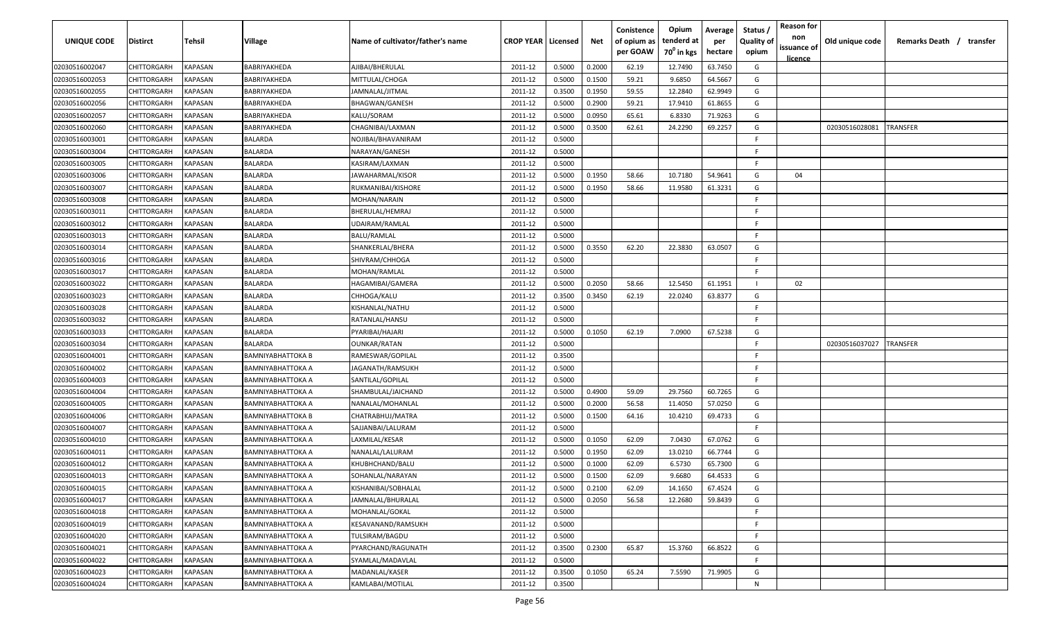| UNIQUE CODE | Distirct | Tehsil | Village | Name of cultivator/father's name | CROP YEAR | Licensed | Net | Conistence of opium as per GOAW | Opium tenderd at $70^0$ in kgs | Average per hectare | Status / Quality of opium | Reason for non issuance of licence | Old unique code | Remarks Death / transfer |
|---|---|---|---|---|---|---|---|---|---|---|---|---|---|---|
| 02030516002047 | CHITTORGARH | KAPASAN | BABRIYAKHEDA | AJIBAI/BHERULAL | 2011-12 | 0.5000 | 0.2000 | 62.19 | 12.7490 | 63.7450 | G | | | |
| 02030516002053 | CHITTORGARH | KAPASAN | BABRIYAKHEDA | MITTULAL/CHOGA | 2011-12 | 0.5000 | 0.1500 | 59.21 | 9.6850 | 64.5667 | G | | | |
| 02030516002055 | CHITTORGARH | KAPASAN | BABRIYAKHEDA | JAMNALAL/JITMAL | 2011-12 | 0.3500 | 0.1950 | 59.55 | 12.2840 | 62.9949 | G | | | |
| 02030516002056 | CHITTORGARH | KAPASAN | BABRIYAKHEDA | BHAGWAN/GANESH | 2011-12 | 0.5000 | 0.2900 | 59.21 | 17.9410 | 61.8655 | G | | | |
| 02030516002057 | CHITTORGARH | KAPASAN | BABRIYAKHEDA | KALU/SORAM | 2011-12 | 0.5000 | 0.0950 | 65.61 | 6.8330 | 71.9263 | G | | | |
| 02030516002060 | CHITTORGARH | KAPASAN | BABRIYAKHEDA | CHAGNIBAI/LAXMAN | 2011-12 | 0.5000 | 0.3500 | 62.61 | 24.2290 | 69.2257 | G | | 02030516028081 | TRANSFER |
| 02030516003001 | CHITTORGARH | KAPASAN | BALARDA | NOJIBAI/BHAVANIRAM | 2011-12 | 0.5000 | | | | | F | | | |
| 02030516003004 | CHITTORGARH | KAPASAN | BALARDA | NARAYAN/GANESH | 2011-12 | 0.5000 | | | | | F | | | |
| 02030516003005 | CHITTORGARH | KAPASAN | BALARDA | KASIRAM/LAXMAN | 2011-12 | 0.5000 | | | | | F | | | |
| 02030516003006 | CHITTORGARH | KAPASAN | BALARDA | JAWAHARMAL/KISOR | 2011-12 | 0.5000 | 0.1950 | 58.66 | 10.7180 | 54.9641 | G | 04 | | |
| 02030516003007 | CHITTORGARH | KAPASAN | BALARDA | RUKMANIBAI/KISHORE | 2011-12 | 0.5000 | 0.1950 | 58.66 | 11.9580 | 61.3231 | G | | | |
| 02030516003008 | CHITTORGARH | KAPASAN | BALARDA | MOHAN/NARAIN | 2011-12 | 0.5000 | | | | | F | | | |
| 02030516003011 | CHITTORGARH | KAPASAN | BALARDA | BHERULAL/HEMRAJ | 2011-12 | 0.5000 | | | | | F | | | |
| 02030516003012 | CHITTORGARH | KAPASAN | BALARDA | UDAIRAM/RAMLAL | 2011-12 | 0.5000 | | | | | F | | | |
| 02030516003013 | CHITTORGARH | KAPASAN | BALARDA | BALU/RAMLAL | 2011-12 | 0.5000 | | | | | F | | | |
| 02030516003014 | CHITTORGARH | KAPASAN | BALARDA | SHANKERLAL/BHERA | 2011-12 | 0.5000 | 0.3550 | 62.20 | 22.3830 | 63.0507 | G | | | |
| 02030516003016 | CHITTORGARH | KAPASAN | BALARDA | SHIVRAM/CHHOGA | 2011-12 | 0.5000 | | | | | F | | | |
| 02030516003017 | CHITTORGARH | KAPASAN | BALARDA | MOHAN/RAMLAL | 2011-12 | 0.5000 | | | | | F | | | |
| 02030516003022 | CHITTORGARH | KAPASAN | BALARDA | HAGAMIBAI/GAMERA | 2011-12 | 0.5000 | 0.2050 | 58.66 | 12.5450 | 61.1951 | I | 02 | | |
| 02030516003023 | CHITTORGARH | KAPASAN | BALARDA | CHHOGA/KALU | 2011-12 | 0.3500 | 0.3450 | 62.19 | 22.0240 | 63.8377 | G | | | |
| 02030516003028 | CHITTORGARH | KAPASAN | BALARDA | KISHANLAL/NATHU | 2011-12 | 0.5000 | | | | | F | | | |
| 02030516003032 | CHITTORGARH | KAPASAN | BALARDA | RATANLAL/HANSU | 2011-12 | 0.5000 | | | | | F | | | |
| 02030516003033 | CHITTORGARH | KAPASAN | BALARDA | PYARIBAI/HAJARI | 2011-12 | 0.5000 | 0.1050 | 62.19 | 7.0900 | 67.5238 | G | | | |
| 02030516003034 | CHITTORGARH | KAPASAN | BALARDA | OUNKAR/RATAN | 2011-12 | 0.5000 | | | | | F | | 02030516037027 | TRANSFER |
| 02030516004001 | CHITTORGARH | KAPASAN | BAMNIYABHATTOKA B | RAMESWAR/GOPILAL | 2011-12 | 0.3500 | | | | | F | | | |
| 02030516004002 | CHITTORGARH | KAPASAN | BAMNIYABHATTOKA A | JAGANATH/RAMSUKH | 2011-12 | 0.5000 | | | | | F | | | |
| 02030516004003 | CHITTORGARH | KAPASAN | BAMNIYABHATTOKA A | SANTILAL/GOPILAL | 2011-12 | 0.5000 | | | | | F | | | |
| 02030516004004 | CHITTORGARH | KAPASAN | BAMNIYABHATTOKA A | SHAMBULAL/JAICHAND | 2011-12 | 0.5000 | 0.4900 | 59.09 | 29.7560 | 60.7265 | G | | | |
| 02030516004005 | CHITTORGARH | KAPASAN | BAMNIYABHATTOKA A | NANALAL/MOHANLAL | 2011-12 | 0.5000 | 0.2000 | 56.58 | 11.4050 | 57.0250 | G | | | |
| 02030516004006 | CHITTORGARH | KAPASAN | BAMNIYABHATTOKA B | CHATRABHUJ/MATRA | 2011-12 | 0.5000 | 0.1500 | 64.16 | 10.4210 | 69.4733 | G | | | |
| 02030516004007 | CHITTORGARH | KAPASAN | BAMNIYABHATTOKA A | SAJJANBAI/LALURAM | 2011-12 | 0.5000 | | | | | F | | | |
| 02030516004010 | CHITTORGARH | KAPASAN | BAMNIYABHATTOKA A | LAXMILAL/KESAR | 2011-12 | 0.5000 | 0.1050 | 62.09 | 7.0430 | 67.0762 | G | | | |
| 02030516004011 | CHITTORGARH | KAPASAN | BAMNIYABHATTOKA A | NANALAL/LALURAM | 2011-12 | 0.5000 | 0.1950 | 62.09 | 13.0210 | 66.7744 | G | | | |
| 02030516004012 | CHITTORGARH | KAPASAN | BAMNIYABHATTOKA A | KHUBHCHAND/BALU | 2011-12 | 0.5000 | 0.1000 | 62.09 | 6.5730 | 65.7300 | G | | | |
| 02030516004013 | CHITTORGARH | KAPASAN | BAMNIYABHATTOKA A | SOHANLAL/NARAYAN | 2011-12 | 0.5000 | 0.1500 | 62.09 | 9.6680 | 64.4533 | G | | | |
| 02030516004015 | CHITTORGARH | KAPASAN | BAMNIYABHATTOKA A | KISHANIBAI/SOBHALAL | 2011-12 | 0.5000 | 0.2100 | 62.09 | 14.1650 | 67.4524 | G | | | |
| 02030516004017 | CHITTORGARH | KAPASAN | BAMNIYABHATTOKA A | JAMNALAL/BHURALAL | 2011-12 | 0.5000 | 0.2050 | 56.58 | 12.2680 | 59.8439 | G | | | |
| 02030516004018 | CHITTORGARH | KAPASAN | BAMNIYABHATTOKA A | MOHANLAL/GOKAL | 2011-12 | 0.5000 | | | | | F | | | |
| 02030516004019 | CHITTORGARH | KAPASAN | BAMNIYABHATTOKA A | KESAVANAND/RAMSUKH | 2011-12 | 0.5000 | | | | | F | | | |
| 02030516004020 | CHITTORGARH | KAPASAN | BAMNIYABHATTOKA A | TULSIRAM/BAGDU | 2011-12 | 0.5000 | | | | | F | | | |
| 02030516004021 | CHITTORGARH | KAPASAN | BAMNIYABHATTOKA A | PYARCHAND/RAGUNATH | 2011-12 | 0.3500 | 0.2300 | 65.87 | 15.3760 | 66.8522 | G | | | |
| 02030516004022 | CHITTORGARH | KAPASAN | BAMNIYABHATTOKA A | SYAMLAL/MADAVLAL | 2011-12 | 0.5000 | | | | | F | | | |
| 02030516004023 | CHITTORGARH | KAPASAN | BAMNIYABHATTOKA A | MADANLAL/KASER | 2011-12 | 0.3500 | 0.1050 | 65.24 | 7.5590 | 71.9905 | G | | | |
| 02030516004024 | CHITTORGARH | KAPASAN | BAMNIYABHATTOKA A | KAMLABAI/MOTILAL | 2011-12 | 0.3500 | | | | | N | | | |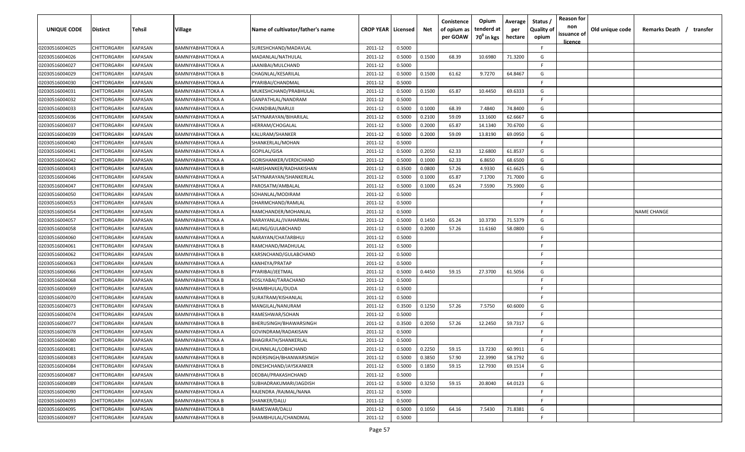| UNIQUE CODE | Distirct | Tehsil | Village | Name of cultivator/father's name | CROP YEAR | Licensed | Net | Conistence of opium as per GOAW | Opium tenderd at 70° in kgs | Average per hectare | Status / Quality of opium | Reason for non issuance of licence | Old unique code | Remarks Death / transfer |
|---|---|---|---|---|---|---|---|---|---|---|---|---|---|---|
| 02030516004025 | CHITTORGARH | KAPASAN | BAMNIYABHATTOKA A | SURESHCHAND/MADAVLAL | 2011-12 | 0.5000 | | | | | F | | | |
| 02030516004026 | CHITTORGARH | KAPASAN | BAMNIYABHATTOKA A | MADANLAL/NATHULAL | 2011-12 | 0.5000 | 0.1500 | 68.39 | 10.6980 | 71.3200 | G | | | |
| 02030516004027 | CHITTORGARH | KAPASAN | BAMNIYABHATTOKA A | JAANIBAI/MULCHAND | 2011-12 | 0.5000 | | | | | F | | | |
| 02030516004029 | CHITTORGARH | KAPASAN | BAMNIYABHATTOKA B | CHAGNLAL/KESARILAL | 2011-12 | 0.5000 | 0.1500 | 61.62 | 9.7270 | 64.8467 | G | | | |
| 02030516004030 | CHITTORGARH | KAPASAN | BAMNIYABHATTOKA A | PYARIBAI/CHANDMAL | 2011-12 | 0.5000 | | | | | F | | | |
| 02030516004031 | CHITTORGARH | KAPASAN | BAMNIYABHATTOKA A | MUKESHCHAND/PRABHULAL | 2011-12 | 0.5000 | 0.1500 | 65.87 | 10.4450 | 69.6333 | G | | | |
| 02030516004032 | CHITTORGARH | KAPASAN | BAMNIYABHATTOKA A | GANPATHLAL/NANDRAM | 2011-12 | 0.5000 | | | | | F | | | |
| 02030516004033 | CHITTORGARH | KAPASAN | BAMNIYABHATTOKA A | CHANDIBAI/NARUJI | 2011-12 | 0.5000 | 0.1000 | 68.39 | 7.4840 | 74.8400 | G | | | |
| 02030516004036 | CHITTORGARH | KAPASAN | BAMNIYABHATTOKA A | SATYNARAYAN/BIHARILAL | 2011-12 | 0.5000 | 0.2100 | 59.09 | 13.1600 | 62.6667 | G | | | |
| 02030516004037 | CHITTORGARH | KAPASAN | BAMNIYABHATTOKA A | HERRAM/CHOGALAL | 2011-12 | 0.5000 | 0.2000 | 65.87 | 14.1340 | 70.6700 | G | | | |
| 02030516004039 | CHITTORGARH | KAPASAN | BAMNIYABHATTOKA A | KALURAM/SHANKER | 2011-12 | 0.5000 | 0.2000 | 59.09 | 13.8190 | 69.0950 | G | | | |
| 02030516004040 | CHITTORGARH | KAPASAN | BAMNIYABHATTOKA A | SHANKERLAL/MOHAN | 2011-12 | 0.5000 | | | | | F | | | |
| 02030516004041 | CHITTORGARH | KAPASAN | BAMNIYABHATTOKA A | GOPILAL/GISA | 2011-12 | 0.5000 | 0.2050 | 62.33 | 12.6800 | 61.8537 | G | | | |
| 02030516004042 | CHITTORGARH | KAPASAN | BAMNIYABHATTOKA A | GORISHANKER/VERDICHAND | 2011-12 | 0.5000 | 0.1000 | 62.33 | 6.8650 | 68.6500 | G | | | |
| 02030516004043 | CHITTORGARH | KAPASAN | BAMNIYABHATTOKA B | HARISHANKER/RADHAKISHAN | 2011-12 | 0.3500 | 0.0800 | 57.26 | 4.9330 | 61.6625 | G | | | |
| 02030516004046 | CHITTORGARH | KAPASAN | BAMNIYABHATTOKA A | SATYNARAYAN/SHANKERLAL | 2011-12 | 0.5000 | 0.1000 | 65.87 | 7.1700 | 71.7000 | G | | | |
| 02030516004047 | CHITTORGARH | KAPASAN | BAMNIYABHATTOKA A | PAROSATM/AMBALAL | 2011-12 | 0.5000 | 0.1000 | 65.24 | 7.5590 | 75.5900 | G | | | |
| 02030516004050 | CHITTORGARH | KAPASAN | BAMNIYABHATTOKA A | SOHANLAL/MODIRAM | 2011-12 | 0.5000 | | | | | F | | | |
| 02030516004053 | CHITTORGARH | KAPASAN | BAMNIYABHATTOKA A | DHARMCHAND/RAMLAL | 2011-12 | 0.5000 | | | | | F | | | |
| 02030516004054 | CHITTORGARH | KAPASAN | BAMNIYABHATTOKA A | RAMCHANDER/MOHANLAL | 2011-12 | 0.5000 | | | | | F | | | NAME CHANGE |
| 02030516004057 | CHITTORGARH | KAPASAN | BAMNIYABHATTOKA A | NARAYANLAL/JVAHARMAL | 2011-12 | 0.5000 | 0.1450 | 65.24 | 10.3730 | 71.5379 | G | | | |
| 02030516004058 | CHITTORGARH | KAPASAN | BAMNIYABHATTOKA B | AKLING/GULABCHAND | 2011-12 | 0.5000 | 0.2000 | 57.26 | 11.6160 | 58.0800 | G | | | |
| 02030516004060 | CHITTORGARH | KAPASAN | BAMNIYABHATTOKA A | NARAYAN/CHATARBHUJ | 2011-12 | 0.5000 | | | | | F | | | |
| 02030516004061 | CHITTORGARH | KAPASAN | BAMNIYABHATTOKA B | RAMCHAND/MADHULAL | 2011-12 | 0.5000 | | | | | F | | | |
| 02030516004062 | CHITTORGARH | KAPASAN | BAMNIYABHATTOKA B | KARSNCHAND/GULABCHAND | 2011-12 | 0.5000 | | | | | F | | | |
| 02030516004063 | CHITTORGARH | KAPASAN | BAMNIYABHATTOKA A | KANHEYA/PRATAP | 2011-12 | 0.5000 | | | | | F | | | |
| 02030516004066 | CHITTORGARH | KAPASAN | BAMNIYABHATTOKA B | PYARIBAI/JEETMAL | 2011-12 | 0.5000 | 0.4450 | 59.15 | 27.3700 | 61.5056 | G | | | |
| 02030516004068 | CHITTORGARH | KAPASAN | BAMNIYABHATTOKA B | KOSLYABAI/TARACHAND | 2011-12 | 0.5000 | | | | | F | | | |
| 02030516004069 | CHITTORGARH | KAPASAN | BAMNIYABHATTOKA B | SHAMBHULAL/DUDA | 2011-12 | 0.5000 | | | | | F | | | |
| 02030516004070 | CHITTORGARH | KAPASAN | BAMNIYABHATTOKA B | SURATRAM/KISHANLAL | 2011-12 | 0.5000 | | | | | F | | | |
| 02030516004073 | CHITTORGARH | KAPASAN | BAMNIYABHATTOKA B | MANGILAL/NANURAM | 2011-12 | 0.3500 | 0.1250 | 57.26 | 7.5750 | 60.6000 | G | | | |
| 02030516004074 | CHITTORGARH | KAPASAN | BAMNIYABHATTOKA B | RAMESHWAR/SOHAN | 2011-12 | 0.5000 | | | | | F | | | |
| 02030516004077 | CHITTORGARH | KAPASAN | BAMNIYABHATTOKA B | BHERUSINGH/BHAWARSINGH | 2011-12 | 0.3500 | 0.2050 | 57.26 | 12.2450 | 59.7317 | G | | | |
| 02030516004078 | CHITTORGARH | KAPASAN | BAMNIYABHATTOKA A | GOVINDRAM/RADAKISAN | 2011-12 | 0.5000 | | | | | F | | | |
| 02030516004080 | CHITTORGARH | KAPASAN | BAMNIYABHATTOKA A | BHAGIRATH/SHANKERLAL | 2011-12 | 0.5000 | | | | | F | | | |
| 02030516004081 | CHITTORGARH | KAPASAN | BAMNIYABHATTOKA B | CHUNNILAL/LOBHCHAND | 2011-12 | 0.5000 | 0.2250 | 59.15 | 13.7230 | 60.9911 | G | | | |
| 02030516004083 | CHITTORGARH | KAPASAN | BAMNIYABHATTOKA B | INDERSINGH/BHANWARSINGH | 2011-12 | 0.5000 | 0.3850 | 57.90 | 22.3990 | 58.1792 | G | | | |
| 02030516004084 | CHITTORGARH | KAPASAN | BAMNIYABHATTOKA B | DINESHCHAND/JAYSKANKER | 2011-12 | 0.5000 | 0.1850 | 59.15 | 12.7930 | 69.1514 | G | | | |
| 02030516004087 | CHITTORGARH | KAPASAN | BAMNIYABHATTOKA B | DEOBAI/PRAKASHCHAND | 2011-12 | 0.5000 | | | | | F | | | |
| 02030516004089 | CHITTORGARH | KAPASAN | BAMNIYABHATTOKA B | SUBHADRAKUMARI/JAGDISH | 2011-12 | 0.5000 | 0.3250 | 59.15 | 20.8040 | 64.0123 | G | | | |
| 02030516004090 | CHITTORGARH | KAPASAN | BAMNIYABHATTOKA A | RAJENDRA /RAJMAL/NANA | 2011-12 | 0.5000 | | | | | F | | | |
| 02030516004093 | CHITTORGARH | KAPASAN | BAMNIYABHATTOKA B | SHANKER/DALU | 2011-12 | 0.5000 | | | | | F | | | |
| 02030516004095 | CHITTORGARH | KAPASAN | BAMNIYABHATTOKA B | RAMESWAR/DALU | 2011-12 | 0.5000 | 0.1050 | 64.16 | 7.5430 | 71.8381 | G | | | |
| 02030516004097 | CHITTORGARH | KAPASAN | BAMNIYABHATTOKA B | SHAMBHULAL/CHANDMAL | 2011-12 | 0.5000 | | | | | F | | | |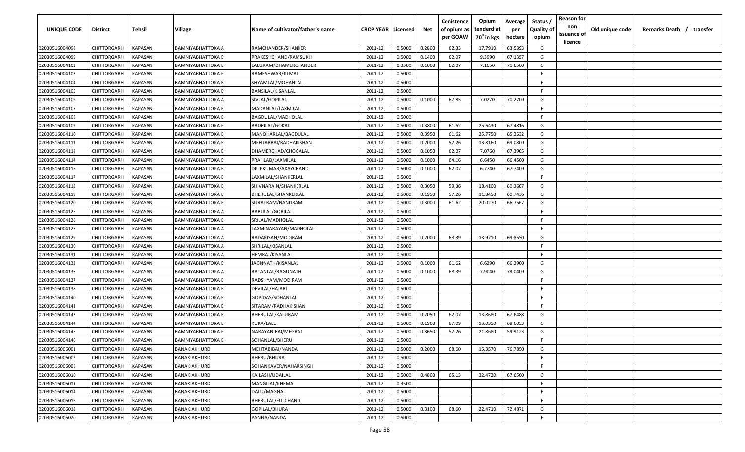| UNIQUE CODE | Distirct | Tehsil | Village | Name of cultivator/father's name | CROP YEAR | Licensed | Net | Conistence of opium as per GOAW | Opium tenderd at 70° in kgs | Average per hectare | Status / Quality of opium | Reason for non issuance of licence | Old unique code | Remarks Death / transfer |
|---|---|---|---|---|---|---|---|---|---|---|---|---|---|---|
| 02030516004098 | CHITTORGARH | KAPASAN | BAMNIYABHATTOKA A | RAMCHANDER/SHANKER | 2011-12 | 0.5000 | 0.2800 | 62.33 | 17.7910 | 63.5393 | G | | | |
| 02030516004099 | CHITTORGARH | KAPASAN | BAMNIYABHATTOKA B | PRAKESHCHAND/RAMSUKH | 2011-12 | 0.5000 | 0.1400 | 62.07 | 9.3990 | 67.1357 | G | | | |
| 02030516004102 | CHITTORGARH | KAPASAN | BAMNIYABHATTOKA B | LALURAM/DHAMERCHANDER | 2011-12 | 0.3500 | 0.1000 | 62.07 | 7.1650 | 71.6500 | G | | | |
| 02030516004103 | CHITTORGARH | KAPASAN | BAMNIYABHATTOKA B | RAMESHWAR/JITMAL | 2011-12 | 0.5000 | | | | | F | | | |
| 02030516004104 | CHITTORGARH | KAPASAN | BAMNIYABHATTOKA B | SHYAMLAL/MOHANLAL | 2011-12 | 0.5000 | | | | | F | | | |
| 02030516004105 | CHITTORGARH | KAPASAN | BAMNIYABHATTOKA B | BANSILAL/KISANLAL | 2011-12 | 0.5000 | | | | | F | | | |
| 02030516004106 | CHITTORGARH | KAPASAN | BAMNIYABHATTOKA A | SIVLAL/GOPILAL | 2011-12 | 0.5000 | 0.1000 | 67.85 | 7.0270 | 70.2700 | G | | | |
| 02030516004107 | CHITTORGARH | KAPASAN | BAMNIYABHATTOKA B | MADANLAL/LAXMILAL | 2011-12 | 0.5000 | | | | | F | | | |
| 02030516004108 | CHITTORGARH | KAPASAN | BAMNIYABHATTOKA B | BAGDULAL/MADHOLAL | 2011-12 | 0.5000 | | | | | F | | | |
| 02030516004109 | CHITTORGARH | KAPASAN | BAMNIYABHATTOKA B | BADRILAL/GOKAL | 2011-12 | 0.5000 | 0.3800 | 61.62 | 25.6430 | 67.4816 | G | | | |
| 02030516004110 | CHITTORGARH | KAPASAN | BAMNIYABHATTOKA B | MANOHARLAL/BAGDULAL | 2011-12 | 0.5000 | 0.3950 | 61.62 | 25.7750 | 65.2532 | G | | | |
| 02030516004111 | CHITTORGARH | KAPASAN | BAMNIYABHATTOKA B | MEHTABBAI/RADHAKISHAN | 2011-12 | 0.5000 | 0.2000 | 57.26 | 13.8160 | 69.0800 | G | | | |
| 02030516004112 | CHITTORGARH | KAPASAN | BAMNIYABHATTOKA B | DHAMERCHAD/CHOGALAL | 2011-12 | 0.5000 | 0.1050 | 62.07 | 7.0760 | 67.3905 | G | | | |
| 02030516004114 | CHITTORGARH | KAPASAN | BAMNIYABHATTOKA B | PRAHLAD/LAXMILAL | 2011-12 | 0.5000 | 0.1000 | 64.16 | 6.6450 | 66.4500 | G | | | |
| 02030516004116 | CHITTORGARH | KAPASAN | BAMNIYABHATTOKA B | DILIPKUMAR/AXAYCHAND | 2011-12 | 0.5000 | 0.1000 | 62.07 | 6.7740 | 67.7400 | G | | | |
| 02030516004117 | CHITTORGARH | KAPASAN | BAMNIYABHATTOKA B | LAXMILAL/SHANKERLAL | 2011-12 | 0.5000 | | | | | F | | | |
| 02030516004118 | CHITTORGARH | KAPASAN | BAMNIYABHATTOKA B | SHIVNARAIN/SHANKERLAL | 2011-12 | 0.5000 | 0.3050 | 59.36 | 18.4100 | 60.3607 | G | | | |
| 02030516004119 | CHITTORGARH | KAPASAN | BAMNIYABHATTOKA B | BHERULAL/SHANKERLAL | 2011-12 | 0.5000 | 0.1950 | 57.26 | 11.8450 | 60.7436 | G | | | |
| 02030516004120 | CHITTORGARH | KAPASAN | BAMNIYABHATTOKA B | SURATRAM/NANDRAM | 2011-12 | 0.5000 | 0.3000 | 61.62 | 20.0270 | 66.7567 | G | | | |
| 02030516004125 | CHITTORGARH | KAPASAN | BAMNIYABHATTOKA A | BABULAL/GORILAL | 2011-12 | 0.5000 | | | | | F | | | |
| 02030516004126 | CHITTORGARH | KAPASAN | BAMNIYABHATTOKA B | SRILAL/MADHOLAL | 2011-12 | 0.5000 | | | | | F | | | |
| 02030516004127 | CHITTORGARH | KAPASAN | BAMNIYABHATTOKA A | LAXMINARAYAN/MADHOLAL | 2011-12 | 0.5000 | | | | | F | | | |
| 02030516004129 | CHITTORGARH | KAPASAN | BAMNIYABHATTOKA A | RADAKISAN/MODIRAM | 2011-12 | 0.5000 | 0.2000 | 68.39 | 13.9710 | 69.8550 | G | | | |
| 02030516004130 | CHITTORGARH | KAPASAN | BAMNIYABHATTOKA A | SHRILAL/KISANLAL | 2011-12 | 0.5000 | | | | | F | | | |
| 02030516004131 | CHITTORGARH | KAPASAN | BAMNIYABHATTOKA A | HEMRAJ/KISANLAL | 2011-12 | 0.5000 | | | | | F | | | |
| 02030516004132 | CHITTORGARH | KAPASAN | BAMNIYABHATTOKA B | JAGNNATH/KISANLAL | 2011-12 | 0.5000 | 0.1000 | 61.62 | 6.6290 | 66.2900 | G | | | |
| 02030516004135 | CHITTORGARH | KAPASAN | BAMNIYABHATTOKA A | RATANLAL/RAGUNATH | 2011-12 | 0.5000 | 0.1000 | 68.39 | 7.9040 | 79.0400 | G | | | |
| 02030516004137 | CHITTORGARH | KAPASAN | BAMNIYABHATTOKA B | RADSHYAM/MODIRAM | 2011-12 | 0.5000 | | | | | F | | | |
| 02030516004138 | CHITTORGARH | KAPASAN | BAMNIYABHATTOKA B | DEVILAL/HAJARI | 2011-12 | 0.5000 | | | | | F | | | |
| 02030516004140 | CHITTORGARH | KAPASAN | BAMNIYABHATTOKA B | GOPIDAS/SOHANLAL | 2011-12 | 0.5000 | | | | | F | | | |
| 02030516004141 | CHITTORGARH | KAPASAN | BAMNIYABHATTOKA B | SITARAM/RADHAKISHAN | 2011-12 | 0.5000 | | | | | F | | | |
| 02030516004143 | CHITTORGARH | KAPASAN | BAMNIYABHATTOKA B | BHERULAL/KALURAM | 2011-12 | 0.5000 | 0.2050 | 62.07 | 13.8680 | 67.6488 | G | | | |
| 02030516004144 | CHITTORGARH | KAPASAN | BAMNIYABHATTOKA B | KUKA/LALU | 2011-12 | 0.5000 | 0.1900 | 67.09 | 13.0350 | 68.6053 | G | | | |
| 02030516004145 | CHITTORGARH | KAPASAN | BAMNIYABHATTOKA B | NARAYANIBAI/MEGRAJ | 2011-12 | 0.5000 | 0.3650 | 57.26 | 21.8680 | 59.9123 | G | | | |
| 02030516004146 | CHITTORGARH | KAPASAN | BAMNIYABHATTOKA B | SOHANLAL/BHERU | 2011-12 | 0.5000 | | | | | F | | | |
| 02030516006001 | CHITTORGARH | KAPASAN | BANAKIAKHURD | MEHTABIBAI/NANDA | 2011-12 | 0.5000 | 0.2000 | 68.60 | 15.3570 | 76.7850 | G | | | |
| 02030516006002 | CHITTORGARH | KAPASAN | BANAKIAKHURD | BHERU/BHURA | 2011-12 | 0.5000 | | | | | F | | | |
| 02030516006008 | CHITTORGARH | KAPASAN | BANAKIAKHURD | SOHANKAVER/NAHARSINGH | 2011-12 | 0.5000 | | | | | F | | | |
| 02030516006010 | CHITTORGARH | KAPASAN | BANAKIAKHURD | KAILASH/UDAILAL | 2011-12 | 0.5000 | 0.4800 | 65.13 | 32.4720 | 67.6500 | G | | | |
| 02030516006011 | CHITTORGARH | KAPASAN | BANAKIAKHURD | MANGILAL/KHEMA | 2011-12 | 0.3500 | | | | | F | | | |
| 02030516006014 | CHITTORGARH | KAPASAN | BANAKIAKHURD | DALU/MAGNA | 2011-12 | 0.5000 | | | | | F | | | |
| 02030516006016 | CHITTORGARH | KAPASAN | BANAKIAKHURD | BHERULAL/FULCHAND | 2011-12 | 0.5000 | | | | | F | | | |
| 02030516006018 | CHITTORGARH | KAPASAN | BANAKIAKHURD | GOPILAL/BHURA | 2011-12 | 0.5000 | 0.3100 | 68.60 | 22.4710 | 72.4871 | G | | | |
| 02030516006020 | CHITTORGARH | KAPASAN | BANAKIAKHURD | PANNA/NANDA | 2011-12 | 0.5000 | | | | | F | | | |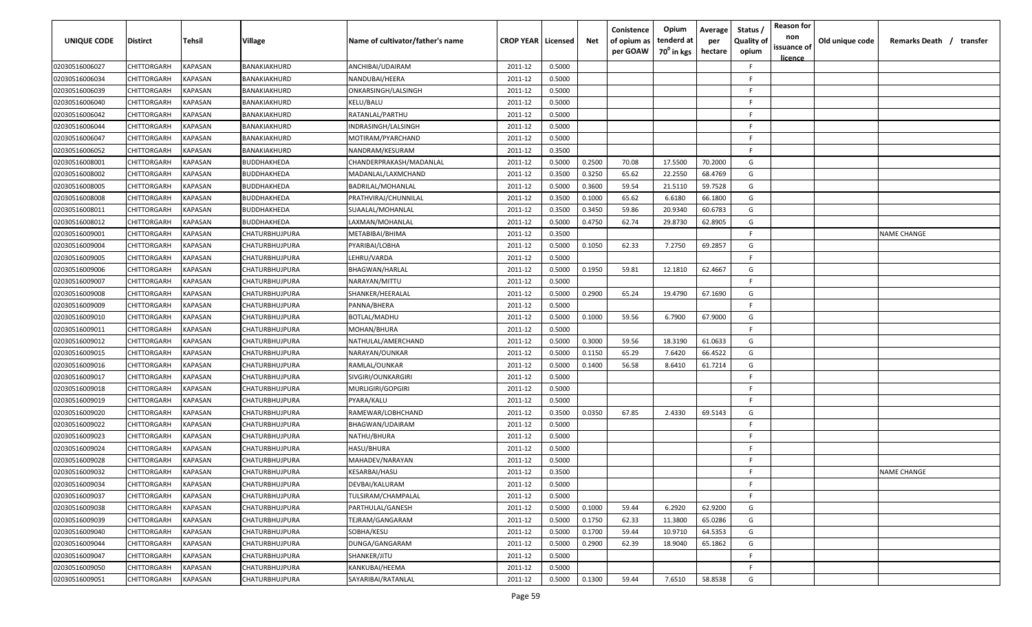| UNIQUE CODE | Distirct | Tehsil | Village | Name of cultivator/father's name | CROP YEAR | Licensed | Net | Conistence of opium as per GOAW | Opium tenderd at 70⁰ in kgs | Average per hectare | Status / Quality of opium | Reason for non issuance of licence | Old unique code | Remarks Death / transfer |
|---|---|---|---|---|---|---|---|---|---|---|---|---|---|---|
| 02030516006027 | CHITTORGARH | KAPASAN | BANAKIAKHURD | ANCHIBAI/UDAIRAM | 2011-12 | 0.5000 | | | | | F | | | |
| 02030516006034 | CHITTORGARH | KAPASAN | BANAKIAKHURD | NANDUBAI/HEERA | 2011-12 | 0.5000 | | | | | F | | | |
| 02030516006039 | CHITTORGARH | KAPASAN | BANAKIAKHURD | ONKARSINGH/LALSINGH | 2011-12 | 0.5000 | | | | | F | | | |
| 02030516006040 | CHITTORGARH | KAPASAN | BANAKIAKHURD | KELU/BALU | 2011-12 | 0.5000 | | | | | F | | | |
| 02030516006042 | CHITTORGARH | KAPASAN | BANAKIAKHURD | RATANLAL/PARTHU | 2011-12 | 0.5000 | | | | | F | | | |
| 02030516006044 | CHITTORGARH | KAPASAN | BANAKIAKHURD | INDRASINGH/LALSINGH | 2011-12 | 0.5000 | | | | | F | | | |
| 02030516006047 | CHITTORGARH | KAPASAN | BANAKIAKHURD | MOTIRAM/PYARCHAND | 2011-12 | 0.5000 | | | | | F | | | |
| 02030516006052 | CHITTORGARH | KAPASAN | BANAKIAKHURD | NANDRAM/KESURAM | 2011-12 | 0.3500 | | | | | F | | | |
| 02030516008001 | CHITTORGARH | KAPASAN | BUDDHAKHEDA | CHANDERPRAKASH/MADANLAL | 2011-12 | 0.5000 | 0.2500 | 70.08 | 17.5500 | 70.2000 | G | | | |
| 02030516008002 | CHITTORGARH | KAPASAN | BUDDHAKHEDA | MADANLAL/LAXMCHAND | 2011-12 | 0.3500 | 0.3250 | 65.62 | 22.2550 | 68.4769 | G | | | |
| 02030516008005 | CHITTORGARH | KAPASAN | BUDDHAKHEDA | BADRILAL/MOHANLAL | 2011-12 | 0.5000 | 0.3600 | 59.54 | 21.5110 | 59.7528 | G | | | |
| 02030516008008 | CHITTORGARH | KAPASAN | BUDDHAKHEDA | PRATHVIRAJ/CHUNNILAL | 2011-12 | 0.3500 | 0.1000 | 65.62 | 6.6180 | 66.1800 | G | | | |
| 02030516008011 | CHITTORGARH | KAPASAN | BUDDHAKHEDA | SUAALAL/MOHANLAL | 2011-12 | 0.3500 | 0.3450 | 59.86 | 20.9340 | 60.6783 | G | | | |
| 02030516008012 | CHITTORGARH | KAPASAN | BUDDHAKHEDA | LAXMAN/MOHANLAL | 2011-12 | 0.5000 | 0.4750 | 62.74 | 29.8730 | 62.8905 | G | | | |
| 02030516009001 | CHITTORGARH | KAPASAN | CHATURBHUJPURA | METABIBAI/BHIMA | 2011-12 | 0.3500 | | | | | F | | | NAME CHANGE |
| 02030516009004 | CHITTORGARH | KAPASAN | CHATURBHUJPURA | PYARIBAI/LOBHA | 2011-12 | 0.5000 | 0.1050 | 62.33 | 7.2750 | 69.2857 | G | | | |
| 02030516009005 | CHITTORGARH | KAPASAN | CHATURBHUJPURA | LEHRU/VARDA | 2011-12 | 0.5000 | | | | | F | | | |
| 02030516009006 | CHITTORGARH | KAPASAN | CHATURBHUJPURA | BHAGWAN/HARLAL | 2011-12 | 0.5000 | 0.1950 | 59.81 | 12.1810 | 62.4667 | G | | | |
| 02030516009007 | CHITTORGARH | KAPASAN | CHATURBHUJPURA | NARAYAN/MITTU | 2011-12 | 0.5000 | | | | | F | | | |
| 02030516009008 | CHITTORGARH | KAPASAN | CHATURBHUJPURA | SHANKER/HEERALAL | 2011-12 | 0.5000 | 0.2900 | 65.24 | 19.4790 | 67.1690 | G | | | |
| 02030516009009 | CHITTORGARH | KAPASAN | CHATURBHUJPURA | PANNA/BHERA | 2011-12 | 0.5000 | | | | | F | | | |
| 02030516009010 | CHITTORGARH | KAPASAN | CHATURBHUJPURA | BOTLAL/MADHU | 2011-12 | 0.5000 | 0.1000 | 59.56 | 6.7900 | 67.9000 | G | | | |
| 02030516009011 | CHITTORGARH | KAPASAN | CHATURBHUJPURA | MOHAN/BHURA | 2011-12 | 0.5000 | | | | | F | | | |
| 02030516009012 | CHITTORGARH | KAPASAN | CHATURBHUJPURA | NATHULAL/AMERCHAND | 2011-12 | 0.5000 | 0.3000 | 59.56 | 18.3190 | 61.0633 | G | | | |
| 02030516009015 | CHITTORGARH | KAPASAN | CHATURBHUJPURA | NARAYAN/OUNKAR | 2011-12 | 0.5000 | 0.1150 | 65.29 | 7.6420 | 66.4522 | G | | | |
| 02030516009016 | CHITTORGARH | KAPASAN | CHATURBHUJPURA | RAMLAL/OUNKAR | 2011-12 | 0.5000 | 0.1400 | 56.58 | 8.6410 | 61.7214 | G | | | |
| 02030516009017 | CHITTORGARH | KAPASAN | CHATURBHUJPURA | SIVGIRI/OUNKARGIRI | 2011-12 | 0.5000 | | | | | F | | | |
| 02030516009018 | CHITTORGARH | KAPASAN | CHATURBHUJPURA | MURLIGIRI/GOPGIRI | 2011-12 | 0.5000 | | | | | F | | | |
| 02030516009019 | CHITTORGARH | KAPASAN | CHATURBHUJPURA | PYARA/KALU | 2011-12 | 0.5000 | | | | | F | | | |
| 02030516009020 | CHITTORGARH | KAPASAN | CHATURBHUJPURA | RAMEWAR/LOBHCHAND | 2011-12 | 0.3500 | 0.0350 | 67.85 | 2.4330 | 69.5143 | G | | | |
| 02030516009022 | CHITTORGARH | KAPASAN | CHATURBHUJPURA | BHAGWAN/UDAIRAM | 2011-12 | 0.5000 | | | | | F | | | |
| 02030516009023 | CHITTORGARH | KAPASAN | CHATURBHUJPURA | NATHU/BHURA | 2011-12 | 0.5000 | | | | | F | | | |
| 02030516009024 | CHITTORGARH | KAPASAN | CHATURBHUJPURA | HASU/BHURA | 2011-12 | 0.5000 | | | | | F | | | |
| 02030516009028 | CHITTORGARH | KAPASAN | CHATURBHUJPURA | MAHADEV/NARAYAN | 2011-12 | 0.5000 | | | | | F | | | |
| 02030516009032 | CHITTORGARH | KAPASAN | CHATURBHUJPURA | KESARBAI/HASU | 2011-12 | 0.3500 | | | | | F | | | NAME CHANGE |
| 02030516009034 | CHITTORGARH | KAPASAN | CHATURBHUJPURA | DEVBAI/KALURAM | 2011-12 | 0.5000 | | | | | F | | | |
| 02030516009037 | CHITTORGARH | KAPASAN | CHATURBHUJPURA | TULSIRAM/CHAMPALAL | 2011-12 | 0.5000 | | | | | F | | | |
| 02030516009038 | CHITTORGARH | KAPASAN | CHATURBHUJPURA | PARTHULAL/GANESH | 2011-12 | 0.5000 | 0.1000 | 59.44 | 6.2920 | 62.9200 | G | | | |
| 02030516009039 | CHITTORGARH | KAPASAN | CHATURBHUJPURA | TEJRAM/GANGARAM | 2011-12 | 0.5000 | 0.1750 | 62.33 | 11.3800 | 65.0286 | G | | | |
| 02030516009040 | CHITTORGARH | KAPASAN | CHATURBHUJPURA | SOBHA/KESU | 2011-12 | 0.5000 | 0.1700 | 59.44 | 10.9710 | 64.5353 | G | | | |
| 02030516009044 | CHITTORGARH | KAPASAN | CHATURBHUJPURA | DUNGA/GANGARAM | 2011-12 | 0.5000 | 0.2900 | 62.39 | 18.9040 | 65.1862 | G | | | |
| 02030516009047 | CHITTORGARH | KAPASAN | CHATURBHUJPURA | SHANKER/JITU | 2011-12 | 0.5000 | | | | | F | | | |
| 02030516009050 | CHITTORGARH | KAPASAN | CHATURBHUJPURA | KANKUBAI/HEEMA | 2011-12 | 0.5000 | | | | | F | | | |
| 02030516009051 | CHITTORGARH | KAPASAN | CHATURBHUJPURA | SAYARIBAI/RATANLAL | 2011-12 | 0.5000 | 0.1300 | 59.44 | 7.6510 | 58.8538 | G | | | |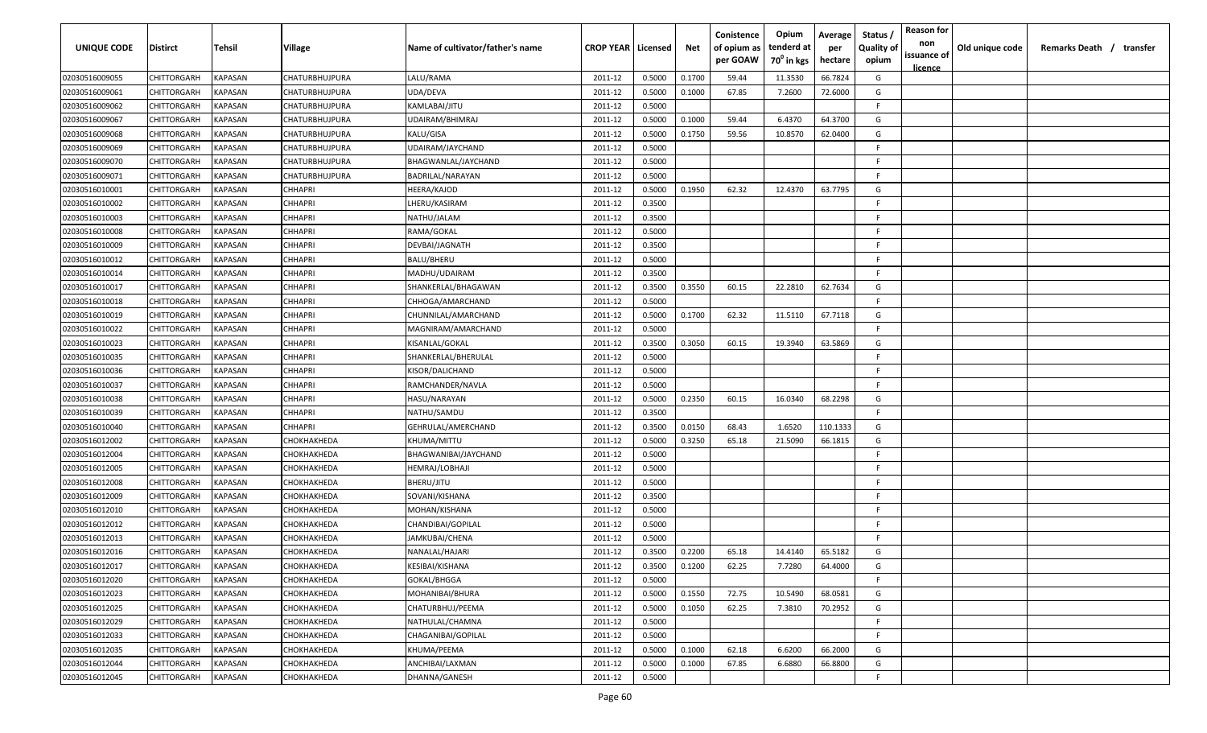| UNIQUE CODE | Distirct | Tehsil | Village | Name of cultivator/father's name | CROP YEAR | Licensed | Net | Conistence of opium as per GOAW | Opium tenderd at 70⁰ in kgs | Average per hectare | Status / Quality of opium | Reason for non issuance of licence | Old unique code | Remarks Death / transfer |
|---|---|---|---|---|---|---|---|---|---|---|---|---|---|---|
| 02030516009055 | CHITTORGARH | KAPASAN | CHATURBHUJPURA | LALU/RAMA | 2011-12 | 0.5000 | 0.1700 | 59.44 | 11.3530 | 66.7824 | G | | | |
| 02030516009061 | CHITTORGARH | KAPASAN | CHATURBHUJPURA | UDA/DEVA | 2011-12 | 0.5000 | 0.1000 | 67.85 | 7.2600 | 72.6000 | G | | | |
| 02030516009062 | CHITTORGARH | KAPASAN | CHATURBHUJPURA | KAMLABAI/JITU | 2011-12 | 0.5000 | | | | | F | | | |
| 02030516009067 | CHITTORGARH | KAPASAN | CHATURBHUJPURA | UDAIRAM/BHIMRAJ | 2011-12 | 0.5000 | 0.1000 | 59.44 | 6.4370 | 64.3700 | G | | | |
| 02030516009068 | CHITTORGARH | KAPASAN | CHATURBHUJPURA | KALU/GISA | 2011-12 | 0.5000 | 0.1750 | 59.56 | 10.8570 | 62.0400 | G | | | |
| 02030516009069 | CHITTORGARH | KAPASAN | CHATURBHUJPURA | UDAIRAM/JAYCHAND | 2011-12 | 0.5000 | | | | | F | | | |
| 02030516009070 | CHITTORGARH | KAPASAN | CHATURBHUJPURA | BHAGWANLAL/JAYCHAND | 2011-12 | 0.5000 | | | | | F | | | |
| 02030516009071 | CHITTORGARH | KAPASAN | CHATURBHUJPURA | BADRILAL/NARAYAN | 2011-12 | 0.5000 | | | | | F | | | |
| 02030516010001 | CHITTORGARH | KAPASAN | CHHAPRI | HEERA/KAJOD | 2011-12 | 0.5000 | 0.1950 | 62.32 | 12.4370 | 63.7795 | G | | | |
| 02030516010002 | CHITTORGARH | KAPASAN | CHHAPRI | LHERU/KASIRAM | 2011-12 | 0.3500 | | | | | F | | | |
| 02030516010003 | CHITTORGARH | KAPASAN | CHHAPRI | NATHU/JALAM | 2011-12 | 0.3500 | | | | | F | | | |
| 02030516010008 | CHITTORGARH | KAPASAN | CHHAPRI | RAMA/GOKAL | 2011-12 | 0.5000 | | | | | F | | | |
| 02030516010009 | CHITTORGARH | KAPASAN | CHHAPRI | DEVBAI/JAGNATH | 2011-12 | 0.3500 | | | | | F | | | |
| 02030516010012 | CHITTORGARH | KAPASAN | CHHAPRI | BALU/BHERU | 2011-12 | 0.5000 | | | | | F | | | |
| 02030516010014 | CHITTORGARH | KAPASAN | CHHAPRI | MADHU/UDAIRAM | 2011-12 | 0.3500 | | | | | F | | | |
| 02030516010017 | CHITTORGARH | KAPASAN | CHHAPRI | SHANKERLAL/BHAGAWAN | 2011-12 | 0.3500 | 0.3550 | 60.15 | 22.2810 | 62.7634 | G | | | |
| 02030516010018 | CHITTORGARH | KAPASAN | CHHAPRI | CHHOGA/AMARCHAND | 2011-12 | 0.5000 | | | | | F | | | |
| 02030516010019 | CHITTORGARH | KAPASAN | CHHAPRI | CHUNNILAL/AMARCHAND | 2011-12 | 0.5000 | 0.1700 | 62.32 | 11.5110 | 67.7118 | G | | | |
| 02030516010022 | CHITTORGARH | KAPASAN | CHHAPRI | MAGNIRAM/AMARCHAND | 2011-12 | 0.5000 | | | | | F | | | |
| 02030516010023 | CHITTORGARH | KAPASAN | CHHAPRI | KISANLAL/GOKAL | 2011-12 | 0.3500 | 0.3050 | 60.15 | 19.3940 | 63.5869 | G | | | |
| 02030516010035 | CHITTORGARH | KAPASAN | CHHAPRI | SHANKERLAL/BHERULAL | 2011-12 | 0.5000 | | | | | F | | | |
| 02030516010036 | CHITTORGARH | KAPASAN | CHHAPRI | KISOR/DALICHAND | 2011-12 | 0.5000 | | | | | F | | | |
| 02030516010037 | CHITTORGARH | KAPASAN | CHHAPRI | RAMCHANDER/NAVLA | 2011-12 | 0.5000 | | | | | F | | | |
| 02030516010038 | CHITTORGARH | KAPASAN | CHHAPRI | HASU/NARAYAN | 2011-12 | 0.5000 | 0.2350 | 60.15 | 16.0340 | 68.2298 | G | | | |
| 02030516010039 | CHITTORGARH | KAPASAN | CHHAPRI | NATHU/SAMDU | 2011-12 | 0.3500 | | | | | F | | | |
| 02030516010040 | CHITTORGARH | KAPASAN | CHHAPRI | GEHRULAL/AMERCHAND | 2011-12 | 0.3500 | 0.0150 | 68.43 | 1.6520 | 110.1333 | G | | | |
| 02030516012002 | CHITTORGARH | KAPASAN | CHOKHAKHEDA | KHUMA/MITTU | 2011-12 | 0.5000 | 0.3250 | 65.18 | 21.5090 | 66.1815 | G | | | |
| 02030516012004 | CHITTORGARH | KAPASAN | CHOKHAKHEDA | BHAGWANIBAI/JAYCHAND | 2011-12 | 0.5000 | | | | | F | | | |
| 02030516012005 | CHITTORGARH | KAPASAN | CHOKHAKHEDA | HEMRAJ/LOBHAJI | 2011-12 | 0.5000 | | | | | F | | | |
| 02030516012008 | CHITTORGARH | KAPASAN | CHOKHAKHEDA | BHERU/JITU | 2011-12 | 0.5000 | | | | | F | | | |
| 02030516012009 | CHITTORGARH | KAPASAN | CHOKHAKHEDA | SOVANI/KISHANA | 2011-12 | 0.3500 | | | | | F | | | |
| 02030516012010 | CHITTORGARH | KAPASAN | CHOKHAKHEDA | MOHAN/KISHANA | 2011-12 | 0.5000 | | | | | F | | | |
| 02030516012012 | CHITTORGARH | KAPASAN | CHOKHAKHEDA | CHANDIBAI/GOPILAL | 2011-12 | 0.5000 | | | | | F | | | |
| 02030516012013 | CHITTORGARH | KAPASAN | CHOKHAKHEDA | JAMKUBAI/CHENA | 2011-12 | 0.5000 | | | | | F | | | |
| 02030516012016 | CHITTORGARH | KAPASAN | CHOKHAKHEDA | NANALAL/HAJARI | 2011-12 | 0.3500 | 0.2200 | 65.18 | 14.4140 | 65.5182 | G | | | |
| 02030516012017 | CHITTORGARH | KAPASAN | CHOKHAKHEDA | KESIBAI/KISHANA | 2011-12 | 0.3500 | 0.1200 | 62.25 | 7.7280 | 64.4000 | G | | | |
| 02030516012020 | CHITTORGARH | KAPASAN | CHOKHAKHEDA | GOKAL/BHGGA | 2011-12 | 0.5000 | | | | | F | | | |
| 02030516012023 | CHITTORGARH | KAPASAN | CHOKHAKHEDA | MOHANIBAI/BHURA | 2011-12 | 0.5000 | 0.1550 | 72.75 | 10.5490 | 68.0581 | G | | | |
| 02030516012025 | CHITTORGARH | KAPASAN | CHOKHAKHEDA | CHATURBHUJ/PEEMA | 2011-12 | 0.5000 | 0.1050 | 62.25 | 7.3810 | 70.2952 | G | | | |
| 02030516012029 | CHITTORGARH | KAPASAN | CHOKHAKHEDA | NATHULAL/CHAMNA | 2011-12 | 0.5000 | | | | | F | | | |
| 02030516012033 | CHITTORGARH | KAPASAN | CHOKHAKHEDA | CHAGANIBAI/GOPILAL | 2011-12 | 0.5000 | | | | | F | | | |
| 02030516012035 | CHITTORGARH | KAPASAN | CHOKHAKHEDA | KHUMA/PEEMA | 2011-12 | 0.5000 | 0.1000 | 62.18 | 6.6200 | 66.2000 | G | | | |
| 02030516012044 | CHITTORGARH | KAPASAN | CHOKHAKHEDA | ANCHIBAI/LAXMAN | 2011-12 | 0.5000 | 0.1000 | 67.85 | 6.6880 | 66.8800 | G | | | |
| 02030516012045 | CHITTORGARH | KAPASAN | CHOKHAKHEDA | DHANNA/GANESH | 2011-12 | 0.5000 | | | | | F | | | |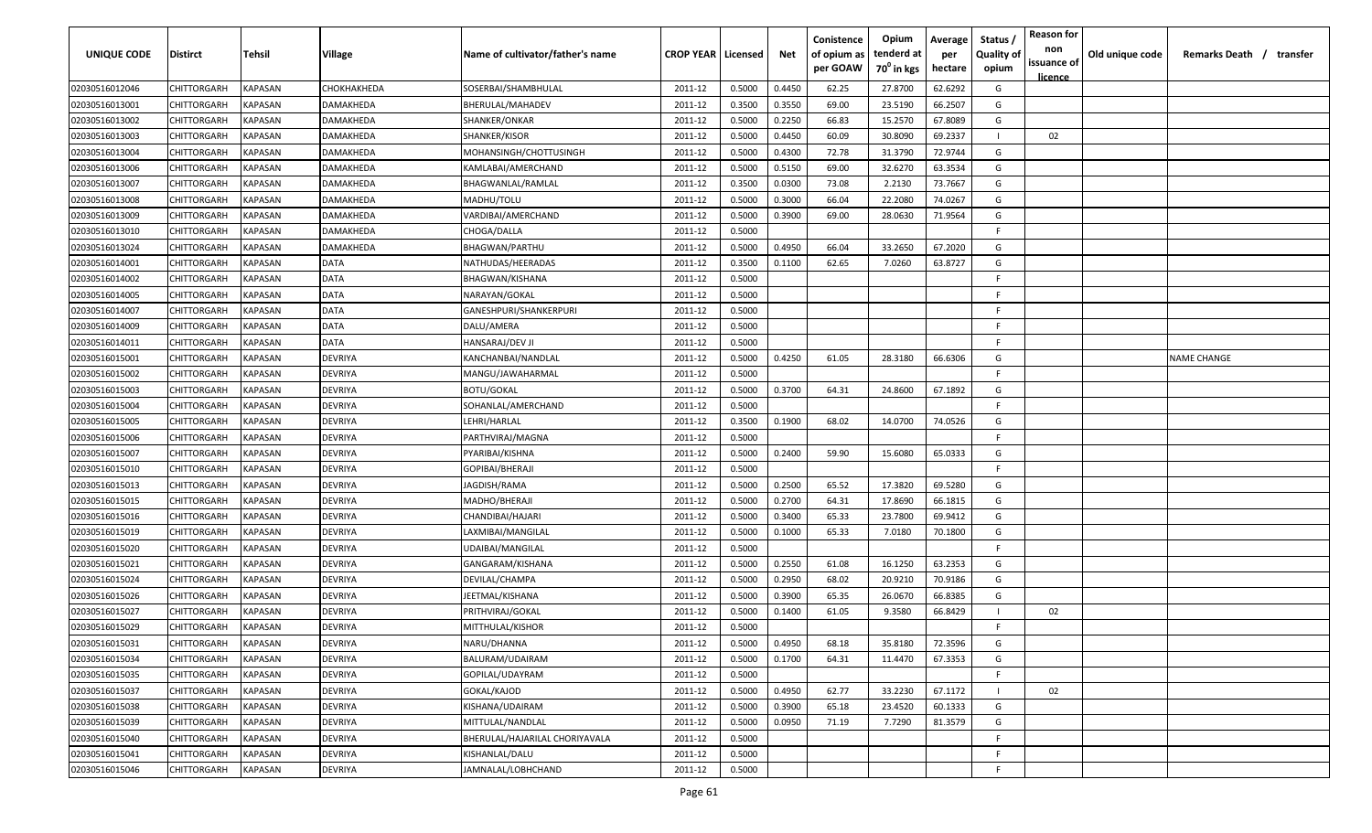| UNIQUE CODE | Distirct | Tehsil | Village | Name of cultivator/father's name | CROP YEAR | Licensed | Net | Conistence of opium as per GOAW | Opium tenderd at $70^0$ in kgs | Average per hectare | Status / Quality of opium | Reason for non issuance of licence | Old unique code | Remarks Death / transfer |
|---|---|---|---|---|---|---|---|---|---|---|---|---|---|---|
| 02030516012046 | CHITTORGARH | KAPASAN | CHOKHAKHEDA | SOSERBAI/SHAMBHULAL | 2011-12 | 0.5000 | 0.4450 | 62.25 | 27.8700 | 62.6292 | G | | | |
| 02030516013001 | CHITTORGARH | KAPASAN | DAMAKHEDA | BHERULAL/MAHADEV | 2011-12 | 0.3500 | 0.3550 | 69.00 | 23.5190 | 66.2507 | G | | | |
| 02030516013002 | CHITTORGARH | KAPASAN | DAMAKHEDA | SHANKER/ONKAR | 2011-12 | 0.5000 | 0.2250 | 66.83 | 15.2570 | 67.8089 | G | | | |
| 02030516013003 | CHITTORGARH | KAPASAN | DAMAKHEDA | SHANKER/KISOR | 2011-12 | 0.5000 | 0.4450 | 60.09 | 30.8090 | 69.2337 | I | 02 | | |
| 02030516013004 | CHITTORGARH | KAPASAN | DAMAKHEDA | MOHANSINGH/CHOTTUSINGH | 2011-12 | 0.5000 | 0.4300 | 72.78 | 31.3790 | 72.9744 | G | | | |
| 02030516013006 | CHITTORGARH | KAPASAN | DAMAKHEDA | KAMLABAI/AMERCHAND | 2011-12 | 0.5000 | 0.5150 | 69.00 | 32.6270 | 63.3534 | G | | | |
| 02030516013007 | CHITTORGARH | KAPASAN | DAMAKHEDA | BHAGWANLAL/RAMLAL | 2011-12 | 0.3500 | 0.0300 | 73.08 | 2.2130 | 73.7667 | G | | | |
| 02030516013008 | CHITTORGARH | KAPASAN | DAMAKHEDA | MADHU/TOLU | 2011-12 | 0.5000 | 0.3000 | 66.04 | 22.2080 | 74.0267 | G | | | |
| 02030516013009 | CHITTORGARH | KAPASAN | DAMAKHEDA | VARDIBAI/AMERCHAND | 2011-12 | 0.5000 | 0.3900 | 69.00 | 28.0630 | 71.9564 | G | | | |
| 02030516013010 | CHITTORGARH | KAPASAN | DAMAKHEDA | CHOGA/DALLA | 2011-12 | 0.5000 | | | | | F | | | |
| 02030516013024 | CHITTORGARH | KAPASAN | DAMAKHEDA | BHAGWAN/PARTHU | 2011-12 | 0.5000 | 0.4950 | 66.04 | 33.2650 | 67.2020 | G | | | |
| 02030516014001 | CHITTORGARH | KAPASAN | DATA | NATHUDAS/HEERADAS | 2011-12 | 0.3500 | 0.1100 | 62.65 | 7.0260 | 63.8727 | G | | | |
| 02030516014002 | CHITTORGARH | KAPASAN | DATA | BHAGWAN/KISHANA | 2011-12 | 0.5000 | | | | | F | | | |
| 02030516014005 | CHITTORGARH | KAPASAN | DATA | NARAYAN/GOKAL | 2011-12 | 0.5000 | | | | | F | | | |
| 02030516014007 | CHITTORGARH | KAPASAN | DATA | GANESHPURI/SHANKERPURI | 2011-12 | 0.5000 | | | | | F | | | |
| 02030516014009 | CHITTORGARH | KAPASAN | DATA | DALU/AMERA | 2011-12 | 0.5000 | | | | | F | | | |
| 02030516014011 | CHITTORGARH | KAPASAN | DATA | HANSARAJ/DEV JI | 2011-12 | 0.5000 | | | | | F | | | |
| 02030516015001 | CHITTORGARH | KAPASAN | DEVRIYA | KANCHANBAI/NANDLAL | 2011-12 | 0.5000 | 0.4250 | 61.05 | 28.3180 | 66.6306 | G | | | NAME CHANGE |
| 02030516015002 | CHITTORGARH | KAPASAN | DEVRIYA | MANGU/JAWAHARMAL | 2011-12 | 0.5000 | | | | | F | | | |
| 02030516015003 | CHITTORGARH | KAPASAN | DEVRIYA | BOTU/GOKAL | 2011-12 | 0.5000 | 0.3700 | 64.31 | 24.8600 | 67.1892 | G | | | |
| 02030516015004 | CHITTORGARH | KAPASAN | DEVRIYA | SOHANLAL/AMERCHAND | 2011-12 | 0.5000 | | | | | F | | | |
| 02030516015005 | CHITTORGARH | KAPASAN | DEVRIYA | LEHRI/HARLAL | 2011-12 | 0.3500 | 0.1900 | 68.02 | 14.0700 | 74.0526 | G | | | |
| 02030516015006 | CHITTORGARH | KAPASAN | DEVRIYA | PARTHVIRAJ/MAGNA | 2011-12 | 0.5000 | | | | | F | | | |
| 02030516015007 | CHITTORGARH | KAPASAN | DEVRIYA | PYARIBAI/KISHNA | 2011-12 | 0.5000 | 0.2400 | 59.90 | 15.6080 | 65.0333 | G | | | |
| 02030516015010 | CHITTORGARH | KAPASAN | DEVRIYA | GOPIBAI/BHERAJI | 2011-12 | 0.5000 | | | | | F | | | |
| 02030516015013 | CHITTORGARH | KAPASAN | DEVRIYA | JAGDISH/RAMA | 2011-12 | 0.5000 | 0.2500 | 65.52 | 17.3820 | 69.5280 | G | | | |
| 02030516015015 | CHITTORGARH | KAPASAN | DEVRIYA | MADHO/BHERAJI | 2011-12 | 0.5000 | 0.2700 | 64.31 | 17.8690 | 66.1815 | G | | | |
| 02030516015016 | CHITTORGARH | KAPASAN | DEVRIYA | CHANDIBAI/HAJARI | 2011-12 | 0.5000 | 0.3400 | 65.33 | 23.7800 | 69.9412 | G | | | |
| 02030516015019 | CHITTORGARH | KAPASAN | DEVRIYA | LAXMIBAI/MANGILAL | 2011-12 | 0.5000 | 0.1000 | 65.33 | 7.0180 | 70.1800 | G | | | |
| 02030516015020 | CHITTORGARH | KAPASAN | DEVRIYA | UDAIBAI/MANGILAL | 2011-12 | 0.5000 | | | | | F | | | |
| 02030516015021 | CHITTORGARH | KAPASAN | DEVRIYA | GANGARAM/KISHANA | 2011-12 | 0.5000 | 0.2550 | 61.08 | 16.1250 | 63.2353 | G | | | |
| 02030516015024 | CHITTORGARH | KAPASAN | DEVRIYA | DEVILAL/CHAMPA | 2011-12 | 0.5000 | 0.2950 | 68.02 | 20.9210 | 70.9186 | G | | | |
| 02030516015026 | CHITTORGARH | KAPASAN | DEVRIYA | JEETMAL/KISHANA | 2011-12 | 0.5000 | 0.3900 | 65.35 | 26.0670 | 66.8385 | G | | | |
| 02030516015027 | CHITTORGARH | KAPASAN | DEVRIYA | PRITHVIRAJ/GOKAL | 2011-12 | 0.5000 | 0.1400 | 61.05 | 9.3580 | 66.8429 | I | 02 | | |
| 02030516015029 | CHITTORGARH | KAPASAN | DEVRIYA | MITTHULAL/KISHOR | 2011-12 | 0.5000 | | | | | F | | | |
| 02030516015031 | CHITTORGARH | KAPASAN | DEVRIYA | NARU/DHANNA | 2011-12 | 0.5000 | 0.4950 | 68.18 | 35.8180 | 72.3596 | G | | | |
| 02030516015034 | CHITTORGARH | KAPASAN | DEVRIYA | BALURAM/UDAIRAM | 2011-12 | 0.5000 | 0.1700 | 64.31 | 11.4470 | 67.3353 | G | | | |
| 02030516015035 | CHITTORGARH | KAPASAN | DEVRIYA | GOPILAL/UDAYRAM | 2011-12 | 0.5000 | | | | | F | | | |
| 02030516015037 | CHITTORGARH | KAPASAN | DEVRIYA | GOKAL/KAJOD | 2011-12 | 0.5000 | 0.4950 | 62.77 | 33.2230 | 67.1172 | I | 02 | | |
| 02030516015038 | CHITTORGARH | KAPASAN | DEVRIYA | KISHANA/UDAIRAM | 2011-12 | 0.5000 | 0.3900 | 65.18 | 23.4520 | 60.1333 | G | | | |
| 02030516015039 | CHITTORGARH | KAPASAN | DEVRIYA | MITTULAL/NANDLAL | 2011-12 | 0.5000 | 0.0950 | 71.19 | 7.7290 | 81.3579 | G | | | |
| 02030516015040 | CHITTORGARH | KAPASAN | DEVRIYA | BHERULAL/HAJARILAL CHORIYAVALA | 2011-12 | 0.5000 | | | | | F | | | |
| 02030516015041 | CHITTORGARH | KAPASAN | DEVRIYA | KISHANLAL/DALU | 2011-12 | 0.5000 | | | | | F | | | |
| 02030516015046 | CHITTORGARH | KAPASAN | DEVRIYA | JAMNALAL/LOBHCHAND | 2011-12 | 0.5000 | | | | | F | | | |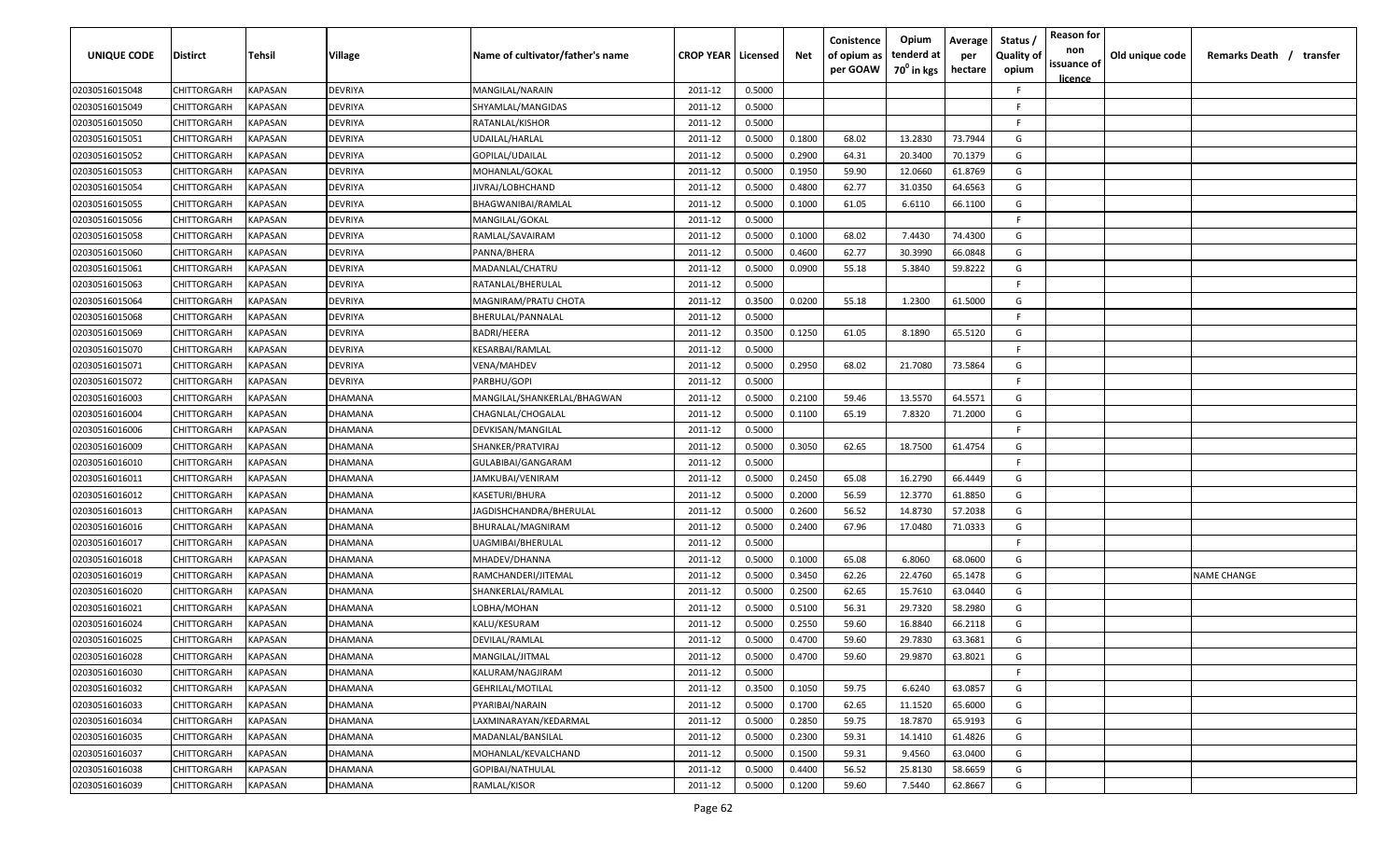| UNIQUE CODE | Distirct | Tehsil | Village | Name of cultivator/father's name | CROP YEAR | Licensed | Net | Conistence of opium as per GOAW | Opium tenderd at 70° in kgs | Average per hectare | Status / Quality of opium | Reason for non issuance of licence | Old unique code | Remarks Death / transfer |
|---|---|---|---|---|---|---|---|---|---|---|---|---|---|---|
| 02030516015048 | CHITTORGARH | KAPASAN | DEVRIYA | MANGILAL/NARAIN | 2011-12 | 0.5000 | | | | | F | | | |
| 02030516015049 | CHITTORGARH | KAPASAN | DEVRIYA | SHYAMLAL/MANGIDAS | 2011-12 | 0.5000 | | | | | F | | | |
| 02030516015050 | CHITTORGARH | KAPASAN | DEVRIYA | RATANLAL/KISHOR | 2011-12 | 0.5000 | | | | | F | | | |
| 02030516015051 | CHITTORGARH | KAPASAN | DEVRIYA | UDAILAL/HARLAL | 2011-12 | 0.5000 | 0.1800 | 68.02 | 13.2830 | 73.7944 | G | | | |
| 02030516015052 | CHITTORGARH | KAPASAN | DEVRIYA | GOPILAL/UDAILAL | 2011-12 | 0.5000 | 0.2900 | 64.31 | 20.3400 | 70.1379 | G | | | |
| 02030516015053 | CHITTORGARH | KAPASAN | DEVRIYA | MOHANLAL/GOKAL | 2011-12 | 0.5000 | 0.1950 | 59.90 | 12.0660 | 61.8769 | G | | | |
| 02030516015054 | CHITTORGARH | KAPASAN | DEVRIYA | JIVRAJ/LOBHCHAND | 2011-12 | 0.5000 | 0.4800 | 62.77 | 31.0350 | 64.6563 | G | | | |
| 02030516015055 | CHITTORGARH | KAPASAN | DEVRIYA | BHAGWANIBAI/RAMLAL | 2011-12 | 0.5000 | 0.1000 | 61.05 | 6.6110 | 66.1100 | G | | | |
| 02030516015056 | CHITTORGARH | KAPASAN | DEVRIYA | MANGILAL/GOKAL | 2011-12 | 0.5000 | | | | | F | | | |
| 02030516015058 | CHITTORGARH | KAPASAN | DEVRIYA | RAMLAL/SAVAIRAM | 2011-12 | 0.5000 | 0.1000 | 68.02 | 7.4430 | 74.4300 | G | | | |
| 02030516015060 | CHITTORGARH | KAPASAN | DEVRIYA | PANNA/BHERA | 2011-12 | 0.5000 | 0.4600 | 62.77 | 30.3990 | 66.0848 | G | | | |
| 02030516015061 | CHITTORGARH | KAPASAN | DEVRIYA | MADANLAL/CHATRU | 2011-12 | 0.5000 | 0.0900 | 55.18 | 5.3840 | 59.8222 | G | | | |
| 02030516015063 | CHITTORGARH | KAPASAN | DEVRIYA | RATANLAL/BHERULAL | 2011-12 | 0.5000 | | | | | F | | | |
| 02030516015064 | CHITTORGARH | KAPASAN | DEVRIYA | MAGNIRAM/PRATU CHOTA | 2011-12 | 0.3500 | 0.0200 | 55.18 | 1.2300 | 61.5000 | G | | | |
| 02030516015068 | CHITTORGARH | KAPASAN | DEVRIYA | BHERULAL/PANNALAL | 2011-12 | 0.5000 | | | | | F | | | |
| 02030516015069 | CHITTORGARH | KAPASAN | DEVRIYA | BADRI/HEERA | 2011-12 | 0.3500 | 0.1250 | 61.05 | 8.1890 | 65.5120 | G | | | |
| 02030516015070 | CHITTORGARH | KAPASAN | DEVRIYA | KESARBAI/RAMLAL | 2011-12 | 0.5000 | | | | | F | | | |
| 02030516015071 | CHITTORGARH | KAPASAN | DEVRIYA | VENA/MAHDEV | 2011-12 | 0.5000 | 0.2950 | 68.02 | 21.7080 | 73.5864 | G | | | |
| 02030516015072 | CHITTORGARH | KAPASAN | DEVRIYA | PARBHU/GOPI | 2011-12 | 0.5000 | | | | | F | | | |
| 02030516016003 | CHITTORGARH | KAPASAN | DHAMANA | MANGILAL/SHANKERLAL/BHAGWAN | 2011-12 | 0.5000 | 0.2100 | 59.46 | 13.5570 | 64.5571 | G | | | |
| 02030516016004 | CHITTORGARH | KAPASAN | DHAMANA | CHAGNLAL/CHOGALAL | 2011-12 | 0.5000 | 0.1100 | 65.19 | 7.8320 | 71.2000 | G | | | |
| 02030516016006 | CHITTORGARH | KAPASAN | DHAMANA | DEVKISAN/MANGILAL | 2011-12 | 0.5000 | | | | | F | | | |
| 02030516016009 | CHITTORGARH | KAPASAN | DHAMANA | SHANKER/PRATVIRAJ | 2011-12 | 0.5000 | 0.3050 | 62.65 | 18.7500 | 61.4754 | G | | | |
| 02030516016010 | CHITTORGARH | KAPASAN | DHAMANA | GULABIBAI/GANGARAM | 2011-12 | 0.5000 | | | | | F | | | |
| 02030516016011 | CHITTORGARH | KAPASAN | DHAMANA | JAMKUBAI/VENIRAM | 2011-12 | 0.5000 | 0.2450 | 65.08 | 16.2790 | 66.4449 | G | | | |
| 02030516016012 | CHITTORGARH | KAPASAN | DHAMANA | KASETURI/BHURA | 2011-12 | 0.5000 | 0.2000 | 56.59 | 12.3770 | 61.8850 | G | | | |
| 02030516016013 | CHITTORGARH | KAPASAN | DHAMANA | JAGDISHCHANDRA/BHERULAL | 2011-12 | 0.5000 | 0.2600 | 56.52 | 14.8730 | 57.2038 | G | | | |
| 02030516016016 | CHITTORGARH | KAPASAN | DHAMANA | BHURALAL/MAGNIRAM | 2011-12 | 0.5000 | 0.2400 | 67.96 | 17.0480 | 71.0333 | G | | | |
| 02030516016017 | CHITTORGARH | KAPASAN | DHAMANA | UAGMIBAI/BHERULAL | 2011-12 | 0.5000 | | | | | F | | | |
| 02030516016018 | CHITTORGARH | KAPASAN | DHAMANA | MHADEV/DHANNA | 2011-12 | 0.5000 | 0.1000 | 65.08 | 6.8060 | 68.0600 | G | | | |
| 02030516016019 | CHITTORGARH | KAPASAN | DHAMANA | RAMCHANDERI/JITEMAL | 2011-12 | 0.5000 | 0.3450 | 62.26 | 22.4760 | 65.1478 | G | | | NAME CHANGE |
| 02030516016020 | CHITTORGARH | KAPASAN | DHAMANA | SHANKERLAL/RAMLAL | 2011-12 | 0.5000 | 0.2500 | 62.65 | 15.7610 | 63.0440 | G | | | |
| 02030516016021 | CHITTORGARH | KAPASAN | DHAMANA | LOBHA/MOHAN | 2011-12 | 0.5000 | 0.5100 | 56.31 | 29.7320 | 58.2980 | G | | | |
| 02030516016024 | CHITTORGARH | KAPASAN | DHAMANA | KALU/KESURAM | 2011-12 | 0.5000 | 0.2550 | 59.60 | 16.8840 | 66.2118 | G | | | |
| 02030516016025 | CHITTORGARH | KAPASAN | DHAMANA | DEVILAL/RAMLAL | 2011-12 | 0.5000 | 0.4700 | 59.60 | 29.7830 | 63.3681 | G | | | |
| 02030516016028 | CHITTORGARH | KAPASAN | DHAMANA | MANGILAL/JITMAL | 2011-12 | 0.5000 | 0.4700 | 59.60 | 29.9870 | 63.8021 | G | | | |
| 02030516016030 | CHITTORGARH | KAPASAN | DHAMANA | KALURAM/NAGJIRAM | 2011-12 | 0.5000 | | | | | F | | | |
| 02030516016032 | CHITTORGARH | KAPASAN | DHAMANA | GEHRILAL/MOTILAL | 2011-12 | 0.3500 | 0.1050 | 59.75 | 6.6240 | 63.0857 | G | | | |
| 02030516016033 | CHITTORGARH | KAPASAN | DHAMANA | PYARIBAI/NARAIN | 2011-12 | 0.5000 | 0.1700 | 62.65 | 11.1520 | 65.6000 | G | | | |
| 02030516016034 | CHITTORGARH | KAPASAN | DHAMANA | LAXMINARAYAN/KEDARMAL | 2011-12 | 0.5000 | 0.2850 | 59.75 | 18.7870 | 65.9193 | G | | | |
| 02030516016035 | CHITTORGARH | KAPASAN | DHAMANA | MADANLAL/BANSILAL | 2011-12 | 0.5000 | 0.2300 | 59.31 | 14.1410 | 61.4826 | G | | | |
| 02030516016037 | CHITTORGARH | KAPASAN | DHAMANA | MOHANLAL/KEVALCHAND | 2011-12 | 0.5000 | 0.1500 | 59.31 | 9.4560 | 63.0400 | G | | | |
| 02030516016038 | CHITTORGARH | KAPASAN | DHAMANA | GOPIBAI/NATHULAL | 2011-12 | 0.5000 | 0.4400 | 56.52 | 25.8130 | 58.6659 | G | | | |
| 02030516016039 | CHITTORGARH | KAPASAN | DHAMANA | RAMLAL/KISOR | 2011-12 | 0.5000 | 0.1200 | 59.60 | 7.5440 | 62.8667 | G | | | |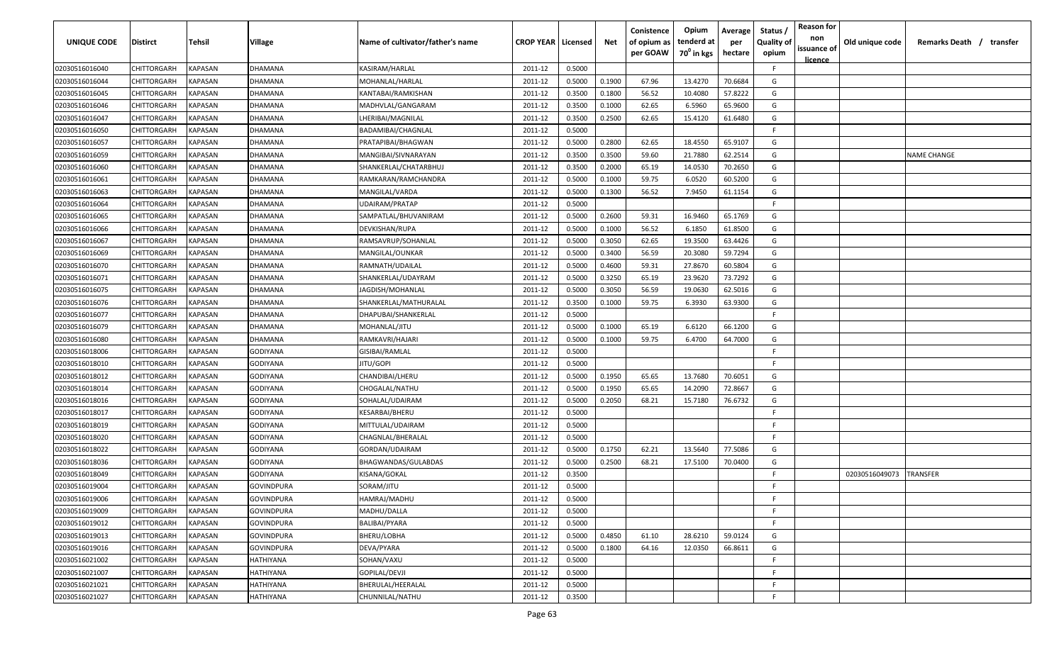| UNIQUE CODE | Distirct | Tehsil | Village | Name of cultivator/father's name | CROP YEAR | Licensed | Net | Conistence of opium as per GOAW | Opium tenderd at 70° in kgs | Average per hectare | Status / Quality of opium | Reason for non issuance of licence | Old unique code | Remarks Death / transfer |
|---|---|---|---|---|---|---|---|---|---|---|---|---|---|---|
| 02030516016040 | CHITTORGARH | KAPASAN | DHAMANA | KASIRAM/HARLAL | 2011-12 | 0.5000 | | | | | F | | | |
| 02030516016044 | CHITTORGARH | KAPASAN | DHAMANA | MOHANLAL/HARLAL | 2011-12 | 0.5000 | 0.1900 | 67.96 | 13.4270 | 70.6684 | G | | | |
| 02030516016045 | CHITTORGARH | KAPASAN | DHAMANA | KANTABAI/RAMKISHAN | 2011-12 | 0.3500 | 0.1800 | 56.52 | 10.4080 | 57.8222 | G | | | |
| 02030516016046 | CHITTORGARH | KAPASAN | DHAMANA | MADHVLAL/GANGARAM | 2011-12 | 0.3500 | 0.1000 | 62.65 | 6.5960 | 65.9600 | G | | | |
| 02030516016047 | CHITTORGARH | KAPASAN | DHAMANA | LHERIBAI/MAGNILAL | 2011-12 | 0.3500 | 0.2500 | 62.65 | 15.4120 | 61.6480 | G | | | |
| 02030516016050 | CHITTORGARH | KAPASAN | DHAMANA | BADAMIBAI/CHAGNLAL | 2011-12 | 0.5000 | | | | | F | | | |
| 02030516016057 | CHITTORGARH | KAPASAN | DHAMANA | PRATAPIBAI/BHAGWAN | 2011-12 | 0.5000 | 0.2800 | 62.65 | 18.4550 | 65.9107 | G | | | |
| 02030516016059 | CHITTORGARH | KAPASAN | DHAMANA | MANGIBAI/SIVNARAYAN | 2011-12 | 0.3500 | 0.3500 | 59.60 | 21.7880 | 62.2514 | G | | | NAME CHANGE |
| 02030516016060 | CHITTORGARH | KAPASAN | DHAMANA | SHANKERLAL/CHATARBHUJ | 2011-12 | 0.3500 | 0.2000 | 65.19 | 14.0530 | 70.2650 | G | | | |
| 02030516016061 | CHITTORGARH | KAPASAN | DHAMANA | RAMKARAN/RAMCHANDRA | 2011-12 | 0.5000 | 0.1000 | 59.75 | 6.0520 | 60.5200 | G | | | |
| 02030516016063 | CHITTORGARH | KAPASAN | DHAMANA | MANGILAL/VARDA | 2011-12 | 0.5000 | 0.1300 | 56.52 | 7.9450 | 61.1154 | G | | | |
| 02030516016064 | CHITTORGARH | KAPASAN | DHAMANA | UDAIRAM/PRATAP | 2011-12 | 0.5000 | | | | | F | | | |
| 02030516016065 | CHITTORGARH | KAPASAN | DHAMANA | SAMPATLAL/BHUVANIRAM | 2011-12 | 0.5000 | 0.2600 | 59.31 | 16.9460 | 65.1769 | G | | | |
| 02030516016066 | CHITTORGARH | KAPASAN | DHAMANA | DEVKISHAN/RUPA | 2011-12 | 0.5000 | 0.1000 | 56.52 | 6.1850 | 61.8500 | G | | | |
| 02030516016067 | CHITTORGARH | KAPASAN | DHAMANA | RAMSAVRUP/SOHANLAL | 2011-12 | 0.5000 | 0.3050 | 62.65 | 19.3500 | 63.4426 | G | | | |
| 02030516016069 | CHITTORGARH | KAPASAN | DHAMANA | MANGILAL/OUNKAR | 2011-12 | 0.5000 | 0.3400 | 56.59 | 20.3080 | 59.7294 | G | | | |
| 02030516016070 | CHITTORGARH | KAPASAN | DHAMANA | RAMNATH/UDAILAL | 2011-12 | 0.5000 | 0.4600 | 59.31 | 27.8670 | 60.5804 | G | | | |
| 02030516016071 | CHITTORGARH | KAPASAN | DHAMANA | SHANKERLAL/UDAYRAM | 2011-12 | 0.5000 | 0.3250 | 65.19 | 23.9620 | 73.7292 | G | | | |
| 02030516016075 | CHITTORGARH | KAPASAN | DHAMANA | JAGDISH/MOHANLAL | 2011-12 | 0.5000 | 0.3050 | 56.59 | 19.0630 | 62.5016 | G | | | |
| 02030516016076 | CHITTORGARH | KAPASAN | DHAMANA | SHANKERLAL/MATHURALAL | 2011-12 | 0.3500 | 0.1000 | 59.75 | 6.3930 | 63.9300 | G | | | |
| 02030516016077 | CHITTORGARH | KAPASAN | DHAMANA | DHAPUBAI/SHANKERLAL | 2011-12 | 0.5000 | | | | | F | | | |
| 02030516016079 | CHITTORGARH | KAPASAN | DHAMANA | MOHANLAL/JITU | 2011-12 | 0.5000 | 0.1000 | 65.19 | 6.6120 | 66.1200 | G | | | |
| 02030516016080 | CHITTORGARH | KAPASAN | DHAMANA | RAMKAVRI/HAJARI | 2011-12 | 0.5000 | 0.1000 | 59.75 | 6.4700 | 64.7000 | G | | | |
| 02030516018006 | CHITTORGARH | KAPASAN | GODIYANA | GISIBAI/RAMLAL | 2011-12 | 0.5000 | | | | | F | | | |
| 02030516018010 | CHITTORGARH | KAPASAN | GODIYANA | JITU/GOPI | 2011-12 | 0.5000 | | | | | F | | | |
| 02030516018012 | CHITTORGARH | KAPASAN | GODIYANA | CHANDIBAI/LHERU | 2011-12 | 0.5000 | 0.1950 | 65.65 | 13.7680 | 70.6051 | G | | | |
| 02030516018014 | CHITTORGARH | KAPASAN | GODIYANA | CHOGALAL/NATHU | 2011-12 | 0.5000 | 0.1950 | 65.65 | 14.2090 | 72.8667 | G | | | |
| 02030516018016 | CHITTORGARH | KAPASAN | GODIYANA | SOHALAL/UDAIRAM | 2011-12 | 0.5000 | 0.2050 | 68.21 | 15.7180 | 76.6732 | G | | | |
| 02030516018017 | CHITTORGARH | KAPASAN | GODIYANA | KESARBAI/BHERU | 2011-12 | 0.5000 | | | | | F | | | |
| 02030516018019 | CHITTORGARH | KAPASAN | GODIYANA | MITTULAL/UDAIRAM | 2011-12 | 0.5000 | | | | | F | | | |
| 02030516018020 | CHITTORGARH | KAPASAN | GODIYANA | CHAGNLAL/BHERALAL | 2011-12 | 0.5000 | | | | | F | | | |
| 02030516018022 | CHITTORGARH | KAPASAN | GODIYANA | GORDAN/UDAIRAM | 2011-12 | 0.5000 | 0.1750 | 62.21 | 13.5640 | 77.5086 | G | | | |
| 02030516018036 | CHITTORGARH | KAPASAN | GODIYANA | BHAGWANDAS/GULABDAS | 2011-12 | 0.5000 | 0.2500 | 68.21 | 17.5100 | 70.0400 | G | | | |
| 02030516018049 | CHITTORGARH | KAPASAN | GODIYANA | KISANA/GOKAL | 2011-12 | 0.3500 | | | | | F | | 02030516049073 | TRANSFER |
| 02030516019004 | CHITTORGARH | KAPASAN | GOVINDPURA | SORAM/JITU | 2011-12 | 0.5000 | | | | | F | | | |
| 02030516019006 | CHITTORGARH | KAPASAN | GOVINDPURA | HAMRAJ/MADHU | 2011-12 | 0.5000 | | | | | F | | | |
| 02030516019009 | CHITTORGARH | KAPASAN | GOVINDPURA | MADHU/DALLA | 2011-12 | 0.5000 | | | | | F | | | |
| 02030516019012 | CHITTORGARH | KAPASAN | GOVINDPURA | BALIBAI/PYARA | 2011-12 | 0.5000 | | | | | F | | | |
| 02030516019013 | CHITTORGARH | KAPASAN | GOVINDPURA | BHERU/LOBHA | 2011-12 | 0.5000 | 0.4850 | 61.10 | 28.6210 | 59.0124 | G | | | |
| 02030516019016 | CHITTORGARH | KAPASAN | GOVINDPURA | DEVA/PYARA | 2011-12 | 0.5000 | 0.1800 | 64.16 | 12.0350 | 66.8611 | G | | | |
| 02030516021002 | CHITTORGARH | KAPASAN | HATHIYANA | SOHAN/VAXU | 2011-12 | 0.5000 | | | | | F | | | |
| 02030516021007 | CHITTORGARH | KAPASAN | HATHIYANA | GOPILAL/DEVJI | 2011-12 | 0.5000 | | | | | F | | | |
| 02030516021021 | CHITTORGARH | KAPASAN | HATHIYANA | BHERULAL/HEERALAL | 2011-12 | 0.5000 | | | | | F | | | |
| 02030516021027 | CHITTORGARH | KAPASAN | HATHIYANA | CHUNNILAL/NATHU | 2011-12 | 0.3500 | | | | | F | | | |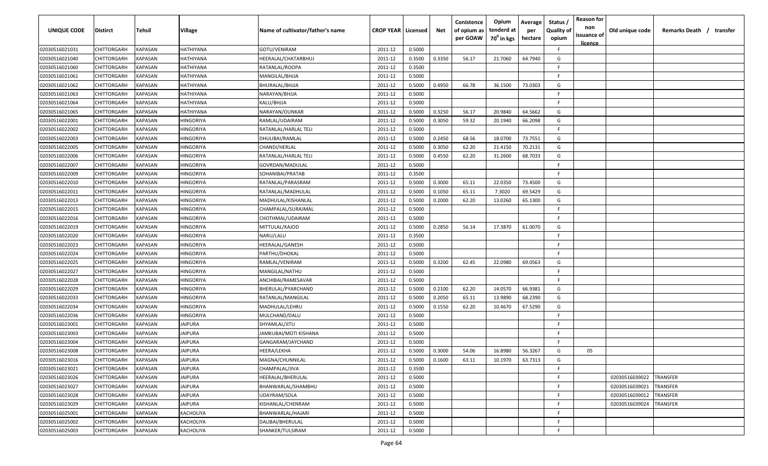| UNIQUE CODE | Distirct | Tehsil | Village | Name of cultivator/father's name | CROP YEAR | Licensed | Net | Conistence of opium as per GOAW | Opium tenderd at 70° in kgs | Average per hectare | Status / Quality of opium | Reason for non issuance of licence | Old unique code | Remarks Death / transfer |
|---|---|---|---|---|---|---|---|---|---|---|---|---|---|---|
| 02030516021031 | CHITTORGARH | KAPASAN | HATHIYANA | GOTU/VENIRAM | 2011-12 | 0.5000 | | | | | F | | | |
| 02030516021040 | CHITTORGARH | KAPASAN | HATHIYANA | HEERALAL/CHATARBHUJ | 2011-12 | 0.3500 | 0.3350 | 56.17 | 21.7060 | 64.7940 | G | | | |
| 02030516021060 | CHITTORGARH | KAPASAN | HATHIYANA | RATANLAL/ROOPA | 2011-12 | 0.3500 | | | | | F | | | |
| 02030516021061 | CHITTORGARH | KAPASAN | HATHIYANA | MANGILAL/BHJJA | 2011-12 | 0.5000 | | | | | F | | | |
| 02030516021062 | CHITTORGARH | KAPASAN | HATHIYANA | BHURALAL/BHJJA | 2011-12 | 0.5000 | 0.4950 | 66.78 | 36.1500 | 73.0303 | G | | | |
| 02030516021063 | CHITTORGARH | KAPASAN | HATHIYANA | NARAYAN/BHJJA | 2011-12 | 0.5000 | | | | | F | | | |
| 02030516021064 | CHITTORGARH | KAPASAN | HATHIYANA | KALU/BHJJA | 2011-12 | 0.5000 | | | | | F | | | |
| 02030516021065 | CHITTORGARH | KAPASAN | HATHIYANA | NARAYAN/OUNKAR | 2011-12 | 0.5000 | 0.3250 | 56.17 | 20.9840 | 64.5662 | G | | | |
| 02030516022001 | CHITTORGARH | KAPASAN | HINGORIYA | RAMLAL/UDAIRAM | 2011-12 | 0.5000 | 0.3050 | 59.32 | 20.1940 | 66.2098 | G | | | |
| 02030516022002 | CHITTORGARH | KAPASAN | HINGORIYA | RATANLAL/HARLAL TELI | 2011-12 | 0.5000 | | | | | F | | | |
| 02030516022003 | CHITTORGARH | KAPASAN | HINGORIYA | DHULIBAI/RAMLAL | 2011-12 | 0.5000 | 0.2450 | 68.56 | 18.0700 | 73.7551 | G | | | |
| 02030516022005 | CHITTORGARH | KAPASAN | HINGORIYA | CHANDI/HERLAL | 2011-12 | 0.5000 | 0.3050 | 62.20 | 21.4150 | 70.2131 | G | | | |
| 02030516022006 | CHITTORGARH | KAPASAN | HINGORIYA | RATANLAL/HARLAL TELI | 2011-12 | 0.5000 | 0.4550 | 62.20 | 31.2600 | 68.7033 | G | | | |
| 02030516022007 | CHITTORGARH | KAPASAN | HINGORIYA | GOVRDAN/MADULAL | 2011-12 | 0.5000 | | | | | F | | | |
| 02030516022009 | CHITTORGARH | KAPASAN | HINGORIYA | SOHANIBAI/PRATAB | 2011-12 | 0.3500 | | | | | F | | | |
| 02030516022010 | CHITTORGARH | KAPASAN | HINGORIYA | RATANLAL/PARASRAM | 2011-12 | 0.5000 | 0.3000 | 65.11 | 22.0350 | 73.4500 | G | | | |
| 02030516022011 | CHITTORGARH | KAPASAN | HINGORIYA | RATANLAL/MADHULAL | 2011-12 | 0.5000 | 0.1050 | 65.11 | 7.3020 | 69.5429 | G | | | |
| 02030516022013 | CHITTORGARH | KAPASAN | HINGORIYA | MADHULAL/KISHANLAL | 2011-12 | 0.5000 | 0.2000 | 62.20 | 13.0260 | 65.1300 | G | | | |
| 02030516022015 | CHITTORGARH | KAPASAN | HINGORIYA | CHAMPALAL/SURAJMAL | 2011-12 | 0.5000 | | | | | F | | | |
| 02030516022016 | CHITTORGARH | KAPASAN | HINGORIYA | CHOTHMAL/UDAIRAM | 2011-12 | 0.5000 | | | | | F | | | |
| 02030516022019 | CHITTORGARH | KAPASAN | HINGORIYA | MITTULAL/KAJOD | 2011-12 | 0.5000 | 0.2850 | 56.14 | 17.3870 | 61.0070 | G | | | |
| 02030516022020 | CHITTORGARH | KAPASAN | HINGORIYA | NARU/LALU | 2011-12 | 0.3500 | | | | | F | | | |
| 02030516022023 | CHITTORGARH | KAPASAN | HINGORIYA | HEERALAL/GANESH | 2011-12 | 0.5000 | | | | | F | | | |
| 02030516022024 | CHITTORGARH | KAPASAN | HINGORIYA | PARTHU/DHOKAL | 2011-12 | 0.5000 | | | | | F | | | |
| 02030516022025 | CHITTORGARH | KAPASAN | HINGORIYA | RAMLAL/VENIRAM | 2011-12 | 0.5000 | 0.3200 | 62.45 | 22.0980 | 69.0563 | G | | | |
| 02030516022027 | CHITTORGARH | KAPASAN | HINGORIYA | MANGILAL/NATHU | 2011-12 | 0.5000 | | | | | F | | | |
| 02030516022028 | CHITTORGARH | KAPASAN | HINGORIYA | ANCHIBAI/RAMESAVAR | 2011-12 | 0.5000 | | | | | F | | | |
| 02030516022029 | CHITTORGARH | KAPASAN | HINGORIYA | BHERULAL/PYARCHAND | 2011-12 | 0.5000 | 0.2100 | 62.20 | 14.0570 | 66.9381 | G | | | |
| 02030516022033 | CHITTORGARH | KAPASAN | HINGORIYA | RATANLAL/MANGILAL | 2011-12 | 0.5000 | 0.2050 | 65.11 | 13.9890 | 68.2390 | G | | | |
| 02030516022034 | CHITTORGARH | KAPASAN | HINGORIYA | MADHULAL/LEHRU | 2011-12 | 0.5000 | 0.1550 | 62.20 | 10.4670 | 67.5290 | G | | | |
| 02030516022036 | CHITTORGARH | KAPASAN | HINGORIYA | MULCHAND/DALU | 2011-12 | 0.5000 | | | | | F | | | |
| 02030516023001 | CHITTORGARH | KAPASAN | JAIPURA | SHYAMLAL/JITU | 2011-12 | 0.5000 | | | | | F | | | |
| 02030516023003 | CHITTORGARH | KAPASAN | JAIPURA | JAMKUBAI/MOTI KISHANA | 2011-12 | 0.5000 | | | | | F | | | |
| 02030516023004 | CHITTORGARH | KAPASAN | JAIPURA | GANGARAM/JAYCHAND | 2011-12 | 0.5000 | | | | | F | | | |
| 02030516023008 | CHITTORGARH | KAPASAN | JAIPURA | HEERA/LEKHA | 2011-12 | 0.5000 | 0.3000 | 54.06 | 16.8980 | 56.3267 | G | 05 | | |
| 02030516023016 | CHITTORGARH | KAPASAN | JAIPURA | MAGNA/CHUNNILAL | 2011-12 | 0.5000 | 0.1600 | 63.11 | 10.1970 | 63.7313 | G | | | |
| 02030516023021 | CHITTORGARH | KAPASAN | JAIPURA | CHAMPALAL/JIVA | 2011-12 | 0.3500 | | | | | F | | | |
| 02030516023026 | CHITTORGARH | KAPASAN | JAIPURA | HEERALAL/BHERULAL | 2011-12 | 0.5000 | | | | | F | | 02030516039022 | TRANSFER |
| 02030516023027 | CHITTORGARH | KAPASAN | JAIPURA | BHANWARLAL/SHAMBHU | 2011-12 | 0.5000 | | | | | F | | 02030516039021 | TRANSFER |
| 02030516023028 | CHITTORGARH | KAPASAN | JAIPURA | UDAYRAM/SOLA | 2011-12 | 0.5000 | | | | | F | | 02030516039012 | TRANSFER |
| 02030516023029 | CHITTORGARH | KAPASAN | JAIPURA | KISHANLAL/CHENRAM | 2011-12 | 0.5000 | | | | | F | | 02030516039024 | TRANSFER |
| 02030516025001 | CHITTORGARH | KAPASAN | KACHOLIYA | BHANWARLAL/HAJARI | 2011-12 | 0.5000 | | | | | F | | | |
| 02030516025002 | CHITTORGARH | KAPASAN | KACHOLIYA | DALIBAI/BHERULAL | 2011-12 | 0.5000 | | | | | F | | | |
| 02030516025003 | CHITTORGARH | KAPASAN | KACHOLIYA | SHANKER/TULSIRAM | 2011-12 | 0.5000 | | | | | F | | | |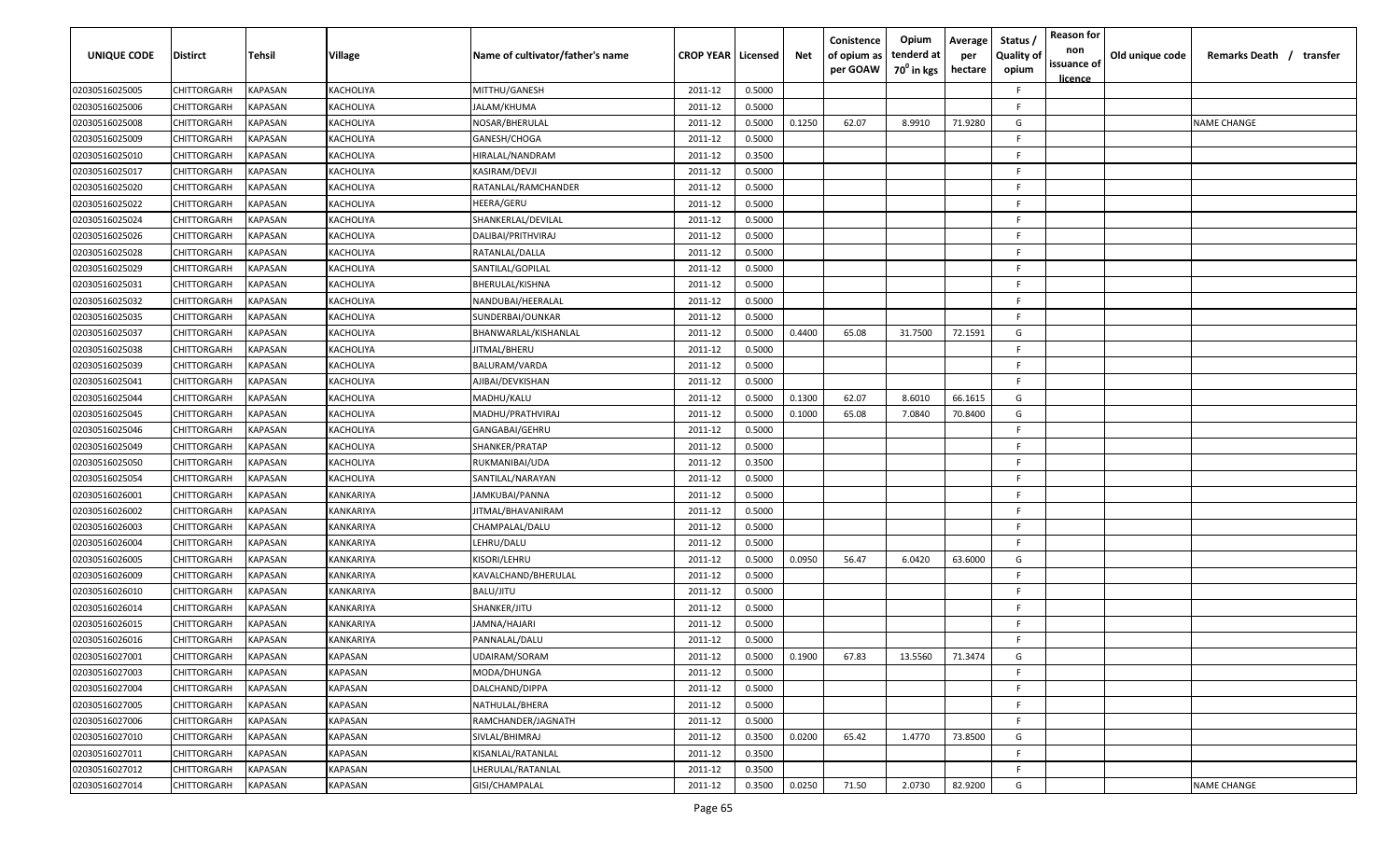| UNIQUE CODE | Distirct | Tehsil | Village | Name of cultivator/father's name | CROP YEAR | Licensed | Net | Conistence of opium as per GOAW | Opium tenderd at 70° in kgs | Average per hectare | Status / Quality of opium | Reason for non issuance of licence | Old unique code | Remarks Death / transfer |
|---|---|---|---|---|---|---|---|---|---|---|---|---|---|---|
| 02030516025005 | CHITTORGARH | KAPASAN | KACHOLIYA | MITTHU/GANESH | 2011-12 | 0.5000 | | | | | F | | | |
| 02030516025006 | CHITTORGARH | KAPASAN | KACHOLIYA | JALAM/KHUMA | 2011-12 | 0.5000 | | | | | F | | | |
| 02030516025008 | CHITTORGARH | KAPASAN | KACHOLIYA | NOSAR/BHERULAL | 2011-12 | 0.5000 | 0.1250 | 62.07 | 8.9910 | 71.9280 | G | | | NAME CHANGE |
| 02030516025009 | CHITTORGARH | KAPASAN | KACHOLIYA | GANESH/CHOGA | 2011-12 | 0.5000 | | | | | F | | | |
| 02030516025010 | CHITTORGARH | KAPASAN | KACHOLIYA | HIRALAL/NANDRAM | 2011-12 | 0.3500 | | | | | F | | | |
| 02030516025017 | CHITTORGARH | KAPASAN | KACHOLIYA | KASIRAM/DEVJI | 2011-12 | 0.5000 | | | | | F | | | |
| 02030516025020 | CHITTORGARH | KAPASAN | KACHOLIYA | RATANLAL/RAMCHANDER | 2011-12 | 0.5000 | | | | | F | | | |
| 02030516025022 | CHITTORGARH | KAPASAN | KACHOLIYA | HEERA/GERU | 2011-12 | 0.5000 | | | | | F | | | |
| 02030516025024 | CHITTORGARH | KAPASAN | KACHOLIYA | SHANKERLAL/DEVILAL | 2011-12 | 0.5000 | | | | | F | | | |
| 02030516025026 | CHITTORGARH | KAPASAN | KACHOLIYA | DALIBAI/PRITHVIRAJ | 2011-12 | 0.5000 | | | | | F | | | |
| 02030516025028 | CHITTORGARH | KAPASAN | KACHOLIYA | RATANLAL/DALLA | 2011-12 | 0.5000 | | | | | F | | | |
| 02030516025029 | CHITTORGARH | KAPASAN | KACHOLIYA | SANTILAL/GOPILAL | 2011-12 | 0.5000 | | | | | F | | | |
| 02030516025031 | CHITTORGARH | KAPASAN | KACHOLIYA | BHERULAL/KISHNA | 2011-12 | 0.5000 | | | | | F | | | |
| 02030516025032 | CHITTORGARH | KAPASAN | KACHOLIYA | NANDUBAI/HEERALAL | 2011-12 | 0.5000 | | | | | F | | | |
| 02030516025035 | CHITTORGARH | KAPASAN | KACHOLIYA | SUNDERBAI/OUNKAR | 2011-12 | 0.5000 | | | | | F | | | |
| 02030516025037 | CHITTORGARH | KAPASAN | KACHOLIYA | BHANWARLAL/KISHANLAL | 2011-12 | 0.5000 | 0.4400 | 65.08 | 31.7500 | 72.1591 | G | | | |
| 02030516025038 | CHITTORGARH | KAPASAN | KACHOLIYA | JITMAL/BHERU | 2011-12 | 0.5000 | | | | | F | | | |
| 02030516025039 | CHITTORGARH | KAPASAN | KACHOLIYA | BALURAM/VARDA | 2011-12 | 0.5000 | | | | | F | | | |
| 02030516025041 | CHITTORGARH | KAPASAN | KACHOLIYA | AJIBAI/DEVKISHAN | 2011-12 | 0.5000 | | | | | F | | | |
| 02030516025044 | CHITTORGARH | KAPASAN | KACHOLIYA | MADHU/KALU | 2011-12 | 0.5000 | 0.1300 | 62.07 | 8.6010 | 66.1615 | G | | | |
| 02030516025045 | CHITTORGARH | KAPASAN | KACHOLIYA | MADHU/PRATHVIRAJ | 2011-12 | 0.5000 | 0.1000 | 65.08 | 7.0840 | 70.8400 | G | | | |
| 02030516025046 | CHITTORGARH | KAPASAN | KACHOLIYA | GANGABAI/GEHRU | 2011-12 | 0.5000 | | | | | F | | | |
| 02030516025049 | CHITTORGARH | KAPASAN | KACHOLIYA | SHANKER/PRATAP | 2011-12 | 0.5000 | | | | | F | | | |
| 02030516025050 | CHITTORGARH | KAPASAN | KACHOLIYA | RUKMANIBAI/UDA | 2011-12 | 0.3500 | | | | | F | | | |
| 02030516025054 | CHITTORGARH | KAPASAN | KACHOLIYA | SANTILAL/NARAYAN | 2011-12 | 0.5000 | | | | | F | | | |
| 02030516026001 | CHITTORGARH | KAPASAN | KANKARIYA | JAMKUBAI/PANNA | 2011-12 | 0.5000 | | | | | F | | | |
| 02030516026002 | CHITTORGARH | KAPASAN | KANKARIYA | JITMAL/BHAVANIRAM | 2011-12 | 0.5000 | | | | | F | | | |
| 02030516026003 | CHITTORGARH | KAPASAN | KANKARIYA | CHAMPALAL/DALU | 2011-12 | 0.5000 | | | | | F | | | |
| 02030516026004 | CHITTORGARH | KAPASAN | KANKARIYA | LEHRU/DALU | 2011-12 | 0.5000 | | | | | F | | | |
| 02030516026005 | CHITTORGARH | KAPASAN | KANKARIYA | KISORI/LEHRU | 2011-12 | 0.5000 | 0.0950 | 56.47 | 6.0420 | 63.6000 | G | | | |
| 02030516026009 | CHITTORGARH | KAPASAN | KANKARIYA | KAVALCHAND/BHERULAL | 2011-12 | 0.5000 | | | | | F | | | |
| 02030516026010 | CHITTORGARH | KAPASAN | KANKARIYA | BALU/JITU | 2011-12 | 0.5000 | | | | | F | | | |
| 02030516026014 | CHITTORGARH | KAPASAN | KANKARIYA | SHANKER/JITU | 2011-12 | 0.5000 | | | | | F | | | |
| 02030516026015 | CHITTORGARH | KAPASAN | KANKARIYA | JAMNA/HAJARI | 2011-12 | 0.5000 | | | | | F | | | |
| 02030516026016 | CHITTORGARH | KAPASAN | KANKARIYA | PANNALAL/DALU | 2011-12 | 0.5000 | | | | | F | | | |
| 02030516027001 | CHITTORGARH | KAPASAN | KAPASAN | UDAIRAM/SORAM | 2011-12 | 0.5000 | 0.1900 | 67.83 | 13.5560 | 71.3474 | G | | | |
| 02030516027003 | CHITTORGARH | KAPASAN | KAPASAN | MODA/DHUNGA | 2011-12 | 0.5000 | | | | | F | | | |
| 02030516027004 | CHITTORGARH | KAPASAN | KAPASAN | DALCHAND/DIPPA | 2011-12 | 0.5000 | | | | | F | | | |
| 02030516027005 | CHITTORGARH | KAPASAN | KAPASAN | NATHULAL/BHERA | 2011-12 | 0.5000 | | | | | F | | | |
| 02030516027006 | CHITTORGARH | KAPASAN | KAPASAN | RAMCHANDER/JAGNATH | 2011-12 | 0.5000 | | | | | F | | | |
| 02030516027010 | CHITTORGARH | KAPASAN | KAPASAN | SIVLAL/BHIMRAJ | 2011-12 | 0.3500 | 0.0200 | 65.42 | 1.4770 | 73.8500 | G | | | |
| 02030516027011 | CHITTORGARH | KAPASAN | KAPASAN | KISANLAL/RATANLAL | 2011-12 | 0.3500 | | | | | F | | | |
| 02030516027012 | CHITTORGARH | KAPASAN | KAPASAN | LHERULAL/RATANLAL | 2011-12 | 0.3500 | | | | | F | | | |
| 02030516027014 | CHITTORGARH | KAPASAN | KAPASAN | GISI/CHAMPALAL | 2011-12 | 0.3500 | 0.0250 | 71.50 | 2.0730 | 82.9200 | G | | | NAME CHANGE |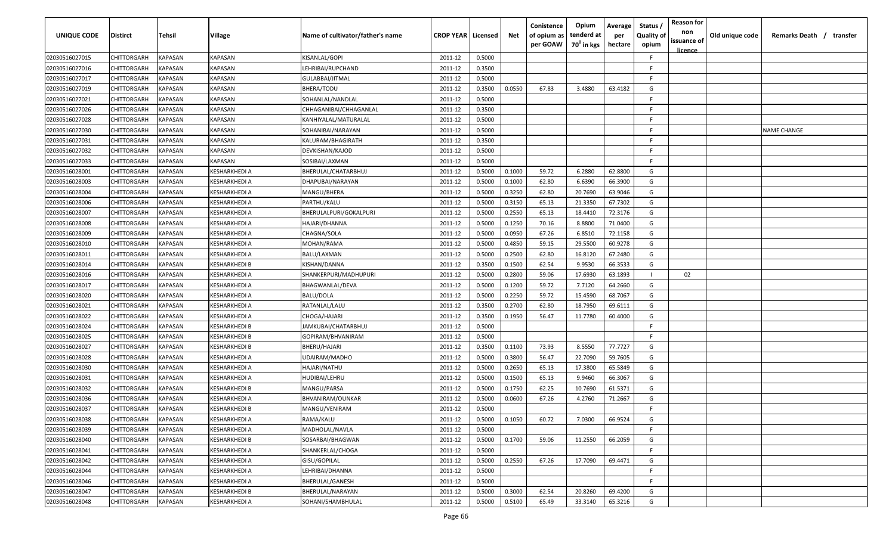| UNIQUE CODE | Distirct | Tehsil | Village | Name of cultivator/father's name | CROP YEAR | Licensed | Net | Conistence of opium as per GOAW | Opium tenderd at $70^0$ in kgs | Average per hectare | Status / Quality of opium | Reason for non issuance of licence | Old unique code | Remarks Death / transfer |
|---|---|---|---|---|---|---|---|---|---|---|---|---|---|---|
| 02030516027015 | CHITTORGARH | KAPASAN | KAPASAN | KISANLAL/GOPI | 2011-12 | 0.5000 | | | | | F | | | |
| 02030516027016 | CHITTORGARH | KAPASAN | KAPASAN | LEHRIBAI/RUPCHAND | 2011-12 | 0.3500 | | | | | F | | | |
| 02030516027017 | CHITTORGARH | KAPASAN | KAPASAN | GULABBAI/JITMAL | 2011-12 | 0.5000 | | | | | F | | | |
| 02030516027019 | CHITTORGARH | KAPASAN | KAPASAN | BHERA/TODU | 2011-12 | 0.3500 | 0.0550 | 67.83 | 3.4880 | 63.4182 | G | | | |
| 02030516027021 | CHITTORGARH | KAPASAN | KAPASAN | SOHANLAL/NANDLAL | 2011-12 | 0.5000 | | | | | F | | | |
| 02030516027026 | CHITTORGARH | KAPASAN | KAPASAN | CHHAGANIBAI/CHHAGANLAL | 2011-12 | 0.3500 | | | | | F | | | |
| 02030516027028 | CHITTORGARH | KAPASAN | KAPASAN | KANHIYALAL/MATURALAL | 2011-12 | 0.5000 | | | | | F | | | |
| 02030516027030 | CHITTORGARH | KAPASAN | KAPASAN | SOHANIBAI/NARAYAN | 2011-12 | 0.5000 | | | | | F | | | NAME CHANGE |
| 02030516027031 | CHITTORGARH | KAPASAN | KAPASAN | KALURAM/BHAGIRATH | 2011-12 | 0.3500 | | | | | F | | | |
| 02030516027032 | CHITTORGARH | KAPASAN | KAPASAN | DEVKISHAN/KAJOD | 2011-12 | 0.5000 | | | | | F | | | |
| 02030516027033 | CHITTORGARH | KAPASAN | KAPASAN | SOSIBAI/LAXMAN | 2011-12 | 0.5000 | | | | | F | | | |
| 02030516028001 | CHITTORGARH | KAPASAN | KESHARKHEDI A | BHERULAL/CHATARBHUJ | 2011-12 | 0.5000 | 0.1000 | 59.72 | 6.2880 | 62.8800 | G | | | |
| 02030516028003 | CHITTORGARH | KAPASAN | KESHARKHEDI A | DHAPUBAI/NARAYAN | 2011-12 | 0.5000 | 0.1000 | 62.80 | 6.6390 | 66.3900 | G | | | |
| 02030516028004 | CHITTORGARH | KAPASAN | KESHARKHEDI A | MANGU/BHERA | 2011-12 | 0.5000 | 0.3250 | 62.80 | 20.7690 | 63.9046 | G | | | |
| 02030516028006 | CHITTORGARH | KAPASAN | KESHARKHEDI A | PARTHU/KALU | 2011-12 | 0.5000 | 0.3150 | 65.13 | 21.3350 | 67.7302 | G | | | |
| 02030516028007 | CHITTORGARH | KAPASAN | KESHARKHEDI A | BHERULALPURI/GOKALPURI | 2011-12 | 0.5000 | 0.2550 | 65.13 | 18.4410 | 72.3176 | G | | | |
| 02030516028008 | CHITTORGARH | KAPASAN | KESHARKHEDI A | HAJARI/DHANNA | 2011-12 | 0.5000 | 0.1250 | 70.16 | 8.8800 | 71.0400 | G | | | |
| 02030516028009 | CHITTORGARH | KAPASAN | KESHARKHEDI A | CHAGNA/SOLA | 2011-12 | 0.5000 | 0.0950 | 67.26 | 6.8510 | 72.1158 | G | | | |
| 02030516028010 | CHITTORGARH | KAPASAN | KESHARKHEDI A | MOHAN/RAMA | 2011-12 | 0.5000 | 0.4850 | 59.15 | 29.5500 | 60.9278 | G | | | |
| 02030516028011 | CHITTORGARH | KAPASAN | KESHARKHEDI A | BALU/LAXMAN | 2011-12 | 0.5000 | 0.2500 | 62.80 | 16.8120 | 67.2480 | G | | | |
| 02030516028014 | CHITTORGARH | KAPASAN | KESHARKHEDI B | KISHAN/DANNA | 2011-12 | 0.3500 | 0.1500 | 62.54 | 9.9530 | 66.3533 | G | | | |
| 02030516028016 | CHITTORGARH | KAPASAN | KESHARKHEDI A | SHANKERPURI/MADHUPURI | 2011-12 | 0.5000 | 0.2800 | 59.06 | 17.6930 | 63.1893 | I | 02 | | |
| 02030516028017 | CHITTORGARH | KAPASAN | KESHARKHEDI A | BHAGWANLAL/DEVA | 2011-12 | 0.5000 | 0.1200 | 59.72 | 7.7120 | 64.2660 | G | | | |
| 02030516028020 | CHITTORGARH | KAPASAN | KESHARKHEDI A | BALU/DOLA | 2011-12 | 0.5000 | 0.2250 | 59.72 | 15.4590 | 68.7067 | G | | | |
| 02030516028021 | CHITTORGARH | KAPASAN | KESHARKHEDI A | RATANLAL/LALU | 2011-12 | 0.3500 | 0.2700 | 62.80 | 18.7950 | 69.6111 | G | | | |
| 02030516028022 | CHITTORGARH | KAPASAN | KESHARKHEDI A | CHOGA/HAJARI | 2011-12 | 0.3500 | 0.1950 | 56.47 | 11.7780 | 60.4000 | G | | | |
| 02030516028024 | CHITTORGARH | KAPASAN | KESHARKHEDI B | JAMKUBAI/CHATARBHUJ | 2011-12 | 0.5000 | | | | | F | | | |
| 02030516028025 | CHITTORGARH | KAPASAN | KESHARKHEDI B | GOPIRAM/BHVANIRAM | 2011-12 | 0.5000 | | | | | F | | | |
| 02030516028027 | CHITTORGARH | KAPASAN | KESHARKHEDI B | BHERU/HAJARI | 2011-12 | 0.3500 | 0.1100 | 73.93 | 8.5550 | 77.7727 | G | | | |
| 02030516028028 | CHITTORGARH | KAPASAN | KESHARKHEDI A | UDAIRAM/MADHO | 2011-12 | 0.5000 | 0.3800 | 56.47 | 22.7090 | 59.7605 | G | | | |
| 02030516028030 | CHITTORGARH | KAPASAN | KESHARKHEDI A | HAJARI/NATHU | 2011-12 | 0.5000 | 0.2650 | 65.13 | 17.3800 | 65.5849 | G | | | |
| 02030516028031 | CHITTORGARH | KAPASAN | KESHARKHEDI A | HUDIBAI/LEHRU | 2011-12 | 0.5000 | 0.1500 | 65.13 | 9.9460 | 66.3067 | G | | | |
| 02030516028032 | CHITTORGARH | KAPASAN | KESHARKHEDI B | MANGU/PARSA | 2011-12 | 0.5000 | 0.1750 | 62.25 | 10.7690 | 61.5371 | G | | | |
| 02030516028036 | CHITTORGARH | KAPASAN | KESHARKHEDI A | BHVANIRAM/OUNKAR | 2011-12 | 0.5000 | 0.0600 | 67.26 | 4.2760 | 71.2667 | G | | | |
| 02030516028037 | CHITTORGARH | KAPASAN | KESHARKHEDI B | MANGU/VENIRAM | 2011-12 | 0.5000 | | | | | F | | | |
| 02030516028038 | CHITTORGARH | KAPASAN | KESHARKHEDI A | RAMA/KALU | 2011-12 | 0.5000 | 0.1050 | 60.72 | 7.0300 | 66.9524 | G | | | |
| 02030516028039 | CHITTORGARH | KAPASAN | KESHARKHEDI A | MADHOLAL/NAVLA | 2011-12 | 0.5000 | | | | | F | | | |
| 02030516028040 | CHITTORGARH | KAPASAN | KESHARKHEDI B | SOSARBAI/BHAGWAN | 2011-12 | 0.5000 | 0.1700 | 59.06 | 11.2550 | 66.2059 | G | | | |
| 02030516028041 | CHITTORGARH | KAPASAN | KESHARKHEDI A | SHANKERLAL/CHOGA | 2011-12 | 0.5000 | | | | | F | | | |
| 02030516028042 | CHITTORGARH | KAPASAN | KESHARKHEDI A | GISU/GOPILAL | 2011-12 | 0.5000 | 0.2550 | 67.26 | 17.7090 | 69.4471 | G | | | |
| 02030516028044 | CHITTORGARH | KAPASAN | KESHARKHEDI A | LEHRIBAI/DHANNA | 2011-12 | 0.5000 | | | | | F | | | |
| 02030516028046 | CHITTORGARH | KAPASAN | KESHARKHEDI A | BHERULAL/GANESH | 2011-12 | 0.5000 | | | | | F | | | |
| 02030516028047 | CHITTORGARH | KAPASAN | KESHARKHEDI B | BHERULAL/NARAYAN | 2011-12 | 0.5000 | 0.3000 | 62.54 | 20.8260 | 69.4200 | G | | | |
| 02030516028048 | CHITTORGARH | KAPASAN | KESHARKHEDI A | SOHANI/SHAMBHULAL | 2011-12 | 0.5000 | 0.5100 | 65.49 | 33.3140 | 65.3216 | G | | | |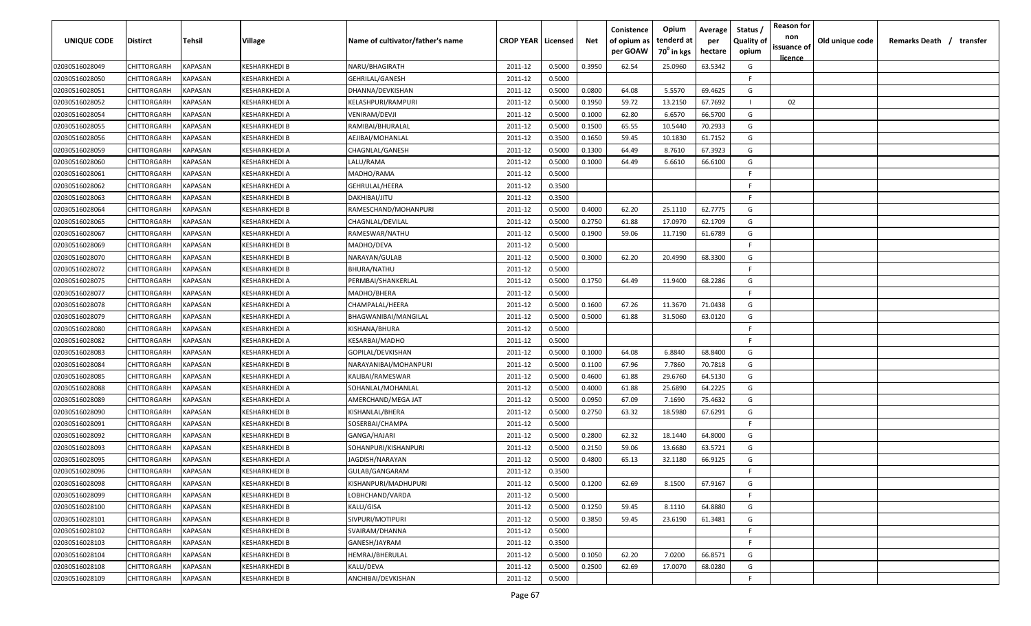| UNIQUE CODE | Distirct | Tehsil | Village | Name of cultivator/father's name | CROP YEAR | Licensed | Net | Conistence of opium as per GOAW | Opium tenderd at $70^0$ in kgs | Average per hectare | Status / Quality of opium | Reason for non issuance of licence | Old unique code | Remarks Death / transfer |
|---|---|---|---|---|---|---|---|---|---|---|---|---|---|---|
| 02030516028049 | CHITTORGARH | KAPASAN | KESHARKHEDI B | NARU/BHAGIRATH | 2011-12 | 0.5000 | 0.3950 | 62.54 | 25.0960 | 63.5342 | G | | | |
| 02030516028050 | CHITTORGARH | KAPASAN | KESHARKHEDI A | GEHRILAL/GANESH | 2011-12 | 0.5000 | | | | | F | | | |
| 02030516028051 | CHITTORGARH | KAPASAN | KESHARKHEDI A | DHANNA/DEVKISHAN | 2011-12 | 0.5000 | 0.0800 | 64.08 | 5.5570 | 69.4625 | G | | | |
| 02030516028052 | CHITTORGARH | KAPASAN | KESHARKHEDI A | KELASHPURI/RAMPURI | 2011-12 | 0.5000 | 0.1950 | 59.72 | 13.2150 | 67.7692 | I | 02 | | |
| 02030516028054 | CHITTORGARH | KAPASAN | KESHARKHEDI A | VENIRAM/DEVJI | 2011-12 | 0.5000 | 0.1000 | 62.80 | 6.6570 | 66.5700 | G | | | |
| 02030516028055 | CHITTORGARH | KAPASAN | KESHARKHEDI B | RAMIBAI/BHURALAL | 2011-12 | 0.5000 | 0.1500 | 65.55 | 10.5440 | 70.2933 | G | | | |
| 02030516028056 | CHITTORGARH | KAPASAN | KESHARKHEDI B | AEJIBAI/MOHANLAL | 2011-12 | 0.3500 | 0.1650 | 59.45 | 10.1830 | 61.7152 | G | | | |
| 02030516028059 | CHITTORGARH | KAPASAN | KESHARKHEDI A | CHAGNLAL/GANESH | 2011-12 | 0.5000 | 0.1300 | 64.49 | 8.7610 | 67.3923 | G | | | |
| 02030516028060 | CHITTORGARH | KAPASAN | KESHARKHEDI A | LALU/RAMA | 2011-12 | 0.5000 | 0.1000 | 64.49 | 6.6610 | 66.6100 | G | | | |
| 02030516028061 | CHITTORGARH | KAPASAN | KESHARKHEDI A | MADHO/RAMA | 2011-12 | 0.5000 | | | | | F | | | |
| 02030516028062 | CHITTORGARH | KAPASAN | KESHARKHEDI A | GEHRULAL/HEERA | 2011-12 | 0.3500 | | | | | F | | | |
| 02030516028063 | CHITTORGARH | KAPASAN | KESHARKHEDI B | DAKHIBAI/JITU | 2011-12 | 0.3500 | | | | | F | | | |
| 02030516028064 | CHITTORGARH | KAPASAN | KESHARKHEDI B | RAMESCHAND/MOHANPURI | 2011-12 | 0.5000 | 0.4000 | 62.20 | 25.1110 | 62.7775 | G | | | |
| 02030516028065 | CHITTORGARH | KAPASAN | KESHARKHEDI A | CHAGNLAL/DEVILAL | 2011-12 | 0.5000 | 0.2750 | 61.88 | 17.0970 | 62.1709 | G | | | |
| 02030516028067 | CHITTORGARH | KAPASAN | KESHARKHEDI A | RAMESWAR/NATHU | 2011-12 | 0.5000 | 0.1900 | 59.06 | 11.7190 | 61.6789 | G | | | |
| 02030516028069 | CHITTORGARH | KAPASAN | KESHARKHEDI B | MADHO/DEVA | 2011-12 | 0.5000 | | | | | F | | | |
| 02030516028070 | CHITTORGARH | KAPASAN | KESHARKHEDI B | NARAYAN/GULAB | 2011-12 | 0.5000 | 0.3000 | 62.20 | 20.4990 | 68.3300 | G | | | |
| 02030516028072 | CHITTORGARH | KAPASAN | KESHARKHEDI B | BHURA/NATHU | 2011-12 | 0.5000 | | | | | F | | | |
| 02030516028075 | CHITTORGARH | KAPASAN | KESHARKHEDI A | PERMBAI/SHANKERLAL | 2011-12 | 0.5000 | 0.1750 | 64.49 | 11.9400 | 68.2286 | G | | | |
| 02030516028077 | CHITTORGARH | KAPASAN | KESHARKHEDI A | MADHO/BHERA | 2011-12 | 0.5000 | | | | | F | | | |
| 02030516028078 | CHITTORGARH | KAPASAN | KESHARKHEDI A | CHAMPALAL/HEERA | 2011-12 | 0.5000 | 0.1600 | 67.26 | 11.3670 | 71.0438 | G | | | |
| 02030516028079 | CHITTORGARH | KAPASAN | KESHARKHEDI A | BHAGWANIBAI/MANGILAL | 2011-12 | 0.5000 | 0.5000 | 61.88 | 31.5060 | 63.0120 | G | | | |
| 02030516028080 | CHITTORGARH | KAPASAN | KESHARKHEDI A | KISHANA/BHURA | 2011-12 | 0.5000 | | | | | F | | | |
| 02030516028082 | CHITTORGARH | KAPASAN | KESHARKHEDI A | KESARBAI/MADHO | 2011-12 | 0.5000 | | | | | F | | | |
| 02030516028083 | CHITTORGARH | KAPASAN | KESHARKHEDI A | GOPILAL/DEVKISHAN | 2011-12 | 0.5000 | 0.1000 | 64.08 | 6.8840 | 68.8400 | G | | | |
| 02030516028084 | CHITTORGARH | KAPASAN | KESHARKHEDI B | NARAYANIBAI/MOHANPURI | 2011-12 | 0.5000 | 0.1100 | 67.96 | 7.7860 | 70.7818 | G | | | |
| 02030516028085 | CHITTORGARH | KAPASAN | KESHARKHEDI A | KALIBAI/RAMESWAR | 2011-12 | 0.5000 | 0.4600 | 61.88 | 29.6760 | 64.5130 | G | | | |
| 02030516028088 | CHITTORGARH | KAPASAN | KESHARKHEDI A | SOHANLAL/MOHANLAL | 2011-12 | 0.5000 | 0.4000 | 61.88 | 25.6890 | 64.2225 | G | | | |
| 02030516028089 | CHITTORGARH | KAPASAN | KESHARKHEDI A | AMERCHAND/MEGA JAT | 2011-12 | 0.5000 | 0.0950 | 67.09 | 7.1690 | 75.4632 | G | | | |
| 02030516028090 | CHITTORGARH | KAPASAN | KESHARKHEDI B | KISHANLAL/BHERA | 2011-12 | 0.5000 | 0.2750 | 63.32 | 18.5980 | 67.6291 | G | | | |
| 02030516028091 | CHITTORGARH | KAPASAN | KESHARKHEDI B | SOSERBAI/CHAMPA | 2011-12 | 0.5000 | | | | | F | | | |
| 02030516028092 | CHITTORGARH | KAPASAN | KESHARKHEDI B | GANGA/HAJARI | 2011-12 | 0.5000 | 0.2800 | 62.32 | 18.1440 | 64.8000 | G | | | |
| 02030516028093 | CHITTORGARH | KAPASAN | KESHARKHEDI B | SOHANPURI/KISHANPURI | 2011-12 | 0.5000 | 0.2150 | 59.06 | 13.6680 | 63.5721 | G | | | |
| 02030516028095 | CHITTORGARH | KAPASAN | KESHARKHEDI A | JAGDISH/NARAYAN | 2011-12 | 0.5000 | 0.4800 | 65.13 | 32.1180 | 66.9125 | G | | | |
| 02030516028096 | CHITTORGARH | KAPASAN | KESHARKHEDI B | GULAB/GANGARAM | 2011-12 | 0.3500 | | | | | F | | | |
| 02030516028098 | CHITTORGARH | KAPASAN | KESHARKHEDI B | KISHANPURI/MADHUPURI | 2011-12 | 0.5000 | 0.1200 | 62.69 | 8.1500 | 67.9167 | G | | | |
| 02030516028099 | CHITTORGARH | KAPASAN | KESHARKHEDI B | LOBHCHAND/VARDA | 2011-12 | 0.5000 | | | | | F | | | |
| 02030516028100 | CHITTORGARH | KAPASAN | KESHARKHEDI B | KALU/GISA | 2011-12 | 0.5000 | 0.1250 | 59.45 | 8.1110 | 64.8880 | G | | | |
| 02030516028101 | CHITTORGARH | KAPASAN | KESHARKHEDI B | SIVPURI/MOTIPURI | 2011-12 | 0.5000 | 0.3850 | 59.45 | 23.6190 | 61.3481 | G | | | |
| 02030516028102 | CHITTORGARH | KAPASAN | KESHARKHEDI B | SVAIRAM/DHANNA | 2011-12 | 0.5000 | | | | | F | | | |
| 02030516028103 | CHITTORGARH | KAPASAN | KESHARKHEDI B | GANESH/JAYRAM | 2011-12 | 0.3500 | | | | | F | | | |
| 02030516028104 | CHITTORGARH | KAPASAN | KESHARKHEDI B | HEMRAJ/BHERULAL | 2011-12 | 0.5000 | 0.1050 | 62.20 | 7.0200 | 66.8571 | G | | | |
| 02030516028108 | CHITTORGARH | KAPASAN | KESHARKHEDI B | KALU/DEVA | 2011-12 | 0.5000 | 0.2500 | 62.69 | 17.0070 | 68.0280 | G | | | |
| 02030516028109 | CHITTORGARH | KAPASAN | KESHARKHEDI B | ANCHIBAI/DEVKISHAN | 2011-12 | 0.5000 | | | | | F | | | |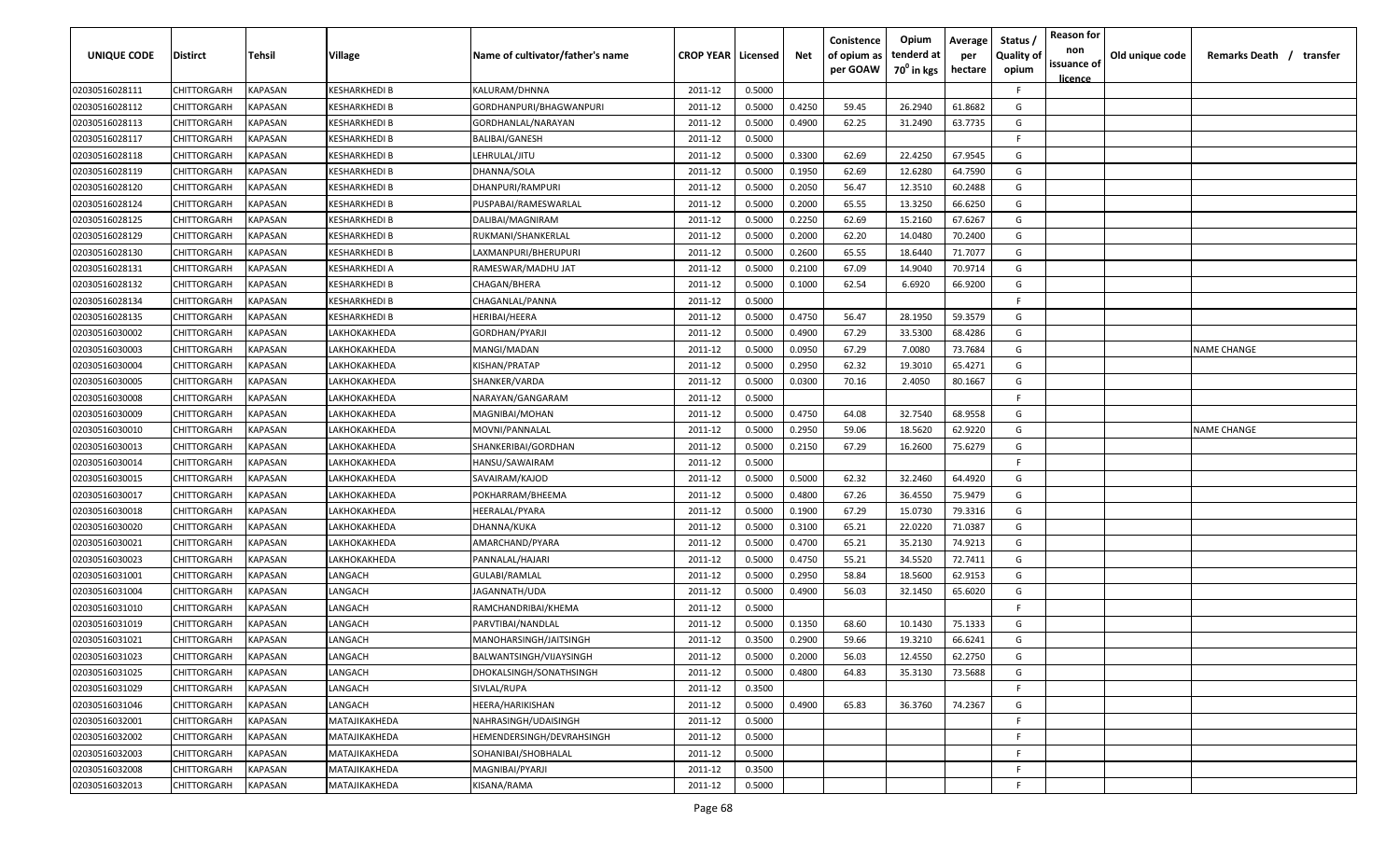| UNIQUE CODE | Distirct | Tehsil | Village | Name of cultivator/father's name | CROP YEAR | Licensed | Net | Conistence of opium as per GOAW | Opium tenderd at 70⁰ in kgs | Average per hectare | Status / Quality of opium | Reason for non issuance of licence | Old unique code | Remarks Death / transfer |
|---|---|---|---|---|---|---|---|---|---|---|---|---|---|---|
| 02030516028111 | CHITTORGARH | KAPASAN | KESHARKHEDI B | KALURAM/DHNNA | 2011-12 | 0.5000 | | | | | F | | | |
| 02030516028112 | CHITTORGARH | KAPASAN | KESHARKHEDI B | GORDHANPURI/BHAGWANPURI | 2011-12 | 0.5000 | 0.4250 | 59.45 | 26.2940 | 61.8682 | G | | | |
| 02030516028113 | CHITTORGARH | KAPASAN | KESHARKHEDI B | GORDHANLAL/NARAYAN | 2011-12 | 0.5000 | 0.4900 | 62.25 | 31.2490 | 63.7735 | G | | | |
| 02030516028117 | CHITTORGARH | KAPASAN | KESHARKHEDI B | BALIBAI/GANESH | 2011-12 | 0.5000 | | | | | F | | | |
| 02030516028118 | CHITTORGARH | KAPASAN | KESHARKHEDI B | LEHRULAL/JITU | 2011-12 | 0.5000 | 0.3300 | 62.69 | 22.4250 | 67.9545 | G | | | |
| 02030516028119 | CHITTORGARH | KAPASAN | KESHARKHEDI B | DHANNA/SOLA | 2011-12 | 0.5000 | 0.1950 | 62.69 | 12.6280 | 64.7590 | G | | | |
| 02030516028120 | CHITTORGARH | KAPASAN | KESHARKHEDI B | DHANPURI/RAMPURI | 2011-12 | 0.5000 | 0.2050 | 56.47 | 12.3510 | 60.2488 | G | | | |
| 02030516028124 | CHITTORGARH | KAPASAN | KESHARKHEDI B | PUSPABAI/RAMESWARLAL | 2011-12 | 0.5000 | 0.2000 | 65.55 | 13.3250 | 66.6250 | G | | | |
| 02030516028125 | CHITTORGARH | KAPASAN | KESHARKHEDI B | DALIBAI/MAGNIRAM | 2011-12 | 0.5000 | 0.2250 | 62.69 | 15.2160 | 67.6267 | G | | | |
| 02030516028129 | CHITTORGARH | KAPASAN | KESHARKHEDI B | RUKMANI/SHANKERLAL | 2011-12 | 0.5000 | 0.2000 | 62.20 | 14.0480 | 70.2400 | G | | | |
| 02030516028130 | CHITTORGARH | KAPASAN | KESHARKHEDI B | LAXMANPURI/BHERUPURI | 2011-12 | 0.5000 | 0.2600 | 65.55 | 18.6440 | 71.7077 | G | | | |
| 02030516028131 | CHITTORGARH | KAPASAN | KESHARKHEDI A | RAMESWAR/MADHU JAT | 2011-12 | 0.5000 | 0.2100 | 67.09 | 14.9040 | 70.9714 | G | | | |
| 02030516028132 | CHITTORGARH | KAPASAN | KESHARKHEDI B | CHAGAN/BHERA | 2011-12 | 0.5000 | 0.1000 | 62.54 | 6.6920 | 66.9200 | G | | | |
| 02030516028134 | CHITTORGARH | KAPASAN | KESHARKHEDI B | CHAGANLAL/PANNA | 2011-12 | 0.5000 | | | | | F | | | |
| 02030516028135 | CHITTORGARH | KAPASAN | KESHARKHEDI B | HERIBAI/HEERA | 2011-12 | 0.5000 | 0.4750 | 56.47 | 28.1950 | 59.3579 | G | | | |
| 02030516030002 | CHITTORGARH | KAPASAN | LAKHOKAKHEDA | GORDHAN/PYARJI | 2011-12 | 0.5000 | 0.4900 | 67.29 | 33.5300 | 68.4286 | G | | | |
| 02030516030003 | CHITTORGARH | KAPASAN | LAKHOKAKHEDA | MANGI/MADAN | 2011-12 | 0.5000 | 0.0950 | 67.29 | 7.0080 | 73.7684 | G | | | NAME CHANGE |
| 02030516030004 | CHITTORGARH | KAPASAN | LAKHOKAKHEDA | KISHAN/PRATAP | 2011-12 | 0.5000 | 0.2950 | 62.32 | 19.3010 | 65.4271 | G | | | |
| 02030516030005 | CHITTORGARH | KAPASAN | LAKHOKAKHEDA | SHANKER/VARDA | 2011-12 | 0.5000 | 0.0300 | 70.16 | 2.4050 | 80.1667 | G | | | |
| 02030516030008 | CHITTORGARH | KAPASAN | LAKHOKAKHEDA | NARAYAN/GANGARAM | 2011-12 | 0.5000 | | | | | F | | | |
| 02030516030009 | CHITTORGARH | KAPASAN | LAKHOKAKHEDA | MAGNIBAI/MOHAN | 2011-12 | 0.5000 | 0.4750 | 64.08 | 32.7540 | 68.9558 | G | | | |
| 02030516030010 | CHITTORGARH | KAPASAN | LAKHOKAKHEDA | MOVNI/PANNALAL | 2011-12 | 0.5000 | 0.2950 | 59.06 | 18.5620 | 62.9220 | G | | | NAME CHANGE |
| 02030516030013 | CHITTORGARH | KAPASAN | LAKHOKAKHEDA | SHANKERIBAI/GORDHAN | 2011-12 | 0.5000 | 0.2150 | 67.29 | 16.2600 | 75.6279 | G | | | |
| 02030516030014 | CHITTORGARH | KAPASAN | LAKHOKAKHEDA | HANSU/SAWAIRAM | 2011-12 | 0.5000 | | | | | F | | | |
| 02030516030015 | CHITTORGARH | KAPASAN | LAKHOKAKHEDA | SAVAIRAM/KAJOD | 2011-12 | 0.5000 | 0.5000 | 62.32 | 32.2460 | 64.4920 | G | | | |
| 02030516030017 | CHITTORGARH | KAPASAN | LAKHOKAKHEDA | POKHARRAM/BHEEMA | 2011-12 | 0.5000 | 0.4800 | 67.26 | 36.4550 | 75.9479 | G | | | |
| 02030516030018 | CHITTORGARH | KAPASAN | LAKHOKAKHEDA | HEERALAL/PYARA | 2011-12 | 0.5000 | 0.1900 | 67.29 | 15.0730 | 79.3316 | G | | | |
| 02030516030020 | CHITTORGARH | KAPASAN | LAKHOKAKHEDA | DHANNA/KUKA | 2011-12 | 0.5000 | 0.3100 | 65.21 | 22.0220 | 71.0387 | G | | | |
| 02030516030021 | CHITTORGARH | KAPASAN | LAKHOKAKHEDA | AMARCHAND/PYARA | 2011-12 | 0.5000 | 0.4700 | 65.21 | 35.2130 | 74.9213 | G | | | |
| 02030516030023 | CHITTORGARH | KAPASAN | LAKHOKAKHEDA | PANNALAL/HAJARI | 2011-12 | 0.5000 | 0.4750 | 55.21 | 34.5520 | 72.7411 | G | | | |
| 02030516031001 | CHITTORGARH | KAPASAN | LANGACH | GULABI/RAMLAL | 2011-12 | 0.5000 | 0.2950 | 58.84 | 18.5600 | 62.9153 | G | | | |
| 02030516031004 | CHITTORGARH | KAPASAN | LANGACH | JAGANNATH/UDA | 2011-12 | 0.5000 | 0.4900 | 56.03 | 32.1450 | 65.6020 | G | | | |
| 02030516031010 | CHITTORGARH | KAPASAN | LANGACH | RAMCHANDRIBAI/KHEMA | 2011-12 | 0.5000 | | | | | F | | | |
| 02030516031019 | CHITTORGARH | KAPASAN | LANGACH | PARVTIBAI/NANDLAL | 2011-12 | 0.5000 | 0.1350 | 68.60 | 10.1430 | 75.1333 | G | | | |
| 02030516031021 | CHITTORGARH | KAPASAN | LANGACH | MANOHARSINGH/JAITSINGH | 2011-12 | 0.3500 | 0.2900 | 59.66 | 19.3210 | 66.6241 | G | | | |
| 02030516031023 | CHITTORGARH | KAPASAN | LANGACH | BALWANTSINGH/VIJAYSINGH | 2011-12 | 0.5000 | 0.2000 | 56.03 | 12.4550 | 62.2750 | G | | | |
| 02030516031025 | CHITTORGARH | KAPASAN | LANGACH | DHOKALSINGH/SONATHSINGH | 2011-12 | 0.5000 | 0.4800 | 64.83 | 35.3130 | 73.5688 | G | | | |
| 02030516031029 | CHITTORGARH | KAPASAN | LANGACH | SIVLAL/RUPA | 2011-12 | 0.3500 | | | | | F | | | |
| 02030516031046 | CHITTORGARH | KAPASAN | LANGACH | HEERA/HARIKISHAN | 2011-12 | 0.5000 | 0.4900 | 65.83 | 36.3760 | 74.2367 | G | | | |
| 02030516032001 | CHITTORGARH | KAPASAN | MATAJIKAKHEDA | NAHRASINGH/UDAISINGH | 2011-12 | 0.5000 | | | | | F | | | |
| 02030516032002 | CHITTORGARH | KAPASAN | MATAJIKAKHEDA | HEMENDERSINGH/DEVRAHSINGH | 2011-12 | 0.5000 | | | | | F | | | |
| 02030516032003 | CHITTORGARH | KAPASAN | MATAJIKAKHEDA | SOHANIBAI/SHOBHALAL | 2011-12 | 0.5000 | | | | | F | | | |
| 02030516032008 | CHITTORGARH | KAPASAN | MATAJIKAKHEDA | MAGNIBAI/PYARJI | 2011-12 | 0.3500 | | | | | F | | | |
| 02030516032013 | CHITTORGARH | KAPASAN | MATAJIKAKHEDA | KISANA/RAMA | 2011-12 | 0.5000 | | | | | F | | | |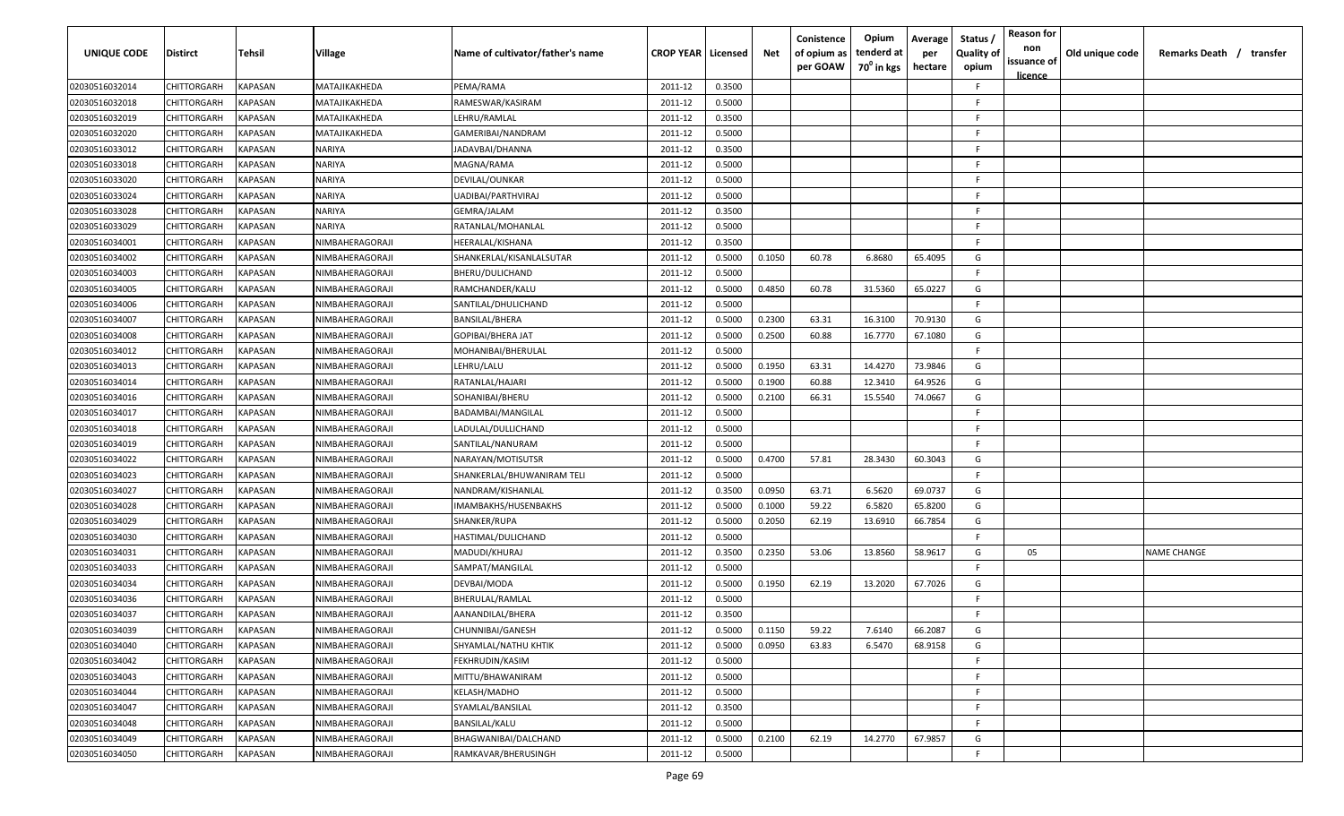| UNIQUE CODE | Distirct | Tehsil | Village | Name of cultivator/father's name | CROP YEAR | Licensed | Net | Conistence of opium as per GOAW | Opium tenderd at $70^0$ in kgs | Average per hectare | Status / Quality of opium | Reason for non issuance of licence | Old unique code | Remarks Death / transfer |
|---|---|---|---|---|---|---|---|---|---|---|---|---|---|---|
| 02030516032014 | CHITTORGARH | KAPASAN | MATAJIKAKHEDA | PEMA/RAMA | 2011-12 | 0.3500 | | | | | F | | | |
| 02030516032018 | CHITTORGARH | KAPASAN | MATAJIKAKHEDA | RAMESWAR/KASIRAM | 2011-12 | 0.5000 | | | | | F | | | |
| 02030516032019 | CHITTORGARH | KAPASAN | MATAJIKAKHEDA | LEHRU/RAMLAL | 2011-12 | 0.3500 | | | | | F | | | |
| 02030516032020 | CHITTORGARH | KAPASAN | MATAJIKAKHEDA | GAMERIBAI/NANDRAM | 2011-12 | 0.5000 | | | | | F | | | |
| 02030516033012 | CHITTORGARH | KAPASAN | NARIYA | JADAVBAI/DHANNA | 2011-12 | 0.3500 | | | | | F | | | |
| 02030516033018 | CHITTORGARH | KAPASAN | NARIYA | MAGNA/RAMA | 2011-12 | 0.5000 | | | | | F | | | |
| 02030516033020 | CHITTORGARH | KAPASAN | NARIYA | DEVILAL/OUNKAR | 2011-12 | 0.5000 | | | | | F | | | |
| 02030516033024 | CHITTORGARH | KAPASAN | NARIYA | UADIBAI/PARTHVIRAJ | 2011-12 | 0.5000 | | | | | F | | | |
| 02030516033028 | CHITTORGARH | KAPASAN | NARIYA | GEMRA/JALAM | 2011-12 | 0.3500 | | | | | F | | | |
| 02030516033029 | CHITTORGARH | KAPASAN | NARIYA | RATANLAL/MOHANLAL | 2011-12 | 0.5000 | | | | | F | | | |
| 02030516034001 | CHITTORGARH | KAPASAN | NIMBAHERAGORAJI | HEERALAL/KISHANA | 2011-12 | 0.3500 | | | | | F | | | |
| 02030516034002 | CHITTORGARH | KAPASAN | NIMBAHERAGORAJI | SHANKERLAL/KISANLALSUTAR | 2011-12 | 0.5000 | 0.1050 | 60.78 | 6.8680 | 65.4095 | G | | | |
| 02030516034003 | CHITTORGARH | KAPASAN | NIMBAHERAGORAJI | BHERU/DULICHAND | 2011-12 | 0.5000 | | | | | F | | | |
| 02030516034005 | CHITTORGARH | KAPASAN | NIMBAHERAGORAJI | RAMCHANDER/KALU | 2011-12 | 0.5000 | 0.4850 | 60.78 | 31.5360 | 65.0227 | G | | | |
| 02030516034006 | CHITTORGARH | KAPASAN | NIMBAHERAGORAJI | SANTILAL/DHULICHAND | 2011-12 | 0.5000 | | | | | F | | | |
| 02030516034007 | CHITTORGARH | KAPASAN | NIMBAHERAGORAJI | BANSILAL/BHERA | 2011-12 | 0.5000 | 0.2300 | 63.31 | 16.3100 | 70.9130 | G | | | |
| 02030516034008 | CHITTORGARH | KAPASAN | NIMBAHERAGORAJI | GOPIBAI/BHERA JAT | 2011-12 | 0.5000 | 0.2500 | 60.88 | 16.7770 | 67.1080 | G | | | |
| 02030516034012 | CHITTORGARH | KAPASAN | NIMBAHERAGORAJI | MOHANIBAI/BHERULAL | 2011-12 | 0.5000 | | | | | F | | | |
| 02030516034013 | CHITTORGARH | KAPASAN | NIMBAHERAGORAJI | LEHRU/LALU | 2011-12 | 0.5000 | 0.1950 | 63.31 | 14.4270 | 73.9846 | G | | | |
| 02030516034014 | CHITTORGARH | KAPASAN | NIMBAHERAGORAJI | RATANLAL/HAJARI | 2011-12 | 0.5000 | 0.1900 | 60.88 | 12.3410 | 64.9526 | G | | | |
| 02030516034016 | CHITTORGARH | KAPASAN | NIMBAHERAGORAJI | SOHANIBAI/BHERU | 2011-12 | 0.5000 | 0.2100 | 66.31 | 15.5540 | 74.0667 | G | | | |
| 02030516034017 | CHITTORGARH | KAPASAN | NIMBAHERAGORAJI | BADAMBAI/MANGILAL | 2011-12 | 0.5000 | | | | | F | | | |
| 02030516034018 | CHITTORGARH | KAPASAN | NIMBAHERAGORAJI | LADULAL/DULLICHAND | 2011-12 | 0.5000 | | | | | F | | | |
| 02030516034019 | CHITTORGARH | KAPASAN | NIMBAHERAGORAJI | SANTILAL/NANURAM | 2011-12 | 0.5000 | | | | | F | | | |
| 02030516034022 | CHITTORGARH | KAPASAN | NIMBAHERAGORAJI | NARAYAN/MOTISUTSR | 2011-12 | 0.5000 | 0.4700 | 57.81 | 28.3430 | 60.3043 | G | | | |
| 02030516034023 | CHITTORGARH | KAPASAN | NIMBAHERAGORAJI | SHANKERLAL/BHUWANIRAM TELI | 2011-12 | 0.5000 | | | | | F | | | |
| 02030516034027 | CHITTORGARH | KAPASAN | NIMBAHERAGORAJI | NANDRAM/KISHANLAL | 2011-12 | 0.3500 | 0.0950 | 63.71 | 6.5620 | 69.0737 | G | | | |
| 02030516034028 | CHITTORGARH | KAPASAN | NIMBAHERAGORAJI | IMAMBAKHS/HUSENBAKHS | 2011-12 | 0.5000 | 0.1000 | 59.22 | 6.5820 | 65.8200 | G | | | |
| 02030516034029 | CHITTORGARH | KAPASAN | NIMBAHERAGORAJI | SHANKER/RUPA | 2011-12 | 0.5000 | 0.2050 | 62.19 | 13.6910 | 66.7854 | G | | | |
| 02030516034030 | CHITTORGARH | KAPASAN | NIMBAHERAGORAJI | HASTIMAL/DULICHAND | 2011-12 | 0.5000 | | | | | F | | | |
| 02030516034031 | CHITTORGARH | KAPASAN | NIMBAHERAGORAJI | MADUDI/KHURAJ | 2011-12 | 0.3500 | 0.2350 | 53.06 | 13.8560 | 58.9617 | G | 05 | | NAME CHANGE |
| 02030516034033 | CHITTORGARH | KAPASAN | NIMBAHERAGORAJI | SAMPAT/MANGILAL | 2011-12 | 0.5000 | | | | | F | | | |
| 02030516034034 | CHITTORGARH | KAPASAN | NIMBAHERAGORAJI | DEVBAI/MODA | 2011-12 | 0.5000 | 0.1950 | 62.19 | 13.2020 | 67.7026 | G | | | |
| 02030516034036 | CHITTORGARH | KAPASAN | NIMBAHERAGORAJI | BHERULAL/RAMLAL | 2011-12 | 0.5000 | | | | | F | | | |
| 02030516034037 | CHITTORGARH | KAPASAN | NIMBAHERAGORAJI | AANANDILAL/BHERA | 2011-12 | 0.3500 | | | | | F | | | |
| 02030516034039 | CHITTORGARH | KAPASAN | NIMBAHERAGORAJI | CHUNNIBAI/GANESH | 2011-12 | 0.5000 | 0.1150 | 59.22 | 7.6140 | 66.2087 | G | | | |
| 02030516034040 | CHITTORGARH | KAPASAN | NIMBAHERAGORAJI | SHYAMLAL/NATHU KHTIK | 2011-12 | 0.5000 | 0.0950 | 63.83 | 6.5470 | 68.9158 | G | | | |
| 02030516034042 | CHITTORGARH | KAPASAN | NIMBAHERAGORAJI | FEKHRUDIN/KASIM | 2011-12 | 0.5000 | | | | | F | | | |
| 02030516034043 | CHITTORGARH | KAPASAN | NIMBAHERAGORAJI | MITTU/BHAWANIRAM | 2011-12 | 0.5000 | | | | | F | | | |
| 02030516034044 | CHITTORGARH | KAPASAN | NIMBAHERAGORAJI | KELASH/MADHO | 2011-12 | 0.5000 | | | | | F | | | |
| 02030516034047 | CHITTORGARH | KAPASAN | NIMBAHERAGORAJI | SYAMLAL/BANSILAL | 2011-12 | 0.3500 | | | | | F | | | |
| 02030516034048 | CHITTORGARH | KAPASAN | NIMBAHERAGORAJI | BANSILAL/KALU | 2011-12 | 0.5000 | | | | | F | | | |
| 02030516034049 | CHITTORGARH | KAPASAN | NIMBAHERAGORAJI | BHAGWANIBAI/DALCHAND | 2011-12 | 0.5000 | 0.2100 | 62.19 | 14.2770 | 67.9857 | G | | | |
| 02030516034050 | CHITTORGARH | KAPASAN | NIMBAHERAGORAJI | RAMKAVAR/BHERUSINGH | 2011-12 | 0.5000 | | | | | F | | | |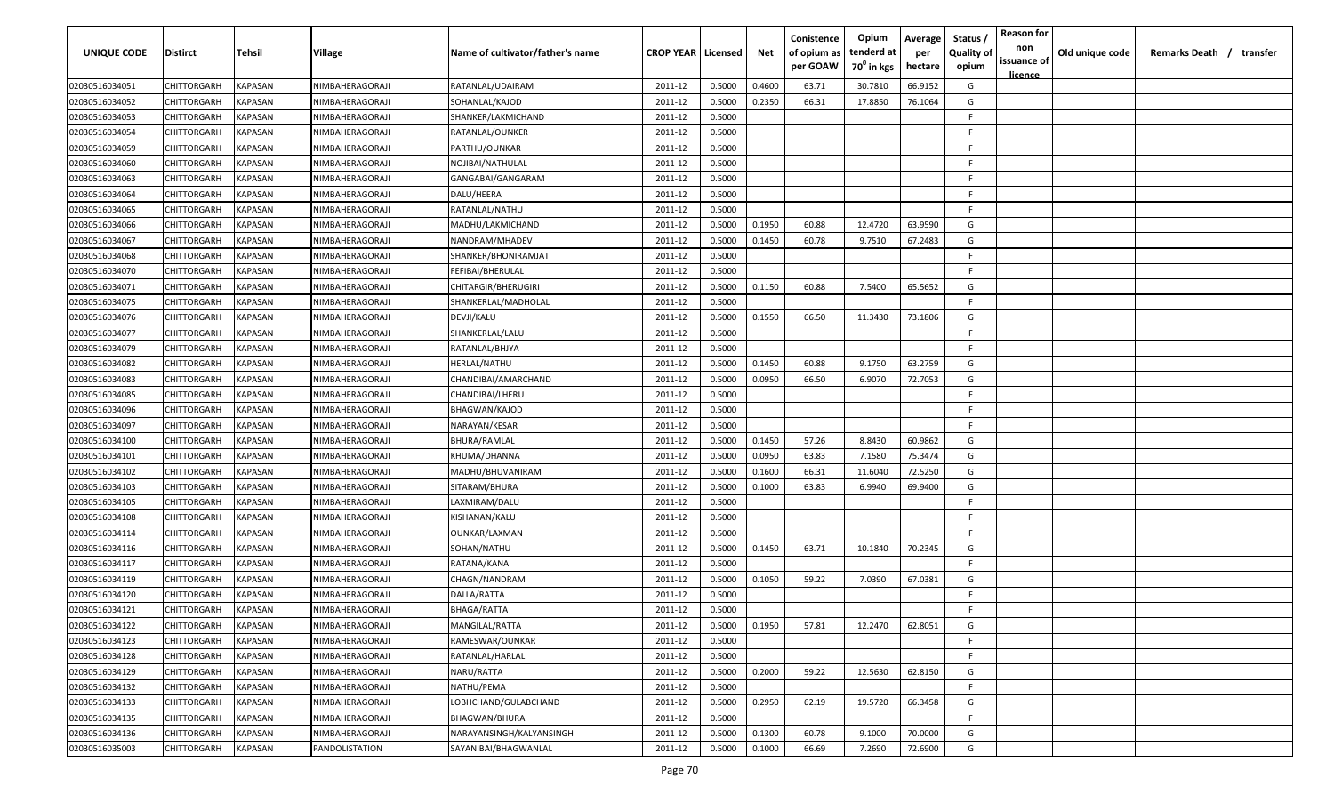| UNIQUE CODE | Distirct | Tehsil | Village | Name of cultivator/father's name | CROP YEAR | Licensed | Net | Conistence of opium as per GOAW | Opium tenderd at $70^0$ in kgs | Average per hectare | Status / Quality of opium | Reason for non issuance of licence | Old unique code | Remarks Death / transfer |
|---|---|---|---|---|---|---|---|---|---|---|---|---|---|---|
| 02030516034051 | CHITTORGARH | KAPASAN | NIMBAHERAGORAJI | RATANLAL/UDAIRAM | 2011-12 | 0.5000 | 0.4600 | 63.71 | 30.7810 | 66.9152 | G | | | |
| 02030516034052 | CHITTORGARH | KAPASAN | NIMBAHERAGORAJI | SOHANLAL/KAJOD | 2011-12 | 0.5000 | 0.2350 | 66.31 | 17.8850 | 76.1064 | G | | | |
| 02030516034053 | CHITTORGARH | KAPASAN | NIMBAHERAGORAJI | SHANKER/LAKMICHAND | 2011-12 | 0.5000 | | | | | F | | | |
| 02030516034054 | CHITTORGARH | KAPASAN | NIMBAHERAGORAJI | RATANLAL/OUNKER | 2011-12 | 0.5000 | | | | | F | | | |
| 02030516034059 | CHITTORGARH | KAPASAN | NIMBAHERAGORAJI | PARTHU/OUNKAR | 2011-12 | 0.5000 | | | | | F | | | |
| 02030516034060 | CHITTORGARH | KAPASAN | NIMBAHERAGORAJI | NOJIBAI/NATHULAL | 2011-12 | 0.5000 | | | | | F | | | |
| 02030516034063 | CHITTORGARH | KAPASAN | NIMBAHERAGORAJI | GANGABAI/GANGARAM | 2011-12 | 0.5000 | | | | | F | | | |
| 02030516034064 | CHITTORGARH | KAPASAN | NIMBAHERAGORAJI | DALU/HEERA | 2011-12 | 0.5000 | | | | | F | | | |
| 02030516034065 | CHITTORGARH | KAPASAN | NIMBAHERAGORAJI | RATANLAL/NATHU | 2011-12 | 0.5000 | | | | | F | | | |
| 02030516034066 | CHITTORGARH | KAPASAN | NIMBAHERAGORAJI | MADHU/LAKMICHAND | 2011-12 | 0.5000 | 0.1950 | 60.88 | 12.4720 | 63.9590 | G | | | |
| 02030516034067 | CHITTORGARH | KAPASAN | NIMBAHERAGORAJI | NANDRAM/MHADEV | 2011-12 | 0.5000 | 0.1450 | 60.78 | 9.7510 | 67.2483 | G | | | |
| 02030516034068 | CHITTORGARH | KAPASAN | NIMBAHERAGORAJI | SHANKER/BHONIRAMJAT | 2011-12 | 0.5000 | | | | | F | | | |
| 02030516034070 | CHITTORGARH | KAPASAN | NIMBAHERAGORAJI | FEFIBAI/BHERULAL | 2011-12 | 0.5000 | | | | | F | | | |
| 02030516034071 | CHITTORGARH | KAPASAN | NIMBAHERAGORAJI | CHITARGIR/BHERUGIRI | 2011-12 | 0.5000 | 0.1150 | 60.88 | 7.5400 | 65.5652 | G | | | |
| 02030516034075 | CHITTORGARH | KAPASAN | NIMBAHERAGORAJI | SHANKERLAL/MADHOLAL | 2011-12 | 0.5000 | | | | | F | | | |
| 02030516034076 | CHITTORGARH | KAPASAN | NIMBAHERAGORAJI | DEVJI/KALU | 2011-12 | 0.5000 | 0.1550 | 66.50 | 11.3430 | 73.1806 | G | | | |
| 02030516034077 | CHITTORGARH | KAPASAN | NIMBAHERAGORAJI | SHANKERLAL/LALU | 2011-12 | 0.5000 | | | | | F | | | |
| 02030516034079 | CHITTORGARH | KAPASAN | NIMBAHERAGORAJI | RATANLAL/BHJYA | 2011-12 | 0.5000 | | | | | F | | | |
| 02030516034082 | CHITTORGARH | KAPASAN | NIMBAHERAGORAJI | HERLAL/NATHU | 2011-12 | 0.5000 | 0.1450 | 60.88 | 9.1750 | 63.2759 | G | | | |
| 02030516034083 | CHITTORGARH | KAPASAN | NIMBAHERAGORAJI | CHANDIBAI/AMARCHAND | 2011-12 | 0.5000 | 0.0950 | 66.50 | 6.9070 | 72.7053 | G | | | |
| 02030516034085 | CHITTORGARH | KAPASAN | NIMBAHERAGORAJI | CHANDIBAI/LHERU | 2011-12 | 0.5000 | | | | | F | | | |
| 02030516034096 | CHITTORGARH | KAPASAN | NIMBAHERAGORAJI | BHAGWAN/KAJOD | 2011-12 | 0.5000 | | | | | F | | | |
| 02030516034097 | CHITTORGARH | KAPASAN | NIMBAHERAGORAJI | NARAYAN/KESAR | 2011-12 | 0.5000 | | | | | F | | | |
| 02030516034100 | CHITTORGARH | KAPASAN | NIMBAHERAGORAJI | BHURA/RAMLAL | 2011-12 | 0.5000 | 0.1450 | 57.26 | 8.8430 | 60.9862 | G | | | |
| 02030516034101 | CHITTORGARH | KAPASAN | NIMBAHERAGORAJI | KHUMA/DHANNA | 2011-12 | 0.5000 | 0.0950 | 63.83 | 7.1580 | 75.3474 | G | | | |
| 02030516034102 | CHITTORGARH | KAPASAN | NIMBAHERAGORAJI | MADHU/BHUVANIRAM | 2011-12 | 0.5000 | 0.1600 | 66.31 | 11.6040 | 72.5250 | G | | | |
| 02030516034103 | CHITTORGARH | KAPASAN | NIMBAHERAGORAJI | SITARAM/BHURA | 2011-12 | 0.5000 | 0.1000 | 63.83 | 6.9940 | 69.9400 | G | | | |
| 02030516034105 | CHITTORGARH | KAPASAN | NIMBAHERAGORAJI | LAXMIRAM/DALU | 2011-12 | 0.5000 | | | | | F | | | |
| 02030516034108 | CHITTORGARH | KAPASAN | NIMBAHERAGORAJI | KISHANAN/KALU | 2011-12 | 0.5000 | | | | | F | | | |
| 02030516034114 | CHITTORGARH | KAPASAN | NIMBAHERAGORAJI | OUNKAR/LAXMAN | 2011-12 | 0.5000 | | | | | F | | | |
| 02030516034116 | CHITTORGARH | KAPASAN | NIMBAHERAGORAJI | SOHAN/NATHU | 2011-12 | 0.5000 | 0.1450 | 63.71 | 10.1840 | 70.2345 | G | | | |
| 02030516034117 | CHITTORGARH | KAPASAN | NIMBAHERAGORAJI | RATANA/KANA | 2011-12 | 0.5000 | | | | | F | | | |
| 02030516034119 | CHITTORGARH | KAPASAN | NIMBAHERAGORAJI | CHAGN/NANDRAM | 2011-12 | 0.5000 | 0.1050 | 59.22 | 7.0390 | 67.0381 | G | | | |
| 02030516034120 | CHITTORGARH | KAPASAN | NIMBAHERAGORAJI | DALLA/RATTA | 2011-12 | 0.5000 | | | | | F | | | |
| 02030516034121 | CHITTORGARH | KAPASAN | NIMBAHERAGORAJI | BHAGA/RATTA | 2011-12 | 0.5000 | | | | | F | | | |
| 02030516034122 | CHITTORGARH | KAPASAN | NIMBAHERAGORAJI | MANGILAL/RATTA | 2011-12 | 0.5000 | 0.1950 | 57.81 | 12.2470 | 62.8051 | G | | | |
| 02030516034123 | CHITTORGARH | KAPASAN | NIMBAHERAGORAJI | RAMESWAR/OUNKAR | 2011-12 | 0.5000 | | | | | F | | | |
| 02030516034128 | CHITTORGARH | KAPASAN | NIMBAHERAGORAJI | RATANLAL/HARLAL | 2011-12 | 0.5000 | | | | | F | | | |
| 02030516034129 | CHITTORGARH | KAPASAN | NIMBAHERAGORAJI | NARU/RATTA | 2011-12 | 0.5000 | 0.2000 | 59.22 | 12.5630 | 62.8150 | G | | | |
| 02030516034132 | CHITTORGARH | KAPASAN | NIMBAHERAGORAJI | NATHU/PEMA | 2011-12 | 0.5000 | | | | | F | | | |
| 02030516034133 | CHITTORGARH | KAPASAN | NIMBAHERAGORAJI | LOBHCHAND/GULABCHAND | 2011-12 | 0.5000 | 0.2950 | 62.19 | 19.5720 | 66.3458 | G | | | |
| 02030516034135 | CHITTORGARH | KAPASAN | NIMBAHERAGORAJI | BHAGWAN/BHURA | 2011-12 | 0.5000 | | | | | F | | | |
| 02030516034136 | CHITTORGARH | KAPASAN | NIMBAHERAGORAJI | NARAYANSINGH/KALYANSINGH | 2011-12 | 0.5000 | 0.1300 | 60.78 | 9.1000 | 70.0000 | G | | | |
| 02030516035003 | CHITTORGARH | KAPASAN | PANDOLISTATION | SAYANIBAI/BHAGWANLAL | 2011-12 | 0.5000 | 0.1000 | 66.69 | 7.2690 | 72.6900 | G | | | |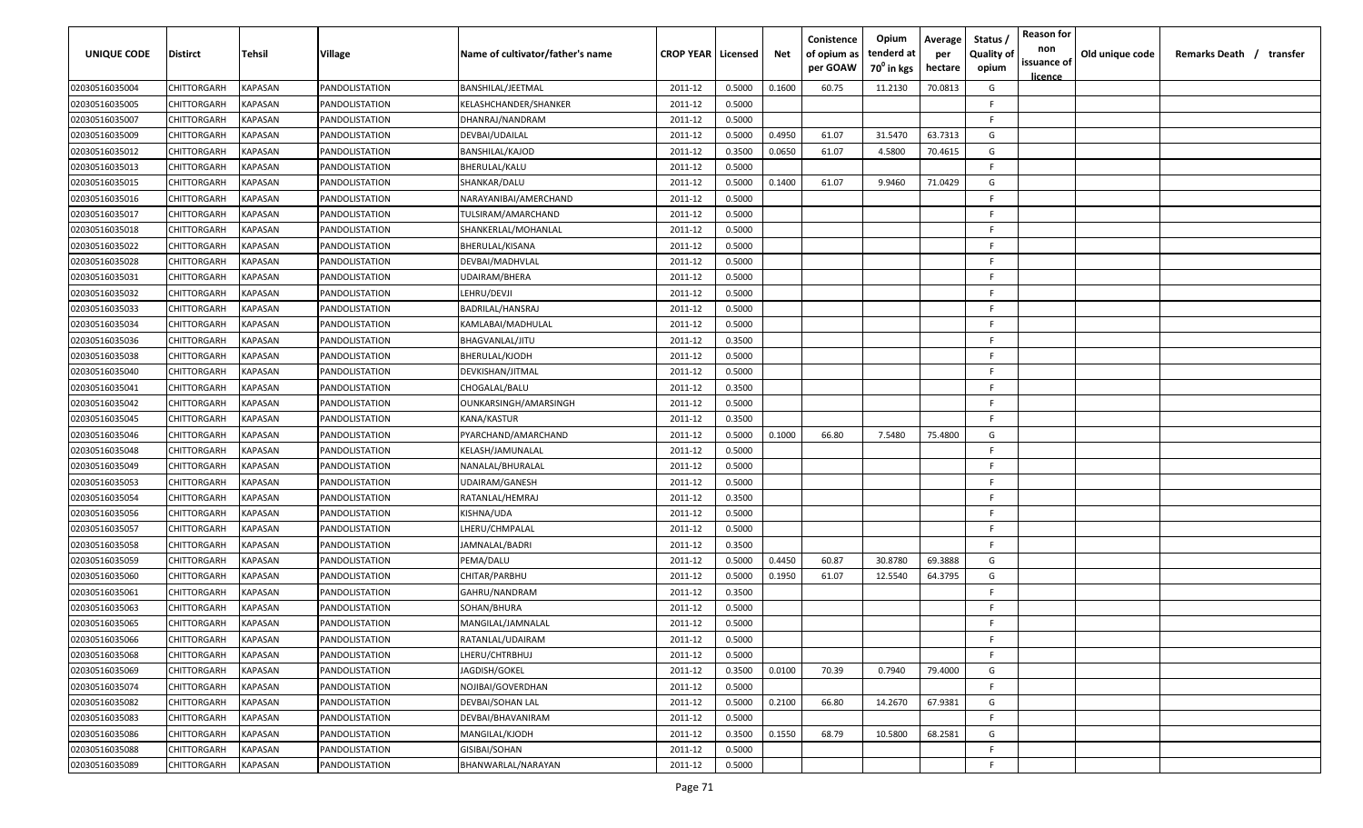| UNIQUE CODE | Distirct | Tehsil | Village | Name of cultivator/father's name | CROP YEAR | Licensed | Net | Conistence of opium as per GOAW | Opium tenderd at 70⁰ in kgs | Average per hectare | Status / Quality of opium | Reason for non issuance of licence | Old unique code | Remarks Death / transfer |
|---|---|---|---|---|---|---|---|---|---|---|---|---|---|---|
| 02030516035004 | CHITTORGARH | KAPASAN | PANDOLISTATION | BANSHILAL/JEETMAL | 2011-12 | 0.5000 | 0.1600 | 60.75 | 11.2130 | 70.0813 | G | | | |
| 02030516035005 | CHITTORGARH | KAPASAN | PANDOLISTATION | KELASHCHANDER/SHANKER | 2011-12 | 0.5000 | | | | | F | | | |
| 02030516035007 | CHITTORGARH | KAPASAN | PANDOLISTATION | DHANRAJ/NANDRAM | 2011-12 | 0.5000 | | | | | F | | | |
| 02030516035009 | CHITTORGARH | KAPASAN | PANDOLISTATION | DEVBAI/UDAILAL | 2011-12 | 0.5000 | 0.4950 | 61.07 | 31.5470 | 63.7313 | G | | | |
| 02030516035012 | CHITTORGARH | KAPASAN | PANDOLISTATION | BANSHILAL/KAJOD | 2011-12 | 0.3500 | 0.0650 | 61.07 | 4.5800 | 70.4615 | G | | | |
| 02030516035013 | CHITTORGARH | KAPASAN | PANDOLISTATION | BHERULAL/KALU | 2011-12 | 0.5000 | | | | | F | | | |
| 02030516035015 | CHITTORGARH | KAPASAN | PANDOLISTATION | SHANKAR/DALU | 2011-12 | 0.5000 | 0.1400 | 61.07 | 9.9460 | 71.0429 | G | | | |
| 02030516035016 | CHITTORGARH | KAPASAN | PANDOLISTATION | NARAYANIBAI/AMERCHAND | 2011-12 | 0.5000 | | | | | F | | | |
| 02030516035017 | CHITTORGARH | KAPASAN | PANDOLISTATION | TULSIRAM/AMARCHAND | 2011-12 | 0.5000 | | | | | F | | | |
| 02030516035018 | CHITTORGARH | KAPASAN | PANDOLISTATION | SHANKERLAL/MOHANLAL | 2011-12 | 0.5000 | | | | | F | | | |
| 02030516035022 | CHITTORGARH | KAPASAN | PANDOLISTATION | BHERULAL/KISANA | 2011-12 | 0.5000 | | | | | F | | | |
| 02030516035028 | CHITTORGARH | KAPASAN | PANDOLISTATION | DEVBAI/MADHVLAL | 2011-12 | 0.5000 | | | | | F | | | |
| 02030516035031 | CHITTORGARH | KAPASAN | PANDOLISTATION | UDAIRAM/BHERA | 2011-12 | 0.5000 | | | | | F | | | |
| 02030516035032 | CHITTORGARH | KAPASAN | PANDOLISTATION | LEHRU/DEVJI | 2011-12 | 0.5000 | | | | | F | | | |
| 02030516035033 | CHITTORGARH | KAPASAN | PANDOLISTATION | BADRILAL/HANSRAJ | 2011-12 | 0.5000 | | | | | F | | | |
| 02030516035034 | CHITTORGARH | KAPASAN | PANDOLISTATION | KAMLABAI/MADHULAL | 2011-12 | 0.5000 | | | | | F | | | |
| 02030516035036 | CHITTORGARH | KAPASAN | PANDOLISTATION | BHAGVANLAL/JITU | 2011-12 | 0.3500 | | | | | F | | | |
| 02030516035038 | CHITTORGARH | KAPASAN | PANDOLISTATION | BHERULAL/KJODH | 2011-12 | 0.5000 | | | | | F | | | |
| 02030516035040 | CHITTORGARH | KAPASAN | PANDOLISTATION | DEVKISHAN/JITMAL | 2011-12 | 0.5000 | | | | | F | | | |
| 02030516035041 | CHITTORGARH | KAPASAN | PANDOLISTATION | CHOGALAL/BALU | 2011-12 | 0.3500 | | | | | F | | | |
| 02030516035042 | CHITTORGARH | KAPASAN | PANDOLISTATION | OUNKARSINGH/AMARSINGH | 2011-12 | 0.5000 | | | | | F | | | |
| 02030516035045 | CHITTORGARH | KAPASAN | PANDOLISTATION | KANA/KASTUR | 2011-12 | 0.3500 | | | | | F | | | |
| 02030516035046 | CHITTORGARH | KAPASAN | PANDOLISTATION | PYARCHAND/AMARCHAND | 2011-12 | 0.5000 | 0.1000 | 66.80 | 7.5480 | 75.4800 | G | | | |
| 02030516035048 | CHITTORGARH | KAPASAN | PANDOLISTATION | KELASH/JAMUNALAL | 2011-12 | 0.5000 | | | | | F | | | |
| 02030516035049 | CHITTORGARH | KAPASAN | PANDOLISTATION | NANALAL/BHURALAL | 2011-12 | 0.5000 | | | | | F | | | |
| 02030516035053 | CHITTORGARH | KAPASAN | PANDOLISTATION | UDAIRAM/GANESH | 2011-12 | 0.5000 | | | | | F | | | |
| 02030516035054 | CHITTORGARH | KAPASAN | PANDOLISTATION | RATANLAL/HEMRAJ | 2011-12 | 0.3500 | | | | | F | | | |
| 02030516035056 | CHITTORGARH | KAPASAN | PANDOLISTATION | KISHNA/UDA | 2011-12 | 0.5000 | | | | | F | | | |
| 02030516035057 | CHITTORGARH | KAPASAN | PANDOLISTATION | LHERU/CHMPALAL | 2011-12 | 0.5000 | | | | | F | | | |
| 02030516035058 | CHITTORGARH | KAPASAN | PANDOLISTATION | JAMNALAL/BADRI | 2011-12 | 0.3500 | | | | | F | | | |
| 02030516035059 | CHITTORGARH | KAPASAN | PANDOLISTATION | PEMA/DALU | 2011-12 | 0.5000 | 0.4450 | 60.87 | 30.8780 | 69.3888 | G | | | |
| 02030516035060 | CHITTORGARH | KAPASAN | PANDOLISTATION | CHITAR/PARBHU | 2011-12 | 0.5000 | 0.1950 | 61.07 | 12.5540 | 64.3795 | G | | | |
| 02030516035061 | CHITTORGARH | KAPASAN | PANDOLISTATION | GAHRU/NANDRAM | 2011-12 | 0.3500 | | | | | F | | | |
| 02030516035063 | CHITTORGARH | KAPASAN | PANDOLISTATION | SOHAN/BHURA | 2011-12 | 0.5000 | | | | | F | | | |
| 02030516035065 | CHITTORGARH | KAPASAN | PANDOLISTATION | MANGILAL/JAMNALAL | 2011-12 | 0.5000 | | | | | F | | | |
| 02030516035066 | CHITTORGARH | KAPASAN | PANDOLISTATION | RATANLAL/UDAIRAM | 2011-12 | 0.5000 | | | | | F | | | |
| 02030516035068 | CHITTORGARH | KAPASAN | PANDOLISTATION | LHERU/CHTRBHUJ | 2011-12 | 0.5000 | | | | | F | | | |
| 02030516035069 | CHITTORGARH | KAPASAN | PANDOLISTATION | JAGDISH/GOKEL | 2011-12 | 0.3500 | 0.0100 | 70.39 | 0.7940 | 79.4000 | G | | | |
| 02030516035074 | CHITTORGARH | KAPASAN | PANDOLISTATION | NOJIBAI/GOVERDHAN | 2011-12 | 0.5000 | | | | | F | | | |
| 02030516035082 | CHITTORGARH | KAPASAN | PANDOLISTATION | DEVBAI/SOHAN LAL | 2011-12 | 0.5000 | 0.2100 | 66.80 | 14.2670 | 67.9381 | G | | | |
| 02030516035083 | CHITTORGARH | KAPASAN | PANDOLISTATION | DEVBAI/BHAVANIRAM | 2011-12 | 0.5000 | | | | | F | | | |
| 02030516035086 | CHITTORGARH | KAPASAN | PANDOLISTATION | MANGILAL/KJODH | 2011-12 | 0.3500 | 0.1550 | 68.79 | 10.5800 | 68.2581 | G | | | |
| 02030516035088 | CHITTORGARH | KAPASAN | PANDOLISTATION | GISIBAI/SOHAN | 2011-12 | 0.5000 | | | | | F | | | |
| 02030516035089 | CHITTORGARH | KAPASAN | PANDOLISTATION | BHANWARLAL/NARAYAN | 2011-12 | 0.5000 | | | | | F | | | |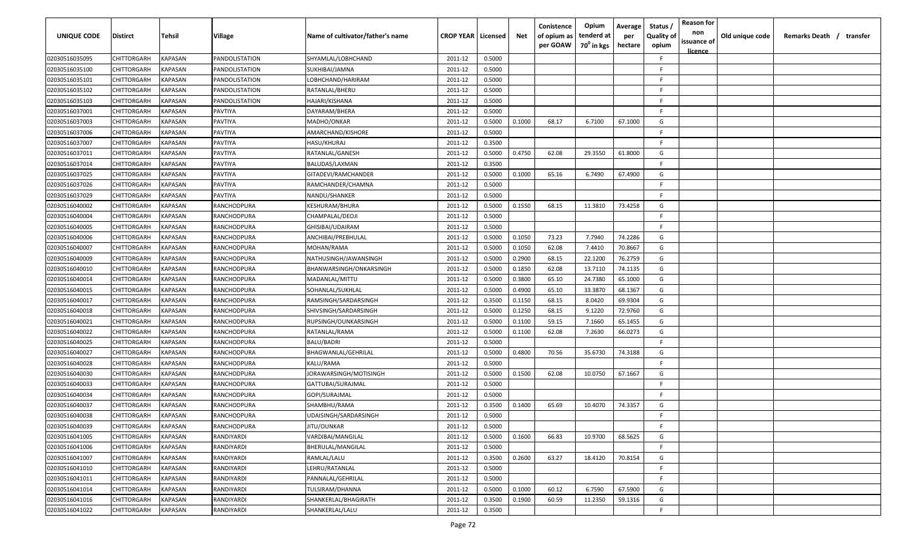| UNIQUE CODE | Distirct | Tehsil | Village | Name of cultivator/father's name | CROP YEAR | Licensed | Net | Conistence of opium as per GOAW | Opium tenderd at 70⁰ in kgs | Average per hectare | Status / Quality of opium | Reason for non issuance of licence | Old unique code | Remarks Death / transfer |
|---|---|---|---|---|---|---|---|---|---|---|---|---|---|---|
| 02030516035095 | CHITTORGARH | KAPASAN | PANDOLISTATION | SHYAMLAL/LOBHCHAND | 2011-12 | 0.5000 | | | | | F | | | |
| 02030516035100 | CHITTORGARH | KAPASAN | PANDOLISTATION | SUKHIBAI/JAMNA | 2011-12 | 0.5000 | | | | | F | | | |
| 02030516035101 | CHITTORGARH | KAPASAN | PANDOLISTATION | LOBHCHAND/HARIRAM | 2011-12 | 0.5000 | | | | | F | | | |
| 02030516035102 | CHITTORGARH | KAPASAN | PANDOLISTATION | RATANLAL/BHERU | 2011-12 | 0.5000 | | | | | F | | | |
| 02030516035103 | CHITTORGARH | KAPASAN | PANDOLISTATION | HAJARI/KISHANA | 2011-12 | 0.5000 | | | | | F | | | |
| 02030516037001 | CHITTORGARH | KAPASAN | PAVTIYA | DAYARAM/BHERA | 2011-12 | 0.5000 | | | | | F | | | |
| 02030516037003 | CHITTORGARH | KAPASAN | PAVTIYA | MADHO/ONKAR | 2011-12 | 0.5000 | 0.1000 | 68.17 | 6.7100 | 67.1000 | G | | | |
| 02030516037006 | CHITTORGARH | KAPASAN | PAVTIYA | AMARCHAND/KISHORE | 2011-12 | 0.5000 | | | | | F | | | |
| 02030516037007 | CHITTORGARH | KAPASAN | PAVTIYA | HASU/KHURAJ | 2011-12 | 0.3500 | | | | | F | | | |
| 02030516037011 | CHITTORGARH | KAPASAN | PAVTIYA | RATANLAL/GANESH | 2011-12 | 0.5000 | 0.4750 | 62.08 | 29.3550 | 61.8000 | G | | | |
| 02030516037014 | CHITTORGARH | KAPASAN | PAVTIYA | BALUDAS/LAXMAN | 2011-12 | 0.3500 | | | | | F | | | |
| 02030516037025 | CHITTORGARH | KAPASAN | PAVTIYA | GITADEVI/RAMCHANDER | 2011-12 | 0.5000 | 0.1000 | 65.16 | 6.7490 | 67.4900 | G | | | |
| 02030516037026 | CHITTORGARH | KAPASAN | PAVTIYA | RAMCHANDER/CHAMNA | 2011-12 | 0.5000 | | | | | F | | | |
| 02030516037029 | CHITTORGARH | KAPASAN | PAVTIYA | NANDU/SHANKER | 2011-12 | 0.5000 | | | | | F | | | |
| 02030516040002 | CHITTORGARH | KAPASAN | RANCHODPURA | KESHURAM/BHURA | 2011-12 | 0.5000 | 0.1550 | 68.15 | 11.3810 | 73.4258 | G | | | |
| 02030516040004 | CHITTORGARH | KAPASAN | RANCHODPURA | CHAMPALAL/DEOJI | 2011-12 | 0.5000 | | | | | F | | | |
| 02030516040005 | CHITTORGARH | KAPASAN | RANCHODPURA | GHISIBAI/UDAIRAM | 2011-12 | 0.5000 | | | | | F | | | |
| 02030516040006 | CHITTORGARH | KAPASAN | RANCHODPURA | ANCHIBAI/PREBHULAL | 2011-12 | 0.5000 | 0.1050 | 73.23 | 7.7940 | 74.2286 | G | | | |
| 02030516040007 | CHITTORGARH | KAPASAN | RANCHODPURA | MOHAN/RAMA | 2011-12 | 0.5000 | 0.1050 | 62.08 | 7.4410 | 70.8667 | G | | | |
| 02030516040009 | CHITTORGARH | KAPASAN | RANCHODPURA | NATHUSINGH/JAWANSINGH | 2011-12 | 0.5000 | 0.2900 | 68.15 | 22.1200 | 76.2759 | G | | | |
| 02030516040010 | CHITTORGARH | KAPASAN | RANCHODPURA | BHANWARSINGH/ONKARSINGH | 2011-12 | 0.5000 | 0.1850 | 62.08 | 13.7110 | 74.1135 | G | | | |
| 02030516040014 | CHITTORGARH | KAPASAN | RANCHODPURA | MADANLAL/MITTU | 2011-12 | 0.5000 | 0.3800 | 65.10 | 24.7380 | 65.1000 | G | | | |
| 02030516040015 | CHITTORGARH | KAPASAN | RANCHODPURA | SOHANLAL/SUKHLAL | 2011-12 | 0.5000 | 0.4900 | 65.10 | 33.3870 | 68.1367 | G | | | |
| 02030516040017 | CHITTORGARH | KAPASAN | RANCHODPURA | RAMSINGH/SARDARSINGH | 2011-12 | 0.3500 | 0.1150 | 68.15 | 8.0420 | 69.9304 | G | | | |
| 02030516040018 | CHITTORGARH | KAPASAN | RANCHODPURA | SHIVSINGH/SARDARSINGH | 2011-12 | 0.5000 | 0.1250 | 68.15 | 9.1220 | 72.9760 | G | | | |
| 02030516040021 | CHITTORGARH | KAPASAN | RANCHODPURA | RUPSINGH/OUNKARSINGH | 2011-12 | 0.5000 | 0.1100 | 59.15 | 7.1660 | 65.1455 | G | | | |
| 02030516040022 | CHITTORGARH | KAPASAN | RANCHODPURA | RATANLAL/RAMA | 2011-12 | 0.5000 | 0.1100 | 62.08 | 7.2630 | 66.0273 | G | | | |
| 02030516040025 | CHITTORGARH | KAPASAN | RANCHODPURA | BALU/BADRI | 2011-12 | 0.5000 | | | | | F | | | |
| 02030516040027 | CHITTORGARH | KAPASAN | RANCHODPURA | BHAGWANLAL/GEHRILAL | 2011-12 | 0.5000 | 0.4800 | 70.56 | 35.6730 | 74.3188 | G | | | |
| 02030516040028 | CHITTORGARH | KAPASAN | RANCHODPURA | KALU/RAMA | 2011-12 | 0.5000 | | | | | F | | | |
| 02030516040030 | CHITTORGARH | KAPASAN | RANCHODPURA | JORAWARSINGH/MOTISINGH | 2011-12 | 0.5000 | 0.1500 | 62.08 | 10.0750 | 67.1667 | G | | | |
| 02030516040033 | CHITTORGARH | KAPASAN | RANCHODPURA | GATTUBAI/SURAJMAL | 2011-12 | 0.5000 | | | | | F | | | |
| 02030516040034 | CHITTORGARH | KAPASAN | RANCHODPURA | GOPI/SURAJMAL | 2011-12 | 0.5000 | | | | | F | | | |
| 02030516040037 | CHITTORGARH | KAPASAN | RANCHODPURA | SHAMBHU/RAMA | 2011-12 | 0.3500 | 0.1400 | 65.69 | 10.4070 | 74.3357 | G | | | |
| 02030516040038 | CHITTORGARH | KAPASAN | RANCHODPURA | UDAISINGH/SARDARSINGH | 2011-12 | 0.5000 | | | | | F | | | |
| 02030516040039 | CHITTORGARH | KAPASAN | RANCHODPURA | JITU/OUNKAR | 2011-12 | 0.5000 | | | | | F | | | |
| 02030516041005 | CHITTORGARH | KAPASAN | RANDIYARDI | VARDIBAI/MANGILAL | 2011-12 | 0.5000 | 0.1600 | 66.83 | 10.9700 | 68.5625 | G | | | |
| 02030516041006 | CHITTORGARH | KAPASAN | RANDIYARDI | BHERULAL/MANGILAL | 2011-12 | 0.5000 | | | | | F | | | |
| 02030516041007 | CHITTORGARH | KAPASAN | RANDIYARDI | RAMLAL/LALU | 2011-12 | 0.3500 | 0.2600 | 63.27 | 18.4120 | 70.8154 | G | | | |
| 02030516041010 | CHITTORGARH | KAPASAN | RANDIYARDI | LEHRU/RATANLAL | 2011-12 | 0.5000 | | | | | F | | | |
| 02030516041011 | CHITTORGARH | KAPASAN | RANDIYARDI | PANNALAL/GEHRILAL | 2011-12 | 0.5000 | | | | | F | | | |
| 02030516041014 | CHITTORGARH | KAPASAN | RANDIYARDI | TULSIRAM/DHANNA | 2011-12 | 0.5000 | 0.1000 | 60.12 | 6.7590 | 67.5900 | G | | | |
| 02030516041016 | CHITTORGARH | KAPASAN | RANDIYARDI | SHANKERLAL/BHAGIRATH | 2011-12 | 0.3500 | 0.1900 | 60.59 | 11.2350 | 59.1316 | G | | | |
| 02030516041022 | CHITTORGARH | KAPASAN | RANDIYARDI | SHANKERLAL/LALU | 2011-12 | 0.3500 | | | | | F | | | |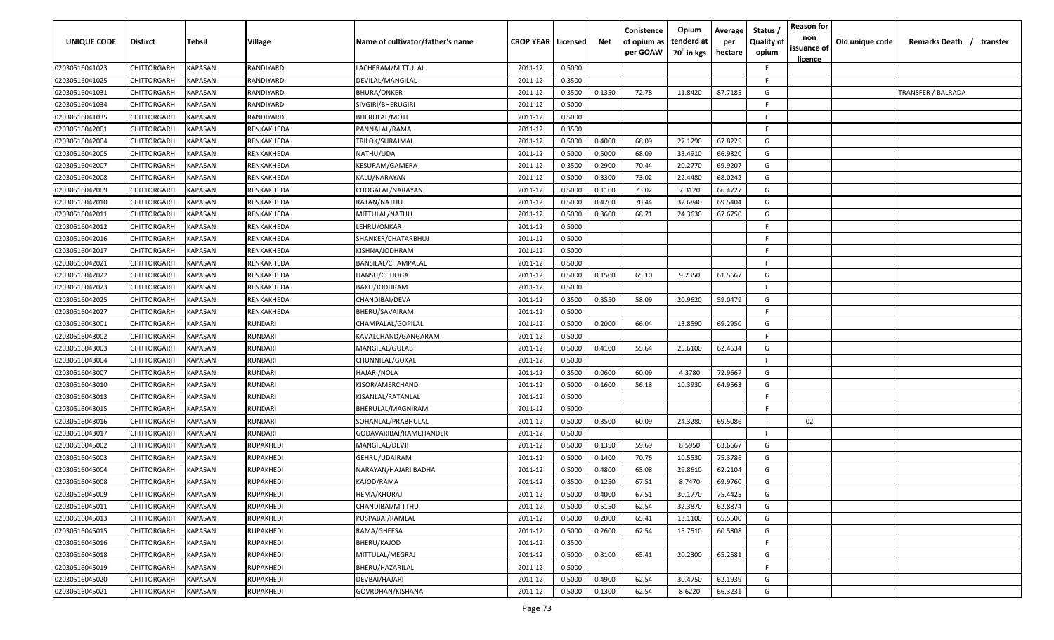| UNIQUE CODE | Distirct | Tehsil | Village | Name of cultivator/father's name | CROP YEAR | Licensed | Net | Conistence of opium as per GOAW | Opium tenderd at $70^0$ in kgs | Average per hectare | Status / Quality of opium | Reason for non issuance of licence | Old unique code | Remarks Death / transfer |
|---|---|---|---|---|---|---|---|---|---|---|---|---|---|---|
| 02030516041023 | CHITTORGARH | KAPASAN | RANDIYARDI | LACHERAM/MITTULAL | 2011-12 | 0.5000 | | | | | F | | | |
| 02030516041025 | CHITTORGARH | KAPASAN | RANDIYARDI | DEVILAL/MANGILAL | 2011-12 | 0.3500 | | | | | F | | | |
| 02030516041031 | CHITTORGARH | KAPASAN | RANDIYARDI | BHURA/ONKER | 2011-12 | 0.3500 | 0.1350 | 72.78 | 11.8420 | 87.7185 | G | | | TRANSFER / BALRADA |
| 02030516041034 | CHITTORGARH | KAPASAN | RANDIYARDI | SIVGIRI/BHERUGIRI | 2011-12 | 0.5000 | | | | | F | | | |
| 02030516041035 | CHITTORGARH | KAPASAN | RANDIYARDI | BHERULAL/MOTI | 2011-12 | 0.5000 | | | | | F | | | |
| 02030516042001 | CHITTORGARH | KAPASAN | RENKAKHEDA | PANNALAL/RAMA | 2011-12 | 0.3500 | | | | | F | | | |
| 02030516042004 | CHITTORGARH | KAPASAN | RENKAKHEDA | TRILOK/SURAJMAL | 2011-12 | 0.5000 | 0.4000 | 68.09 | 27.1290 | 67.8225 | G | | | |
| 02030516042005 | CHITTORGARH | KAPASAN | RENKAKHEDA | NATHU/UDA | 2011-12 | 0.5000 | 0.5000 | 68.09 | 33.4910 | 66.9820 | G | | | |
| 02030516042007 | CHITTORGARH | KAPASAN | RENKAKHEDA | KESURAM/GAMERA | 2011-12 | 0.3500 | 0.2900 | 70.44 | 20.2770 | 69.9207 | G | | | |
| 02030516042008 | CHITTORGARH | KAPASAN | RENKAKHEDA | KALU/NARAYAN | 2011-12 | 0.5000 | 0.3300 | 73.02 | 22.4480 | 68.0242 | G | | | |
| 02030516042009 | CHITTORGARH | KAPASAN | RENKAKHEDA | CHOGALAL/NARAYAN | 2011-12 | 0.5000 | 0.1100 | 73.02 | 7.3120 | 66.4727 | G | | | |
| 02030516042010 | CHITTORGARH | KAPASAN | RENKAKHEDA | RATAN/NATHU | 2011-12 | 0.5000 | 0.4700 | 70.44 | 32.6840 | 69.5404 | G | | | |
| 02030516042011 | CHITTORGARH | KAPASAN | RENKAKHEDA | MITTULAL/NATHU | 2011-12 | 0.5000 | 0.3600 | 68.71 | 24.3630 | 67.6750 | G | | | |
| 02030516042012 | CHITTORGARH | KAPASAN | RENKAKHEDA | LEHRU/ONKAR | 2011-12 | 0.5000 | | | | | F | | | |
| 02030516042016 | CHITTORGARH | KAPASAN | RENKAKHEDA | SHANKER/CHATARBHUJ | 2011-12 | 0.5000 | | | | | F | | | |
| 02030516042017 | CHITTORGARH | KAPASAN | RENKAKHEDA | KISHNA/JODHRAM | 2011-12 | 0.5000 | | | | | F | | | |
| 02030516042021 | CHITTORGARH | KAPASAN | RENKAKHEDA | BANSILAL/CHAMPALAL | 2011-12 | 0.5000 | | | | | F | | | |
| 02030516042022 | CHITTORGARH | KAPASAN | RENKAKHEDA | HANSU/CHHOGA | 2011-12 | 0.5000 | 0.1500 | 65.10 | 9.2350 | 61.5667 | G | | | |
| 02030516042023 | CHITTORGARH | KAPASAN | RENKAKHEDA | BAXU/JODHRAM | 2011-12 | 0.5000 | | | | | F | | | |
| 02030516042025 | CHITTORGARH | KAPASAN | RENKAKHEDA | CHANDIBAI/DEVA | 2011-12 | 0.3500 | 0.3550 | 58.09 | 20.9620 | 59.0479 | G | | | |
| 02030516042027 | CHITTORGARH | KAPASAN | RENKAKHEDA | BHERU/SAVAIRAM | 2011-12 | 0.5000 | | | | | F | | | |
| 02030516043001 | CHITTORGARH | KAPASAN | RUNDARI | CHAMPALAL/GOPILAL | 2011-12 | 0.5000 | 0.2000 | 66.04 | 13.8590 | 69.2950 | G | | | |
| 02030516043002 | CHITTORGARH | KAPASAN | RUNDARI | KAVALCHAND/GANGARAM | 2011-12 | 0.5000 | | | | | F | | | |
| 02030516043003 | CHITTORGARH | KAPASAN | RUNDARI | MANGILAL/GULAB | 2011-12 | 0.5000 | 0.4100 | 55.64 | 25.6100 | 62.4634 | G | | | |
| 02030516043004 | CHITTORGARH | KAPASAN | RUNDARI | CHUNNILAL/GOKAL | 2011-12 | 0.5000 | | | | | F | | | |
| 02030516043007 | CHITTORGARH | KAPASAN | RUNDARI | HAJARI/NOLA | 2011-12 | 0.3500 | 0.0600 | 60.09 | 4.3780 | 72.9667 | G | | | |
| 02030516043010 | CHITTORGARH | KAPASAN | RUNDARI | KISOR/AMERCHAND | 2011-12 | 0.5000 | 0.1600 | 56.18 | 10.3930 | 64.9563 | G | | | |
| 02030516043013 | CHITTORGARH | KAPASAN | RUNDARI | KISANLAL/RATANLAL | 2011-12 | 0.5000 | | | | | F | | | |
| 02030516043015 | CHITTORGARH | KAPASAN | RUNDARI | BHERULAL/MAGNIRAM | 2011-12 | 0.5000 | | | | | F | | | |
| 02030516043016 | CHITTORGARH | KAPASAN | RUNDARI | SOHANLAL/PRABHULAL | 2011-12 | 0.5000 | 0.3500 | 60.09 | 24.3280 | 69.5086 | I | 02 | | |
| 02030516043017 | CHITTORGARH | KAPASAN | RUNDARI | GODAVARIBAI/RAMCHANDER | 2011-12 | 0.5000 | | | | | F | | | |
| 02030516045002 | CHITTORGARH | KAPASAN | RUPAKHEDI | MANGILAL/DEVJI | 2011-12 | 0.5000 | 0.1350 | 59.69 | 8.5950 | 63.6667 | G | | | |
| 02030516045003 | CHITTORGARH | KAPASAN | RUPAKHEDI | GEHRU/UDAIRAM | 2011-12 | 0.5000 | 0.1400 | 70.76 | 10.5530 | 75.3786 | G | | | |
| 02030516045004 | CHITTORGARH | KAPASAN | RUPAKHEDI | NARAYAN/HAJARI BADHA | 2011-12 | 0.5000 | 0.4800 | 65.08 | 29.8610 | 62.2104 | G | | | |
| 02030516045008 | CHITTORGARH | KAPASAN | RUPAKHEDI | KAJOD/RAMA | 2011-12 | 0.3500 | 0.1250 | 67.51 | 8.7470 | 69.9760 | G | | | |
| 02030516045009 | CHITTORGARH | KAPASAN | RUPAKHEDI | HEMA/KHURAJ | 2011-12 | 0.5000 | 0.4000 | 67.51 | 30.1770 | 75.4425 | G | | | |
| 02030516045011 | CHITTORGARH | KAPASAN | RUPAKHEDI | CHANDIBAI/MITTHU | 2011-12 | 0.5000 | 0.5150 | 62.54 | 32.3870 | 62.8874 | G | | | |
| 02030516045013 | CHITTORGARH | KAPASAN | RUPAKHEDI | PUSPABAI/RAMLAL | 2011-12 | 0.5000 | 0.2000 | 65.41 | 13.1100 | 65.5500 | G | | | |
| 02030516045015 | CHITTORGARH | KAPASAN | RUPAKHEDI | RAMA/GHEESA | 2011-12 | 0.5000 | 0.2600 | 62.54 | 15.7510 | 60.5808 | G | | | |
| 02030516045016 | CHITTORGARH | KAPASAN | RUPAKHEDI | BHERU/KAJOD | 2011-12 | 0.3500 | | | | | F | | | |
| 02030516045018 | CHITTORGARH | KAPASAN | RUPAKHEDI | MITTULAL/MEGRAJ | 2011-12 | 0.5000 | 0.3100 | 65.41 | 20.2300 | 65.2581 | G | | | |
| 02030516045019 | CHITTORGARH | KAPASAN | RUPAKHEDI | BHERU/HAZARILAL | 2011-12 | 0.5000 | | | | | F | | | |
| 02030516045020 | CHITTORGARH | KAPASAN | RUPAKHEDI | DEVBAI/HAJARI | 2011-12 | 0.5000 | 0.4900 | 62.54 | 30.4750 | 62.1939 | G | | | |
| 02030516045021 | CHITTORGARH | KAPASAN | RUPAKHEDI | GOVRDHAN/KISHANA | 2011-12 | 0.5000 | 0.1300 | 62.54 | 8.6220 | 66.3231 | G | | | |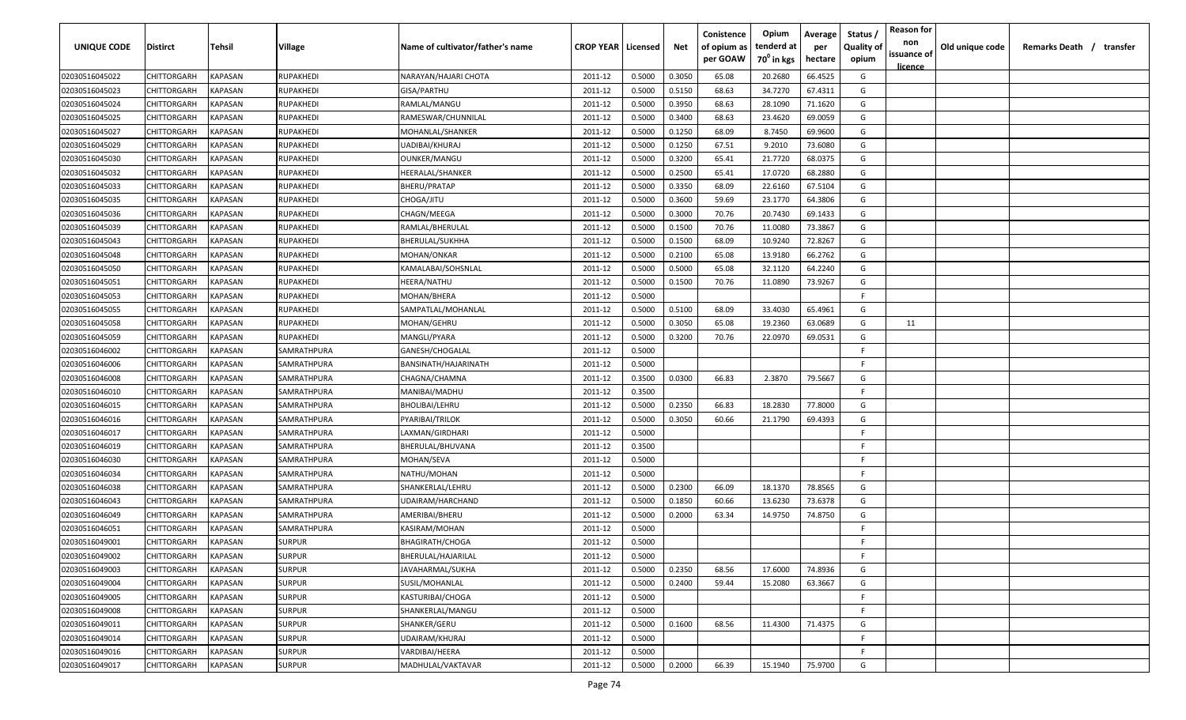| UNIQUE CODE | Distirct | Tehsil | Village | Name of cultivator/father's name | CROP YEAR | Licensed | Net | Conistence of opium as per GOAW | Opium tenderd at $70^0$ in kgs | Average per hectare | Status / Quality of opium | Reason for non issuance of licence | Old unique code | Remarks Death / transfer |
|---|---|---|---|---|---|---|---|---|---|---|---|---|---|---|
| 02030516045022 | CHITTORGARH | KAPASAN | RUPAKHEDI | NARAYAN/HAJARI CHOTA | 2011-12 | 0.5000 | 0.3050 | 65.08 | 20.2680 | 66.4525 | G | | | |
| 02030516045023 | CHITTORGARH | KAPASAN | RUPAKHEDI | GISA/PARTHU | 2011-12 | 0.5000 | 0.5150 | 68.63 | 34.7270 | 67.4311 | G | | | |
| 02030516045024 | CHITTORGARH | KAPASAN | RUPAKHEDI | RAMLAL/MANGU | 2011-12 | 0.5000 | 0.3950 | 68.63 | 28.1090 | 71.1620 | G | | | |
| 02030516045025 | CHITTORGARH | KAPASAN | RUPAKHEDI | RAMESWAR/CHUNNILAL | 2011-12 | 0.5000 | 0.3400 | 68.63 | 23.4620 | 69.0059 | G | | | |
| 02030516045027 | CHITTORGARH | KAPASAN | RUPAKHEDI | MOHANLAL/SHANKER | 2011-12 | 0.5000 | 0.1250 | 68.09 | 8.7450 | 69.9600 | G | | | |
| 02030516045029 | CHITTORGARH | KAPASAN | RUPAKHEDI | UADIBAI/KHURAJ | 2011-12 | 0.5000 | 0.1250 | 67.51 | 9.2010 | 73.6080 | G | | | |
| 02030516045030 | CHITTORGARH | KAPASAN | RUPAKHEDI | OUNKER/MANGU | 2011-12 | 0.5000 | 0.3200 | 65.41 | 21.7720 | 68.0375 | G | | | |
| 02030516045032 | CHITTORGARH | KAPASAN | RUPAKHEDI | HEERALAL/SHANKER | 2011-12 | 0.5000 | 0.2500 | 65.41 | 17.0720 | 68.2880 | G | | | |
| 02030516045033 | CHITTORGARH | KAPASAN | RUPAKHEDI | BHERU/PRATAP | 2011-12 | 0.5000 | 0.3350 | 68.09 | 22.6160 | 67.5104 | G | | | |
| 02030516045035 | CHITTORGARH | KAPASAN | RUPAKHEDI | CHOGA/JITU | 2011-12 | 0.5000 | 0.3600 | 59.69 | 23.1770 | 64.3806 | G | | | |
| 02030516045036 | CHITTORGARH | KAPASAN | RUPAKHEDI | CHAGN/MEEGA | 2011-12 | 0.5000 | 0.3000 | 70.76 | 20.7430 | 69.1433 | G | | | |
| 02030516045039 | CHITTORGARH | KAPASAN | RUPAKHEDI | RAMLAL/BHERULAL | 2011-12 | 0.5000 | 0.1500 | 70.76 | 11.0080 | 73.3867 | G | | | |
| 02030516045043 | CHITTORGARH | KAPASAN | RUPAKHEDI | BHERULAL/SUKHHA | 2011-12 | 0.5000 | 0.1500 | 68.09 | 10.9240 | 72.8267 | G | | | |
| 02030516045048 | CHITTORGARH | KAPASAN | RUPAKHEDI | MOHAN/ONKAR | 2011-12 | 0.5000 | 0.2100 | 65.08 | 13.9180 | 66.2762 | G | | | |
| 02030516045050 | CHITTORGARH | KAPASAN | RUPAKHEDI | KAMALABAI/SOHSNLAL | 2011-12 | 0.5000 | 0.5000 | 65.08 | 32.1120 | 64.2240 | G | | | |
| 02030516045051 | CHITTORGARH | KAPASAN | RUPAKHEDI | HEERA/NATHU | 2011-12 | 0.5000 | 0.1500 | 70.76 | 11.0890 | 73.9267 | G | | | |
| 02030516045053 | CHITTORGARH | KAPASAN | RUPAKHEDI | MOHAN/BHERA | 2011-12 | 0.5000 | | | | | F | | | |
| 02030516045055 | CHITTORGARH | KAPASAN | RUPAKHEDI | SAMPATLAL/MOHANLAL | 2011-12 | 0.5000 | 0.5100 | 68.09 | 33.4030 | 65.4961 | G | | | |
| 02030516045058 | CHITTORGARH | KAPASAN | RUPAKHEDI | MOHAN/GEHRU | 2011-12 | 0.5000 | 0.3050 | 65.08 | 19.2360 | 63.0689 | G | 11 | | |
| 02030516045059 | CHITTORGARH | KAPASAN | RUPAKHEDI | MANGLI/PYARA | 2011-12 | 0.5000 | 0.3200 | 70.76 | 22.0970 | 69.0531 | G | | | |
| 02030516046002 | CHITTORGARH | KAPASAN | SAMRATHPURA | GANESH/CHOGALAL | 2011-12 | 0.5000 | | | | | F | | | |
| 02030516046006 | CHITTORGARH | KAPASAN | SAMRATHPURA | BANSINATH/HAJARINATH | 2011-12 | 0.5000 | | | | | F | | | |
| 02030516046008 | CHITTORGARH | KAPASAN | SAMRATHPURA | CHAGNA/CHAMNA | 2011-12 | 0.3500 | 0.0300 | 66.83 | 2.3870 | 79.5667 | G | | | |
| 02030516046010 | CHITTORGARH | KAPASAN | SAMRATHPURA | MANIBAI/MADHU | 2011-12 | 0.3500 | | | | | F | | | |
| 02030516046015 | CHITTORGARH | KAPASAN | SAMRATHPURA | BHOLIBAI/LEHRU | 2011-12 | 0.5000 | 0.2350 | 66.83 | 18.2830 | 77.8000 | G | | | |
| 02030516046016 | CHITTORGARH | KAPASAN | SAMRATHPURA | PYARIBAI/TRILOK | 2011-12 | 0.5000 | 0.3050 | 60.66 | 21.1790 | 69.4393 | G | | | |
| 02030516046017 | CHITTORGARH | KAPASAN | SAMRATHPURA | LAXMAN/GIRDHARI | 2011-12 | 0.5000 | | | | | F | | | |
| 02030516046019 | CHITTORGARH | KAPASAN | SAMRATHPURA | BHERULAL/BHUVANA | 2011-12 | 0.3500 | | | | | F | | | |
| 02030516046030 | CHITTORGARH | KAPASAN | SAMRATHPURA | MOHAN/SEVA | 2011-12 | 0.5000 | | | | | F | | | |
| 02030516046034 | CHITTORGARH | KAPASAN | SAMRATHPURA | NATHU/MOHAN | 2011-12 | 0.5000 | | | | | F | | | |
| 02030516046038 | CHITTORGARH | KAPASAN | SAMRATHPURA | SHANKERLAL/LEHRU | 2011-12 | 0.5000 | 0.2300 | 66.09 | 18.1370 | 78.8565 | G | | | |
| 02030516046043 | CHITTORGARH | KAPASAN | SAMRATHPURA | UDAIRAM/HARCHAND | 2011-12 | 0.5000 | 0.1850 | 60.66 | 13.6230 | 73.6378 | G | | | |
| 02030516046049 | CHITTORGARH | KAPASAN | SAMRATHPURA | AMERIBAI/BHERU | 2011-12 | 0.5000 | 0.2000 | 63.34 | 14.9750 | 74.8750 | G | | | |
| 02030516046051 | CHITTORGARH | KAPASAN | SAMRATHPURA | KASIRAM/MOHAN | 2011-12 | 0.5000 | | | | | F | | | |
| 02030516049001 | CHITTORGARH | KAPASAN | SURPUR | BHAGIRATH/CHOGA | 2011-12 | 0.5000 | | | | | F | | | |
| 02030516049002 | CHITTORGARH | KAPASAN | SURPUR | BHERULAL/HAJARILAL | 2011-12 | 0.5000 | | | | | F | | | |
| 02030516049003 | CHITTORGARH | KAPASAN | SURPUR | JAVAHARMAL/SUKHA | 2011-12 | 0.5000 | 0.2350 | 68.56 | 17.6000 | 74.8936 | G | | | |
| 02030516049004 | CHITTORGARH | KAPASAN | SURPUR | SUSIL/MOHANLAL | 2011-12 | 0.5000 | 0.2400 | 59.44 | 15.2080 | 63.3667 | G | | | |
| 02030516049005 | CHITTORGARH | KAPASAN | SURPUR | KASTURIBAI/CHOGA | 2011-12 | 0.5000 | | | | | F | | | |
| 02030516049008 | CHITTORGARH | KAPASAN | SURPUR | SHANKERLAL/MANGU | 2011-12 | 0.5000 | | | | | F | | | |
| 02030516049011 | CHITTORGARH | KAPASAN | SURPUR | SHANKER/GERU | 2011-12 | 0.5000 | 0.1600 | 68.56 | 11.4300 | 71.4375 | G | | | |
| 02030516049014 | CHITTORGARH | KAPASAN | SURPUR | UDAIRAM/KHURAJ | 2011-12 | 0.5000 | | | | | F | | | |
| 02030516049016 | CHITTORGARH | KAPASAN | SURPUR | VARDIBAI/HEERA | 2011-12 | 0.5000 | | | | | F | | | |
| 02030516049017 | CHITTORGARH | KAPASAN | SURPUR | MADHULAL/VAKTAVAR | 2011-12 | 0.5000 | 0.2000 | 66.39 | 15.1940 | 75.9700 | G | | | |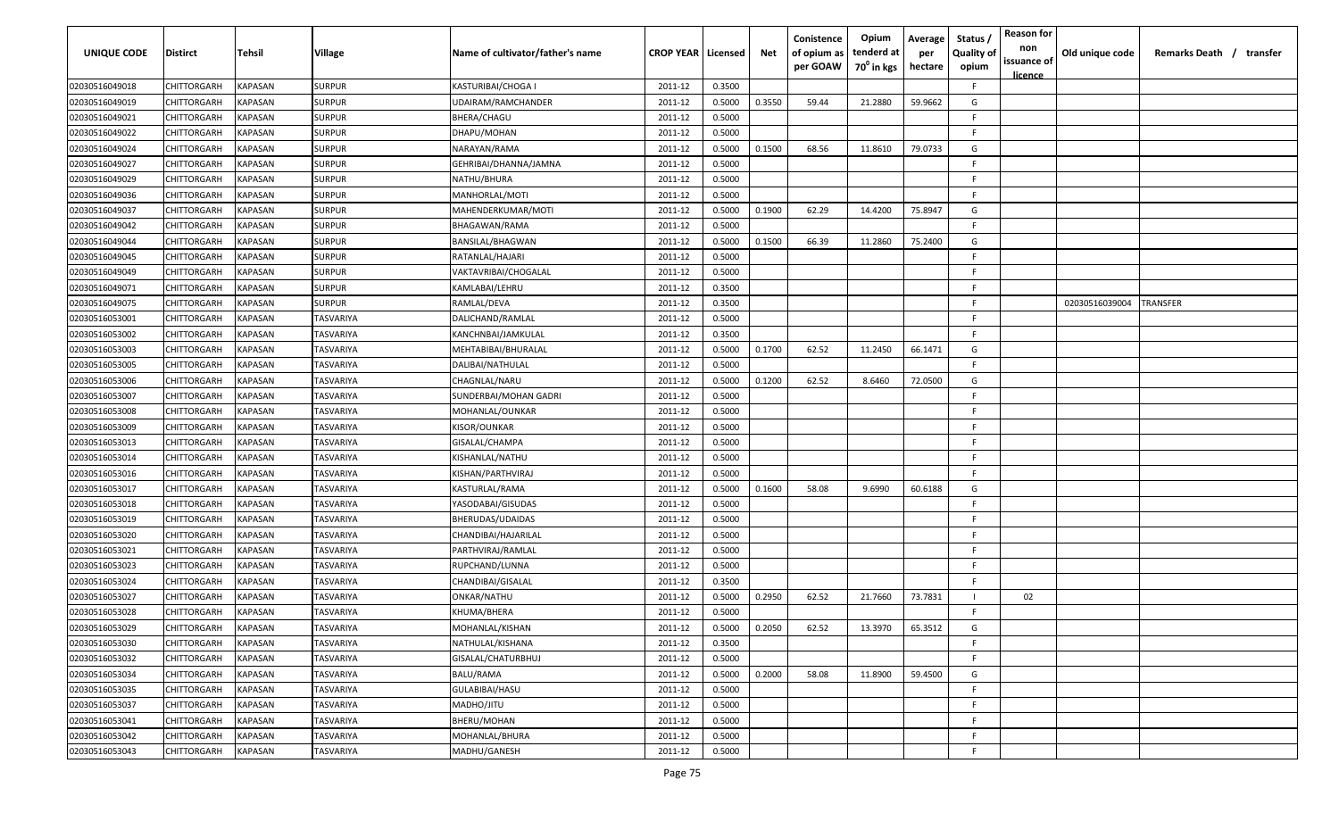| UNIQUE CODE | Distirct | Tehsil | Village | Name of cultivator/father's name | CROP YEAR | Licensed | Net | Conistence of opium as per GOAW | Opium tenderd at 70° in kgs | Average per hectare | Status / Quality of opium | Reason for non issuance of licence | Old unique code | Remarks Death / transfer |
|---|---|---|---|---|---|---|---|---|---|---|---|---|---|---|
| 02030516049018 | CHITTORGARH | KAPASAN | SURPUR | KASTURIBAI/CHOGA I | 2011-12 | 0.3500 | | | | | F | | | |
| 02030516049019 | CHITTORGARH | KAPASAN | SURPUR | UDAIRAM/RAMCHANDER | 2011-12 | 0.5000 | 0.3550 | 59.44 | 21.2880 | 59.9662 | G | | | |
| 02030516049021 | CHITTORGARH | KAPASAN | SURPUR | BHERA/CHAGU | 2011-12 | 0.5000 | | | | | F | | | |
| 02030516049022 | CHITTORGARH | KAPASAN | SURPUR | DHAPU/MOHAN | 2011-12 | 0.5000 | | | | | F | | | |
| 02030516049024 | CHITTORGARH | KAPASAN | SURPUR | NARAYAN/RAMA | 2011-12 | 0.5000 | 0.1500 | 68.56 | 11.8610 | 79.0733 | G | | | |
| 02030516049027 | CHITTORGARH | KAPASAN | SURPUR | GEHRIBAI/DHANNA/JAMNA | 2011-12 | 0.5000 | | | | | F | | | |
| 02030516049029 | CHITTORGARH | KAPASAN | SURPUR | NATHU/BHURA | 2011-12 | 0.5000 | | | | | F | | | |
| 02030516049036 | CHITTORGARH | KAPASAN | SURPUR | MANHORLAL/MOTI | 2011-12 | 0.5000 | | | | | F | | | |
| 02030516049037 | CHITTORGARH | KAPASAN | SURPUR | MAHENDERKUMAR/MOTI | 2011-12 | 0.5000 | 0.1900 | 62.29 | 14.4200 | 75.8947 | G | | | |
| 02030516049042 | CHITTORGARH | KAPASAN | SURPUR | BHAGAWAN/RAMA | 2011-12 | 0.5000 | | | | | F | | | |
| 02030516049044 | CHITTORGARH | KAPASAN | SURPUR | BANSILAL/BHAGWAN | 2011-12 | 0.5000 | 0.1500 | 66.39 | 11.2860 | 75.2400 | G | | | |
| 02030516049045 | CHITTORGARH | KAPASAN | SURPUR | RATANLAL/HAJARI | 2011-12 | 0.5000 | | | | | F | | | |
| 02030516049049 | CHITTORGARH | KAPASAN | SURPUR | VAKTAVRIBAI/CHOGALAL | 2011-12 | 0.5000 | | | | | F | | | |
| 02030516049071 | CHITTORGARH | KAPASAN | SURPUR | KAMLABAI/LEHRU | 2011-12 | 0.3500 | | | | | F | | | |
| 02030516049075 | CHITTORGARH | KAPASAN | SURPUR | RAMLAL/DEVA | 2011-12 | 0.3500 | | | | | F | | 02030516039004 | TRANSFER |
| 02030516053001 | CHITTORGARH | KAPASAN | TASVARIYA | DALICHAND/RAMLAL | 2011-12 | 0.5000 | | | | | F | | | |
| 02030516053002 | CHITTORGARH | KAPASAN | TASVARIYA | KANCHNBAI/JAMKULAL | 2011-12 | 0.3500 | | | | | F | | | |
| 02030516053003 | CHITTORGARH | KAPASAN | TASVARIYA | MEHTABIBAI/BHURALAL | 2011-12 | 0.5000 | 0.1700 | 62.52 | 11.2450 | 66.1471 | G | | | |
| 02030516053005 | CHITTORGARH | KAPASAN | TASVARIYA | DALIBAI/NATHULAL | 2011-12 | 0.5000 | | | | | F | | | |
| 02030516053006 | CHITTORGARH | KAPASAN | TASVARIYA | CHAGNLAL/NARU | 2011-12 | 0.5000 | 0.1200 | 62.52 | 8.6460 | 72.0500 | G | | | |
| 02030516053007 | CHITTORGARH | KAPASAN | TASVARIYA | SUNDERBAI/MOHAN GADRI | 2011-12 | 0.5000 | | | | | F | | | |
| 02030516053008 | CHITTORGARH | KAPASAN | TASVARIYA | MOHANLAL/OUNKAR | 2011-12 | 0.5000 | | | | | F | | | |
| 02030516053009 | CHITTORGARH | KAPASAN | TASVARIYA | KISOR/OUNKAR | 2011-12 | 0.5000 | | | | | F | | | |
| 02030516053013 | CHITTORGARH | KAPASAN | TASVARIYA | GISALAL/CHAMPA | 2011-12 | 0.5000 | | | | | F | | | |
| 02030516053014 | CHITTORGARH | KAPASAN | TASVARIYA | KISHANLAL/NATHU | 2011-12 | 0.5000 | | | | | F | | | |
| 02030516053016 | CHITTORGARH | KAPASAN | TASVARIYA | KISHAN/PARTHVIRAJ | 2011-12 | 0.5000 | | | | | F | | | |
| 02030516053017 | CHITTORGARH | KAPASAN | TASVARIYA | KASTURLAL/RAMA | 2011-12 | 0.5000 | 0.1600 | 58.08 | 9.6990 | 60.6188 | G | | | |
| 02030516053018 | CHITTORGARH | KAPASAN | TASVARIYA | YASODABAI/GISUDAS | 2011-12 | 0.5000 | | | | | F | | | |
| 02030516053019 | CHITTORGARH | KAPASAN | TASVARIYA | BHERUDAS/UDAIDAS | 2011-12 | 0.5000 | | | | | F | | | |
| 02030516053020 | CHITTORGARH | KAPASAN | TASVARIYA | CHANDIBAI/HAJARILAL | 2011-12 | 0.5000 | | | | | F | | | |
| 02030516053021 | CHITTORGARH | KAPASAN | TASVARIYA | PARTHVIRAJ/RAMLAL | 2011-12 | 0.5000 | | | | | F | | | |
| 02030516053023 | CHITTORGARH | KAPASAN | TASVARIYA | RUPCHAND/LUNNA | 2011-12 | 0.5000 | | | | | F | | | |
| 02030516053024 | CHITTORGARH | KAPASAN | TASVARIYA | CHANDIBAI/GISALAL | 2011-12 | 0.3500 | | | | | F | | | |
| 02030516053027 | CHITTORGARH | KAPASAN | TASVARIYA | ONKAR/NATHU | 2011-12 | 0.5000 | 0.2950 | 62.52 | 21.7660 | 73.7831 | I | 02 | | |
| 02030516053028 | CHITTORGARH | KAPASAN | TASVARIYA | KHUMA/BHERA | 2011-12 | 0.5000 | | | | | F | | | |
| 02030516053029 | CHITTORGARH | KAPASAN | TASVARIYA | MOHANLAL/KISHAN | 2011-12 | 0.5000 | 0.2050 | 62.52 | 13.3970 | 65.3512 | G | | | |
| 02030516053030 | CHITTORGARH | KAPASAN | TASVARIYA | NATHULAL/KISHANA | 2011-12 | 0.3500 | | | | | F | | | |
| 02030516053032 | CHITTORGARH | KAPASAN | TASVARIYA | GISALAL/CHATURBHUJ | 2011-12 | 0.5000 | | | | | F | | | |
| 02030516053034 | CHITTORGARH | KAPASAN | TASVARIYA | BALU/RAMA | 2011-12 | 0.5000 | 0.2000 | 58.08 | 11.8900 | 59.4500 | G | | | |
| 02030516053035 | CHITTORGARH | KAPASAN | TASVARIYA | GULABIBAI/HASU | 2011-12 | 0.5000 | | | | | F | | | |
| 02030516053037 | CHITTORGARH | KAPASAN | TASVARIYA | MADHO/JITU | 2011-12 | 0.5000 | | | | | F | | | |
| 02030516053041 | CHITTORGARH | KAPASAN | TASVARIYA | BHERU/MOHAN | 2011-12 | 0.5000 | | | | | F | | | |
| 02030516053042 | CHITTORGARH | KAPASAN | TASVARIYA | MOHANLAL/BHURA | 2011-12 | 0.5000 | | | | | F | | | |
| 02030516053043 | CHITTORGARH | KAPASAN | TASVARIYA | MADHU/GANESH | 2011-12 | 0.5000 | | | | | F | | | |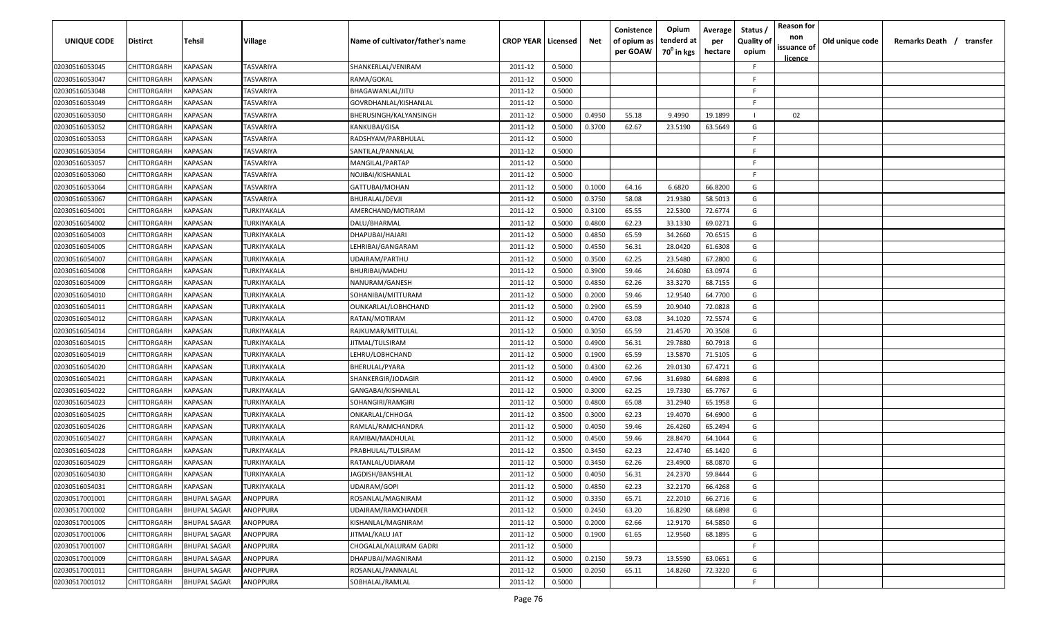| UNIQUE CODE | Distirct | Tehsil | Village | Name of cultivator/father's name | CROP YEAR | Licensed | Net | Conistence of opium as per GOAW | Opium tenderd at 70° in kgs | Average per hectare | Status / Quality of opium | Reason for non issuance of licence | Old unique code | Remarks Death / transfer |
|---|---|---|---|---|---|---|---|---|---|---|---|---|---|---|
| 02030516053045 | CHITTORGARH | KAPASAN | TASVARIYA | SHANKERLAL/VENIRAM | 2011-12 | 0.5000 | | | | | F | | | |
| 02030516053047 | CHITTORGARH | KAPASAN | TASVARIYA | RAMA/GOKAL | 2011-12 | 0.5000 | | | | | F | | | |
| 02030516053048 | CHITTORGARH | KAPASAN | TASVARIYA | BHAGAWANLAL/JITU | 2011-12 | 0.5000 | | | | | F | | | |
| 02030516053049 | CHITTORGARH | KAPASAN | TASVARIYA | GOVRDHANLAL/KISHANLAL | 2011-12 | 0.5000 | | | | | F | | | |
| 02030516053050 | CHITTORGARH | KAPASAN | TASVARIYA | BHERUSINGH/KALYANSINGH | 2011-12 | 0.5000 | 0.4950 | 55.18 | 9.4990 | 19.1899 | I | 02 | | |
| 02030516053052 | CHITTORGARH | KAPASAN | TASVARIYA | KANKUBAI/GISA | 2011-12 | 0.5000 | 0.3700 | 62.67 | 23.5190 | 63.5649 | G | | | |
| 02030516053053 | CHITTORGARH | KAPASAN | TASVARIYA | RADSHYAM/PARBHULAL | 2011-12 | 0.5000 | | | | | F | | | |
| 02030516053054 | CHITTORGARH | KAPASAN | TASVARIYA | SANTILAL/PANNALAL | 2011-12 | 0.5000 | | | | | F | | | |
| 02030516053057 | CHITTORGARH | KAPASAN | TASVARIYA | MANGILAL/PARTAP | 2011-12 | 0.5000 | | | | | F | | | |
| 02030516053060 | CHITTORGARH | KAPASAN | TASVARIYA | NOJIBAI/KISHANLAL | 2011-12 | 0.5000 | | | | | F | | | |
| 02030516053064 | CHITTORGARH | KAPASAN | TASVARIYA | GATTUBAI/MOHAN | 2011-12 | 0.5000 | 0.1000 | 64.16 | 6.6820 | 66.8200 | G | | | |
| 02030516053067 | CHITTORGARH | KAPASAN | TASVARIYA | BHURALAL/DEVJI | 2011-12 | 0.5000 | 0.3750 | 58.08 | 21.9380 | 58.5013 | G | | | |
| 02030516054001 | CHITTORGARH | KAPASAN | TURKIYAKALA | AMERCHAND/MOTIRAM | 2011-12 | 0.5000 | 0.3100 | 65.55 | 22.5300 | 72.6774 | G | | | |
| 02030516054002 | CHITTORGARH | KAPASAN | TURKIYAKALA | DALU/BHARMAL | 2011-12 | 0.5000 | 0.4800 | 62.23 | 33.1330 | 69.0271 | G | | | |
| 02030516054003 | CHITTORGARH | KAPASAN | TURKIYAKALA | DHAPUBAI/HAJARI | 2011-12 | 0.5000 | 0.4850 | 65.59 | 34.2660 | 70.6515 | G | | | |
| 02030516054005 | CHITTORGARH | KAPASAN | TURKIYAKALA | LEHRIBAI/GANGARAM | 2011-12 | 0.5000 | 0.4550 | 56.31 | 28.0420 | 61.6308 | G | | | |
| 02030516054007 | CHITTORGARH | KAPASAN | TURKIYAKALA | UDAIRAM/PARTHU | 2011-12 | 0.5000 | 0.3500 | 62.25 | 23.5480 | 67.2800 | G | | | |
| 02030516054008 | CHITTORGARH | KAPASAN | TURKIYAKALA | BHURIBAI/MADHU | 2011-12 | 0.5000 | 0.3900 | 59.46 | 24.6080 | 63.0974 | G | | | |
| 02030516054009 | CHITTORGARH | KAPASAN | TURKIYAKALA | NANURAM/GANESH | 2011-12 | 0.5000 | 0.4850 | 62.26 | 33.3270 | 68.7155 | G | | | |
| 02030516054010 | CHITTORGARH | KAPASAN | TURKIYAKALA | SOHANIBAI/MITTURAM | 2011-12 | 0.5000 | 0.2000 | 59.46 | 12.9540 | 64.7700 | G | | | |
| 02030516054011 | CHITTORGARH | KAPASAN | TURKIYAKALA | OUNKARLAL/LOBHCHAND | 2011-12 | 0.5000 | 0.2900 | 65.59 | 20.9040 | 72.0828 | G | | | |
| 02030516054012 | CHITTORGARH | KAPASAN | TURKIYAKALA | RATAN/MOTIRAM | 2011-12 | 0.5000 | 0.4700 | 63.08 | 34.1020 | 72.5574 | G | | | |
| 02030516054014 | CHITTORGARH | KAPASAN | TURKIYAKALA | RAJKUMAR/MITTULAL | 2011-12 | 0.5000 | 0.3050 | 65.59 | 21.4570 | 70.3508 | G | | | |
| 02030516054015 | CHITTORGARH | KAPASAN | TURKIYAKALA | JITMAL/TULSIRAM | 2011-12 | 0.5000 | 0.4900 | 56.31 | 29.7880 | 60.7918 | G | | | |
| 02030516054019 | CHITTORGARH | KAPASAN | TURKIYAKALA | LEHRU/LOBHCHAND | 2011-12 | 0.5000 | 0.1900 | 65.59 | 13.5870 | 71.5105 | G | | | |
| 02030516054020 | CHITTORGARH | KAPASAN | TURKIYAKALA | BHERULAL/PYARA | 2011-12 | 0.5000 | 0.4300 | 62.26 | 29.0130 | 67.4721 | G | | | |
| 02030516054021 | CHITTORGARH | KAPASAN | TURKIYAKALA | SHANKERGIR/JODAGIR | 2011-12 | 0.5000 | 0.4900 | 67.96 | 31.6980 | 64.6898 | G | | | |
| 02030516054022 | CHITTORGARH | KAPASAN | TURKIYAKALA | GANGABAI/KISHANLAL | 2011-12 | 0.5000 | 0.3000 | 62.25 | 19.7330 | 65.7767 | G | | | |
| 02030516054023 | CHITTORGARH | KAPASAN | TURKIYAKALA | SOHANGIRI/RAMGIRI | 2011-12 | 0.5000 | 0.4800 | 65.08 | 31.2940 | 65.1958 | G | | | |
| 02030516054025 | CHITTORGARH | KAPASAN | TURKIYAKALA | ONKARLAL/CHHOGA | 2011-12 | 0.3500 | 0.3000 | 62.23 | 19.4070 | 64.6900 | G | | | |
| 02030516054026 | CHITTORGARH | KAPASAN | TURKIYAKALA | RAMLAL/RAMCHANDRA | 2011-12 | 0.5000 | 0.4050 | 59.46 | 26.4260 | 65.2494 | G | | | |
| 02030516054027 | CHITTORGARH | KAPASAN | TURKIYAKALA | RAMIBAI/MADHULAL | 2011-12 | 0.5000 | 0.4500 | 59.46 | 28.8470 | 64.1044 | G | | | |
| 02030516054028 | CHITTORGARH | KAPASAN | TURKIYAKALA | PRABHULAL/TULSIRAM | 2011-12 | 0.3500 | 0.3450 | 62.23 | 22.4740 | 65.1420 | G | | | |
| 02030516054029 | CHITTORGARH | KAPASAN | TURKIYAKALA | RATANLAL/UDIARAM | 2011-12 | 0.5000 | 0.3450 | 62.26 | 23.4900 | 68.0870 | G | | | |
| 02030516054030 | CHITTORGARH | KAPASAN | TURKIYAKALA | JAGDISH/BANSHILAL | 2011-12 | 0.5000 | 0.4050 | 56.31 | 24.2370 | 59.8444 | G | | | |
| 02030516054031 | CHITTORGARH | KAPASAN | TURKIYAKALA | UDAIRAM/GOPI | 2011-12 | 0.5000 | 0.4850 | 62.23 | 32.2170 | 66.4268 | G | | | |
| 02030517001001 | CHITTORGARH | BHUPAL SAGAR | ANOPPURA | ROSANLAL/MAGNIRAM | 2011-12 | 0.5000 | 0.3350 | 65.71 | 22.2010 | 66.2716 | G | | | |
| 02030517001002 | CHITTORGARH | BHUPAL SAGAR | ANOPPURA | UDAIRAM/RAMCHANDER | 2011-12 | 0.5000 | 0.2450 | 63.20 | 16.8290 | 68.6898 | G | | | |
| 02030517001005 | CHITTORGARH | BHUPAL SAGAR | ANOPPURA | KISHANLAL/MAGNIRAM | 2011-12 | 0.5000 | 0.2000 | 62.66 | 12.9170 | 64.5850 | G | | | |
| 02030517001006 | CHITTORGARH | BHUPAL SAGAR | ANOPPURA | JITMAL/KALU JAT | 2011-12 | 0.5000 | 0.1900 | 61.65 | 12.9560 | 68.1895 | G | | | |
| 02030517001007 | CHITTORGARH | BHUPAL SAGAR | ANOPPURA | CHOGALAL/KALURAM GADRI | 2011-12 | 0.5000 | | | | | F | | | |
| 02030517001009 | CHITTORGARH | BHUPAL SAGAR | ANOPPURA | DHAPUBAI/MAGNIRAM | 2011-12 | 0.5000 | 0.2150 | 59.73 | 13.5590 | 63.0651 | G | | | |
| 02030517001011 | CHITTORGARH | BHUPAL SAGAR | ANOPPURA | ROSANLAL/PANNALAL | 2011-12 | 0.5000 | 0.2050 | 65.11 | 14.8260 | 72.3220 | G | | | |
| 02030517001012 | CHITTORGARH | BHUPAL SAGAR | ANOPPURA | SOBHALAL/RAMLAL | 2011-12 | 0.5000 | | | | | F | | | |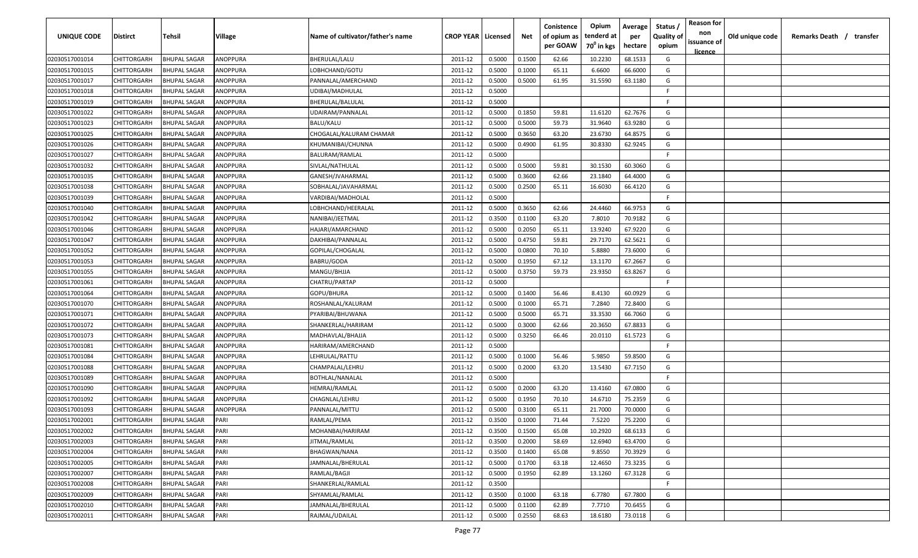| UNIQUE CODE | Distirct | Tehsil | Village | Name of cultivator/father's name | CROP YEAR | Licensed | Net | Conistence of opium as per GOAW | Opium tenderd at 70° in kgs | Average per hectare | Status / Quality of opium | Reason for non issuance of licence | Old unique code | Remarks Death / transfer |
|---|---|---|---|---|---|---|---|---|---|---|---|---|---|---|
| 02030517001014 | CHITTORGARH | BHUPAL SAGAR | ANOPPURA | BHERULAL/LALU | 2011-12 | 0.5000 | 0.1500 | 62.66 | 10.2230 | 68.1533 | G | | | |
| 02030517001015 | CHITTORGARH | BHUPAL SAGAR | ANOPPURA | LOBHCHAND/GOTU | 2011-12 | 0.5000 | 0.1000 | 65.11 | 6.6600 | 66.6000 | G | | | |
| 02030517001017 | CHITTORGARH | BHUPAL SAGAR | ANOPPURA | PANNALAL/AMERCHAND | 2011-12 | 0.5000 | 0.5000 | 61.95 | 31.5590 | 63.1180 | G | | | |
| 02030517001018 | CHITTORGARH | BHUPAL SAGAR | ANOPPURA | UDIBAI/MADHULAL | 2011-12 | 0.5000 | | | | | F | | | |
| 02030517001019 | CHITTORGARH | BHUPAL SAGAR | ANOPPURA | BHERULAL/BALULAL | 2011-12 | 0.5000 | | | | | F | | | |
| 02030517001022 | CHITTORGARH | BHUPAL SAGAR | ANOPPURA | UDAIRAM/PANNALAL | 2011-12 | 0.5000 | 0.1850 | 59.81 | 11.6120 | 62.7676 | G | | | |
| 02030517001023 | CHITTORGARH | BHUPAL SAGAR | ANOPPURA | BALU/KALU | 2011-12 | 0.5000 | 0.5000 | 59.73 | 31.9640 | 63.9280 | G | | | |
| 02030517001025 | CHITTORGARH | BHUPAL SAGAR | ANOPPURA | CHOGALAL/KALURAM CHAMAR | 2011-12 | 0.5000 | 0.3650 | 63.20 | 23.6730 | 64.8575 | G | | | |
| 02030517001026 | CHITTORGARH | BHUPAL SAGAR | ANOPPURA | KHUMANIBAI/CHUNNA | 2011-12 | 0.5000 | 0.4900 | 61.95 | 30.8330 | 62.9245 | G | | | |
| 02030517001027 | CHITTORGARH | BHUPAL SAGAR | ANOPPURA | BALURAM/RAMLAL | 2011-12 | 0.5000 | | | | | F | | | |
| 02030517001032 | CHITTORGARH | BHUPAL SAGAR | ANOPPURA | SIVLAL/NATHULAL | 2011-12 | 0.5000 | 0.5000 | 59.81 | 30.1530 | 60.3060 | G | | | |
| 02030517001035 | CHITTORGARH | BHUPAL SAGAR | ANOPPURA | GANESH/JVAHARMAL | 2011-12 | 0.5000 | 0.3600 | 62.66 | 23.1840 | 64.4000 | G | | | |
| 02030517001038 | CHITTORGARH | BHUPAL SAGAR | ANOPPURA | SOBHALAL/JAVAHARMAL | 2011-12 | 0.5000 | 0.2500 | 65.11 | 16.6030 | 66.4120 | G | | | |
| 02030517001039 | CHITTORGARH | BHUPAL SAGAR | ANOPPURA | VARDIBAI/MADHOLAL | 2011-12 | 0.5000 | | | | | F | | | |
| 02030517001040 | CHITTORGARH | BHUPAL SAGAR | ANOPPURA | LOBHCHAND/HEERALAL | 2011-12 | 0.5000 | 0.3650 | 62.66 | 24.4460 | 66.9753 | G | | | |
| 02030517001042 | CHITTORGARH | BHUPAL SAGAR | ANOPPURA | NANIBAI/JEETMAL | 2011-12 | 0.3500 | 0.1100 | 63.20 | 7.8010 | 70.9182 | G | | | |
| 02030517001046 | CHITTORGARH | BHUPAL SAGAR | ANOPPURA | HAJARI/AMARCHAND | 2011-12 | 0.5000 | 0.2050 | 65.11 | 13.9240 | 67.9220 | G | | | |
| 02030517001047 | CHITTORGARH | BHUPAL SAGAR | ANOPPURA | DAKHIBAI/PANNALAL | 2011-12 | 0.5000 | 0.4750 | 59.81 | 29.7170 | 62.5621 | G | | | |
| 02030517001052 | CHITTORGARH | BHUPAL SAGAR | ANOPPURA | GOPILAL/CHOGALAL | 2011-12 | 0.5000 | 0.0800 | 70.10 | 5.8880 | 73.6000 | G | | | |
| 02030517001053 | CHITTORGARH | BHUPAL SAGAR | ANOPPURA | BABRU/GODA | 2011-12 | 0.5000 | 0.1950 | 67.12 | 13.1170 | 67.2667 | G | | | |
| 02030517001055 | CHITTORGARH | BHUPAL SAGAR | ANOPPURA | MANGU/BHJJA | 2011-12 | 0.5000 | 0.3750 | 59.73 | 23.9350 | 63.8267 | G | | | |
| 02030517001061 | CHITTORGARH | BHUPAL SAGAR | ANOPPURA | CHATRU/PARTAP | 2011-12 | 0.5000 | | | | | F | | | |
| 02030517001064 | CHITTORGARH | BHUPAL SAGAR | ANOPPURA | GOPU/BHURA | 2011-12 | 0.5000 | 0.1400 | 56.46 | 8.4130 | 60.0929 | G | | | |
| 02030517001070 | CHITTORGARH | BHUPAL SAGAR | ANOPPURA | ROSHANLAL/KALURAM | 2011-12 | 0.5000 | 0.1000 | 65.71 | 7.2840 | 72.8400 | G | | | |
| 02030517001071 | CHITTORGARH | BHUPAL SAGAR | ANOPPURA | PYARIBAI/BHUWANA | 2011-12 | 0.5000 | 0.5000 | 65.71 | 33.3530 | 66.7060 | G | | | |
| 02030517001072 | CHITTORGARH | BHUPAL SAGAR | ANOPPURA | SHANKERLAL/HARIRAM | 2011-12 | 0.5000 | 0.3000 | 62.66 | 20.3650 | 67.8833 | G | | | |
| 02030517001073 | CHITTORGARH | BHUPAL SAGAR | ANOPPURA | MADHAVLAL/BHAJJA | 2011-12 | 0.5000 | 0.3250 | 66.46 | 20.0110 | 61.5723 | G | | | |
| 02030517001081 | CHITTORGARH | BHUPAL SAGAR | ANOPPURA | HARIRAM/AMERCHAND | 2011-12 | 0.5000 | | | | | F | | | |
| 02030517001084 | CHITTORGARH | BHUPAL SAGAR | ANOPPURA | LEHRULAL/RATTU | 2011-12 | 0.5000 | 0.1000 | 56.46 | 5.9850 | 59.8500 | G | | | |
| 02030517001088 | CHITTORGARH | BHUPAL SAGAR | ANOPPURA | CHAMPALAL/LEHRU | 2011-12 | 0.5000 | 0.2000 | 63.20 | 13.5430 | 67.7150 | G | | | |
| 02030517001089 | CHITTORGARH | BHUPAL SAGAR | ANOPPURA | BOTHLAL/NANALAL | 2011-12 | 0.5000 | | | | | F | | | |
| 02030517001090 | CHITTORGARH | BHUPAL SAGAR | ANOPPURA | HEMRAJ/RAMLAL | 2011-12 | 0.5000 | 0.2000 | 63.20 | 13.4160 | 67.0800 | G | | | |
| 02030517001092 | CHITTORGARH | BHUPAL SAGAR | ANOPPURA | CHAGNLAL/LEHRU | 2011-12 | 0.5000 | 0.1950 | 70.10 | 14.6710 | 75.2359 | G | | | |
| 02030517001093 | CHITTORGARH | BHUPAL SAGAR | ANOPPURA | PANNALAL/MITTU | 2011-12 | 0.5000 | 0.3100 | 65.11 | 21.7000 | 70.0000 | G | | | |
| 02030517002001 | CHITTORGARH | BHUPAL SAGAR | PARI | RAMLAL/PEMA | 2011-12 | 0.3500 | 0.1000 | 71.44 | 7.5220 | 75.2200 | G | | | |
| 02030517002002 | CHITTORGARH | BHUPAL SAGAR | PARI | MOHANBAI/HARIRAM | 2011-12 | 0.3500 | 0.1500 | 65.08 | 10.2920 | 68.6133 | G | | | |
| 02030517002003 | CHITTORGARH | BHUPAL SAGAR | PARI | JITMAL/RAMLAL | 2011-12 | 0.3500 | 0.2000 | 58.69 | 12.6940 | 63.4700 | G | | | |
| 02030517002004 | CHITTORGARH | BHUPAL SAGAR | PARI | BHAGWAN/NANA | 2011-12 | 0.3500 | 0.1400 | 65.08 | 9.8550 | 70.3929 | G | | | |
| 02030517002005 | CHITTORGARH | BHUPAL SAGAR | PARI | JAMNALAL/BHERULAL | 2011-12 | 0.5000 | 0.1700 | 63.18 | 12.4650 | 73.3235 | G | | | |
| 02030517002007 | CHITTORGARH | BHUPAL SAGAR | PARI | RAMLAL/BAGJI | 2011-12 | 0.5000 | 0.1950 | 62.89 | 13.1260 | 67.3128 | G | | | |
| 02030517002008 | CHITTORGARH | BHUPAL SAGAR | PARI | SHANKERLAL/RAMLAL | 2011-12 | 0.3500 | | | | | F | | | |
| 02030517002009 | CHITTORGARH | BHUPAL SAGAR | PARI | SHYAMLAL/RAMLAL | 2011-12 | 0.3500 | 0.1000 | 63.18 | 6.7780 | 67.7800 | G | | | |
| 02030517002010 | CHITTORGARH | BHUPAL SAGAR | PARI | JAMNALAL/BHERULAL | 2011-12 | 0.5000 | 0.1100 | 62.89 | 7.7710 | 70.6455 | G | | | |
| 02030517002011 | CHITTORGARH | BHUPAL SAGAR | PARI | RAJMAL/UDAILAL | 2011-12 | 0.5000 | 0.2550 | 68.63 | 18.6180 | 73.0118 | G | | | |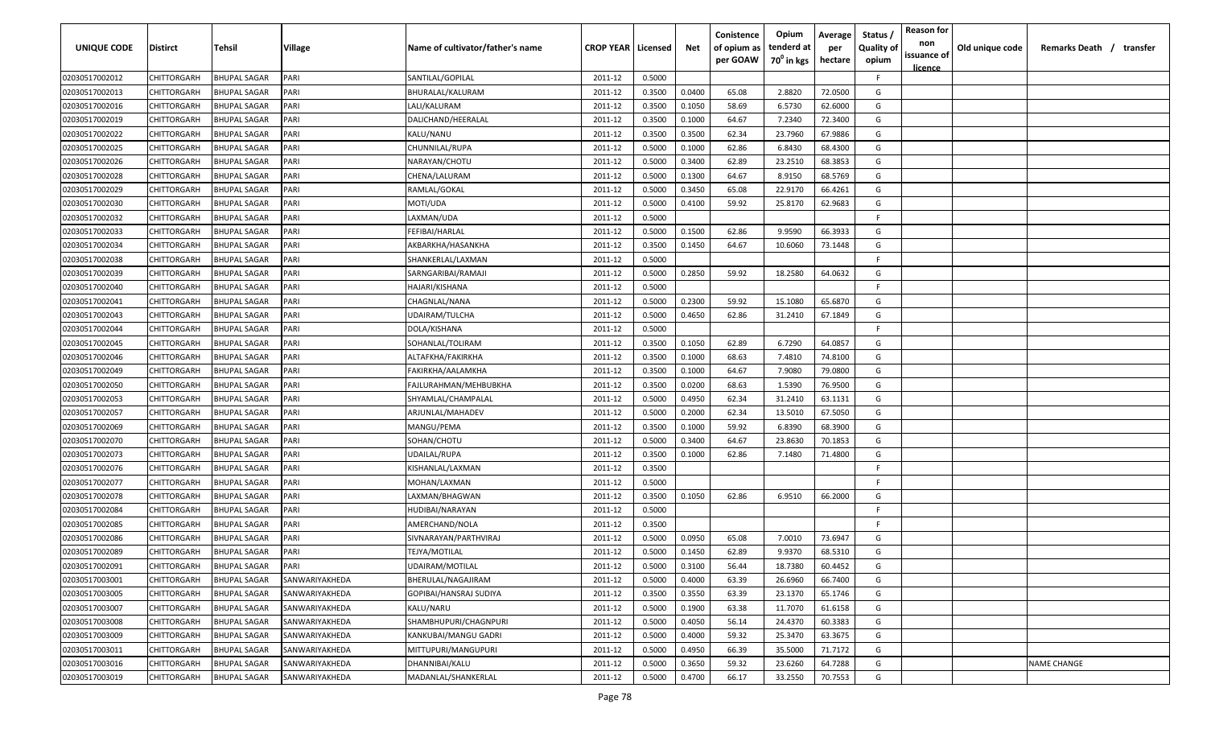| UNIQUE CODE | Distirct | Tehsil | Village | Name of cultivator/father's name | CROP YEAR | Licensed | Net | Conistence of opium as per GOAW | Opium tenderd at 70° in kgs | Average per hectare | Status / Quality of opium | Reason for non issuance of licence | Old unique code | Remarks Death / transfer |
|---|---|---|---|---|---|---|---|---|---|---|---|---|---|---|
| 02030517002012 | CHITTORGARH | BHUPAL SAGAR | PARI | SANTILAL/GOPILAL | 2011-12 | 0.5000 | | | | | F | | | |
| 02030517002013 | CHITTORGARH | BHUPAL SAGAR | PARI | BHURALAL/KALURAM | 2011-12 | 0.3500 | 0.0400 | 65.08 | 2.8820 | 72.0500 | G | | | |
| 02030517002016 | CHITTORGARH | BHUPAL SAGAR | PARI | LALI/KALURAM | 2011-12 | 0.3500 | 0.1050 | 58.69 | 6.5730 | 62.6000 | G | | | |
| 02030517002019 | CHITTORGARH | BHUPAL SAGAR | PARI | DALICHAND/HEERALAL | 2011-12 | 0.3500 | 0.1000 | 64.67 | 7.2340 | 72.3400 | G | | | |
| 02030517002022 | CHITTORGARH | BHUPAL SAGAR | PARI | KALU/NANU | 2011-12 | 0.3500 | 0.3500 | 62.34 | 23.7960 | 67.9886 | G | | | |
| 02030517002025 | CHITTORGARH | BHUPAL SAGAR | PARI | CHUNNILAL/RUPA | 2011-12 | 0.5000 | 0.1000 | 62.86 | 6.8430 | 68.4300 | G | | | |
| 02030517002026 | CHITTORGARH | BHUPAL SAGAR | PARI | NARAYAN/CHOTU | 2011-12 | 0.5000 | 0.3400 | 62.89 | 23.2510 | 68.3853 | G | | | |
| 02030517002028 | CHITTORGARH | BHUPAL SAGAR | PARI | CHENA/LALURAM | 2011-12 | 0.5000 | 0.1300 | 64.67 | 8.9150 | 68.5769 | G | | | |
| 02030517002029 | CHITTORGARH | BHUPAL SAGAR | PARI | RAMLAL/GOKAL | 2011-12 | 0.5000 | 0.3450 | 65.08 | 22.9170 | 66.4261 | G | | | |
| 02030517002030 | CHITTORGARH | BHUPAL SAGAR | PARI | MOTI/UDA | 2011-12 | 0.5000 | 0.4100 | 59.92 | 25.8170 | 62.9683 | G | | | |
| 02030517002032 | CHITTORGARH | BHUPAL SAGAR | PARI | LAXMAN/UDA | 2011-12 | 0.5000 | | | | | F | | | |
| 02030517002033 | CHITTORGARH | BHUPAL SAGAR | PARI | FEFIBAI/HARLAL | 2011-12 | 0.5000 | 0.1500 | 62.86 | 9.9590 | 66.3933 | G | | | |
| 02030517002034 | CHITTORGARH | BHUPAL SAGAR | PARI | AKBARKHA/HASANKHA | 2011-12 | 0.3500 | 0.1450 | 64.67 | 10.6060 | 73.1448 | G | | | |
| 02030517002038 | CHITTORGARH | BHUPAL SAGAR | PARI | SHANKERLAL/LAXMAN | 2011-12 | 0.5000 | | | | | F | | | |
| 02030517002039 | CHITTORGARH | BHUPAL SAGAR | PARI | SARNGARIBAI/RAMAJI | 2011-12 | 0.5000 | 0.2850 | 59.92 | 18.2580 | 64.0632 | G | | | |
| 02030517002040 | CHITTORGARH | BHUPAL SAGAR | PARI | HAJARI/KISHANA | 2011-12 | 0.5000 | | | | | F | | | |
| 02030517002041 | CHITTORGARH | BHUPAL SAGAR | PARI | CHAGNLAL/NANA | 2011-12 | 0.5000 | 0.2300 | 59.92 | 15.1080 | 65.6870 | G | | | |
| 02030517002043 | CHITTORGARH | BHUPAL SAGAR | PARI | UDAIRAM/TULCHA | 2011-12 | 0.5000 | 0.4650 | 62.86 | 31.2410 | 67.1849 | G | | | |
| 02030517002044 | CHITTORGARH | BHUPAL SAGAR | PARI | DOLA/KISHANA | 2011-12 | 0.5000 | | | | | F | | | |
| 02030517002045 | CHITTORGARH | BHUPAL SAGAR | PARI | SOHANLAL/TOLIRAM | 2011-12 | 0.3500 | 0.1050 | 62.89 | 6.7290 | 64.0857 | G | | | |
| 02030517002046 | CHITTORGARH | BHUPAL SAGAR | PARI | ALTAFKHA/FAKIRKHA | 2011-12 | 0.3500 | 0.1000 | 68.63 | 7.4810 | 74.8100 | G | | | |
| 02030517002049 | CHITTORGARH | BHUPAL SAGAR | PARI | FAKIRKHA/AALAMKHA | 2011-12 | 0.3500 | 0.1000 | 64.67 | 7.9080 | 79.0800 | G | | | |
| 02030517002050 | CHITTORGARH | BHUPAL SAGAR | PARI | FAJLURAHMAN/MEHBUBKHA | 2011-12 | 0.3500 | 0.0200 | 68.63 | 1.5390 | 76.9500 | G | | | |
| 02030517002053 | CHITTORGARH | BHUPAL SAGAR | PARI | SHYAMLAL/CHAMPALAL | 2011-12 | 0.5000 | 0.4950 | 62.34 | 31.2410 | 63.1131 | G | | | |
| 02030517002057 | CHITTORGARH | BHUPAL SAGAR | PARI | ARJUNLAL/MAHADEV | 2011-12 | 0.5000 | 0.2000 | 62.34 | 13.5010 | 67.5050 | G | | | |
| 02030517002069 | CHITTORGARH | BHUPAL SAGAR | PARI | MANGU/PEMA | 2011-12 | 0.3500 | 0.1000 | 59.92 | 6.8390 | 68.3900 | G | | | |
| 02030517002070 | CHITTORGARH | BHUPAL SAGAR | PARI | SOHAN/CHOTU | 2011-12 | 0.5000 | 0.3400 | 64.67 | 23.8630 | 70.1853 | G | | | |
| 02030517002073 | CHITTORGARH | BHUPAL SAGAR | PARI | UDAILAL/RUPA | 2011-12 | 0.3500 | 0.1000 | 62.86 | 7.1480 | 71.4800 | G | | | |
| 02030517002076 | CHITTORGARH | BHUPAL SAGAR | PARI | KISHANLAL/LAXMAN | 2011-12 | 0.3500 | | | | | F | | | |
| 02030517002077 | CHITTORGARH | BHUPAL SAGAR | PARI | MOHAN/LAXMAN | 2011-12 | 0.5000 | | | | | F | | | |
| 02030517002078 | CHITTORGARH | BHUPAL SAGAR | PARI | LAXMAN/BHAGWAN | 2011-12 | 0.3500 | 0.1050 | 62.86 | 6.9510 | 66.2000 | G | | | |
| 02030517002084 | CHITTORGARH | BHUPAL SAGAR | PARI | HUDIBAI/NARAYAN | 2011-12 | 0.5000 | | | | | F | | | |
| 02030517002085 | CHITTORGARH | BHUPAL SAGAR | PARI | AMERCHAND/NOLA | 2011-12 | 0.3500 | | | | | F | | | |
| 02030517002086 | CHITTORGARH | BHUPAL SAGAR | PARI | SIVNARAYAN/PARTHVIRAJ | 2011-12 | 0.5000 | 0.0950 | 65.08 | 7.0010 | 73.6947 | G | | | |
| 02030517002089 | CHITTORGARH | BHUPAL SAGAR | PARI | TEJYA/MOTILAL | 2011-12 | 0.5000 | 0.1450 | 62.89 | 9.9370 | 68.5310 | G | | | |
| 02030517002091 | CHITTORGARH | BHUPAL SAGAR | PARI | UDAIRAM/MOTILAL | 2011-12 | 0.5000 | 0.3100 | 56.44 | 18.7380 | 60.4452 | G | | | |
| 02030517003001 | CHITTORGARH | BHUPAL SAGAR | SANWARIYAKHEDA | BHERULAL/NAGAJIRAM | 2011-12 | 0.5000 | 0.4000 | 63.39 | 26.6960 | 66.7400 | G | | | |
| 02030517003005 | CHITTORGARH | BHUPAL SAGAR | SANWARIYAKHEDA | GOPIBAI/HANSRAJ SUDIYA | 2011-12 | 0.3500 | 0.3550 | 63.39 | 23.1370 | 65.1746 | G | | | |
| 02030517003007 | CHITTORGARH | BHUPAL SAGAR | SANWARIYAKHEDA | KALU/NARU | 2011-12 | 0.5000 | 0.1900 | 63.38 | 11.7070 | 61.6158 | G | | | |
| 02030517003008 | CHITTORGARH | BHUPAL SAGAR | SANWARIYAKHEDA | SHAMBHUPURI/CHAGNPURI | 2011-12 | 0.5000 | 0.4050 | 56.14 | 24.4370 | 60.3383 | G | | | |
| 02030517003009 | CHITTORGARH | BHUPAL SAGAR | SANWARIYAKHEDA | KANKUBAI/MANGU GADRI | 2011-12 | 0.5000 | 0.4000 | 59.32 | 25.3470 | 63.3675 | G | | | |
| 02030517003011 | CHITTORGARH | BHUPAL SAGAR | SANWARIYAKHEDA | MITTUPURI/MANGUPURI | 2011-12 | 0.5000 | 0.4950 | 66.39 | 35.5000 | 71.7172 | G | | | |
| 02030517003016 | CHITTORGARH | BHUPAL SAGAR | SANWARIYAKHEDA | DHANNIBAI/KALU | 2011-12 | 0.5000 | 0.3650 | 59.32 | 23.6260 | 64.7288 | G | | | NAME CHANGE |
| 02030517003019 | CHITTORGARH | BHUPAL SAGAR | SANWARIYAKHEDA | MADANLAL/SHANKERLAL | 2011-12 | 0.5000 | 0.4700 | 66.17 | 33.2550 | 70.7553 | G | | | |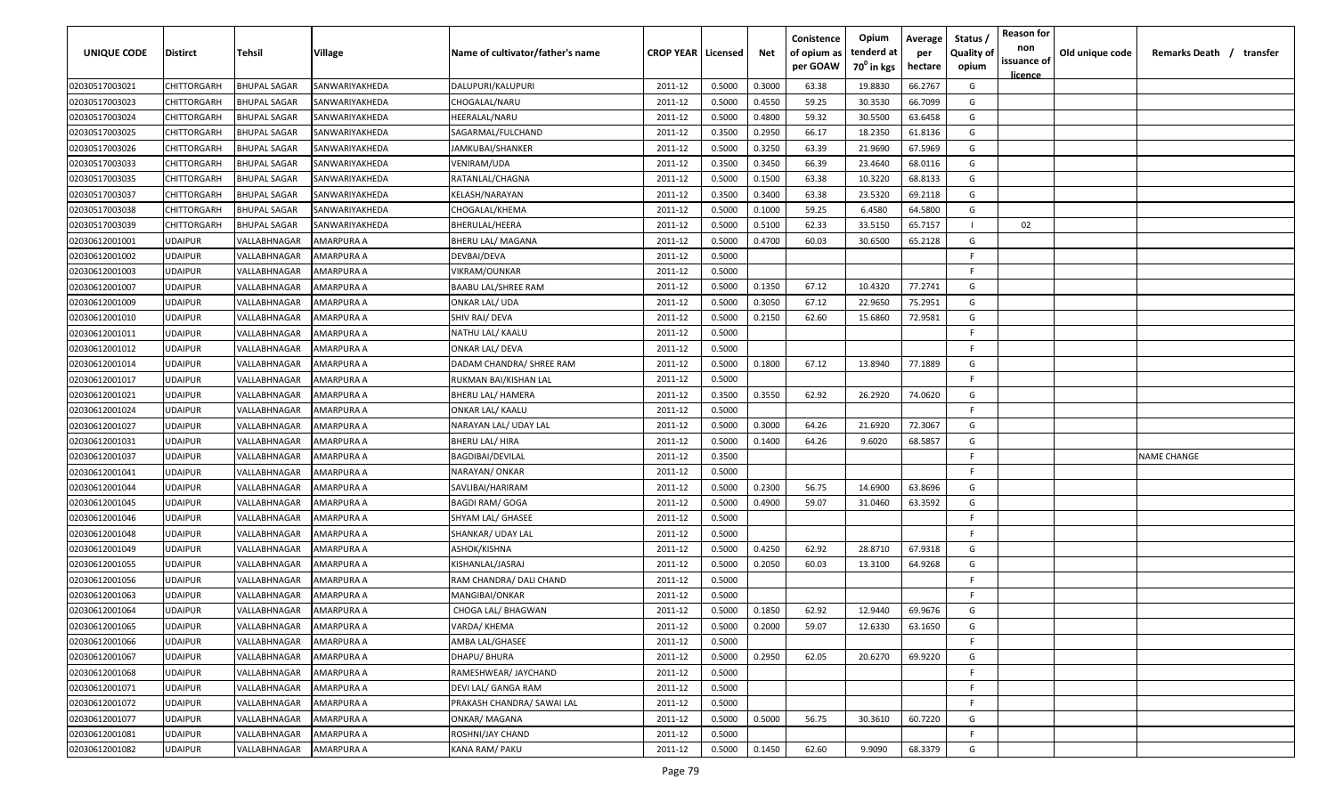| UNIQUE CODE | Distirct | Tehsil | Village | Name of cultivator/father's name | CROP YEAR | Licensed | Net | Conistence of opium as per GOAW | Opium tenderd at 70° in kgs | Average per hectare | Status / Quality of opium | Reason for non issuance of licence | Old unique code | Remarks Death / transfer |
|---|---|---|---|---|---|---|---|---|---|---|---|---|---|---|
| 02030517003021 | CHITTORGARH | BHUPAL SAGAR | SANWARIYAKHEDA | DALUPURI/KALUPURI | 2011-12 | 0.5000 | 0.3000 | 63.38 | 19.8830 | 66.2767 | G | | | |
| 02030517003023 | CHITTORGARH | BHUPAL SAGAR | SANWARIYAKHEDA | CHOGALAL/NARU | 2011-12 | 0.5000 | 0.4550 | 59.25 | 30.3530 | 66.7099 | G | | | |
| 02030517003024 | CHITTORGARH | BHUPAL SAGAR | SANWARIYAKHEDA | HEERALAL/NARU | 2011-12 | 0.5000 | 0.4800 | 59.32 | 30.5500 | 63.6458 | G | | | |
| 02030517003025 | CHITTORGARH | BHUPAL SAGAR | SANWARIYAKHEDA | SAGARMAL/FULCHAND | 2011-12 | 0.3500 | 0.2950 | 66.17 | 18.2350 | 61.8136 | G | | | |
| 02030517003026 | CHITTORGARH | BHUPAL SAGAR | SANWARIYAKHEDA | JAMKUBAI/SHANKER | 2011-12 | 0.5000 | 0.3250 | 63.39 | 21.9690 | 67.5969 | G | | | |
| 02030517003033 | CHITTORGARH | BHUPAL SAGAR | SANWARIYAKHEDA | VENIRAM/UDA | 2011-12 | 0.3500 | 0.3450 | 66.39 | 23.4640 | 68.0116 | G | | | |
| 02030517003035 | CHITTORGARH | BHUPAL SAGAR | SANWARIYAKHEDA | RATANLAL/CHAGNA | 2011-12 | 0.5000 | 0.1500 | 63.38 | 10.3220 | 68.8133 | G | | | |
| 02030517003037 | CHITTORGARH | BHUPAL SAGAR | SANWARIYAKHEDA | KELASH/NARAYAN | 2011-12 | 0.3500 | 0.3400 | 63.38 | 23.5320 | 69.2118 | G | | | |
| 02030517003038 | CHITTORGARH | BHUPAL SAGAR | SANWARIYAKHEDA | CHOGALAL/KHEMA | 2011-12 | 0.5000 | 0.1000 | 59.25 | 6.4580 | 64.5800 | G | | | |
| 02030517003039 | CHITTORGARH | BHUPAL SAGAR | SANWARIYAKHEDA | BHERULAL/HEERA | 2011-12 | 0.5000 | 0.5100 | 62.33 | 33.5150 | 65.7157 | I | 02 | | |
| 02030612001001 | UDAIPUR | VALLABHNAGAR | AMARPURA A | BHERU LAL/ MAGANA | 2011-12 | 0.5000 | 0.4700 | 60.03 | 30.6500 | 65.2128 | G | | | |
| 02030612001002 | UDAIPUR | VALLABHNAGAR | AMARPURA A | DEVBAI/DEVA | 2011-12 | 0.5000 | | | | | F | | | |
| 02030612001003 | UDAIPUR | VALLABHNAGAR | AMARPURA A | VIKRAM/OUNKAR | 2011-12 | 0.5000 | | | | | F | | | |
| 02030612001007 | UDAIPUR | VALLABHNAGAR | AMARPURA A | BAABU LAL/SHREE RAM | 2011-12 | 0.5000 | 0.1350 | 67.12 | 10.4320 | 77.2741 | G | | | |
| 02030612001009 | UDAIPUR | VALLABHNAGAR | AMARPURA A | ONKAR LAL/ UDA | 2011-12 | 0.5000 | 0.3050 | 67.12 | 22.9650 | 75.2951 | G | | | |
| 02030612001010 | UDAIPUR | VALLABHNAGAR | AMARPURA A | SHIV RAJ/ DEVA | 2011-12 | 0.5000 | 0.2150 | 62.60 | 15.6860 | 72.9581 | G | | | |
| 02030612001011 | UDAIPUR | VALLABHNAGAR | AMARPURA A | NATHU LAL/ KAALU | 2011-12 | 0.5000 | | | | | F | | | |
| 02030612001012 | UDAIPUR | VALLABHNAGAR | AMARPURA A | ONKAR LAL/ DEVA | 2011-12 | 0.5000 | | | | | F | | | |
| 02030612001014 | UDAIPUR | VALLABHNAGAR | AMARPURA A | DADAM CHANDRA/ SHREE RAM | 2011-12 | 0.5000 | 0.1800 | 67.12 | 13.8940 | 77.1889 | G | | | |
| 02030612001017 | UDAIPUR | VALLABHNAGAR | AMARPURA A | RUKMAN BAI/KISHAN LAL | 2011-12 | 0.5000 | | | | | F | | | |
| 02030612001021 | UDAIPUR | VALLABHNAGAR | AMARPURA A | BHERU LAL/ HAMERA | 2011-12 | 0.3500 | 0.3550 | 62.92 | 26.2920 | 74.0620 | G | | | |
| 02030612001024 | UDAIPUR | VALLABHNAGAR | AMARPURA A | ONKAR LAL/ KAALU | 2011-12 | 0.5000 | | | | | F | | | |
| 02030612001027 | UDAIPUR | VALLABHNAGAR | AMARPURA A | NARAYAN LAL/ UDAY LAL | 2011-12 | 0.5000 | 0.3000 | 64.26 | 21.6920 | 72.3067 | G | | | |
| 02030612001031 | UDAIPUR | VALLABHNAGAR | AMARPURA A | BHERU LAL/ HIRA | 2011-12 | 0.5000 | 0.1400 | 64.26 | 9.6020 | 68.5857 | G | | | |
| 02030612001037 | UDAIPUR | VALLABHNAGAR | AMARPURA A | BAGDIBAI/DEVILAL | 2011-12 | 0.3500 | | | | | F | | | NAME CHANGE |
| 02030612001041 | UDAIPUR | VALLABHNAGAR | AMARPURA A | NARAYAN/ ONKAR | 2011-12 | 0.5000 | | | | | F | | | |
| 02030612001044 | UDAIPUR | VALLABHNAGAR | AMARPURA A | SAVLIBAI/HARIRAM | 2011-12 | 0.5000 | 0.2300 | 56.75 | 14.6900 | 63.8696 | G | | | |
| 02030612001045 | UDAIPUR | VALLABHNAGAR | AMARPURA A | BAGDI RAM/ GOGA | 2011-12 | 0.5000 | 0.4900 | 59.07 | 31.0460 | 63.3592 | G | | | |
| 02030612001046 | UDAIPUR | VALLABHNAGAR | AMARPURA A | SHYAM LAL/ GHASEE | 2011-12 | 0.5000 | | | | | F | | | |
| 02030612001048 | UDAIPUR | VALLABHNAGAR | AMARPURA A | SHANKAR/ UDAY LAL | 2011-12 | 0.5000 | | | | | F | | | |
| 02030612001049 | UDAIPUR | VALLABHNAGAR | AMARPURA A | ASHOK/KISHNA | 2011-12 | 0.5000 | 0.4250 | 62.92 | 28.8710 | 67.9318 | G | | | |
| 02030612001055 | UDAIPUR | VALLABHNAGAR | AMARPURA A | KISHANLAL/JASRAJ | 2011-12 | 0.5000 | 0.2050 | 60.03 | 13.3100 | 64.9268 | G | | | |
| 02030612001056 | UDAIPUR | VALLABHNAGAR | AMARPURA A | RAM CHANDRA/ DALI CHAND | 2011-12 | 0.5000 | | | | | F | | | |
| 02030612001063 | UDAIPUR | VALLABHNAGAR | AMARPURA A | MANGIBAI/ONKAR | 2011-12 | 0.5000 | | | | | F | | | |
| 02030612001064 | UDAIPUR | VALLABHNAGAR | AMARPURA A | CHOGA LAL/ BHAGWAN | 2011-12 | 0.5000 | 0.1850 | 62.92 | 12.9440 | 69.9676 | G | | | |
| 02030612001065 | UDAIPUR | VALLABHNAGAR | AMARPURA A | VARDA/ KHEMA | 2011-12 | 0.5000 | 0.2000 | 59.07 | 12.6330 | 63.1650 | G | | | |
| 02030612001066 | UDAIPUR | VALLABHNAGAR | AMARPURA A | AMBA LAL/GHASEE | 2011-12 | 0.5000 | | | | | F | | | |
| 02030612001067 | UDAIPUR | VALLABHNAGAR | AMARPURA A | DHAPU/ BHURA | 2011-12 | 0.5000 | 0.2950 | 62.05 | 20.6270 | 69.9220 | G | | | |
| 02030612001068 | UDAIPUR | VALLABHNAGAR | AMARPURA A | RAMESHWEAR/ JAYCHAND | 2011-12 | 0.5000 | | | | | F | | | |
| 02030612001071 | UDAIPUR | VALLABHNAGAR | AMARPURA A | DEVI LAL/ GANGA RAM | 2011-12 | 0.5000 | | | | | F | | | |
| 02030612001072 | UDAIPUR | VALLABHNAGAR | AMARPURA A | PRAKASH CHANDRA/ SAWAI LAL | 2011-12 | 0.5000 | | | | | F | | | |
| 02030612001077 | UDAIPUR | VALLABHNAGAR | AMARPURA A | ONKAR/ MAGANA | 2011-12 | 0.5000 | 0.5000 | 56.75 | 30.3610 | 60.7220 | G | | | |
| 02030612001081 | UDAIPUR | VALLABHNAGAR | AMARPURA A | ROSHNI/JAY CHAND | 2011-12 | 0.5000 | | | | | F | | | |
| 02030612001082 | UDAIPUR | VALLABHNAGAR | AMARPURA A | KANA RAM/ PAKU | 2011-12 | 0.5000 | 0.1450 | 62.60 | 9.9090 | 68.3379 | G | | | |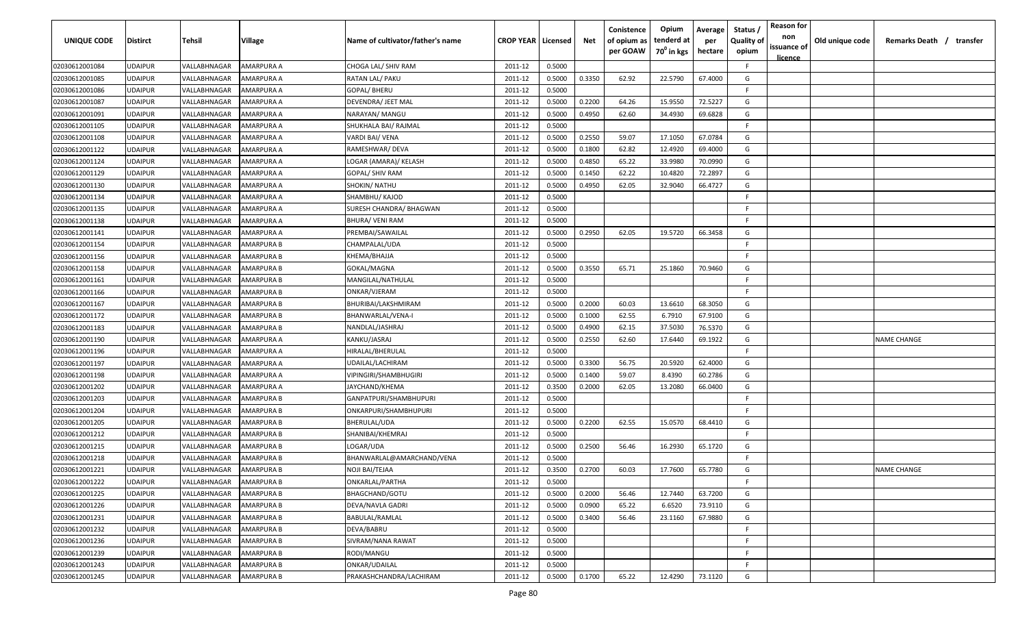| UNIQUE CODE | Distirct | Tehsil | Village | Name of cultivator/father's name | CROP YEAR | Licensed | Net | Consistence of opium as per GOAW | Opium tenderd at 70° in kgs | Average per hectare | Status / Quality of opium | Reason for non issuance of licence | Old unique code | Remarks Death / transfer |
|---|---|---|---|---|---|---|---|---|---|---|---|---|---|---|
| 02030612001084 | UDAIPUR | VALLABHNAGAR | AMARPURA A | CHOGA LAL/ SHIV RAM | 2011-12 | 0.5000 | | | | | F | | | |
| 02030612001085 | UDAIPUR | VALLABHNAGAR | AMARPURA A | RATAN LAL/ PAKU | 2011-12 | 0.5000 | 0.3350 | 62.92 | 22.5790 | 67.4000 | G | | | |
| 02030612001086 | UDAIPUR | VALLABHNAGAR | AMARPURA A | GOPAL/ BHERU | 2011-12 | 0.5000 | | | | | F | | | |
| 02030612001087 | UDAIPUR | VALLABHNAGAR | AMARPURA A | DEVENDRA/ JEET MAL | 2011-12 | 0.5000 | 0.2200 | 64.26 | 15.9550 | 72.5227 | G | | | |
| 02030612001091 | UDAIPUR | VALLABHNAGAR | AMARPURA A | NARAYAN/ MANGU | 2011-12 | 0.5000 | 0.4950 | 62.60 | 34.4930 | 69.6828 | G | | | |
| 02030612001105 | UDAIPUR | VALLABHNAGAR | AMARPURA A | SHUKHALA BAI/ RAJMAL | 2011-12 | 0.5000 | | | | | F | | | |
| 02030612001108 | UDAIPUR | VALLABHNAGAR | AMARPURA A | VARDI BAI/ VENA | 2011-12 | 0.5000 | 0.2550 | 59.07 | 17.1050 | 67.0784 | G | | | |
| 02030612001122 | UDAIPUR | VALLABHNAGAR | AMARPURA A | RAMESHWAR/ DEVA | 2011-12 | 0.5000 | 0.1800 | 62.82 | 12.4920 | 69.4000 | G | | | |
| 02030612001124 | UDAIPUR | VALLABHNAGAR | AMARPURA A | LOGAR (AMARA)/ KELASH | 2011-12 | 0.5000 | 0.4850 | 65.22 | 33.9980 | 70.0990 | G | | | |
| 02030612001129 | UDAIPUR | VALLABHNAGAR | AMARPURA A | GOPAL/ SHIV RAM | 2011-12 | 0.5000 | 0.1450 | 62.22 | 10.4820 | 72.2897 | G | | | |
| 02030612001130 | UDAIPUR | VALLABHNAGAR | AMARPURA A | SHOKIN/ NATHU | 2011-12 | 0.5000 | 0.4950 | 62.05 | 32.9040 | 66.4727 | G | | | |
| 02030612001134 | UDAIPUR | VALLABHNAGAR | AMARPURA A | SHAMBHU/ KAJOD | 2011-12 | 0.5000 | | | | | F | | | |
| 02030612001135 | UDAIPUR | VALLABHNAGAR | AMARPURA A | SURESH CHANDRA/ BHAGWAN | 2011-12 | 0.5000 | | | | | F | | | |
| 02030612001138 | UDAIPUR | VALLABHNAGAR | AMARPURA A | BHURA/ VENI RAM | 2011-12 | 0.5000 | | | | | F | | | |
| 02030612001141 | UDAIPUR | VALLABHNAGAR | AMARPURA A | PREMBAI/SAWAILAL | 2011-12 | 0.5000 | 0.2950 | 62.05 | 19.5720 | 66.3458 | G | | | |
| 02030612001154 | UDAIPUR | VALLABHNAGAR | AMARPURA B | CHAMPALAL/UDA | 2011-12 | 0.5000 | | | | | F | | | |
| 02030612001156 | UDAIPUR | VALLABHNAGAR | AMARPURA B | KHEMA/BHAJJA | 2011-12 | 0.5000 | | | | | F | | | |
| 02030612001158 | UDAIPUR | VALLABHNAGAR | AMARPURA B | GOKAL/MAGNA | 2011-12 | 0.5000 | 0.3550 | 65.71 | 25.1860 | 70.9460 | G | | | |
| 02030612001161 | UDAIPUR | VALLABHNAGAR | AMARPURA B | MANGILAL/NATHULAL | 2011-12 | 0.5000 | | | | | F | | | |
| 02030612001166 | UDAIPUR | VALLABHNAGAR | AMARPURA B | ONKAR/VJERAM | 2011-12 | 0.5000 | | | | | F | | | |
| 02030612001167 | UDAIPUR | VALLABHNAGAR | AMARPURA B | BHURIBAI/LAKSHMIRAM | 2011-12 | 0.5000 | 0.2000 | 60.03 | 13.6610 | 68.3050 | G | | | |
| 02030612001172 | UDAIPUR | VALLABHNAGAR | AMARPURA B | BHANWARLAL/VENA-I | 2011-12 | 0.5000 | 0.1000 | 62.55 | 6.7910 | 67.9100 | G | | | |
| 02030612001183 | UDAIPUR | VALLABHNAGAR | AMARPURA B | NANDLAL/JASHRAJ | 2011-12 | 0.5000 | 0.4900 | 62.15 | 37.5030 | 76.5370 | G | | | |
| 02030612001190 | UDAIPUR | VALLABHNAGAR | AMARPURA A | KANKU/JASRAJ | 2011-12 | 0.5000 | 0.2550 | 62.60 | 17.6440 | 69.1922 | G | | | NAME CHANGE |
| 02030612001196 | UDAIPUR | VALLABHNAGAR | AMARPURA A | HIRALAL/BHERULAL | 2011-12 | 0.5000 | | | | | F | | | |
| 02030612001197 | UDAIPUR | VALLABHNAGAR | AMARPURA A | UDAILAL/LACHIRAM | 2011-12 | 0.5000 | 0.3300 | 56.75 | 20.5920 | 62.4000 | G | | | |
| 02030612001198 | UDAIPUR | VALLABHNAGAR | AMARPURA A | VIPINGIRI/SHAMBHUGIRI | 2011-12 | 0.5000 | 0.1400 | 59.07 | 8.4390 | 60.2786 | G | | | |
| 02030612001202 | UDAIPUR | VALLABHNAGAR | AMARPURA A | JAYCHAND/KHEMA | 2011-12 | 0.3500 | 0.2000 | 62.05 | 13.2080 | 66.0400 | G | | | |
| 02030612001203 | UDAIPUR | VALLABHNAGAR | AMARPURA B | GANPATPURI/SHAMBHUPURI | 2011-12 | 0.5000 | | | | | F | | | |
| 02030612001204 | UDAIPUR | VALLABHNAGAR | AMARPURA B | ONKARPURI/SHAMBHUPURI | 2011-12 | 0.5000 | | | | | F | | | |
| 02030612001205 | UDAIPUR | VALLABHNAGAR | AMARPURA B | BHERULAL/UDA | 2011-12 | 0.5000 | 0.2200 | 62.55 | 15.0570 | 68.4410 | G | | | |
| 02030612001212 | UDAIPUR | VALLABHNAGAR | AMARPURA B | SHANIBAI/KHEMRAJ | 2011-12 | 0.5000 | | | | | F | | | |
| 02030612001215 | UDAIPUR | VALLABHNAGAR | AMARPURA B | LOGAR/UDA | 2011-12 | 0.5000 | 0.2500 | 56.46 | 16.2930 | 65.1720 | G | | | |
| 02030612001218 | UDAIPUR | VALLABHNAGAR | AMARPURA B | BHANWARLAL@AMARCHAND/VENA | 2011-12 | 0.5000 | | | | | F | | | |
| 02030612001221 | UDAIPUR | VALLABHNAGAR | AMARPURA B | NOJI BAI/TEJAA | 2011-12 | 0.3500 | 0.2700 | 60.03 | 17.7600 | 65.7780 | G | | | NAME CHANGE |
| 02030612001222 | UDAIPUR | VALLABHNAGAR | AMARPURA B | ONKARLAL/PARTHA | 2011-12 | 0.5000 | | | | | F | | | |
| 02030612001225 | UDAIPUR | VALLABHNAGAR | AMARPURA B | BHAGCHAND/GOTU | 2011-12 | 0.5000 | 0.2000 | 56.46 | 12.7440 | 63.7200 | G | | | |
| 02030612001226 | UDAIPUR | VALLABHNAGAR | AMARPURA B | DEVA/NAVLA GADRI | 2011-12 | 0.5000 | 0.0900 | 65.22 | 6.6520 | 73.9110 | G | | | |
| 02030612001231 | UDAIPUR | VALLABHNAGAR | AMARPURA B | BABULAL/RAMLAL | 2011-12 | 0.5000 | 0.3400 | 56.46 | 23.1160 | 67.9880 | G | | | |
| 02030612001232 | UDAIPUR | VALLABHNAGAR | AMARPURA B | DEVA/BABRU | 2011-12 | 0.5000 | | | | | F | | | |
| 02030612001236 | UDAIPUR | VALLABHNAGAR | AMARPURA B | SIVRAM/NANA RAWAT | 2011-12 | 0.5000 | | | | | F | | | |
| 02030612001239 | UDAIPUR | VALLABHNAGAR | AMARPURA B | RODI/MANGU | 2011-12 | 0.5000 | | | | | F | | | |
| 02030612001243 | UDAIPUR | VALLABHNAGAR | AMARPURA B | ONKAR/UDAILAL | 2011-12 | 0.5000 | | | | | F | | | |
| 02030612001245 | UDAIPUR | VALLABHNAGAR | AMARPURA B | PRAKASHCHANDRA/LACHIRAM | 2011-12 | 0.5000 | 0.1700 | 65.22 | 12.4290 | 73.1120 | G | | | |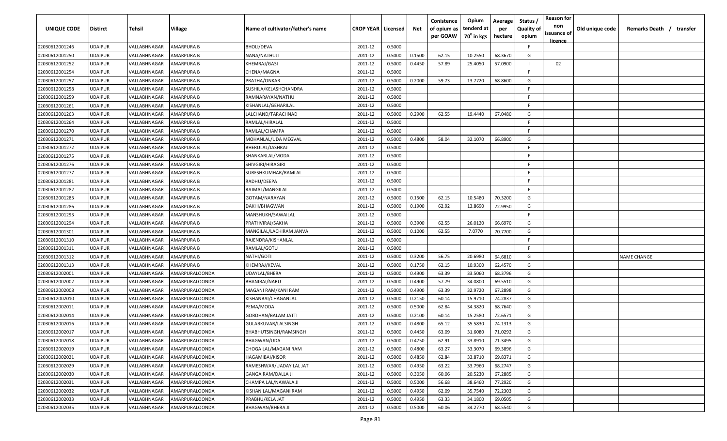| UNIQUE CODE | Distirct | Tehsil | Village | Name of cultivator/father's name | CROP YEAR | Licensed | Net | Conistence of opium as per GOAW | Opium tenderd at 70° in kgs | Average per hectare | Status / Quality of opium | Reason for non issuance of licence | Old unique code | Remarks Death / transfer |
|---|---|---|---|---|---|---|---|---|---|---|---|---|---|---|
| 02030612001246 | UDAIPUR | VALLABHNAGAR | AMARPURA B | BHOLI/DEVA | 2011-12 | 0.5000 | | | | | F | | | |
| 02030612001250 | UDAIPUR | VALLABHNAGAR | AMARPURA B | NANA/NATHUJI | 2011-12 | 0.5000 | 0.1500 | 62.15 | 10.2550 | 68.3670 | G | | | |
| 02030612001252 | UDAIPUR | VALLABHNAGAR | AMARPURA B | KHEMRAJ/GASI | 2011-12 | 0.5000 | 0.4450 | 57.89 | 25.4050 | 57.0900 | I | 02 | | |
| 02030612001254 | UDAIPUR | VALLABHNAGAR | AMARPURA B | CHENA/MAGNA | 2011-12 | 0.5000 | | | | | F | | | |
| 02030612001257 | UDAIPUR | VALLABHNAGAR | AMARPURA B | PRATHA/ONKAR | 2011-12 | 0.5000 | 0.2000 | 59.73 | 13.7720 | 68.8600 | G | | | |
| 02030612001258 | UDAIPUR | VALLABHNAGAR | AMARPURA B | SUSHILA/KELASHCHANDRA | 2011-12 | 0.5000 | | | | | F | | | |
| 02030612001259 | UDAIPUR | VALLABHNAGAR | AMARPURA B | RAMNARAYAN/NATHU | 2011-12 | 0.5000 | | | | | F | | | |
| 02030612001261 | UDAIPUR | VALLABHNAGAR | AMARPURA B | KISHANLAL/GEHARILAL | 2011-12 | 0.5000 | | | | | F | | | |
| 02030612001263 | UDAIPUR | VALLABHNAGAR | AMARPURA B | LALCHAND/TARACHNAD | 2011-12 | 0.5000 | 0.2900 | 62.55 | 19.4440 | 67.0480 | G | | | |
| 02030612001264 | UDAIPUR | VALLABHNAGAR | AMARPURA B | RAMLAL/HIRALAL | 2011-12 | 0.5000 | | | | | F | | | |
| 02030612001270 | UDAIPUR | VALLABHNAGAR | AMARPURA B | RAMLAL/CHAMPA | 2011-12 | 0.5000 | | | | | F | | | |
| 02030612001271 | UDAIPUR | VALLABHNAGAR | AMARPURA B | MOHANLAL/UDA MEGVAL | 2011-12 | 0.5000 | 0.4800 | 58.04 | 32.1070 | 66.8900 | G | | | |
| 02030612001272 | UDAIPUR | VALLABHNAGAR | AMARPURA B | BHERULAL/JASHRAJ | 2011-12 | 0.5000 | | | | | F | | | |
| 02030612001275 | UDAIPUR | VALLABHNAGAR | AMARPURA B | SHANKARLAL/MODA | 2011-12 | 0.5000 | | | | | F | | | |
| 02030612001276 | UDAIPUR | VALLABHNAGAR | AMARPURA B | SHIVGIRI/HIRAGIRI | 2011-12 | 0.5000 | | | | | F | | | |
| 02030612001277 | UDAIPUR | VALLABHNAGAR | AMARPURA B | SURESHKUMHAR/RAMLAL | 2011-12 | 0.5000 | | | | | F | | | |
| 02030612001281 | UDAIPUR | VALLABHNAGAR | AMARPURA B | RADHU/DEEPA | 2011-12 | 0.5000 | | | | | F | | | |
| 02030612001282 | UDAIPUR | VALLABHNAGAR | AMARPURA B | RAJMAL/MANGILAL | 2011-12 | 0.5000 | | | | | F | | | |
| 02030612001283 | UDAIPUR | VALLABHNAGAR | AMARPURA B | GOTAM/NARAYAN | 2011-12 | 0.5000 | 0.1500 | 62.15 | 10.5480 | 70.3200 | G | | | |
| 02030612001286 | UDAIPUR | VALLABHNAGAR | AMARPURA B | DAKHI/BHAGWAN | 2011-12 | 0.5000 | 0.1900 | 62.92 | 13.8690 | 72.9950 | G | | | |
| 02030612001293 | UDAIPUR | VALLABHNAGAR | AMARPURA B | MANSHUKH/SAWAILAL | 2011-12 | 0.5000 | | | | | F | | | |
| 02030612001294 | UDAIPUR | VALLABHNAGAR | AMARPURA B | PRATHVIRAJ/SAKHA | 2011-12 | 0.5000 | 0.3900 | 62.55 | 26.0120 | 66.6970 | G | | | |
| 02030612001301 | UDAIPUR | VALLABHNAGAR | AMARPURA B | MANGILAL/LACHIRAM JANVA | 2011-12 | 0.5000 | 0.1000 | 62.55 | 7.0770 | 70.7700 | G | | | |
| 02030612001310 | UDAIPUR | VALLABHNAGAR | AMARPURA B | RAJENDRA/KISHANLAL | 2011-12 | 0.5000 | | | | | F | | | |
| 02030612001311 | UDAIPUR | VALLABHNAGAR | AMARPURA B | RAMLAL/GOTU | 2011-12 | 0.5000 | | | | | F | | | |
| 02030612001312 | UDAIPUR | VALLABHNAGAR | AMARPURA B | NATHI/GOTI | 2011-12 | 0.5000 | 0.3200 | 56.75 | 20.6980 | 64.6810 | G | | | NAME CHANGE |
| 02030612001313 | UDAIPUR | VALLABHNAGAR | AMARPURA B | KHEMRAJ/KEVAL | 2011-12 | 0.5000 | 0.1750 | 62.15 | 10.9300 | 62.4570 | G | | | |
| 02030612002001 | UDAIPUR | VALLABHNAGAR | AMARPURALOONDA | UDAYLAL/BHERA | 2011-12 | 0.5000 | 0.4900 | 63.39 | 33.5060 | 68.3796 | G | | | |
| 02030612002002 | UDAIPUR | VALLABHNAGAR | AMARPURALOONDA | BHANIBAI/NARU | 2011-12 | 0.5000 | 0.4900 | 57.79 | 34.0800 | 69.5510 | G | | | |
| 02030612002008 | UDAIPUR | VALLABHNAGAR | AMARPURALOONDA | MAGANI RAM/KANI RAM | 2011-12 | 0.5000 | 0.4900 | 63.39 | 32.9720 | 67.2898 | G | | | |
| 02030612002010 | UDAIPUR | VALLABHNAGAR | AMARPURALOONDA | KISHANBAI/CHAGANLAL | 2011-12 | 0.5000 | 0.2150 | 60.14 | 15.9710 | 74.2837 | G | | | |
| 02030612002011 | UDAIPUR | VALLABHNAGAR | AMARPURALOONDA | PEMA/MODA | 2011-12 | 0.5000 | 0.5000 | 62.84 | 34.3820 | 68.7640 | G | | | |
| 02030612002014 | UDAIPUR | VALLABHNAGAR | AMARPURALOONDA | GORDHAN/BALAM JATTI | 2011-12 | 0.5000 | 0.2100 | 60.14 | 15.2580 | 72.6571 | G | | | |
| 02030612002016 | UDAIPUR | VALLABHNAGAR | AMARPURALOONDA | GULABKUVAR/LALSINGH | 2011-12 | 0.5000 | 0.4800 | 65.12 | 35.5830 | 74.1313 | G | | | |
| 02030612002017 | UDAIPUR | VALLABHNAGAR | AMARPURALOONDA | BHABHUTSINGH/RAMSINGH | 2011-12 | 0.5000 | 0.4450 | 63.09 | 31.6080 | 71.0292 | G | | | |
| 02030612002018 | UDAIPUR | VALLABHNAGAR | AMARPURALOONDA | BHAGWAN/UDA | 2011-12 | 0.5000 | 0.4750 | 62.91 | 33.8910 | 71.3495 | G | | | |
| 02030612002019 | UDAIPUR | VALLABHNAGAR | AMARPURALOONDA | CHOGA LAL/MAGANI RAM | 2011-12 | 0.5000 | 0.4800 | 63.27 | 33.3070 | 69.3896 | G | | | |
| 02030612002021 | UDAIPUR | VALLABHNAGAR | AMARPURALOONDA | HAGAMIBAI/KISOR | 2011-12 | 0.5000 | 0.4850 | 62.84 | 33.8710 | 69.8371 | G | | | |
| 02030612002029 | UDAIPUR | VALLABHNAGAR | AMARPURALOONDA | RAMESHWAR/UADAY LAL JAT | 2011-12 | 0.5000 | 0.4950 | 63.22 | 33.7960 | 68.2747 | G | | | |
| 02030612002030 | UDAIPUR | VALLABHNAGAR | AMARPURALOONDA | GANGA RAM/DALLA JI | 2011-12 | 0.5000 | 0.3050 | 60.06 | 20.5230 | 67.2885 | G | | | |
| 02030612002031 | UDAIPUR | VALLABHNAGAR | AMARPURALOONDA | CHAMPA LAL/NAWALA JI | 2011-12 | 0.5000 | 0.5000 | 56.68 | 38.6460 | 77.2920 | G | | | |
| 02030612002032 | UDAIPUR | VALLABHNAGAR | AMARPURALOONDA | KISHAN LAL/MAGANI RAM | 2011-12 | 0.5000 | 0.4950 | 62.09 | 35.7540 | 72.2303 | G | | | |
| 02030612002033 | UDAIPUR | VALLABHNAGAR | AMARPURALOONDA | PRABHU/KELA JAT | 2011-12 | 0.5000 | 0.4950 | 63.33 | 34.1800 | 69.0505 | G | | | |
| 02030612002035 | UDAIPUR | VALLABHNAGAR | AMARPURALOONDA | BHAGWAN/BHERA JI | 2011-12 | 0.5000 | 0.5000 | 60.06 | 34.2770 | 68.5540 | G | | | |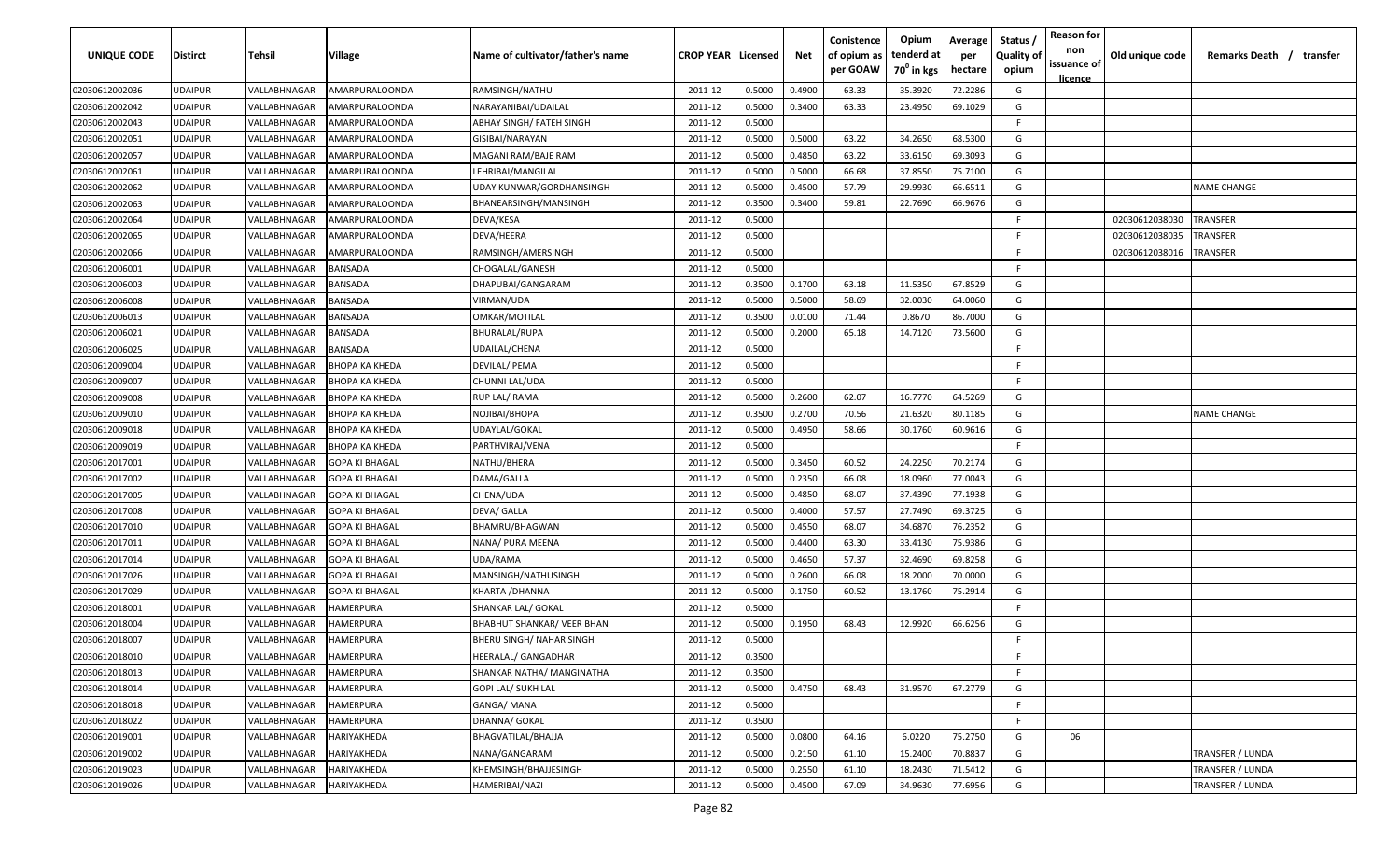| UNIQUE CODE | Distirct | Tehsil | Village | Name of cultivator/father's name | CROP YEAR | Licensed | Net | Conistence of opium as per GOAW | Opium tenderd at 70° in kgs | Average per hectare | Status / Quality of opium | Reason for non issuance of licence | Old unique code | Remarks Death / transfer |
|---|---|---|---|---|---|---|---|---|---|---|---|---|---|---|
| 02030612002036 | UDAIPUR | VALLABHNAGAR | AMARPURALOONDA | RAMSINGH/NATHU | 2011-12 | 0.5000 | 0.4900 | 63.33 | 35.3920 | 72.2286 | G | | | |
| 02030612002042 | UDAIPUR | VALLABHNAGAR | AMARPURALOONDA | NARAYANIBAI/UDAILAL | 2011-12 | 0.5000 | 0.3400 | 63.33 | 23.4950 | 69.1029 | G | | | |
| 02030612002043 | UDAIPUR | VALLABHNAGAR | AMARPURALOONDA | ABHAY SINGH/ FATEH SINGH | 2011-12 | 0.5000 | | | | | F | | | |
| 02030612002051 | UDAIPUR | VALLABHNAGAR | AMARPURALOONDA | GISIBAI/NARAYAN | 2011-12 | 0.5000 | 0.5000 | 63.22 | 34.2650 | 68.5300 | G | | | |
| 02030612002057 | UDAIPUR | VALLABHNAGAR | AMARPURALOONDA | MAGANI RAM/BAJE RAM | 2011-12 | 0.5000 | 0.4850 | 63.22 | 33.6150 | 69.3093 | G | | | |
| 02030612002061 | UDAIPUR | VALLABHNAGAR | AMARPURALOONDA | LEHRIBAI/MANGILAL | 2011-12 | 0.5000 | 0.5000 | 66.68 | 37.8550 | 75.7100 | G | | | |
| 02030612002062 | UDAIPUR | VALLABHNAGAR | AMARPURALOONDA | UDAY KUNWAR/GORDHANSINGH | 2011-12 | 0.5000 | 0.4500 | 57.79 | 29.9930 | 66.6511 | G | | | NAME CHANGE |
| 02030612002063 | UDAIPUR | VALLABHNAGAR | AMARPURALOONDA | BHANEARSINGH/MANSINGH | 2011-12 | 0.3500 | 0.3400 | 59.81 | 22.7690 | 66.9676 | G | | | |
| 02030612002064 | UDAIPUR | VALLABHNAGAR | AMARPURALOONDA | DEVA/KESA | 2011-12 | 0.5000 | | | | | F | | 02030612038030 | TRANSFER |
| 02030612002065 | UDAIPUR | VALLABHNAGAR | AMARPURALOONDA | DEVA/HEERA | 2011-12 | 0.5000 | | | | | F | | 02030612038035 | TRANSFER |
| 02030612002066 | UDAIPUR | VALLABHNAGAR | AMARPURALOONDA | RAMSINGH/AMERSINGH | 2011-12 | 0.5000 | | | | | F | | 02030612038016 | TRANSFER |
| 02030612006001 | UDAIPUR | VALLABHNAGAR | BANSADA | CHOGALAL/GANESH | 2011-12 | 0.5000 | | | | | F | | | |
| 02030612006003 | UDAIPUR | VALLABHNAGAR | BANSADA | DHAPUBAI/GANGARAM | 2011-12 | 0.3500 | 0.1700 | 63.18 | 11.5350 | 67.8529 | G | | | |
| 02030612006008 | UDAIPUR | VALLABHNAGAR | BANSADA | VIRMAN/UDA | 2011-12 | 0.5000 | 0.5000 | 58.69 | 32.0030 | 64.0060 | G | | | |
| 02030612006013 | UDAIPUR | VALLABHNAGAR | BANSADA | OMKAR/MOTILAL | 2011-12 | 0.3500 | 0.0100 | 71.44 | 0.8670 | 86.7000 | G | | | |
| 02030612006021 | UDAIPUR | VALLABHNAGAR | BANSADA | BHURALAL/RUPA | 2011-12 | 0.5000 | 0.2000 | 65.18 | 14.7120 | 73.5600 | G | | | |
| 02030612006025 | UDAIPUR | VALLABHNAGAR | BANSADA | UDAILAL/CHENA | 2011-12 | 0.5000 | | | | | F | | | |
| 02030612009004 | UDAIPUR | VALLABHNAGAR | BHOPA KA KHEDA | DEVILAL/ PEMA | 2011-12 | 0.5000 | | | | | F | | | |
| 02030612009007 | UDAIPUR | VALLABHNAGAR | BHOPA KA KHEDA | CHUNNI LAL/UDA | 2011-12 | 0.5000 | | | | | F | | | |
| 02030612009008 | UDAIPUR | VALLABHNAGAR | BHOPA KA KHEDA | RUP LAL/ RAMA | 2011-12 | 0.5000 | 0.2600 | 62.07 | 16.7770 | 64.5269 | G | | | |
| 02030612009010 | UDAIPUR | VALLABHNAGAR | BHOPA KA KHEDA | NOJIBAI/BHOPA | 2011-12 | 0.3500 | 0.2700 | 70.56 | 21.6320 | 80.1185 | G | | | NAME CHANGE |
| 02030612009018 | UDAIPUR | VALLABHNAGAR | BHOPA KA KHEDA | UDAYLAL/GOKAL | 2011-12 | 0.5000 | 0.4950 | 58.66 | 30.1760 | 60.9616 | G | | | |
| 02030612009019 | UDAIPUR | VALLABHNAGAR | BHOPA KA KHEDA | PARTHVIRAJ/VENA | 2011-12 | 0.5000 | | | | | F | | | |
| 02030612017001 | UDAIPUR | VALLABHNAGAR | GOPA KI BHAGAL | NATHU/BHERA | 2011-12 | 0.5000 | 0.3450 | 60.52 | 24.2250 | 70.2174 | G | | | |
| 02030612017002 | UDAIPUR | VALLABHNAGAR | GOPA KI BHAGAL | DAMA/GALLA | 2011-12 | 0.5000 | 0.2350 | 66.08 | 18.0960 | 77.0043 | G | | | |
| 02030612017005 | UDAIPUR | VALLABHNAGAR | GOPA KI BHAGAL | CHENA/UDA | 2011-12 | 0.5000 | 0.4850 | 68.07 | 37.4390 | 77.1938 | G | | | |
| 02030612017008 | UDAIPUR | VALLABHNAGAR | GOPA KI BHAGAL | DEVA/ GALLA | 2011-12 | 0.5000 | 0.4000 | 57.57 | 27.7490 | 69.3725 | G | | | |
| 02030612017010 | UDAIPUR | VALLABHNAGAR | GOPA KI BHAGAL | BHAMRU/BHAGWAN | 2011-12 | 0.5000 | 0.4550 | 68.07 | 34.6870 | 76.2352 | G | | | |
| 02030612017011 | UDAIPUR | VALLABHNAGAR | GOPA KI BHAGAL | NANA/ PURA MEENA | 2011-12 | 0.5000 | 0.4400 | 63.30 | 33.4130 | 75.9386 | G | | | |
| 02030612017014 | UDAIPUR | VALLABHNAGAR | GOPA KI BHAGAL | UDA/RAMA | 2011-12 | 0.5000 | 0.4650 | 57.37 | 32.4690 | 69.8258 | G | | | |
| 02030612017026 | UDAIPUR | VALLABHNAGAR | GOPA KI BHAGAL | MANSINGH/NATHUSINGH | 2011-12 | 0.5000 | 0.2600 | 66.08 | 18.2000 | 70.0000 | G | | | |
| 02030612017029 | UDAIPUR | VALLABHNAGAR | GOPA KI BHAGAL | KHARTA /DHANNA | 2011-12 | 0.5000 | 0.1750 | 60.52 | 13.1760 | 75.2914 | G | | | |
| 02030612018001 | UDAIPUR | VALLABHNAGAR | HAMERPURA | SHANKAR LAL/ GOKAL | 2011-12 | 0.5000 | | | | | F | | | |
| 02030612018004 | UDAIPUR | VALLABHNAGAR | HAMERPURA | BHABHUT SHANKAR/ VEER BHAN | 2011-12 | 0.5000 | 0.1950 | 68.43 | 12.9920 | 66.6256 | G | | | |
| 02030612018007 | UDAIPUR | VALLABHNAGAR | HAMERPURA | BHERU SINGH/ NAHAR SINGH | 2011-12 | 0.5000 | | | | | F | | | |
| 02030612018010 | UDAIPUR | VALLABHNAGAR | HAMERPURA | HEERALAL/ GANGADHAR | 2011-12 | 0.3500 | | | | | F | | | |
| 02030612018013 | UDAIPUR | VALLABHNAGAR | HAMERPURA | SHANKAR NATHA/ MANGINATHA | 2011-12 | 0.3500 | | | | | F | | | |
| 02030612018014 | UDAIPUR | VALLABHNAGAR | HAMERPURA | GOPI LAL/ SUKH LAL | 2011-12 | 0.5000 | 0.4750 | 68.43 | 31.9570 | 67.2779 | G | | | |
| 02030612018018 | UDAIPUR | VALLABHNAGAR | HAMERPURA | GANGA/ MANA | 2011-12 | 0.5000 | | | | | F | | | |
| 02030612018022 | UDAIPUR | VALLABHNAGAR | HAMERPURA | DHANNA/ GOKAL | 2011-12 | 0.3500 | | | | | F | | | |
| 02030612019001 | UDAIPUR | VALLABHNAGAR | HARIYAKHEDA | BHAGVATILAL/BHAJJA | 2011-12 | 0.5000 | 0.0800 | 64.16 | 6.0220 | 75.2750 | G | 06 | | |
| 02030612019002 | UDAIPUR | VALLABHNAGAR | HARIYAKHEDA | NANA/GANGARAM | 2011-12 | 0.5000 | 0.2150 | 61.10 | 15.2400 | 70.8837 | G | | | TRANSFER / LUNDA |
| 02030612019023 | UDAIPUR | VALLABHNAGAR | HARIYAKHEDA | KHEMSINGH/BHAJJESINGH | 2011-12 | 0.5000 | 0.2550 | 61.10 | 18.2430 | 71.5412 | G | | | TRANSFER / LUNDA |
| 02030612019026 | UDAIPUR | VALLABHNAGAR | HARIYAKHEDA | HAMERIBAI/NAZI | 2011-12 | 0.5000 | 0.4500 | 67.09 | 34.9630 | 77.6956 | G | | | TRANSFER / LUNDA |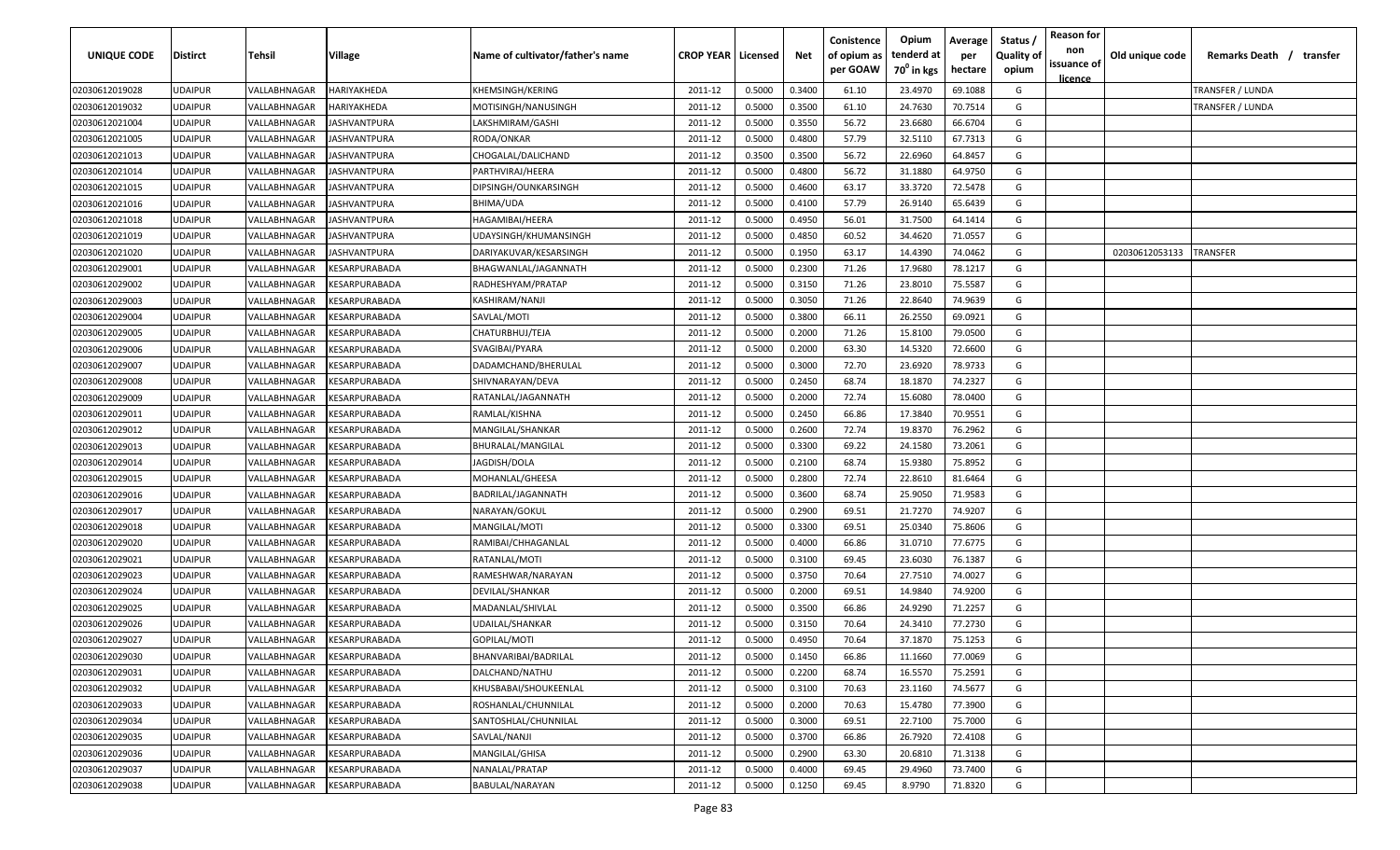| UNIQUE CODE | Distirct | Tehsil | Village | Name of cultivator/father's name | CROP YEAR | Licensed | Net | Conistence of opium as per GOAW | Opium tenderd at 70° in kgs | Average per hectare | Status / Quality of opium | Reason for non issuance of licence | Old unique code | Remarks Death / transfer |
|---|---|---|---|---|---|---|---|---|---|---|---|---|---|---|
| 02030612019028 | UDAIPUR | VALLABHNAGAR | HARIYAKHEDA | KHEMSINGH/KERING | 2011-12 | 0.5000 | 0.3400 | 61.10 | 23.4970 | 69.1088 | G | | | TRANSFER / LUNDA |
| 02030612019032 | UDAIPUR | VALLABHNAGAR | HARIYAKHEDA | MOTISINGH/NANUSINGH | 2011-12 | 0.5000 | 0.3500 | 61.10 | 24.7630 | 70.7514 | G | | | TRANSFER / LUNDA |
| 02030612021004 | UDAIPUR | VALLABHNAGAR | JASHVANTPURA | LAKSHMIRAM/GASHI | 2011-12 | 0.5000 | 0.3550 | 56.72 | 23.6680 | 66.6704 | G | | | |
| 02030612021005 | UDAIPUR | VALLABHNAGAR | JASHVANTPURA | RODA/ONKAR | 2011-12 | 0.5000 | 0.4800 | 57.79 | 32.5110 | 67.7313 | G | | | |
| 02030612021013 | UDAIPUR | VALLABHNAGAR | JASHVANTPURA | CHOGALAL/DALICHAND | 2011-12 | 0.3500 | 0.3500 | 56.72 | 22.6960 | 64.8457 | G | | | |
| 02030612021014 | UDAIPUR | VALLABHNAGAR | JASHVANTPURA | PARTHVIRAJ/HEERA | 2011-12 | 0.5000 | 0.4800 | 56.72 | 31.1880 | 64.9750 | G | | | |
| 02030612021015 | UDAIPUR | VALLABHNAGAR | JASHVANTPURA | DIPSINGH/OUNKARSINGH | 2011-12 | 0.5000 | 0.4600 | 63.17 | 33.3720 | 72.5478 | G | | | |
| 02030612021016 | UDAIPUR | VALLABHNAGAR | JASHVANTPURA | BHIMA/UDA | 2011-12 | 0.5000 | 0.4100 | 57.79 | 26.9140 | 65.6439 | G | | | |
| 02030612021018 | UDAIPUR | VALLABHNAGAR | JASHVANTPURA | HAGAMIBAI/HEERA | 2011-12 | 0.5000 | 0.4950 | 56.01 | 31.7500 | 64.1414 | G | | | |
| 02030612021019 | UDAIPUR | VALLABHNAGAR | JASHVANTPURA | UDAYSINGH/KHUMANSINGH | 2011-12 | 0.5000 | 0.4850 | 60.52 | 34.4620 | 71.0557 | G | | | |
| 02030612021020 | UDAIPUR | VALLABHNAGAR | JASHVANTPURA | DARIYAKUVAR/KESARSINGH | 2011-12 | 0.5000 | 0.1950 | 63.17 | 14.4390 | 74.0462 | G | | 02030612053133 | TRANSFER |
| 02030612029001 | UDAIPUR | VALLABHNAGAR | KESARPURABADA | BHAGWANLAL/JAGANNATH | 2011-12 | 0.5000 | 0.2300 | 71.26 | 17.9680 | 78.1217 | G | | | |
| 02030612029002 | UDAIPUR | VALLABHNAGAR | KESARPURABADA | RADHESHYAM/PRATAP | 2011-12 | 0.5000 | 0.3150 | 71.26 | 23.8010 | 75.5587 | G | | | |
| 02030612029003 | UDAIPUR | VALLABHNAGAR | KESARPURABADA | KASHIRAM/NANJI | 2011-12 | 0.5000 | 0.3050 | 71.26 | 22.8640 | 74.9639 | G | | | |
| 02030612029004 | UDAIPUR | VALLABHNAGAR | KESARPURABADA | SAVLAL/MOTI | 2011-12 | 0.5000 | 0.3800 | 66.11 | 26.2550 | 69.0921 | G | | | |
| 02030612029005 | UDAIPUR | VALLABHNAGAR | KESARPURABADA | CHATURBHUJ/TEJA | 2011-12 | 0.5000 | 0.2000 | 71.26 | 15.8100 | 79.0500 | G | | | |
| 02030612029006 | UDAIPUR | VALLABHNAGAR | KESARPURABADA | SVAGIBAI/PYARA | 2011-12 | 0.5000 | 0.2000 | 63.30 | 14.5320 | 72.6600 | G | | | |
| 02030612029007 | UDAIPUR | VALLABHNAGAR | KESARPURABADA | DADAMCHAND/BHERULAL | 2011-12 | 0.5000 | 0.3000 | 72.70 | 23.6920 | 78.9733 | G | | | |
| 02030612029008 | UDAIPUR | VALLABHNAGAR | KESARPURABADA | SHIVNARAYAN/DEVA | 2011-12 | 0.5000 | 0.2450 | 68.74 | 18.1870 | 74.2327 | G | | | |
| 02030612029009 | UDAIPUR | VALLABHNAGAR | KESARPURABADA | RATANLAL/JAGANNATH | 2011-12 | 0.5000 | 0.2000 | 72.74 | 15.6080 | 78.0400 | G | | | |
| 02030612029011 | UDAIPUR | VALLABHNAGAR | KESARPURABADA | RAMLAL/KISHNA | 2011-12 | 0.5000 | 0.2450 | 66.86 | 17.3840 | 70.9551 | G | | | |
| 02030612029012 | UDAIPUR | VALLABHNAGAR | KESARPURABADA | MANGILAL/SHANKAR | 2011-12 | 0.5000 | 0.2600 | 72.74 | 19.8370 | 76.2962 | G | | | |
| 02030612029013 | UDAIPUR | VALLABHNAGAR | KESARPURABADA | BHURALAL/MANGILAL | 2011-12 | 0.5000 | 0.3300 | 69.22 | 24.1580 | 73.2061 | G | | | |
| 02030612029014 | UDAIPUR | VALLABHNAGAR | KESARPURABADA | JAGDISH/DOLA | 2011-12 | 0.5000 | 0.2100 | 68.74 | 15.9380 | 75.8952 | G | | | |
| 02030612029015 | UDAIPUR | VALLABHNAGAR | KESARPURABADA | MOHANLAL/GHEESA | 2011-12 | 0.5000 | 0.2800 | 72.74 | 22.8610 | 81.6464 | G | | | |
| 02030612029016 | UDAIPUR | VALLABHNAGAR | KESARPURABADA | BADRILAL/JAGANNATH | 2011-12 | 0.5000 | 0.3600 | 68.74 | 25.9050 | 71.9583 | G | | | |
| 02030612029017 | UDAIPUR | VALLABHNAGAR | KESARPURABADA | NARAYAN/GOKUL | 2011-12 | 0.5000 | 0.2900 | 69.51 | 21.7270 | 74.9207 | G | | | |
| 02030612029018 | UDAIPUR | VALLABHNAGAR | KESARPURABADA | MANGILAL/MOTI | 2011-12 | 0.5000 | 0.3300 | 69.51 | 25.0340 | 75.8606 | G | | | |
| 02030612029020 | UDAIPUR | VALLABHNAGAR | KESARPURABADA | RAMIBAI/CHHAGANLAL | 2011-12 | 0.5000 | 0.4000 | 66.86 | 31.0710 | 77.6775 | G | | | |
| 02030612029021 | UDAIPUR | VALLABHNAGAR | KESARPURABADA | RATANLAL/MOTI | 2011-12 | 0.5000 | 0.3100 | 69.45 | 23.6030 | 76.1387 | G | | | |
| 02030612029023 | UDAIPUR | VALLABHNAGAR | KESARPURABADA | RAMESHWAR/NARAYAN | 2011-12 | 0.5000 | 0.3750 | 70.64 | 27.7510 | 74.0027 | G | | | |
| 02030612029024 | UDAIPUR | VALLABHNAGAR | KESARPURABADA | DEVILAL/SHANKAR | 2011-12 | 0.5000 | 0.2000 | 69.51 | 14.9840 | 74.9200 | G | | | |
| 02030612029025 | UDAIPUR | VALLABHNAGAR | KESARPURABADA | MADANLAL/SHIVLAL | 2011-12 | 0.5000 | 0.3500 | 66.86 | 24.9290 | 71.2257 | G | | | |
| 02030612029026 | UDAIPUR | VALLABHNAGAR | KESARPURABADA | UDAILAL/SHANKAR | 2011-12 | 0.5000 | 0.3150 | 70.64 | 24.3410 | 77.2730 | G | | | |
| 02030612029027 | UDAIPUR | VALLABHNAGAR | KESARPURABADA | GOPILAL/MOTI | 2011-12 | 0.5000 | 0.4950 | 70.64 | 37.1870 | 75.1253 | G | | | |
| 02030612029030 | UDAIPUR | VALLABHNAGAR | KESARPURABADA | BHANVARIBAI/BADRILAL | 2011-12 | 0.5000 | 0.1450 | 66.86 | 11.1660 | 77.0069 | G | | | |
| 02030612029031 | UDAIPUR | VALLABHNAGAR | KESARPURABADA | DALCHAND/NATHU | 2011-12 | 0.5000 | 0.2200 | 68.74 | 16.5570 | 75.2591 | G | | | |
| 02030612029032 | UDAIPUR | VALLABHNAGAR | KESARPURABADA | KHUSBABAI/SHOUKEENLAL | 2011-12 | 0.5000 | 0.3100 | 70.63 | 23.1160 | 74.5677 | G | | | |
| 02030612029033 | UDAIPUR | VALLABHNAGAR | KESARPURABADA | ROSHANLAL/CHUNNILAL | 2011-12 | 0.5000 | 0.2000 | 70.63 | 15.4780 | 77.3900 | G | | | |
| 02030612029034 | UDAIPUR | VALLABHNAGAR | KESARPURABADA | SANTOSHLAL/CHUNNILAL | 2011-12 | 0.5000 | 0.3000 | 69.51 | 22.7100 | 75.7000 | G | | | |
| 02030612029035 | UDAIPUR | VALLABHNAGAR | KESARPURABADA | SAVLAL/NANJI | 2011-12 | 0.5000 | 0.3700 | 66.86 | 26.7920 | 72.4108 | G | | | |
| 02030612029036 | UDAIPUR | VALLABHNAGAR | KESARPURABADA | MANGILAL/GHISA | 2011-12 | 0.5000 | 0.2900 | 63.30 | 20.6810 | 71.3138 | G | | | |
| 02030612029037 | UDAIPUR | VALLABHNAGAR | KESARPURABADA | NANALAL/PRATAP | 2011-12 | 0.5000 | 0.4000 | 69.45 | 29.4960 | 73.7400 | G | | | |
| 02030612029038 | UDAIPUR | VALLABHNAGAR | KESARPURABADA | BABULAL/NARAYAN | 2011-12 | 0.5000 | 0.1250 | 69.45 | 8.9790 | 71.8320 | G | | | |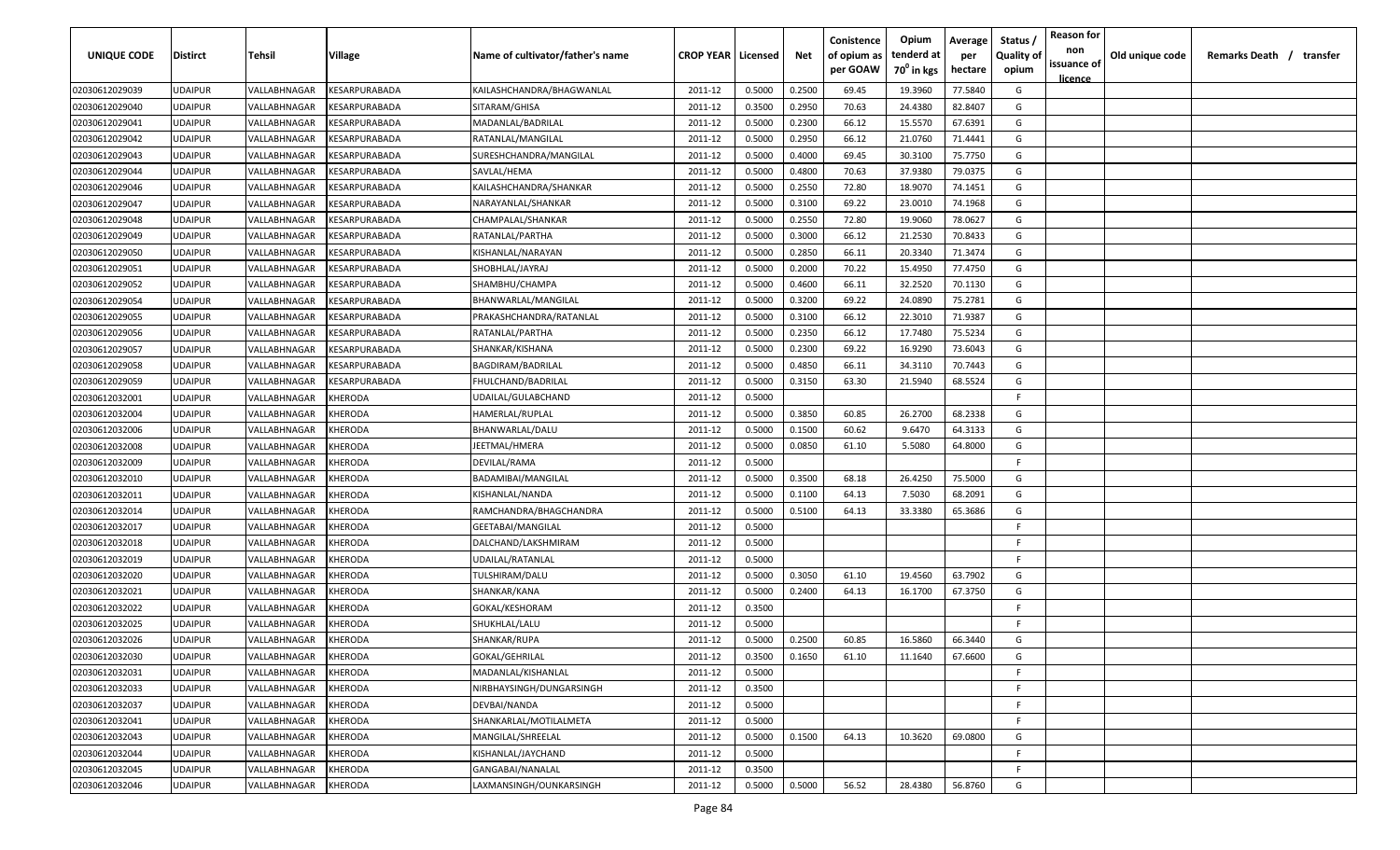| UNIQUE CODE | Distirct | Tehsil | Village | Name of cultivator/father's name | CROP YEAR | Licensed | Net | Conistence of opium as per GOAW | Opium tenderd at 70⁰ in kgs | Average per hectare | Status / Quality of opium | Reason for non issuance of licence | Old unique code | Remarks Death / transfer |
|---|---|---|---|---|---|---|---|---|---|---|---|---|---|---|
| 02030612029039 | UDAIPUR | VALLABHNAGAR | KESARPURABADA | KAILASHCHANDRA/BHAGWANLAL | 2011-12 | 0.5000 | 0.2500 | 69.45 | 19.3960 | 77.5840 | G | | | |
| 02030612029040 | UDAIPUR | VALLABHNAGAR | KESARPURABADA | SITARAM/GHISA | 2011-12 | 0.3500 | 0.2950 | 70.63 | 24.4380 | 82.8407 | G | | | |
| 02030612029041 | UDAIPUR | VALLABHNAGAR | KESARPURABADA | MADANLAL/BADRILAL | 2011-12 | 0.5000 | 0.2300 | 66.12 | 15.5570 | 67.6391 | G | | | |
| 02030612029042 | UDAIPUR | VALLABHNAGAR | KESARPURABADA | RATANLAL/MANGILAL | 2011-12 | 0.5000 | 0.2950 | 66.12 | 21.0760 | 71.4441 | G | | | |
| 02030612029043 | UDAIPUR | VALLABHNAGAR | KESARPURABADA | SURESHCHANDRA/MANGILAL | 2011-12 | 0.5000 | 0.4000 | 69.45 | 30.3100 | 75.7750 | G | | | |
| 02030612029044 | UDAIPUR | VALLABHNAGAR | KESARPURABADA | SAVLAL/HEMA | 2011-12 | 0.5000 | 0.4800 | 70.63 | 37.9380 | 79.0375 | G | | | |
| 02030612029046 | UDAIPUR | VALLABHNAGAR | KESARPURABADA | KAILASHCHANDRA/SHANKAR | 2011-12 | 0.5000 | 0.2550 | 72.80 | 18.9070 | 74.1451 | G | | | |
| 02030612029047 | UDAIPUR | VALLABHNAGAR | KESARPURABADA | NARAYANLAL/SHANKAR | 2011-12 | 0.5000 | 0.3100 | 69.22 | 23.0010 | 74.1968 | G | | | |
| 02030612029048 | UDAIPUR | VALLABHNAGAR | KESARPURABADA | CHAMPALAL/SHANKAR | 2011-12 | 0.5000 | 0.2550 | 72.80 | 19.9060 | 78.0627 | G | | | |
| 02030612029049 | UDAIPUR | VALLABHNAGAR | KESARPURABADA | RATANLAL/PARTHA | 2011-12 | 0.5000 | 0.3000 | 66.12 | 21.2530 | 70.8433 | G | | | |
| 02030612029050 | UDAIPUR | VALLABHNAGAR | KESARPURABADA | KISHANLAL/NARAYAN | 2011-12 | 0.5000 | 0.2850 | 66.11 | 20.3340 | 71.3474 | G | | | |
| 02030612029051 | UDAIPUR | VALLABHNAGAR | KESARPURABADA | SHOBHLAL/JAYRAJ | 2011-12 | 0.5000 | 0.2000 | 70.22 | 15.4950 | 77.4750 | G | | | |
| 02030612029052 | UDAIPUR | VALLABHNAGAR | KESARPURABADA | SHAMBHU/CHAMPA | 2011-12 | 0.5000 | 0.4600 | 66.11 | 32.2520 | 70.1130 | G | | | |
| 02030612029054 | UDAIPUR | VALLABHNAGAR | KESARPURABADA | BHANWARLAL/MANGILAL | 2011-12 | 0.5000 | 0.3200 | 69.22 | 24.0890 | 75.2781 | G | | | |
| 02030612029055 | UDAIPUR | VALLABHNAGAR | KESARPURABADA | PRAKASHCHANDRA/RATANLAL | 2011-12 | 0.5000 | 0.3100 | 66.12 | 22.3010 | 71.9387 | G | | | |
| 02030612029056 | UDAIPUR | VALLABHNAGAR | KESARPURABADA | RATANLAL/PARTHA | 2011-12 | 0.5000 | 0.2350 | 66.12 | 17.7480 | 75.5234 | G | | | |
| 02030612029057 | UDAIPUR | VALLABHNAGAR | KESARPURABADA | SHANKAR/KISHANA | 2011-12 | 0.5000 | 0.2300 | 69.22 | 16.9290 | 73.6043 | G | | | |
| 02030612029058 | UDAIPUR | VALLABHNAGAR | KESARPURABADA | BAGDIRAM/BADRILAL | 2011-12 | 0.5000 | 0.4850 | 66.11 | 34.3110 | 70.7443 | G | | | |
| 02030612029059 | UDAIPUR | VALLABHNAGAR | KESARPURABADA | FHULCHAND/BADRILAL | 2011-12 | 0.5000 | 0.3150 | 63.30 | 21.5940 | 68.5524 | G | | | |
| 02030612032001 | UDAIPUR | VALLABHNAGAR | KHERODA | UDAILAL/GULABCHAND | 2011-12 | 0.5000 | | | | | F | | | |
| 02030612032004 | UDAIPUR | VALLABHNAGAR | KHERODA | HAMERLAL/RUPLAL | 2011-12 | 0.5000 | 0.3850 | 60.85 | 26.2700 | 68.2338 | G | | | |
| 02030612032006 | UDAIPUR | VALLABHNAGAR | KHERODA | BHANWARLAL/DALU | 2011-12 | 0.5000 | 0.1500 | 60.62 | 9.6470 | 64.3133 | G | | | |
| 02030612032008 | UDAIPUR | VALLABHNAGAR | KHERODA | JEETMAL/HMERA | 2011-12 | 0.5000 | 0.0850 | 61.10 | 5.5080 | 64.8000 | G | | | |
| 02030612032009 | UDAIPUR | VALLABHNAGAR | KHERODA | DEVILAL/RAMA | 2011-12 | 0.5000 | | | | | F | | | |
| 02030612032010 | UDAIPUR | VALLABHNAGAR | KHERODA | BADAMIBAI/MANGILAL | 2011-12 | 0.5000 | 0.3500 | 68.18 | 26.4250 | 75.5000 | G | | | |
| 02030612032011 | UDAIPUR | VALLABHNAGAR | KHERODA | KISHANLAL/NANDA | 2011-12 | 0.5000 | 0.1100 | 64.13 | 7.5030 | 68.2091 | G | | | |
| 02030612032014 | UDAIPUR | VALLABHNAGAR | KHERODA | RAMCHANDRA/BHAGCHANDRA | 2011-12 | 0.5000 | 0.5100 | 64.13 | 33.3380 | 65.3686 | G | | | |
| 02030612032017 | UDAIPUR | VALLABHNAGAR | KHERODA | GEETABAI/MANGILAL | 2011-12 | 0.5000 | | | | | F | | | |
| 02030612032018 | UDAIPUR | VALLABHNAGAR | KHERODA | DALCHAND/LAKSHMIRAM | 2011-12 | 0.5000 | | | | | F | | | |
| 02030612032019 | UDAIPUR | VALLABHNAGAR | KHERODA | UDAILAL/RATANLAL | 2011-12 | 0.5000 | | | | | F | | | |
| 02030612032020 | UDAIPUR | VALLABHNAGAR | KHERODA | TULSHIRAM/DALU | 2011-12 | 0.5000 | 0.3050 | 61.10 | 19.4560 | 63.7902 | G | | | |
| 02030612032021 | UDAIPUR | VALLABHNAGAR | KHERODA | SHANKAR/KANA | 2011-12 | 0.5000 | 0.2400 | 64.13 | 16.1700 | 67.3750 | G | | | |
| 02030612032022 | UDAIPUR | VALLABHNAGAR | KHERODA | GOKAL/KESHORAM | 2011-12 | 0.3500 | | | | | F | | | |
| 02030612032025 | UDAIPUR | VALLABHNAGAR | KHERODA | SHUKHLAL/LALU | 2011-12 | 0.5000 | | | | | F | | | |
| 02030612032026 | UDAIPUR | VALLABHNAGAR | KHERODA | SHANKAR/RUPA | 2011-12 | 0.5000 | 0.2500 | 60.85 | 16.5860 | 66.3440 | G | | | |
| 02030612032030 | UDAIPUR | VALLABHNAGAR | KHERODA | GOKAL/GEHRILAL | 2011-12 | 0.3500 | 0.1650 | 61.10 | 11.1640 | 67.6600 | G | | | |
| 02030612032031 | UDAIPUR | VALLABHNAGAR | KHERODA | MADANLAL/KISHANLAL | 2011-12 | 0.5000 | | | | | F | | | |
| 02030612032033 | UDAIPUR | VALLABHNAGAR | KHERODA | NIRBHAYSINGH/DUNGARSINGH | 2011-12 | 0.3500 | | | | | F | | | |
| 02030612032037 | UDAIPUR | VALLABHNAGAR | KHERODA | DEVBAI/NANDA | 2011-12 | 0.5000 | | | | | F | | | |
| 02030612032041 | UDAIPUR | VALLABHNAGAR | KHERODA | SHANKARLAL/MOTILALMETA | 2011-12 | 0.5000 | | | | | F | | | |
| 02030612032043 | UDAIPUR | VALLABHNAGAR | KHERODA | MANGILAL/SHREELAL | 2011-12 | 0.5000 | 0.1500 | 64.13 | 10.3620 | 69.0800 | G | | | |
| 02030612032044 | UDAIPUR | VALLABHNAGAR | KHERODA | KISHANLAL/JAYCHAND | 2011-12 | 0.5000 | | | | | F | | | |
| 02030612032045 | UDAIPUR | VALLABHNAGAR | KHERODA | GANGABAI/NANALAL | 2011-12 | 0.3500 | | | | | F | | | |
| 02030612032046 | UDAIPUR | VALLABHNAGAR | KHERODA | LAXMANSINGH/OUNKARSINGH | 2011-12 | 0.5000 | 0.5000 | 56.52 | 28.4380 | 56.8760 | G | | | |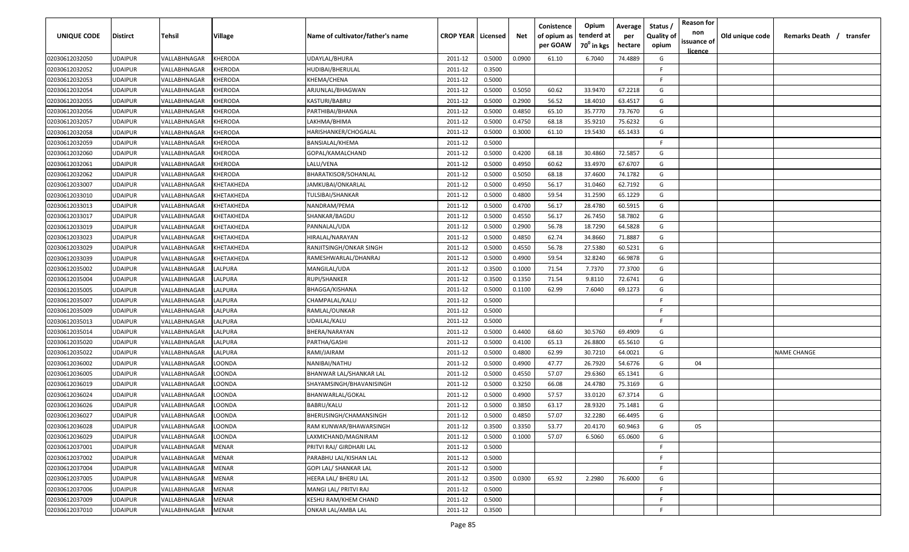| UNIQUE CODE | Distirct | Tehsil | Village | Name of cultivator/father's name | CROP YEAR | Licensed | Net | Conistence of opium as per GOAW | Opium tenderd at 70° in kgs | Average per hectare | Status / Quality of opium | Reason for non issuance of licence | Old unique code | Remarks Death / transfer |
|---|---|---|---|---|---|---|---|---|---|---|---|---|---|---|
| 02030612032050 | UDAIPUR | VALLABHNAGAR | KHERODA | UDAYLAL/BHURA | 2011-12 | 0.5000 | 0.0900 | 61.10 | 6.7040 | 74.4889 | G | | | |
| 02030612032052 | UDAIPUR | VALLABHNAGAR | KHERODA | HUDIBAI/BHERULAL | 2011-12 | 0.3500 | | | | | F | | | |
| 02030612032053 | UDAIPUR | VALLABHNAGAR | KHERODA | KHEMA/CHENA | 2011-12 | 0.5000 | | | | | F | | | |
| 02030612032054 | UDAIPUR | VALLABHNAGAR | KHERODA | ARJUNLAL/BHAGWAN | 2011-12 | 0.5000 | 0.5050 | 60.62 | 33.9470 | 67.2218 | G | | | |
| 02030612032055 | UDAIPUR | VALLABHNAGAR | KHERODA | KASTURI/BABRU | 2011-12 | 0.5000 | 0.2900 | 56.52 | 18.4010 | 63.4517 | G | | | |
| 02030612032056 | UDAIPUR | VALLABHNAGAR | KHERODA | PARTHIBAI/BHANA | 2011-12 | 0.5000 | 0.4850 | 65.10 | 35.7770 | 73.7670 | G | | | |
| 02030612032057 | UDAIPUR | VALLABHNAGAR | KHERODA | LAKHMA/BHIMA | 2011-12 | 0.5000 | 0.4750 | 68.18 | 35.9210 | 75.6232 | G | | | |
| 02030612032058 | UDAIPUR | VALLABHNAGAR | KHERODA | HARISHANKER/CHOGALAL | 2011-12 | 0.5000 | 0.3000 | 61.10 | 19.5430 | 65.1433 | G | | | |
| 02030612032059 | UDAIPUR | VALLABHNAGAR | KHERODA | BANSIALAL/KHEMA | 2011-12 | 0.5000 | | | | | F | | | |
| 02030612032060 | UDAIPUR | VALLABHNAGAR | KHERODA | GOPAL/KAMALCHAND | 2011-12 | 0.5000 | 0.4200 | 68.18 | 30.4860 | 72.5857 | G | | | |
| 02030612032061 | UDAIPUR | VALLABHNAGAR | KHERODA | LALU/VENA | 2011-12 | 0.5000 | 0.4950 | 60.62 | 33.4970 | 67.6707 | G | | | |
| 02030612032062 | UDAIPUR | VALLABHNAGAR | KHERODA | BHARATKISOR/SOHANLAL | 2011-12 | 0.5000 | 0.5050 | 68.18 | 37.4600 | 74.1782 | G | | | |
| 02030612033007 | UDAIPUR | VALLABHNAGAR | KHETAKHEDA | JAMKUBAI/ONKARLAL | 2011-12 | 0.5000 | 0.4950 | 56.17 | 31.0460 | 62.7192 | G | | | |
| 02030612033010 | UDAIPUR | VALLABHNAGAR | KHETAKHEDA | TULSIBAI/SHANKAR | 2011-12 | 0.5000 | 0.4800 | 59.54 | 31.2590 | 65.1229 | G | | | |
| 02030612033013 | UDAIPUR | VALLABHNAGAR | KHETAKHEDA | NANDRAM/PEMA | 2011-12 | 0.5000 | 0.4700 | 56.17 | 28.4780 | 60.5915 | G | | | |
| 02030612033017 | UDAIPUR | VALLABHNAGAR | KHETAKHEDA | SHANKAR/BAGDU | 2011-12 | 0.5000 | 0.4550 | 56.17 | 26.7450 | 58.7802 | G | | | |
| 02030612033019 | UDAIPUR | VALLABHNAGAR | KHETAKHEDA | PANNALAL/UDA | 2011-12 | 0.5000 | 0.2900 | 56.78 | 18.7290 | 64.5828 | G | | | |
| 02030612033023 | UDAIPUR | VALLABHNAGAR | KHETAKHEDA | HIRALAL/NARAYAN | 2011-12 | 0.5000 | 0.4850 | 62.74 | 34.8660 | 71.8887 | G | | | |
| 02030612033029 | UDAIPUR | VALLABHNAGAR | KHETAKHEDA | RANJITSINGH/ONKAR SINGH | 2011-12 | 0.5000 | 0.4550 | 56.78 | 27.5380 | 60.5231 | G | | | |
| 02030612033039 | UDAIPUR | VALLABHNAGAR | KHETAKHEDA | RAMESHWARLAL/DHANRAJ | 2011-12 | 0.5000 | 0.4900 | 59.54 | 32.8240 | 66.9878 | G | | | |
| 02030612035002 | UDAIPUR | VALLABHNAGAR | LALPURA | MANGILAL/UDA | 2011-12 | 0.3500 | 0.1000 | 71.54 | 7.7370 | 77.3700 | G | | | |
| 02030612035004 | UDAIPUR | VALLABHNAGAR | LALPURA | RUPI/SHANKER | 2011-12 | 0.3500 | 0.1350 | 71.54 | 9.8110 | 72.6741 | G | | | |
| 02030612035005 | UDAIPUR | VALLABHNAGAR | LALPURA | BHAGGA/KISHANA | 2011-12 | 0.5000 | 0.1100 | 62.99 | 7.6040 | 69.1273 | G | | | |
| 02030612035007 | UDAIPUR | VALLABHNAGAR | LALPURA | CHAMPALAL/KALU | 2011-12 | 0.5000 | | | | | F | | | |
| 02030612035009 | UDAIPUR | VALLABHNAGAR | LALPURA | RAMLAL/OUNKAR | 2011-12 | 0.5000 | | | | | F | | | |
| 02030612035013 | UDAIPUR | VALLABHNAGAR | LALPURA | UDAILAL/KALU | 2011-12 | 0.5000 | | | | | F | | | |
| 02030612035014 | UDAIPUR | VALLABHNAGAR | LALPURA | BHERA/NARAYAN | 2011-12 | 0.5000 | 0.4400 | 68.60 | 30.5760 | 69.4909 | G | | | |
| 02030612035020 | UDAIPUR | VALLABHNAGAR | LALPURA | PARTHA/GASHI | 2011-12 | 0.5000 | 0.4100 | 65.13 | 26.8800 | 65.5610 | G | | | |
| 02030612035022 | UDAIPUR | VALLABHNAGAR | LALPURA | RAMI/JAIRAM | 2011-12 | 0.5000 | 0.4800 | 62.99 | 30.7210 | 64.0021 | G | | | NAME CHANGE |
| 02030612036002 | UDAIPUR | VALLABHNAGAR | LOONDA | NANIBAI/NATHU | 2011-12 | 0.5000 | 0.4900 | 47.77 | 26.7920 | 54.6776 | G | 04 | | |
| 02030612036005 | UDAIPUR | VALLABHNAGAR | LOONDA | BHANWAR LAL/SHANKAR LAL | 2011-12 | 0.5000 | 0.4550 | 57.07 | 29.6360 | 65.1341 | G | | | |
| 02030612036019 | UDAIPUR | VALLABHNAGAR | LOONDA | SHAYAMSINGH/BHAVANISINGH | 2011-12 | 0.5000 | 0.3250 | 66.08 | 24.4780 | 75.3169 | G | | | |
| 02030612036024 | UDAIPUR | VALLABHNAGAR | LOONDA | BHANWARLAL/GOKAL | 2011-12 | 0.5000 | 0.4900 | 57.57 | 33.0120 | 67.3714 | G | | | |
| 02030612036026 | UDAIPUR | VALLABHNAGAR | LOONDA | BABRU/KALU | 2011-12 | 0.5000 | 0.3850 | 63.17 | 28.9320 | 75.1481 | G | | | |
| 02030612036027 | UDAIPUR | VALLABHNAGAR | LOONDA | BHERUSINGH/CHAMANSINGH | 2011-12 | 0.5000 | 0.4850 | 57.07 | 32.2280 | 66.4495 | G | | | |
| 02030612036028 | UDAIPUR | VALLABHNAGAR | LOONDA | RAM KUNWAR/BHAWARSINGH | 2011-12 | 0.3500 | 0.3350 | 53.77 | 20.4170 | 60.9463 | G | 05 | | |
| 02030612036029 | UDAIPUR | VALLABHNAGAR | LOONDA | LAXMICHAND/MAGNIRAM | 2011-12 | 0.5000 | 0.1000 | 57.07 | 6.5060 | 65.0600 | G | | | |
| 02030612037001 | UDAIPUR | VALLABHNAGAR | MENAR | PRITVI RAJ/ GIRDHARI LAL | 2011-12 | 0.5000 | | | | | F | | | |
| 02030612037002 | UDAIPUR | VALLABHNAGAR | MENAR | PARABHU LAL/KISHAN LAL | 2011-12 | 0.5000 | | | | | F | | | |
| 02030612037004 | UDAIPUR | VALLABHNAGAR | MENAR | GOPI LAL/ SHANKAR LAL | 2011-12 | 0.5000 | | | | | F | | | |
| 02030612037005 | UDAIPUR | VALLABHNAGAR | MENAR | HEERA LAL/ BHERU LAL | 2011-12 | 0.3500 | 0.0300 | 65.92 | 2.2980 | 76.6000 | G | | | |
| 02030612037006 | UDAIPUR | VALLABHNAGAR | MENAR | MANGI LAL/ PRITVI RAJ | 2011-12 | 0.5000 | | | | | F | | | |
| 02030612037009 | UDAIPUR | VALLABHNAGAR | MENAR | KESHU RAM/KHEM CHAND | 2011-12 | 0.5000 | | | | | F | | | |
| 02030612037010 | UDAIPUR | VALLABHNAGAR | MENAR | ONKAR LAL/AMBA LAL | 2011-12 | 0.3500 | | | | | F | | | |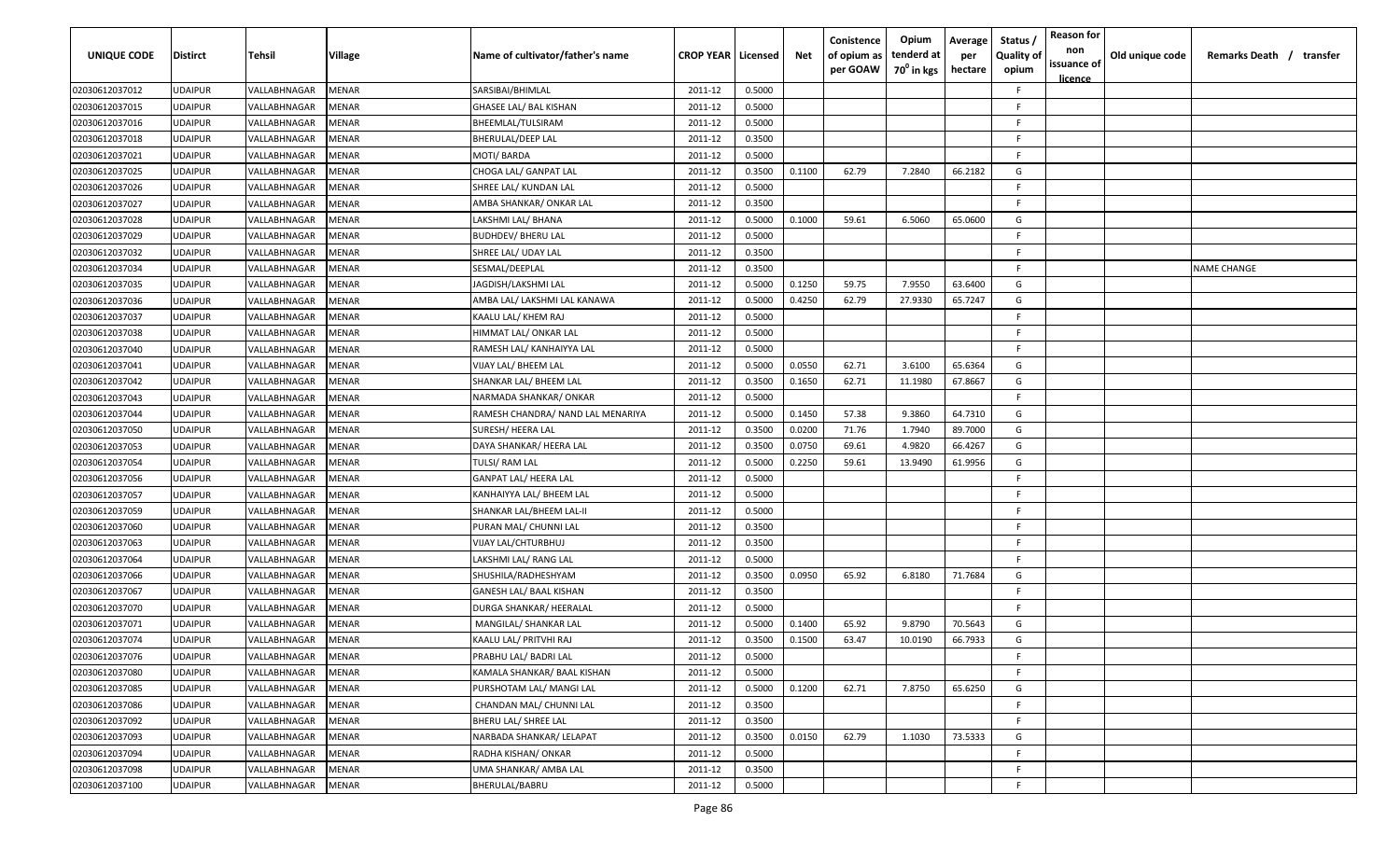| UNIQUE CODE | Distirct | Tehsil | Village | Name of cultivator/father's name | CROP YEAR | Licensed | Net | Consistence of opium as per GOAW | Opium tenderd at 70⁰ in kgs | Average per hectare | Status / Quality of opium | Reason for non issuance of licence | Old unique code | Remarks Death / transfer |
|---|---|---|---|---|---|---|---|---|---|---|---|---|---|---|
| 02030612037012 | UDAIPUR | VALLABHNAGAR | MENAR | SARSIBAI/BHIMLAL | 2011-12 | 0.5000 | | | | | F | | | |
| 02030612037015 | UDAIPUR | VALLABHNAGAR | MENAR | GHASEE LAL/ BAL KISHAN | 2011-12 | 0.5000 | | | | | F | | | |
| 02030612037016 | UDAIPUR | VALLABHNAGAR | MENAR | BHEEMLAL/TULSIRAM | 2011-12 | 0.5000 | | | | | F | | | |
| 02030612037018 | UDAIPUR | VALLABHNAGAR | MENAR | BHERULAL/DEEP LAL | 2011-12 | 0.3500 | | | | | F | | | |
| 02030612037021 | UDAIPUR | VALLABHNAGAR | MENAR | MOTI/ BARDA | 2011-12 | 0.5000 | | | | | F | | | |
| 02030612037025 | UDAIPUR | VALLABHNAGAR | MENAR | CHOGA LAL/ GANPAT LAL | 2011-12 | 0.3500 | 0.1100 | 62.79 | 7.2840 | 66.2182 | G | | | |
| 02030612037026 | UDAIPUR | VALLABHNAGAR | MENAR | SHREE LAL/ KUNDAN LAL | 2011-12 | 0.5000 | | | | | F | | | |
| 02030612037027 | UDAIPUR | VALLABHNAGAR | MENAR | AMBA SHANKAR/ ONKAR LAL | 2011-12 | 0.3500 | | | | | F | | | |
| 02030612037028 | UDAIPUR | VALLABHNAGAR | MENAR | LAKSHMI LAL/ BHANA | 2011-12 | 0.5000 | 0.1000 | 59.61 | 6.5060 | 65.0600 | G | | | |
| 02030612037029 | UDAIPUR | VALLABHNAGAR | MENAR | BUDHDEV/ BHERU LAL | 2011-12 | 0.5000 | | | | | F | | | |
| 02030612037032 | UDAIPUR | VALLABHNAGAR | MENAR | SHREE LAL/ UDAY LAL | 2011-12 | 0.3500 | | | | | F | | | |
| 02030612037034 | UDAIPUR | VALLABHNAGAR | MENAR | SESMAL/DEEPLAL | 2011-12 | 0.3500 | | | | | F | | | NAME CHANGE |
| 02030612037035 | UDAIPUR | VALLABHNAGAR | MENAR | JAGDISH/LAKSHMI LAL | 2011-12 | 0.5000 | 0.1250 | 59.75 | 7.9550 | 63.6400 | G | | | |
| 02030612037036 | UDAIPUR | VALLABHNAGAR | MENAR | AMBA LAL/ LAKSHMI LAL KANAWA | 2011-12 | 0.5000 | 0.4250 | 62.79 | 27.9330 | 65.7247 | G | | | |
| 02030612037037 | UDAIPUR | VALLABHNAGAR | MENAR | KAALU LAL/ KHEM RAJ | 2011-12 | 0.5000 | | | | | F | | | |
| 02030612037038 | UDAIPUR | VALLABHNAGAR | MENAR | HIMMAT LAL/ ONKAR LAL | 2011-12 | 0.5000 | | | | | F | | | |
| 02030612037040 | UDAIPUR | VALLABHNAGAR | MENAR | RAMESH LAL/ KANHAIYYA LAL | 2011-12 | 0.5000 | | | | | F | | | |
| 02030612037041 | UDAIPUR | VALLABHNAGAR | MENAR | VIJAY LAL/ BHEEM LAL | 2011-12 | 0.5000 | 0.0550 | 62.71 | 3.6100 | 65.6364 | G | | | |
| 02030612037042 | UDAIPUR | VALLABHNAGAR | MENAR | SHANKAR LAL/ BHEEM LAL | 2011-12 | 0.3500 | 0.1650 | 62.71 | 11.1980 | 67.8667 | G | | | |
| 02030612037043 | UDAIPUR | VALLABHNAGAR | MENAR | NARMADA SHANKAR/ ONKAR | 2011-12 | 0.5000 | | | | | F | | | |
| 02030612037044 | UDAIPUR | VALLABHNAGAR | MENAR | RAMESH CHANDRA/ NAND LAL MENARIYA | 2011-12 | 0.5000 | 0.1450 | 57.38 | 9.3860 | 64.7310 | G | | | |
| 02030612037050 | UDAIPUR | VALLABHNAGAR | MENAR | SURESH/ HEERA LAL | 2011-12 | 0.3500 | 0.0200 | 71.76 | 1.7940 | 89.7000 | G | | | |
| 02030612037053 | UDAIPUR | VALLABHNAGAR | MENAR | DAYA SHANKAR/ HEERA LAL | 2011-12 | 0.3500 | 0.0750 | 69.61 | 4.9820 | 66.4267 | G | | | |
| 02030612037054 | UDAIPUR | VALLABHNAGAR | MENAR | TULSI/ RAM LAL | 2011-12 | 0.5000 | 0.2250 | 59.61 | 13.9490 | 61.9956 | G | | | |
| 02030612037056 | UDAIPUR | VALLABHNAGAR | MENAR | GANPAT LAL/ HEERA LAL | 2011-12 | 0.5000 | | | | | F | | | |
| 02030612037057 | UDAIPUR | VALLABHNAGAR | MENAR | KANHAIYYA LAL/ BHEEM LAL | 2011-12 | 0.5000 | | | | | F | | | |
| 02030612037059 | UDAIPUR | VALLABHNAGAR | MENAR | SHANKAR LAL/BHEEM LAL-II | 2011-12 | 0.5000 | | | | | F | | | |
| 02030612037060 | UDAIPUR | VALLABHNAGAR | MENAR | PURAN MAL/ CHUNNI LAL | 2011-12 | 0.3500 | | | | | F | | | |
| 02030612037063 | UDAIPUR | VALLABHNAGAR | MENAR | VIJAY LAL/CHTURBHUJ | 2011-12 | 0.3500 | | | | | F | | | |
| 02030612037064 | UDAIPUR | VALLABHNAGAR | MENAR | LAKSHMI LAL/ RANG LAL | 2011-12 | 0.5000 | | | | | F | | | |
| 02030612037066 | UDAIPUR | VALLABHNAGAR | MENAR | SHUSHILA/RADHESHYAM | 2011-12 | 0.3500 | 0.0950 | 65.92 | 6.8180 | 71.7684 | G | | | |
| 02030612037067 | UDAIPUR | VALLABHNAGAR | MENAR | GANESH LAL/ BAAL KISHAN | 2011-12 | 0.3500 | | | | | F | | | |
| 02030612037070 | UDAIPUR | VALLABHNAGAR | MENAR | DURGA SHANKAR/ HEERALAL | 2011-12 | 0.5000 | | | | | F | | | |
| 02030612037071 | UDAIPUR | VALLABHNAGAR | MENAR | MANGILAL/ SHANKAR LAL | 2011-12 | 0.5000 | 0.1400 | 65.92 | 9.8790 | 70.5643 | G | | | |
| 02030612037074 | UDAIPUR | VALLABHNAGAR | MENAR | KAALU LAL/ PRITVHI RAJ | 2011-12 | 0.3500 | 0.1500 | 63.47 | 10.0190 | 66.7933 | G | | | |
| 02030612037076 | UDAIPUR | VALLABHNAGAR | MENAR | PRABHU LAL/ BADRI LAL | 2011-12 | 0.5000 | | | | | F | | | |
| 02030612037080 | UDAIPUR | VALLABHNAGAR | MENAR | KAMALA SHANKAR/ BAAL KISHAN | 2011-12 | 0.5000 | | | | | F | | | |
| 02030612037085 | UDAIPUR | VALLABHNAGAR | MENAR | PURSHOTAM LAL/ MANGI LAL | 2011-12 | 0.5000 | 0.1200 | 62.71 | 7.8750 | 65.6250 | G | | | |
| 02030612037086 | UDAIPUR | VALLABHNAGAR | MENAR | CHANDAN MAL/ CHUNNI LAL | 2011-12 | 0.3500 | | | | | F | | | |
| 02030612037092 | UDAIPUR | VALLABHNAGAR | MENAR | BHERU LAL/ SHREE LAL | 2011-12 | 0.3500 | | | | | F | | | |
| 02030612037093 | UDAIPUR | VALLABHNAGAR | MENAR | NARBADA SHANKAR/ LELAPAT | 2011-12 | 0.3500 | 0.0150 | 62.79 | 1.1030 | 73.5333 | G | | | |
| 02030612037094 | UDAIPUR | VALLABHNAGAR | MENAR | RADHA KISHAN/ ONKAR | 2011-12 | 0.5000 | | | | | F | | | |
| 02030612037098 | UDAIPUR | VALLABHNAGAR | MENAR | UMA SHANKAR/ AMBA LAL | 2011-12 | 0.3500 | | | | | F | | | |
| 02030612037100 | UDAIPUR | VALLABHNAGAR | MENAR | BHERULAL/BABRU | 2011-12 | 0.5000 | | | | | F | | | |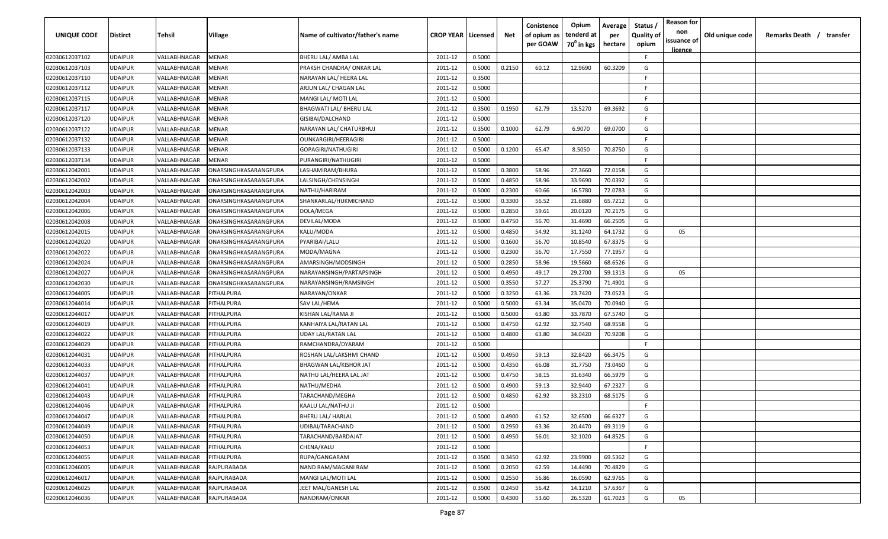| UNIQUE CODE | Distirct | Tehsil | Village | Name of cultivator/father's name | CROP YEAR | Licensed | Net | Conistence of opium as per GOAW | Opium tenderd at 70° in kgs | Average per hectare | Status / Quality of opium | Reason for non issuance of licence | Old unique code | Remarks Death / transfer |
|---|---|---|---|---|---|---|---|---|---|---|---|---|---|---|
| 02030612037102 | UDAIPUR | VALLABHNAGAR | MENAR | BHERU LAL/ AMBA LAL | 2011-12 | 0.5000 | | | | | F | | | |
| 02030612037103 | UDAIPUR | VALLABHNAGAR | MENAR | PRAKSH CHANDRA/ ONKAR LAL | 2011-12 | 0.5000 | 0.2150 | 60.12 | 12.9690 | 60.3209 | G | | | |
| 02030612037110 | UDAIPUR | VALLABHNAGAR | MENAR | NARAYAN LAL/ HEERA LAL | 2011-12 | 0.3500 | | | | | F | | | |
| 02030612037112 | UDAIPUR | VALLABHNAGAR | MENAR | ARJUN LAL/ CHAGAN LAL | 2011-12 | 0.5000 | | | | | F | | | |
| 02030612037115 | UDAIPUR | VALLABHNAGAR | MENAR | MANGI LAL/ MOTI LAL | 2011-12 | 0.5000 | | | | | F | | | |
| 02030612037117 | UDAIPUR | VALLABHNAGAR | MENAR | BHAGWATI LAL/ BHERU LAL | 2011-12 | 0.3500 | 0.1950 | 62.79 | 13.5270 | 69.3692 | G | | | |
| 02030612037120 | UDAIPUR | VALLABHNAGAR | MENAR | GISIBAI/DALCHAND | 2011-12 | 0.5000 | | | | | F | | | |
| 02030612037122 | UDAIPUR | VALLABHNAGAR | MENAR | NARAYAN LAL/ CHATURBHUJ | 2011-12 | 0.3500 | 0.1000 | 62.79 | 6.9070 | 69.0700 | G | | | |
| 02030612037132 | UDAIPUR | VALLABHNAGAR | MENAR | OUNKARGIRI/HEERAGIRI | 2011-12 | 0.5000 | | | | | F | | | |
| 02030612037133 | UDAIPUR | VALLABHNAGAR | MENAR | GOPAGIRI/NATHUGIRI | 2011-12 | 0.5000 | 0.1200 | 65.47 | 8.5050 | 70.8750 | G | | | |
| 02030612037134 | UDAIPUR | VALLABHNAGAR | MENAR | PURANGIRI/NATHUGIRI | 2011-12 | 0.5000 | | | | | F | | | |
| 02030612042001 | UDAIPUR | VALLABHNAGAR | ONARSINGHKASARANGPURA | LASHAMIRAM/BHURA | 2011-12 | 0.5000 | 0.3800 | 58.96 | 27.3660 | 72.0158 | G | | | |
| 02030612042002 | UDAIPUR | VALLABHNAGAR | ONARSINGHKASARANGPURA | LALSINGH/CHENSINGH | 2011-12 | 0.5000 | 0.4850 | 58.96 | 33.9690 | 70.0392 | G | | | |
| 02030612042003 | UDAIPUR | VALLABHNAGAR | ONARSINGHKASARANGPURA | NATHU/HARIRAM | 2011-12 | 0.5000 | 0.2300 | 60.66 | 16.5780 | 72.0783 | G | | | |
| 02030612042004 | UDAIPUR | VALLABHNAGAR | ONARSINGHKASARANGPURA | SHANKARLAL/HUKMICHAND | 2011-12 | 0.5000 | 0.3300 | 56.52 | 21.6880 | 65.7212 | G | | | |
| 02030612042006 | UDAIPUR | VALLABHNAGAR | ONARSINGHKASARANGPURA | DOLA/MEGA | 2011-12 | 0.5000 | 0.2850 | 59.61 | 20.0120 | 70.2175 | G | | | |
| 02030612042008 | UDAIPUR | VALLABHNAGAR | ONARSINGHKASARANGPURA | DEVILAL/MODA | 2011-12 | 0.5000 | 0.4750 | 56.70 | 31.4690 | 66.2505 | G | | | |
| 02030612042015 | UDAIPUR | VALLABHNAGAR | ONARSINGHKASARANGPURA | KALU/MODA | 2011-12 | 0.5000 | 0.4850 | 54.92 | 31.1240 | 64.1732 | G | 05 | | |
| 02030612042020 | UDAIPUR | VALLABHNAGAR | ONARSINGHKASARANGPURA | PYARIBAI/LALU | 2011-12 | 0.5000 | 0.1600 | 56.70 | 10.8540 | 67.8375 | G | | | |
| 02030612042022 | UDAIPUR | VALLABHNAGAR | ONARSINGHKASARANGPURA | MODA/MAGNA | 2011-12 | 0.5000 | 0.2300 | 56.70 | 17.7550 | 77.1957 | G | | | |
| 02030612042024 | UDAIPUR | VALLABHNAGAR | ONARSINGHKASARANGPURA | AMARSINGH/MODSINGH | 2011-12 | 0.5000 | 0.2850 | 58.96 | 19.5660 | 68.6526 | G | | | |
| 02030612042027 | UDAIPUR | VALLABHNAGAR | ONARSINGHKASARANGPURA | NARAYANSINGH/PARTAPSINGH | 2011-12 | 0.5000 | 0.4950 | 49.17 | 29.2700 | 59.1313 | G | 05 | | |
| 02030612042030 | UDAIPUR | VALLABHNAGAR | ONARSINGHKASARANGPURA | NARAYANSINGH/RAMSINGH | 2011-12 | 0.5000 | 0.3550 | 57.27 | 25.3790 | 71.4901 | G | | | |
| 02030612044005 | UDAIPUR | VALLABHNAGAR | PITHALPURA | NARAYAN/ONKAR | 2011-12 | 0.5000 | 0.3250 | 63.36 | 23.7420 | 73.0523 | G | | | |
| 02030612044014 | UDAIPUR | VALLABHNAGAR | PITHALPURA | SAV LAL/HEMA | 2011-12 | 0.5000 | 0.5000 | 63.34 | 35.0470 | 70.0940 | G | | | |
| 02030612044017 | UDAIPUR | VALLABHNAGAR | PITHALPURA | KISHAN LAL/RAMA JI | 2011-12 | 0.5000 | 0.5000 | 63.80 | 33.7870 | 67.5740 | G | | | |
| 02030612044019 | UDAIPUR | VALLABHNAGAR | PITHALPURA | KANHAIYA LAL/RATAN LAL | 2011-12 | 0.5000 | 0.4750 | 62.92 | 32.7540 | 68.9558 | G | | | |
| 02030612044022 | UDAIPUR | VALLABHNAGAR | PITHALPURA | UDAY LAL/RATAN LAL | 2011-12 | 0.5000 | 0.4800 | 63.80 | 34.0420 | 70.9208 | G | | | |
| 02030612044029 | UDAIPUR | VALLABHNAGAR | PITHALPURA | RAMCHANDRA/DYARAM | 2011-12 | 0.5000 | | | | | F | | | |
| 02030612044031 | UDAIPUR | VALLABHNAGAR | PITHALPURA | ROSHAN LAL/LAKSHMI CHAND | 2011-12 | 0.5000 | 0.4950 | 59.13 | 32.8420 | 66.3475 | G | | | |
| 02030612044033 | UDAIPUR | VALLABHNAGAR | PITHALPURA | BHAGWAN LAL/KISHOR JAT | 2011-12 | 0.5000 | 0.4350 | 66.08 | 31.7750 | 73.0460 | G | | | |
| 02030612044037 | UDAIPUR | VALLABHNAGAR | PITHALPURA | NATHU LAL/HEERA LAL JAT | 2011-12 | 0.5000 | 0.4750 | 58.15 | 31.6340 | 66.5979 | G | | | |
| 02030612044041 | UDAIPUR | VALLABHNAGAR | PITHALPURA | NATHU/MEDHA | 2011-12 | 0.5000 | 0.4900 | 59.13 | 32.9440 | 67.2327 | G | | | |
| 02030612044043 | UDAIPUR | VALLABHNAGAR | PITHALPURA | TARACHAND/MEGHA | 2011-12 | 0.5000 | 0.4850 | 62.92 | 33.2310 | 68.5175 | G | | | |
| 02030612044046 | UDAIPUR | VALLABHNAGAR | PITHALPURA | KAALU LAL/NATHU JI | 2011-12 | 0.5000 | | | | | F | | | |
| 02030612044047 | UDAIPUR | VALLABHNAGAR | PITHALPURA | BHERU LAL/ HARLAL | 2011-12 | 0.5000 | 0.4900 | 61.52 | 32.6500 | 66.6327 | G | | | |
| 02030612044049 | UDAIPUR | VALLABHNAGAR | PITHALPURA | UDIBAI/TARACHAND | 2011-12 | 0.5000 | 0.2950 | 63.36 | 20.4470 | 69.3119 | G | | | |
| 02030612044050 | UDAIPUR | VALLABHNAGAR | PITHALPURA | TARACHAND/BARDAJAT | 2011-12 | 0.5000 | 0.4950 | 56.01 | 32.1020 | 64.8525 | G | | | |
| 02030612044053 | UDAIPUR | VALLABHNAGAR | PITHALPURA | CHENA/KALU | 2011-12 | 0.5000 | | | | | F | | | |
| 02030612044055 | UDAIPUR | VALLABHNAGAR | PITHALPURA | RUPA/GANGARAM | 2011-12 | 0.3500 | 0.3450 | 62.92 | 23.9900 | 69.5362 | G | | | |
| 02030612046005 | UDAIPUR | VALLABHNAGAR | RAJPURABADA | NAND RAM/MAGANI RAM | 2011-12 | 0.5000 | 0.2050 | 62.59 | 14.4490 | 70.4829 | G | | | |
| 02030612046017 | UDAIPUR | VALLABHNAGAR | RAJPURABADA | MANGI LAL/MOTI LAL | 2011-12 | 0.5000 | 0.2550 | 56.86 | 16.0590 | 62.9765 | G | | | |
| 02030612046025 | UDAIPUR | VALLABHNAGAR | RAJPURABADA | JEET MAL/GANESH LAL | 2011-12 | 0.3500 | 0.2450 | 56.42 | 14.1210 | 57.6367 | G | | | |
| 02030612046036 | UDAIPUR | VALLABHNAGAR | RAJPURABADA | NANDRAM/ONKAR | 2011-12 | 0.5000 | 0.4300 | 53.60 | 26.5320 | 61.7023 | G | 05 | | |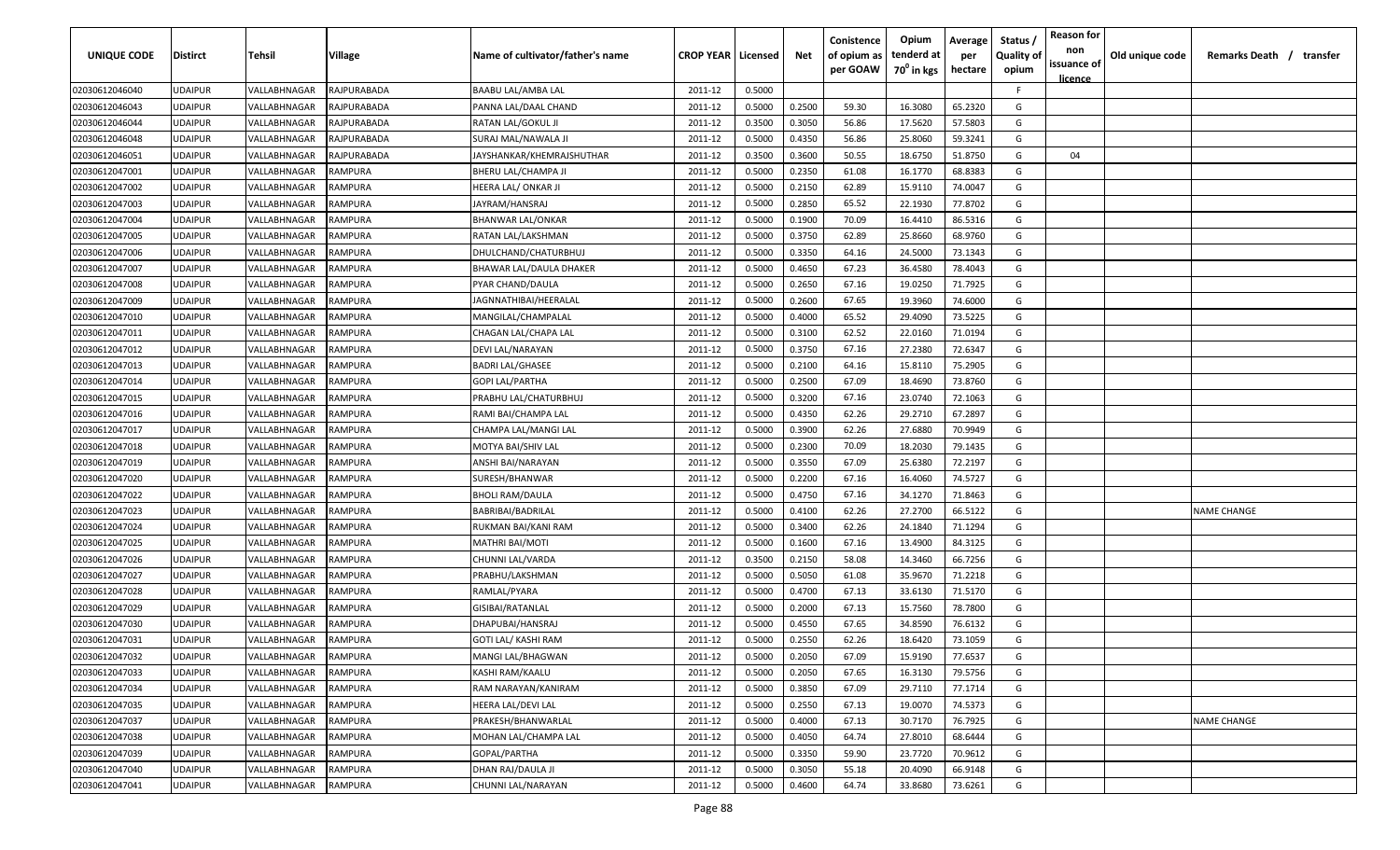| UNIQUE CODE | Distirct | Tehsil | Village | Name of cultivator/father's name | CROP YEAR | Licensed | Net | Conistence of opium as per GOAW | Opium tenderd at 70° in kgs | Average per hectare | Status / Quality of opium | Reason for non issuance of licence | Old unique code | Remarks Death / transfer |
|---|---|---|---|---|---|---|---|---|---|---|---|---|---|---|
| 02030612046040 | UDAIPUR | VALLABHNAGAR | RAJPURABADA | BAABU LAL/AMBA LAL | 2011-12 | 0.5000 | | | | | F | | | |
| 02030612046043 | UDAIPUR | VALLABHNAGAR | RAJPURABADA | PANNA LAL/DAAL CHAND | 2011-12 | 0.5000 | 0.2500 | 59.30 | 16.3080 | 65.2320 | G | | | |
| 02030612046044 | UDAIPUR | VALLABHNAGAR | RAJPURABADA | RATAN LAL/GOKUL JI | 2011-12 | 0.3500 | 0.3050 | 56.86 | 17.5620 | 57.5803 | G | | | |
| 02030612046048 | UDAIPUR | VALLABHNAGAR | RAJPURABADA | SURAJ MAL/NAWALA JI | 2011-12 | 0.5000 | 0.4350 | 56.86 | 25.8060 | 59.3241 | G | | | |
| 02030612046051 | UDAIPUR | VALLABHNAGAR | RAJPURABADA | JAYSHANKAR/KHEMRAJSHUTHAR | 2011-12 | 0.3500 | 0.3600 | 50.55 | 18.6750 | 51.8750 | G | 04 | | |
| 02030612047001 | UDAIPUR | VALLABHNAGAR | RAMPURA | BHERU LAL/CHAMPA JI | 2011-12 | 0.5000 | 0.2350 | 61.08 | 16.1770 | 68.8383 | G | | | |
| 02030612047002 | UDAIPUR | VALLABHNAGAR | RAMPURA | HEERA LAL/ ONKAR JI | 2011-12 | 0.5000 | 0.2150 | 62.89 | 15.9110 | 74.0047 | G | | | |
| 02030612047003 | UDAIPUR | VALLABHNAGAR | RAMPURA | JAYRAM/HANSRAJ | 2011-12 | 0.5000 | 0.2850 | 65.52 | 22.1930 | 77.8702 | G | | | |
| 02030612047004 | UDAIPUR | VALLABHNAGAR | RAMPURA | BHANWAR LAL/ONKAR | 2011-12 | 0.5000 | 0.1900 | 70.09 | 16.4410 | 86.5316 | G | | | |
| 02030612047005 | UDAIPUR | VALLABHNAGAR | RAMPURA | RATAN LAL/LAKSHMAN | 2011-12 | 0.5000 | 0.3750 | 62.89 | 25.8660 | 68.9760 | G | | | |
| 02030612047006 | UDAIPUR | VALLABHNAGAR | RAMPURA | DHULCHAND/CHATURBHUJ | 2011-12 | 0.5000 | 0.3350 | 64.16 | 24.5000 | 73.1343 | G | | | |
| 02030612047007 | UDAIPUR | VALLABHNAGAR | RAMPURA | BHAWAR LAL/DAULA DHAKER | 2011-12 | 0.5000 | 0.4650 | 67.23 | 36.4580 | 78.4043 | G | | | |
| 02030612047008 | UDAIPUR | VALLABHNAGAR | RAMPURA | PYAR CHAND/DAULA | 2011-12 | 0.5000 | 0.2650 | 67.16 | 19.0250 | 71.7925 | G | | | |
| 02030612047009 | UDAIPUR | VALLABHNAGAR | RAMPURA | JAGNNATHIBAI/HEERALAL | 2011-12 | 0.5000 | 0.2600 | 67.65 | 19.3960 | 74.6000 | G | | | |
| 02030612047010 | UDAIPUR | VALLABHNAGAR | RAMPURA | MANGILAL/CHAMPALAL | 2011-12 | 0.5000 | 0.4000 | 65.52 | 29.4090 | 73.5225 | G | | | |
| 02030612047011 | UDAIPUR | VALLABHNAGAR | RAMPURA | CHAGAN LAL/CHAPA LAL | 2011-12 | 0.5000 | 0.3100 | 62.52 | 22.0160 | 71.0194 | G | | | |
| 02030612047012 | UDAIPUR | VALLABHNAGAR | RAMPURA | DEVI LAL/NARAYAN | 2011-12 | 0.5000 | 0.3750 | 67.16 | 27.2380 | 72.6347 | G | | | |
| 02030612047013 | UDAIPUR | VALLABHNAGAR | RAMPURA | BADRI LAL/GHASEE | 2011-12 | 0.5000 | 0.2100 | 64.16 | 15.8110 | 75.2905 | G | | | |
| 02030612047014 | UDAIPUR | VALLABHNAGAR | RAMPURA | GOPI LAL/PARTHA | 2011-12 | 0.5000 | 0.2500 | 67.09 | 18.4690 | 73.8760 | G | | | |
| 02030612047015 | UDAIPUR | VALLABHNAGAR | RAMPURA | PRABHU LAL/CHATURBHUJ | 2011-12 | 0.5000 | 0.3200 | 67.16 | 23.0740 | 72.1063 | G | | | |
| 02030612047016 | UDAIPUR | VALLABHNAGAR | RAMPURA | RAMI BAI/CHAMPA LAL | 2011-12 | 0.5000 | 0.4350 | 62.26 | 29.2710 | 67.2897 | G | | | |
| 02030612047017 | UDAIPUR | VALLABHNAGAR | RAMPURA | CHAMPA LAL/MANGI LAL | 2011-12 | 0.5000 | 0.3900 | 62.26 | 27.6880 | 70.9949 | G | | | |
| 02030612047018 | UDAIPUR | VALLABHNAGAR | RAMPURA | MOTYA BAI/SHIV LAL | 2011-12 | 0.5000 | 0.2300 | 70.09 | 18.2030 | 79.1435 | G | | | |
| 02030612047019 | UDAIPUR | VALLABHNAGAR | RAMPURA | ANSHI BAI/NARAYAN | 2011-12 | 0.5000 | 0.3550 | 67.09 | 25.6380 | 72.2197 | G | | | |
| 02030612047020 | UDAIPUR | VALLABHNAGAR | RAMPURA | SURESH/BHANWAR | 2011-12 | 0.5000 | 0.2200 | 67.16 | 16.4060 | 74.5727 | G | | | |
| 02030612047022 | UDAIPUR | VALLABHNAGAR | RAMPURA | BHOLI RAM/DAULA | 2011-12 | 0.5000 | 0.4750 | 67.16 | 34.1270 | 71.8463 | G | | | |
| 02030612047023 | UDAIPUR | VALLABHNAGAR | RAMPURA | BABRIBAI/BADRILAL | 2011-12 | 0.5000 | 0.4100 | 62.26 | 27.2700 | 66.5122 | G | | | NAME CHANGE |
| 02030612047024 | UDAIPUR | VALLABHNAGAR | RAMPURA | RUKMAN BAI/KANI RAM | 2011-12 | 0.5000 | 0.3400 | 62.26 | 24.1840 | 71.1294 | G | | | |
| 02030612047025 | UDAIPUR | VALLABHNAGAR | RAMPURA | MATHRI BAI/MOTI | 2011-12 | 0.5000 | 0.1600 | 67.16 | 13.4900 | 84.3125 | G | | | |
| 02030612047026 | UDAIPUR | VALLABHNAGAR | RAMPURA | CHUNNI LAL/VARDA | 2011-12 | 0.3500 | 0.2150 | 58.08 | 14.3460 | 66.7256 | G | | | |
| 02030612047027 | UDAIPUR | VALLABHNAGAR | RAMPURA | PRABHU/LAKSHMAN | 2011-12 | 0.5000 | 0.5050 | 61.08 | 35.9670 | 71.2218 | G | | | |
| 02030612047028 | UDAIPUR | VALLABHNAGAR | RAMPURA | RAMLAL/PYARA | 2011-12 | 0.5000 | 0.4700 | 67.13 | 33.6130 | 71.5170 | G | | | |
| 02030612047029 | UDAIPUR | VALLABHNAGAR | RAMPURA | GISIBAI/RATANLAL | 2011-12 | 0.5000 | 0.2000 | 67.13 | 15.7560 | 78.7800 | G | | | |
| 02030612047030 | UDAIPUR | VALLABHNAGAR | RAMPURA | DHAPUBAI/HANSRAJ | 2011-12 | 0.5000 | 0.4550 | 67.65 | 34.8590 | 76.6132 | G | | | |
| 02030612047031 | UDAIPUR | VALLABHNAGAR | RAMPURA | GOTI LAL/ KASHI RAM | 2011-12 | 0.5000 | 0.2550 | 62.26 | 18.6420 | 73.1059 | G | | | |
| 02030612047032 | UDAIPUR | VALLABHNAGAR | RAMPURA | MANGI LAL/BHAGWAN | 2011-12 | 0.5000 | 0.2050 | 67.09 | 15.9190 | 77.6537 | G | | | |
| 02030612047033 | UDAIPUR | VALLABHNAGAR | RAMPURA | KASHI RAM/KAALU | 2011-12 | 0.5000 | 0.2050 | 67.65 | 16.3130 | 79.5756 | G | | | |
| 02030612047034 | UDAIPUR | VALLABHNAGAR | RAMPURA | RAM NARAYAN/KANIRAM | 2011-12 | 0.5000 | 0.3850 | 67.09 | 29.7110 | 77.1714 | G | | | |
| 02030612047035 | UDAIPUR | VALLABHNAGAR | RAMPURA | HEERA LAL/DEVI LAL | 2011-12 | 0.5000 | 0.2550 | 67.13 | 19.0070 | 74.5373 | G | | | |
| 02030612047037 | UDAIPUR | VALLABHNAGAR | RAMPURA | PRAKESH/BHANWARLAL | 2011-12 | 0.5000 | 0.4000 | 67.13 | 30.7170 | 76.7925 | G | | | NAME CHANGE |
| 02030612047038 | UDAIPUR | VALLABHNAGAR | RAMPURA | MOHAN LAL/CHAMPA LAL | 2011-12 | 0.5000 | 0.4050 | 64.74 | 27.8010 | 68.6444 | G | | | |
| 02030612047039 | UDAIPUR | VALLABHNAGAR | RAMPURA | GOPAL/PARTHA | 2011-12 | 0.5000 | 0.3350 | 59.90 | 23.7720 | 70.9612 | G | | | |
| 02030612047040 | UDAIPUR | VALLABHNAGAR | RAMPURA | DHAN RAJ/DAULA JI | 2011-12 | 0.5000 | 0.3050 | 55.18 | 20.4090 | 66.9148 | G | | | |
| 02030612047041 | UDAIPUR | VALLABHNAGAR | RAMPURA | CHUNNI LAL/NARAYAN | 2011-12 | 0.5000 | 0.4600 | 64.74 | 33.8680 | 73.6261 | G | | | |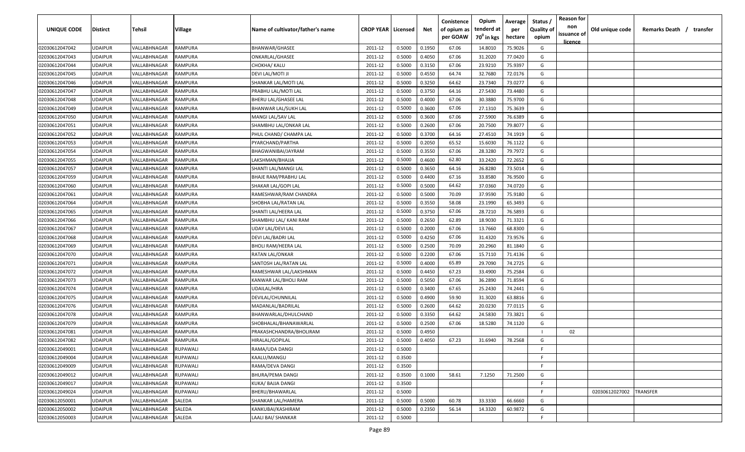| UNIQUE CODE | Distirct | Tehsil | Village | Name of cultivator/father's name | CROP YEAR | Licensed | Net | Conistence of opium as per GOAW | Opium tenderd at 70° in kgs | Average per hectare | Status / Quality of opium | Reason for non issuance of licence | Old unique code | Remarks Death / transfer |
|---|---|---|---|---|---|---|---|---|---|---|---|---|---|---|
| 02030612047042 | UDAIPUR | VALLABHNAGAR | RAMPURA | BHANWAR/GHASEE | 2011-12 | 0.5000 | 0.1950 | 67.06 | 14.8010 | 75.9026 | G | | | |
| 02030612047043 | UDAIPUR | VALLABHNAGAR | RAMPURA | ONKARLAL/GHASEE | 2011-12 | 0.5000 | 0.4050 | 67.06 | 31.2020 | 77.0420 | G | | | |
| 02030612047044 | UDAIPUR | VALLABHNAGAR | RAMPURA | CHOKHA/ KALU | 2011-12 | 0.5000 | 0.3150 | 67.06 | 23.9210 | 75.9397 | G | | | |
| 02030612047045 | UDAIPUR | VALLABHNAGAR | RAMPURA | DEVI LAL/MOTI JI | 2011-12 | 0.5000 | 0.4550 | 64.74 | 32.7680 | 72.0176 | G | | | |
| 02030612047046 | UDAIPUR | VALLABHNAGAR | RAMPURA | SHANKAR LAL/MOTI LAL | 2011-12 | 0.5000 | 0.3250 | 64.62 | 23.7340 | 73.0277 | G | | | |
| 02030612047047 | UDAIPUR | VALLABHNAGAR | RAMPURA | PRABHU LAL/MOTI LAL | 2011-12 | 0.5000 | 0.3750 | 64.16 | 27.5430 | 73.4480 | G | | | |
| 02030612047048 | UDAIPUR | VALLABHNAGAR | RAMPURA | BHERU LAL/GHASEE LAL | 2011-12 | 0.5000 | 0.4000 | 67.06 | 30.3880 | 75.9700 | G | | | |
| 02030612047049 | UDAIPUR | VALLABHNAGAR | RAMPURA | BHANWAR LAL/SUKH LAL | 2011-12 | 0.5000 | 0.3600 | 67.06 | 27.1310 | 75.3639 | G | | | |
| 02030612047050 | UDAIPUR | VALLABHNAGAR | RAMPURA | MANGI LAL/SAV LAL | 2011-12 | 0.5000 | 0.3600 | 67.06 | 27.5900 | 76.6389 | G | | | |
| 02030612047051 | UDAIPUR | VALLABHNAGAR | RAMPURA | SHAMBHU LAL/ONKAR LAL | 2011-12 | 0.5000 | 0.2600 | 67.06 | 20.7500 | 79.8077 | G | | | |
| 02030612047052 | UDAIPUR | VALLABHNAGAR | RAMPURA | PHUL CHAND/ CHAMPA LAL | 2011-12 | 0.5000 | 0.3700 | 64.16 | 27.4510 | 74.1919 | G | | | |
| 02030612047053 | UDAIPUR | VALLABHNAGAR | RAMPURA | PYARCHAND/PARTHA | 2011-12 | 0.5000 | 0.2050 | 65.52 | 15.6030 | 76.1122 | G | | | |
| 02030612047054 | UDAIPUR | VALLABHNAGAR | RAMPURA | BHAGWANIBAI/JAYRAM | 2011-12 | 0.5000 | 0.3550 | 67.06 | 28.3280 | 79.7972 | G | | | |
| 02030612047055 | UDAIPUR | VALLABHNAGAR | RAMPURA | LAKSHMAN/BHAJJA | 2011-12 | 0.5000 | 0.4600 | 62.80 | 33.2420 | 72.2652 | G | | | |
| 02030612047057 | UDAIPUR | VALLABHNAGAR | RAMPURA | SHANTI LAL/MANGI LAL | 2011-12 | 0.5000 | 0.3650 | 64.16 | 26.8280 | 73.5014 | G | | | |
| 02030612047059 | UDAIPUR | VALLABHNAGAR | RAMPURA | BHAJE RAM/PRABHU LAL | 2011-12 | 0.5000 | 0.4400 | 67.16 | 33.8580 | 76.9500 | G | | | |
| 02030612047060 | UDAIPUR | VALLABHNAGAR | RAMPURA | SHAKAR LAL/GOPI LAL | 2011-12 | 0.5000 | 0.5000 | 64.62 | 37.0360 | 74.0720 | G | | | |
| 02030612047061 | UDAIPUR | VALLABHNAGAR | RAMPURA | RAMESHWAR/RAM CHANDRA | 2011-12 | 0.5000 | 0.5000 | 70.09 | 37.9590 | 75.9180 | G | | | |
| 02030612047064 | UDAIPUR | VALLABHNAGAR | RAMPURA | SHOBHA LAL/RATAN LAL | 2011-12 | 0.5000 | 0.3550 | 58.08 | 23.1990 | 65.3493 | G | | | |
| 02030612047065 | UDAIPUR | VALLABHNAGAR | RAMPURA | SHANTI LAL/HEERA LAL | 2011-12 | 0.5000 | 0.3750 | 67.06 | 28.7210 | 76.5893 | G | | | |
| 02030612047066 | UDAIPUR | VALLABHNAGAR | RAMPURA | SHAMBHU LAL/ KANI RAM | 2011-12 | 0.5000 | 0.2650 | 62.89 | 18.9030 | 71.3321 | G | | | |
| 02030612047067 | UDAIPUR | VALLABHNAGAR | RAMPURA | UDAY LAL/DEVI LAL | 2011-12 | 0.5000 | 0.2000 | 67.06 | 13.7660 | 68.8300 | G | | | |
| 02030612047068 | UDAIPUR | VALLABHNAGAR | RAMPURA | DEVI LAL/BADRI LAL | 2011-12 | 0.5000 | 0.4250 | 67.06 | 31.4320 | 73.9576 | G | | | |
| 02030612047069 | UDAIPUR | VALLABHNAGAR | RAMPURA | BHOLI RAM/HEERA LAL | 2011-12 | 0.5000 | 0.2500 | 70.09 | 20.2960 | 81.1840 | G | | | |
| 02030612047070 | UDAIPUR | VALLABHNAGAR | RAMPURA | RATAN LAL/ONKAR | 2011-12 | 0.5000 | 0.2200 | 67.06 | 15.7110 | 71.4136 | G | | | |
| 02030612047071 | UDAIPUR | VALLABHNAGAR | RAMPURA | SANTOSH LAL/RATAN LAL | 2011-12 | 0.5000 | 0.4000 | 65.89 | 29.7090 | 74.2725 | G | | | |
| 02030612047072 | UDAIPUR | VALLABHNAGAR | RAMPURA | RAMESHWAR LAL/LAKSHMAN | 2011-12 | 0.5000 | 0.4450 | 67.23 | 33.4900 | 75.2584 | G | | | |
| 02030612047073 | UDAIPUR | VALLABHNAGAR | RAMPURA | KANWAR LAL/BHOLI RAM | 2011-12 | 0.5000 | 0.5050 | 67.06 | 36.2890 | 71.8594 | G | | | |
| 02030612047074 | UDAIPUR | VALLABHNAGAR | RAMPURA | UDAILAL/HIRA | 2011-12 | 0.5000 | 0.3400 | 67.65 | 25.2430 | 74.2441 | G | | | |
| 02030612047075 | UDAIPUR | VALLABHNAGAR | RAMPURA | DEVILAL/CHUNNILAL | 2011-12 | 0.5000 | 0.4900 | 59.90 | 31.3020 | 63.8816 | G | | | |
| 02030612047076 | UDAIPUR | VALLABHNAGAR | RAMPURA | MADANLAL/BADRILAL | 2011-12 | 0.5000 | 0.2600 | 64.62 | 20.0230 | 77.0115 | G | | | |
| 02030612047078 | UDAIPUR | VALLABHNAGAR | RAMPURA | BHANWARLAL/DHULCHAND | 2011-12 | 0.5000 | 0.3350 | 64.62 | 24.5830 | 73.3821 | G | | | |
| 02030612047079 | UDAIPUR | VALLABHNAGAR | RAMPURA | SHOBHALAL/BHANAWARLAL | 2011-12 | 0.5000 | 0.2500 | 67.06 | 18.5280 | 74.1120 | G | | | |
| 02030612047081 | UDAIPUR | VALLABHNAGAR | RAMPURA | PRAKASHCHANDRA/BHOLIRAM | 2011-12 | 0.5000 | 0.4950 | | | | I | 02 | | |
| 02030612047082 | UDAIPUR | VALLABHNAGAR | RAMPURA | HIRALAL/GOPILAL | 2011-12 | 0.5000 | 0.4050 | 67.23 | 31.6940 | 78.2568 | G | | | |
| 02030612049001 | UDAIPUR | VALLABHNAGAR | RUPAWALI | RAMA/UDA DANGI | 2011-12 | 0.5000 | | | | | F | | | |
| 02030612049004 | UDAIPUR | VALLABHNAGAR | RUPAWALI | KAALU/MANGU | 2011-12 | 0.3500 | | | | | F | | | |
| 02030612049009 | UDAIPUR | VALLABHNAGAR | RUPAWALI | RAMA/DEVA DANGI | 2011-12 | 0.3500 | | | | | F | | | |
| 02030612049012 | UDAIPUR | VALLABHNAGAR | RUPAWALI | BHURA/PEMA DANGI | 2011-12 | 0.3500 | 0.1000 | 58.61 | 7.1250 | 71.2500 | G | | | |
| 02030612049017 | UDAIPUR | VALLABHNAGAR | RUPAWALI | KUKA/ BAJJA DANGI | 2011-12 | 0.3500 | | | | | F | | | |
| 02030612049024 | UDAIPUR | VALLABHNAGAR | RUPAWALI | BHERU/BHAWARLAL | 2011-12 | 0.5000 | | | | | F | | 02030612027002 | TRANSFER |
| 02030612050001 | UDAIPUR | VALLABHNAGAR | SALEDA | SHANKAR LAL/HAMERA | 2011-12 | 0.5000 | 0.5000 | 60.78 | 33.3330 | 66.6660 | G | | | |
| 02030612050002 | UDAIPUR | VALLABHNAGAR | SALEDA | KANKUBAI/KASHIRAM | 2011-12 | 0.5000 | 0.2350 | 56.14 | 14.3320 | 60.9872 | G | | | |
| 02030612050003 | UDAIPUR | VALLABHNAGAR | SALEDA | LAALI BAI/ SHANKAR | 2011-12 | 0.5000 | | | | | F | | | |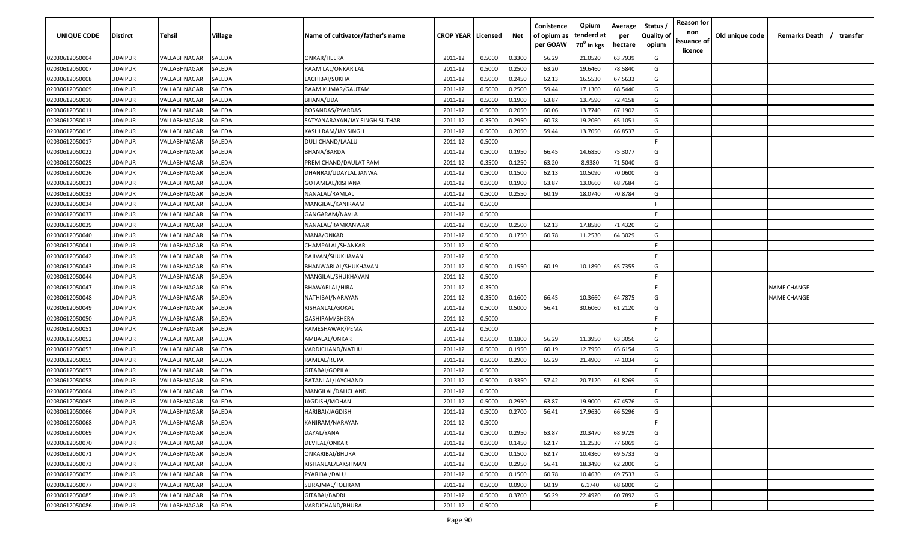| UNIQUE CODE | Distirct | Tehsil | Village | Name of cultivator/father's name | CROP YEAR | Licensed | Net | Conistence of opium as per GOAW | Opium tenderd at $70^0$ in kgs | Average per hectare | Status / Quality of opium | Reason for non issuance of licence | Old unique code | Remarks Death / transfer |
|---|---|---|---|---|---|---|---|---|---|---|---|---|---|---|
| 02030612050004 | UDAIPUR | VALLABHNAGAR | SALEDA | ONKAR/HEERA | 2011-12 | 0.5000 | 0.3300 | 56.29 | 21.0520 | 63.7939 | G | | | |
| 02030612050007 | UDAIPUR | VALLABHNAGAR | SALEDA | RAAM LAL/ONKAR LAL | 2011-12 | 0.5000 | 0.2500 | 63.20 | 19.6460 | 78.5840 | G | | | |
| 02030612050008 | UDAIPUR | VALLABHNAGAR | SALEDA | LACHIBAI/SUKHA | 2011-12 | 0.5000 | 0.2450 | 62.13 | 16.5530 | 67.5633 | G | | | |
| 02030612050009 | UDAIPUR | VALLABHNAGAR | SALEDA | RAAM KUMAR/GAUTAM | 2011-12 | 0.5000 | 0.2500 | 59.44 | 17.1360 | 68.5440 | G | | | |
| 02030612050010 | UDAIPUR | VALLABHNAGAR | SALEDA | BHANA/UDA | 2011-12 | 0.5000 | 0.1900 | 63.87 | 13.7590 | 72.4158 | G | | | |
| 02030612050011 | UDAIPUR | VALLABHNAGAR | SALEDA | ROSANDAS/PYARDAS | 2011-12 | 0.5000 | 0.2050 | 60.06 | 13.7740 | 67.1902 | G | | | |
| 02030612050013 | UDAIPUR | VALLABHNAGAR | SALEDA | SATYANARAYAN/JAY SINGH SUTHAR | 2011-12 | 0.3500 | 0.2950 | 60.78 | 19.2060 | 65.1051 | G | | | |
| 02030612050015 | UDAIPUR | VALLABHNAGAR | SALEDA | KASHI RAM/JAY SINGH | 2011-12 | 0.5000 | 0.2050 | 59.44 | 13.7050 | 66.8537 | G | | | |
| 02030612050017 | UDAIPUR | VALLABHNAGAR | SALEDA | DULI CHAND/LAALU | 2011-12 | 0.5000 | | | | | F | | | |
| 02030612050022 | UDAIPUR | VALLABHNAGAR | SALEDA | BHANA/BARDA | 2011-12 | 0.5000 | 0.1950 | 66.45 | 14.6850 | 75.3077 | G | | | |
| 02030612050025 | UDAIPUR | VALLABHNAGAR | SALEDA | PREM CHAND/DAULAT RAM | 2011-12 | 0.3500 | 0.1250 | 63.20 | 8.9380 | 71.5040 | G | | | |
| 02030612050026 | UDAIPUR | VALLABHNAGAR | SALEDA | DHANRAJ/UDAYLAL JANWA | 2011-12 | 0.5000 | 0.1500 | 62.13 | 10.5090 | 70.0600 | G | | | |
| 02030612050031 | UDAIPUR | VALLABHNAGAR | SALEDA | GOTAMLAL/KISHANA | 2011-12 | 0.5000 | 0.1900 | 63.87 | 13.0660 | 68.7684 | G | | | |
| 02030612050033 | UDAIPUR | VALLABHNAGAR | SALEDA | NANALAL/RAMLAL | 2011-12 | 0.5000 | 0.2550 | 60.19 | 18.0740 | 70.8784 | G | | | |
| 02030612050034 | UDAIPUR | VALLABHNAGAR | SALEDA | MANGILAL/KANIRAAM | 2011-12 | 0.5000 | | | | | F | | | |
| 02030612050037 | UDAIPUR | VALLABHNAGAR | SALEDA | GANGARAM/NAVLA | 2011-12 | 0.5000 | | | | | F | | | |
| 02030612050039 | UDAIPUR | VALLABHNAGAR | SALEDA | NANALAL/RAMKANWAR | 2011-12 | 0.5000 | 0.2500 | 62.13 | 17.8580 | 71.4320 | G | | | |
| 02030612050040 | UDAIPUR | VALLABHNAGAR | SALEDA | MANA/ONKAR | 2011-12 | 0.5000 | 0.1750 | 60.78 | 11.2530 | 64.3029 | G | | | |
| 02030612050041 | UDAIPUR | VALLABHNAGAR | SALEDA | CHAMPALAL/SHANKAR | 2011-12 | 0.5000 | | | | | F | | | |
| 02030612050042 | UDAIPUR | VALLABHNAGAR | SALEDA | RAJIVAN/SHUKHAVAN | 2011-12 | 0.5000 | | | | | F | | | |
| 02030612050043 | UDAIPUR | VALLABHNAGAR | SALEDA | BHANWARLAL/SHUKHAVAN | 2011-12 | 0.5000 | 0.1550 | 60.19 | 10.1890 | 65.7355 | G | | | |
| 02030612050044 | UDAIPUR | VALLABHNAGAR | SALEDA | MANGILAL/SHUKHAVAN | 2011-12 | 0.5000 | | | | | F | | | |
| 02030612050047 | UDAIPUR | VALLABHNAGAR | SALEDA | BHAWARLAL/HIRA | 2011-12 | 0.3500 | | | | | F | | | NAME CHANGE |
| 02030612050048 | UDAIPUR | VALLABHNAGAR | SALEDA | NATHIBAI/NARAYAN | 2011-12 | 0.3500 | 0.1600 | 66.45 | 10.3660 | 64.7875 | G | | | NAME CHANGE |
| 02030612050049 | UDAIPUR | VALLABHNAGAR | SALEDA | KISHANLAL/GOKAL | 2011-12 | 0.5000 | 0.5000 | 56.41 | 30.6060 | 61.2120 | G | | | |
| 02030612050050 | UDAIPUR | VALLABHNAGAR | SALEDA | GASHIRAM/BHERA | 2011-12 | 0.5000 | | | | | F | | | |
| 02030612050051 | UDAIPUR | VALLABHNAGAR | SALEDA | RAMESHAWAR/PEMA | 2011-12 | 0.5000 | | | | | F | | | |
| 02030612050052 | UDAIPUR | VALLABHNAGAR | SALEDA | AMBALAL/ONKAR | 2011-12 | 0.5000 | 0.1800 | 56.29 | 11.3950 | 63.3056 | G | | | |
| 02030612050053 | UDAIPUR | VALLABHNAGAR | SALEDA | VARDICHAND/NATHU | 2011-12 | 0.5000 | 0.1950 | 60.19 | 12.7950 | 65.6154 | G | | | |
| 02030612050055 | UDAIPUR | VALLABHNAGAR | SALEDA | RAMLAL/RUPA | 2011-12 | 0.5000 | 0.2900 | 65.29 | 21.4900 | 74.1034 | G | | | |
| 02030612050057 | UDAIPUR | VALLABHNAGAR | SALEDA | GITABAI/GOPILAL | 2011-12 | 0.5000 | | | | | F | | | |
| 02030612050058 | UDAIPUR | VALLABHNAGAR | SALEDA | RATANLAL/JAYCHAND | 2011-12 | 0.5000 | 0.3350 | 57.42 | 20.7120 | 61.8269 | G | | | |
| 02030612050064 | UDAIPUR | VALLABHNAGAR | SALEDA | MANGILAL/DALICHAND | 2011-12 | 0.5000 | | | | | F | | | |
| 02030612050065 | UDAIPUR | VALLABHNAGAR | SALEDA | JAGDISH/MOHAN | 2011-12 | 0.5000 | 0.2950 | 63.87 | 19.9000 | 67.4576 | G | | | |
| 02030612050066 | UDAIPUR | VALLABHNAGAR | SALEDA | HARIBAI/JAGDISH | 2011-12 | 0.5000 | 0.2700 | 56.41 | 17.9630 | 66.5296 | G | | | |
| 02030612050068 | UDAIPUR | VALLABHNAGAR | SALEDA | KANIRAM/NARAYAN | 2011-12 | 0.5000 | | | | | F | | | |
| 02030612050069 | UDAIPUR | VALLABHNAGAR | SALEDA | DAYAL/YANA | 2011-12 | 0.5000 | 0.2950 | 63.87 | 20.3470 | 68.9729 | G | | | |
| 02030612050070 | UDAIPUR | VALLABHNAGAR | SALEDA | DEVILAL/ONKAR | 2011-12 | 0.5000 | 0.1450 | 62.17 | 11.2530 | 77.6069 | G | | | |
| 02030612050071 | UDAIPUR | VALLABHNAGAR | SALEDA | ONKARIBAI/BHURA | 2011-12 | 0.5000 | 0.1500 | 62.17 | 10.4360 | 69.5733 | G | | | |
| 02030612050073 | UDAIPUR | VALLABHNAGAR | SALEDA | KISHANLAL/LAKSHMAN | 2011-12 | 0.5000 | 0.2950 | 56.41 | 18.3490 | 62.2000 | G | | | |
| 02030612050075 | UDAIPUR | VALLABHNAGAR | SALEDA | PYARIBAI/DALU | 2011-12 | 0.5000 | 0.1500 | 60.78 | 10.4630 | 69.7533 | G | | | |
| 02030612050077 | UDAIPUR | VALLABHNAGAR | SALEDA | SURAJMAL/TOLIRAM | 2011-12 | 0.5000 | 0.0900 | 60.19 | 6.1740 | 68.6000 | G | | | |
| 02030612050085 | UDAIPUR | VALLABHNAGAR | SALEDA | GITABAI/BADRI | 2011-12 | 0.5000 | 0.3700 | 56.29 | 22.4920 | 60.7892 | G | | | |
| 02030612050086 | UDAIPUR | VALLABHNAGAR | SALEDA | VARDICHAND/BHURA | 2011-12 | 0.5000 | | | | | F | | | |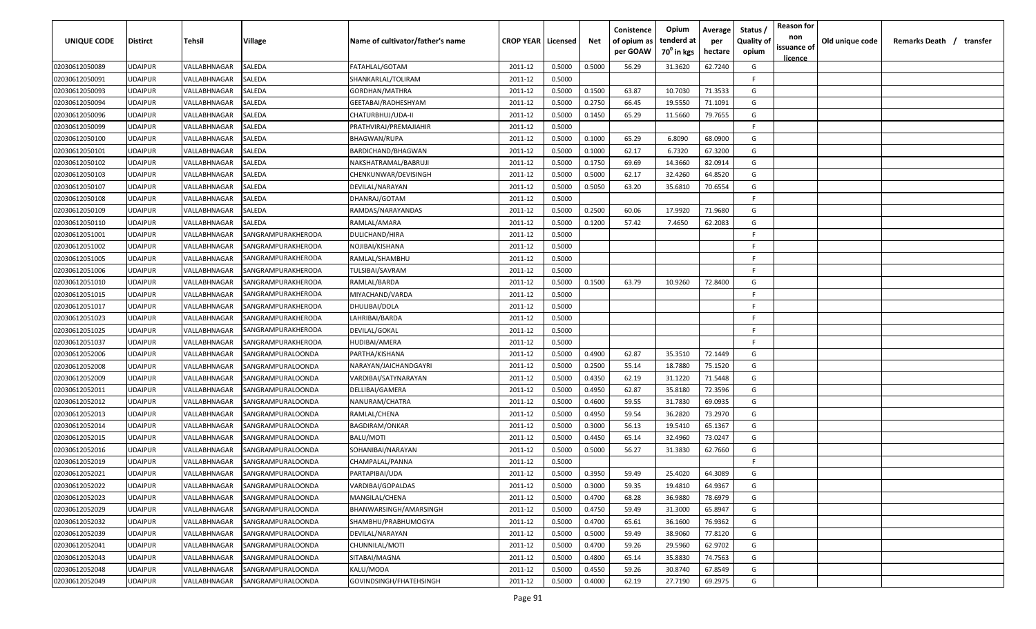| UNIQUE CODE | Distirct | Tehsil | Village | Name of cultivator/father's name | CROP YEAR | Licensed | Net | Conistence of opium as per GOAW | Opium tenderd at 70° in kgs | Average per hectare | Status / Quality of opium | Reason for non issuance of licence | Old unique code | Remarks Death / transfer |
|---|---|---|---|---|---|---|---|---|---|---|---|---|---|---|
| 02030612050089 | UDAIPUR | VALLABHNAGAR | SALEDA | FATAHLAL/GOTAM | 2011-12 | 0.5000 | 0.5000 | 56.29 | 31.3620 | 62.7240 | G | | | |
| 02030612050091 | UDAIPUR | VALLABHNAGAR | SALEDA | SHANKARLAL/TOLIRAM | 2011-12 | 0.5000 | | | | | F | | | |
| 02030612050093 | UDAIPUR | VALLABHNAGAR | SALEDA | GORDHAN/MATHRA | 2011-12 | 0.5000 | 0.1500 | 63.87 | 10.7030 | 71.3533 | G | | | |
| 02030612050094 | UDAIPUR | VALLABHNAGAR | SALEDA | GEETABAI/RADHESHYAM | 2011-12 | 0.5000 | 0.2750 | 66.45 | 19.5550 | 71.1091 | G | | | |
| 02030612050096 | UDAIPUR | VALLABHNAGAR | SALEDA | CHATURBHUJ/UDA-II | 2011-12 | 0.5000 | 0.1450 | 65.29 | 11.5660 | 79.7655 | G | | | |
| 02030612050099 | UDAIPUR | VALLABHNAGAR | SALEDA | PRATHVIRAJ/PREMAJIAHIR | 2011-12 | 0.5000 | | | | | F | | | |
| 02030612050100 | UDAIPUR | VALLABHNAGAR | SALEDA | BHAGWAN/RUPA | 2011-12 | 0.5000 | 0.1000 | 65.29 | 6.8090 | 68.0900 | G | | | |
| 02030612050101 | UDAIPUR | VALLABHNAGAR | SALEDA | BARDICHAND/BHAGWAN | 2011-12 | 0.5000 | 0.1000 | 62.17 | 6.7320 | 67.3200 | G | | | |
| 02030612050102 | UDAIPUR | VALLABHNAGAR | SALEDA | NAKSHATRAMAL/BABRUJI | 2011-12 | 0.5000 | 0.1750 | 69.69 | 14.3660 | 82.0914 | G | | | |
| 02030612050103 | UDAIPUR | VALLABHNAGAR | SALEDA | CHENKUNWAR/DEVISINGH | 2011-12 | 0.5000 | 0.5000 | 62.17 | 32.4260 | 64.8520 | G | | | |
| 02030612050107 | UDAIPUR | VALLABHNAGAR | SALEDA | DEVILAL/NARAYAN | 2011-12 | 0.5000 | 0.5050 | 63.20 | 35.6810 | 70.6554 | G | | | |
| 02030612050108 | UDAIPUR | VALLABHNAGAR | SALEDA | DHANRAJ/GOTAM | 2011-12 | 0.5000 | | | | | F | | | |
| 02030612050109 | UDAIPUR | VALLABHNAGAR | SALEDA | RAMDAS/NARAYANDAS | 2011-12 | 0.5000 | 0.2500 | 60.06 | 17.9920 | 71.9680 | G | | | |
| 02030612050110 | UDAIPUR | VALLABHNAGAR | SALEDA | RAMLAL/AMARA | 2011-12 | 0.5000 | 0.1200 | 57.42 | 7.4650 | 62.2083 | G | | | |
| 02030612051001 | UDAIPUR | VALLABHNAGAR | SANGRAMPURAKHERODA | DULICHAND/HIRA | 2011-12 | 0.5000 | | | | | F | | | |
| 02030612051002 | UDAIPUR | VALLABHNAGAR | SANGRAMPURAKHERODA | NOJIBAI/KISHANA | 2011-12 | 0.5000 | | | | | F | | | |
| 02030612051005 | UDAIPUR | VALLABHNAGAR | SANGRAMPURAKHERODA | RAMLAL/SHAMBHU | 2011-12 | 0.5000 | | | | | F | | | |
| 02030612051006 | UDAIPUR | VALLABHNAGAR | SANGRAMPURAKHERODA | TULSIBAI/SAVRAM | 2011-12 | 0.5000 | | | | | F | | | |
| 02030612051010 | UDAIPUR | VALLABHNAGAR | SANGRAMPURAKHERODA | RAMLAL/BARDA | 2011-12 | 0.5000 | 0.1500 | 63.79 | 10.9260 | 72.8400 | G | | | |
| 02030612051015 | UDAIPUR | VALLABHNAGAR | SANGRAMPURAKHERODA | MIYACHAND/VARDA | 2011-12 | 0.5000 | | | | | F | | | |
| 02030612051017 | UDAIPUR | VALLABHNAGAR | SANGRAMPURAKHERODA | DHULIBAI/DOLA | 2011-12 | 0.5000 | | | | | F | | | |
| 02030612051023 | UDAIPUR | VALLABHNAGAR | SANGRAMPURAKHERODA | LAHRIBAI/BARDA | 2011-12 | 0.5000 | | | | | F | | | |
| 02030612051025 | UDAIPUR | VALLABHNAGAR | SANGRAMPURAKHERODA | DEVILAL/GOKAL | 2011-12 | 0.5000 | | | | | F | | | |
| 02030612051037 | UDAIPUR | VALLABHNAGAR | SANGRAMPURAKHERODA | HUDIBAI/AMERA | 2011-12 | 0.5000 | | | | | F | | | |
| 02030612052006 | UDAIPUR | VALLABHNAGAR | SANGRAMPURALOONDA | PARTHA/KISHANA | 2011-12 | 0.5000 | 0.4900 | 62.87 | 35.3510 | 72.1449 | G | | | |
| 02030612052008 | UDAIPUR | VALLABHNAGAR | SANGRAMPURALOONDA | NARAYAN/JAICHANDGAYRI | 2011-12 | 0.5000 | 0.2500 | 55.14 | 18.7880 | 75.1520 | G | | | |
| 02030612052009 | UDAIPUR | VALLABHNAGAR | SANGRAMPURALOONDA | VARDIBAI/SATYNARAYAN | 2011-12 | 0.5000 | 0.4350 | 62.19 | 31.1220 | 71.5448 | G | | | |
| 02030612052011 | UDAIPUR | VALLABHNAGAR | SANGRAMPURALOONDA | DELLIBAI/GAMERA | 2011-12 | 0.5000 | 0.4950 | 62.87 | 35.8180 | 72.3596 | G | | | |
| 02030612052012 | UDAIPUR | VALLABHNAGAR | SANGRAMPURALOONDA | NANURAM/CHATRA | 2011-12 | 0.5000 | 0.4600 | 59.55 | 31.7830 | 69.0935 | G | | | |
| 02030612052013 | UDAIPUR | VALLABHNAGAR | SANGRAMPURALOONDA | RAMLAL/CHENA | 2011-12 | 0.5000 | 0.4950 | 59.54 | 36.2820 | 73.2970 | G | | | |
| 02030612052014 | UDAIPUR | VALLABHNAGAR | SANGRAMPURALOONDA | BAGDIRAM/ONKAR | 2011-12 | 0.5000 | 0.3000 | 56.13 | 19.5410 | 65.1367 | G | | | |
| 02030612052015 | UDAIPUR | VALLABHNAGAR | SANGRAMPURALOONDA | BALU/MOTI | 2011-12 | 0.5000 | 0.4450 | 65.14 | 32.4960 | 73.0247 | G | | | |
| 02030612052016 | UDAIPUR | VALLABHNAGAR | SANGRAMPURALOONDA | SOHANIBAI/NARAYAN | 2011-12 | 0.5000 | 0.5000 | 56.27 | 31.3830 | 62.7660 | G | | | |
| 02030612052019 | UDAIPUR | VALLABHNAGAR | SANGRAMPURALOONDA | CHAMPALAL/PANNA | 2011-12 | 0.5000 | | | | | F | | | |
| 02030612052021 | UDAIPUR | VALLABHNAGAR | SANGRAMPURALOONDA | PARTAPIBAI/UDA | 2011-12 | 0.5000 | 0.3950 | 59.49 | 25.4020 | 64.3089 | G | | | |
| 02030612052022 | UDAIPUR | VALLABHNAGAR | SANGRAMPURALOONDA | VARDIBAI/GOPALDAS | 2011-12 | 0.5000 | 0.3000 | 59.35 | 19.4810 | 64.9367 | G | | | |
| 02030612052023 | UDAIPUR | VALLABHNAGAR | SANGRAMPURALOONDA | MANGILAL/CHENA | 2011-12 | 0.5000 | 0.4700 | 68.28 | 36.9880 | 78.6979 | G | | | |
| 02030612052029 | UDAIPUR | VALLABHNAGAR | SANGRAMPURALOONDA | BHANWARSINGH/AMARSINGH | 2011-12 | 0.5000 | 0.4750 | 59.49 | 31.3000 | 65.8947 | G | | | |
| 02030612052032 | UDAIPUR | VALLABHNAGAR | SANGRAMPURALOONDA | SHAMBHU/PRABHUMOGYA | 2011-12 | 0.5000 | 0.4700 | 65.61 | 36.1600 | 76.9362 | G | | | |
| 02030612052039 | UDAIPUR | VALLABHNAGAR | SANGRAMPURALOONDA | DEVILAL/NARAYAN | 2011-12 | 0.5000 | 0.5000 | 59.49 | 38.9060 | 77.8120 | G | | | |
| 02030612052041 | UDAIPUR | VALLABHNAGAR | SANGRAMPURALOONDA | CHUNNILAL/MOTI | 2011-12 | 0.5000 | 0.4700 | 59.26 | 29.5960 | 62.9702 | G | | | |
| 02030612052043 | UDAIPUR | VALLABHNAGAR | SANGRAMPURALOONDA | SITABAI/MAGNA | 2011-12 | 0.5000 | 0.4800 | 65.14 | 35.8830 | 74.7563 | G | | | |
| 02030612052048 | UDAIPUR | VALLABHNAGAR | SANGRAMPURALOONDA | KALU/MODA | 2011-12 | 0.5000 | 0.4550 | 59.26 | 30.8740 | 67.8549 | G | | | |
| 02030612052049 | UDAIPUR | VALLABHNAGAR | SANGRAMPURALOONDA | GOVINDSINGH/FHATEHSINGH | 2011-12 | 0.5000 | 0.4000 | 62.19 | 27.7190 | 69.2975 | G | | | |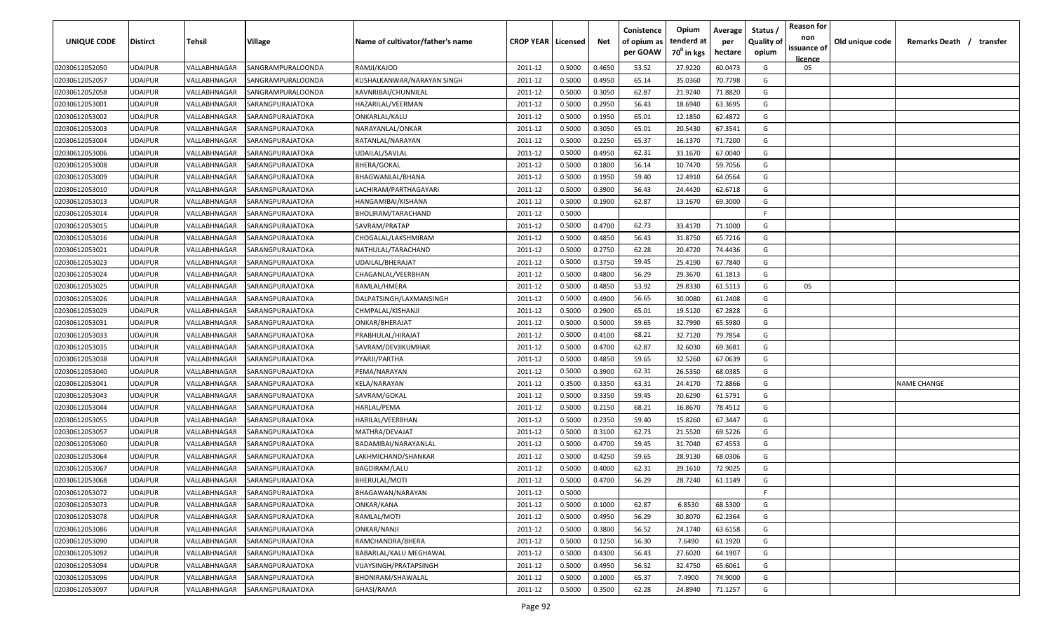| UNIQUE CODE | Distirct | Tehsil | Village | Name of cultivator/father's name | CROP YEAR | Licensed | Net | Conistence of opium as per GOAW | Opium tenderd at 70° in kgs | Average per hectare | Status / Quality of opium | Reason for non issuance of licence | Old unique code | Remarks Death / transfer |
|---|---|---|---|---|---|---|---|---|---|---|---|---|---|---|
| 02030612052050 | UDAIPUR | VALLABHNAGAR | SANGRAMPURALOONDA | RAMJI/KAJOD | 2011-12 | 0.5000 | 0.4650 | 53.52 | 27.9220 | 60.0473 | G | 05 | | |
| 02030612052057 | UDAIPUR | VALLABHNAGAR | SANGRAMPURALOONDA | KUSHALKANWAR/NARAYAN SINGH | 2011-12 | 0.5000 | 0.4950 | 65.14 | 35.0360 | 70.7798 | G | | | |
| 02030612052058 | UDAIPUR | VALLABHNAGAR | SANGRAMPURALOONDA | KAVNRIBAI/CHUNNILAL | 2011-12 | 0.5000 | 0.3050 | 62.87 | 21.9240 | 71.8820 | G | | | |
| 02030612053001 | UDAIPUR | VALLABHNAGAR | SARANGPURAJATOKA | HAZARILAL/VEERMAN | 2011-12 | 0.5000 | 0.2950 | 56.43 | 18.6940 | 63.3695 | G | | | |
| 02030612053002 | UDAIPUR | VALLABHNAGAR | SARANGPURAJATOKA | ONKARLAL/KALU | 2011-12 | 0.5000 | 0.1950 | 65.01 | 12.1850 | 62.4872 | G | | | |
| 02030612053003 | UDAIPUR | VALLABHNAGAR | SARANGPURAJATOKA | NARAYANLAL/ONKAR | 2011-12 | 0.5000 | 0.3050 | 65.01 | 20.5430 | 67.3541 | G | | | |
| 02030612053004 | UDAIPUR | VALLABHNAGAR | SARANGPURAJATOKA | RATANLAL/NARAYAN | 2011-12 | 0.5000 | 0.2250 | 65.37 | 16.1370 | 71.7200 | G | | | |
| 02030612053006 | UDAIPUR | VALLABHNAGAR | SARANGPURAJATOKA | UDAILAL/SAVLAL | 2011-12 | 0.5000 | 0.4950 | 62.31 | 33.1670 | 67.0040 | G | | | |
| 02030612053008 | UDAIPUR | VALLABHNAGAR | SARANGPURAJATOKA | BHERA/GOKAL | 2011-12 | 0.5000 | 0.1800 | 56.14 | 10.7470 | 59.7056 | G | | | |
| 02030612053009 | UDAIPUR | VALLABHNAGAR | SARANGPURAJATOKA | BHAGWANLAL/BHANA | 2011-12 | 0.5000 | 0.1950 | 59.40 | 12.4910 | 64.0564 | G | | | |
| 02030612053010 | UDAIPUR | VALLABHNAGAR | SARANGPURAJATOKA | LACHIRAM/PARTHAGAYARI | 2011-12 | 0.5000 | 0.3900 | 56.43 | 24.4420 | 62.6718 | G | | | |
| 02030612053013 | UDAIPUR | VALLABHNAGAR | SARANGPURAJATOKA | HANGAMIBAI/KISHANA | 2011-12 | 0.5000 | 0.1900 | 62.87 | 13.1670 | 69.3000 | G | | | |
| 02030612053014 | UDAIPUR | VALLABHNAGAR | SARANGPURAJATOKA | BHOLIRAM/TARACHAND | 2011-12 | 0.5000 | | | | | F | | | |
| 02030612053015 | UDAIPUR | VALLABHNAGAR | SARANGPURAJATOKA | SAVRAM/PRATAP | 2011-12 | 0.5000 | 0.4700 | 62.73 | 33.4170 | 71.1000 | G | | | |
| 02030612053016 | UDAIPUR | VALLABHNAGAR | SARANGPURAJATOKA | CHOGALAL/LAKSHMIRAM | 2011-12 | 0.5000 | 0.4850 | 56.43 | 31.8750 | 65.7216 | G | | | |
| 02030612053021 | UDAIPUR | VALLABHNAGAR | SARANGPURAJATOKA | NATHULAL/TARACHAND | 2011-12 | 0.5000 | 0.2750 | 62.28 | 20.4720 | 74.4436 | G | | | |
| 02030612053023 | UDAIPUR | VALLABHNAGAR | SARANGPURAJATOKA | UDAILAL/BHERAJAT | 2011-12 | 0.5000 | 0.3750 | 59.45 | 25.4190 | 67.7840 | G | | | |
| 02030612053024 | UDAIPUR | VALLABHNAGAR | SARANGPURAJATOKA | CHAGANLAL/VEERBHAN | 2011-12 | 0.5000 | 0.4800 | 56.29 | 29.3670 | 61.1813 | G | | | |
| 02030612053025 | UDAIPUR | VALLABHNAGAR | SARANGPURAJATOKA | RAMLAL/HMERA | 2011-12 | 0.5000 | 0.4850 | 53.92 | 29.8330 | 61.5113 | G | 05 | | |
| 02030612053026 | UDAIPUR | VALLABHNAGAR | SARANGPURAJATOKA | DALPATSINGH/LAXMANSINGH | 2011-12 | 0.5000 | 0.4900 | 56.65 | 30.0080 | 61.2408 | G | | | |
| 02030612053029 | UDAIPUR | VALLABHNAGAR | SARANGPURAJATOKA | CHMPALAL/KISHANJI | 2011-12 | 0.5000 | 0.2900 | 65.01 | 19.5120 | 67.2828 | G | | | |
| 02030612053031 | UDAIPUR | VALLABHNAGAR | SARANGPURAJATOKA | ONKAR/BHERAJAT | 2011-12 | 0.5000 | 0.5000 | 59.65 | 32.7990 | 65.5980 | G | | | |
| 02030612053033 | UDAIPUR | VALLABHNAGAR | SARANGPURAJATOKA | PRABHULAL/HIRAJAT | 2011-12 | 0.5000 | 0.4100 | 68.21 | 32.7120 | 79.7854 | G | | | |
| 02030612053035 | UDAIPUR | VALLABHNAGAR | SARANGPURAJATOKA | SAVRAM/DEVJIKUMHAR | 2011-12 | 0.5000 | 0.4700 | 62.87 | 32.6030 | 69.3681 | G | | | |
| 02030612053038 | UDAIPUR | VALLABHNAGAR | SARANGPURAJATOKA | PYARJI/PARTHA | 2011-12 | 0.5000 | 0.4850 | 59.65 | 32.5260 | 67.0639 | G | | | |
| 02030612053040 | UDAIPUR | VALLABHNAGAR | SARANGPURAJATOKA | PEMA/NARAYAN | 2011-12 | 0.5000 | 0.3900 | 62.31 | 26.5350 | 68.0385 | G | | | |
| 02030612053041 | UDAIPUR | VALLABHNAGAR | SARANGPURAJATOKA | KELA/NARAYAN | 2011-12 | 0.3500 | 0.3350 | 63.31 | 24.4170 | 72.8866 | G | | | NAME CHANGE |
| 02030612053043 | UDAIPUR | VALLABHNAGAR | SARANGPURAJATOKA | SAVRAM/GOKAL | 2011-12 | 0.5000 | 0.3350 | 59.45 | 20.6290 | 61.5791 | G | | | |
| 02030612053044 | UDAIPUR | VALLABHNAGAR | SARANGPURAJATOKA | HARLAL/PEMA | 2011-12 | 0.5000 | 0.2150 | 68.21 | 16.8670 | 78.4512 | G | | | |
| 02030612053055 | UDAIPUR | VALLABHNAGAR | SARANGPURAJATOKA | HARILAL/VEERBHAN | 2011-12 | 0.5000 | 0.2350 | 59.40 | 15.8260 | 67.3447 | G | | | |
| 02030612053057 | UDAIPUR | VALLABHNAGAR | SARANGPURAJATOKA | MATHRA/DEVAJAT | 2011-12 | 0.5000 | 0.3100 | 62.73 | 21.5520 | 69.5226 | G | | | |
| 02030612053060 | UDAIPUR | VALLABHNAGAR | SARANGPURAJATOKA | BADAMIBAI/NARAYANLAL | 2011-12 | 0.5000 | 0.4700 | 59.45 | 31.7040 | 67.4553 | G | | | |
| 02030612053064 | UDAIPUR | VALLABHNAGAR | SARANGPURAJATOKA | LAKHMICHAND/SHANKAR | 2011-12 | 0.5000 | 0.4250 | 59.65 | 28.9130 | 68.0306 | G | | | |
| 02030612053067 | UDAIPUR | VALLABHNAGAR | SARANGPURAJATOKA | BAGDIRAM/LALU | 2011-12 | 0.5000 | 0.4000 | 62.31 | 29.1610 | 72.9025 | G | | | |
| 02030612053068 | UDAIPUR | VALLABHNAGAR | SARANGPURAJATOKA | BHERULAL/MOTI | 2011-12 | 0.5000 | 0.4700 | 56.29 | 28.7240 | 61.1149 | G | | | |
| 02030612053072 | UDAIPUR | VALLABHNAGAR | SARANGPURAJATOKA | BHAGAWAN/NARAYAN | 2011-12 | 0.5000 | | | | | F | | | |
| 02030612053073 | UDAIPUR | VALLABHNAGAR | SARANGPURAJATOKA | ONKAR/KANA | 2011-12 | 0.5000 | 0.1000 | 62.87 | 6.8530 | 68.5300 | G | | | |
| 02030612053078 | UDAIPUR | VALLABHNAGAR | SARANGPURAJATOKA | RAMLAL/MOTI | 2011-12 | 0.5000 | 0.4950 | 56.29 | 30.8070 | 62.2364 | G | | | |
| 02030612053086 | UDAIPUR | VALLABHNAGAR | SARANGPURAJATOKA | ONKAR/NANJI | 2011-12 | 0.5000 | 0.3800 | 56.52 | 24.1740 | 63.6158 | G | | | |
| 02030612053090 | UDAIPUR | VALLABHNAGAR | SARANGPURAJATOKA | RAMCHANDRA/BHERA | 2011-12 | 0.5000 | 0.1250 | 56.30 | 7.6490 | 61.1920 | G | | | |
| 02030612053092 | UDAIPUR | VALLABHNAGAR | SARANGPURAJATOKA | BABARLAL/KALU MEGHAWAL | 2011-12 | 0.5000 | 0.4300 | 56.43 | 27.6020 | 64.1907 | G | | | |
| 02030612053094 | UDAIPUR | VALLABHNAGAR | SARANGPURAJATOKA | VIJAYSINGH/PRATAPSINGH | 2011-12 | 0.5000 | 0.4950 | 56.52 | 32.4750 | 65.6061 | G | | | |
| 02030612053096 | UDAIPUR | VALLABHNAGAR | SARANGPURAJATOKA | BHONIRAM/SHAWALAL | 2011-12 | 0.5000 | 0.1000 | 65.37 | 7.4900 | 74.9000 | G | | | |
| 02030612053097 | UDAIPUR | VALLABHNAGAR | SARANGPURAJATOKA | GHASI/RAMA | 2011-12 | 0.5000 | 0.3500 | 62.28 | 24.8940 | 71.1257 | G | | | |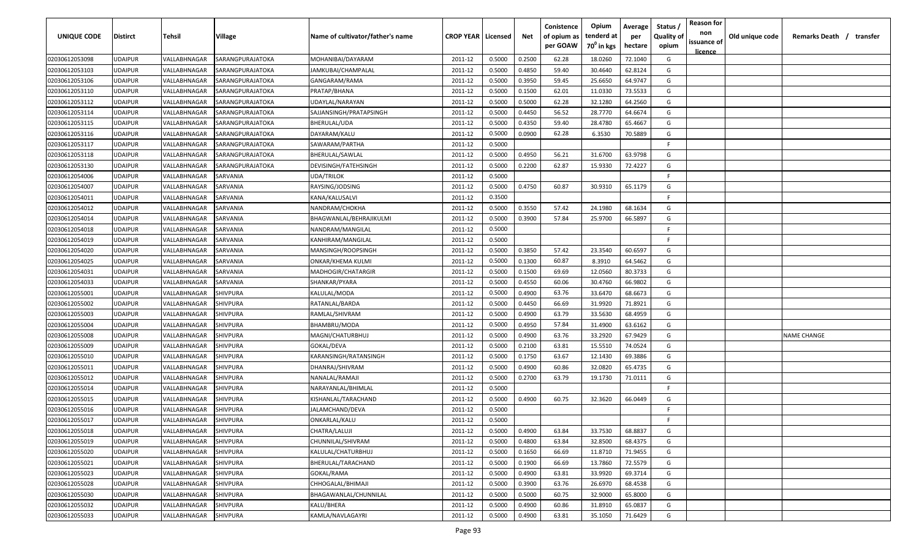| UNIQUE CODE | Distirct | Tehsil | Village | Name of cultivator/father's name | CROP YEAR | Licensed | Net | Conistence of opium as per GOAW | Opium tenderd at 70° in kgs | Average per hectare | Status / Quality of opium | Reason for non issuance of licence | Old unique code | Remarks Death / transfer |
|---|---|---|---|---|---|---|---|---|---|---|---|---|---|---|
| 02030612053098 | UDAIPUR | VALLABHNAGAR | SARANGPURAJATOKA | MOHANIBAI/DAYARAM | 2011-12 | 0.5000 | 0.2500 | 62.28 | 18.0260 | 72.1040 | G | | | |
| 02030612053103 | UDAIPUR | VALLABHNAGAR | SARANGPURAJATOKA | JAMKUBAI/CHAMPALAL | 2011-12 | 0.5000 | 0.4850 | 59.40 | 30.4640 | 62.8124 | G | | | |
| 02030612053106 | UDAIPUR | VALLABHNAGAR | SARANGPURAJATOKA | GANGARAM/RAMA | 2011-12 | 0.5000 | 0.3950 | 59.45 | 25.6650 | 64.9747 | G | | | |
| 02030612053110 | UDAIPUR | VALLABHNAGAR | SARANGPURAJATOKA | PRATAP/BHANA | 2011-12 | 0.5000 | 0.1500 | 62.01 | 11.0330 | 73.5533 | G | | | |
| 02030612053112 | UDAIPUR | VALLABHNAGAR | SARANGPURAJATOKA | UDAYLAL/NARAYAN | 2011-12 | 0.5000 | 0.5000 | 62.28 | 32.1280 | 64.2560 | G | | | |
| 02030612053114 | UDAIPUR | VALLABHNAGAR | SARANGPURAJATOKA | SAJJANSINGH/PRATAPSINGH | 2011-12 | 0.5000 | 0.4450 | 56.52 | 28.7770 | 64.6674 | G | | | |
| 02030612053115 | UDAIPUR | VALLABHNAGAR | SARANGPURAJATOKA | BHERULAL/UDA | 2011-12 | 0.5000 | 0.4350 | 59.40 | 28.4780 | 65.4667 | G | | | |
| 02030612053116 | UDAIPUR | VALLABHNAGAR | SARANGPURAJATOKA | DAYARAM/KALU | 2011-12 | 0.5000 | 0.0900 | 62.28 | 6.3530 | 70.5889 | G | | | |
| 02030612053117 | UDAIPUR | VALLABHNAGAR | SARANGPURAJATOKA | SAWARAM/PARTHA | 2011-12 | 0.5000 | | | | | F | | | |
| 02030612053118 | UDAIPUR | VALLABHNAGAR | SARANGPURAJATOKA | BHERULAL/SAWLAL | 2011-12 | 0.5000 | 0.4950 | 56.21 | 31.6700 | 63.9798 | G | | | |
| 02030612053130 | UDAIPUR | VALLABHNAGAR | SARANGPURAJATOKA | DEVISINGH/FATEHSINGH | 2011-12 | 0.5000 | 0.2200 | 62.87 | 15.9330 | 72.4227 | G | | | |
| 02030612054006 | UDAIPUR | VALLABHNAGAR | SARVANIA | UDA/TRILOK | 2011-12 | 0.5000 | | | | | F | | | |
| 02030612054007 | UDAIPUR | VALLABHNAGAR | SARVANIA | RAYSING/JODSING | 2011-12 | 0.5000 | 0.4750 | 60.87 | 30.9310 | 65.1179 | G | | | |
| 02030612054011 | UDAIPUR | VALLABHNAGAR | SARVANIA | KANA/KALUSALVI | 2011-12 | 0.3500 | | | | | F | | | |
| 02030612054012 | UDAIPUR | VALLABHNAGAR | SARVANIA | NANDRAM/CHOKHA | 2011-12 | 0.5000 | 0.3550 | 57.42 | 24.1980 | 68.1634 | G | | | |
| 02030612054014 | UDAIPUR | VALLABHNAGAR | SARVANIA | BHAGWANLAL/BEHRAJIKULMI | 2011-12 | 0.5000 | 0.3900 | 57.84 | 25.9700 | 66.5897 | G | | | |
| 02030612054018 | UDAIPUR | VALLABHNAGAR | SARVANIA | NANDRAM/MANGILAL | 2011-12 | 0.5000 | | | | | F | | | |
| 02030612054019 | UDAIPUR | VALLABHNAGAR | SARVANIA | KANHIRAM/MANGILAL | 2011-12 | 0.5000 | | | | | F | | | |
| 02030612054020 | UDAIPUR | VALLABHNAGAR | SARVANIA | MANSINGH/ROOPSINGH | 2011-12 | 0.5000 | 0.3850 | 57.42 | 23.3540 | 60.6597 | G | | | |
| 02030612054025 | UDAIPUR | VALLABHNAGAR | SARVANIA | ONKAR/KHEMA KULMI | 2011-12 | 0.5000 | 0.1300 | 60.87 | 8.3910 | 64.5462 | G | | | |
| 02030612054031 | UDAIPUR | VALLABHNAGAR | SARVANIA | MADHOGIR/CHATARGIR | 2011-12 | 0.5000 | 0.1500 | 69.69 | 12.0560 | 80.3733 | G | | | |
| 02030612054033 | UDAIPUR | VALLABHNAGAR | SARVANIA | SHANKAR/PYARA | 2011-12 | 0.5000 | 0.4550 | 60.06 | 30.4760 | 66.9802 | G | | | |
| 02030612055001 | UDAIPUR | VALLABHNAGAR | SHIVPURA | KALULAL/MODA | 2011-12 | 0.5000 | 0.4900 | 63.76 | 33.6470 | 68.6673 | G | | | |
| 02030612055002 | UDAIPUR | VALLABHNAGAR | SHIVPURA | RATANLAL/BARDA | 2011-12 | 0.5000 | 0.4450 | 66.69 | 31.9920 | 71.8921 | G | | | |
| 02030612055003 | UDAIPUR | VALLABHNAGAR | SHIVPURA | RAMLAL/SHIVRAM | 2011-12 | 0.5000 | 0.4900 | 63.79 | 33.5630 | 68.4959 | G | | | |
| 02030612055004 | UDAIPUR | VALLABHNAGAR | SHIVPURA | BHAMBRU/MODA | 2011-12 | 0.5000 | 0.4950 | 57.84 | 31.4900 | 63.6162 | G | | | |
| 02030612055008 | UDAIPUR | VALLABHNAGAR | SHIVPURA | MAGNI/CHATURBHUJ | 2011-12 | 0.5000 | 0.4900 | 63.76 | 33.2920 | 67.9429 | G | | | NAME CHANGE |
| 02030612055009 | UDAIPUR | VALLABHNAGAR | SHIVPURA | GOKAL/DEVA | 2011-12 | 0.5000 | 0.2100 | 63.81 | 15.5510 | 74.0524 | G | | | |
| 02030612055010 | UDAIPUR | VALLABHNAGAR | SHIVPURA | KARANSINGH/RATANSINGH | 2011-12 | 0.5000 | 0.1750 | 63.67 | 12.1430 | 69.3886 | G | | | |
| 02030612055011 | UDAIPUR | VALLABHNAGAR | SHIVPURA | DHANRAJ/SHIVRAM | 2011-12 | 0.5000 | 0.4900 | 60.86 | 32.0820 | 65.4735 | G | | | |
| 02030612055012 | UDAIPUR | VALLABHNAGAR | SHIVPURA | NANALAL/RAMAJI | 2011-12 | 0.5000 | 0.2700 | 63.79 | 19.1730 | 71.0111 | G | | | |
| 02030612055014 | UDAIPUR | VALLABHNAGAR | SHIVPURA | NARAYANLAL/BHIMLAL | 2011-12 | 0.5000 | | | | | F | | | |
| 02030612055015 | UDAIPUR | VALLABHNAGAR | SHIVPURA | KISHANLAL/TARACHAND | 2011-12 | 0.5000 | 0.4900 | 60.75 | 32.3620 | 66.0449 | G | | | |
| 02030612055016 | UDAIPUR | VALLABHNAGAR | SHIVPURA | JALAMCHAND/DEVA | 2011-12 | 0.5000 | | | | | F | | | |
| 02030612055017 | UDAIPUR | VALLABHNAGAR | SHIVPURA | ONKARLAL/KALU | 2011-12 | 0.5000 | | | | | F | | | |
| 02030612055018 | UDAIPUR | VALLABHNAGAR | SHIVPURA | CHATRA/LALUJI | 2011-12 | 0.5000 | 0.4900 | 63.84 | 33.7530 | 68.8837 | G | | | |
| 02030612055019 | UDAIPUR | VALLABHNAGAR | SHIVPURA | CHUNNILAL/SHIVRAM | 2011-12 | 0.5000 | 0.4800 | 63.84 | 32.8500 | 68.4375 | G | | | |
| 02030612055020 | UDAIPUR | VALLABHNAGAR | SHIVPURA | KALULAL/CHATURBHUJ | 2011-12 | 0.5000 | 0.1650 | 66.69 | 11.8710 | 71.9455 | G | | | |
| 02030612055021 | UDAIPUR | VALLABHNAGAR | SHIVPURA | BHERULAL/TARACHAND | 2011-12 | 0.5000 | 0.1900 | 66.69 | 13.7860 | 72.5579 | G | | | |
| 02030612055023 | UDAIPUR | VALLABHNAGAR | SHIVPURA | GOKAL/RAMA | 2011-12 | 0.5000 | 0.4900 | 63.81 | 33.9920 | 69.3714 | G | | | |
| 02030612055028 | UDAIPUR | VALLABHNAGAR | SHIVPURA | CHHOGALAL/BHIMAJI | 2011-12 | 0.5000 | 0.3900 | 63.76 | 26.6970 | 68.4538 | G | | | |
| 02030612055030 | UDAIPUR | VALLABHNAGAR | SHIVPURA | BHAGAWANLAL/CHUNNILAL | 2011-12 | 0.5000 | 0.5000 | 60.75 | 32.9000 | 65.8000 | G | | | |
| 02030612055032 | UDAIPUR | VALLABHNAGAR | SHIVPURA | KALU/BHERA | 2011-12 | 0.5000 | 0.4900 | 60.86 | 31.8910 | 65.0837 | G | | | |
| 02030612055033 | UDAIPUR | VALLABHNAGAR | SHIVPURA | KAMLA/NAVLAGAYRI | 2011-12 | 0.5000 | 0.4900 | 63.81 | 35.1050 | 71.6429 | G | | | |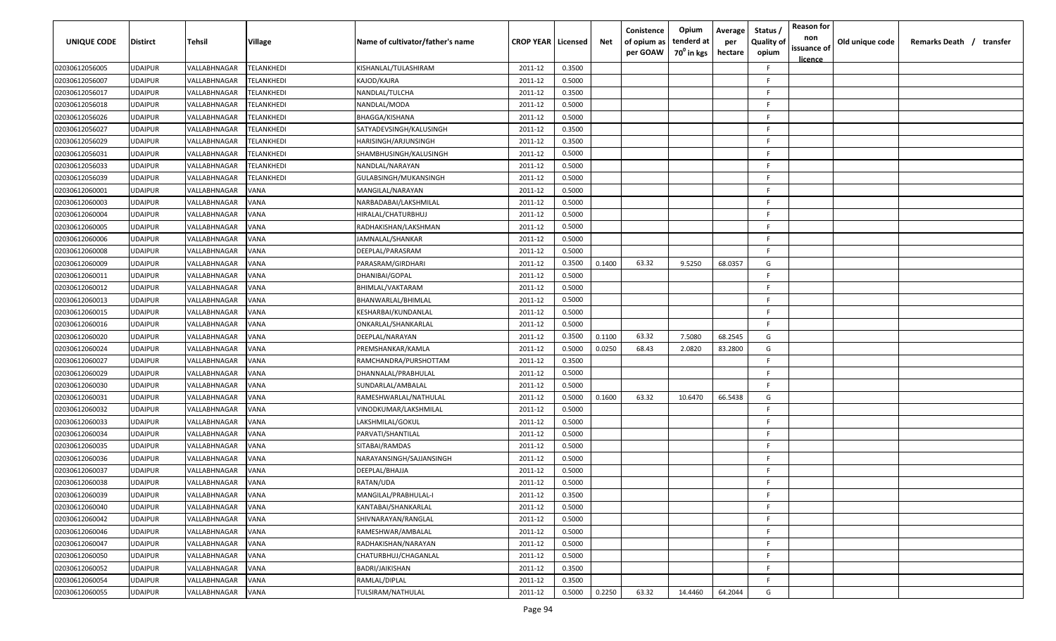| UNIQUE CODE | Distirct | Tehsil | Village | Name of cultivator/father's name | CROP YEAR | Licensed | Net | Conistence of opium as per GOAW | Opium tenderd at 70⁰ in kgs | Average per hectare | Status / Quality of opium | Reason for non issuance of licence | Old unique code | Remarks Death / transfer |
|---|---|---|---|---|---|---|---|---|---|---|---|---|---|---|
| 02030612056005 | UDAIPUR | VALLABHNAGAR | TELANKHEDI | KISHANLAL/TULASHIRAM | 2011-12 | 0.3500 | | | | | F | | | |
| 02030612056007 | UDAIPUR | VALLABHNAGAR | TELANKHEDI | KAJOD/KAJRA | 2011-12 | 0.5000 | | | | | F | | | |
| 02030612056017 | UDAIPUR | VALLABHNAGAR | TELANKHEDI | NANDLAL/TULCHA | 2011-12 | 0.3500 | | | | | F | | | |
| 02030612056018 | UDAIPUR | VALLABHNAGAR | TELANKHEDI | NANDLAL/MODA | 2011-12 | 0.5000 | | | | | F | | | |
| 02030612056026 | UDAIPUR | VALLABHNAGAR | TELANKHEDI | BHAGGA/KISHANA | 2011-12 | 0.5000 | | | | | F | | | |
| 02030612056027 | UDAIPUR | VALLABHNAGAR | TELANKHEDI | SATYADEVSINGH/KALUSINGH | 2011-12 | 0.3500 | | | | | F | | | |
| 02030612056029 | UDAIPUR | VALLABHNAGAR | TELANKHEDI | HARISINGH/ARJUNSINGH | 2011-12 | 0.3500 | | | | | F | | | |
| 02030612056031 | UDAIPUR | VALLABHNAGAR | TELANKHEDI | SHAMBHUSINGH/KALUSINGH | 2011-12 | 0.5000 | | | | | F | | | |
| 02030612056033 | UDAIPUR | VALLABHNAGAR | TELANKHEDI | NANDLAL/NARAYAN | 2011-12 | 0.5000 | | | | | F | | | |
| 02030612056039 | UDAIPUR | VALLABHNAGAR | TELANKHEDI | GULABSINGH/MUKANSINGH | 2011-12 | 0.5000 | | | | | F | | | |
| 02030612060001 | UDAIPUR | VALLABHNAGAR | VANA | MANGILAL/NARAYAN | 2011-12 | 0.5000 | | | | | F | | | |
| 02030612060003 | UDAIPUR | VALLABHNAGAR | VANA | NARBADABAI/LAKSHMILAL | 2011-12 | 0.5000 | | | | | F | | | |
| 02030612060004 | UDAIPUR | VALLABHNAGAR | VANA | HIRALAL/CHATURBHUJ | 2011-12 | 0.5000 | | | | | F | | | |
| 02030612060005 | UDAIPUR | VALLABHNAGAR | VANA | RADHAKISHAN/LAKSHMAN | 2011-12 | 0.5000 | | | | | F | | | |
| 02030612060006 | UDAIPUR | VALLABHNAGAR | VANA | JAMNALAL/SHANKAR | 2011-12 | 0.5000 | | | | | F | | | |
| 02030612060008 | UDAIPUR | VALLABHNAGAR | VANA | DEEPLAL/PARASRAM | 2011-12 | 0.5000 | | | | | F | | | |
| 02030612060009 | UDAIPUR | VALLABHNAGAR | VANA | PARASRAM/GIRDHARI | 2011-12 | 0.3500 | 0.1400 | 63.32 | 9.5250 | 68.0357 | G | | | |
| 02030612060011 | UDAIPUR | VALLABHNAGAR | VANA | DHANIBAI/GOPAL | 2011-12 | 0.5000 | | | | | F | | | |
| 02030612060012 | UDAIPUR | VALLABHNAGAR | VANA | BHIMLAL/VAKTARAM | 2011-12 | 0.5000 | | | | | F | | | |
| 02030612060013 | UDAIPUR | VALLABHNAGAR | VANA | BHANWARLAL/BHIMLAL | 2011-12 | 0.5000 | | | | | F | | | |
| 02030612060015 | UDAIPUR | VALLABHNAGAR | VANA | KESHARBAI/KUNDANLAL | 2011-12 | 0.5000 | | | | | F | | | |
| 02030612060016 | UDAIPUR | VALLABHNAGAR | VANA | ONKARLAL/SHANKARLAL | 2011-12 | 0.5000 | | | | | F | | | |
| 02030612060020 | UDAIPUR | VALLABHNAGAR | VANA | DEEPLAL/NARAYAN | 2011-12 | 0.3500 | 0.1100 | 63.32 | 7.5080 | 68.2545 | G | | | |
| 02030612060024 | UDAIPUR | VALLABHNAGAR | VANA | PREMSHANKAR/KAMLA | 2011-12 | 0.5000 | 0.0250 | 68.43 | 2.0820 | 83.2800 | G | | | |
| 02030612060027 | UDAIPUR | VALLABHNAGAR | VANA | RAMCHANDRA/PURSHOTTAM | 2011-12 | 0.3500 | | | | | F | | | |
| 02030612060029 | UDAIPUR | VALLABHNAGAR | VANA | DHANNALAL/PRABHULAL | 2011-12 | 0.5000 | | | | | F | | | |
| 02030612060030 | UDAIPUR | VALLABHNAGAR | VANA | SUNDARLAL/AMBALAL | 2011-12 | 0.5000 | | | | | F | | | |
| 02030612060031 | UDAIPUR | VALLABHNAGAR | VANA | RAMESHWARLAL/NATHULAL | 2011-12 | 0.5000 | 0.1600 | 63.32 | 10.6470 | 66.5438 | G | | | |
| 02030612060032 | UDAIPUR | VALLABHNAGAR | VANA | VINODKUMAR/LAKSHMILAL | 2011-12 | 0.5000 | | | | | F | | | |
| 02030612060033 | UDAIPUR | VALLABHNAGAR | VANA | LAKSHMILAL/GOKUL | 2011-12 | 0.5000 | | | | | F | | | |
| 02030612060034 | UDAIPUR | VALLABHNAGAR | VANA | PARVATI/SHANTILAL | 2011-12 | 0.5000 | | | | | F | | | |
| 02030612060035 | UDAIPUR | VALLABHNAGAR | VANA | SITABAI/RAMDAS | 2011-12 | 0.5000 | | | | | F | | | |
| 02030612060036 | UDAIPUR | VALLABHNAGAR | VANA | NARAYANSINGH/SAJJANSINGH | 2011-12 | 0.5000 | | | | | F | | | |
| 02030612060037 | UDAIPUR | VALLABHNAGAR | VANA | DEEPLAL/BHAJJA | 2011-12 | 0.5000 | | | | | F | | | |
| 02030612060038 | UDAIPUR | VALLABHNAGAR | VANA | RATAN/UDA | 2011-12 | 0.5000 | | | | | F | | | |
| 02030612060039 | UDAIPUR | VALLABHNAGAR | VANA | MANGILAL/PRABHULAL-I | 2011-12 | 0.3500 | | | | | F | | | |
| 02030612060040 | UDAIPUR | VALLABHNAGAR | VANA | KANTABAI/SHANKARLAL | 2011-12 | 0.5000 | | | | | F | | | |
| 02030612060042 | UDAIPUR | VALLABHNAGAR | VANA | SHIVNARAYAN/RANGLAL | 2011-12 | 0.5000 | | | | | F | | | |
| 02030612060046 | UDAIPUR | VALLABHNAGAR | VANA | RAMESHWAR/AMBALAL | 2011-12 | 0.5000 | | | | | F | | | |
| 02030612060047 | UDAIPUR | VALLABHNAGAR | VANA | RADHAKISHAN/NARAYAN | 2011-12 | 0.5000 | | | | | F | | | |
| 02030612060050 | UDAIPUR | VALLABHNAGAR | VANA | CHATURBHUJ/CHAGANLAL | 2011-12 | 0.5000 | | | | | F | | | |
| 02030612060052 | UDAIPUR | VALLABHNAGAR | VANA | BADRI/JAIKISHAN | 2011-12 | 0.3500 | | | | | F | | | |
| 02030612060054 | UDAIPUR | VALLABHNAGAR | VANA | RAMLAL/DIPLAL | 2011-12 | 0.3500 | | | | | F | | | |
| 02030612060055 | UDAIPUR | VALLABHNAGAR | VANA | TULSIRAM/NATHULAL | 2011-12 | 0.5000 | 0.2250 | 63.32 | 14.4460 | 64.2044 | G | | | |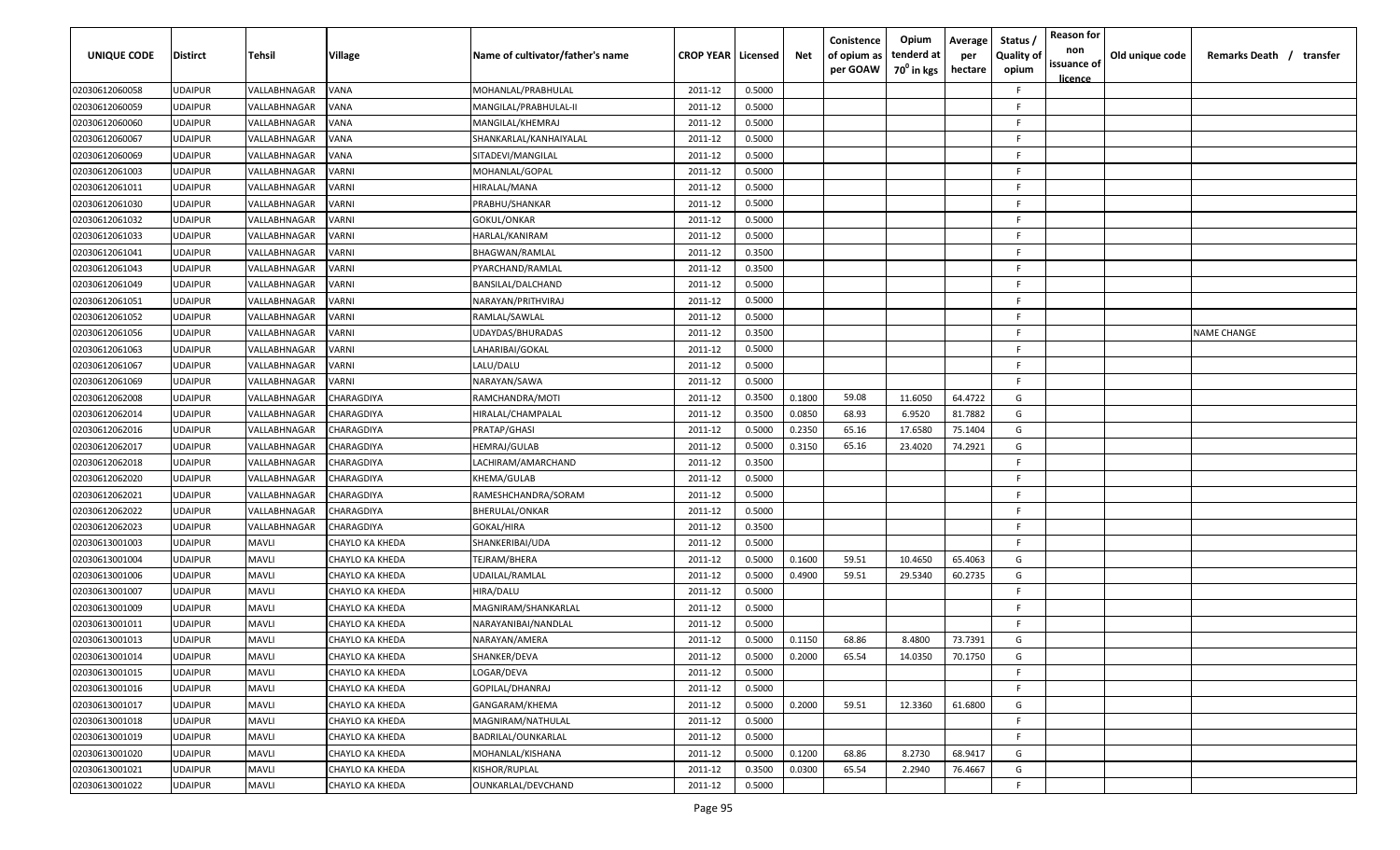| UNIQUE CODE | Distirct | Tehsil | Village | Name of cultivator/father's name | CROP YEAR | Licensed | Net | Conistence of opium as per GOAW | Opium tenderd at $70^0$ in kgs | Average per hectare | Status / Quality of opium | Reason for non issuance of licence | Old unique code | Remarks Death / transfer |
|---|---|---|---|---|---|---|---|---|---|---|---|---|---|---|
| 02030612060058 | UDAIPUR | VALLABHNAGAR | VANA | MOHANLAL/PRABHULAL | 2011-12 | 0.5000 | | | | | F | | | |
| 02030612060059 | UDAIPUR | VALLABHNAGAR | VANA | MANGILAL/PRABHULAL-II | 2011-12 | 0.5000 | | | | | F | | | |
| 02030612060060 | UDAIPUR | VALLABHNAGAR | VANA | MANGILAL/KHEMRAJ | 2011-12 | 0.5000 | | | | | F | | | |
| 02030612060067 | UDAIPUR | VALLABHNAGAR | VANA | SHANKARLAL/KANHAIYALAL | 2011-12 | 0.5000 | | | | | F | | | |
| 02030612060069 | UDAIPUR | VALLABHNAGAR | VANA | SITADEVI/MANGILAL | 2011-12 | 0.5000 | | | | | F | | | |
| 02030612061003 | UDAIPUR | VALLABHNAGAR | VARNI | MOHANLAL/GOPAL | 2011-12 | 0.5000 | | | | | F | | | |
| 02030612061011 | UDAIPUR | VALLABHNAGAR | VARNI | HIRALAL/MANA | 2011-12 | 0.5000 | | | | | F | | | |
| 02030612061030 | UDAIPUR | VALLABHNAGAR | VARNI | PRABHU/SHANKAR | 2011-12 | 0.5000 | | | | | F | | | |
| 02030612061032 | UDAIPUR | VALLABHNAGAR | VARNI | GOKUL/ONKAR | 2011-12 | 0.5000 | | | | | F | | | |
| 02030612061033 | UDAIPUR | VALLABHNAGAR | VARNI | HARLAL/KANIRAM | 2011-12 | 0.5000 | | | | | F | | | |
| 02030612061041 | UDAIPUR | VALLABHNAGAR | VARNI | BHAGWAN/RAMLAL | 2011-12 | 0.3500 | | | | | F | | | |
| 02030612061043 | UDAIPUR | VALLABHNAGAR | VARNI | PYARCHAND/RAMLAL | 2011-12 | 0.3500 | | | | | F | | | |
| 02030612061049 | UDAIPUR | VALLABHNAGAR | VARNI | BANSILAL/DALCHAND | 2011-12 | 0.5000 | | | | | F | | | |
| 02030612061051 | UDAIPUR | VALLABHNAGAR | VARNI | NARAYAN/PRITHVIRAJ | 2011-12 | 0.5000 | | | | | F | | | |
| 02030612061052 | UDAIPUR | VALLABHNAGAR | VARNI | RAMLAL/SAWLAL | 2011-12 | 0.5000 | | | | | F | | | |
| 02030612061056 | UDAIPUR | VALLABHNAGAR | VARNI | UDAYDAS/BHURADAS | 2011-12 | 0.3500 | | | | | F | | | NAME CHANGE |
| 02030612061063 | UDAIPUR | VALLABHNAGAR | VARNI | LAHARIBAI/GOKAL | 2011-12 | 0.5000 | | | | | F | | | |
| 02030612061067 | UDAIPUR | VALLABHNAGAR | VARNI | LALU/DALU | 2011-12 | 0.5000 | | | | | F | | | |
| 02030612061069 | UDAIPUR | VALLABHNAGAR | VARNI | NARAYAN/SAWA | 2011-12 | 0.5000 | | | | | F | | | |
| 02030612062008 | UDAIPUR | VALLABHNAGAR | CHARAGDIYA | RAMCHANDRA/MOTI | 2011-12 | 0.3500 | 0.1800 | 59.08 | 11.6050 | 64.4722 | G | | | |
| 02030612062014 | UDAIPUR | VALLABHNAGAR | CHARAGDIYA | HIRALAL/CHAMPALAL | 2011-12 | 0.3500 | 0.0850 | 68.93 | 6.9520 | 81.7882 | G | | | |
| 02030612062016 | UDAIPUR | VALLABHNAGAR | CHARAGDIYA | PRATAP/GHASI | 2011-12 | 0.5000 | 0.2350 | 65.16 | 17.6580 | 75.1404 | G | | | |
| 02030612062017 | UDAIPUR | VALLABHNAGAR | CHARAGDIYA | HEMRAJ/GULAB | 2011-12 | 0.5000 | 0.3150 | 65.16 | 23.4020 | 74.2921 | G | | | |
| 02030612062018 | UDAIPUR | VALLABHNAGAR | CHARAGDIYA | LACHIRAM/AMARCHAND | 2011-12 | 0.3500 | | | | | F | | | |
| 02030612062020 | UDAIPUR | VALLABHNAGAR | CHARAGDIYA | KHEMA/GULAB | 2011-12 | 0.5000 | | | | | F | | | |
| 02030612062021 | UDAIPUR | VALLABHNAGAR | CHARAGDIYA | RAMESHCHANDRA/SORAM | 2011-12 | 0.5000 | | | | | F | | | |
| 02030612062022 | UDAIPUR | VALLABHNAGAR | CHARAGDIYA | BHERULAL/ONKAR | 2011-12 | 0.5000 | | | | | F | | | |
| 02030612062023 | UDAIPUR | VALLABHNAGAR | CHARAGDIYA | GOKAL/HIRA | 2011-12 | 0.3500 | | | | | F | | | |
| 02030613001003 | UDAIPUR | MAVLI | CHAYLO KA KHEDA | SHANKERIBAI/UDA | 2011-12 | 0.5000 | | | | | F | | | |
| 02030613001004 | UDAIPUR | MAVLI | CHAYLO KA KHEDA | TEJRAM/BHERA | 2011-12 | 0.5000 | 0.1600 | 59.51 | 10.4650 | 65.4063 | G | | | |
| 02030613001006 | UDAIPUR | MAVLI | CHAYLO KA KHEDA | UDAILAL/RAMLAL | 2011-12 | 0.5000 | 0.4900 | 59.51 | 29.5340 | 60.2735 | G | | | |
| 02030613001007 | UDAIPUR | MAVLI | CHAYLO KA KHEDA | HIRA/DALU | 2011-12 | 0.5000 | | | | | F | | | |
| 02030613001009 | UDAIPUR | MAVLI | CHAYLO KA KHEDA | MAGNIRAM/SHANKARLAL | 2011-12 | 0.5000 | | | | | F | | | |
| 02030613001011 | UDAIPUR | MAVLI | CHAYLO KA KHEDA | NARAYANIBAI/NANDLAL | 2011-12 | 0.5000 | | | | | F | | | |
| 02030613001013 | UDAIPUR | MAVLI | CHAYLO KA KHEDA | NARAYAN/AMERA | 2011-12 | 0.5000 | 0.1150 | 68.86 | 8.4800 | 73.7391 | G | | | |
| 02030613001014 | UDAIPUR | MAVLI | CHAYLO KA KHEDA | SHANKER/DEVA | 2011-12 | 0.5000 | 0.2000 | 65.54 | 14.0350 | 70.1750 | G | | | |
| 02030613001015 | UDAIPUR | MAVLI | CHAYLO KA KHEDA | LOGAR/DEVA | 2011-12 | 0.5000 | | | | | F | | | |
| 02030613001016 | UDAIPUR | MAVLI | CHAYLO KA KHEDA | GOPILAL/DHANRAJ | 2011-12 | 0.5000 | | | | | F | | | |
| 02030613001017 | UDAIPUR | MAVLI | CHAYLO KA KHEDA | GANGARAM/KHEMA | 2011-12 | 0.5000 | 0.2000 | 59.51 | 12.3360 | 61.6800 | G | | | |
| 02030613001018 | UDAIPUR | MAVLI | CHAYLO KA KHEDA | MAGNIRAM/NATHULAL | 2011-12 | 0.5000 | | | | | F | | | |
| 02030613001019 | UDAIPUR | MAVLI | CHAYLO KA KHEDA | BADRILAL/OUNKARLAL | 2011-12 | 0.5000 | | | | | F | | | |
| 02030613001020 | UDAIPUR | MAVLI | CHAYLO KA KHEDA | MOHANLAL/KISHANA | 2011-12 | 0.5000 | 0.1200 | 68.86 | 8.2730 | 68.9417 | G | | | |
| 02030613001021 | UDAIPUR | MAVLI | CHAYLO KA KHEDA | KISHOR/RUPLAL | 2011-12 | 0.3500 | 0.0300 | 65.54 | 2.2940 | 76.4667 | G | | | |
| 02030613001022 | UDAIPUR | MAVLI | CHAYLO KA KHEDA | OUNKARLAL/DEVCHAND | 2011-12 | 0.5000 | | | | | F | | | |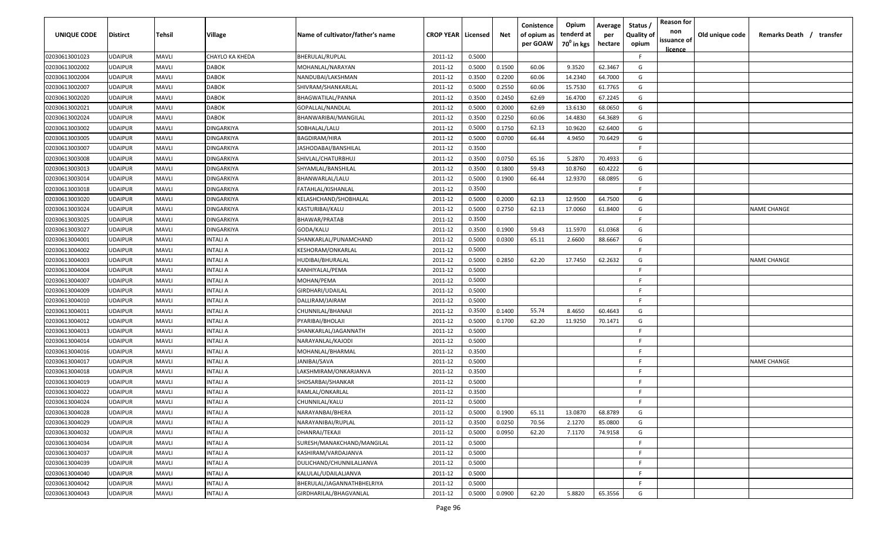| UNIQUE CODE | Distirct | Tehsil | Village | Name of cultivator/father's name | CROP YEAR | Licensed | Net | Conistence of opium as per GOAW | Opium tenderd at 70° in kgs | Average per hectare | Status / Quality of opium | Reason for non issuance of licence | Old unique code | Remarks Death / transfer |
|---|---|---|---|---|---|---|---|---|---|---|---|---|---|---|
| 02030613001023 | UDAIPUR | MAVLI | CHAYLO KA KHEDA | BHERULAL/RUPLAL | 2011-12 | 0.5000 | | | | | F | | | |
| 02030613002002 | UDAIPUR | MAVLI | DABOK | MOHANLAL/NARAYAN | 2011-12 | 0.5000 | 0.1500 | 60.06 | 9.3520 | 62.3467 | G | | | |
| 02030613002004 | UDAIPUR | MAVLI | DABOK | NANDUBAI/LAKSHMAN | 2011-12 | 0.3500 | 0.2200 | 60.06 | 14.2340 | 64.7000 | G | | | |
| 02030613002007 | UDAIPUR | MAVLI | DABOK | SHIVRAM/SHANKARLAL | 2011-12 | 0.5000 | 0.2550 | 60.06 | 15.7530 | 61.7765 | G | | | |
| 02030613002020 | UDAIPUR | MAVLI | DABOK | BHAGWATILAL/PANNA | 2011-12 | 0.3500 | 0.2450 | 62.69 | 16.4700 | 67.2245 | G | | | |
| 02030613002021 | UDAIPUR | MAVLI | DABOK | GOPALLAL/NANDLAL | 2011-12 | 0.5000 | 0.2000 | 62.69 | 13.6130 | 68.0650 | G | | | |
| 02030613002024 | UDAIPUR | MAVLI | DABOK | BHANWARIBAI/MANGILAL | 2011-12 | 0.3500 | 0.2250 | 60.06 | 14.4830 | 64.3689 | G | | | |
| 02030613003002 | UDAIPUR | MAVLI | DINGARKIYA | SOBHALAL/LALU | 2011-12 | 0.5000 | 0.1750 | 62.13 | 10.9620 | 62.6400 | G | | | |
| 02030613003005 | UDAIPUR | MAVLI | DINGARKIYA | BAGDIRAM/HIRA | 2011-12 | 0.5000 | 0.0700 | 66.44 | 4.9450 | 70.6429 | G | | | |
| 02030613003007 | UDAIPUR | MAVLI | DINGARKIYA | JASHODABAI/BANSHILAL | 2011-12 | 0.3500 | | | | | F | | | |
| 02030613003008 | UDAIPUR | MAVLI | DINGARKIYA | SHIVLAL/CHATURBHUJ | 2011-12 | 0.3500 | 0.0750 | 65.16 | 5.2870 | 70.4933 | G | | | |
| 02030613003013 | UDAIPUR | MAVLI | DINGARKIYA | SHYAMLAL/BANSHILAL | 2011-12 | 0.3500 | 0.1800 | 59.43 | 10.8760 | 60.4222 | G | | | |
| 02030613003014 | UDAIPUR | MAVLI | DINGARKIYA | BHANWARLAL/LALU | 2011-12 | 0.5000 | 0.1900 | 66.44 | 12.9370 | 68.0895 | G | | | |
| 02030613003018 | UDAIPUR | MAVLI | DINGARKIYA | FATAHLAL/KISHANLAL | 2011-12 | 0.3500 | | | | | F | | | |
| 02030613003020 | UDAIPUR | MAVLI | DINGARKIYA | KELASHCHAND/SHOBHALAL | 2011-12 | 0.5000 | 0.2000 | 62.13 | 12.9500 | 64.7500 | G | | | |
| 02030613003024 | UDAIPUR | MAVLI | DINGARKIYA | KASTURIBAI/KALU | 2011-12 | 0.5000 | 0.2750 | 62.13 | 17.0060 | 61.8400 | G | | | NAME CHANGE |
| 02030613003025 | UDAIPUR | MAVLI | DINGARKIYA | BHAWAR/PRATAB | 2011-12 | 0.3500 | | | | | F | | | |
| 02030613003027 | UDAIPUR | MAVLI | DINGARKIYA | GODA/KALU | 2011-12 | 0.3500 | 0.1900 | 59.43 | 11.5970 | 61.0368 | G | | | |
| 02030613004001 | UDAIPUR | MAVLI | INTALI A | SHANKARLAL/PUNAMCHAND | 2011-12 | 0.5000 | 0.0300 | 65.11 | 2.6600 | 88.6667 | G | | | |
| 02030613004002 | UDAIPUR | MAVLI | INTALI A | KESHORAM/ONKARLAL | 2011-12 | 0.5000 | | | | | F | | | |
| 02030613004003 | UDAIPUR | MAVLI | INTALI A | HUDIBAI/BHURALAL | 2011-12 | 0.5000 | 0.2850 | 62.20 | 17.7450 | 62.2632 | G | | | NAME CHANGE |
| 02030613004004 | UDAIPUR | MAVLI | INTALI A | KANHIYALAL/PEMA | 2011-12 | 0.5000 | | | | | F | | | |
| 02030613004007 | UDAIPUR | MAVLI | INTALI A | MOHAN/PEMA | 2011-12 | 0.5000 | | | | | F | | | |
| 02030613004009 | UDAIPUR | MAVLI | INTALI A | GIRDHARI/UDAILAL | 2011-12 | 0.5000 | | | | | F | | | |
| 02030613004010 | UDAIPUR | MAVLI | INTALI A | DALLIRAM/JAIRAM | 2011-12 | 0.5000 | | | | | F | | | |
| 02030613004011 | UDAIPUR | MAVLI | INTALI A | CHUNNILAL/BHANAJI | 2011-12 | 0.3500 | 0.1400 | 55.74 | 8.4650 | 60.4643 | G | | | |
| 02030613004012 | UDAIPUR | MAVLI | INTALI A | PYARIBAI/BHOLAJI | 2011-12 | 0.5000 | 0.1700 | 62.20 | 11.9250 | 70.1471 | G | | | |
| 02030613004013 | UDAIPUR | MAVLI | INTALI A | SHANKARLAL/JAGANNATH | 2011-12 | 0.5000 | | | | | F | | | |
| 02030613004014 | UDAIPUR | MAVLI | INTALI A | NARAYANLAL/KAJODI | 2011-12 | 0.5000 | | | | | F | | | |
| 02030613004016 | UDAIPUR | MAVLI | INTALI A | MOHANLAL/BHARMAL | 2011-12 | 0.3500 | | | | | F | | | |
| 02030613004017 | UDAIPUR | MAVLI | INTALI A | JANIBAI/SAVA | 2011-12 | 0.5000 | | | | | F | | | NAME CHANGE |
| 02030613004018 | UDAIPUR | MAVLI | INTALI A | LAKSHMIRAM/ONKARJANVA | 2011-12 | 0.3500 | | | | | F | | | |
| 02030613004019 | UDAIPUR | MAVLI | INTALI A | SHOSARBAI/SHANKAR | 2011-12 | 0.5000 | | | | | F | | | |
| 02030613004022 | UDAIPUR | MAVLI | INTALI A | RAMLAL/ONKARLAL | 2011-12 | 0.3500 | | | | | F | | | |
| 02030613004024 | UDAIPUR | MAVLI | INTALI A | CHUNNILAL/KALU | 2011-12 | 0.5000 | | | | | F | | | |
| 02030613004028 | UDAIPUR | MAVLI | INTALI A | NARAYANBAI/BHERA | 2011-12 | 0.5000 | 0.1900 | 65.11 | 13.0870 | 68.8789 | G | | | |
| 02030613004029 | UDAIPUR | MAVLI | INTALI A | NARAYANIBAI/RUPLAL | 2011-12 | 0.3500 | 0.0250 | 70.56 | 2.1270 | 85.0800 | G | | | |
| 02030613004032 | UDAIPUR | MAVLI | INTALI A | DHANRAJ/TEKAJI | 2011-12 | 0.5000 | 0.0950 | 62.20 | 7.1170 | 74.9158 | G | | | |
| 02030613004034 | UDAIPUR | MAVLI | INTALI A | SURESH/MANAKCHAND/MANGILAL | 2011-12 | 0.5000 | | | | | F | | | |
| 02030613004037 | UDAIPUR | MAVLI | INTALI A | KASHIRAM/VARDAJANVA | 2011-12 | 0.5000 | | | | | F | | | |
| 02030613004039 | UDAIPUR | MAVLI | INTALI A | DULICHAND/CHUNNILALJANVA | 2011-12 | 0.5000 | | | | | F | | | |
| 02030613004040 | UDAIPUR | MAVLI | INTALI A | KALULAL/UDAILALJANVA | 2011-12 | 0.5000 | | | | | F | | | |
| 02030613004042 | UDAIPUR | MAVLI | INTALI A | BHERULAL/JAGANNATHBHELRIYA | 2011-12 | 0.5000 | | | | | F | | | |
| 02030613004043 | UDAIPUR | MAVLI | INTALI A | GIRDHARILAL/BHAGVANLAL | 2011-12 | 0.5000 | 0.0900 | 62.20 | 5.8820 | 65.3556 | G | | | |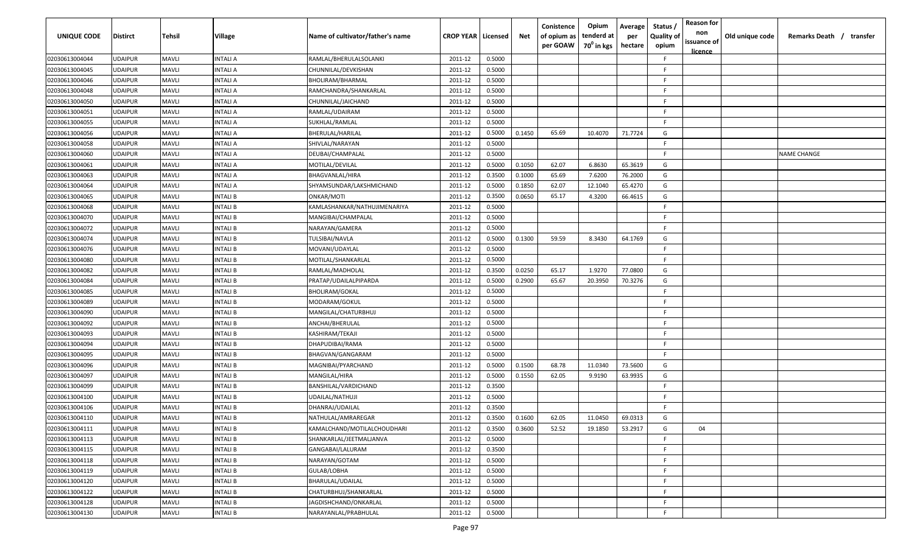| UNIQUE CODE | Distirct | Tehsil | Village | Name of cultivator/father's name | CROP YEAR | Licensed | Net | Conistence of opium as per GOAW | Opium tenderd at 70° in kgs | Average per hectare | Status / Quality of opium | Reason for non issuance of licence | Old unique code | Remarks Death / transfer |
|---|---|---|---|---|---|---|---|---|---|---|---|---|---|---|
| 02030613004044 | UDAIPUR | MAVLI | INTALI A | RAMLAL/BHERULALSOLANKI | 2011-12 | 0.5000 | | | | | F | | | |
| 02030613004045 | UDAIPUR | MAVLI | INTALI A | CHUNNILAL/DEVKISHAN | 2011-12 | 0.5000 | | | | | F | | | |
| 02030613004046 | UDAIPUR | MAVLI | INTALI A | BHOLIRAM/BHARMAL | 2011-12 | 0.5000 | | | | | F | | | |
| 02030613004048 | UDAIPUR | MAVLI | INTALI A | RAMCHANDRA/SHANKARLAL | 2011-12 | 0.5000 | | | | | F | | | |
| 02030613004050 | UDAIPUR | MAVLI | INTALI A | CHUNNILAL/JAICHAND | 2011-12 | 0.5000 | | | | | F | | | |
| 02030613004051 | UDAIPUR | MAVLI | INTALI A | RAMLAL/UDAIRAM | 2011-12 | 0.5000 | | | | | F | | | |
| 02030613004055 | UDAIPUR | MAVLI | INTALI A | SUKHLAL/RAMLAL | 2011-12 | 0.5000 | | | | | F | | | |
| 02030613004056 | UDAIPUR | MAVLI | INTALI A | BHERULAL/HARILAL | 2011-12 | 0.5000 | 0.1450 | 65.69 | 10.4070 | 71.7724 | G | | | |
| 02030613004058 | UDAIPUR | MAVLI | INTALI A | SHIVLAL/NARAYAN | 2011-12 | 0.5000 | | | | | F | | | |
| 02030613004060 | UDAIPUR | MAVLI | INTALI A | DEUBAI/CHAMPALAL | 2011-12 | 0.5000 | | | | | F | | | NAME CHANGE |
| 02030613004061 | UDAIPUR | MAVLI | INTALI A | MOTILAL/DEVILAL | 2011-12 | 0.5000 | 0.1050 | 62.07 | 6.8630 | 65.3619 | G | | | |
| 02030613004063 | UDAIPUR | MAVLI | INTALI A | BHAGVANLAL/HIRA | 2011-12 | 0.3500 | 0.1000 | 65.69 | 7.6200 | 76.2000 | G | | | |
| 02030613004064 | UDAIPUR | MAVLI | INTALI A | SHYAMSUNDAR/LAKSHMICHAND | 2011-12 | 0.5000 | 0.1850 | 62.07 | 12.1040 | 65.4270 | G | | | |
| 02030613004065 | UDAIPUR | MAVLI | INTALI B | ONKAR/MOTI | 2011-12 | 0.3500 | 0.0650 | 65.17 | 4.3200 | 66.4615 | G | | | |
| 02030613004068 | UDAIPUR | MAVLI | INTALI B | KAMLASHANKAR/NATHUJIMENARIYA | 2011-12 | 0.5000 | | | | | F | | | |
| 02030613004070 | UDAIPUR | MAVLI | INTALI B | MANGIBAI/CHAMPALAL | 2011-12 | 0.5000 | | | | | F | | | |
| 02030613004072 | UDAIPUR | MAVLI | INTALI B | NARAYAN/GAMERA | 2011-12 | 0.5000 | | | | | F | | | |
| 02030613004074 | UDAIPUR | MAVLI | INTALI B | TULSIBAI/NAVLA | 2011-12 | 0.5000 | 0.1300 | 59.59 | 8.3430 | 64.1769 | G | | | |
| 02030613004076 | UDAIPUR | MAVLI | INTALI B | MOVANI/UDAYLAL | 2011-12 | 0.5000 | | | | | F | | | |
| 02030613004080 | UDAIPUR | MAVLI | INTALI B | MOTILAL/SHANKARLAL | 2011-12 | 0.5000 | | | | | F | | | |
| 02030613004082 | UDAIPUR | MAVLI | INTALI B | RAMLAL/MADHOLAL | 2011-12 | 0.3500 | 0.0250 | 65.17 | 1.9270 | 77.0800 | G | | | |
| 02030613004084 | UDAIPUR | MAVLI | INTALI B | PRATAP/UDAILALPIPARDA | 2011-12 | 0.5000 | 0.2900 | 65.67 | 20.3950 | 70.3276 | G | | | |
| 02030613004085 | UDAIPUR | MAVLI | INTALI B | BHOLIRAM/GOKAL | 2011-12 | 0.5000 | | | | | F | | | |
| 02030613004089 | UDAIPUR | MAVLI | INTALI B | MODARAM/GOKUL | 2011-12 | 0.5000 | | | | | F | | | |
| 02030613004090 | UDAIPUR | MAVLI | INTALI B | MANGILAL/CHATURBHUJ | 2011-12 | 0.5000 | | | | | F | | | |
| 02030613004092 | UDAIPUR | MAVLI | INTALI B | ANCHAI/BHERULAL | 2011-12 | 0.5000 | | | | | F | | | |
| 02030613004093 | UDAIPUR | MAVLI | INTALI B | KASHIRAM/TEKAJI | 2011-12 | 0.5000 | | | | | F | | | |
| 02030613004094 | UDAIPUR | MAVLI | INTALI B | DHAPUDIBAI/RAMA | 2011-12 | 0.5000 | | | | | F | | | |
| 02030613004095 | UDAIPUR | MAVLI | INTALI B | BHAGVAN/GANGARAM | 2011-12 | 0.5000 | | | | | F | | | |
| 02030613004096 | UDAIPUR | MAVLI | INTALI B | MAGNIBAI/PYARCHAND | 2011-12 | 0.5000 | 0.1500 | 68.78 | 11.0340 | 73.5600 | G | | | |
| 02030613004097 | UDAIPUR | MAVLI | INTALI B | MANGILAL/HIRA | 2011-12 | 0.5000 | 0.1550 | 62.05 | 9.9190 | 63.9935 | G | | | |
| 02030613004099 | UDAIPUR | MAVLI | INTALI B | BANSHILAL/VARDICHAND | 2011-12 | 0.3500 | | | | | F | | | |
| 02030613004100 | UDAIPUR | MAVLI | INTALI B | UDAILAL/NATHUJI | 2011-12 | 0.5000 | | | | | F | | | |
| 02030613004106 | UDAIPUR | MAVLI | INTALI B | DHANRAJ/UDAILAL | 2011-12 | 0.3500 | | | | | F | | | |
| 02030613004110 | UDAIPUR | MAVLI | INTALI B | NATHULAL/AMRAREGAR | 2011-12 | 0.3500 | 0.1600 | 62.05 | 11.0450 | 69.0313 | G | | | |
| 02030613004111 | UDAIPUR | MAVLI | INTALI B | KAMALCHAND/MOTILALCHOUDHARI | 2011-12 | 0.3500 | 0.3600 | 52.52 | 19.1850 | 53.2917 | G | 04 | | |
| 02030613004113 | UDAIPUR | MAVLI | INTALI B | SHANKARLAL/JEETMALJANVA | 2011-12 | 0.5000 | | | | | F | | | |
| 02030613004115 | UDAIPUR | MAVLI | INTALI B | GANGABAI/LALURAM | 2011-12 | 0.3500 | | | | | F | | | |
| 02030613004118 | UDAIPUR | MAVLI | INTALI B | NARAYAN/GOTAM | 2011-12 | 0.5000 | | | | | F | | | |
| 02030613004119 | UDAIPUR | MAVLI | INTALI B | GULAB/LOBHA | 2011-12 | 0.5000 | | | | | F | | | |
| 02030613004120 | UDAIPUR | MAVLI | INTALI B | BHARULAL/UDAILAL | 2011-12 | 0.5000 | | | | | F | | | |
| 02030613004122 | UDAIPUR | MAVLI | INTALI B | CHATURBHUJ/SHANKARLAL | 2011-12 | 0.5000 | | | | | F | | | |
| 02030613004128 | UDAIPUR | MAVLI | INTALI B | JAGDISHCHAND/ONKARLAL | 2011-12 | 0.5000 | | | | | F | | | |
| 02030613004130 | UDAIPUR | MAVLI | INTALI B | NARAYANLAL/PRABHULAL | 2011-12 | 0.5000 | | | | | F | | | |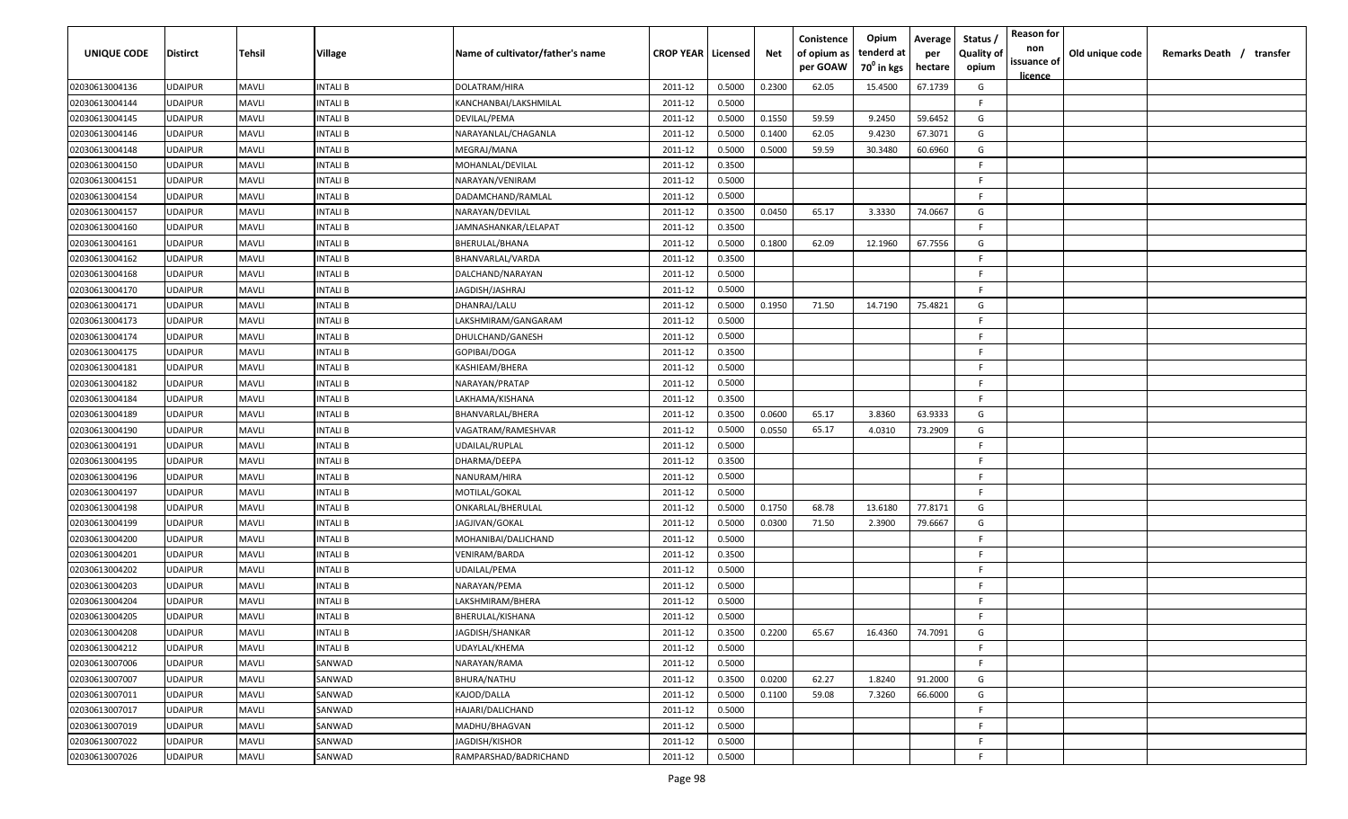| UNIQUE CODE | Distirct | Tehsil | Village | Name of cultivator/father's name | CROP YEAR | Licensed | Net | Conistence of opium as per GOAW | Opium tenderd at $70^0$ in kgs | Average per hectare | Status / Quality of opium | Reason for non issuance of licence | Old unique code | Remarks Death / transfer |
|---|---|---|---|---|---|---|---|---|---|---|---|---|---|---|
| 02030613004136 | UDAIPUR | MAVLI | INTALI B | DOLATRAM/HIRA | 2011-12 | 0.5000 | 0.2300 | 62.05 | 15.4500 | 67.1739 | G | | | |
| 02030613004144 | UDAIPUR | MAVLI | INTALI B | KANCHANBAI/LAKSHMILAL | 2011-12 | 0.5000 | | | | | F | | | |
| 02030613004145 | UDAIPUR | MAVLI | INTALI B | DEVILAL/PEMA | 2011-12 | 0.5000 | 0.1550 | 59.59 | 9.2450 | 59.6452 | G | | | |
| 02030613004146 | UDAIPUR | MAVLI | INTALI B | NARAYANLAL/CHAGANLA | 2011-12 | 0.5000 | 0.1400 | 62.05 | 9.4230 | 67.3071 | G | | | |
| 02030613004148 | UDAIPUR | MAVLI | INTALI B | MEGRAJ/MANA | 2011-12 | 0.5000 | 0.5000 | 59.59 | 30.3480 | 60.6960 | G | | | |
| 02030613004150 | UDAIPUR | MAVLI | INTALI B | MOHANLAL/DEVILAL | 2011-12 | 0.3500 | | | | | F | | | |
| 02030613004151 | UDAIPUR | MAVLI | INTALI B | NARAYAN/VENIRAM | 2011-12 | 0.5000 | | | | | F | | | |
| 02030613004154 | UDAIPUR | MAVLI | INTALI B | DADAMCHAND/RAMLAL | 2011-12 | 0.5000 | | | | | F | | | |
| 02030613004157 | UDAIPUR | MAVLI | INTALI B | NARAYAN/DEVILAL | 2011-12 | 0.3500 | 0.0450 | 65.17 | 3.3330 | 74.0667 | G | | | |
| 02030613004160 | UDAIPUR | MAVLI | INTALI B | JAMNASHANKAR/LELAPAT | 2011-12 | 0.3500 | | | | | F | | | |
| 02030613004161 | UDAIPUR | MAVLI | INTALI B | BHERULAL/BHANA | 2011-12 | 0.5000 | 0.1800 | 62.09 | 12.1960 | 67.7556 | G | | | |
| 02030613004162 | UDAIPUR | MAVLI | INTALI B | BHANVARLAL/VARDA | 2011-12 | 0.3500 | | | | | F | | | |
| 02030613004168 | UDAIPUR | MAVLI | INTALI B | DALCHAND/NARAYAN | 2011-12 | 0.5000 | | | | | F | | | |
| 02030613004170 | UDAIPUR | MAVLI | INTALI B | JAGDISH/JASHRAJ | 2011-12 | 0.5000 | | | | | F | | | |
| 02030613004171 | UDAIPUR | MAVLI | INTALI B | DHANRAJ/LALU | 2011-12 | 0.5000 | 0.1950 | 71.50 | 14.7190 | 75.4821 | G | | | |
| 02030613004173 | UDAIPUR | MAVLI | INTALI B | LAKSHMIRAM/GANGARAM | 2011-12 | 0.5000 | | | | | F | | | |
| 02030613004174 | UDAIPUR | MAVLI | INTALI B | DHULCHAND/GANESH | 2011-12 | 0.5000 | | | | | F | | | |
| 02030613004175 | UDAIPUR | MAVLI | INTALI B | GOPIBAI/DOGA | 2011-12 | 0.3500 | | | | | F | | | |
| 02030613004181 | UDAIPUR | MAVLI | INTALI B | KASHIEAM/BHERA | 2011-12 | 0.5000 | | | | | F | | | |
| 02030613004182 | UDAIPUR | MAVLI | INTALI B | NARAYAN/PRATAP | 2011-12 | 0.5000 | | | | | F | | | |
| 02030613004184 | UDAIPUR | MAVLI | INTALI B | LAKHAMA/KISHANA | 2011-12 | 0.3500 | | | | | F | | | |
| 02030613004189 | UDAIPUR | MAVLI | INTALI B | BHANVARLAL/BHERA | 2011-12 | 0.3500 | 0.0600 | 65.17 | 3.8360 | 63.9333 | G | | | |
| 02030613004190 | UDAIPUR | MAVLI | INTALI B | VAGATRAM/RAMESHVAR | 2011-12 | 0.5000 | 0.0550 | 65.17 | 4.0310 | 73.2909 | G | | | |
| 02030613004191 | UDAIPUR | MAVLI | INTALI B | UDAILAL/RUPLAL | 2011-12 | 0.5000 | | | | | F | | | |
| 02030613004195 | UDAIPUR | MAVLI | INTALI B | DHARMA/DEEPA | 2011-12 | 0.3500 | | | | | F | | | |
| 02030613004196 | UDAIPUR | MAVLI | INTALI B | NANURAM/HIRA | 2011-12 | 0.5000 | | | | | F | | | |
| 02030613004197 | UDAIPUR | MAVLI | INTALI B | MOTILAL/GOKAL | 2011-12 | 0.5000 | | | | | F | | | |
| 02030613004198 | UDAIPUR | MAVLI | INTALI B | ONKARLAL/BHERULAL | 2011-12 | 0.5000 | 0.1750 | 68.78 | 13.6180 | 77.8171 | G | | | |
| 02030613004199 | UDAIPUR | MAVLI | INTALI B | JAGJIVAN/GOKAL | 2011-12 | 0.5000 | 0.0300 | 71.50 | 2.3900 | 79.6667 | G | | | |
| 02030613004200 | UDAIPUR | MAVLI | INTALI B | MOHANIBAI/DALICHAND | 2011-12 | 0.5000 | | | | | F | | | |
| 02030613004201 | UDAIPUR | MAVLI | INTALI B | VENIRAM/BARDA | 2011-12 | 0.3500 | | | | | F | | | |
| 02030613004202 | UDAIPUR | MAVLI | INTALI B | UDAILAL/PEMA | 2011-12 | 0.5000 | | | | | F | | | |
| 02030613004203 | UDAIPUR | MAVLI | INTALI B | NARAYAN/PEMA | 2011-12 | 0.5000 | | | | | F | | | |
| 02030613004204 | UDAIPUR | MAVLI | INTALI B | LAKSHMIRAM/BHERA | 2011-12 | 0.5000 | | | | | F | | | |
| 02030613004205 | UDAIPUR | MAVLI | INTALI B | BHERULAL/KISHANA | 2011-12 | 0.5000 | | | | | F | | | |
| 02030613004208 | UDAIPUR | MAVLI | INTALI B | JAGDISH/SHANKAR | 2011-12 | 0.3500 | 0.2200 | 65.67 | 16.4360 | 74.7091 | G | | | |
| 02030613004212 | UDAIPUR | MAVLI | INTALI B | UDAYLAL/KHEMA | 2011-12 | 0.5000 | | | | | F | | | |
| 02030613007006 | UDAIPUR | MAVLI | SANWAD | NARAYAN/RAMA | 2011-12 | 0.5000 | | | | | F | | | |
| 02030613007007 | UDAIPUR | MAVLI | SANWAD | BHURA/NATHU | 2011-12 | 0.3500 | 0.0200 | 62.27 | 1.8240 | 91.2000 | G | | | |
| 02030613007011 | UDAIPUR | MAVLI | SANWAD | KAJOD/DALLA | 2011-12 | 0.5000 | 0.1100 | 59.08 | 7.3260 | 66.6000 | G | | | |
| 02030613007017 | UDAIPUR | MAVLI | SANWAD | HAJARI/DALICHAND | 2011-12 | 0.5000 | | | | | F | | | |
| 02030613007019 | UDAIPUR | MAVLI | SANWAD | MADHU/BHAGVAN | 2011-12 | 0.5000 | | | | | F | | | |
| 02030613007022 | UDAIPUR | MAVLI | SANWAD | JAGDISH/KISHOR | 2011-12 | 0.5000 | | | | | F | | | |
| 02030613007026 | UDAIPUR | MAVLI | SANWAD | RAMPARSHAD/BADRICHAND | 2011-12 | 0.5000 | | | | | F | | | |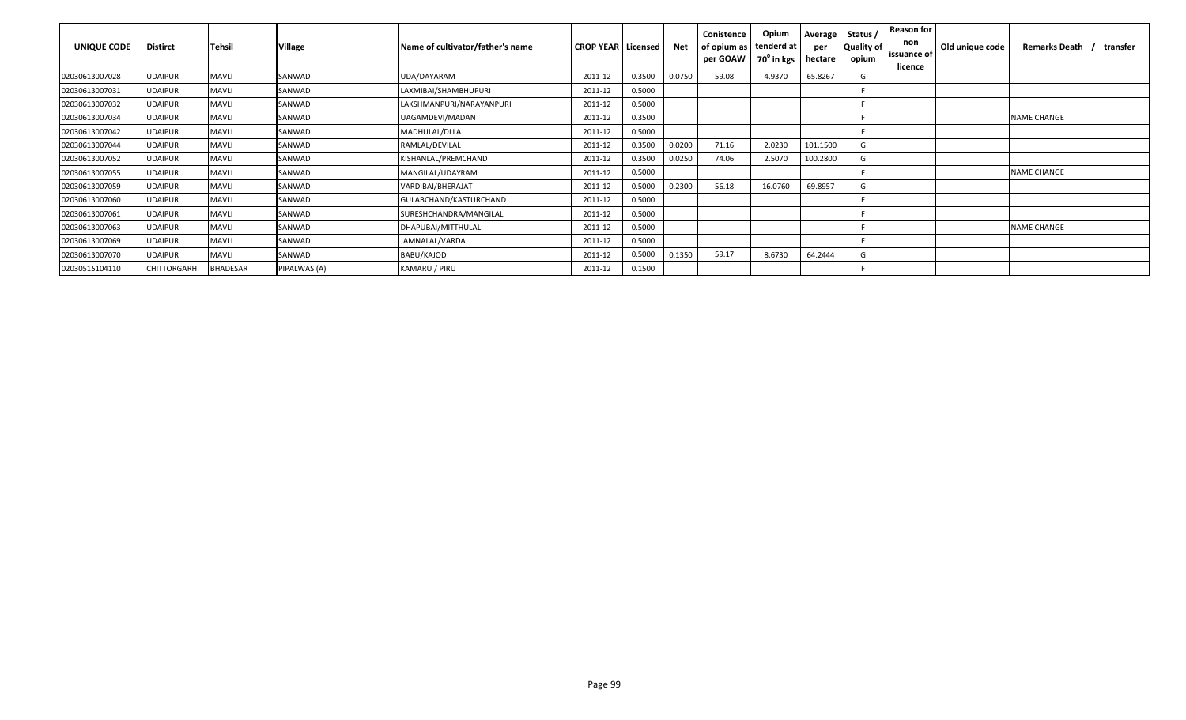| UNIQUE CODE | Distirct | Tehsil | Village | Name of cultivator/father's name | CROP YEAR | Licensed | Net | Conistence of opium as per GOAW | Opium tenderd at 70° in kgs | Average per hectare | Status / Quality of opium | Reason for non issuance of licence | Old unique code | Remarks Death / transfer |
|---|---|---|---|---|---|---|---|---|---|---|---|---|---|---|
| 02030613007028 | UDAIPUR | MAVLI | SANWAD | UDA/DAYARAM | 2011-12 | 0.3500 | 0.0750 | 59.08 | 4.9370 | 65.8267 | G | | | |
| 02030613007031 | UDAIPUR | MAVLI | SANWAD | LAXMIBAI/SHAMBHUPURI | 2011-12 | 0.5000 | | | | | F | | | |
| 02030613007032 | UDAIPUR | MAVLI | SANWAD | LAKSHMANPURI/NARAYANPURI | 2011-12 | 0.5000 | | | | | F | | | |
| 02030613007034 | UDAIPUR | MAVLI | SANWAD | UAGAMDEVI/MADAN | 2011-12 | 0.3500 | | | | | F | | | NAME CHANGE |
| 02030613007042 | UDAIPUR | MAVLI | SANWAD | MADHULAL/DLLA | 2011-12 | 0.5000 | | | | | F | | | |
| 02030613007044 | UDAIPUR | MAVLI | SANWAD | RAMLAL/DEVILAL | 2011-12 | 0.3500 | 0.0200 | 71.16 | 2.0230 | 101.1500 | G | | | |
| 02030613007052 | UDAIPUR | MAVLI | SANWAD | KISHANLAL/PREMCHAND | 2011-12 | 0.3500 | 0.0250 | 74.06 | 2.5070 | 100.2800 | G | | | |
| 02030613007055 | UDAIPUR | MAVLI | SANWAD | MANGILAL/UDAYRAM | 2011-12 | 0.5000 | | | | | F | | | NAME CHANGE |
| 02030613007059 | UDAIPUR | MAVLI | SANWAD | VARDIBAI/BHERAJAT | 2011-12 | 0.5000 | 0.2300 | 56.18 | 16.0760 | 69.8957 | G | | | |
| 02030613007060 | UDAIPUR | MAVLI | SANWAD | GULABCHAND/KASTURCHAND | 2011-12 | 0.5000 | | | | | F | | | |
| 02030613007061 | UDAIPUR | MAVLI | SANWAD | SURESHCHANDRA/MANGILAL | 2011-12 | 0.5000 | | | | | F | | | |
| 02030613007063 | UDAIPUR | MAVLI | SANWAD | DHAPUBAI/MITTHULAL | 2011-12 | 0.5000 | | | | | F | | | NAME CHANGE |
| 02030613007069 | UDAIPUR | MAVLI | SANWAD | JAMNALAL/VARDA | 2011-12 | 0.5000 | | | | | F | | | |
| 02030613007070 | UDAIPUR | MAVLI | SANWAD | BABU/KAJOD | 2011-12 | 0.5000 | 0.1350 | 59.17 | 8.6730 | 64.2444 | G | | | |
| 02030515104110 | CHITTORGARH | BHADESAR | PIPALWAS (A) | KAMARU / PIRU | 2011-12 | 0.1500 | | | | | F | | | |